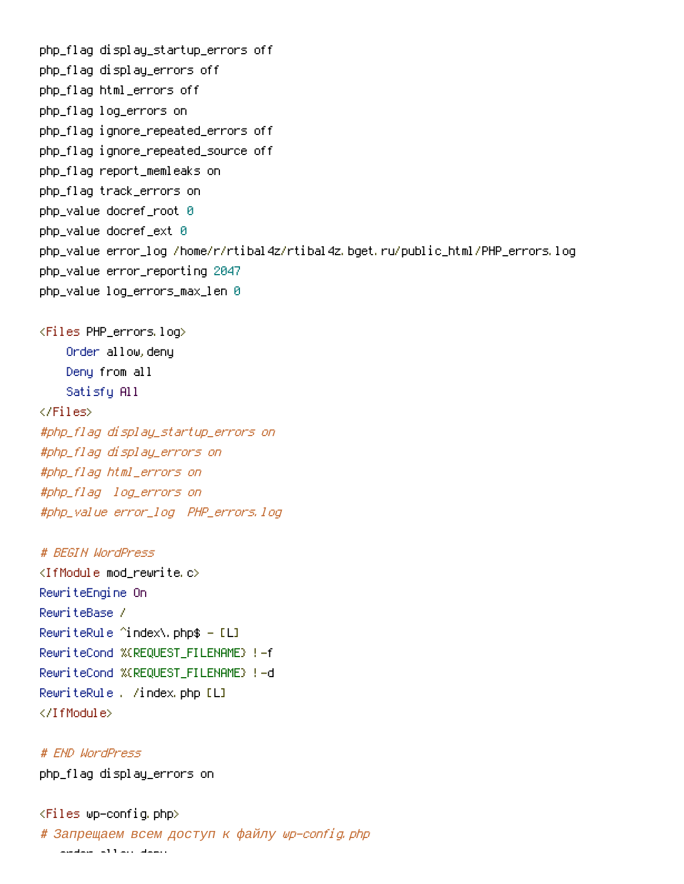```
php_flag display_startup_errors off
php_flag display_errors off
php_flag html_errors off
php_flag log_errors on
php_flag ignore_repeated_errors off
php_flag ignore_repeated_source off
php_flag report_memleaks on
php_flag track_errors on
php_value docref_root 0
php_value docref_ext 0
php_value error_log /home/r/rtibal4z/rtibal4z.bget.ru/public_html/PHP_errors.log
php_value error_reporting 2047
php_value log_errors_max_len 0

<Files PHP_errors.log>
    Order allow,deny
    Deny from all
    Satisfy All
</Files>
#php_flag display_startup_errors on
#php_flag display_errors on
#php_flag html_errors on
#php_flag  log_errors on
#php_value error_log  PHP_errors.log

# BEGIN WordPress
<IfModule mod_rewrite.c>
RewriteEngine On
RewriteBase /
RewriteRule ^index\.php$ - [L]
RewriteCond %{REQUEST_FILENAME} !-f
RewriteCond %{REQUEST_FILENAME} !-d
RewriteRule . /index.php [L]
</IfModule>

# END WordPress
php_flag display_errors on

<Files wp-config.php>
# Запрещаем всем доступ к файлу wp-config.php
```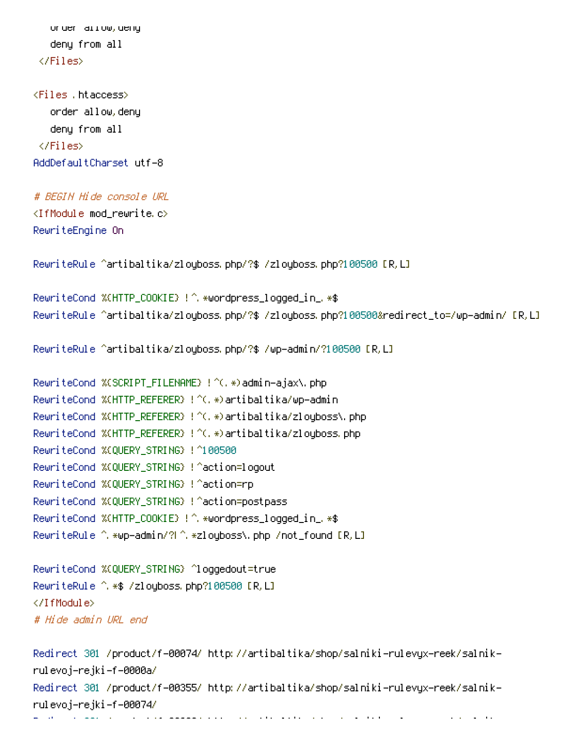```
   order allow,deny
   deny from all
 </Files>

<Files .htaccess>
   order allow,deny
   deny from all
 </Files>
AddDefaultCharset utf-8

# BEGIN Hide console URL
<IfModule mod_rewrite.c>
RewriteEngine On

RewriteRule ^artibaltika/zloyboss.php/?$ /zloyboss.php?100500 [R,L]

RewriteCond %{HTTP_COOKIE} !^.*wordpress_logged_in_.*$
RewriteRule ^artibaltika/zloyboss.php/?$ /zloyboss.php?100500&redirect_to=/wp-admin/ [R,L]

RewriteRule ^artibaltika/zloyboss.php/?$ /wp-admin/?100500 [R,L]

RewriteCond %{SCRIPT_FILENAME} !^(.*)admin-ajax\.php
RewriteCond %{HTTP_REFERER} !^(.*)artibaltika/wp-admin
RewriteCond %{HTTP_REFERER} !^(.*)artibaltika/zloyboss\.php
RewriteCond %{HTTP_REFERER} !^(.*)artibaltika/zloyboss.php
RewriteCond %{QUERY_STRING} !^100500
RewriteCond %{QUERY_STRING} !^action=logout
RewriteCond %{QUERY_STRING} !^action=rp
RewriteCond %{QUERY_STRING} !^action=postpass
RewriteCond %{HTTP_COOKIE} !^.*wordpress_logged_in_.*$
RewriteRule ^.*wp-admin/?|^.*zloyboss\.php /not_found [R,L]

RewriteCond %{QUERY_STRING} ^loggedout=true
RewriteRule ^.*$ /zloyboss.php?100500 [R,L]
</IfModule>
# Hide admin URL end

Redirect 301 /product/f-00074/ http://artibaltika/shop/salniki-rulevyx-reek/salnik-
rulevoj-rejki-f-0000a/
Redirect 301 /product/f-00355/ http://artibaltika/shop/salniki-rulevyx-reek/salnik-
rulevoj-rejki-f-00074/
```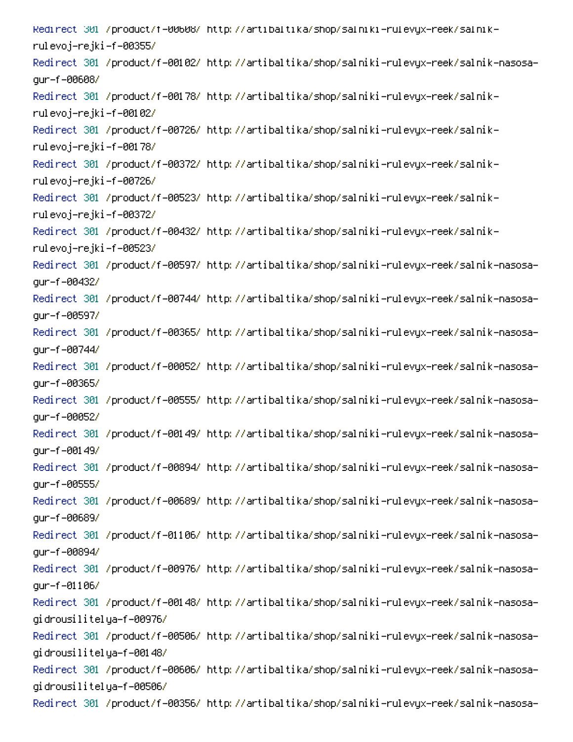```
Redirect 301 /product/f-00608/ http://artibaltika/shop/salniki-rulevyx-reek/salnik-rulevoj-rejki-f-00355/
Redirect 301 /product/f-00102/ http://artibaltika/shop/salniki-rulevyx-reek/salnik-nasosa-gur-f-00608/
Redirect 301 /product/f-00178/ http://artibaltika/shop/salniki-rulevyx-reek/salnik-rulevoj-rejki-f-00102/
Redirect 301 /product/f-00726/ http://artibaltika/shop/salniki-rulevyx-reek/salnik-rulevoj-rejki-f-00178/
Redirect 301 /product/f-00372/ http://artibaltika/shop/salniki-rulevyx-reek/salnik-rulevoj-rejki-f-00726/
Redirect 301 /product/f-00523/ http://artibaltika/shop/salniki-rulevyx-reek/salnik-rulevoj-rejki-f-00372/
Redirect 301 /product/f-00432/ http://artibaltika/shop/salniki-rulevyx-reek/salnik-rulevoj-rejki-f-00523/
Redirect 301 /product/f-00597/ http://artibaltika/shop/salniki-rulevyx-reek/salnik-nasosa-gur-f-00432/
Redirect 301 /product/f-00744/ http://artibaltika/shop/salniki-rulevyx-reek/salnik-nasosa-gur-f-00597/
Redirect 301 /product/f-00365/ http://artibaltika/shop/salniki-rulevyx-reek/salnik-nasosa-gur-f-00744/
Redirect 301 /product/f-00052/ http://artibaltika/shop/salniki-rulevyx-reek/salnik-nasosa-gur-f-00365/
Redirect 301 /product/f-00555/ http://artibaltika/shop/salniki-rulevyx-reek/salnik-nasosa-gur-f-00052/
Redirect 301 /product/f-00149/ http://artibaltika/shop/salniki-rulevyx-reek/salnik-nasosa-gur-f-00149/
Redirect 301 /product/f-00894/ http://artibaltika/shop/salniki-rulevyx-reek/salnik-nasosa-gur-f-00555/
Redirect 301 /product/f-00689/ http://artibaltika/shop/salniki-rulevyx-reek/salnik-nasosa-gur-f-00689/
Redirect 301 /product/f-01106/ http://artibaltika/shop/salniki-rulevyx-reek/salnik-nasosa-gur-f-00894/
Redirect 301 /product/f-00976/ http://artibaltika/shop/salniki-rulevyx-reek/salnik-nasosa-gur-f-01106/
Redirect 301 /product/f-00148/ http://artibaltika/shop/salniki-rulevyx-reek/salnik-nasosa-gidrousilitelya-f-00976/
Redirect 301 /product/f-00506/ http://artibaltika/shop/salniki-rulevyx-reek/salnik-nasosa-gidrousilitelya-f-00148/
Redirect 301 /product/f-00606/ http://artibaltika/shop/salniki-rulevyx-reek/salnik-nasosa-gidrousilitelya-f-00506/
Redirect 301 /product/f-00356/ http://artibaltika/shop/salniki-rulevyx-reek/salnik-nasosa-
```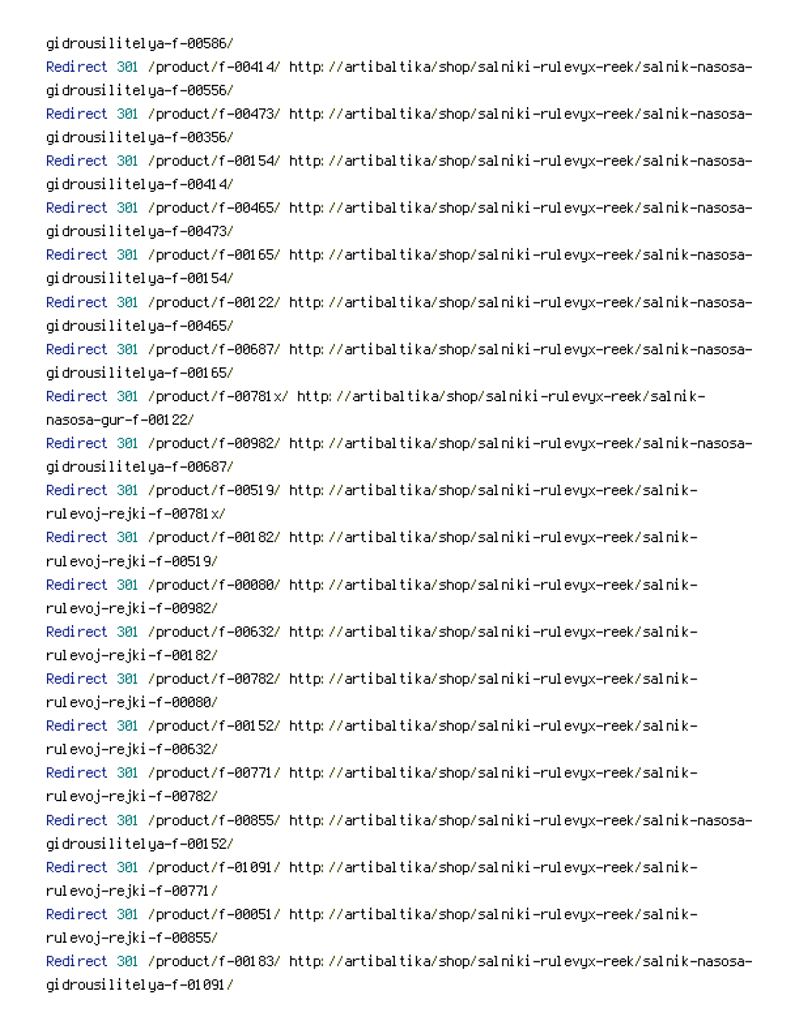```
gidrousilitelya-f-00586/
Redirect 301 /product/f-00414/ http://artibaltika/shop/salniki-rulevyx-reek/salnik-nasosa-gidrousilitelya-f-00556/
Redirect 301 /product/f-00473/ http://artibaltika/shop/salniki-rulevyx-reek/salnik-nasosa-gidrousilitelya-f-00356/
Redirect 301 /product/f-00154/ http://artibaltika/shop/salniki-rulevyx-reek/salnik-nasosa-gidrousilitelya-f-00414/
Redirect 301 /product/f-00465/ http://artibaltika/shop/salniki-rulevyx-reek/salnik-nasosa-gidrousilitelya-f-00473/
Redirect 301 /product/f-00165/ http://artibaltika/shop/salniki-rulevyx-reek/salnik-nasosa-gidrousilitelya-f-00154/
Redirect 301 /product/f-00122/ http://artibaltika/shop/salniki-rulevyx-reek/salnik-nasosa-gidrousilitelya-f-00465/
Redirect 301 /product/f-00687/ http://artibaltika/shop/salniki-rulevyx-reek/salnik-nasosa-gidrousilitelya-f-00165/
Redirect 301 /product/f-00781x/ http://artibaltika/shop/salniki-rulevyx-reek/salnik-nasosa-gur-f-00122/
Redirect 301 /product/f-00982/ http://artibaltika/shop/salniki-rulevyx-reek/salnik-nasosa-gidrousilitelya-f-00687/
Redirect 301 /product/f-00519/ http://artibaltika/shop/salniki-rulevyx-reek/salnik-rulevoj-rejki-f-00781x/
Redirect 301 /product/f-00182/ http://artibaltika/shop/salniki-rulevyx-reek/salnik-rulevoj-rejki-f-00519/
Redirect 301 /product/f-00080/ http://artibaltika/shop/salniki-rulevyx-reek/salnik-rulevoj-rejki-f-00982/
Redirect 301 /product/f-00632/ http://artibaltika/shop/salniki-rulevyx-reek/salnik-rulevoj-rejki-f-00182/
Redirect 301 /product/f-00782/ http://artibaltika/shop/salniki-rulevyx-reek/salnik-rulevoj-rejki-f-00080/
Redirect 301 /product/f-00152/ http://artibaltika/shop/salniki-rulevyx-reek/salnik-rulevoj-rejki-f-00632/
Redirect 301 /product/f-00771/ http://artibaltika/shop/salniki-rulevyx-reek/salnik-rulevoj-rejki-f-00782/
Redirect 301 /product/f-00855/ http://artibaltika/shop/salniki-rulevyx-reek/salnik-nasosa-gidrousilitelya-f-00152/
Redirect 301 /product/f-01091/ http://artibaltika/shop/salniki-rulevyx-reek/salnik-rulevoj-rejki-f-00771/
Redirect 301 /product/f-00051/ http://artibaltika/shop/salniki-rulevyx-reek/salnik-rulevoj-rejki-f-00855/
Redirect 301 /product/f-00183/ http://artibaltika/shop/salniki-rulevyx-reek/salnik-nasosa-gidrousilitelya-f-01091/
```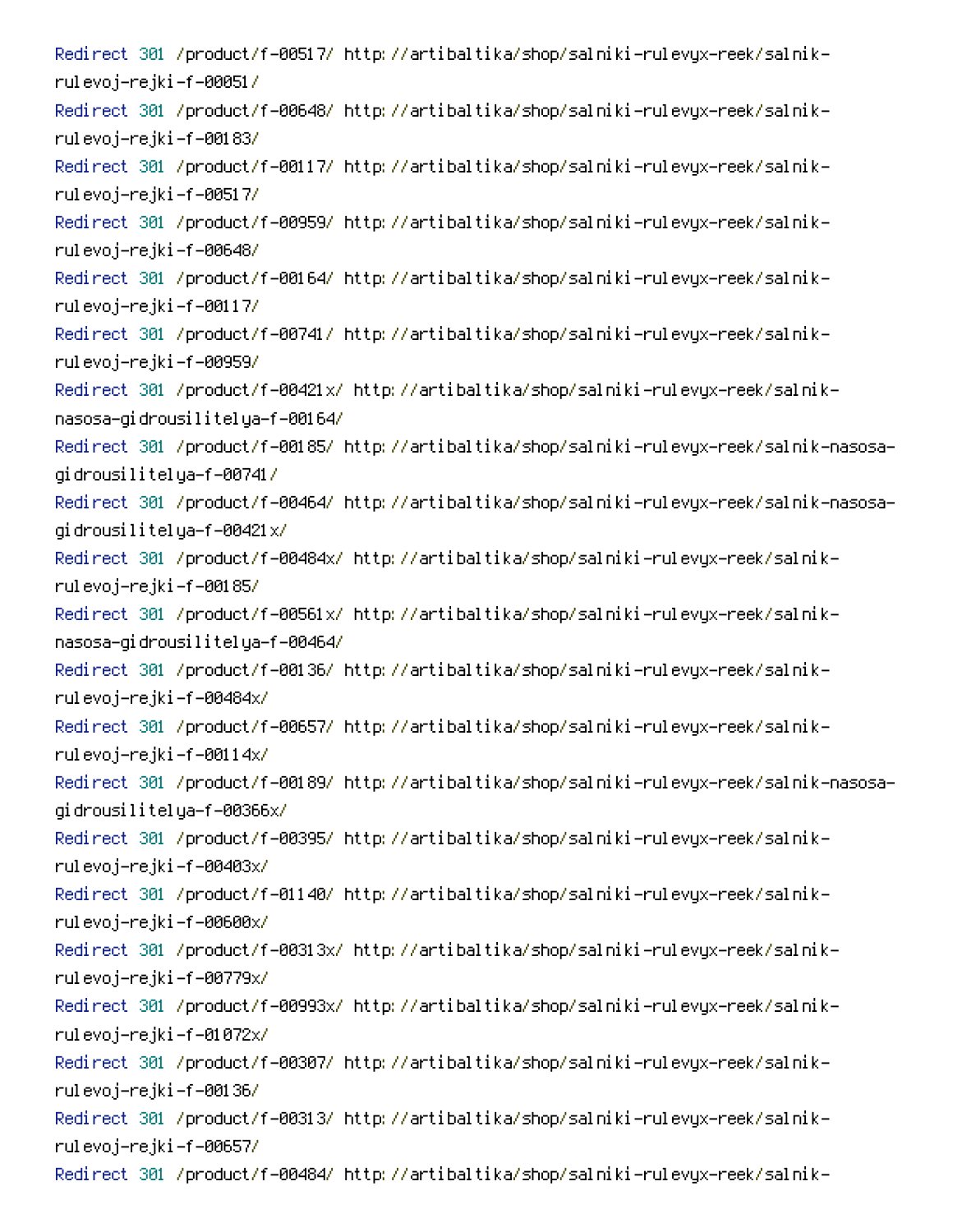```
Redirect 301 /product/f-00517/ http://artibaltika/shop/salniki-rulevyx-reek/salnik-rulevoj-rejki-f-00051/
Redirect 301 /product/f-00648/ http://artibaltika/shop/salniki-rulevyx-reek/salnik-rulevoj-rejki-f-00183/
Redirect 301 /product/f-00117/ http://artibaltika/shop/salniki-rulevyx-reek/salnik-rulevoj-rejki-f-00517/
Redirect 301 /product/f-00959/ http://artibaltika/shop/salniki-rulevyx-reek/salnik-rulevoj-rejki-f-00648/
Redirect 301 /product/f-00164/ http://artibaltika/shop/salniki-rulevyx-reek/salnik-rulevoj-rejki-f-00117/
Redirect 301 /product/f-00741/ http://artibaltika/shop/salniki-rulevyx-reek/salnik-rulevoj-rejki-f-00959/
Redirect 301 /product/f-00421x/ http://artibaltika/shop/salniki-rulevyx-reek/salnik-nasosa-gidrousilitelya-f-00164/
Redirect 301 /product/f-00185/ http://artibaltika/shop/salniki-rulevyx-reek/salnik-nasosa-gidrousilitelya-f-00741/
Redirect 301 /product/f-00464/ http://artibaltika/shop/salniki-rulevyx-reek/salnik-nasosa-gidrousilitelya-f-00421x/
Redirect 301 /product/f-00484x/ http://artibaltika/shop/salniki-rulevyx-reek/salnik-rulevoj-rejki-f-00185/
Redirect 301 /product/f-00561x/ http://artibaltika/shop/salniki-rulevyx-reek/salnik-nasosa-gidrousilitelya-f-00464/
Redirect 301 /product/f-00136/ http://artibaltika/shop/salniki-rulevyx-reek/salnik-rulevoj-rejki-f-00484x/
Redirect 301 /product/f-00657/ http://artibaltika/shop/salniki-rulevyx-reek/salnik-rulevoj-rejki-f-00114x/
Redirect 301 /product/f-00189/ http://artibaltika/shop/salniki-rulevyx-reek/salnik-nasosa-gidrousilitelya-f-00366x/
Redirect 301 /product/f-00395/ http://artibaltika/shop/salniki-rulevyx-reek/salnik-rulevoj-rejki-f-00403x/
Redirect 301 /product/f-01140/ http://artibaltika/shop/salniki-rulevyx-reek/salnik-rulevoj-rejki-f-00600x/
Redirect 301 /product/f-00313x/ http://artibaltika/shop/salniki-rulevyx-reek/salnik-rulevoj-rejki-f-00779x/
Redirect 301 /product/f-00993x/ http://artibaltika/shop/salniki-rulevyx-reek/salnik-rulevoj-rejki-f-01072x/
Redirect 301 /product/f-00307/ http://artibaltika/shop/salniki-rulevyx-reek/salnik-rulevoj-rejki-f-00136/
Redirect 301 /product/f-00313/ http://artibaltika/shop/salniki-rulevyx-reek/salnik-rulevoj-rejki-f-00657/
Redirect 301 /product/f-00484/ http://artibaltika/shop/salniki-rulevyx-reek/salnik-
```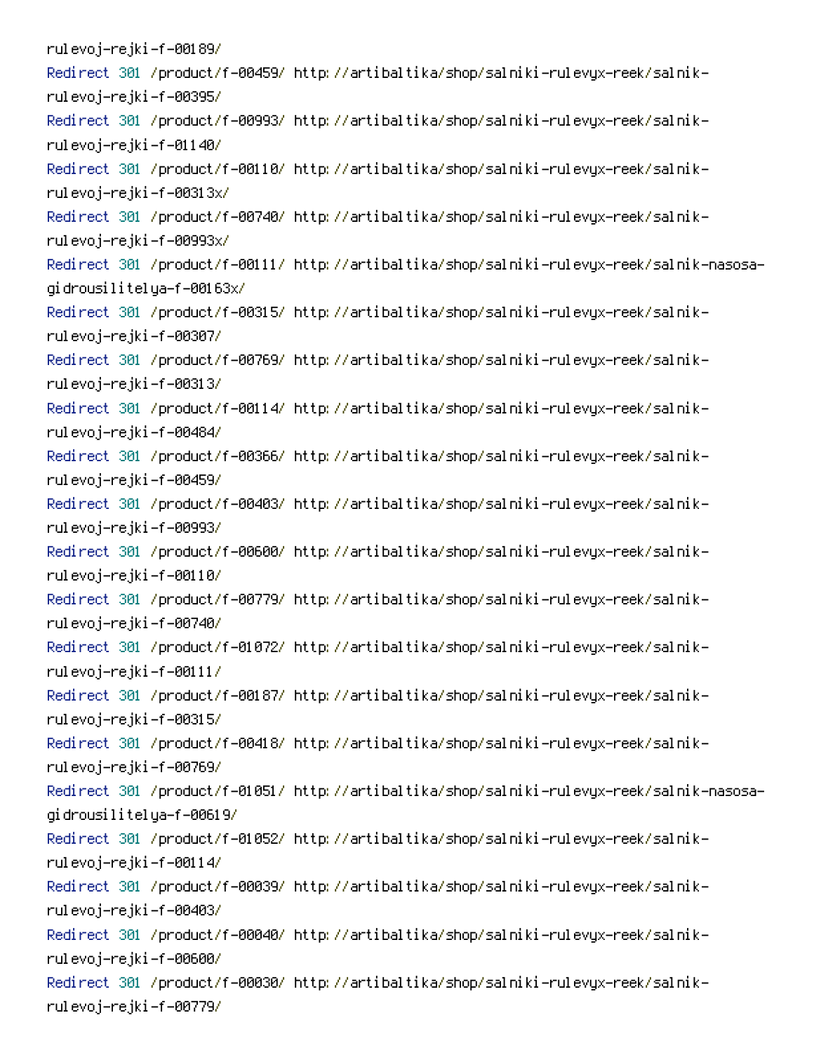```
rulevoj-rejki-f-00189/
Redirect 301 /product/f-00459/ http://artibaltika/shop/salniki-rulevyx-reek/salnik-rulevoj-rejki-f-00395/
Redirect 301 /product/f-00993/ http://artibaltika/shop/salniki-rulevyx-reek/salnik-rulevoj-rejki-f-01140/
Redirect 301 /product/f-00110/ http://artibaltika/shop/salniki-rulevyx-reek/salnik-rulevoj-rejki-f-00313x/
Redirect 301 /product/f-00740/ http://artibaltika/shop/salniki-rulevyx-reek/salnik-rulevoj-rejki-f-00993x/
Redirect 301 /product/f-00111/ http://artibaltika/shop/salniki-rulevyx-reek/salnik-nasosa-gidrousilitelya-f-00163x/
Redirect 301 /product/f-00315/ http://artibaltika/shop/salniki-rulevyx-reek/salnik-rulevoj-rejki-f-00307/
Redirect 301 /product/f-00769/ http://artibaltika/shop/salniki-rulevyx-reek/salnik-rulevoj-rejki-f-00313/
Redirect 301 /product/f-00114/ http://artibaltika/shop/salniki-rulevyx-reek/salnik-rulevoj-rejki-f-00484/
Redirect 301 /product/f-00366/ http://artibaltika/shop/salniki-rulevyx-reek/salnik-rulevoj-rejki-f-00459/
Redirect 301 /product/f-00403/ http://artibaltika/shop/salniki-rulevyx-reek/salnik-rulevoj-rejki-f-00993/
Redirect 301 /product/f-00600/ http://artibaltika/shop/salniki-rulevyx-reek/salnik-rulevoj-rejki-f-00110/
Redirect 301 /product/f-00779/ http://artibaltika/shop/salniki-rulevyx-reek/salnik-rulevoj-rejki-f-00740/
Redirect 301 /product/f-01072/ http://artibaltika/shop/salniki-rulevyx-reek/salnik-rulevoj-rejki-f-00111/
Redirect 301 /product/f-00187/ http://artibaltika/shop/salniki-rulevyx-reek/salnik-rulevoj-rejki-f-00315/
Redirect 301 /product/f-00418/ http://artibaltika/shop/salniki-rulevyx-reek/salnik-rulevoj-rejki-f-00769/
Redirect 301 /product/f-01051/ http://artibaltika/shop/salniki-rulevyx-reek/salnik-nasosa-gidrousilitelya-f-00619/
Redirect 301 /product/f-01052/ http://artibaltika/shop/salniki-rulevyx-reek/salnik-rulevoj-rejki-f-00114/
Redirect 301 /product/f-00039/ http://artibaltika/shop/salniki-rulevyx-reek/salnik-rulevoj-rejki-f-00403/
Redirect 301 /product/f-00040/ http://artibaltika/shop/salniki-rulevyx-reek/salnik-rulevoj-rejki-f-00600/
Redirect 301 /product/f-00030/ http://artibaltika/shop/salniki-rulevyx-reek/salnik-rulevoj-rejki-f-00779/
```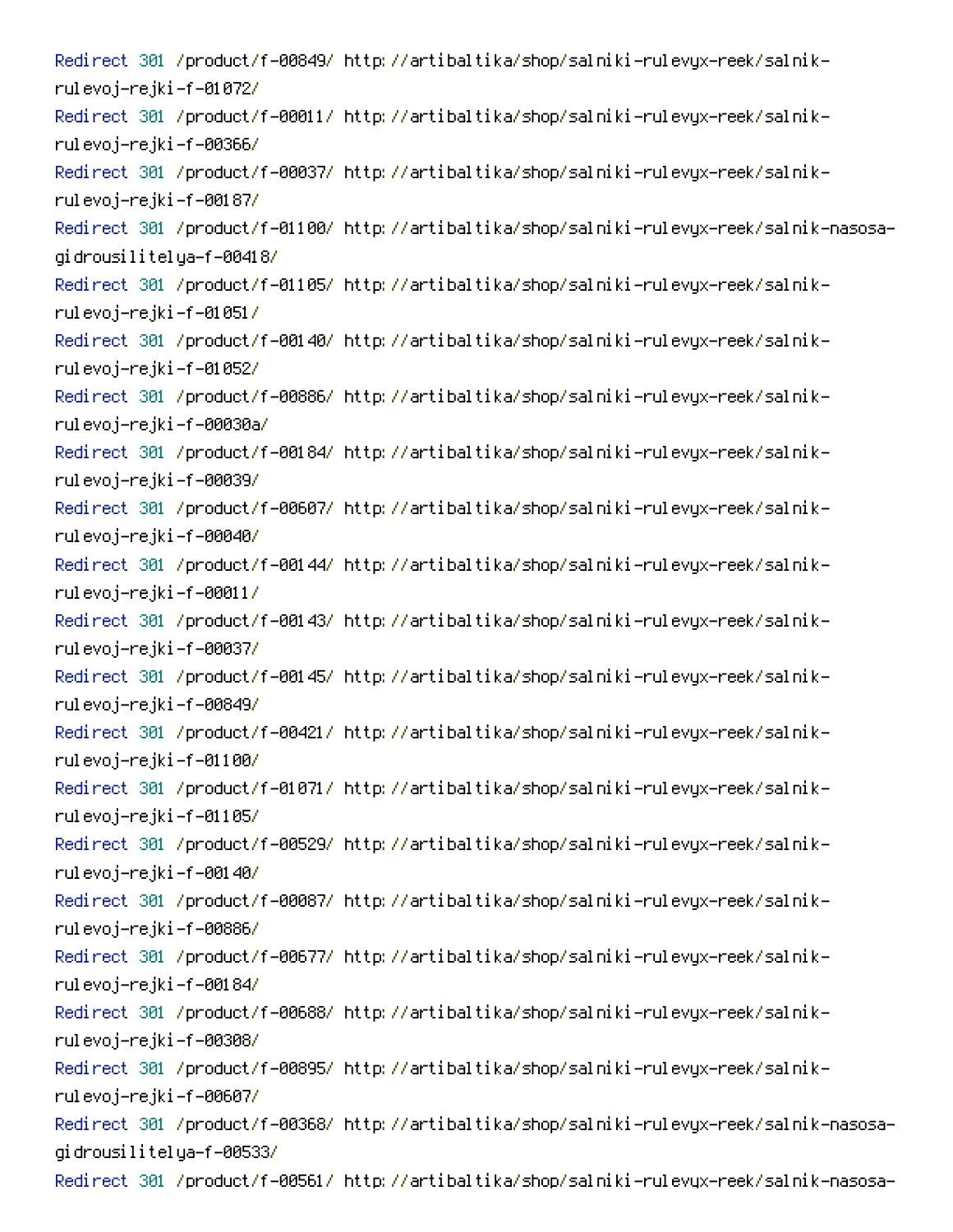```
Redirect 301 /product/f-00849/ http://artibaltika/shop/salniki-rulevyx-reek/salnik-rulevoj-rejki-f-01072/
Redirect 301 /product/f-00011/ http://artibaltika/shop/salniki-rulevyx-reek/salnik-rulevoj-rejki-f-00366/
Redirect 301 /product/f-00037/ http://artibaltika/shop/salniki-rulevyx-reek/salnik-rulevoj-rejki-f-00187/
Redirect 301 /product/f-01100/ http://artibaltika/shop/salniki-rulevyx-reek/salnik-nasosa-gidrousilitelya-f-00418/
Redirect 301 /product/f-01105/ http://artibaltika/shop/salniki-rulevyx-reek/salnik-rulevoj-rejki-f-01051/
Redirect 301 /product/f-00140/ http://artibaltika/shop/salniki-rulevyx-reek/salnik-rulevoj-rejki-f-01052/
Redirect 301 /product/f-00886/ http://artibaltika/shop/salniki-rulevyx-reek/salnik-rulevoj-rejki-f-00030a/
Redirect 301 /product/f-00184/ http://artibaltika/shop/salniki-rulevyx-reek/salnik-rulevoj-rejki-f-00039/
Redirect 301 /product/f-00607/ http://artibaltika/shop/salniki-rulevyx-reek/salnik-rulevoj-rejki-f-00040/
Redirect 301 /product/f-00144/ http://artibaltika/shop/salniki-rulevyx-reek/salnik-rulevoj-rejki-f-00011/
Redirect 301 /product/f-00143/ http://artibaltika/shop/salniki-rulevyx-reek/salnik-rulevoj-rejki-f-00037/
Redirect 301 /product/f-00145/ http://artibaltika/shop/salniki-rulevyx-reek/salnik-rulevoj-rejki-f-00849/
Redirect 301 /product/f-00421/ http://artibaltika/shop/salniki-rulevyx-reek/salnik-rulevoj-rejki-f-01100/
Redirect 301 /product/f-01071/ http://artibaltika/shop/salniki-rulevyx-reek/salnik-rulevoj-rejki-f-01105/
Redirect 301 /product/f-00529/ http://artibaltika/shop/salniki-rulevyx-reek/salnik-rulevoj-rejki-f-00140/
Redirect 301 /product/f-00087/ http://artibaltika/shop/salniki-rulevyx-reek/salnik-rulevoj-rejki-f-00886/
Redirect 301 /product/f-00677/ http://artibaltika/shop/salniki-rulevyx-reek/salnik-rulevoj-rejki-f-00184/
Redirect 301 /product/f-00688/ http://artibaltika/shop/salniki-rulevyx-reek/salnik-rulevoj-rejki-f-00308/
Redirect 301 /product/f-00895/ http://artibaltika/shop/salniki-rulevyx-reek/salnik-rulevoj-rejki-f-00607/
Redirect 301 /product/f-00368/ http://artibaltika/shop/salniki-rulevyx-reek/salnik-nasosa-gidrousilitelya-f-00533/
Redirect 301 /product/f-00561/ http://artibaltika/shop/salniki-rulevyx-reek/salnik-nasosa-
```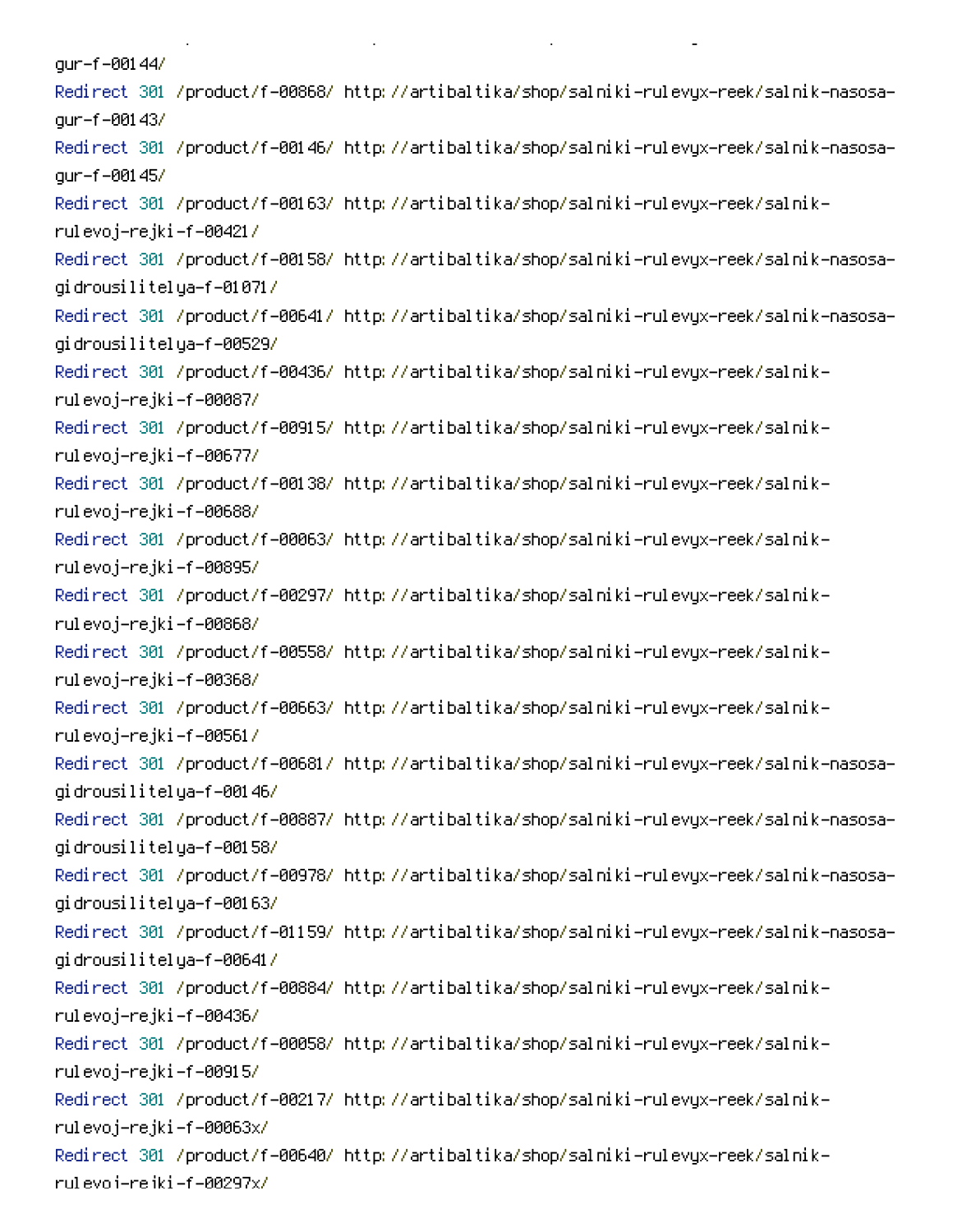gur-f-00144/
Redirect 301 /product/f-00868/ http://artibaltika/shop/salniki-rulevyx-reek/salnik-nasosa-gur-f-00143/
Redirect 301 /product/f-00146/ http://artibaltika/shop/salniki-rulevyx-reek/salnik-nasosa-gur-f-00145/
Redirect 301 /product/f-00163/ http://artibaltika/shop/salniki-rulevyx-reek/salnik-rulevoj-rejki-f-00421/
Redirect 301 /product/f-00158/ http://artibaltika/shop/salniki-rulevyx-reek/salnik-nasosa-gidrousilitelya-f-01071/
Redirect 301 /product/f-00641/ http://artibaltika/shop/salniki-rulevyx-reek/salnik-nasosa-gidrousilitelya-f-00529/
Redirect 301 /product/f-00436/ http://artibaltika/shop/salniki-rulevyx-reek/salnik-rulevoj-rejki-f-00087/
Redirect 301 /product/f-00915/ http://artibaltika/shop/salniki-rulevyx-reek/salnik-rulevoj-rejki-f-00677/
Redirect 301 /product/f-00138/ http://artibaltika/shop/salniki-rulevyx-reek/salnik-rulevoj-rejki-f-00688/
Redirect 301 /product/f-00063/ http://artibaltika/shop/salniki-rulevyx-reek/salnik-rulevoj-rejki-f-00895/
Redirect 301 /product/f-00297/ http://artibaltika/shop/salniki-rulevyx-reek/salnik-rulevoj-rejki-f-00868/
Redirect 301 /product/f-00558/ http://artibaltika/shop/salniki-rulevyx-reek/salnik-rulevoj-rejki-f-00368/
Redirect 301 /product/f-00663/ http://artibaltika/shop/salniki-rulevyx-reek/salnik-rulevoj-rejki-f-00561/
Redirect 301 /product/f-00681/ http://artibaltika/shop/salniki-rulevyx-reek/salnik-nasosa-gidrousilitelya-f-00146/
Redirect 301 /product/f-00887/ http://artibaltika/shop/salniki-rulevyx-reek/salnik-nasosa-gidrousilitelya-f-00158/
Redirect 301 /product/f-00978/ http://artibaltika/shop/salniki-rulevyx-reek/salnik-nasosa-gidrousilitelya-f-00163/
Redirect 301 /product/f-01159/ http://artibaltika/shop/salniki-rulevyx-reek/salnik-nasosa-gidrousilitelya-f-00641/
Redirect 301 /product/f-00884/ http://artibaltika/shop/salniki-rulevyx-reek/salnik-rulevoj-rejki-f-00436/
Redirect 301 /product/f-00058/ http://artibaltika/shop/salniki-rulevyx-reek/salnik-rulevoj-rejki-f-00915/
Redirect 301 /product/f-00217/ http://artibaltika/shop/salniki-rulevyx-reek/salnik-rulevoj-rejki-f-00063x/
Redirect 301 /product/f-00640/ http://artibaltika/shop/salniki-rulevyx-reek/salnik-rulevoj-rejki-f-00297x/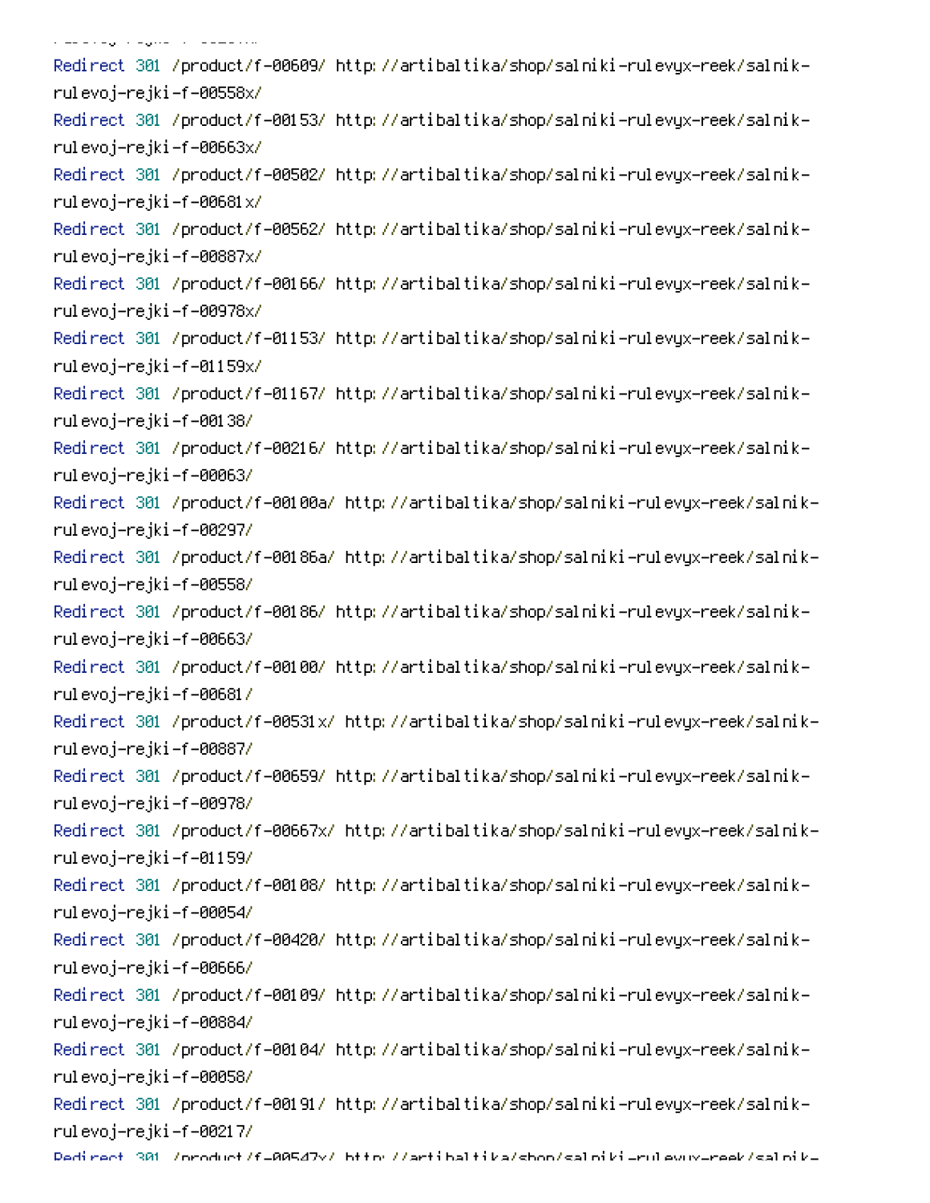```
Redirect 301 /product/f-00609/ http://artibaltika/shop/salniki-rulevyx-reek/salnik-rulevoj-rejki-f-00558x/
Redirect 301 /product/f-00153/ http://artibaltika/shop/salniki-rulevyx-reek/salnik-rulevoj-rejki-f-00663x/
Redirect 301 /product/f-00502/ http://artibaltika/shop/salniki-rulevyx-reek/salnik-rulevoj-rejki-f-00681x/
Redirect 301 /product/f-00562/ http://artibaltika/shop/salniki-rulevyx-reek/salnik-rulevoj-rejki-f-00887x/
Redirect 301 /product/f-00166/ http://artibaltika/shop/salniki-rulevyx-reek/salnik-rulevoj-rejki-f-00978x/
Redirect 301 /product/f-01153/ http://artibaltika/shop/salniki-rulevyx-reek/salnik-rulevoj-rejki-f-01159x/
Redirect 301 /product/f-01167/ http://artibaltika/shop/salniki-rulevyx-reek/salnik-rulevoj-rejki-f-00138/
Redirect 301 /product/f-00216/ http://artibaltika/shop/salniki-rulevyx-reek/salnik-rulevoj-rejki-f-00063/
Redirect 301 /product/f-00100a/ http://artibaltika/shop/salniki-rulevyx-reek/salnik-rulevoj-rejki-f-00297/
Redirect 301 /product/f-00186a/ http://artibaltika/shop/salniki-rulevyx-reek/salnik-rulevoj-rejki-f-00558/
Redirect 301 /product/f-00186/ http://artibaltika/shop/salniki-rulevyx-reek/salnik-rulevoj-rejki-f-00663/
Redirect 301 /product/f-00100/ http://artibaltika/shop/salniki-rulevyx-reek/salnik-rulevoj-rejki-f-00681/
Redirect 301 /product/f-00531x/ http://artibaltika/shop/salniki-rulevyx-reek/salnik-rulevoj-rejki-f-00887/
Redirect 301 /product/f-00659/ http://artibaltika/shop/salniki-rulevyx-reek/salnik-rulevoj-rejki-f-00978/
Redirect 301 /product/f-00667x/ http://artibaltika/shop/salniki-rulevyx-reek/salnik-rulevoj-rejki-f-01159/
Redirect 301 /product/f-00108/ http://artibaltika/shop/salniki-rulevyx-reek/salnik-rulevoj-rejki-f-00054/
Redirect 301 /product/f-00420/ http://artibaltika/shop/salniki-rulevyx-reek/salnik-rulevoj-rejki-f-00666/
Redirect 301 /product/f-00109/ http://artibaltika/shop/salniki-rulevyx-reek/salnik-rulevoj-rejki-f-00884/
Redirect 301 /product/f-00104/ http://artibaltika/shop/salniki-rulevyx-reek/salnik-rulevoj-rejki-f-00058/
Redirect 301 /product/f-00191/ http://artibaltika/shop/salniki-rulevyx-reek/salnik-rulevoj-rejki-f-00217/
Redirect 301 /product/f-00547x/ http://artibaltika/shop/salniki-rulevyx-reek/salnik-
```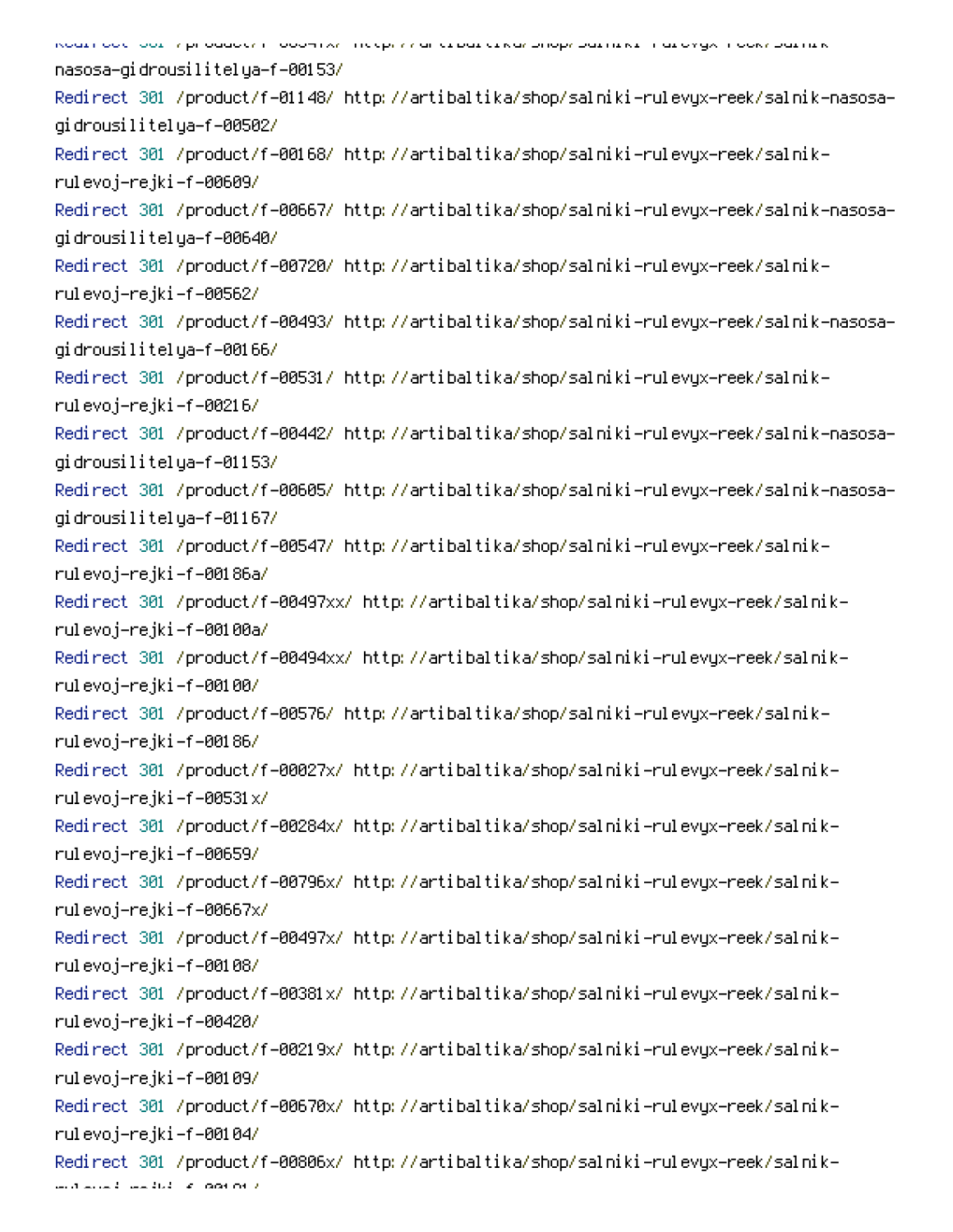```
nasosa-gidrousilitelya-f-00153/
Redirect 301 /product/f-01148/ http://artibaltika/shop/salniki-rulevyx-reek/salnik-nasosa-gidrousilitelya-f-00502/
Redirect 301 /product/f-00168/ http://artibaltika/shop/salniki-rulevyx-reek/salnik-rulevoj-rejki-f-00609/
Redirect 301 /product/f-00667/ http://artibaltika/shop/salniki-rulevyx-reek/salnik-nasosa-gidrousilitelya-f-00640/
Redirect 301 /product/f-00720/ http://artibaltika/shop/salniki-rulevyx-reek/salnik-rulevoj-rejki-f-00562/
Redirect 301 /product/f-00493/ http://artibaltika/shop/salniki-rulevyx-reek/salnik-nasosa-gidrousilitelya-f-00166/
Redirect 301 /product/f-00531/ http://artibaltika/shop/salniki-rulevyx-reek/salnik-rulevoj-rejki-f-00216/
Redirect 301 /product/f-00442/ http://artibaltika/shop/salniki-rulevyx-reek/salnik-nasosa-gidrousilitelya-f-01153/
Redirect 301 /product/f-00605/ http://artibaltika/shop/salniki-rulevyx-reek/salnik-nasosa-gidrousilitelya-f-01167/
Redirect 301 /product/f-00547/ http://artibaltika/shop/salniki-rulevyx-reek/salnik-rulevoj-rejki-f-00186a/
Redirect 301 /product/f-00497xx/ http://artibaltika/shop/salniki-rulevyx-reek/salnik-rulevoj-rejki-f-00100a/
Redirect 301 /product/f-00494xx/ http://artibaltika/shop/salniki-rulevyx-reek/salnik-rulevoj-rejki-f-00100/
Redirect 301 /product/f-00576/ http://artibaltika/shop/salniki-rulevyx-reek/salnik-rulevoj-rejki-f-00186/
Redirect 301 /product/f-00027x/ http://artibaltika/shop/salniki-rulevyx-reek/salnik-rulevoj-rejki-f-00531x/
Redirect 301 /product/f-00284x/ http://artibaltika/shop/salniki-rulevyx-reek/salnik-rulevoj-rejki-f-00659/
Redirect 301 /product/f-00796x/ http://artibaltika/shop/salniki-rulevyx-reek/salnik-rulevoj-rejki-f-00667x/
Redirect 301 /product/f-00497x/ http://artibaltika/shop/salniki-rulevyx-reek/salnik-rulevoj-rejki-f-00108/
Redirect 301 /product/f-00381x/ http://artibaltika/shop/salniki-rulevyx-reek/salnik-rulevoj-rejki-f-00420/
Redirect 301 /product/f-00219x/ http://artibaltika/shop/salniki-rulevyx-reek/salnik-rulevoj-rejki-f-00109/
Redirect 301 /product/f-00670x/ http://artibaltika/shop/salniki-rulevyx-reek/salnik-rulevoj-rejki-f-00104/
Redirect 301 /product/f-00806x/ http://artibaltika/shop/salniki-rulevyx-reek/salnik-
```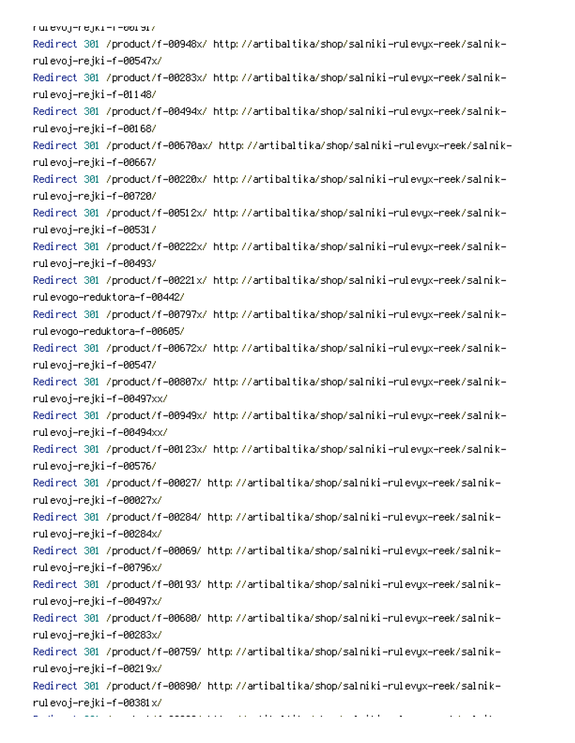rulevoj-rejki-f-00191/

```
Redirect 301 /product/f-00948x/ http://artibaltika/shop/salniki-rulevyx-reek/salnik-rulevoj-rejki-f-00547x/
Redirect 301 /product/f-00283x/ http://artibaltika/shop/salniki-rulevyx-reek/salnik-rulevoj-rejki-f-01148/
Redirect 301 /product/f-00494x/ http://artibaltika/shop/salniki-rulevyx-reek/salnik-rulevoj-rejki-f-00168/
Redirect 301 /product/f-00670ax/ http://artibaltika/shop/salniki-rulevyx-reek/salnik-rulevoj-rejki-f-00667/
Redirect 301 /product/f-00220x/ http://artibaltika/shop/salniki-rulevyx-reek/salnik-rulevoj-rejki-f-00720/
Redirect 301 /product/f-00512x/ http://artibaltika/shop/salniki-rulevyx-reek/salnik-rulevoj-rejki-f-00531/
Redirect 301 /product/f-00222x/ http://artibaltika/shop/salniki-rulevyx-reek/salnik-rulevoj-rejki-f-00493/
Redirect 301 /product/f-00221x/ http://artibaltika/shop/salniki-rulevyx-reek/salnik-rulevogo-reduktora-f-00442/
Redirect 301 /product/f-00797x/ http://artibaltika/shop/salniki-rulevyx-reek/salnik-rulevogo-reduktora-f-00605/
Redirect 301 /product/f-00672x/ http://artibaltika/shop/salniki-rulevyx-reek/salnik-rulevoj-rejki-f-00547/
Redirect 301 /product/f-00807x/ http://artibaltika/shop/salniki-rulevyx-reek/salnik-rulevoj-rejki-f-00497xx/
Redirect 301 /product/f-00949x/ http://artibaltika/shop/salniki-rulevyx-reek/salnik-rulevoj-rejki-f-00494xx/
Redirect 301 /product/f-00123x/ http://artibaltika/shop/salniki-rulevyx-reek/salnik-rulevoj-rejki-f-00576/
Redirect 301 /product/f-00027/ http://artibaltika/shop/salniki-rulevyx-reek/salnik-rulevoj-rejki-f-00027x/
Redirect 301 /product/f-00284/ http://artibaltika/shop/salniki-rulevyx-reek/salnik-rulevoj-rejki-f-00284x/
Redirect 301 /product/f-00069/ http://artibaltika/shop/salniki-rulevyx-reek/salnik-rulevoj-rejki-f-00796x/
Redirect 301 /product/f-00193/ http://artibaltika/shop/salniki-rulevyx-reek/salnik-rulevoj-rejki-f-00497x/
Redirect 301 /product/f-00680/ http://artibaltika/shop/salniki-rulevyx-reek/salnik-rulevoj-rejki-f-00283x/
Redirect 301 /product/f-00759/ http://artibaltika/shop/salniki-rulevyx-reek/salnik-rulevoj-rejki-f-00219x/
Redirect 301 /product/f-00890/ http://artibaltika/shop/salniki-rulevyx-reek/salnik-rulevoj-rejki-f-00381x/
```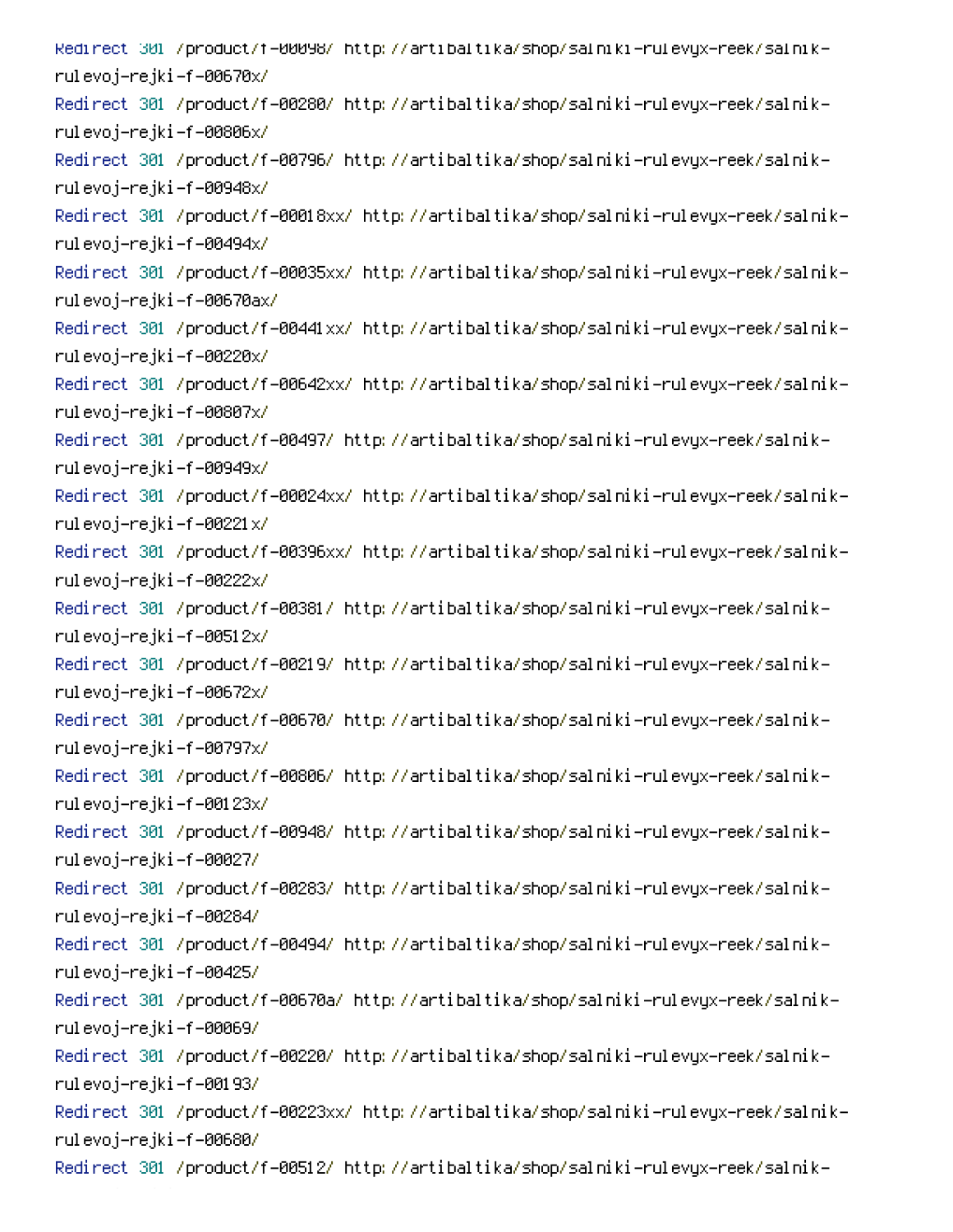```
Redirect 301 /product/f-00098/ http://artibaltika/shop/salniki-rulevyx-reek/salnik-rulevoj-rejki-f-00670x/
Redirect 301 /product/f-00280/ http://artibaltika/shop/salniki-rulevyx-reek/salnik-rulevoj-rejki-f-00806x/
Redirect 301 /product/f-00796/ http://artibaltika/shop/salniki-rulevyx-reek/salnik-rulevoj-rejki-f-00948x/
Redirect 301 /product/f-00018xx/ http://artibaltika/shop/salniki-rulevyx-reek/salnik-rulevoj-rejki-f-00494x/
Redirect 301 /product/f-00035xx/ http://artibaltika/shop/salniki-rulevyx-reek/salnik-rulevoj-rejki-f-00670ax/
Redirect 301 /product/f-00441xx/ http://artibaltika/shop/salniki-rulevyx-reek/salnik-rulevoj-rejki-f-00220x/
Redirect 301 /product/f-00642xx/ http://artibaltika/shop/salniki-rulevyx-reek/salnik-rulevoj-rejki-f-00807x/
Redirect 301 /product/f-00497/ http://artibaltika/shop/salniki-rulevyx-reek/salnik-rulevoj-rejki-f-00949x/
Redirect 301 /product/f-00024xx/ http://artibaltika/shop/salniki-rulevyx-reek/salnik-rulevoj-rejki-f-00221x/
Redirect 301 /product/f-00396xx/ http://artibaltika/shop/salniki-rulevyx-reek/salnik-rulevoj-rejki-f-00222x/
Redirect 301 /product/f-00381/ http://artibaltika/shop/salniki-rulevyx-reek/salnik-rulevoj-rejki-f-00512x/
Redirect 301 /product/f-00219/ http://artibaltika/shop/salniki-rulevyx-reek/salnik-rulevoj-rejki-f-00672x/
Redirect 301 /product/f-00670/ http://artibaltika/shop/salniki-rulevyx-reek/salnik-rulevoj-rejki-f-00797x/
Redirect 301 /product/f-00806/ http://artibaltika/shop/salniki-rulevyx-reek/salnik-rulevoj-rejki-f-00123x/
Redirect 301 /product/f-00948/ http://artibaltika/shop/salniki-rulevyx-reek/salnik-rulevoj-rejki-f-00027/
Redirect 301 /product/f-00283/ http://artibaltika/shop/salniki-rulevyx-reek/salnik-rulevoj-rejki-f-00284/
Redirect 301 /product/f-00494/ http://artibaltika/shop/salniki-rulevyx-reek/salnik-rulevoj-rejki-f-00425/
Redirect 301 /product/f-00670a/ http://artibaltika/shop/salniki-rulevyx-reek/salnik-rulevoj-rejki-f-00069/
Redirect 301 /product/f-00220/ http://artibaltika/shop/salniki-rulevyx-reek/salnik-rulevoj-rejki-f-00193/
Redirect 301 /product/f-00223xx/ http://artibaltika/shop/salniki-rulevyx-reek/salnik-rulevoj-rejki-f-00680/
Redirect 301 /product/f-00512/ http://artibaltika/shop/salniki-rulevyx-reek/salnik-
```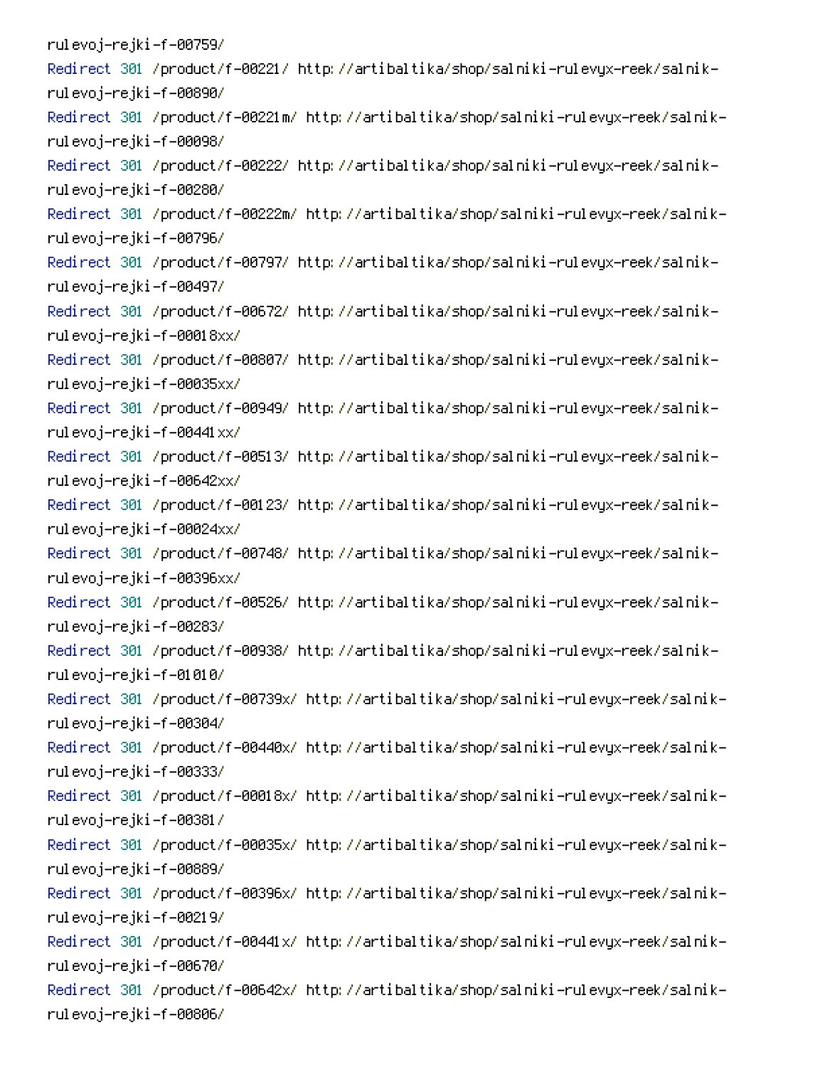```
rulevoj-rejki-f-00759/
Redirect 301 /product/f-00221/ http://artibaltika/shop/salniki-rulevyx-reek/salnik-rulevoj-rejki-f-00890/
Redirect 301 /product/f-00221m/ http://artibaltika/shop/salniki-rulevyx-reek/salnik-rulevoj-rejki-f-00098/
Redirect 301 /product/f-00222/ http://artibaltika/shop/salniki-rulevyx-reek/salnik-rulevoj-rejki-f-00280/
Redirect 301 /product/f-00222m/ http://artibaltika/shop/salniki-rulevyx-reek/salnik-rulevoj-rejki-f-00796/
Redirect 301 /product/f-00797/ http://artibaltika/shop/salniki-rulevyx-reek/salnik-rulevoj-rejki-f-00497/
Redirect 301 /product/f-00672/ http://artibaltika/shop/salniki-rulevyx-reek/salnik-rulevoj-rejki-f-00018xx/
Redirect 301 /product/f-00807/ http://artibaltika/shop/salniki-rulevyx-reek/salnik-rulevoj-rejki-f-00035xx/
Redirect 301 /product/f-00949/ http://artibaltika/shop/salniki-rulevyx-reek/salnik-rulevoj-rejki-f-00441xx/
Redirect 301 /product/f-00513/ http://artibaltika/shop/salniki-rulevyx-reek/salnik-rulevoj-rejki-f-00642xx/
Redirect 301 /product/f-00123/ http://artibaltika/shop/salniki-rulevyx-reek/salnik-rulevoj-rejki-f-00024xx/
Redirect 301 /product/f-00748/ http://artibaltika/shop/salniki-rulevyx-reek/salnik-rulevoj-rejki-f-00396xx/
Redirect 301 /product/f-00526/ http://artibaltika/shop/salniki-rulevyx-reek/salnik-rulevoj-rejki-f-00283/
Redirect 301 /product/f-00938/ http://artibaltika/shop/salniki-rulevyx-reek/salnik-rulevoj-rejki-f-01010/
Redirect 301 /product/f-00739x/ http://artibaltika/shop/salniki-rulevyx-reek/salnik-rulevoj-rejki-f-00304/
Redirect 301 /product/f-00440x/ http://artibaltika/shop/salniki-rulevyx-reek/salnik-rulevoj-rejki-f-00333/
Redirect 301 /product/f-00018x/ http://artibaltika/shop/salniki-rulevyx-reek/salnik-rulevoj-rejki-f-00381/
Redirect 301 /product/f-00035x/ http://artibaltika/shop/salniki-rulevyx-reek/salnik-rulevoj-rejki-f-00889/
Redirect 301 /product/f-00396x/ http://artibaltika/shop/salniki-rulevyx-reek/salnik-rulevoj-rejki-f-00219/
Redirect 301 /product/f-00441x/ http://artibaltika/shop/salniki-rulevyx-reek/salnik-rulevoj-rejki-f-00670/
Redirect 301 /product/f-00642x/ http://artibaltika/shop/salniki-rulevyx-reek/salnik-rulevoj-rejki-f-00806/
```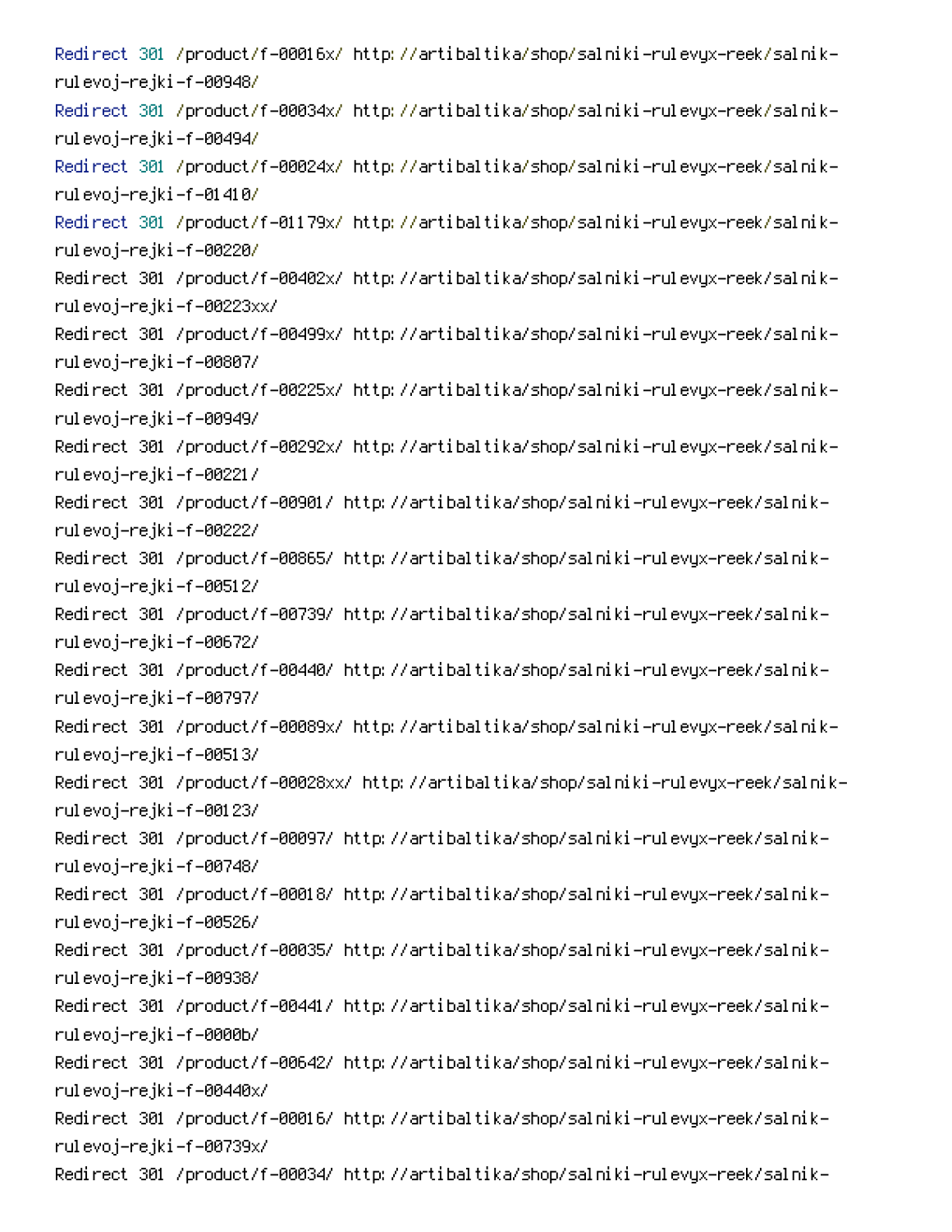```
Redirect 301 /product/f-00016x/ http://artibaltika/shop/salniki-rulevyx-reek/salnik-rulevoj-rejki-f-00948/
Redirect 301 /product/f-00034x/ http://artibaltika/shop/salniki-rulevyx-reek/salnik-rulevoj-rejki-f-00494/
Redirect 301 /product/f-00024x/ http://artibaltika/shop/salniki-rulevyx-reek/salnik-rulevoj-rejki-f-01410/
Redirect 301 /product/f-01179x/ http://artibaltika/shop/salniki-rulevyx-reek/salnik-rulevoj-rejki-f-00220/
Redirect 301 /product/f-00402x/ http://artibaltika/shop/salniki-rulevyx-reek/salnik-rulevoj-rejki-f-00223xx/
Redirect 301 /product/f-00499x/ http://artibaltika/shop/salniki-rulevyx-reek/salnik-rulevoj-rejki-f-00807/
Redirect 301 /product/f-00225x/ http://artibaltika/shop/salniki-rulevyx-reek/salnik-rulevoj-rejki-f-00949/
Redirect 301 /product/f-00292x/ http://artibaltika/shop/salniki-rulevyx-reek/salnik-rulevoj-rejki-f-00221/
Redirect 301 /product/f-00901/ http://artibaltika/shop/salniki-rulevyx-reek/salnik-rulevoj-rejki-f-00222/
Redirect 301 /product/f-00865/ http://artibaltika/shop/salniki-rulevyx-reek/salnik-rulevoj-rejki-f-00512/
Redirect 301 /product/f-00739/ http://artibaltika/shop/salniki-rulevyx-reek/salnik-rulevoj-rejki-f-00672/
Redirect 301 /product/f-00440/ http://artibaltika/shop/salniki-rulevyx-reek/salnik-rulevoj-rejki-f-00797/
Redirect 301 /product/f-00089x/ http://artibaltika/shop/salniki-rulevyx-reek/salnik-rulevoj-rejki-f-00513/
Redirect 301 /product/f-00028xx/ http://artibaltika/shop/salniki-rulevyx-reek/salnik-rulevoj-rejki-f-00123/
Redirect 301 /product/f-00097/ http://artibaltika/shop/salniki-rulevyx-reek/salnik-rulevoj-rejki-f-00748/
Redirect 301 /product/f-00018/ http://artibaltika/shop/salniki-rulevyx-reek/salnik-rulevoj-rejki-f-00526/
Redirect 301 /product/f-00035/ http://artibaltika/shop/salniki-rulevyx-reek/salnik-rulevoj-rejki-f-00938/
Redirect 301 /product/f-00441/ http://artibaltika/shop/salniki-rulevyx-reek/salnik-rulevoj-rejki-f-0000b/
Redirect 301 /product/f-00642/ http://artibaltika/shop/salniki-rulevyx-reek/salnik-rulevoj-rejki-f-00440x/
Redirect 301 /product/f-00016/ http://artibaltika/shop/salniki-rulevyx-reek/salnik-rulevoj-rejki-f-00739x/
Redirect 301 /product/f-00034/ http://artibaltika/shop/salniki-rulevyx-reek/salnik-
```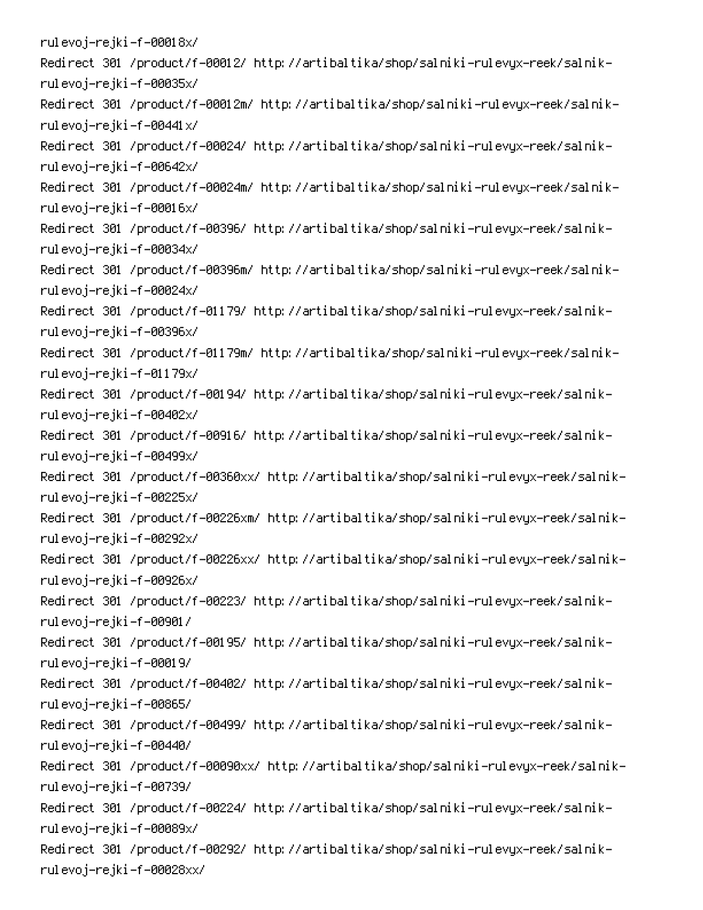rulevoj-rejki-f-00018x/
Redirect 301 /product/f-00012/ http://artibaltika/shop/salniki-rulevyx-reek/salnik-rulevoj-rejki-f-00035x/
Redirect 301 /product/f-00012m/ http://artibaltika/shop/salniki-rulevyx-reek/salnik-rulevoj-rejki-f-00441x/
Redirect 301 /product/f-00024/ http://artibaltika/shop/salniki-rulevyx-reek/salnik-rulevoj-rejki-f-00642x/
Redirect 301 /product/f-00024m/ http://artibaltika/shop/salniki-rulevyx-reek/salnik-rulevoj-rejki-f-00016x/
Redirect 301 /product/f-00396/ http://artibaltika/shop/salniki-rulevyx-reek/salnik-rulevoj-rejki-f-00034x/
Redirect 301 /product/f-00396m/ http://artibaltika/shop/salniki-rulevyx-reek/salnik-rulevoj-rejki-f-00024x/
Redirect 301 /product/f-01179/ http://artibaltika/shop/salniki-rulevyx-reek/salnik-rulevoj-rejki-f-00396x/
Redirect 301 /product/f-01179m/ http://artibaltika/shop/salniki-rulevyx-reek/salnik-rulevoj-rejki-f-01179x/
Redirect 301 /product/f-00194/ http://artibaltika/shop/salniki-rulevyx-reek/salnik-rulevoj-rejki-f-00402x/
Redirect 301 /product/f-00916/ http://artibaltika/shop/salniki-rulevyx-reek/salnik-rulevoj-rejki-f-00499x/
Redirect 301 /product/f-00360xx/ http://artibaltika/shop/salniki-rulevyx-reek/salnik-rulevoj-rejki-f-00225x/
Redirect 301 /product/f-00226xm/ http://artibaltika/shop/salniki-rulevyx-reek/salnik-rulevoj-rejki-f-00292x/
Redirect 301 /product/f-00226xx/ http://artibaltika/shop/salniki-rulevyx-reek/salnik-rulevoj-rejki-f-00926x/
Redirect 301 /product/f-00223/ http://artibaltika/shop/salniki-rulevyx-reek/salnik-rulevoj-rejki-f-00901/
Redirect 301 /product/f-00195/ http://artibaltika/shop/salniki-rulevyx-reek/salnik-rulevoj-rejki-f-00019/
Redirect 301 /product/f-00402/ http://artibaltika/shop/salniki-rulevyx-reek/salnik-rulevoj-rejki-f-00865/
Redirect 301 /product/f-00499/ http://artibaltika/shop/salniki-rulevyx-reek/salnik-rulevoj-rejki-f-00440/
Redirect 301 /product/f-00090xx/ http://artibaltika/shop/salniki-rulevyx-reek/salnik-rulevoj-rejki-f-00739/
Redirect 301 /product/f-00224/ http://artibaltika/shop/salniki-rulevyx-reek/salnik-rulevoj-rejki-f-00089x/
Redirect 301 /product/f-00292/ http://artibaltika/shop/salniki-rulevyx-reek/salnik-rulevoj-rejki-f-00028xx/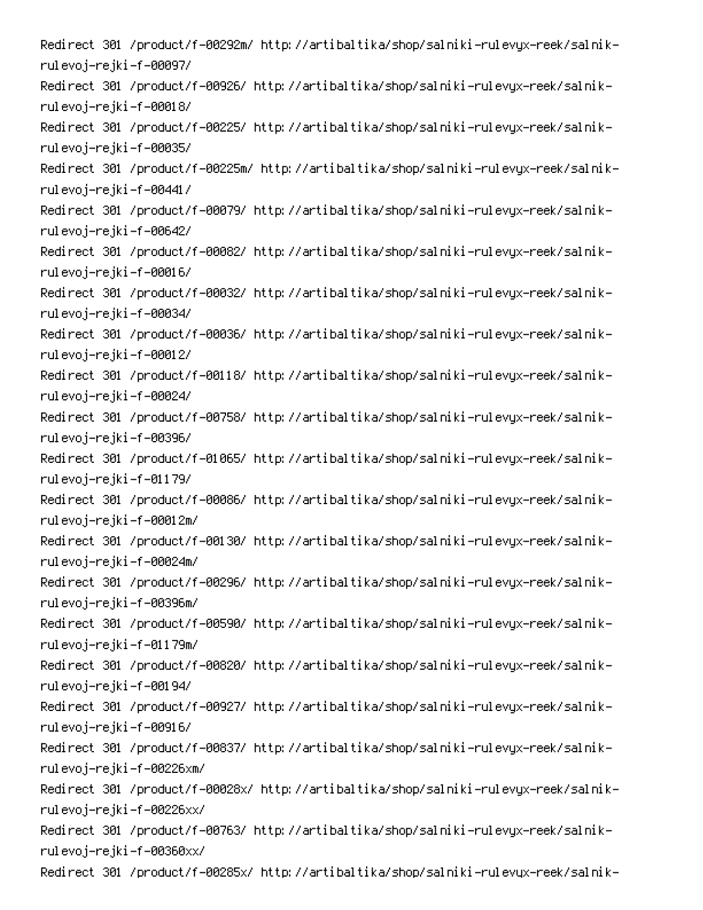Redirect 301 /product/f-00292m/ http://artibaltika/shop/salniki-rulevyx-reek/salnik-rulevoj-rejki-f-00097/
Redirect 301 /product/f-00926/ http://artibaltika/shop/salniki-rulevyx-reek/salnik-rulevoj-rejki-f-00018/
Redirect 301 /product/f-00225/ http://artibaltika/shop/salniki-rulevyx-reek/salnik-rulevoj-rejki-f-00035/
Redirect 301 /product/f-00225m/ http://artibaltika/shop/salniki-rulevyx-reek/salnik-rulevoj-rejki-f-00441/
Redirect 301 /product/f-00079/ http://artibaltika/shop/salniki-rulevyx-reek/salnik-rulevoj-rejki-f-00642/
Redirect 301 /product/f-00082/ http://artibaltika/shop/salniki-rulevyx-reek/salnik-rulevoj-rejki-f-00016/
Redirect 301 /product/f-00032/ http://artibaltika/shop/salniki-rulevyx-reek/salnik-rulevoj-rejki-f-00034/
Redirect 301 /product/f-00036/ http://artibaltika/shop/salniki-rulevyx-reek/salnik-rulevoj-rejki-f-00012/
Redirect 301 /product/f-00118/ http://artibaltika/shop/salniki-rulevyx-reek/salnik-rulevoj-rejki-f-00024/
Redirect 301 /product/f-00758/ http://artibaltika/shop/salniki-rulevyx-reek/salnik-rulevoj-rejki-f-00396/
Redirect 301 /product/f-01065/ http://artibaltika/shop/salniki-rulevyx-reek/salnik-rulevoj-rejki-f-01179/
Redirect 301 /product/f-00086/ http://artibaltika/shop/salniki-rulevyx-reek/salnik-rulevoj-rejki-f-00012m/
Redirect 301 /product/f-00130/ http://artibaltika/shop/salniki-rulevyx-reek/salnik-rulevoj-rejki-f-00024m/
Redirect 301 /product/f-00296/ http://artibaltika/shop/salniki-rulevyx-reek/salnik-rulevoj-rejki-f-00396m/
Redirect 301 /product/f-00590/ http://artibaltika/shop/salniki-rulevyx-reek/salnik-rulevoj-rejki-f-01179m/
Redirect 301 /product/f-00820/ http://artibaltika/shop/salniki-rulevyx-reek/salnik-rulevoj-rejki-f-00194/
Redirect 301 /product/f-00927/ http://artibaltika/shop/salniki-rulevyx-reek/salnik-rulevoj-rejki-f-00916/
Redirect 301 /product/f-00837/ http://artibaltika/shop/salniki-rulevyx-reek/salnik-rulevoj-rejki-f-00226xm/
Redirect 301 /product/f-00028x/ http://artibaltika/shop/salniki-rulevyx-reek/salnik-rulevoj-rejki-f-00226xx/
Redirect 301 /product/f-00763/ http://artibaltika/shop/salniki-rulevyx-reek/salnik-rulevoj-rejki-f-00360xx/
Redirect 301 /product/f-00285x/ http://artibaltika/shop/salniki-rulevyx-reek/salnik-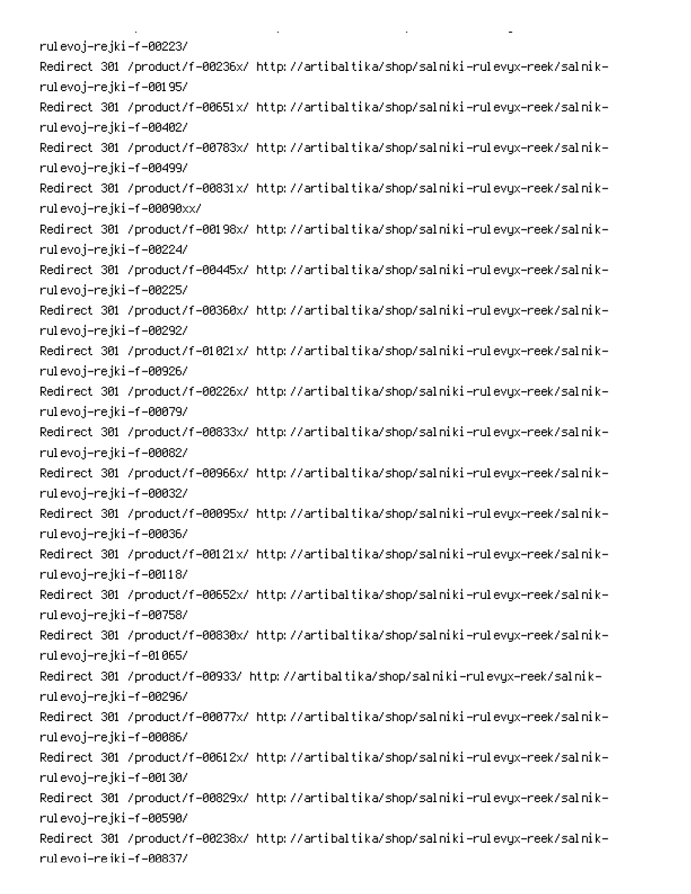rulevoj-rejki-f-00223/

Redirect 301 /product/f-00236x/ http://artibaltika/shop/salniki-rulevyx-reek/salnik-rulevoj-rejki-f-00195/

Redirect 301 /product/f-00651x/ http://artibaltika/shop/salniki-rulevyx-reek/salnik-rulevoj-rejki-f-00402/

Redirect 301 /product/f-00783x/ http://artibaltika/shop/salniki-rulevyx-reek/salnik-rulevoj-rejki-f-00499/

Redirect 301 /product/f-00831x/ http://artibaltika/shop/salniki-rulevyx-reek/salnik-rulevoj-rejki-f-00090xx/

Redirect 301 /product/f-00198x/ http://artibaltika/shop/salniki-rulevyx-reek/salnik-rulevoj-rejki-f-00224/

Redirect 301 /product/f-00445x/ http://artibaltika/shop/salniki-rulevyx-reek/salnik-rulevoj-rejki-f-00225/

Redirect 301 /product/f-00360x/ http://artibaltika/shop/salniki-rulevyx-reek/salnik-rulevoj-rejki-f-00292/

Redirect 301 /product/f-01021x/ http://artibaltika/shop/salniki-rulevyx-reek/salnik-rulevoj-rejki-f-00926/

Redirect 301 /product/f-00226x/ http://artibaltika/shop/salniki-rulevyx-reek/salnik-rulevoj-rejki-f-00079/

Redirect 301 /product/f-00833x/ http://artibaltika/shop/salniki-rulevyx-reek/salnik-rulevoj-rejki-f-00082/

Redirect 301 /product/f-00966x/ http://artibaltika/shop/salniki-rulevyx-reek/salnik-rulevoj-rejki-f-00032/

Redirect 301 /product/f-00095x/ http://artibaltika/shop/salniki-rulevyx-reek/salnik-rulevoj-rejki-f-00036/

Redirect 301 /product/f-00121x/ http://artibaltika/shop/salniki-rulevyx-reek/salnik-rulevoj-rejki-f-00118/

Redirect 301 /product/f-00652x/ http://artibaltika/shop/salniki-rulevyx-reek/salnik-rulevoj-rejki-f-00758/

Redirect 301 /product/f-00830x/ http://artibaltika/shop/salniki-rulevyx-reek/salnik-rulevoj-rejki-f-01065/

Redirect 301 /product/f-00933/ http://artibaltika/shop/salniki-rulevyx-reek/salnik-rulevoj-rejki-f-00296/

Redirect 301 /product/f-00077x/ http://artibaltika/shop/salniki-rulevyx-reek/salnik-rulevoj-rejki-f-00086/

Redirect 301 /product/f-00612x/ http://artibaltika/shop/salniki-rulevyx-reek/salnik-rulevoj-rejki-f-00130/

Redirect 301 /product/f-00829x/ http://artibaltika/shop/salniki-rulevyx-reek/salnik-rulevoj-rejki-f-00590/

Redirect 301 /product/f-00238x/ http://artibaltika/shop/salniki-rulevyx-reek/salnik-rulevoj-rejki-f-00837/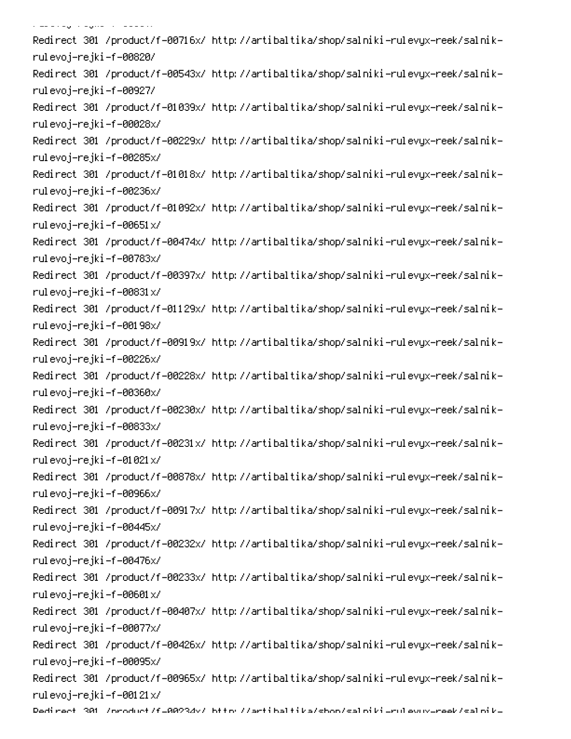```
Redirect 301 /product/f-00716x/ http://artibaltika/shop/salniki-rulevyx-reek/salnik-rulevoj-rejki-f-00820/
Redirect 301 /product/f-00543x/ http://artibaltika/shop/salniki-rulevyx-reek/salnik-rulevoj-rejki-f-00927/
Redirect 301 /product/f-01039x/ http://artibaltika/shop/salniki-rulevyx-reek/salnik-rulevoj-rejki-f-00028x/
Redirect 301 /product/f-00229x/ http://artibaltika/shop/salniki-rulevyx-reek/salnik-rulevoj-rejki-f-00285x/
Redirect 301 /product/f-01018x/ http://artibaltika/shop/salniki-rulevyx-reek/salnik-rulevoj-rejki-f-00236x/
Redirect 301 /product/f-01092x/ http://artibaltika/shop/salniki-rulevyx-reek/salnik-rulevoj-rejki-f-00651x/
Redirect 301 /product/f-00474x/ http://artibaltika/shop/salniki-rulevyx-reek/salnik-rulevoj-rejki-f-00783x/
Redirect 301 /product/f-00397x/ http://artibaltika/shop/salniki-rulevyx-reek/salnik-rulevoj-rejki-f-00831x/
Redirect 301 /product/f-01129x/ http://artibaltika/shop/salniki-rulevyx-reek/salnik-rulevoj-rejki-f-00198x/
Redirect 301 /product/f-00919x/ http://artibaltika/shop/salniki-rulevyx-reek/salnik-rulevoj-rejki-f-00226x/
Redirect 301 /product/f-00228x/ http://artibaltika/shop/salniki-rulevyx-reek/salnik-rulevoj-rejki-f-00360x/
Redirect 301 /product/f-00230x/ http://artibaltika/shop/salniki-rulevyx-reek/salnik-rulevoj-rejki-f-00833x/
Redirect 301 /product/f-00231x/ http://artibaltika/shop/salniki-rulevyx-reek/salnik-rulevoj-rejki-f-01021x/
Redirect 301 /product/f-00878x/ http://artibaltika/shop/salniki-rulevyx-reek/salnik-rulevoj-rejki-f-00966x/
Redirect 301 /product/f-00917x/ http://artibaltika/shop/salniki-rulevyx-reek/salnik-rulevoj-rejki-f-00445x/
Redirect 301 /product/f-00232x/ http://artibaltika/shop/salniki-rulevyx-reek/salnik-rulevoj-rejki-f-00476x/
Redirect 301 /product/f-00233x/ http://artibaltika/shop/salniki-rulevyx-reek/salnik-rulevoj-rejki-f-00601x/
Redirect 301 /product/f-00407x/ http://artibaltika/shop/salniki-rulevyx-reek/salnik-rulevoj-rejki-f-00077x/
Redirect 301 /product/f-00426x/ http://artibaltika/shop/salniki-rulevyx-reek/salnik-rulevoj-rejki-f-00095x/
Redirect 301 /product/f-00965x/ http://artibaltika/shop/salniki-rulevyx-reek/salnik-rulevoj-rejki-f-00121x/
Redirect 301 /product/f-00234x/ http://artibaltika/shop/salniki-rulevyx-reek/salnik-
```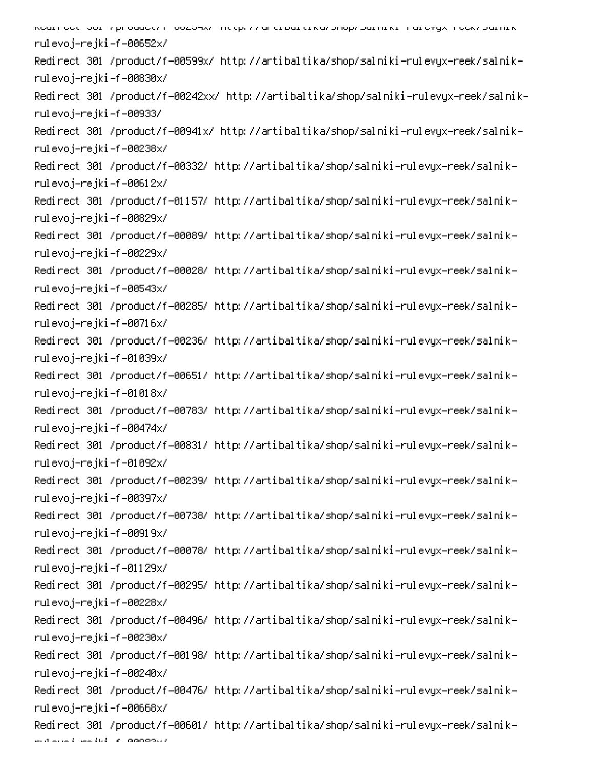rulevoj-rejki-f-00652x/
Redirect 301 /product/f-00599x/ http://artibaltika/shop/salniki-rulevyx-reek/salnik-rulevoj-rejki-f-00830x/
Redirect 301 /product/f-00242xx/ http://artibaltika/shop/salniki-rulevyx-reek/salnik-rulevoj-rejki-f-00933/
Redirect 301 /product/f-00941x/ http://artibaltika/shop/salniki-rulevyx-reek/salnik-rulevoj-rejki-f-00238x/
Redirect 301 /product/f-00332/ http://artibaltika/shop/salniki-rulevyx-reek/salnik-rulevoj-rejki-f-00612x/
Redirect 301 /product/f-01157/ http://artibaltika/shop/salniki-rulevyx-reek/salnik-rulevoj-rejki-f-00829x/
Redirect 301 /product/f-00089/ http://artibaltika/shop/salniki-rulevyx-reek/salnik-rulevoj-rejki-f-00229x/
Redirect 301 /product/f-00028/ http://artibaltika/shop/salniki-rulevyx-reek/salnik-rulevoj-rejki-f-00543x/
Redirect 301 /product/f-00285/ http://artibaltika/shop/salniki-rulevyx-reek/salnik-rulevoj-rejki-f-00716x/
Redirect 301 /product/f-00236/ http://artibaltika/shop/salniki-rulevyx-reek/salnik-rulevoj-rejki-f-01039x/
Redirect 301 /product/f-00651/ http://artibaltika/shop/salniki-rulevyx-reek/salnik-rulevoj-rejki-f-01018x/
Redirect 301 /product/f-00783/ http://artibaltika/shop/salniki-rulevyx-reek/salnik-rulevoj-rejki-f-00474x/
Redirect 301 /product/f-00831/ http://artibaltika/shop/salniki-rulevyx-reek/salnik-rulevoj-rejki-f-01092x/
Redirect 301 /product/f-00239/ http://artibaltika/shop/salniki-rulevyx-reek/salnik-rulevoj-rejki-f-00397x/
Redirect 301 /product/f-00738/ http://artibaltika/shop/salniki-rulevyx-reek/salnik-rulevoj-rejki-f-00919x/
Redirect 301 /product/f-00078/ http://artibaltika/shop/salniki-rulevyx-reek/salnik-rulevoj-rejki-f-01129x/
Redirect 301 /product/f-00295/ http://artibaltika/shop/salniki-rulevyx-reek/salnik-rulevoj-rejki-f-00228x/
Redirect 301 /product/f-00496/ http://artibaltika/shop/salniki-rulevyx-reek/salnik-rulevoj-rejki-f-00230x/
Redirect 301 /product/f-00198/ http://artibaltika/shop/salniki-rulevyx-reek/salnik-rulevoj-rejki-f-00240x/
Redirect 301 /product/f-00476/ http://artibaltika/shop/salniki-rulevyx-reek/salnik-rulevoj-rejki-f-00668x/
Redirect 301 /product/f-00601/ http://artibaltika/shop/salniki-rulevyx-reek/salnik-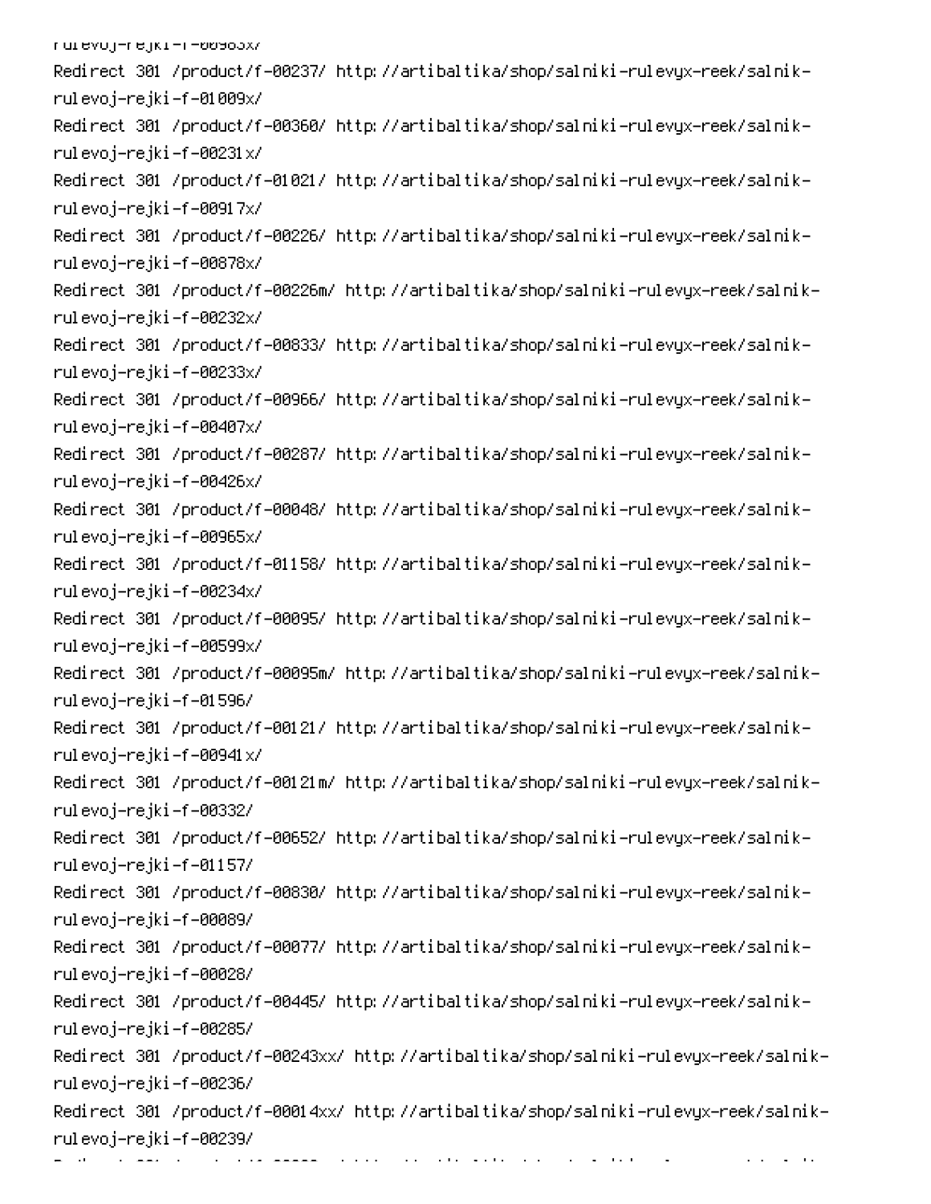rulevoj-rejki-f-00983x/
Redirect 301 /product/f-00237/ http://artibaltika/shop/salniki-rulevyx-reek/salnik-rulevoj-rejki-f-01009x/
Redirect 301 /product/f-00360/ http://artibaltika/shop/salniki-rulevyx-reek/salnik-rulevoj-rejki-f-00231x/
Redirect 301 /product/f-01021/ http://artibaltika/shop/salniki-rulevyx-reek/salnik-rulevoj-rejki-f-00917x/
Redirect 301 /product/f-00226/ http://artibaltika/shop/salniki-rulevyx-reek/salnik-rulevoj-rejki-f-00878x/
Redirect 301 /product/f-00226m/ http://artibaltika/shop/salniki-rulevyx-reek/salnik-rulevoj-rejki-f-00232x/
Redirect 301 /product/f-00833/ http://artibaltika/shop/salniki-rulevyx-reek/salnik-rulevoj-rejki-f-00233x/
Redirect 301 /product/f-00966/ http://artibaltika/shop/salniki-rulevyx-reek/salnik-rulevoj-rejki-f-00407x/
Redirect 301 /product/f-00287/ http://artibaltika/shop/salniki-rulevyx-reek/salnik-rulevoj-rejki-f-00426x/
Redirect 301 /product/f-00048/ http://artibaltika/shop/salniki-rulevyx-reek/salnik-rulevoj-rejki-f-00965x/
Redirect 301 /product/f-01158/ http://artibaltika/shop/salniki-rulevyx-reek/salnik-rulevoj-rejki-f-00234x/
Redirect 301 /product/f-00095/ http://artibaltika/shop/salniki-rulevyx-reek/salnik-rulevoj-rejki-f-00599x/
Redirect 301 /product/f-00095m/ http://artibaltika/shop/salniki-rulevyx-reek/salnik-rulevoj-rejki-f-01596/
Redirect 301 /product/f-00121/ http://artibaltika/shop/salniki-rulevyx-reek/salnik-rulevoj-rejki-f-00941x/
Redirect 301 /product/f-00121m/ http://artibaltika/shop/salniki-rulevyx-reek/salnik-rulevoj-rejki-f-00332/
Redirect 301 /product/f-00652/ http://artibaltika/shop/salniki-rulevyx-reek/salnik-rulevoj-rejki-f-01157/
Redirect 301 /product/f-00830/ http://artibaltika/shop/salniki-rulevyx-reek/salnik-rulevoj-rejki-f-00089/
Redirect 301 /product/f-00077/ http://artibaltika/shop/salniki-rulevyx-reek/salnik-rulevoj-rejki-f-00028/
Redirect 301 /product/f-00445/ http://artibaltika/shop/salniki-rulevyx-reek/salnik-rulevoj-rejki-f-00285/
Redirect 301 /product/f-00243xx/ http://artibaltika/shop/salniki-rulevyx-reek/salnik-rulevoj-rejki-f-00236/
Redirect 301 /product/f-00014xx/ http://artibaltika/shop/salniki-rulevyx-reek/salnik-rulevoj-rejki-f-00239/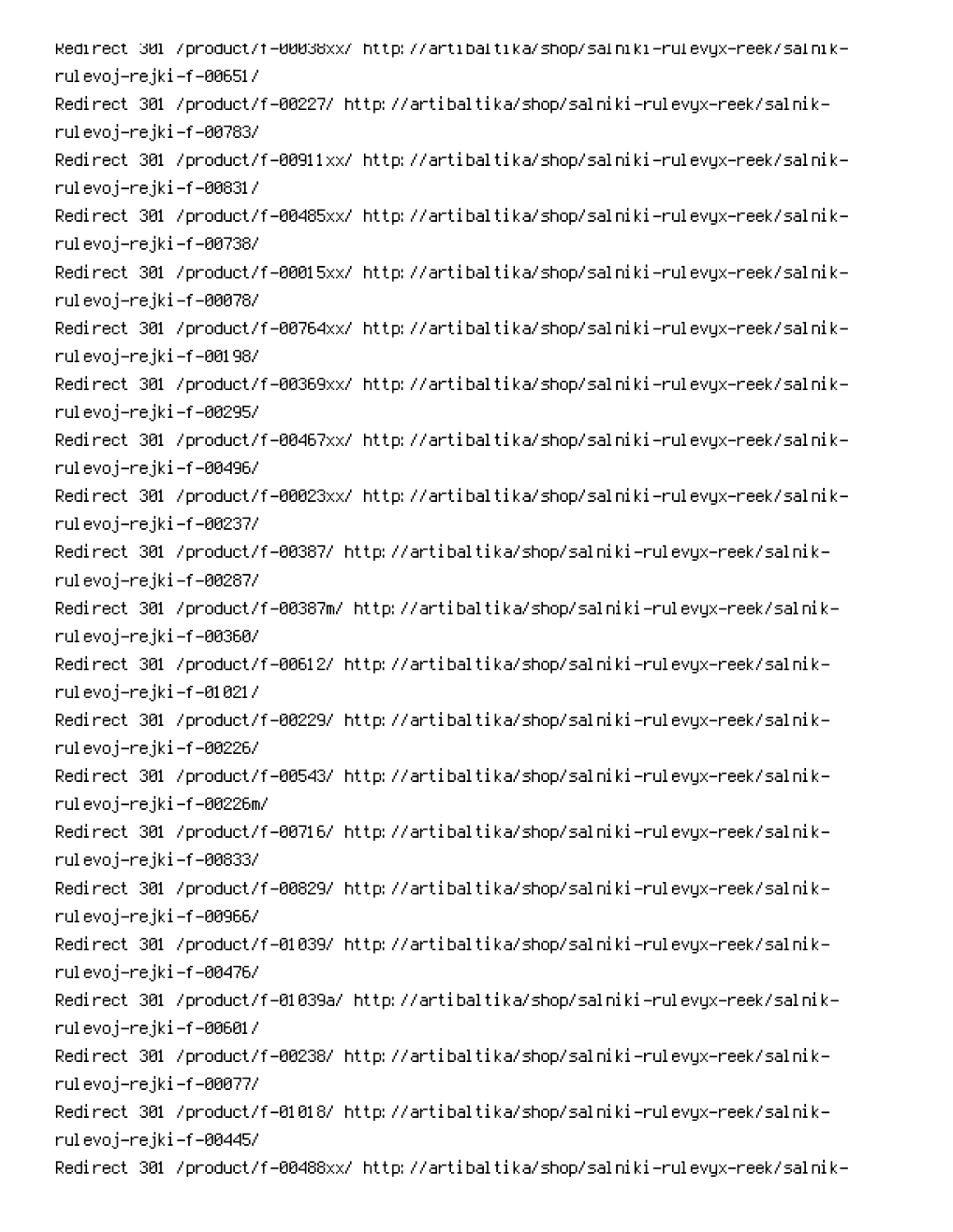Redirect 301 /product/f-00038xx/ http://artibaltika/shop/salniki-rulevyx-reek/salnik-rulevoj-rejki-f-00651/
Redirect 301 /product/f-00227/ http://artibaltika/shop/salniki-rulevyx-reek/salnik-rulevoj-rejki-f-00783/
Redirect 301 /product/f-00911xx/ http://artibaltika/shop/salniki-rulevyx-reek/salnik-rulevoj-rejki-f-00831/
Redirect 301 /product/f-00485xx/ http://artibaltika/shop/salniki-rulevyx-reek/salnik-rulevoj-rejki-f-00738/
Redirect 301 /product/f-00015xx/ http://artibaltika/shop/salniki-rulevyx-reek/salnik-rulevoj-rejki-f-00078/
Redirect 301 /product/f-00764xx/ http://artibaltika/shop/salniki-rulevyx-reek/salnik-rulevoj-rejki-f-00198/
Redirect 301 /product/f-00369xx/ http://artibaltika/shop/salniki-rulevyx-reek/salnik-rulevoj-rejki-f-00295/
Redirect 301 /product/f-00467xx/ http://artibaltika/shop/salniki-rulevyx-reek/salnik-rulevoj-rejki-f-00496/
Redirect 301 /product/f-00023xx/ http://artibaltika/shop/salniki-rulevyx-reek/salnik-rulevoj-rejki-f-00237/
Redirect 301 /product/f-00387/ http://artibaltika/shop/salniki-rulevyx-reek/salnik-rulevoj-rejki-f-00287/
Redirect 301 /product/f-00387m/ http://artibaltika/shop/salniki-rulevyx-reek/salnik-rulevoj-rejki-f-00360/
Redirect 301 /product/f-00612/ http://artibaltika/shop/salniki-rulevyx-reek/salnik-rulevoj-rejki-f-01021/
Redirect 301 /product/f-00229/ http://artibaltika/shop/salniki-rulevyx-reek/salnik-rulevoj-rejki-f-00226/
Redirect 301 /product/f-00543/ http://artibaltika/shop/salniki-rulevyx-reek/salnik-rulevoj-rejki-f-00226m/
Redirect 301 /product/f-00716/ http://artibaltika/shop/salniki-rulevyx-reek/salnik-rulevoj-rejki-f-00833/
Redirect 301 /product/f-00829/ http://artibaltika/shop/salniki-rulevyx-reek/salnik-rulevoj-rejki-f-00966/
Redirect 301 /product/f-01039/ http://artibaltika/shop/salniki-rulevyx-reek/salnik-rulevoj-rejki-f-00476/
Redirect 301 /product/f-01039a/ http://artibaltika/shop/salniki-rulevyx-reek/salnik-rulevoj-rejki-f-00601/
Redirect 301 /product/f-00238/ http://artibaltika/shop/salniki-rulevyx-reek/salnik-rulevoj-rejki-f-00077/
Redirect 301 /product/f-01018/ http://artibaltika/shop/salniki-rulevyx-reek/salnik-rulevoj-rejki-f-00445/
Redirect 301 /product/f-00488xx/ http://artibaltika/shop/salniki-rulevyx-reek/salnik-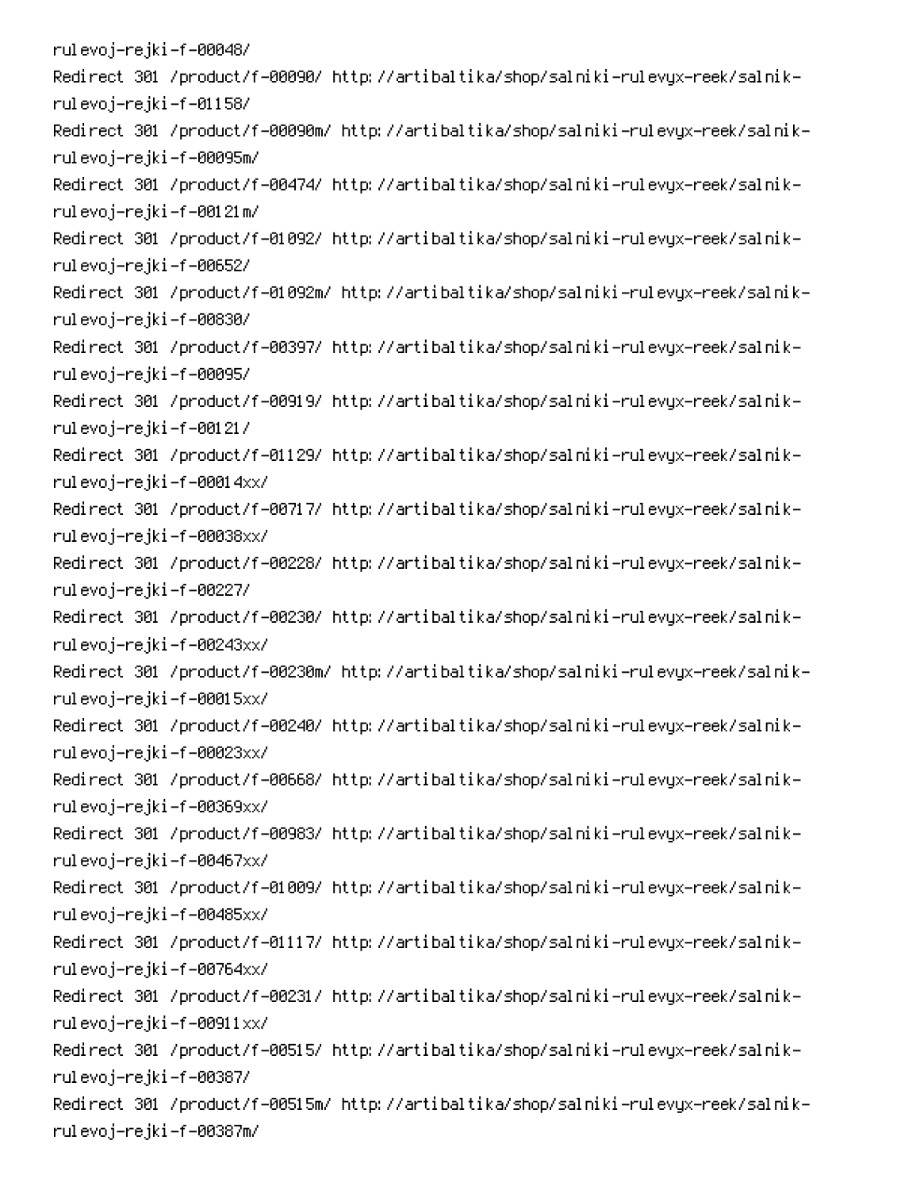```
rulevoj-rejki-f-00048/
Redirect 301 /product/f-00090/ http://artibaltika/shop/salniki-rulevyx-reek/salnik-rulevoj-rejki-f-01158/
Redirect 301 /product/f-00090m/ http://artibaltika/shop/salniki-rulevyx-reek/salnik-rulevoj-rejki-f-00095m/
Redirect 301 /product/f-00474/ http://artibaltika/shop/salniki-rulevyx-reek/salnik-rulevoj-rejki-f-00121m/
Redirect 301 /product/f-01092/ http://artibaltika/shop/salniki-rulevyx-reek/salnik-rulevoj-rejki-f-00652/
Redirect 301 /product/f-01092m/ http://artibaltika/shop/salniki-rulevyx-reek/salnik-rulevoj-rejki-f-00830/
Redirect 301 /product/f-00397/ http://artibaltika/shop/salniki-rulevyx-reek/salnik-rulevoj-rejki-f-00095/
Redirect 301 /product/f-00919/ http://artibaltika/shop/salniki-rulevyx-reek/salnik-rulevoj-rejki-f-00121/
Redirect 301 /product/f-01129/ http://artibaltika/shop/salniki-rulevyx-reek/salnik-rulevoj-rejki-f-00014xx/
Redirect 301 /product/f-00717/ http://artibaltika/shop/salniki-rulevyx-reek/salnik-rulevoj-rejki-f-00038xx/
Redirect 301 /product/f-00228/ http://artibaltika/shop/salniki-rulevyx-reek/salnik-rulevoj-rejki-f-00227/
Redirect 301 /product/f-00230/ http://artibaltika/shop/salniki-rulevyx-reek/salnik-rulevoj-rejki-f-00243xx/
Redirect 301 /product/f-00230m/ http://artibaltika/shop/salniki-rulevyx-reek/salnik-rulevoj-rejki-f-00015xx/
Redirect 301 /product/f-00240/ http://artibaltika/shop/salniki-rulevyx-reek/salnik-rulevoj-rejki-f-00023xx/
Redirect 301 /product/f-00668/ http://artibaltika/shop/salniki-rulevyx-reek/salnik-rulevoj-rejki-f-00369xx/
Redirect 301 /product/f-00983/ http://artibaltika/shop/salniki-rulevyx-reek/salnik-rulevoj-rejki-f-00467xx/
Redirect 301 /product/f-01009/ http://artibaltika/shop/salniki-rulevyx-reek/salnik-rulevoj-rejki-f-00485xx/
Redirect 301 /product/f-01117/ http://artibaltika/shop/salniki-rulevyx-reek/salnik-rulevoj-rejki-f-00764xx/
Redirect 301 /product/f-00231/ http://artibaltika/shop/salniki-rulevyx-reek/salnik-rulevoj-rejki-f-00911xx/
Redirect 301 /product/f-00515/ http://artibaltika/shop/salniki-rulevyx-reek/salnik-rulevoj-rejki-f-00387/
Redirect 301 /product/f-00515m/ http://artibaltika/shop/salniki-rulevyx-reek/salnik-rulevoj-rejki-f-00387m/
```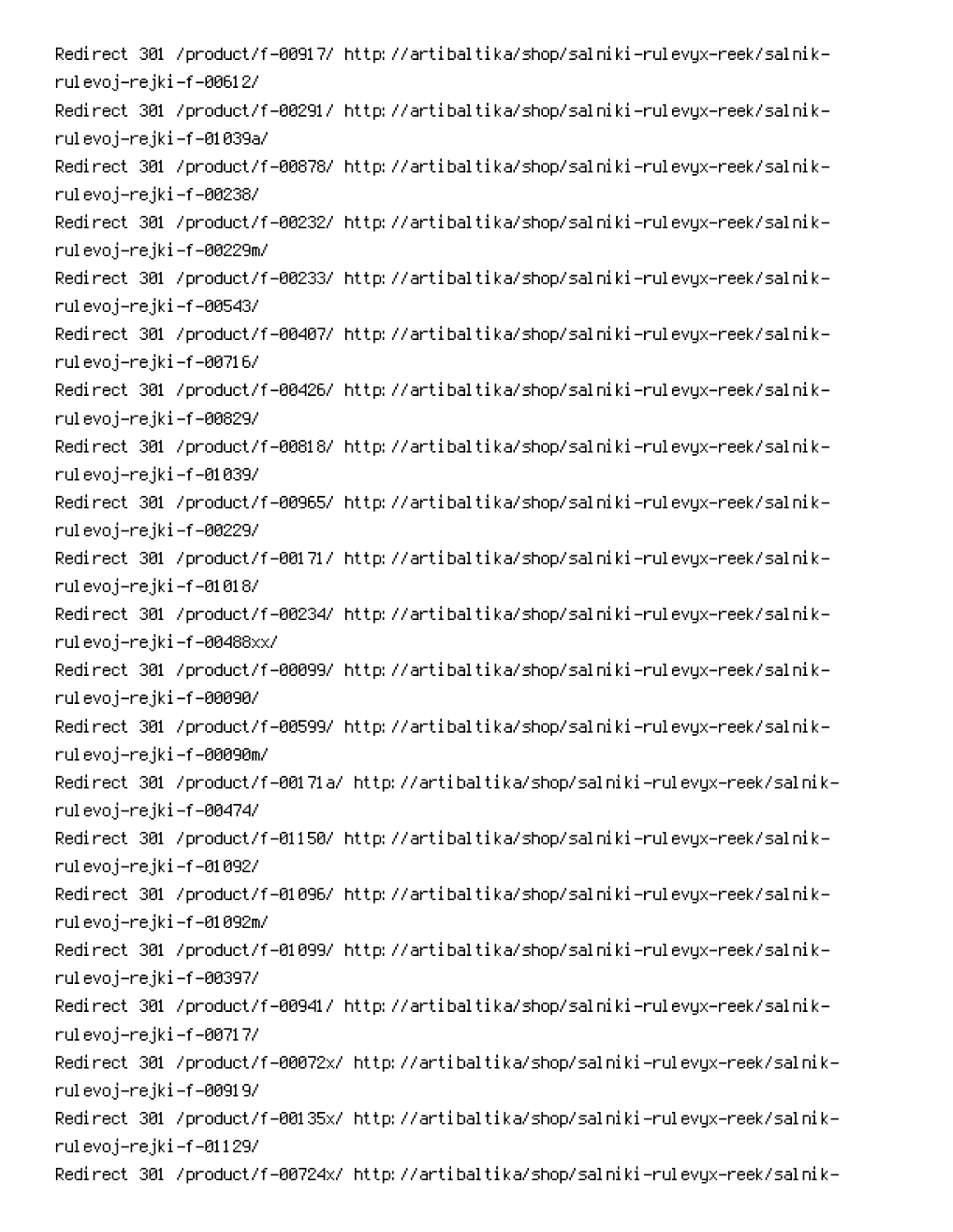Redirect 301 /product/f-00917/ http://artibaltika/shop/salniki-rulevyx-reek/salnik-rulevoj-rejki-f-00612/
Redirect 301 /product/f-00291/ http://artibaltika/shop/salniki-rulevyx-reek/salnik-rulevoj-rejki-f-01039a/
Redirect 301 /product/f-00878/ http://artibaltika/shop/salniki-rulevyx-reek/salnik-rulevoj-rejki-f-00238/
Redirect 301 /product/f-00232/ http://artibaltika/shop/salniki-rulevyx-reek/salnik-rulevoj-rejki-f-00229m/
Redirect 301 /product/f-00233/ http://artibaltika/shop/salniki-rulevyx-reek/salnik-rulevoj-rejki-f-00543/
Redirect 301 /product/f-00407/ http://artibaltika/shop/salniki-rulevyx-reek/salnik-rulevoj-rejki-f-00716/
Redirect 301 /product/f-00426/ http://artibaltika/shop/salniki-rulevyx-reek/salnik-rulevoj-rejki-f-00829/
Redirect 301 /product/f-00818/ http://artibaltika/shop/salniki-rulevyx-reek/salnik-rulevoj-rejki-f-01039/
Redirect 301 /product/f-00965/ http://artibaltika/shop/salniki-rulevyx-reek/salnik-rulevoj-rejki-f-00229/
Redirect 301 /product/f-00171/ http://artibaltika/shop/salniki-rulevyx-reek/salnik-rulevoj-rejki-f-01018/
Redirect 301 /product/f-00234/ http://artibaltika/shop/salniki-rulevyx-reek/salnik-rulevoj-rejki-f-00488xx/
Redirect 301 /product/f-00099/ http://artibaltika/shop/salniki-rulevyx-reek/salnik-rulevoj-rejki-f-00090/
Redirect 301 /product/f-00599/ http://artibaltika/shop/salniki-rulevyx-reek/salnik-rulevoj-rejki-f-00090m/
Redirect 301 /product/f-00171a/ http://artibaltika/shop/salniki-rulevyx-reek/salnik-rulevoj-rejki-f-00474/
Redirect 301 /product/f-01150/ http://artibaltika/shop/salniki-rulevyx-reek/salnik-rulevoj-rejki-f-01092/
Redirect 301 /product/f-01096/ http://artibaltika/shop/salniki-rulevyx-reek/salnik-rulevoj-rejki-f-01092m/
Redirect 301 /product/f-01099/ http://artibaltika/shop/salniki-rulevyx-reek/salnik-rulevoj-rejki-f-00397/
Redirect 301 /product/f-00941/ http://artibaltika/shop/salniki-rulevyx-reek/salnik-rulevoj-rejki-f-00717/
Redirect 301 /product/f-00072x/ http://artibaltika/shop/salniki-rulevyx-reek/salnik-rulevoj-rejki-f-00919/
Redirect 301 /product/f-00135x/ http://artibaltika/shop/salniki-rulevyx-reek/salnik-rulevoj-rejki-f-01129/
Redirect 301 /product/f-00724x/ http://artibaltika/shop/salniki-rulevyx-reek/salnik-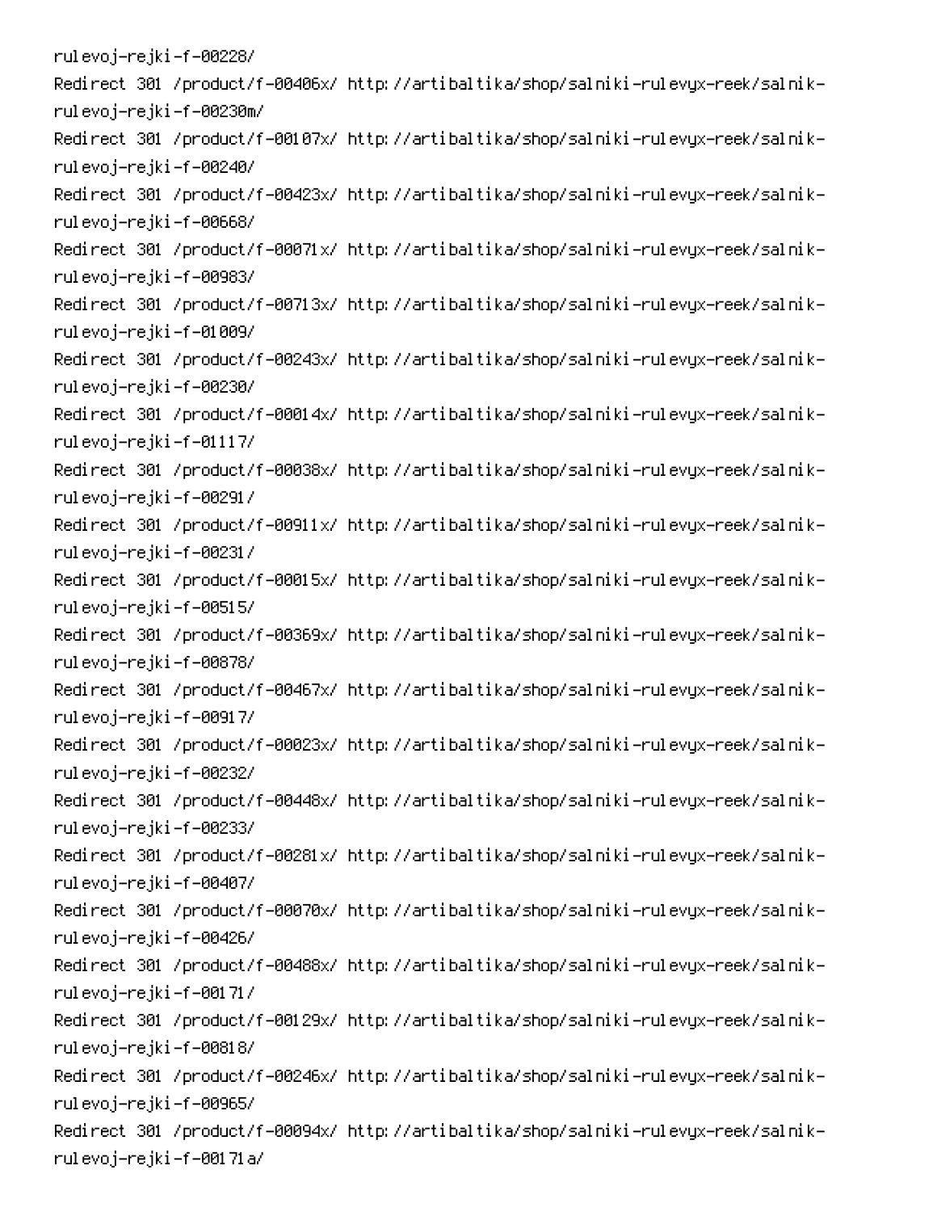rulevoj-rejki-f-00228/

Redirect 301 /product/f-00406x/ http://artibaltika/shop/salniki-rulevyx-reek/salnik-rulevoj-rejki-f-00230m/

Redirect 301 /product/f-00107x/ http://artibaltika/shop/salniki-rulevyx-reek/salnik-rulevoj-rejki-f-00240/

Redirect 301 /product/f-00423x/ http://artibaltika/shop/salniki-rulevyx-reek/salnik-rulevoj-rejki-f-00668/

Redirect 301 /product/f-00071x/ http://artibaltika/shop/salniki-rulevyx-reek/salnik-rulevoj-rejki-f-00983/

Redirect 301 /product/f-00713x/ http://artibaltika/shop/salniki-rulevyx-reek/salnik-rulevoj-rejki-f-01009/

Redirect 301 /product/f-00243x/ http://artibaltika/shop/salniki-rulevyx-reek/salnik-rulevoj-rejki-f-00230/

Redirect 301 /product/f-00014x/ http://artibaltika/shop/salniki-rulevyx-reek/salnik-rulevoj-rejki-f-01117/

Redirect 301 /product/f-00038x/ http://artibaltika/shop/salniki-rulevyx-reek/salnik-rulevoj-rejki-f-00291/

Redirect 301 /product/f-00911x/ http://artibaltika/shop/salniki-rulevyx-reek/salnik-rulevoj-rejki-f-00231/

Redirect 301 /product/f-00015x/ http://artibaltika/shop/salniki-rulevyx-reek/salnik-rulevoj-rejki-f-00515/

Redirect 301 /product/f-00369x/ http://artibaltika/shop/salniki-rulevyx-reek/salnik-rulevoj-rejki-f-00878/

Redirect 301 /product/f-00467x/ http://artibaltika/shop/salniki-rulevyx-reek/salnik-rulevoj-rejki-f-00917/

Redirect 301 /product/f-00023x/ http://artibaltika/shop/salniki-rulevyx-reek/salnik-rulevoj-rejki-f-00232/

Redirect 301 /product/f-00448x/ http://artibaltika/shop/salniki-rulevyx-reek/salnik-rulevoj-rejki-f-00233/

Redirect 301 /product/f-00281x/ http://artibaltika/shop/salniki-rulevyx-reek/salnik-rulevoj-rejki-f-00407/

Redirect 301 /product/f-00070x/ http://artibaltika/shop/salniki-rulevyx-reek/salnik-rulevoj-rejki-f-00426/

Redirect 301 /product/f-00488x/ http://artibaltika/shop/salniki-rulevyx-reek/salnik-rulevoj-rejki-f-00171/

Redirect 301 /product/f-00129x/ http://artibaltika/shop/salniki-rulevyx-reek/salnik-rulevoj-rejki-f-00818/

Redirect 301 /product/f-00246x/ http://artibaltika/shop/salniki-rulevyx-reek/salnik-rulevoj-rejki-f-00965/

Redirect 301 /product/f-00094x/ http://artibaltika/shop/salniki-rulevyx-reek/salnik-rulevoj-rejki-f-00171a/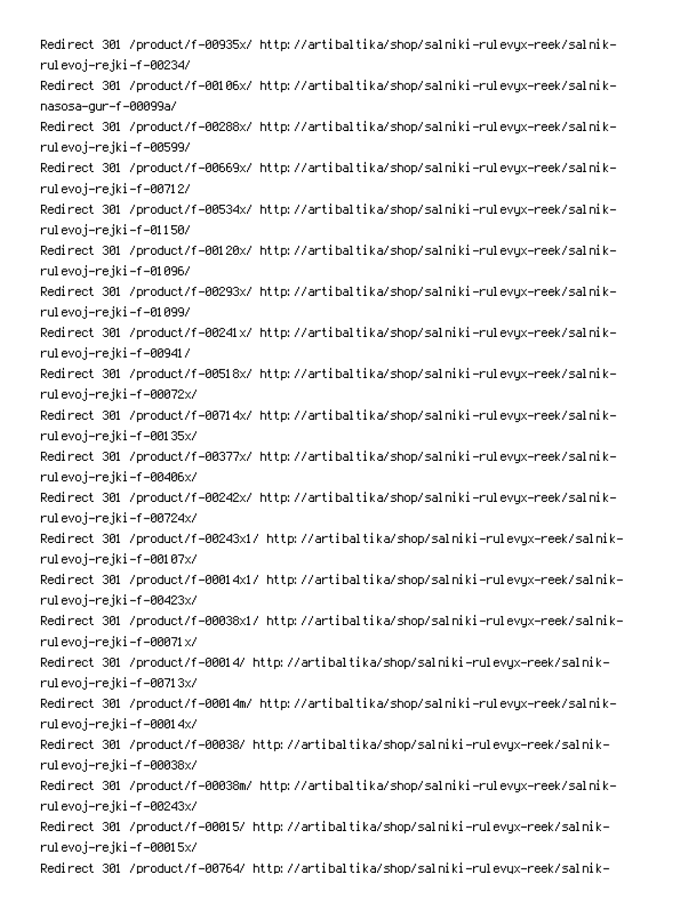Redirect 301 /product/f-00935x/ http://artibaltika/shop/salniki-rulevyx-reek/salnik-rulevoj-rejki-f-00234/
Redirect 301 /product/f-00106x/ http://artibaltika/shop/salniki-rulevyx-reek/salnik-nasosa-gur-f-00099a/
Redirect 301 /product/f-00288x/ http://artibaltika/shop/salniki-rulevyx-reek/salnik-rulevoj-rejki-f-00599/
Redirect 301 /product/f-00669x/ http://artibaltika/shop/salniki-rulevyx-reek/salnik-rulevoj-rejki-f-00712/
Redirect 301 /product/f-00534x/ http://artibaltika/shop/salniki-rulevyx-reek/salnik-rulevoj-rejki-f-01150/
Redirect 301 /product/f-00120x/ http://artibaltika/shop/salniki-rulevyx-reek/salnik-rulevoj-rejki-f-01096/
Redirect 301 /product/f-00293x/ http://artibaltika/shop/salniki-rulevyx-reek/salnik-rulevoj-rejki-f-01099/
Redirect 301 /product/f-00241x/ http://artibaltika/shop/salniki-rulevyx-reek/salnik-rulevoj-rejki-f-00941/
Redirect 301 /product/f-00518x/ http://artibaltika/shop/salniki-rulevyx-reek/salnik-rulevoj-rejki-f-00072x/
Redirect 301 /product/f-00714x/ http://artibaltika/shop/salniki-rulevyx-reek/salnik-rulevoj-rejki-f-00135x/
Redirect 301 /product/f-00377x/ http://artibaltika/shop/salniki-rulevyx-reek/salnik-rulevoj-rejki-f-00406x/
Redirect 301 /product/f-00242x/ http://artibaltika/shop/salniki-rulevyx-reek/salnik-rulevoj-rejki-f-00724x/
Redirect 301 /product/f-00243x1/ http://artibaltika/shop/salniki-rulevyx-reek/salnik-rulevoj-rejki-f-00107x/
Redirect 301 /product/f-00014x1/ http://artibaltika/shop/salniki-rulevyx-reek/salnik-rulevoj-rejki-f-00423x/
Redirect 301 /product/f-00038x1/ http://artibaltika/shop/salniki-rulevyx-reek/salnik-rulevoj-rejki-f-00071x/
Redirect 301 /product/f-00014/ http://artibaltika/shop/salniki-rulevyx-reek/salnik-rulevoj-rejki-f-00713x/
Redirect 301 /product/f-00014m/ http://artibaltika/shop/salniki-rulevyx-reek/salnik-rulevoj-rejki-f-00014x/
Redirect 301 /product/f-00038/ http://artibaltika/shop/salniki-rulevyx-reek/salnik-rulevoj-rejki-f-00038x/
Redirect 301 /product/f-00038m/ http://artibaltika/shop/salniki-rulevyx-reek/salnik-rulevoj-rejki-f-00243x/
Redirect 301 /product/f-00015/ http://artibaltika/shop/salniki-rulevyx-reek/salnik-rulevoj-rejki-f-00015x/
Redirect 301 /product/f-00764/ http://artibaltika/shop/salniki-rulevyx-reek/salnik-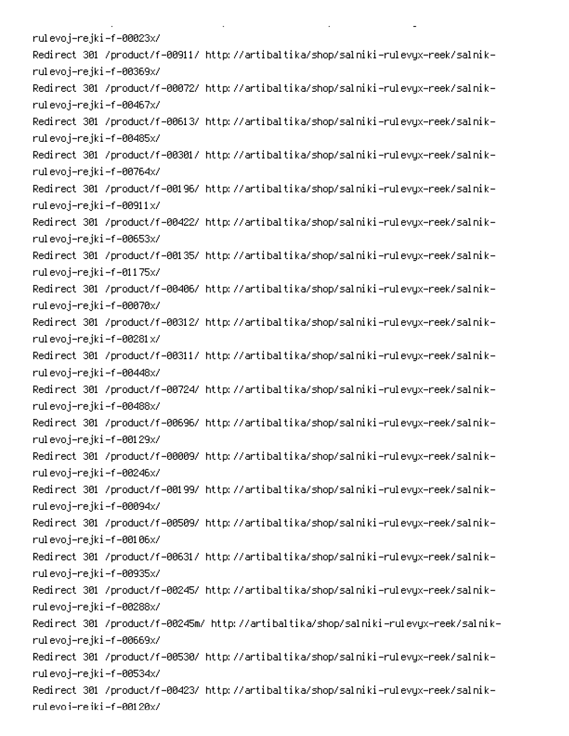rulevoj-rejki-f-00023x/

Redirect 301 /product/f-00911/ http://artibaltika/shop/salniki-rulevyx-reek/salnik-rulevoj-rejki-f-00369x/

Redirect 301 /product/f-00072/ http://artibaltika/shop/salniki-rulevyx-reek/salnik-rulevoj-rejki-f-00467x/

Redirect 301 /product/f-00613/ http://artibaltika/shop/salniki-rulevyx-reek/salnik-rulevoj-rejki-f-00485x/

Redirect 301 /product/f-00301/ http://artibaltika/shop/salniki-rulevyx-reek/salnik-rulevoj-rejki-f-00764x/

Redirect 301 /product/f-00196/ http://artibaltika/shop/salniki-rulevyx-reek/salnik-rulevoj-rejki-f-00911x/

Redirect 301 /product/f-00422/ http://artibaltika/shop/salniki-rulevyx-reek/salnik-rulevoj-rejki-f-00653x/

Redirect 301 /product/f-00135/ http://artibaltika/shop/salniki-rulevyx-reek/salnik-rulevoj-rejki-f-01175x/

Redirect 301 /product/f-00406/ http://artibaltika/shop/salniki-rulevyx-reek/salnik-rulevoj-rejki-f-00070x/

Redirect 301 /product/f-00312/ http://artibaltika/shop/salniki-rulevyx-reek/salnik-rulevoj-rejki-f-00281x/

Redirect 301 /product/f-00311/ http://artibaltika/shop/salniki-rulevyx-reek/salnik-rulevoj-rejki-f-00448x/

Redirect 301 /product/f-00724/ http://artibaltika/shop/salniki-rulevyx-reek/salnik-rulevoj-rejki-f-00488x/

Redirect 301 /product/f-00696/ http://artibaltika/shop/salniki-rulevyx-reek/salnik-rulevoj-rejki-f-00129x/

Redirect 301 /product/f-00009/ http://artibaltika/shop/salniki-rulevyx-reek/salnik-rulevoj-rejki-f-00246x/

Redirect 301 /product/f-00199/ http://artibaltika/shop/salniki-rulevyx-reek/salnik-rulevoj-rejki-f-00094x/

Redirect 301 /product/f-00509/ http://artibaltika/shop/salniki-rulevyx-reek/salnik-rulevoj-rejki-f-00106x/

Redirect 301 /product/f-00631/ http://artibaltika/shop/salniki-rulevyx-reek/salnik-rulevoj-rejki-f-00935x/

Redirect 301 /product/f-00245/ http://artibaltika/shop/salniki-rulevyx-reek/salnik-rulevoj-rejki-f-00288x/

Redirect 301 /product/f-00245m/ http://artibaltika/shop/salniki-rulevyx-reek/salnik-rulevoj-rejki-f-00669x/

Redirect 301 /product/f-00530/ http://artibaltika/shop/salniki-rulevyx-reek/salnik-rulevoj-rejki-f-00534x/

Redirect 301 /product/f-00423/ http://artibaltika/shop/salniki-rulevyx-reek/salnik-rulevoj-rejki-f-00120x/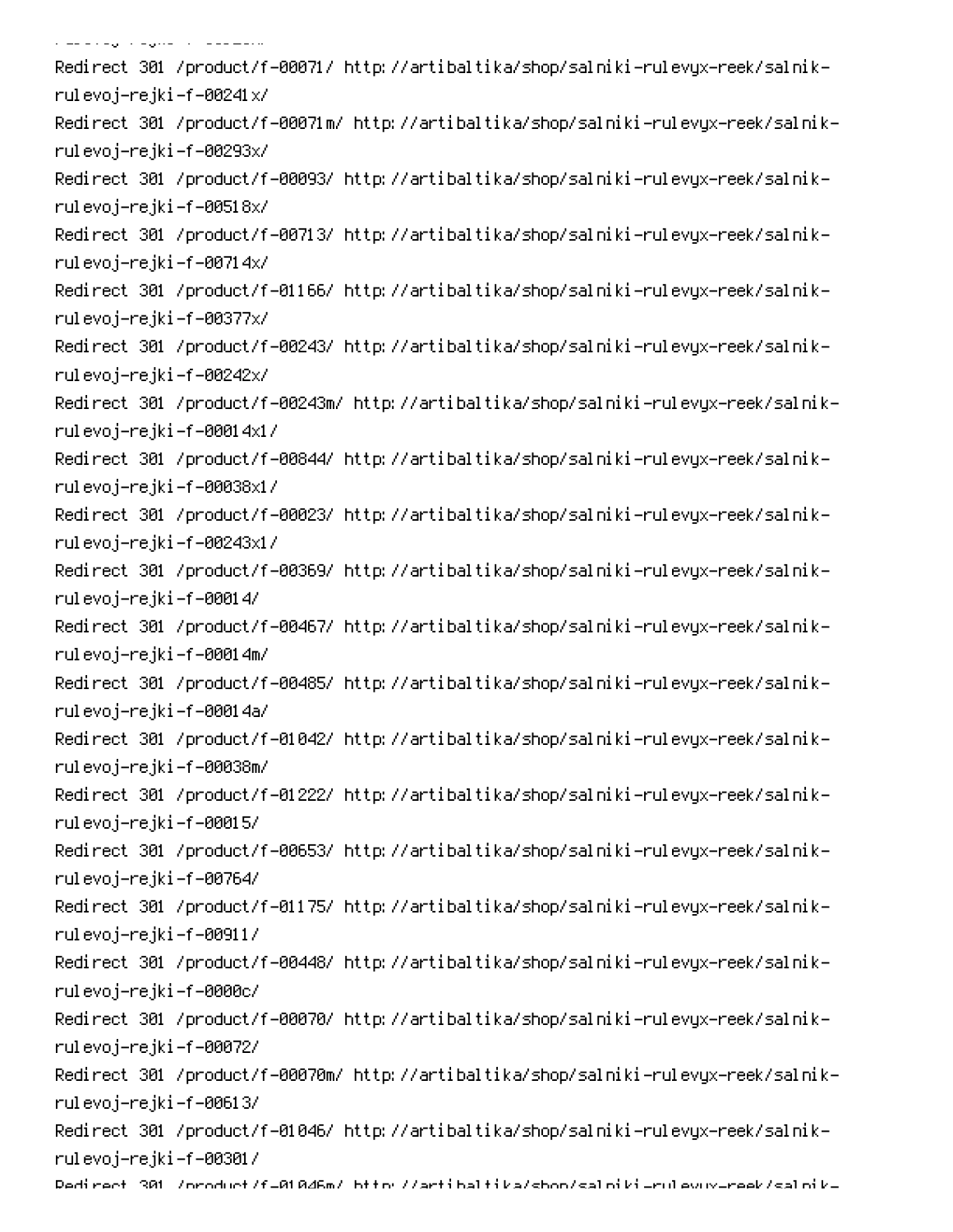Redirect 301 /product/f-00071/ http://artibaltika/shop/salniki-rulevyx-reek/salnik-rulevoj-rejki-f-00241x/
Redirect 301 /product/f-00071m/ http://artibaltika/shop/salniki-rulevyx-reek/salnik-rulevoj-rejki-f-00293x/
Redirect 301 /product/f-00093/ http://artibaltika/shop/salniki-rulevyx-reek/salnik-rulevoj-rejki-f-00518x/
Redirect 301 /product/f-00713/ http://artibaltika/shop/salniki-rulevyx-reek/salnik-rulevoj-rejki-f-00714x/
Redirect 301 /product/f-01166/ http://artibaltika/shop/salniki-rulevyx-reek/salnik-rulevoj-rejki-f-00377x/
Redirect 301 /product/f-00243/ http://artibaltika/shop/salniki-rulevyx-reek/salnik-rulevoj-rejki-f-00242x/
Redirect 301 /product/f-00243m/ http://artibaltika/shop/salniki-rulevyx-reek/salnik-rulevoj-rejki-f-00014x1/
Redirect 301 /product/f-00844/ http://artibaltika/shop/salniki-rulevyx-reek/salnik-rulevoj-rejki-f-00038x1/
Redirect 301 /product/f-00023/ http://artibaltika/shop/salniki-rulevyx-reek/salnik-rulevoj-rejki-f-00243x1/
Redirect 301 /product/f-00369/ http://artibaltika/shop/salniki-rulevyx-reek/salnik-rulevoj-rejki-f-00014/
Redirect 301 /product/f-00467/ http://artibaltika/shop/salniki-rulevyx-reek/salnik-rulevoj-rejki-f-00014m/
Redirect 301 /product/f-00485/ http://artibaltika/shop/salniki-rulevyx-reek/salnik-rulevoj-rejki-f-00014a/
Redirect 301 /product/f-01042/ http://artibaltika/shop/salniki-rulevyx-reek/salnik-rulevoj-rejki-f-00038m/
Redirect 301 /product/f-01222/ http://artibaltika/shop/salniki-rulevyx-reek/salnik-rulevoj-rejki-f-00015/
Redirect 301 /product/f-00653/ http://artibaltika/shop/salniki-rulevyx-reek/salnik-rulevoj-rejki-f-00764/
Redirect 301 /product/f-01175/ http://artibaltika/shop/salniki-rulevyx-reek/salnik-rulevoj-rejki-f-00911/
Redirect 301 /product/f-00448/ http://artibaltika/shop/salniki-rulevyx-reek/salnik-rulevoj-rejki-f-0000c/
Redirect 301 /product/f-00070/ http://artibaltika/shop/salniki-rulevyx-reek/salnik-rulevoj-rejki-f-00072/
Redirect 301 /product/f-00070m/ http://artibaltika/shop/salniki-rulevyx-reek/salnik-rulevoj-rejki-f-00613/
Redirect 301 /product/f-01046/ http://artibaltika/shop/salniki-rulevyx-reek/salnik-rulevoj-rejki-f-00301/
Redirect 301 /product/f-01046m/ http://artibaltika/shop/salniki-rulevyx-reek/salnik-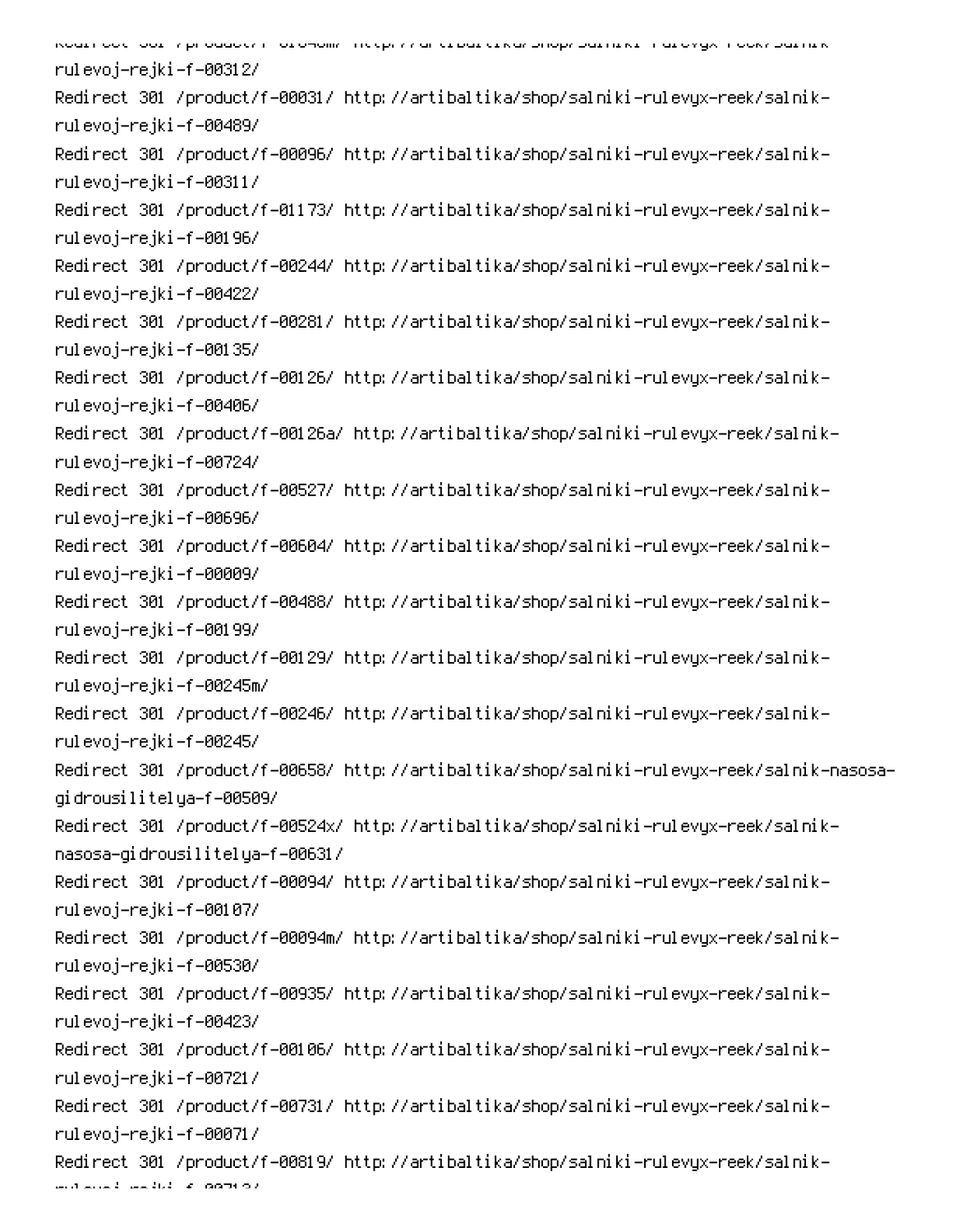rulevoj-rejki-f-00312/
Redirect 301 /product/f-00031/ http://artibaltika/shop/salniki-rulevyx-reek/salnik-rulevoj-rejki-f-00489/
Redirect 301 /product/f-00096/ http://artibaltika/shop/salniki-rulevyx-reek/salnik-rulevoj-rejki-f-00311/
Redirect 301 /product/f-01173/ http://artibaltika/shop/salniki-rulevyx-reek/salnik-rulevoj-rejki-f-00196/
Redirect 301 /product/f-00244/ http://artibaltika/shop/salniki-rulevyx-reek/salnik-rulevoj-rejki-f-00422/
Redirect 301 /product/f-00281/ http://artibaltika/shop/salniki-rulevyx-reek/salnik-rulevoj-rejki-f-00135/
Redirect 301 /product/f-00126/ http://artibaltika/shop/salniki-rulevyx-reek/salnik-rulevoj-rejki-f-00406/
Redirect 301 /product/f-00126a/ http://artibaltika/shop/salniki-rulevyx-reek/salnik-rulevoj-rejki-f-00724/
Redirect 301 /product/f-00527/ http://artibaltika/shop/salniki-rulevyx-reek/salnik-rulevoj-rejki-f-00696/
Redirect 301 /product/f-00604/ http://artibaltika/shop/salniki-rulevyx-reek/salnik-rulevoj-rejki-f-00009/
Redirect 301 /product/f-00488/ http://artibaltika/shop/salniki-rulevyx-reek/salnik-rulevoj-rejki-f-00199/
Redirect 301 /product/f-00129/ http://artibaltika/shop/salniki-rulevyx-reek/salnik-rulevoj-rejki-f-00245m/
Redirect 301 /product/f-00246/ http://artibaltika/shop/salniki-rulevyx-reek/salnik-rulevoj-rejki-f-00245/
Redirect 301 /product/f-00658/ http://artibaltika/shop/salniki-rulevyx-reek/salnik-nasosa-gidrousilitelya-f-00509/
Redirect 301 /product/f-00524x/ http://artibaltika/shop/salniki-rulevyx-reek/salnik-nasosa-gidrousilitelya-f-00631/
Redirect 301 /product/f-00094/ http://artibaltika/shop/salniki-rulevyx-reek/salnik-rulevoj-rejki-f-00107/
Redirect 301 /product/f-00094m/ http://artibaltika/shop/salniki-rulevyx-reek/salnik-rulevoj-rejki-f-00530/
Redirect 301 /product/f-00935/ http://artibaltika/shop/salniki-rulevyx-reek/salnik-rulevoj-rejki-f-00423/
Redirect 301 /product/f-00106/ http://artibaltika/shop/salniki-rulevyx-reek/salnik-rulevoj-rejki-f-00721/
Redirect 301 /product/f-00731/ http://artibaltika/shop/salniki-rulevyx-reek/salnik-rulevoj-rejki-f-00071/
Redirect 301 /product/f-00819/ http://artibaltika/shop/salniki-rulevyx-reek/salnik-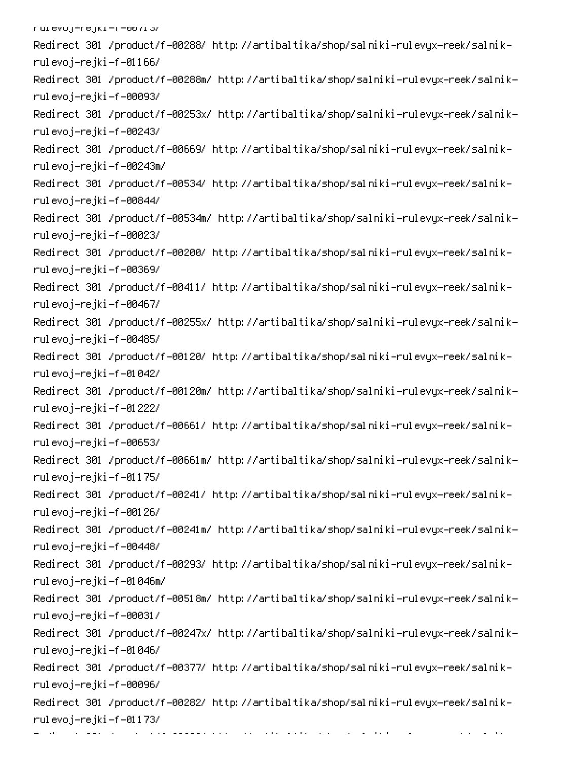rulevoj-rejki-f-00713/
Redirect 301 /product/f-00288/ http://artibaltika/shop/salniki-rulevyx-reek/salnik-rulevoj-rejki-f-01166/
Redirect 301 /product/f-00288m/ http://artibaltika/shop/salniki-rulevyx-reek/salnik-rulevoj-rejki-f-00093/
Redirect 301 /product/f-00253x/ http://artibaltika/shop/salniki-rulevyx-reek/salnik-rulevoj-rejki-f-00243/
Redirect 301 /product/f-00669/ http://artibaltika/shop/salniki-rulevyx-reek/salnik-rulevoj-rejki-f-00243m/
Redirect 301 /product/f-00534/ http://artibaltika/shop/salniki-rulevyx-reek/salnik-rulevoj-rejki-f-00844/
Redirect 301 /product/f-00534m/ http://artibaltika/shop/salniki-rulevyx-reek/salnik-rulevoj-rejki-f-00023/
Redirect 301 /product/f-00200/ http://artibaltika/shop/salniki-rulevyx-reek/salnik-rulevoj-rejki-f-00369/
Redirect 301 /product/f-00411/ http://artibaltika/shop/salniki-rulevyx-reek/salnik-rulevoj-rejki-f-00467/
Redirect 301 /product/f-00255x/ http://artibaltika/shop/salniki-rulevyx-reek/salnik-rulevoj-rejki-f-00485/
Redirect 301 /product/f-00120/ http://artibaltika/shop/salniki-rulevyx-reek/salnik-rulevoj-rejki-f-01042/
Redirect 301 /product/f-00120m/ http://artibaltika/shop/salniki-rulevyx-reek/salnik-rulevoj-rejki-f-01222/
Redirect 301 /product/f-00661/ http://artibaltika/shop/salniki-rulevyx-reek/salnik-rulevoj-rejki-f-00653/
Redirect 301 /product/f-00661m/ http://artibaltika/shop/salniki-rulevyx-reek/salnik-rulevoj-rejki-f-01175/
Redirect 301 /product/f-00241/ http://artibaltika/shop/salniki-rulevyx-reek/salnik-rulevoj-rejki-f-00126/
Redirect 301 /product/f-00241m/ http://artibaltika/shop/salniki-rulevyx-reek/salnik-rulevoj-rejki-f-00448/
Redirect 301 /product/f-00293/ http://artibaltika/shop/salniki-rulevyx-reek/salnik-rulevoj-rejki-f-01046m/
Redirect 301 /product/f-00518m/ http://artibaltika/shop/salniki-rulevyx-reek/salnik-rulevoj-rejki-f-00031/
Redirect 301 /product/f-00247x/ http://artibaltika/shop/salniki-rulevyx-reek/salnik-rulevoj-rejki-f-01046/
Redirect 301 /product/f-00377/ http://artibaltika/shop/salniki-rulevyx-reek/salnik-rulevoj-rejki-f-00096/
Redirect 301 /product/f-00282/ http://artibaltika/shop/salniki-rulevyx-reek/salnik-rulevoj-rejki-f-01173/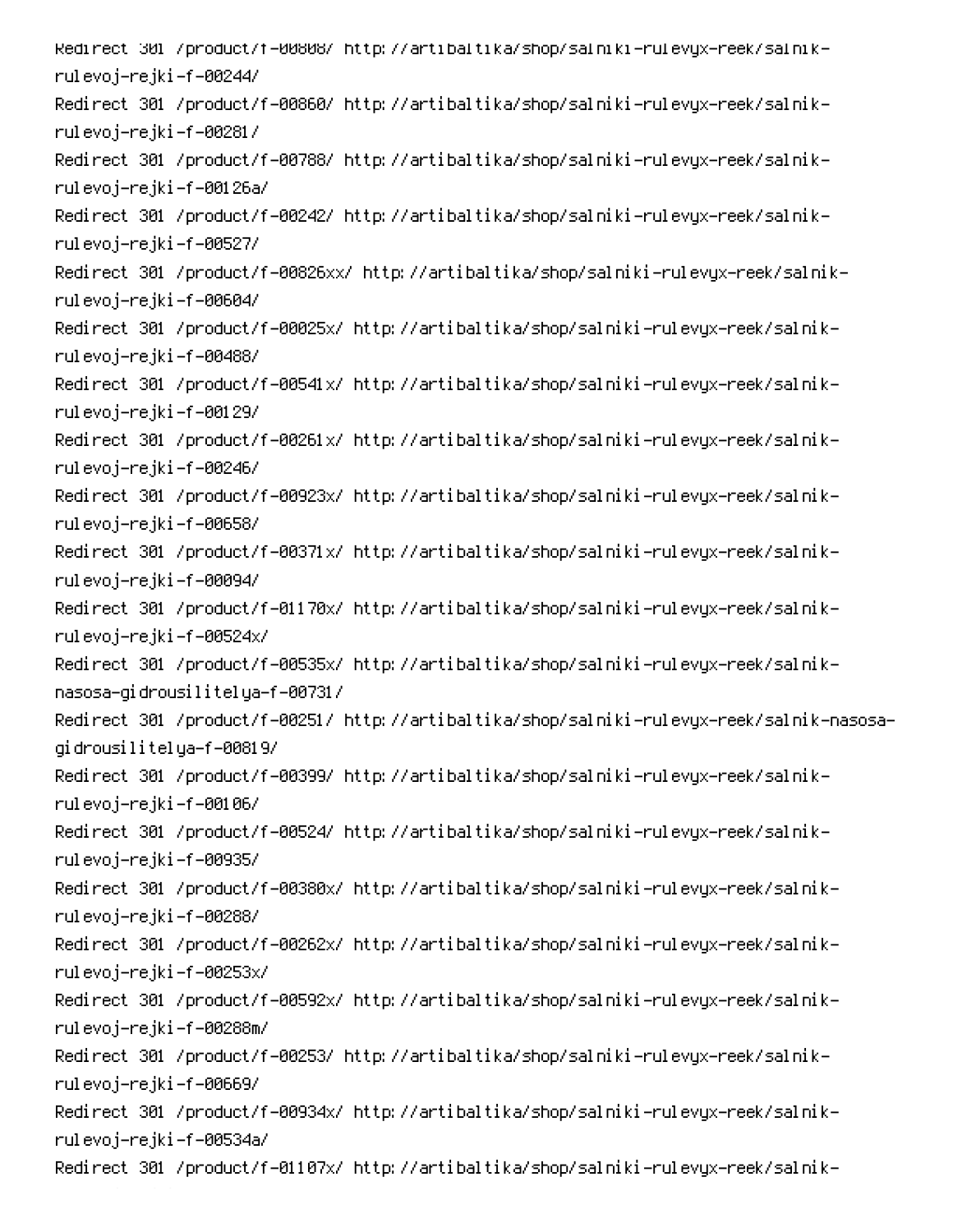Redirect 301 /product/f-00808/ http://artibaltika/shop/salniki-rulevyx-reek/salnik-rulevoj-rejki-f-00244/
Redirect 301 /product/f-00860/ http://artibaltika/shop/salniki-rulevyx-reek/salnik-rulevoj-rejki-f-00281/
Redirect 301 /product/f-00788/ http://artibaltika/shop/salniki-rulevyx-reek/salnik-rulevoj-rejki-f-00126a/
Redirect 301 /product/f-00242/ http://artibaltika/shop/salniki-rulevyx-reek/salnik-rulevoj-rejki-f-00527/
Redirect 301 /product/f-00826xx/ http://artibaltika/shop/salniki-rulevyx-reek/salnik-rulevoj-rejki-f-00604/
Redirect 301 /product/f-00025x/ http://artibaltika/shop/salniki-rulevyx-reek/salnik-rulevoj-rejki-f-00488/
Redirect 301 /product/f-00541x/ http://artibaltika/shop/salniki-rulevyx-reek/salnik-rulevoj-rejki-f-00129/
Redirect 301 /product/f-00261x/ http://artibaltika/shop/salniki-rulevyx-reek/salnik-rulevoj-rejki-f-00246/
Redirect 301 /product/f-00923x/ http://artibaltika/shop/salniki-rulevyx-reek/salnik-rulevoj-rejki-f-00658/
Redirect 301 /product/f-00371x/ http://artibaltika/shop/salniki-rulevyx-reek/salnik-rulevoj-rejki-f-00094/
Redirect 301 /product/f-01170x/ http://artibaltika/shop/salniki-rulevyx-reek/salnik-rulevoj-rejki-f-00524x/
Redirect 301 /product/f-00535x/ http://artibaltika/shop/salniki-rulevyx-reek/salnik-nasosa-gidrousilitelya-f-00731/
Redirect 301 /product/f-00251/ http://artibaltika/shop/salniki-rulevyx-reek/salnik-nasosa-gidrousilitelya-f-00819/
Redirect 301 /product/f-00399/ http://artibaltika/shop/salniki-rulevyx-reek/salnik-rulevoj-rejki-f-00106/
Redirect 301 /product/f-00524/ http://artibaltika/shop/salniki-rulevyx-reek/salnik-rulevoj-rejki-f-00935/
Redirect 301 /product/f-00380x/ http://artibaltika/shop/salniki-rulevyx-reek/salnik-rulevoj-rejki-f-00288/
Redirect 301 /product/f-00262x/ http://artibaltika/shop/salniki-rulevyx-reek/salnik-rulevoj-rejki-f-00253x/
Redirect 301 /product/f-00592x/ http://artibaltika/shop/salniki-rulevyx-reek/salnik-rulevoj-rejki-f-00288m/
Redirect 301 /product/f-00253/ http://artibaltika/shop/salniki-rulevyx-reek/salnik-rulevoj-rejki-f-00669/
Redirect 301 /product/f-00934x/ http://artibaltika/shop/salniki-rulevyx-reek/salnik-rulevoj-rejki-f-00534a/
Redirect 301 /product/f-01107x/ http://artibaltika/shop/salniki-rulevyx-reek/salnik-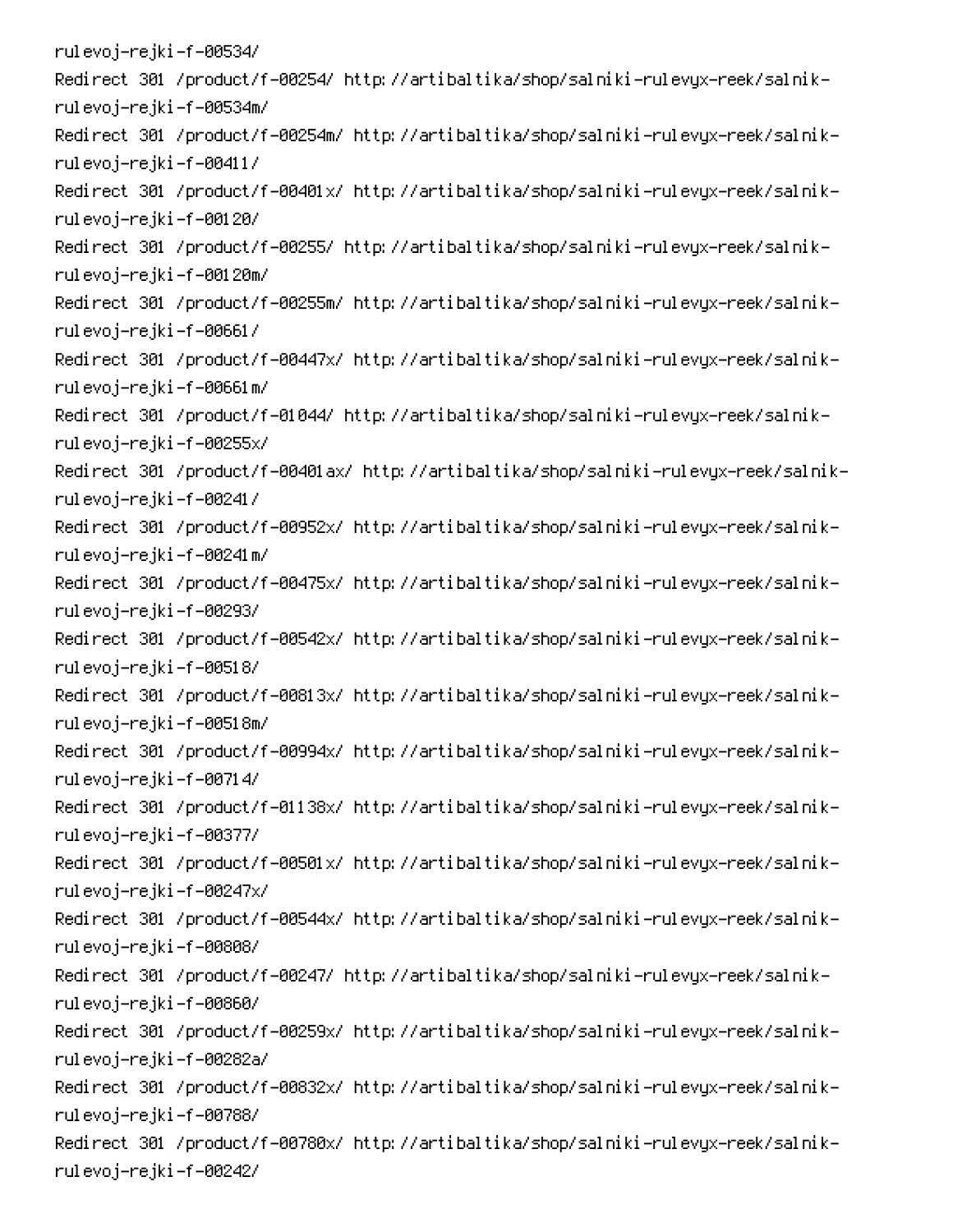rulevoj-rejki-f-00534/
Redirect 301 /product/f-00254/ http://artibaltika/shop/salniki-rulevyx-reek/salnik-rulevoj-rejki-f-00534m/
Redirect 301 /product/f-00254m/ http://artibaltika/shop/salniki-rulevyx-reek/salnik-rulevoj-rejki-f-00411/
Redirect 301 /product/f-00401x/ http://artibaltika/shop/salniki-rulevyx-reek/salnik-rulevoj-rejki-f-00120/
Redirect 301 /product/f-00255/ http://artibaltika/shop/salniki-rulevyx-reek/salnik-rulevoj-rejki-f-00120m/
Redirect 301 /product/f-00255m/ http://artibaltika/shop/salniki-rulevyx-reek/salnik-rulevoj-rejki-f-00661/
Redirect 301 /product/f-00447x/ http://artibaltika/shop/salniki-rulevyx-reek/salnik-rulevoj-rejki-f-00661m/
Redirect 301 /product/f-01044/ http://artibaltika/shop/salniki-rulevyx-reek/salnik-rulevoj-rejki-f-00255x/
Redirect 301 /product/f-00401ax/ http://artibaltika/shop/salniki-rulevyx-reek/salnik-rulevoj-rejki-f-00241/
Redirect 301 /product/f-00952x/ http://artibaltika/shop/salniki-rulevyx-reek/salnik-rulevoj-rejki-f-00241m/
Redirect 301 /product/f-00475x/ http://artibaltika/shop/salniki-rulevyx-reek/salnik-rulevoj-rejki-f-00293/
Redirect 301 /product/f-00542x/ http://artibaltika/shop/salniki-rulevyx-reek/salnik-rulevoj-rejki-f-00518/
Redirect 301 /product/f-00813x/ http://artibaltika/shop/salniki-rulevyx-reek/salnik-rulevoj-rejki-f-00518m/
Redirect 301 /product/f-00994x/ http://artibaltika/shop/salniki-rulevyx-reek/salnik-rulevoj-rejki-f-00714/
Redirect 301 /product/f-01138x/ http://artibaltika/shop/salniki-rulevyx-reek/salnik-rulevoj-rejki-f-00377/
Redirect 301 /product/f-00501x/ http://artibaltika/shop/salniki-rulevyx-reek/salnik-rulevoj-rejki-f-00247x/
Redirect 301 /product/f-00544x/ http://artibaltika/shop/salniki-rulevyx-reek/salnik-rulevoj-rejki-f-00808/
Redirect 301 /product/f-00247/ http://artibaltika/shop/salniki-rulevyx-reek/salnik-rulevoj-rejki-f-00860/
Redirect 301 /product/f-00259x/ http://artibaltika/shop/salniki-rulevyx-reek/salnik-rulevoj-rejki-f-00282a/
Redirect 301 /product/f-00832x/ http://artibaltika/shop/salniki-rulevyx-reek/salnik-rulevoj-rejki-f-00788/
Redirect 301 /product/f-00780x/ http://artibaltika/shop/salniki-rulevyx-reek/salnik-rulevoj-rejki-f-00242/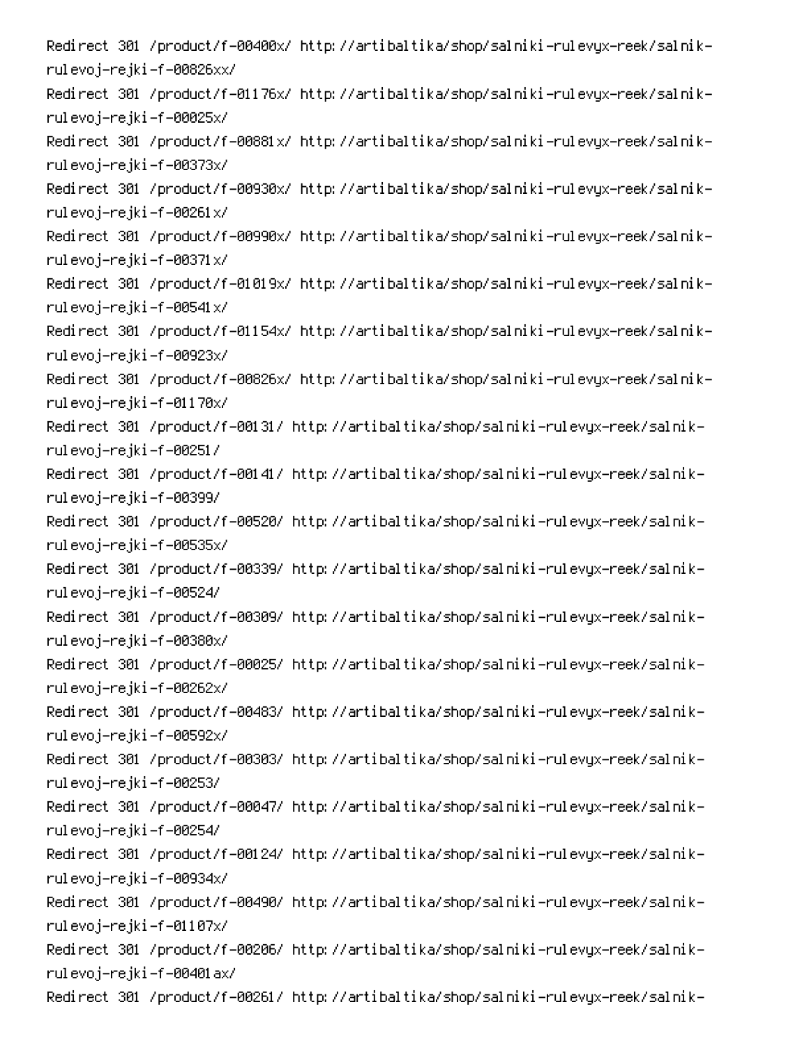Redirect 301 /product/f-00400x/ http://artibaltika/shop/salniki-rulevyx-reek/salnik-rulevoj-rejki-f-00826xx/
Redirect 301 /product/f-01176x/ http://artibaltika/shop/salniki-rulevyx-reek/salnik-rulevoj-rejki-f-00025x/
Redirect 301 /product/f-00881x/ http://artibaltika/shop/salniki-rulevyx-reek/salnik-rulevoj-rejki-f-00373x/
Redirect 301 /product/f-00930x/ http://artibaltika/shop/salniki-rulevyx-reek/salnik-rulevoj-rejki-f-00261x/
Redirect 301 /product/f-00990x/ http://artibaltika/shop/salniki-rulevyx-reek/salnik-rulevoj-rejki-f-00371x/
Redirect 301 /product/f-01019x/ http://artibaltika/shop/salniki-rulevyx-reek/salnik-rulevoj-rejki-f-00541x/
Redirect 301 /product/f-01154x/ http://artibaltika/shop/salniki-rulevyx-reek/salnik-rulevoj-rejki-f-00923x/
Redirect 301 /product/f-00826x/ http://artibaltika/shop/salniki-rulevyx-reek/salnik-rulevoj-rejki-f-01170x/
Redirect 301 /product/f-00131/ http://artibaltika/shop/salniki-rulevyx-reek/salnik-rulevoj-rejki-f-00251/
Redirect 301 /product/f-00141/ http://artibaltika/shop/salniki-rulevyx-reek/salnik-rulevoj-rejki-f-00399/
Redirect 301 /product/f-00520/ http://artibaltika/shop/salniki-rulevyx-reek/salnik-rulevoj-rejki-f-00535x/
Redirect 301 /product/f-00339/ http://artibaltika/shop/salniki-rulevyx-reek/salnik-rulevoj-rejki-f-00524/
Redirect 301 /product/f-00309/ http://artibaltika/shop/salniki-rulevyx-reek/salnik-rulevoj-rejki-f-00380x/
Redirect 301 /product/f-00025/ http://artibaltika/shop/salniki-rulevyx-reek/salnik-rulevoj-rejki-f-00262x/
Redirect 301 /product/f-00483/ http://artibaltika/shop/salniki-rulevyx-reek/salnik-rulevoj-rejki-f-00592x/
Redirect 301 /product/f-00303/ http://artibaltika/shop/salniki-rulevyx-reek/salnik-rulevoj-rejki-f-00253/
Redirect 301 /product/f-00047/ http://artibaltika/shop/salniki-rulevyx-reek/salnik-rulevoj-rejki-f-00254/
Redirect 301 /product/f-00124/ http://artibaltika/shop/salniki-rulevyx-reek/salnik-rulevoj-rejki-f-00934x/
Redirect 301 /product/f-00490/ http://artibaltika/shop/salniki-rulevyx-reek/salnik-rulevoj-rejki-f-01107x/
Redirect 301 /product/f-00206/ http://artibaltika/shop/salniki-rulevyx-reek/salnik-rulevoj-rejki-f-00401ax/
Redirect 301 /product/f-00261/ http://artibaltika/shop/salniki-rulevyx-reek/salnik-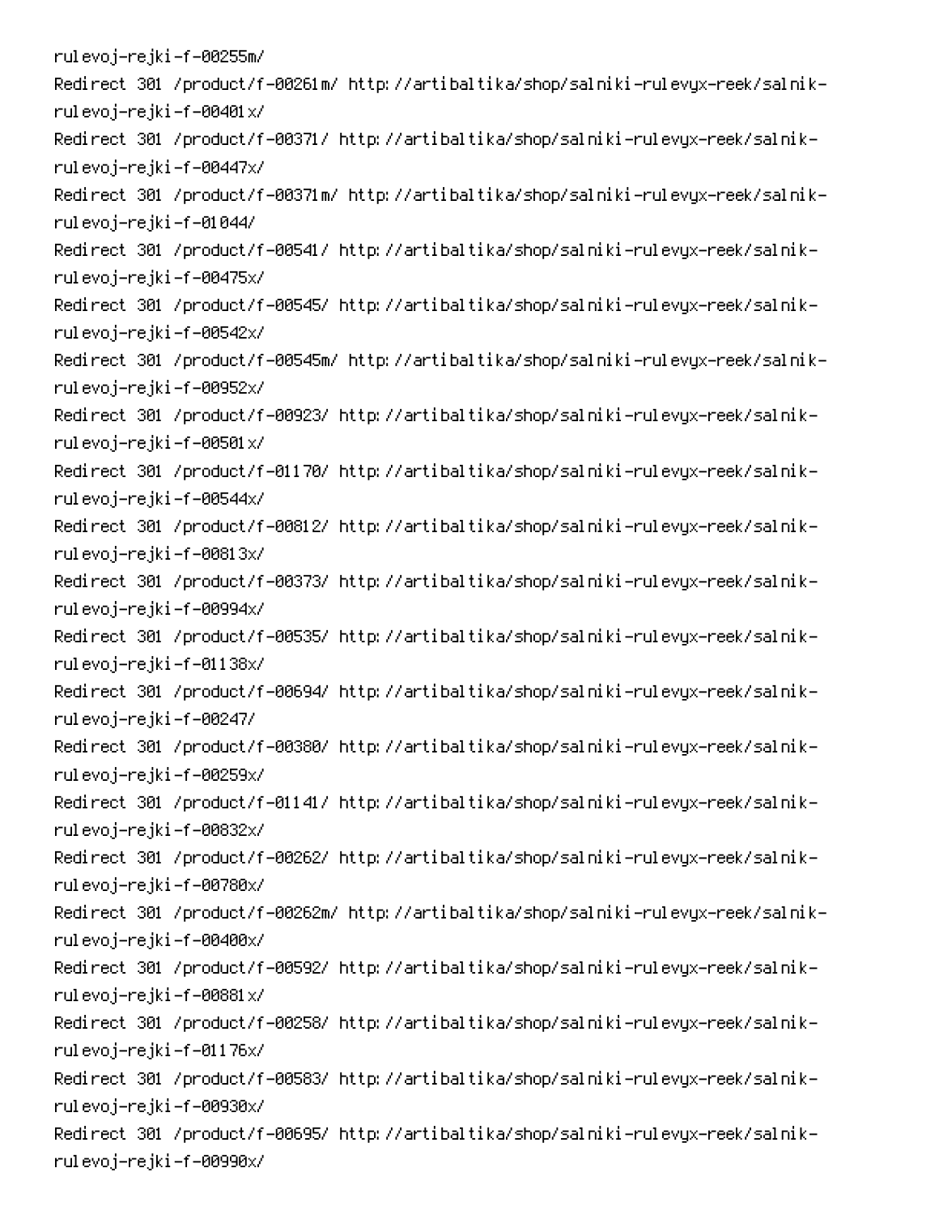rulevoj-rejki-f-00255m/

Redirect 301 /product/f-00261m/ http://artibaltika/shop/salniki-rulevyx-reek/salnik-rulevoj-rejki-f-00401x/

Redirect 301 /product/f-00371/ http://artibaltika/shop/salniki-rulevyx-reek/salnik-rulevoj-rejki-f-00447x/

Redirect 301 /product/f-00371m/ http://artibaltika/shop/salniki-rulevyx-reek/salnik-rulevoj-rejki-f-01044/

Redirect 301 /product/f-00541/ http://artibaltika/shop/salniki-rulevyx-reek/salnik-rulevoj-rejki-f-00475x/

Redirect 301 /product/f-00545/ http://artibaltika/shop/salniki-rulevyx-reek/salnik-rulevoj-rejki-f-00542x/

Redirect 301 /product/f-00545m/ http://artibaltika/shop/salniki-rulevyx-reek/salnik-rulevoj-rejki-f-00952x/

Redirect 301 /product/f-00923/ http://artibaltika/shop/salniki-rulevyx-reek/salnik-rulevoj-rejki-f-00501x/

Redirect 301 /product/f-01170/ http://artibaltika/shop/salniki-rulevyx-reek/salnik-rulevoj-rejki-f-00544x/

Redirect 301 /product/f-00812/ http://artibaltika/shop/salniki-rulevyx-reek/salnik-rulevoj-rejki-f-00813x/

Redirect 301 /product/f-00373/ http://artibaltika/shop/salniki-rulevyx-reek/salnik-rulevoj-rejki-f-00994x/

Redirect 301 /product/f-00535/ http://artibaltika/shop/salniki-rulevyx-reek/salnik-rulevoj-rejki-f-01138x/

Redirect 301 /product/f-00694/ http://artibaltika/shop/salniki-rulevyx-reek/salnik-rulevoj-rejki-f-00247/

Redirect 301 /product/f-00380/ http://artibaltika/shop/salniki-rulevyx-reek/salnik-rulevoj-rejki-f-00259x/

Redirect 301 /product/f-01141/ http://artibaltika/shop/salniki-rulevyx-reek/salnik-rulevoj-rejki-f-00832x/

Redirect 301 /product/f-00262/ http://artibaltika/shop/salniki-rulevyx-reek/salnik-rulevoj-rejki-f-00780x/

Redirect 301 /product/f-00262m/ http://artibaltika/shop/salniki-rulevyx-reek/salnik-rulevoj-rejki-f-00400x/

Redirect 301 /product/f-00592/ http://artibaltika/shop/salniki-rulevyx-reek/salnik-rulevoj-rejki-f-00881x/

Redirect 301 /product/f-00258/ http://artibaltika/shop/salniki-rulevyx-reek/salnik-rulevoj-rejki-f-01176x/

Redirect 301 /product/f-00583/ http://artibaltika/shop/salniki-rulevyx-reek/salnik-rulevoj-rejki-f-00930x/

Redirect 301 /product/f-00695/ http://artibaltika/shop/salniki-rulevyx-reek/salnik-rulevoj-rejki-f-00990x/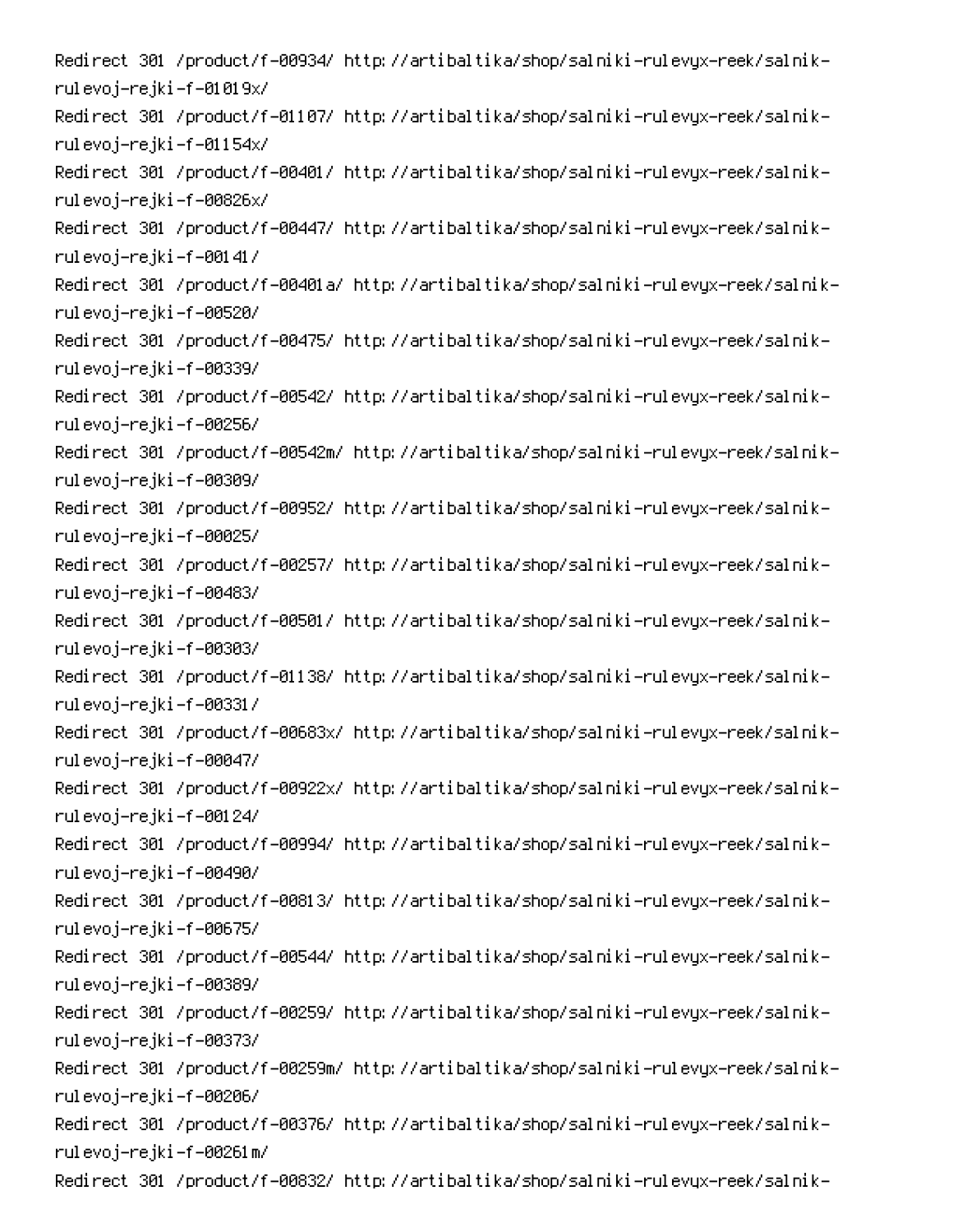```
Redirect 301 /product/f-00934/ http://artibaltika/shop/salniki-rulevyx-reek/salnik-rulevoj-rejki-f-01019x/
Redirect 301 /product/f-01107/ http://artibaltika/shop/salniki-rulevyx-reek/salnik-rulevoj-rejki-f-01154x/
Redirect 301 /product/f-00401/ http://artibaltika/shop/salniki-rulevyx-reek/salnik-rulevoj-rejki-f-00826x/
Redirect 301 /product/f-00447/ http://artibaltika/shop/salniki-rulevyx-reek/salnik-rulevoj-rejki-f-00141/
Redirect 301 /product/f-00401a/ http://artibaltika/shop/salniki-rulevyx-reek/salnik-rulevoj-rejki-f-00520/
Redirect 301 /product/f-00475/ http://artibaltika/shop/salniki-rulevyx-reek/salnik-rulevoj-rejki-f-00339/
Redirect 301 /product/f-00542/ http://artibaltika/shop/salniki-rulevyx-reek/salnik-rulevoj-rejki-f-00256/
Redirect 301 /product/f-00542m/ http://artibaltika/shop/salniki-rulevyx-reek/salnik-rulevoj-rejki-f-00309/
Redirect 301 /product/f-00952/ http://artibaltika/shop/salniki-rulevyx-reek/salnik-rulevoj-rejki-f-00025/
Redirect 301 /product/f-00257/ http://artibaltika/shop/salniki-rulevyx-reek/salnik-rulevoj-rejki-f-00483/
Redirect 301 /product/f-00501/ http://artibaltika/shop/salniki-rulevyx-reek/salnik-rulevoj-rejki-f-00303/
Redirect 301 /product/f-01138/ http://artibaltika/shop/salniki-rulevyx-reek/salnik-rulevoj-rejki-f-00331/
Redirect 301 /product/f-00683x/ http://artibaltika/shop/salniki-rulevyx-reek/salnik-rulevoj-rejki-f-00047/
Redirect 301 /product/f-00922x/ http://artibaltika/shop/salniki-rulevyx-reek/salnik-rulevoj-rejki-f-00124/
Redirect 301 /product/f-00994/ http://artibaltika/shop/salniki-rulevyx-reek/salnik-rulevoj-rejki-f-00490/
Redirect 301 /product/f-00813/ http://artibaltika/shop/salniki-rulevyx-reek/salnik-rulevoj-rejki-f-00675/
Redirect 301 /product/f-00544/ http://artibaltika/shop/salniki-rulevyx-reek/salnik-rulevoj-rejki-f-00389/
Redirect 301 /product/f-00259/ http://artibaltika/shop/salniki-rulevyx-reek/salnik-rulevoj-rejki-f-00373/
Redirect 301 /product/f-00259m/ http://artibaltika/shop/salniki-rulevyx-reek/salnik-rulevoj-rejki-f-00206/
Redirect 301 /product/f-00376/ http://artibaltika/shop/salniki-rulevyx-reek/salnik-rulevoj-rejki-f-00261m/
Redirect 301 /product/f-00832/ http://artibaltika/shop/salniki-rulevyx-reek/salnik-
```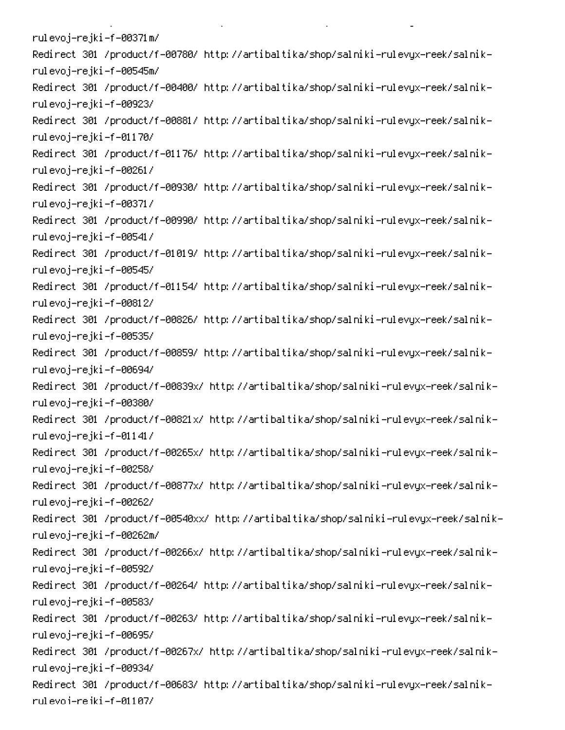rulevoj-rejki-f-00371m/
Redirect 301 /product/f-00780/ http://artibaltika/shop/salniki-rulevyx-reek/salnik-rulevoj-rejki-f-00545m/
Redirect 301 /product/f-00400/ http://artibaltika/shop/salniki-rulevyx-reek/salnik-rulevoj-rejki-f-00923/
Redirect 301 /product/f-00881/ http://artibaltika/shop/salniki-rulevyx-reek/salnik-rulevoj-rejki-f-01170/
Redirect 301 /product/f-01176/ http://artibaltika/shop/salniki-rulevyx-reek/salnik-rulevoj-rejki-f-00261/
Redirect 301 /product/f-00930/ http://artibaltika/shop/salniki-rulevyx-reek/salnik-rulevoj-rejki-f-00371/
Redirect 301 /product/f-00990/ http://artibaltika/shop/salniki-rulevyx-reek/salnik-rulevoj-rejki-f-00541/
Redirect 301 /product/f-01019/ http://artibaltika/shop/salniki-rulevyx-reek/salnik-rulevoj-rejki-f-00545/
Redirect 301 /product/f-01154/ http://artibaltika/shop/salniki-rulevyx-reek/salnik-rulevoj-rejki-f-00812/
Redirect 301 /product/f-00826/ http://artibaltika/shop/salniki-rulevyx-reek/salnik-rulevoj-rejki-f-00535/
Redirect 301 /product/f-00859/ http://artibaltika/shop/salniki-rulevyx-reek/salnik-rulevoj-rejki-f-00694/
Redirect 301 /product/f-00839x/ http://artibaltika/shop/salniki-rulevyx-reek/salnik-rulevoj-rejki-f-00380/
Redirect 301 /product/f-00821x/ http://artibaltika/shop/salniki-rulevyx-reek/salnik-rulevoj-rejki-f-01141/
Redirect 301 /product/f-00265x/ http://artibaltika/shop/salniki-rulevyx-reek/salnik-rulevoj-rejki-f-00258/
Redirect 301 /product/f-00877x/ http://artibaltika/shop/salniki-rulevyx-reek/salnik-rulevoj-rejki-f-00262/
Redirect 301 /product/f-00540xx/ http://artibaltika/shop/salniki-rulevyx-reek/salnik-rulevoj-rejki-f-00262m/
Redirect 301 /product/f-00266x/ http://artibaltika/shop/salniki-rulevyx-reek/salnik-rulevoj-rejki-f-00592/
Redirect 301 /product/f-00264/ http://artibaltika/shop/salniki-rulevyx-reek/salnik-rulevoj-rejki-f-00583/
Redirect 301 /product/f-00263/ http://artibaltika/shop/salniki-rulevyx-reek/salnik-rulevoj-rejki-f-00695/
Redirect 301 /product/f-00267x/ http://artibaltika/shop/salniki-rulevyx-reek/salnik-rulevoj-rejki-f-00934/
Redirect 301 /product/f-00683/ http://artibaltika/shop/salniki-rulevyx-reek/salnik-rulevoj-rejki-f-01107/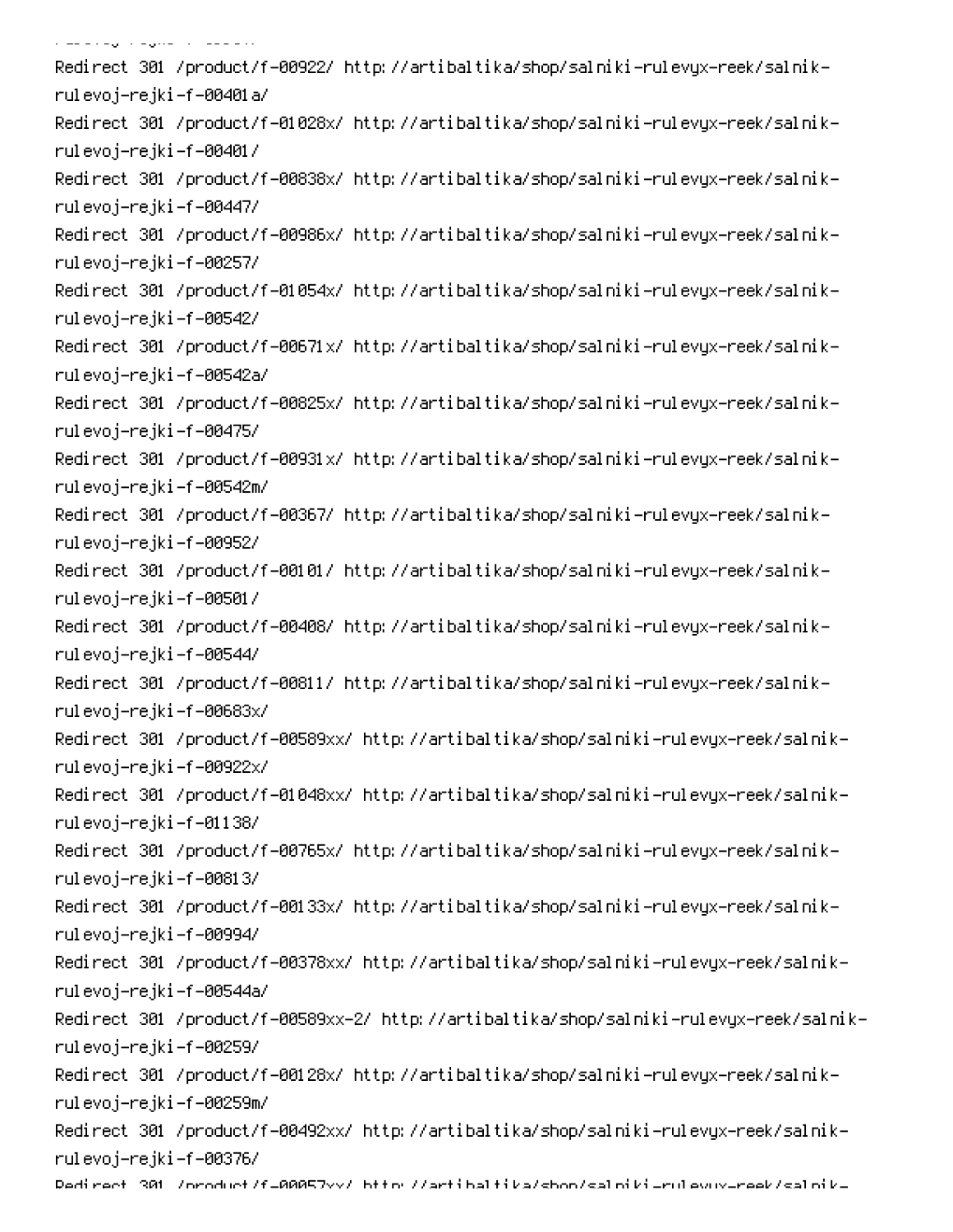Redirect 301 /product/f-00922/ http://artibaltika/shop/salniki-rulevyx-reek/salnik-rulevoj-rejki-f-00401a/
Redirect 301 /product/f-01028x/ http://artibaltika/shop/salniki-rulevyx-reek/salnik-rulevoj-rejki-f-00401/
Redirect 301 /product/f-00838x/ http://artibaltika/shop/salniki-rulevyx-reek/salnik-rulevoj-rejki-f-00447/
Redirect 301 /product/f-00986x/ http://artibaltika/shop/salniki-rulevyx-reek/salnik-rulevoj-rejki-f-00257/
Redirect 301 /product/f-01054x/ http://artibaltika/shop/salniki-rulevyx-reek/salnik-rulevoj-rejki-f-00542/
Redirect 301 /product/f-00671x/ http://artibaltika/shop/salniki-rulevyx-reek/salnik-rulevoj-rejki-f-00542a/
Redirect 301 /product/f-00825x/ http://artibaltika/shop/salniki-rulevyx-reek/salnik-rulevoj-rejki-f-00475/
Redirect 301 /product/f-00931x/ http://artibaltika/shop/salniki-rulevyx-reek/salnik-rulevoj-rejki-f-00542m/
Redirect 301 /product/f-00367/ http://artibaltika/shop/salniki-rulevyx-reek/salnik-rulevoj-rejki-f-00952/
Redirect 301 /product/f-00101/ http://artibaltika/shop/salniki-rulevyx-reek/salnik-rulevoj-rejki-f-00501/
Redirect 301 /product/f-00408/ http://artibaltika/shop/salniki-rulevyx-reek/salnik-rulevoj-rejki-f-00544/
Redirect 301 /product/f-00811/ http://artibaltika/shop/salniki-rulevyx-reek/salnik-rulevoj-rejki-f-00683x/
Redirect 301 /product/f-00589xx/ http://artibaltika/shop/salniki-rulevyx-reek/salnik-rulevoj-rejki-f-00922x/
Redirect 301 /product/f-01048xx/ http://artibaltika/shop/salniki-rulevyx-reek/salnik-rulevoj-rejki-f-01138/
Redirect 301 /product/f-00765x/ http://artibaltika/shop/salniki-rulevyx-reek/salnik-rulevoj-rejki-f-00813/
Redirect 301 /product/f-00133x/ http://artibaltika/shop/salniki-rulevyx-reek/salnik-rulevoj-rejki-f-00994/
Redirect 301 /product/f-00378xx/ http://artibaltika/shop/salniki-rulevyx-reek/salnik-rulevoj-rejki-f-00544a/
Redirect 301 /product/f-00589xx-2/ http://artibaltika/shop/salniki-rulevyx-reek/salnik-rulevoj-rejki-f-00259/
Redirect 301 /product/f-00128x/ http://artibaltika/shop/salniki-rulevyx-reek/salnik-rulevoj-rejki-f-00259m/
Redirect 301 /product/f-00492xx/ http://artibaltika/shop/salniki-rulevyx-reek/salnik-rulevoj-rejki-f-00376/
Redirect 301 /product/f-00057xx/ http://artibaltika/shop/salniki-rulevyx-reek/salnik-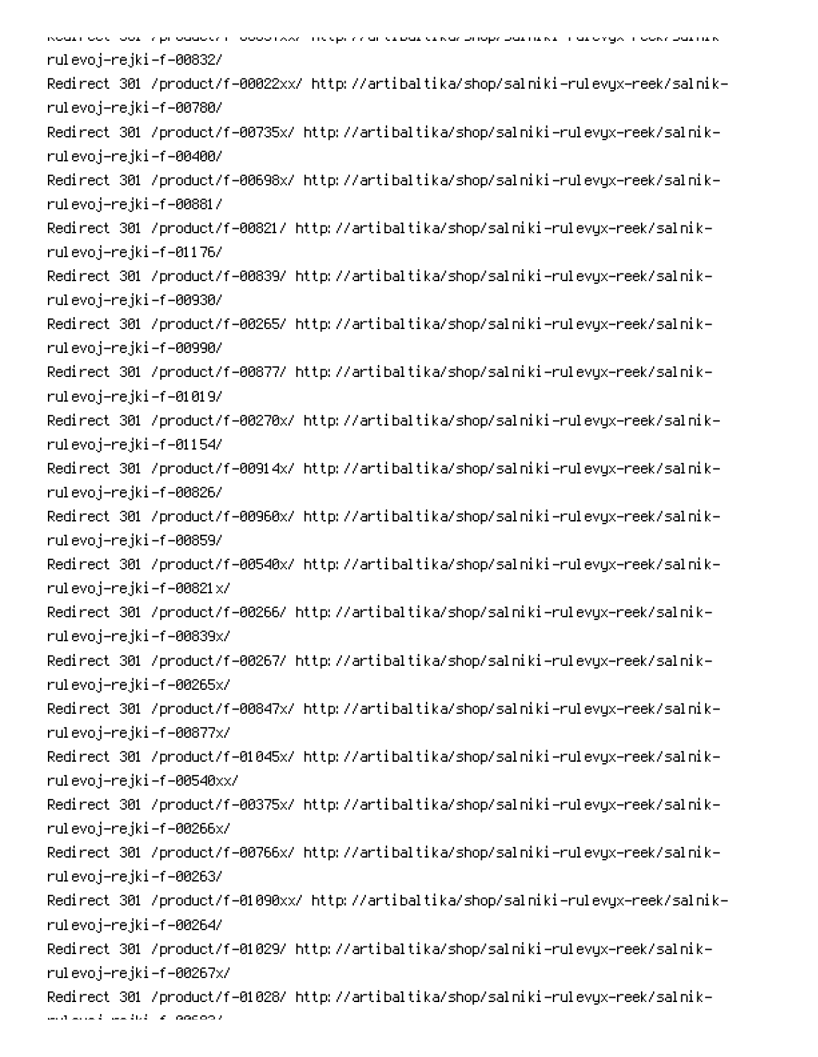rulevoj-rejki-f-00832/
Redirect 301 /product/f-00022xx/ http://artibaltika/shop/salniki-rulevyx-reek/salnik-rulevoj-rejki-f-00780/
Redirect 301 /product/f-00735x/ http://artibaltika/shop/salniki-rulevyx-reek/salnik-rulevoj-rejki-f-00400/
Redirect 301 /product/f-00698x/ http://artibaltika/shop/salniki-rulevyx-reek/salnik-rulevoj-rejki-f-00881/
Redirect 301 /product/f-00821/ http://artibaltika/shop/salniki-rulevyx-reek/salnik-rulevoj-rejki-f-01176/
Redirect 301 /product/f-00839/ http://artibaltika/shop/salniki-rulevyx-reek/salnik-rulevoj-rejki-f-00930/
Redirect 301 /product/f-00265/ http://artibaltika/shop/salniki-rulevyx-reek/salnik-rulevoj-rejki-f-00990/
Redirect 301 /product/f-00877/ http://artibaltika/shop/salniki-rulevyx-reek/salnik-rulevoj-rejki-f-01019/
Redirect 301 /product/f-00270x/ http://artibaltika/shop/salniki-rulevyx-reek/salnik-rulevoj-rejki-f-01154/
Redirect 301 /product/f-00914x/ http://artibaltika/shop/salniki-rulevyx-reek/salnik-rulevoj-rejki-f-00826/
Redirect 301 /product/f-00960x/ http://artibaltika/shop/salniki-rulevyx-reek/salnik-rulevoj-rejki-f-00859/
Redirect 301 /product/f-00540x/ http://artibaltika/shop/salniki-rulevyx-reek/salnik-rulevoj-rejki-f-00821x/
Redirect 301 /product/f-00266/ http://artibaltika/shop/salniki-rulevyx-reek/salnik-rulevoj-rejki-f-00839x/
Redirect 301 /product/f-00267/ http://artibaltika/shop/salniki-rulevyx-reek/salnik-rulevoj-rejki-f-00265x/
Redirect 301 /product/f-00847x/ http://artibaltika/shop/salniki-rulevyx-reek/salnik-rulevoj-rejki-f-00877x/
Redirect 301 /product/f-01045x/ http://artibaltika/shop/salniki-rulevyx-reek/salnik-rulevoj-rejki-f-00540xx/
Redirect 301 /product/f-00375x/ http://artibaltika/shop/salniki-rulevyx-reek/salnik-rulevoj-rejki-f-00266x/
Redirect 301 /product/f-00766x/ http://artibaltika/shop/salniki-rulevyx-reek/salnik-rulevoj-rejki-f-00263/
Redirect 301 /product/f-01090xx/ http://artibaltika/shop/salniki-rulevyx-reek/salnik-rulevoj-rejki-f-00264/
Redirect 301 /product/f-01029/ http://artibaltika/shop/salniki-rulevyx-reek/salnik-rulevoj-rejki-f-00267x/
Redirect 301 /product/f-01028/ http://artibaltika/shop/salniki-rulevyx-reek/salnik-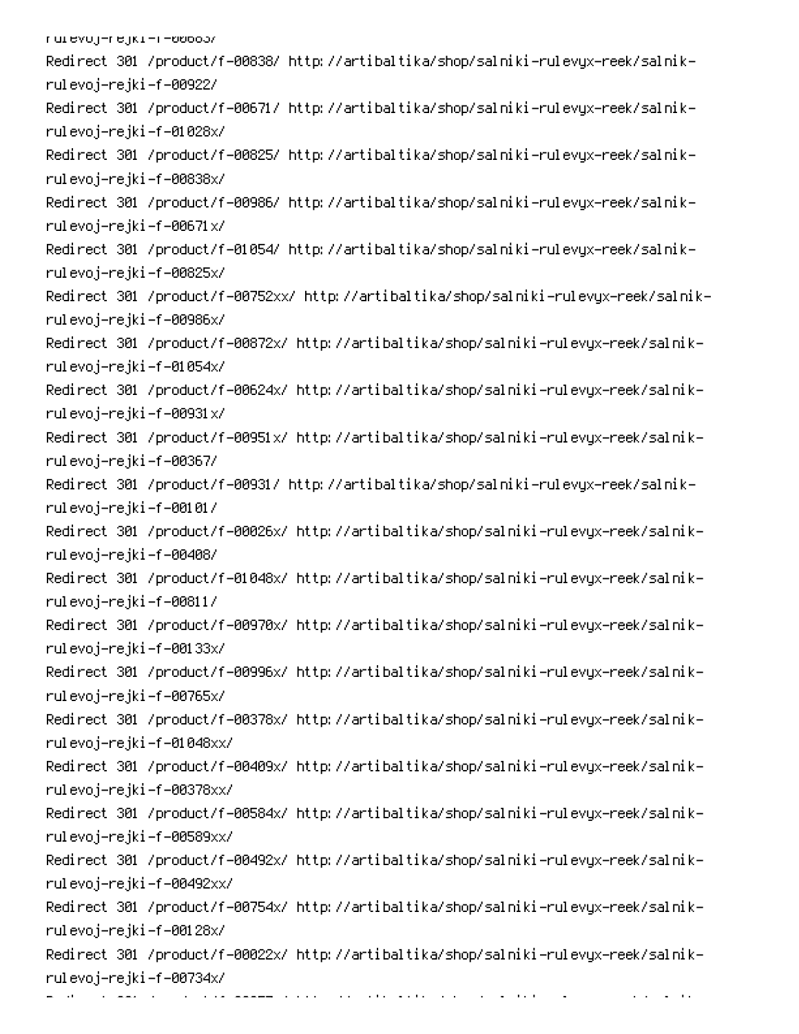rulevoj-rejki-f-00683/

Redirect 301 /product/f-00838/ http://artibaltika/shop/salniki-rulevyx-reek/salnik-rulevoj-rejki-f-00922/

Redirect 301 /product/f-00671/ http://artibaltika/shop/salniki-rulevyx-reek/salnik-rulevoj-rejki-f-01028x/

Redirect 301 /product/f-00825/ http://artibaltika/shop/salniki-rulevyx-reek/salnik-rulevoj-rejki-f-00838x/

Redirect 301 /product/f-00986/ http://artibaltika/shop/salniki-rulevyx-reek/salnik-rulevoj-rejki-f-00671x/

Redirect 301 /product/f-01054/ http://artibaltika/shop/salniki-rulevyx-reek/salnik-rulevoj-rejki-f-00825x/

Redirect 301 /product/f-00752xx/ http://artibaltika/shop/salniki-rulevyx-reek/salnik-rulevoj-rejki-f-00986x/

Redirect 301 /product/f-00872x/ http://artibaltika/shop/salniki-rulevyx-reek/salnik-rulevoj-rejki-f-01054x/

Redirect 301 /product/f-00624x/ http://artibaltika/shop/salniki-rulevyx-reek/salnik-rulevoj-rejki-f-00931x/

Redirect 301 /product/f-00951x/ http://artibaltika/shop/salniki-rulevyx-reek/salnik-rulevoj-rejki-f-00367/

Redirect 301 /product/f-00931/ http://artibaltika/shop/salniki-rulevyx-reek/salnik-rulevoj-rejki-f-00101/

Redirect 301 /product/f-00026x/ http://artibaltika/shop/salniki-rulevyx-reek/salnik-rulevoj-rejki-f-00408/

Redirect 301 /product/f-01048x/ http://artibaltika/shop/salniki-rulevyx-reek/salnik-rulevoj-rejki-f-00811/

Redirect 301 /product/f-00970x/ http://artibaltika/shop/salniki-rulevyx-reek/salnik-rulevoj-rejki-f-00133x/

Redirect 301 /product/f-00996x/ http://artibaltika/shop/salniki-rulevyx-reek/salnik-rulevoj-rejki-f-00765x/

Redirect 301 /product/f-00378x/ http://artibaltika/shop/salniki-rulevyx-reek/salnik-rulevoj-rejki-f-01048xx/

Redirect 301 /product/f-00409x/ http://artibaltika/shop/salniki-rulevyx-reek/salnik-rulevoj-rejki-f-00378xx/

Redirect 301 /product/f-00584x/ http://artibaltika/shop/salniki-rulevyx-reek/salnik-rulevoj-rejki-f-00589xx/

Redirect 301 /product/f-00492x/ http://artibaltika/shop/salniki-rulevyx-reek/salnik-rulevoj-rejki-f-00492xx/

Redirect 301 /product/f-00754x/ http://artibaltika/shop/salniki-rulevyx-reek/salnik-rulevoj-rejki-f-00128x/

Redirect 301 /product/f-00022x/ http://artibaltika/shop/salniki-rulevyx-reek/salnik-rulevoj-rejki-f-00734x/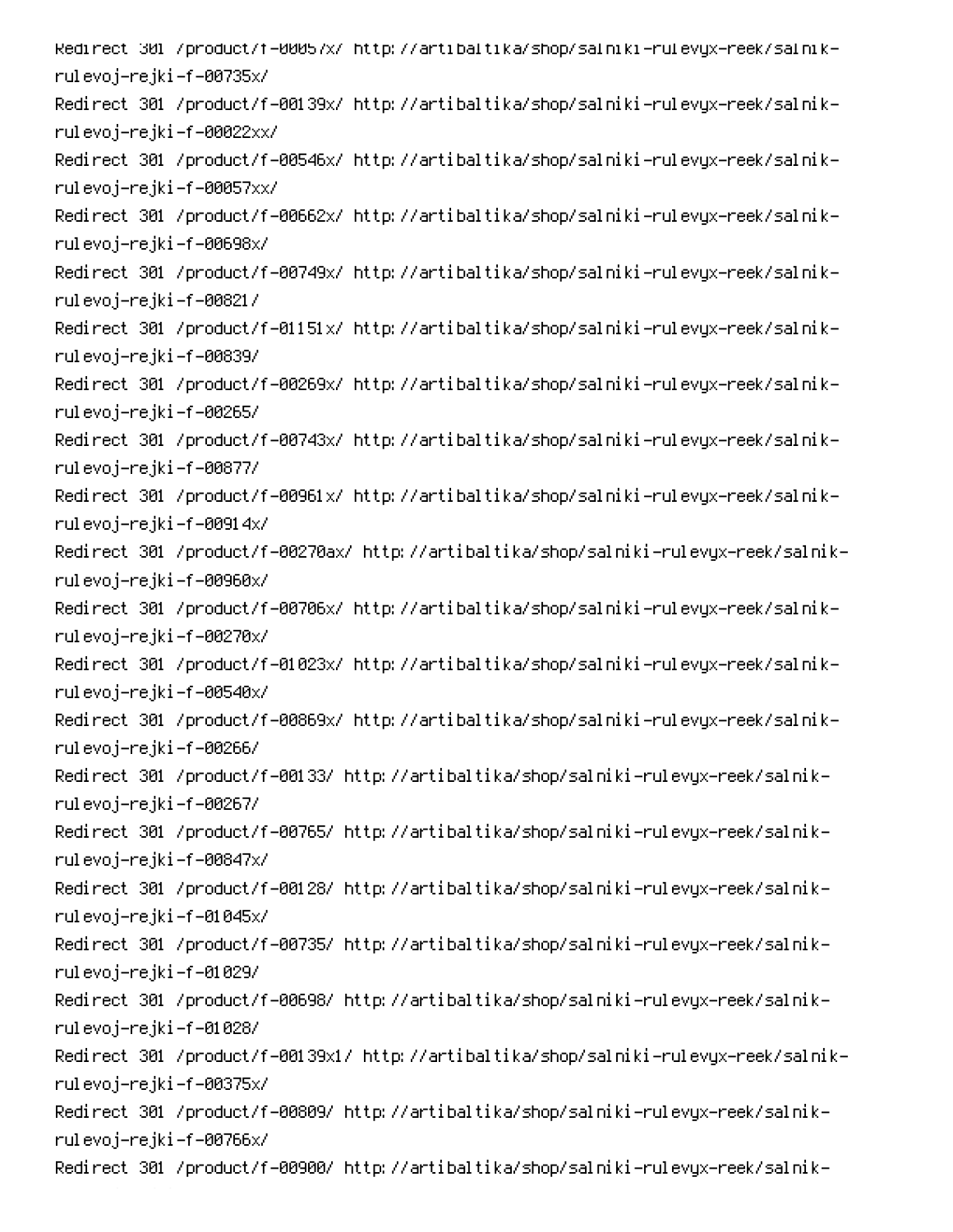Redirect 301 /product/f-00057x/ http://artibaltika/shop/salniki-rulevyx-reek/salnik-rulevoj-rejki-f-00735x/
Redirect 301 /product/f-00139x/ http://artibaltika/shop/salniki-rulevyx-reek/salnik-rulevoj-rejki-f-00022xx/
Redirect 301 /product/f-00546x/ http://artibaltika/shop/salniki-rulevyx-reek/salnik-rulevoj-rejki-f-00057xx/
Redirect 301 /product/f-00662x/ http://artibaltika/shop/salniki-rulevyx-reek/salnik-rulevoj-rejki-f-00698x/
Redirect 301 /product/f-00749x/ http://artibaltika/shop/salniki-rulevyx-reek/salnik-rulevoj-rejki-f-00821/
Redirect 301 /product/f-01151x/ http://artibaltika/shop/salniki-rulevyx-reek/salnik-rulevoj-rejki-f-00839/
Redirect 301 /product/f-00269x/ http://artibaltika/shop/salniki-rulevyx-reek/salnik-rulevoj-rejki-f-00265/
Redirect 301 /product/f-00743x/ http://artibaltika/shop/salniki-rulevyx-reek/salnik-rulevoj-rejki-f-00877/
Redirect 301 /product/f-00961x/ http://artibaltika/shop/salniki-rulevyx-reek/salnik-rulevoj-rejki-f-00914x/
Redirect 301 /product/f-00270ax/ http://artibaltika/shop/salniki-rulevyx-reek/salnik-rulevoj-rejki-f-00960x/
Redirect 301 /product/f-00706x/ http://artibaltika/shop/salniki-rulevyx-reek/salnik-rulevoj-rejki-f-00270x/
Redirect 301 /product/f-01023x/ http://artibaltika/shop/salniki-rulevyx-reek/salnik-rulevoj-rejki-f-00540x/
Redirect 301 /product/f-00869x/ http://artibaltika/shop/salniki-rulevyx-reek/salnik-rulevoj-rejki-f-00266/
Redirect 301 /product/f-00133/ http://artibaltika/shop/salniki-rulevyx-reek/salnik-rulevoj-rejki-f-00267/
Redirect 301 /product/f-00765/ http://artibaltika/shop/salniki-rulevyx-reek/salnik-rulevoj-rejki-f-00847x/
Redirect 301 /product/f-00128/ http://artibaltika/shop/salniki-rulevyx-reek/salnik-rulevoj-rejki-f-01045x/
Redirect 301 /product/f-00735/ http://artibaltika/shop/salniki-rulevyx-reek/salnik-rulevoj-rejki-f-01029/
Redirect 301 /product/f-00698/ http://artibaltika/shop/salniki-rulevyx-reek/salnik-rulevoj-rejki-f-01028/
Redirect 301 /product/f-00139x1/ http://artibaltika/shop/salniki-rulevyx-reek/salnik-rulevoj-rejki-f-00375x/
Redirect 301 /product/f-00809/ http://artibaltika/shop/salniki-rulevyx-reek/salnik-rulevoj-rejki-f-00766x/
Redirect 301 /product/f-00900/ http://artibaltika/shop/salniki-rulevyx-reek/salnik-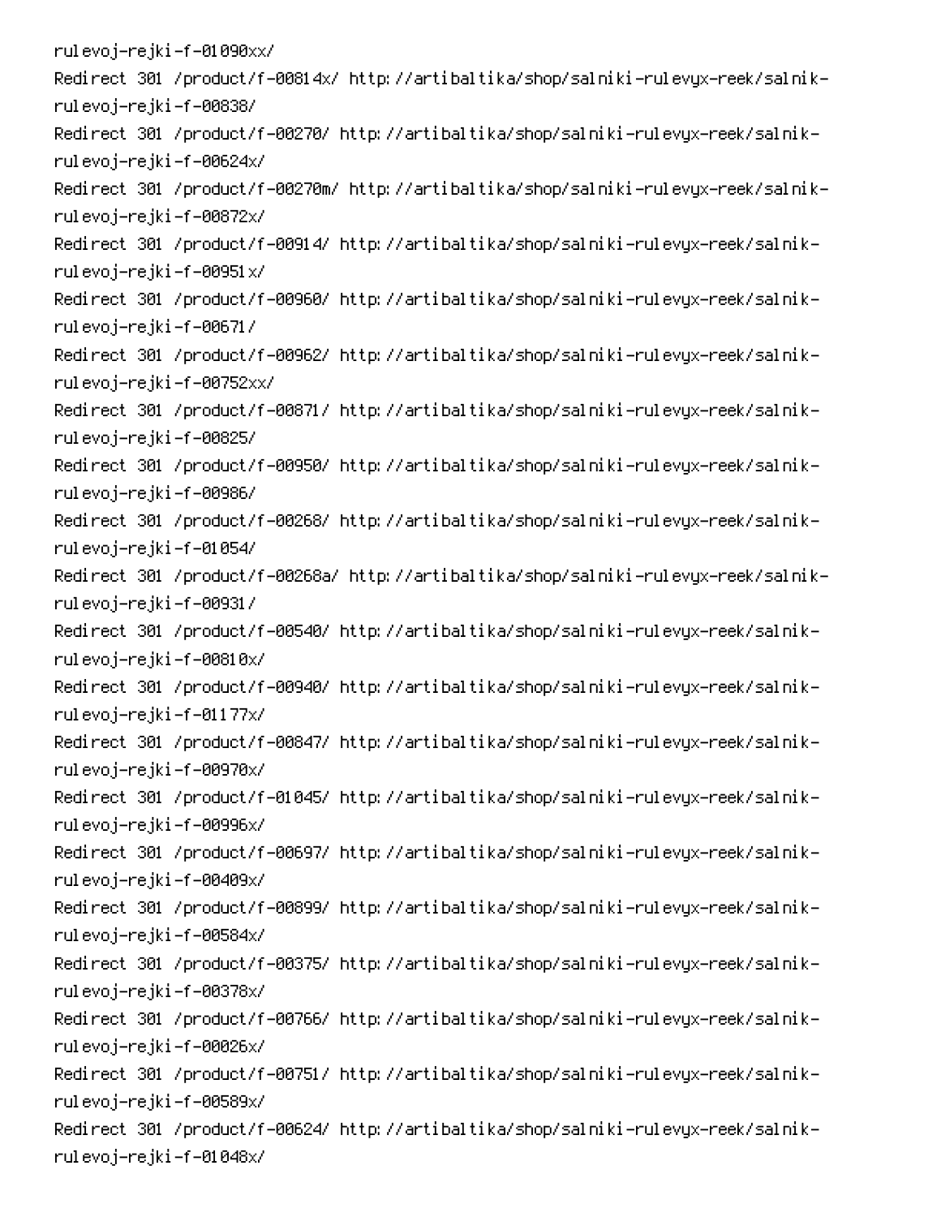rulevoj-rejki-f-01090xx/
Redirect 301 /product/f-00814x/ http://artibaltika/shop/salniki-rulevyx-reek/salnik-rulevoj-rejki-f-00838/
Redirect 301 /product/f-00270/ http://artibaltika/shop/salniki-rulevyx-reek/salnik-rulevoj-rejki-f-00624x/
Redirect 301 /product/f-00270m/ http://artibaltika/shop/salniki-rulevyx-reek/salnik-rulevoj-rejki-f-00872x/
Redirect 301 /product/f-00914/ http://artibaltika/shop/salniki-rulevyx-reek/salnik-rulevoj-rejki-f-00951x/
Redirect 301 /product/f-00960/ http://artibaltika/shop/salniki-rulevyx-reek/salnik-rulevoj-rejki-f-00671/
Redirect 301 /product/f-00962/ http://artibaltika/shop/salniki-rulevyx-reek/salnik-rulevoj-rejki-f-00752xx/
Redirect 301 /product/f-00871/ http://artibaltika/shop/salniki-rulevyx-reek/salnik-rulevoj-rejki-f-00825/
Redirect 301 /product/f-00950/ http://artibaltika/shop/salniki-rulevyx-reek/salnik-rulevoj-rejki-f-00986/
Redirect 301 /product/f-00268/ http://artibaltika/shop/salniki-rulevyx-reek/salnik-rulevoj-rejki-f-01054/
Redirect 301 /product/f-00268a/ http://artibaltika/shop/salniki-rulevyx-reek/salnik-rulevoj-rejki-f-00931/
Redirect 301 /product/f-00540/ http://artibaltika/shop/salniki-rulevyx-reek/salnik-rulevoj-rejki-f-00810x/
Redirect 301 /product/f-00940/ http://artibaltika/shop/salniki-rulevyx-reek/salnik-rulevoj-rejki-f-01177x/
Redirect 301 /product/f-00847/ http://artibaltika/shop/salniki-rulevyx-reek/salnik-rulevoj-rejki-f-00970x/
Redirect 301 /product/f-01045/ http://artibaltika/shop/salniki-rulevyx-reek/salnik-rulevoj-rejki-f-00996x/
Redirect 301 /product/f-00697/ http://artibaltika/shop/salniki-rulevyx-reek/salnik-rulevoj-rejki-f-00409x/
Redirect 301 /product/f-00899/ http://artibaltika/shop/salniki-rulevyx-reek/salnik-rulevoj-rejki-f-00584x/
Redirect 301 /product/f-00375/ http://artibaltika/shop/salniki-rulevyx-reek/salnik-rulevoj-rejki-f-00378x/
Redirect 301 /product/f-00766/ http://artibaltika/shop/salniki-rulevyx-reek/salnik-rulevoj-rejki-f-00026x/
Redirect 301 /product/f-00751/ http://artibaltika/shop/salniki-rulevyx-reek/salnik-rulevoj-rejki-f-00589x/
Redirect 301 /product/f-00624/ http://artibaltika/shop/salniki-rulevyx-reek/salnik-rulevoj-rejki-f-01048x/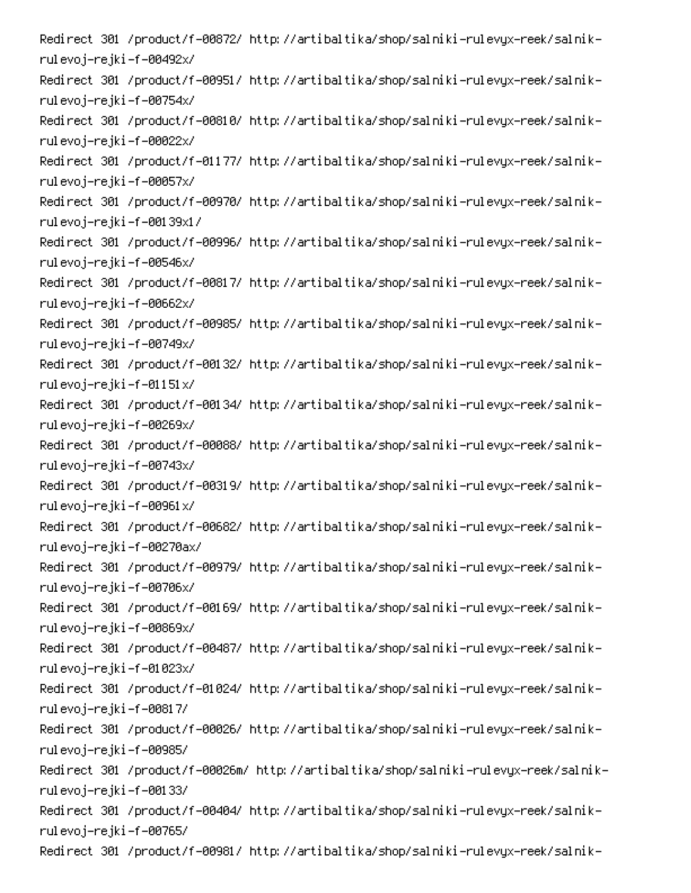Redirect 301 /product/f-00872/ http://artibaltika/shop/salniki-rulevyx-reek/salnik-rulevoj-rejki-f-00492x/
Redirect 301 /product/f-00951/ http://artibaltika/shop/salniki-rulevyx-reek/salnik-rulevoj-rejki-f-00754x/
Redirect 301 /product/f-00810/ http://artibaltika/shop/salniki-rulevyx-reek/salnik-rulevoj-rejki-f-00022x/
Redirect 301 /product/f-01177/ http://artibaltika/shop/salniki-rulevyx-reek/salnik-rulevoj-rejki-f-00057x/
Redirect 301 /product/f-00970/ http://artibaltika/shop/salniki-rulevyx-reek/salnik-rulevoj-rejki-f-00139x1/
Redirect 301 /product/f-00996/ http://artibaltika/shop/salniki-rulevyx-reek/salnik-rulevoj-rejki-f-00546x/
Redirect 301 /product/f-00817/ http://artibaltika/shop/salniki-rulevyx-reek/salnik-rulevoj-rejki-f-00662x/
Redirect 301 /product/f-00985/ http://artibaltika/shop/salniki-rulevyx-reek/salnik-rulevoj-rejki-f-00749x/
Redirect 301 /product/f-00132/ http://artibaltika/shop/salniki-rulevyx-reek/salnik-rulevoj-rejki-f-01151x/
Redirect 301 /product/f-00134/ http://artibaltika/shop/salniki-rulevyx-reek/salnik-rulevoj-rejki-f-00269x/
Redirect 301 /product/f-00088/ http://artibaltika/shop/salniki-rulevyx-reek/salnik-rulevoj-rejki-f-00743x/
Redirect 301 /product/f-00319/ http://artibaltika/shop/salniki-rulevyx-reek/salnik-rulevoj-rejki-f-00961x/
Redirect 301 /product/f-00682/ http://artibaltika/shop/salniki-rulevyx-reek/salnik-rulevoj-rejki-f-00270ax/
Redirect 301 /product/f-00979/ http://artibaltika/shop/salniki-rulevyx-reek/salnik-rulevoj-rejki-f-00706x/
Redirect 301 /product/f-00169/ http://artibaltika/shop/salniki-rulevyx-reek/salnik-rulevoj-rejki-f-00869x/
Redirect 301 /product/f-00487/ http://artibaltika/shop/salniki-rulevyx-reek/salnik-rulevoj-rejki-f-01023x/
Redirect 301 /product/f-01024/ http://artibaltika/shop/salniki-rulevyx-reek/salnik-rulevoj-rejki-f-00817/
Redirect 301 /product/f-00026/ http://artibaltika/shop/salniki-rulevyx-reek/salnik-rulevoj-rejki-f-00985/
Redirect 301 /product/f-00026m/ http://artibaltika/shop/salniki-rulevyx-reek/salnik-rulevoj-rejki-f-00133/
Redirect 301 /product/f-00404/ http://artibaltika/shop/salniki-rulevyx-reek/salnik-rulevoj-rejki-f-00765/
Redirect 301 /product/f-00981/ http://artibaltika/shop/salniki-rulevyx-reek/salnik-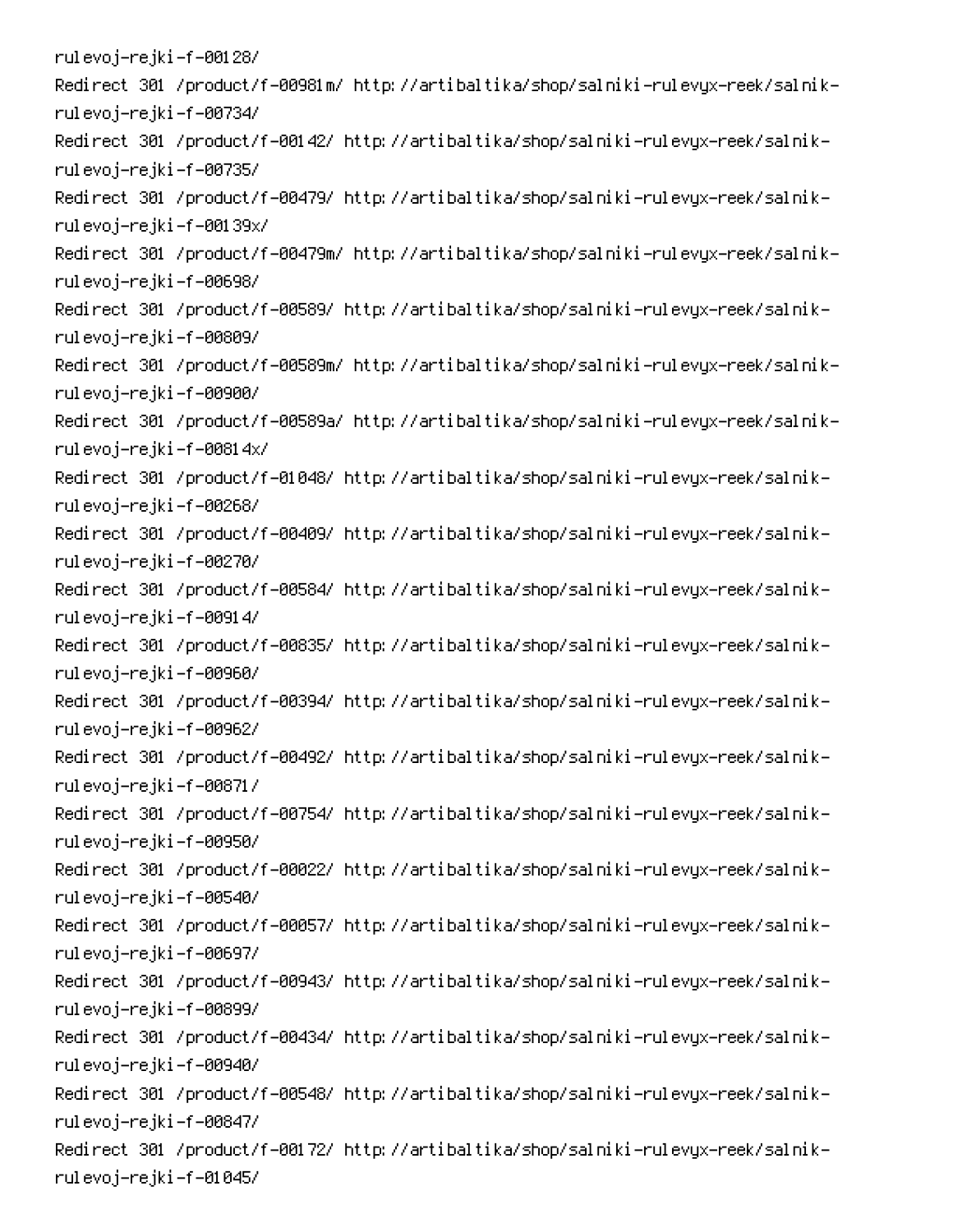rulevoj-rejki-f-00128/
Redirect 301 /product/f-00981m/ http://artibaltika/shop/salniki-rulevyx-reek/salnik-rulevoj-rejki-f-00734/
Redirect 301 /product/f-00142/ http://artibaltika/shop/salniki-rulevyx-reek/salnik-rulevoj-rejki-f-00735/
Redirect 301 /product/f-00479/ http://artibaltika/shop/salniki-rulevyx-reek/salnik-rulevoj-rejki-f-00139x/
Redirect 301 /product/f-00479m/ http://artibaltika/shop/salniki-rulevyx-reek/salnik-rulevoj-rejki-f-00698/
Redirect 301 /product/f-00589/ http://artibaltika/shop/salniki-rulevyx-reek/salnik-rulevoj-rejki-f-00809/
Redirect 301 /product/f-00589m/ http://artibaltika/shop/salniki-rulevyx-reek/salnik-rulevoj-rejki-f-00900/
Redirect 301 /product/f-00589a/ http://artibaltika/shop/salniki-rulevyx-reek/salnik-rulevoj-rejki-f-00814x/
Redirect 301 /product/f-01048/ http://artibaltika/shop/salniki-rulevyx-reek/salnik-rulevoj-rejki-f-00268/
Redirect 301 /product/f-00409/ http://artibaltika/shop/salniki-rulevyx-reek/salnik-rulevoj-rejki-f-00270/
Redirect 301 /product/f-00584/ http://artibaltika/shop/salniki-rulevyx-reek/salnik-rulevoj-rejki-f-00914/
Redirect 301 /product/f-00835/ http://artibaltika/shop/salniki-rulevyx-reek/salnik-rulevoj-rejki-f-00960/
Redirect 301 /product/f-00394/ http://artibaltika/shop/salniki-rulevyx-reek/salnik-rulevoj-rejki-f-00962/
Redirect 301 /product/f-00492/ http://artibaltika/shop/salniki-rulevyx-reek/salnik-rulevoj-rejki-f-00871/
Redirect 301 /product/f-00754/ http://artibaltika/shop/salniki-rulevyx-reek/salnik-rulevoj-rejki-f-00950/
Redirect 301 /product/f-00022/ http://artibaltika/shop/salniki-rulevyx-reek/salnik-rulevoj-rejki-f-00540/
Redirect 301 /product/f-00057/ http://artibaltika/shop/salniki-rulevyx-reek/salnik-rulevoj-rejki-f-00697/
Redirect 301 /product/f-00943/ http://artibaltika/shop/salniki-rulevyx-reek/salnik-rulevoj-rejki-f-00899/
Redirect 301 /product/f-00434/ http://artibaltika/shop/salniki-rulevyx-reek/salnik-rulevoj-rejki-f-00940/
Redirect 301 /product/f-00548/ http://artibaltika/shop/salniki-rulevyx-reek/salnik-rulevoj-rejki-f-00847/
Redirect 301 /product/f-00172/ http://artibaltika/shop/salniki-rulevyx-reek/salnik-rulevoj-rejki-f-01045/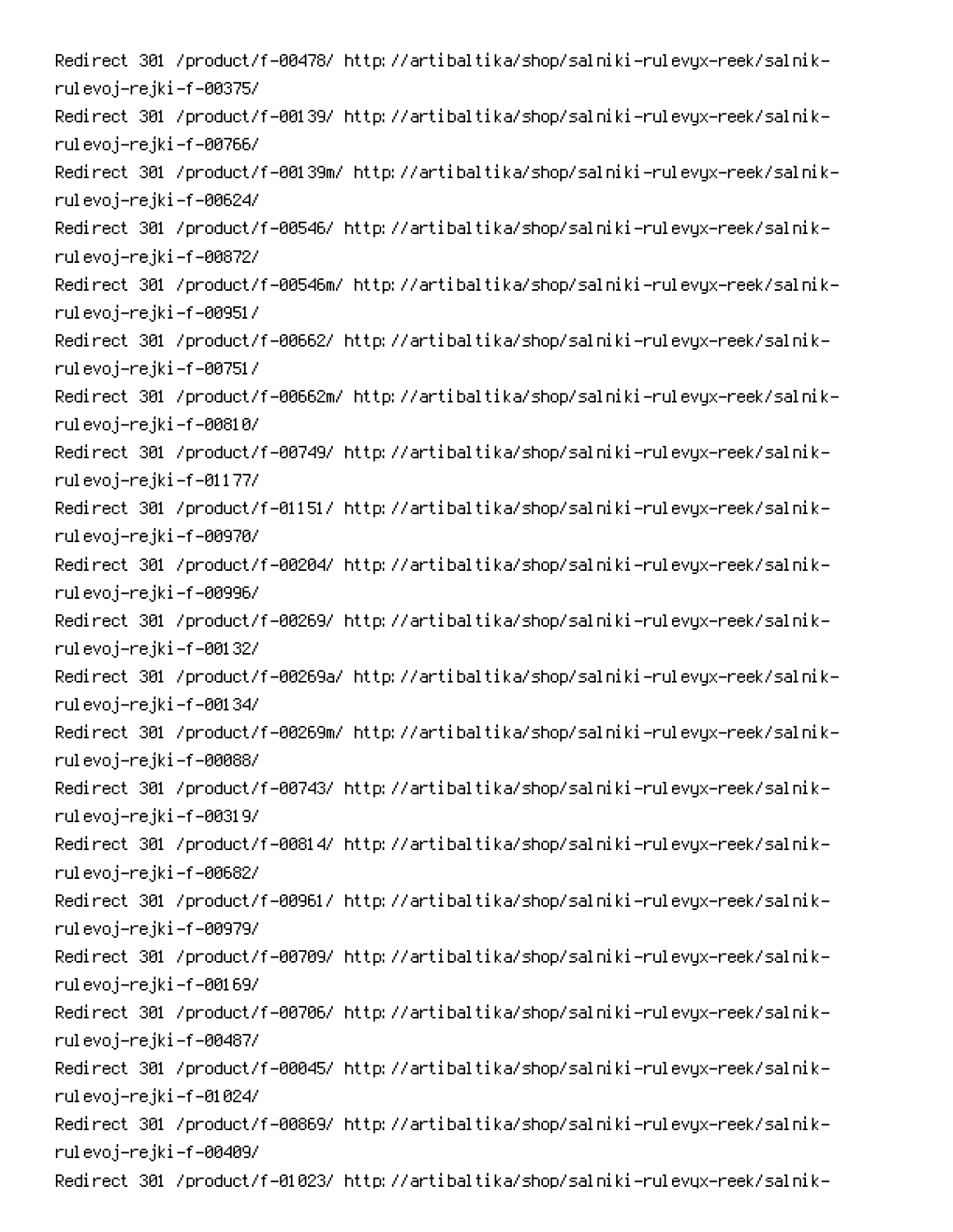Redirect 301 /product/f-00478/ http://artibaltika/shop/salniki-rulevyx-reek/salnik-rulevoj-rejki-f-00375/
Redirect 301 /product/f-00139/ http://artibaltika/shop/salniki-rulevyx-reek/salnik-rulevoj-rejki-f-00766/
Redirect 301 /product/f-00139m/ http://artibaltika/shop/salniki-rulevyx-reek/salnik-rulevoj-rejki-f-00624/
Redirect 301 /product/f-00546/ http://artibaltika/shop/salniki-rulevyx-reek/salnik-rulevoj-rejki-f-00872/
Redirect 301 /product/f-00546m/ http://artibaltika/shop/salniki-rulevyx-reek/salnik-rulevoj-rejki-f-00951/
Redirect 301 /product/f-00662/ http://artibaltika/shop/salniki-rulevyx-reek/salnik-rulevoj-rejki-f-00751/
Redirect 301 /product/f-00662m/ http://artibaltika/shop/salniki-rulevyx-reek/salnik-rulevoj-rejki-f-00810/
Redirect 301 /product/f-00749/ http://artibaltika/shop/salniki-rulevyx-reek/salnik-rulevoj-rejki-f-01177/
Redirect 301 /product/f-01151/ http://artibaltika/shop/salniki-rulevyx-reek/salnik-rulevoj-rejki-f-00970/
Redirect 301 /product/f-00204/ http://artibaltika/shop/salniki-rulevyx-reek/salnik-rulevoj-rejki-f-00996/
Redirect 301 /product/f-00269/ http://artibaltika/shop/salniki-rulevyx-reek/salnik-rulevoj-rejki-f-00132/
Redirect 301 /product/f-00269a/ http://artibaltika/shop/salniki-rulevyx-reek/salnik-rulevoj-rejki-f-00134/
Redirect 301 /product/f-00269m/ http://artibaltika/shop/salniki-rulevyx-reek/salnik-rulevoj-rejki-f-00088/
Redirect 301 /product/f-00743/ http://artibaltika/shop/salniki-rulevyx-reek/salnik-rulevoj-rejki-f-00319/
Redirect 301 /product/f-00814/ http://artibaltika/shop/salniki-rulevyx-reek/salnik-rulevoj-rejki-f-00682/
Redirect 301 /product/f-00961/ http://artibaltika/shop/salniki-rulevyx-reek/salnik-rulevoj-rejki-f-00979/
Redirect 301 /product/f-00709/ http://artibaltika/shop/salniki-rulevyx-reek/salnik-rulevoj-rejki-f-00169/
Redirect 301 /product/f-00706/ http://artibaltika/shop/salniki-rulevyx-reek/salnik-rulevoj-rejki-f-00487/
Redirect 301 /product/f-00045/ http://artibaltika/shop/salniki-rulevyx-reek/salnik-rulevoj-rejki-f-01024/
Redirect 301 /product/f-00869/ http://artibaltika/shop/salniki-rulevyx-reek/salnik-rulevoj-rejki-f-00409/
Redirect 301 /product/f-01023/ http://artibaltika/shop/salniki-rulevyx-reek/salnik-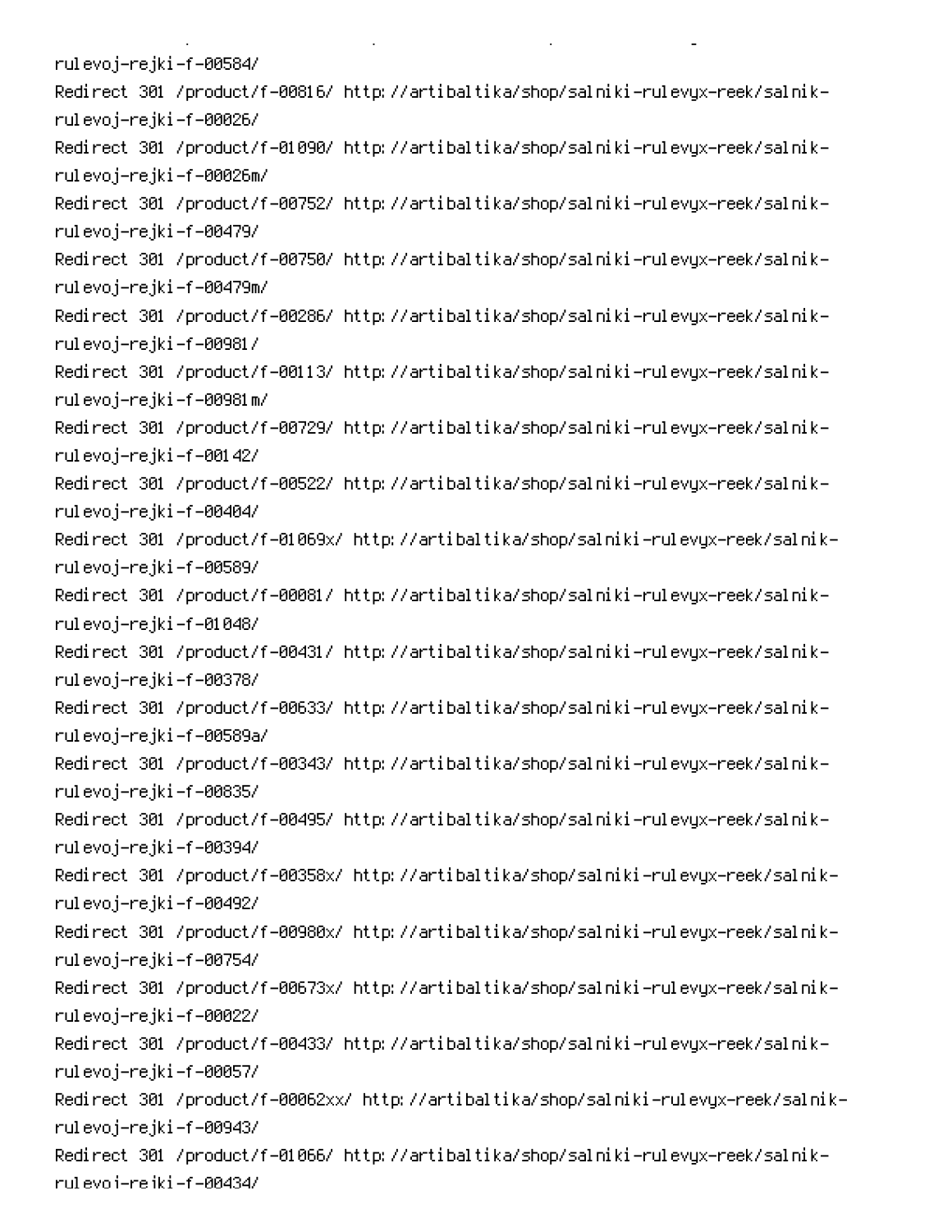rulevoj-rejki-f-00584/
Redirect 301 /product/f-00816/ http://artibaltika/shop/salniki-rulevyx-reek/salnik-rulevoj-rejki-f-00026/
Redirect 301 /product/f-01090/ http://artibaltika/shop/salniki-rulevyx-reek/salnik-rulevoj-rejki-f-00026m/
Redirect 301 /product/f-00752/ http://artibaltika/shop/salniki-rulevyx-reek/salnik-rulevoj-rejki-f-00479/
Redirect 301 /product/f-00750/ http://artibaltika/shop/salniki-rulevyx-reek/salnik-rulevoj-rejki-f-00479m/
Redirect 301 /product/f-00286/ http://artibaltika/shop/salniki-rulevyx-reek/salnik-rulevoj-rejki-f-00981/
Redirect 301 /product/f-00113/ http://artibaltika/shop/salniki-rulevyx-reek/salnik-rulevoj-rejki-f-00981m/
Redirect 301 /product/f-00729/ http://artibaltika/shop/salniki-rulevyx-reek/salnik-rulevoj-rejki-f-00142/
Redirect 301 /product/f-00522/ http://artibaltika/shop/salniki-rulevyx-reek/salnik-rulevoj-rejki-f-00404/
Redirect 301 /product/f-01069x/ http://artibaltika/shop/salniki-rulevyx-reek/salnik-rulevoj-rejki-f-00589/
Redirect 301 /product/f-00081/ http://artibaltika/shop/salniki-rulevyx-reek/salnik-rulevoj-rejki-f-01048/
Redirect 301 /product/f-00431/ http://artibaltika/shop/salniki-rulevyx-reek/salnik-rulevoj-rejki-f-00378/
Redirect 301 /product/f-00633/ http://artibaltika/shop/salniki-rulevyx-reek/salnik-rulevoj-rejki-f-00589a/
Redirect 301 /product/f-00343/ http://artibaltika/shop/salniki-rulevyx-reek/salnik-rulevoj-rejki-f-00835/
Redirect 301 /product/f-00495/ http://artibaltika/shop/salniki-rulevyx-reek/salnik-rulevoj-rejki-f-00394/
Redirect 301 /product/f-00358x/ http://artibaltika/shop/salniki-rulevyx-reek/salnik-rulevoj-rejki-f-00492/
Redirect 301 /product/f-00980x/ http://artibaltika/shop/salniki-rulevyx-reek/salnik-rulevoj-rejki-f-00754/
Redirect 301 /product/f-00673x/ http://artibaltika/shop/salniki-rulevyx-reek/salnik-rulevoj-rejki-f-00022/
Redirect 301 /product/f-00433/ http://artibaltika/shop/salniki-rulevyx-reek/salnik-rulevoj-rejki-f-00057/
Redirect 301 /product/f-00062xx/ http://artibaltika/shop/salniki-rulevyx-reek/salnik-rulevoj-rejki-f-00943/
Redirect 301 /product/f-01066/ http://artibaltika/shop/salniki-rulevyx-reek/salnik-rulevoj-rejki-f-00434/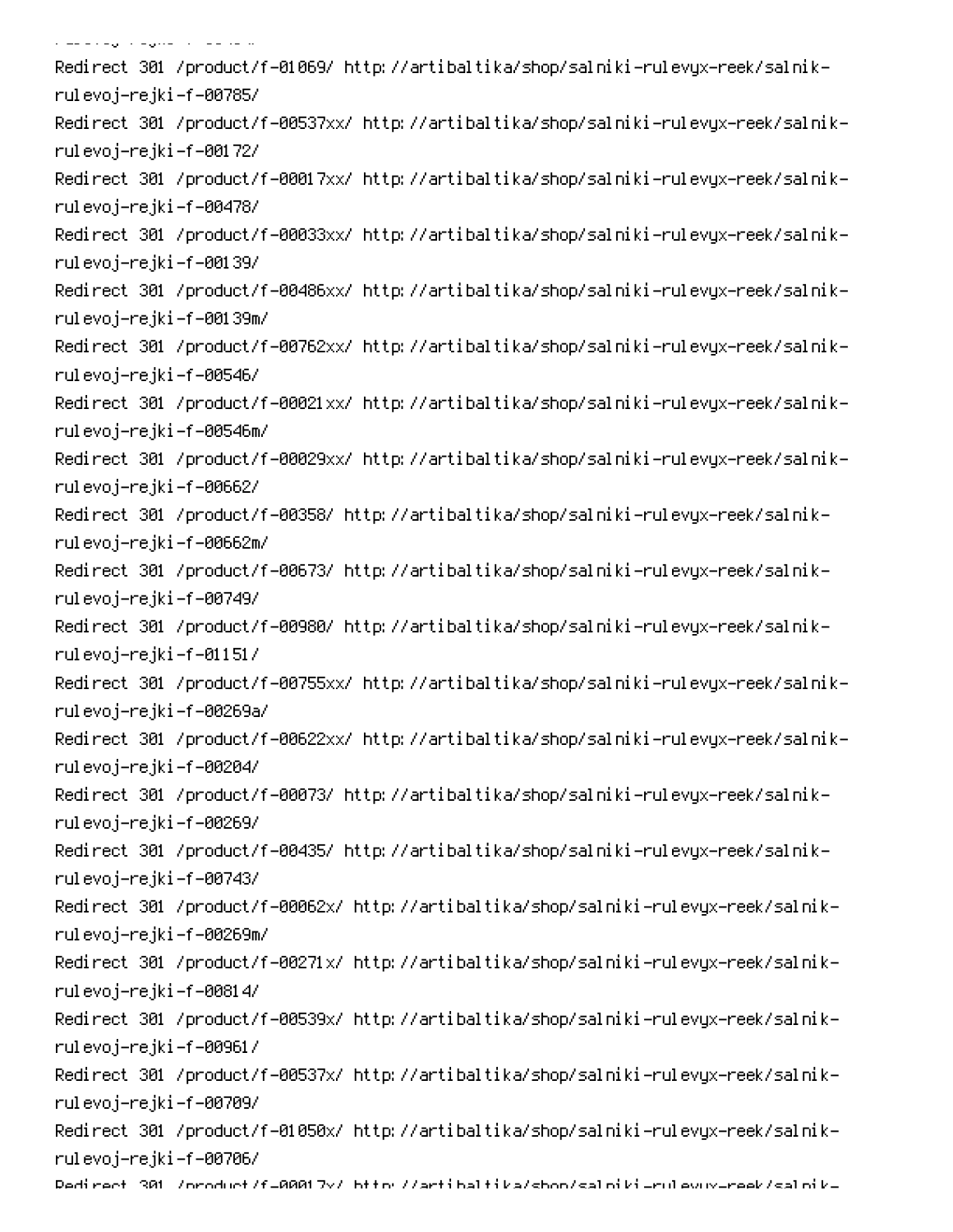Redirect 301 /product/f-01069/ http://artibaltika/shop/salniki-rulevyx-reek/salnik-rulevoj-rejki-f-00785/
Redirect 301 /product/f-00537xx/ http://artibaltika/shop/salniki-rulevyx-reek/salnik-rulevoj-rejki-f-00172/
Redirect 301 /product/f-00017xx/ http://artibaltika/shop/salniki-rulevyx-reek/salnik-rulevoj-rejki-f-00478/
Redirect 301 /product/f-00033xx/ http://artibaltika/shop/salniki-rulevyx-reek/salnik-rulevoj-rejki-f-00139/
Redirect 301 /product/f-00486xx/ http://artibaltika/shop/salniki-rulevyx-reek/salnik-rulevoj-rejki-f-00139m/
Redirect 301 /product/f-00762xx/ http://artibaltika/shop/salniki-rulevyx-reek/salnik-rulevoj-rejki-f-00546/
Redirect 301 /product/f-00021xx/ http://artibaltika/shop/salniki-rulevyx-reek/salnik-rulevoj-rejki-f-00546m/
Redirect 301 /product/f-00029xx/ http://artibaltika/shop/salniki-rulevyx-reek/salnik-rulevoj-rejki-f-00662/
Redirect 301 /product/f-00358/ http://artibaltika/shop/salniki-rulevyx-reek/salnik-rulevoj-rejki-f-00662m/
Redirect 301 /product/f-00673/ http://artibaltika/shop/salniki-rulevyx-reek/salnik-rulevoj-rejki-f-00749/
Redirect 301 /product/f-00980/ http://artibaltika/shop/salniki-rulevyx-reek/salnik-rulevoj-rejki-f-01151/
Redirect 301 /product/f-00755xx/ http://artibaltika/shop/salniki-rulevyx-reek/salnik-rulevoj-rejki-f-00269a/
Redirect 301 /product/f-00622xx/ http://artibaltika/shop/salniki-rulevyx-reek/salnik-rulevoj-rejki-f-00204/
Redirect 301 /product/f-00073/ http://artibaltika/shop/salniki-rulevyx-reek/salnik-rulevoj-rejki-f-00269/
Redirect 301 /product/f-00435/ http://artibaltika/shop/salniki-rulevyx-reek/salnik-rulevoj-rejki-f-00743/
Redirect 301 /product/f-00062x/ http://artibaltika/shop/salniki-rulevyx-reek/salnik-rulevoj-rejki-f-00269m/
Redirect 301 /product/f-00271x/ http://artibaltika/shop/salniki-rulevyx-reek/salnik-rulevoj-rejki-f-00814/
Redirect 301 /product/f-00539x/ http://artibaltika/shop/salniki-rulevyx-reek/salnik-rulevoj-rejki-f-00961/
Redirect 301 /product/f-00537x/ http://artibaltika/shop/salniki-rulevyx-reek/salnik-rulevoj-rejki-f-00709/
Redirect 301 /product/f-01050x/ http://artibaltika/shop/salniki-rulevyx-reek/salnik-rulevoj-rejki-f-00706/
Redirect 301 /product/f-00017x/ http://artibaltika/shop/salniki-rulevyx-reek/salnik-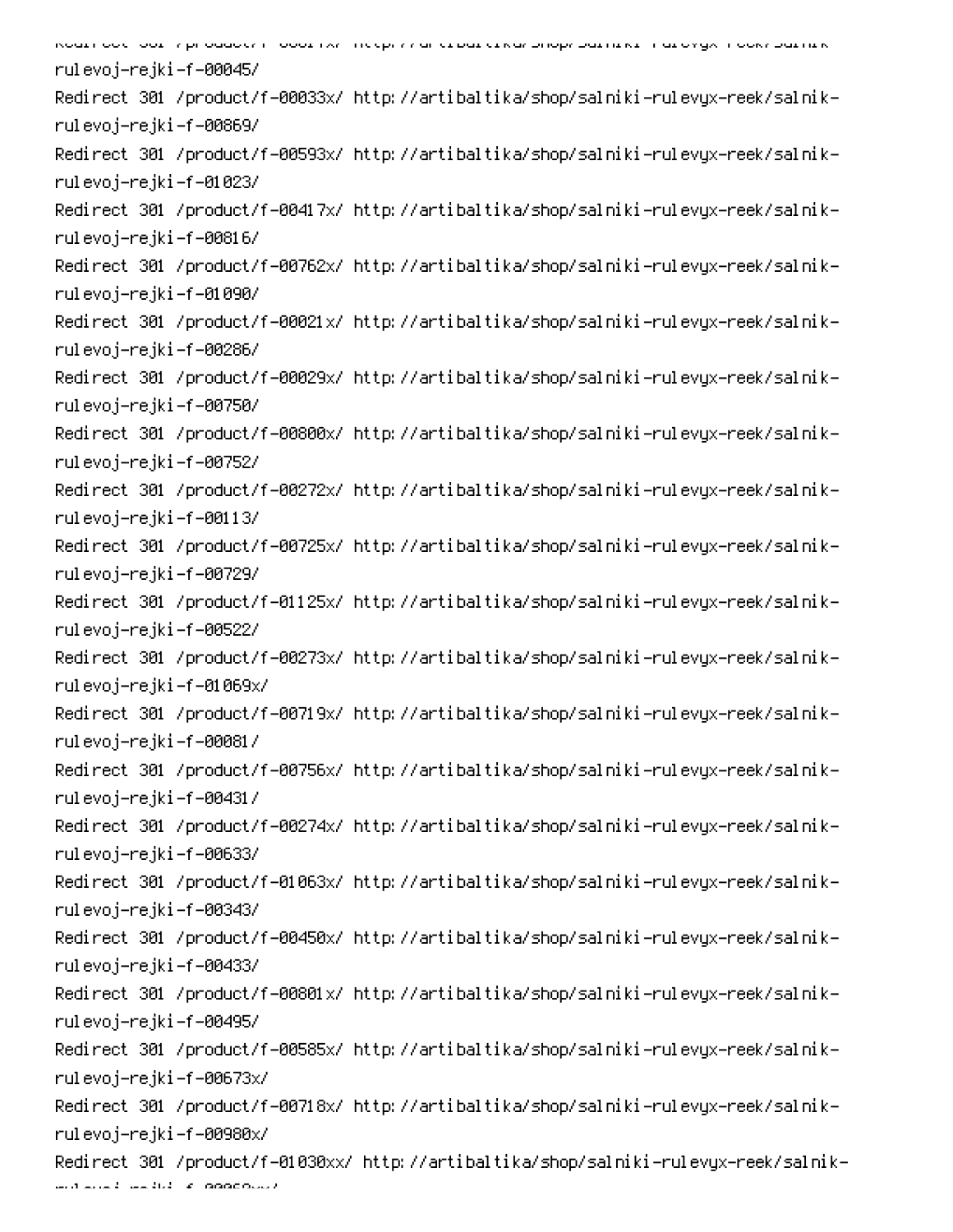rulevoj-rejki-f-00045/

Redirect 301 /product/f-00033x/ http://artibaltika/shop/salniki-rulevyx-reek/salnik-rulevoj-rejki-f-00869/

Redirect 301 /product/f-00593x/ http://artibaltika/shop/salniki-rulevyx-reek/salnik-rulevoj-rejki-f-01023/

Redirect 301 /product/f-00417x/ http://artibaltika/shop/salniki-rulevyx-reek/salnik-rulevoj-rejki-f-00816/

Redirect 301 /product/f-00762x/ http://artibaltika/shop/salniki-rulevyx-reek/salnik-rulevoj-rejki-f-01090/

Redirect 301 /product/f-00021x/ http://artibaltika/shop/salniki-rulevyx-reek/salnik-rulevoj-rejki-f-00286/

Redirect 301 /product/f-00029x/ http://artibaltika/shop/salniki-rulevyx-reek/salnik-rulevoj-rejki-f-00750/

Redirect 301 /product/f-00800x/ http://artibaltika/shop/salniki-rulevyx-reek/salnik-rulevoj-rejki-f-00752/

Redirect 301 /product/f-00272x/ http://artibaltika/shop/salniki-rulevyx-reek/salnik-rulevoj-rejki-f-00113/

Redirect 301 /product/f-00725x/ http://artibaltika/shop/salniki-rulevyx-reek/salnik-rulevoj-rejki-f-00729/

Redirect 301 /product/f-01125x/ http://artibaltika/shop/salniki-rulevyx-reek/salnik-rulevoj-rejki-f-00522/

Redirect 301 /product/f-00273x/ http://artibaltika/shop/salniki-rulevyx-reek/salnik-rulevoj-rejki-f-01069x/

Redirect 301 /product/f-00719x/ http://artibaltika/shop/salniki-rulevyx-reek/salnik-rulevoj-rejki-f-00081/

Redirect 301 /product/f-00756x/ http://artibaltika/shop/salniki-rulevyx-reek/salnik-rulevoj-rejki-f-00431/

Redirect 301 /product/f-00274x/ http://artibaltika/shop/salniki-rulevyx-reek/salnik-rulevoj-rejki-f-00633/

Redirect 301 /product/f-01063x/ http://artibaltika/shop/salniki-rulevyx-reek/salnik-rulevoj-rejki-f-00343/

Redirect 301 /product/f-00450x/ http://artibaltika/shop/salniki-rulevyx-reek/salnik-rulevoj-rejki-f-00433/

Redirect 301 /product/f-00801x/ http://artibaltika/shop/salniki-rulevyx-reek/salnik-rulevoj-rejki-f-00495/

Redirect 301 /product/f-00585x/ http://artibaltika/shop/salniki-rulevyx-reek/salnik-rulevoj-rejki-f-00673x/

Redirect 301 /product/f-00718x/ http://artibaltika/shop/salniki-rulevyx-reek/salnik-rulevoj-rejki-f-00980x/

Redirect 301 /product/f-01030xx/ http://artibaltika/shop/salniki-rulevyx-reek/salnik-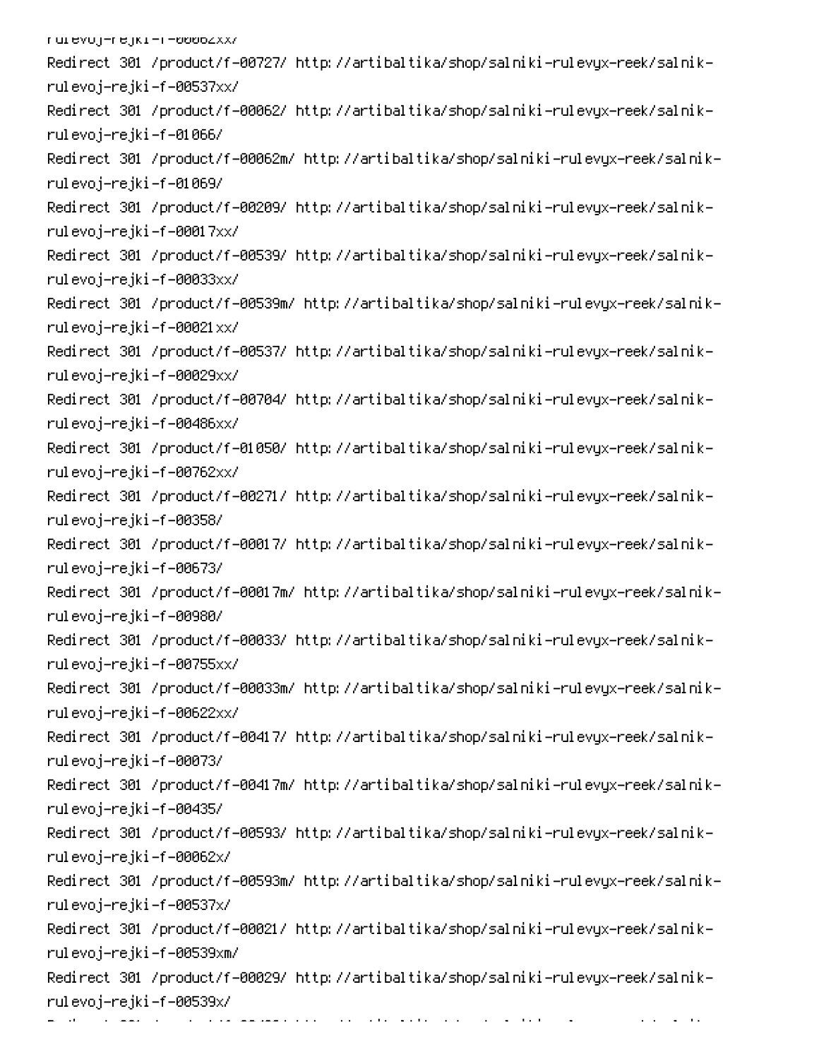```
rulevoj-rejki-f-00062xx/
Redirect 301 /product/f-00727/ http://artibaltika/shop/salniki-rulevyx-reek/salnik-rulevoj-rejki-f-00537xx/
Redirect 301 /product/f-00062/ http://artibaltika/shop/salniki-rulevyx-reek/salnik-rulevoj-rejki-f-01066/
Redirect 301 /product/f-00062m/ http://artibaltika/shop/salniki-rulevyx-reek/salnik-rulevoj-rejki-f-01069/
Redirect 301 /product/f-00209/ http://artibaltika/shop/salniki-rulevyx-reek/salnik-rulevoj-rejki-f-00017xx/
Redirect 301 /product/f-00539/ http://artibaltika/shop/salniki-rulevyx-reek/salnik-rulevoj-rejki-f-00033xx/
Redirect 301 /product/f-00539m/ http://artibaltika/shop/salniki-rulevyx-reek/salnik-rulevoj-rejki-f-00021xx/
Redirect 301 /product/f-00537/ http://artibaltika/shop/salniki-rulevyx-reek/salnik-rulevoj-rejki-f-00029xx/
Redirect 301 /product/f-00704/ http://artibaltika/shop/salniki-rulevyx-reek/salnik-rulevoj-rejki-f-00486xx/
Redirect 301 /product/f-01050/ http://artibaltika/shop/salniki-rulevyx-reek/salnik-rulevoj-rejki-f-00762xx/
Redirect 301 /product/f-00271/ http://artibaltika/shop/salniki-rulevyx-reek/salnik-rulevoj-rejki-f-00358/
Redirect 301 /product/f-00017/ http://artibaltika/shop/salniki-rulevyx-reek/salnik-rulevoj-rejki-f-00673/
Redirect 301 /product/f-00017m/ http://artibaltika/shop/salniki-rulevyx-reek/salnik-rulevoj-rejki-f-00980/
Redirect 301 /product/f-00033/ http://artibaltika/shop/salniki-rulevyx-reek/salnik-rulevoj-rejki-f-00755xx/
Redirect 301 /product/f-00033m/ http://artibaltika/shop/salniki-rulevyx-reek/salnik-rulevoj-rejki-f-00622xx/
Redirect 301 /product/f-00417/ http://artibaltika/shop/salniki-rulevyx-reek/salnik-rulevoj-rejki-f-00073/
Redirect 301 /product/f-00417m/ http://artibaltika/shop/salniki-rulevyx-reek/salnik-rulevoj-rejki-f-00435/
Redirect 301 /product/f-00593/ http://artibaltika/shop/salniki-rulevyx-reek/salnik-rulevoj-rejki-f-00062x/
Redirect 301 /product/f-00593m/ http://artibaltika/shop/salniki-rulevyx-reek/salnik-rulevoj-rejki-f-00537x/
Redirect 301 /product/f-00021/ http://artibaltika/shop/salniki-rulevyx-reek/salnik-rulevoj-rejki-f-00539xm/
Redirect 301 /product/f-00029/ http://artibaltika/shop/salniki-rulevyx-reek/salnik-rulevoj-rejki-f-00539x/
```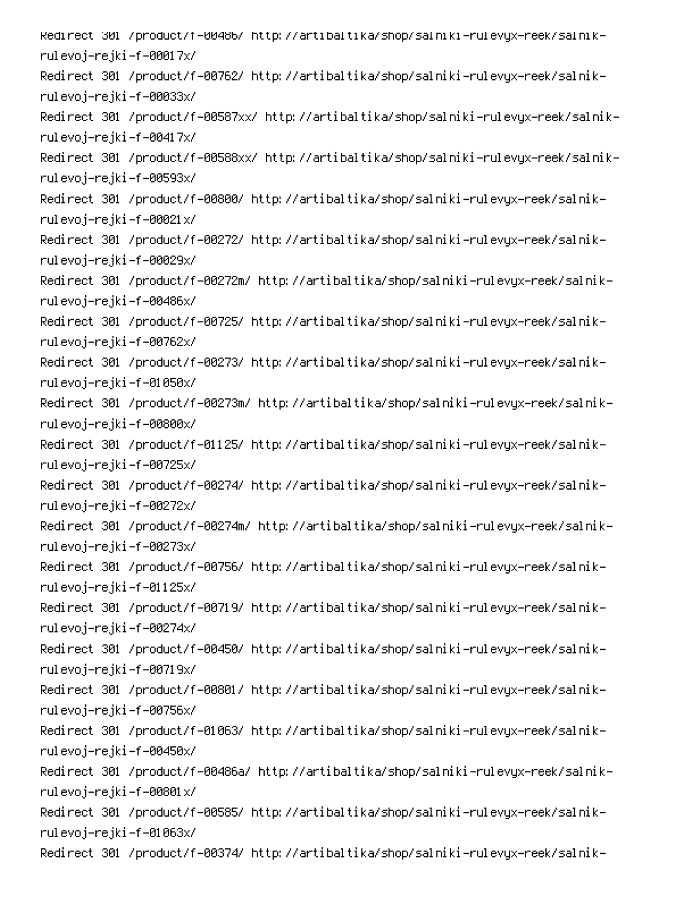Redirect 301 /product/f-00486/ http://artibaltika/shop/salniki-rulevyx-reek/salnik-rulevoj-rejki-f-00017x/
Redirect 301 /product/f-00762/ http://artibaltika/shop/salniki-rulevyx-reek/salnik-rulevoj-rejki-f-00033x/
Redirect 301 /product/f-00587xx/ http://artibaltika/shop/salniki-rulevyx-reek/salnik-rulevoj-rejki-f-00417x/
Redirect 301 /product/f-00588xx/ http://artibaltika/shop/salniki-rulevyx-reek/salnik-rulevoj-rejki-f-00593x/
Redirect 301 /product/f-00800/ http://artibaltika/shop/salniki-rulevyx-reek/salnik-rulevoj-rejki-f-00021x/
Redirect 301 /product/f-00272/ http://artibaltika/shop/salniki-rulevyx-reek/salnik-rulevoj-rejki-f-00029x/
Redirect 301 /product/f-00272m/ http://artibaltika/shop/salniki-rulevyx-reek/salnik-rulevoj-rejki-f-00486x/
Redirect 301 /product/f-00725/ http://artibaltika/shop/salniki-rulevyx-reek/salnik-rulevoj-rejki-f-00762x/
Redirect 301 /product/f-00273/ http://artibaltika/shop/salniki-rulevyx-reek/salnik-rulevoj-rejki-f-01050x/
Redirect 301 /product/f-00273m/ http://artibaltika/shop/salniki-rulevyx-reek/salnik-rulevoj-rejki-f-00800x/
Redirect 301 /product/f-01125/ http://artibaltika/shop/salniki-rulevyx-reek/salnik-rulevoj-rejki-f-00725x/
Redirect 301 /product/f-00274/ http://artibaltika/shop/salniki-rulevyx-reek/salnik-rulevoj-rejki-f-00272x/
Redirect 301 /product/f-00274m/ http://artibaltika/shop/salniki-rulevyx-reek/salnik-rulevoj-rejki-f-00273x/
Redirect 301 /product/f-00756/ http://artibaltika/shop/salniki-rulevyx-reek/salnik-rulevoj-rejki-f-01125x/
Redirect 301 /product/f-00719/ http://artibaltika/shop/salniki-rulevyx-reek/salnik-rulevoj-rejki-f-00274x/
Redirect 301 /product/f-00450/ http://artibaltika/shop/salniki-rulevyx-reek/salnik-rulevoj-rejki-f-00719x/
Redirect 301 /product/f-00801/ http://artibaltika/shop/salniki-rulevyx-reek/salnik-rulevoj-rejki-f-00756x/
Redirect 301 /product/f-01063/ http://artibaltika/shop/salniki-rulevyx-reek/salnik-rulevoj-rejki-f-00450x/
Redirect 301 /product/f-00486a/ http://artibaltika/shop/salniki-rulevyx-reek/salnik-rulevoj-rejki-f-00801x/
Redirect 301 /product/f-00585/ http://artibaltika/shop/salniki-rulevyx-reek/salnik-rulevoj-rejki-f-01063x/
Redirect 301 /product/f-00374/ http://artibaltika/shop/salniki-rulevyx-reek/salnik-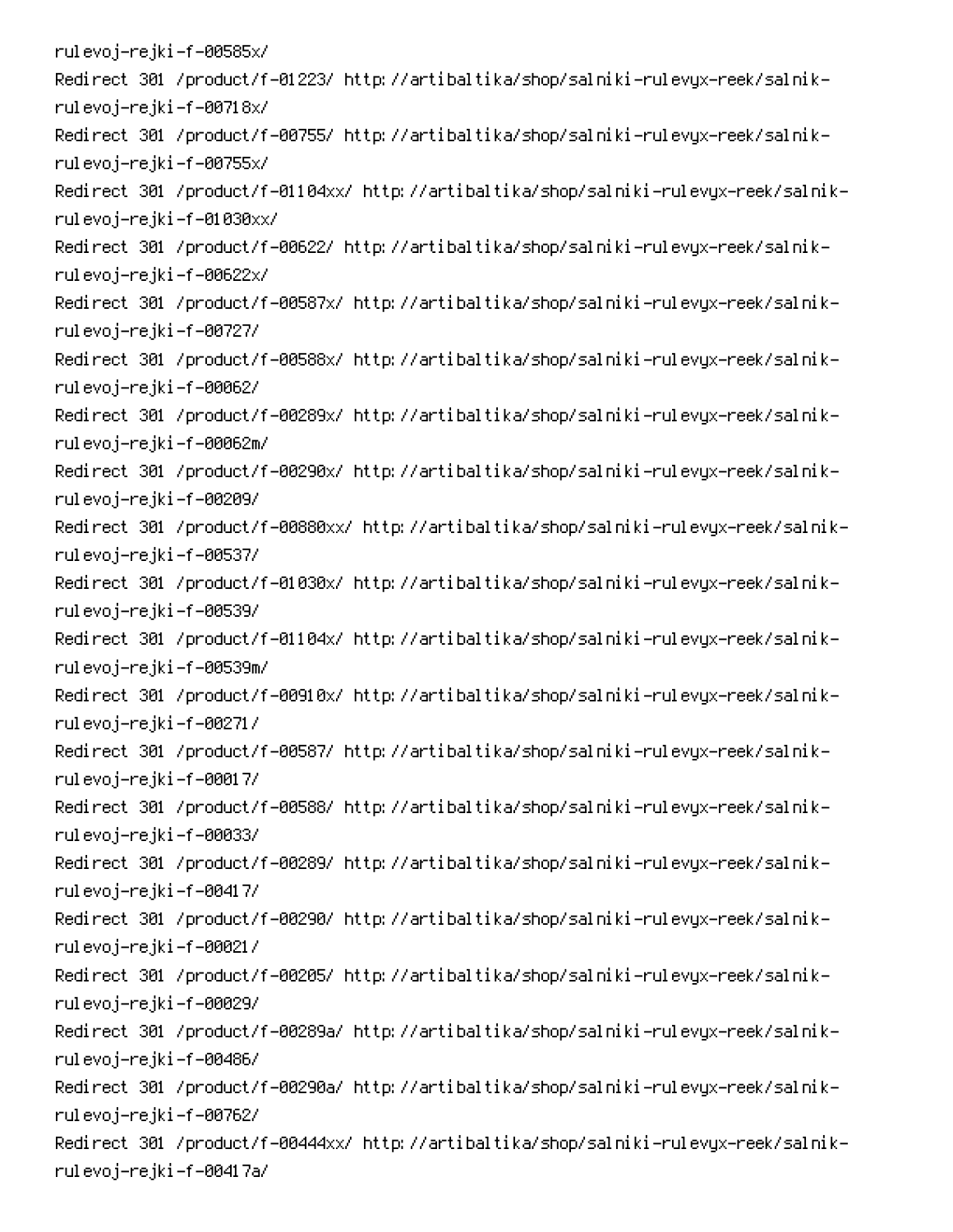rulevoj-rejki-f-00585x/
Redirect 301 /product/f-01223/ http://artibaltika/shop/salniki-rulevyx-reek/salnik-rulevoj-rejki-f-00718x/
Redirect 301 /product/f-00755/ http://artibaltika/shop/salniki-rulevyx-reek/salnik-rulevoj-rejki-f-00755x/
Redirect 301 /product/f-01104xx/ http://artibaltika/shop/salniki-rulevyx-reek/salnik-rulevoj-rejki-f-01030xx/
Redirect 301 /product/f-00622/ http://artibaltika/shop/salniki-rulevyx-reek/salnik-rulevoj-rejki-f-00622x/
Redirect 301 /product/f-00587x/ http://artibaltika/shop/salniki-rulevyx-reek/salnik-rulevoj-rejki-f-00727/
Redirect 301 /product/f-00588x/ http://artibaltika/shop/salniki-rulevyx-reek/salnik-rulevoj-rejki-f-00062/
Redirect 301 /product/f-00289x/ http://artibaltika/shop/salniki-rulevyx-reek/salnik-rulevoj-rejki-f-00062m/
Redirect 301 /product/f-00290x/ http://artibaltika/shop/salniki-rulevyx-reek/salnik-rulevoj-rejki-f-00209/
Redirect 301 /product/f-00880xx/ http://artibaltika/shop/salniki-rulevyx-reek/salnik-rulevoj-rejki-f-00537/
Redirect 301 /product/f-01030x/ http://artibaltika/shop/salniki-rulevyx-reek/salnik-rulevoj-rejki-f-00539/
Redirect 301 /product/f-01104x/ http://artibaltika/shop/salniki-rulevyx-reek/salnik-rulevoj-rejki-f-00539m/
Redirect 301 /product/f-00910x/ http://artibaltika/shop/salniki-rulevyx-reek/salnik-rulevoj-rejki-f-00271/
Redirect 301 /product/f-00587/ http://artibaltika/shop/salniki-rulevyx-reek/salnik-rulevoj-rejki-f-00017/
Redirect 301 /product/f-00588/ http://artibaltika/shop/salniki-rulevyx-reek/salnik-rulevoj-rejki-f-00033/
Redirect 301 /product/f-00289/ http://artibaltika/shop/salniki-rulevyx-reek/salnik-rulevoj-rejki-f-00417/
Redirect 301 /product/f-00290/ http://artibaltika/shop/salniki-rulevyx-reek/salnik-rulevoj-rejki-f-00021/
Redirect 301 /product/f-00205/ http://artibaltika/shop/salniki-rulevyx-reek/salnik-rulevoj-rejki-f-00029/
Redirect 301 /product/f-00289a/ http://artibaltika/shop/salniki-rulevyx-reek/salnik-rulevoj-rejki-f-00486/
Redirect 301 /product/f-00290a/ http://artibaltika/shop/salniki-rulevyx-reek/salnik-rulevoj-rejki-f-00762/
Redirect 301 /product/f-00444xx/ http://artibaltika/shop/salniki-rulevyx-reek/salnik-rulevoj-rejki-f-00417a/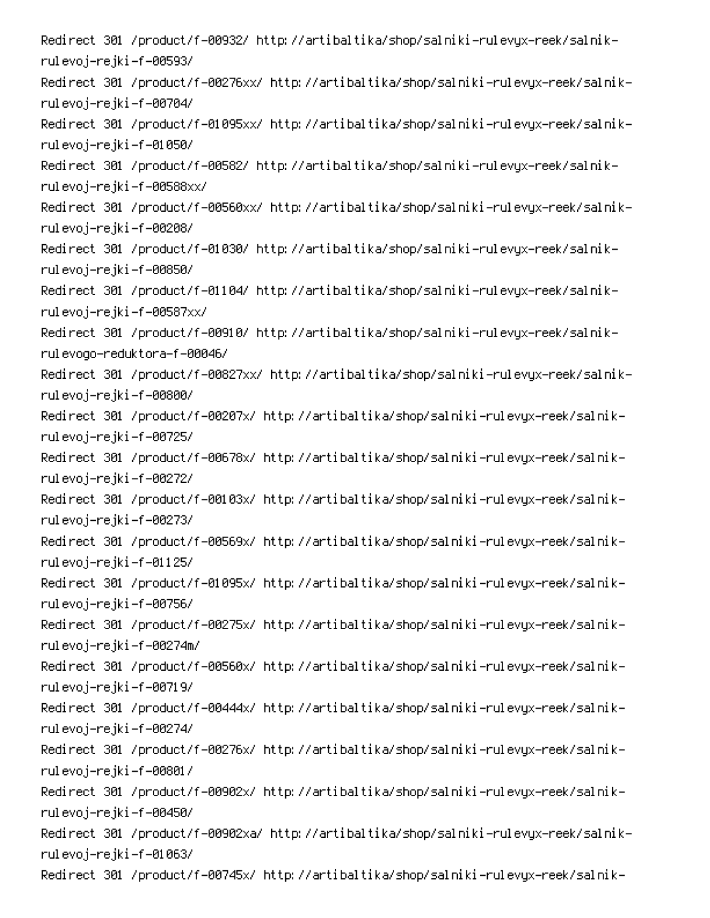Redirect 301 /product/f-00932/ http://artibaltika/shop/salniki-rulevyx-reek/salnik-rulevoj-rejki-f-00593/
Redirect 301 /product/f-00276xx/ http://artibaltika/shop/salniki-rulevyx-reek/salnik-rulevoj-rejki-f-00704/
Redirect 301 /product/f-01095xx/ http://artibaltika/shop/salniki-rulevyx-reek/salnik-rulevoj-rejki-f-01050/
Redirect 301 /product/f-00582/ http://artibaltika/shop/salniki-rulevyx-reek/salnik-rulevoj-rejki-f-00588xx/
Redirect 301 /product/f-00560xx/ http://artibaltika/shop/salniki-rulevyx-reek/salnik-rulevoj-rejki-f-00208/
Redirect 301 /product/f-01030/ http://artibaltika/shop/salniki-rulevyx-reek/salnik-rulevoj-rejki-f-00850/
Redirect 301 /product/f-01104/ http://artibaltika/shop/salniki-rulevyx-reek/salnik-rulevoj-rejki-f-00587xx/
Redirect 301 /product/f-00910/ http://artibaltika/shop/salniki-rulevyx-reek/salnik-rulevogo-reduktora-f-00046/
Redirect 301 /product/f-00827xx/ http://artibaltika/shop/salniki-rulevyx-reek/salnik-rulevoj-rejki-f-00800/
Redirect 301 /product/f-00207x/ http://artibaltika/shop/salniki-rulevyx-reek/salnik-rulevoj-rejki-f-00725/
Redirect 301 /product/f-00678x/ http://artibaltika/shop/salniki-rulevyx-reek/salnik-rulevoj-rejki-f-00272/
Redirect 301 /product/f-00103x/ http://artibaltika/shop/salniki-rulevyx-reek/salnik-rulevoj-rejki-f-00273/
Redirect 301 /product/f-00569x/ http://artibaltika/shop/salniki-rulevyx-reek/salnik-rulevoj-rejki-f-01125/
Redirect 301 /product/f-01095x/ http://artibaltika/shop/salniki-rulevyx-reek/salnik-rulevoj-rejki-f-00756/
Redirect 301 /product/f-00275x/ http://artibaltika/shop/salniki-rulevyx-reek/salnik-rulevoj-rejki-f-00274m/
Redirect 301 /product/f-00560x/ http://artibaltika/shop/salniki-rulevyx-reek/salnik-rulevoj-rejki-f-00719/
Redirect 301 /product/f-00444x/ http://artibaltika/shop/salniki-rulevyx-reek/salnik-rulevoj-rejki-f-00274/
Redirect 301 /product/f-00276x/ http://artibaltika/shop/salniki-rulevyx-reek/salnik-rulevoj-rejki-f-00801/
Redirect 301 /product/f-00902x/ http://artibaltika/shop/salniki-rulevyx-reek/salnik-rulevoj-rejki-f-00450/
Redirect 301 /product/f-00902xa/ http://artibaltika/shop/salniki-rulevyx-reek/salnik-rulevoj-rejki-f-01063/
Redirect 301 /product/f-00745x/ http://artibaltika/shop/salniki-rulevyx-reek/salnik-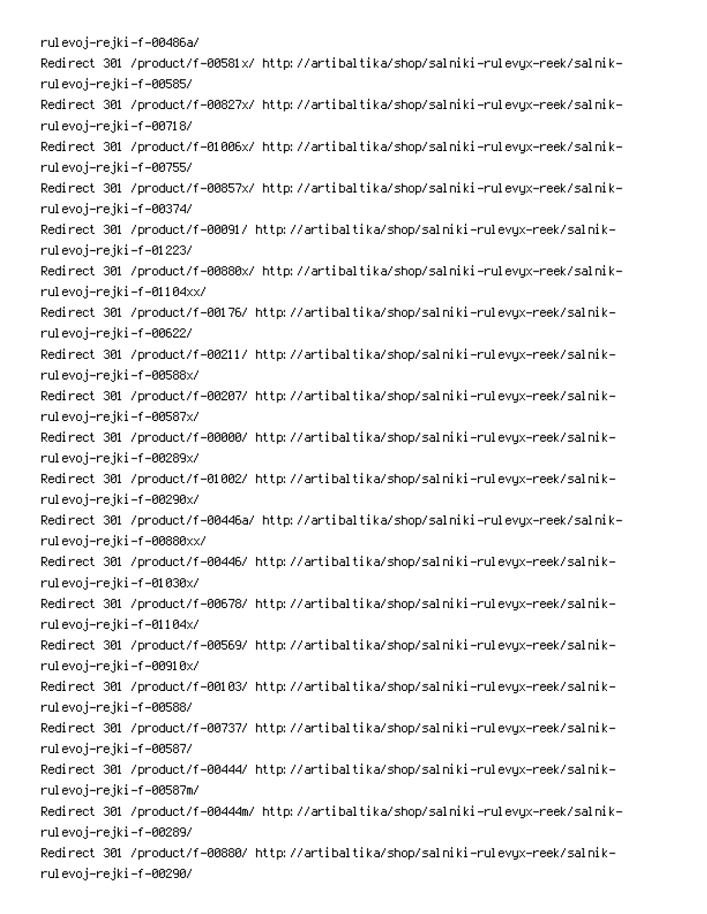rulevoj-rejki-f-00486a/
Redirect 301 /product/f-00581x/ http://artibaltika/shop/salniki-rulevyx-reek/salnik-rulevoj-rejki-f-00585/
Redirect 301 /product/f-00827x/ http://artibaltika/shop/salniki-rulevyx-reek/salnik-rulevoj-rejki-f-00718/
Redirect 301 /product/f-01006x/ http://artibaltika/shop/salniki-rulevyx-reek/salnik-rulevoj-rejki-f-00755/
Redirect 301 /product/f-00857x/ http://artibaltika/shop/salniki-rulevyx-reek/salnik-rulevoj-rejki-f-00374/
Redirect 301 /product/f-00091/ http://artibaltika/shop/salniki-rulevyx-reek/salnik-rulevoj-rejki-f-01223/
Redirect 301 /product/f-00880x/ http://artibaltika/shop/salniki-rulevyx-reek/salnik-rulevoj-rejki-f-01104xx/
Redirect 301 /product/f-00176/ http://artibaltika/shop/salniki-rulevyx-reek/salnik-rulevoj-rejki-f-00622/
Redirect 301 /product/f-00211/ http://artibaltika/shop/salniki-rulevyx-reek/salnik-rulevoj-rejki-f-00588x/
Redirect 301 /product/f-00207/ http://artibaltika/shop/salniki-rulevyx-reek/salnik-rulevoj-rejki-f-00587x/
Redirect 301 /product/f-00000/ http://artibaltika/shop/salniki-rulevyx-reek/salnik-rulevoj-rejki-f-00289x/
Redirect 301 /product/f-01002/ http://artibaltika/shop/salniki-rulevyx-reek/salnik-rulevoj-rejki-f-00290x/
Redirect 301 /product/f-00446a/ http://artibaltika/shop/salniki-rulevyx-reek/salnik-rulevoj-rejki-f-00880xx/
Redirect 301 /product/f-00446/ http://artibaltika/shop/salniki-rulevyx-reek/salnik-rulevoj-rejki-f-01030x/
Redirect 301 /product/f-00678/ http://artibaltika/shop/salniki-rulevyx-reek/salnik-rulevoj-rejki-f-01104x/
Redirect 301 /product/f-00569/ http://artibaltika/shop/salniki-rulevyx-reek/salnik-rulevoj-rejki-f-00910x/
Redirect 301 /product/f-00103/ http://artibaltika/shop/salniki-rulevyx-reek/salnik-rulevoj-rejki-f-00588/
Redirect 301 /product/f-00737/ http://artibaltika/shop/salniki-rulevyx-reek/salnik-rulevoj-rejki-f-00587/
Redirect 301 /product/f-00444/ http://artibaltika/shop/salniki-rulevyx-reek/salnik-rulevoj-rejki-f-00587m/
Redirect 301 /product/f-00444m/ http://artibaltika/shop/salniki-rulevyx-reek/salnik-rulevoj-rejki-f-00289/
Redirect 301 /product/f-00880/ http://artibaltika/shop/salniki-rulevyx-reek/salnik-rulevoj-rejki-f-00290/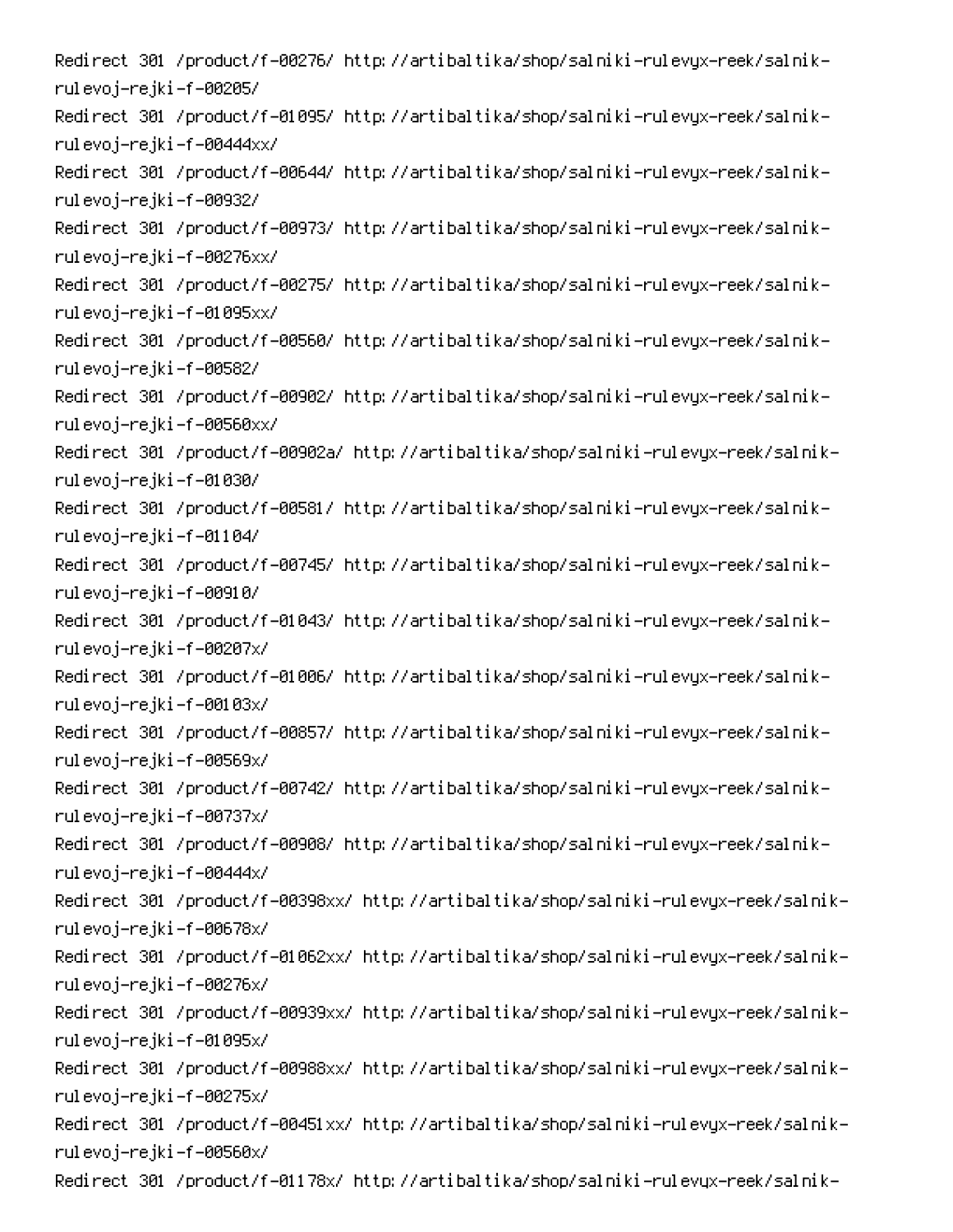Redirect 301 /product/f-00276/ http://artibaltika/shop/salniki-rulevyx-reek/salnik-rulevoj-rejki-f-00205/
Redirect 301 /product/f-01095/ http://artibaltika/shop/salniki-rulevyx-reek/salnik-rulevoj-rejki-f-00444xx/
Redirect 301 /product/f-00644/ http://artibaltika/shop/salniki-rulevyx-reek/salnik-rulevoj-rejki-f-00932/
Redirect 301 /product/f-00973/ http://artibaltika/shop/salniki-rulevyx-reek/salnik-rulevoj-rejki-f-00276xx/
Redirect 301 /product/f-00275/ http://artibaltika/shop/salniki-rulevyx-reek/salnik-rulevoj-rejki-f-01095xx/
Redirect 301 /product/f-00560/ http://artibaltika/shop/salniki-rulevyx-reek/salnik-rulevoj-rejki-f-00582/
Redirect 301 /product/f-00902/ http://artibaltika/shop/salniki-rulevyx-reek/salnik-rulevoj-rejki-f-00560xx/
Redirect 301 /product/f-00902a/ http://artibaltika/shop/salniki-rulevyx-reek/salnik-rulevoj-rejki-f-01030/
Redirect 301 /product/f-00581/ http://artibaltika/shop/salniki-rulevyx-reek/salnik-rulevoj-rejki-f-01104/
Redirect 301 /product/f-00745/ http://artibaltika/shop/salniki-rulevyx-reek/salnik-rulevoj-rejki-f-00910/
Redirect 301 /product/f-01043/ http://artibaltika/shop/salniki-rulevyx-reek/salnik-rulevoj-rejki-f-00207x/
Redirect 301 /product/f-01006/ http://artibaltika/shop/salniki-rulevyx-reek/salnik-rulevoj-rejki-f-00103x/
Redirect 301 /product/f-00857/ http://artibaltika/shop/salniki-rulevyx-reek/salnik-rulevoj-rejki-f-00569x/
Redirect 301 /product/f-00742/ http://artibaltika/shop/salniki-rulevyx-reek/salnik-rulevoj-rejki-f-00737x/
Redirect 301 /product/f-00908/ http://artibaltika/shop/salniki-rulevyx-reek/salnik-rulevoj-rejki-f-00444x/
Redirect 301 /product/f-00398xx/ http://artibaltika/shop/salniki-rulevyx-reek/salnik-rulevoj-rejki-f-00678x/
Redirect 301 /product/f-01062xx/ http://artibaltika/shop/salniki-rulevyx-reek/salnik-rulevoj-rejki-f-00276x/
Redirect 301 /product/f-00939xx/ http://artibaltika/shop/salniki-rulevyx-reek/salnik-rulevoj-rejki-f-01095x/
Redirect 301 /product/f-00988xx/ http://artibaltika/shop/salniki-rulevyx-reek/salnik-rulevoj-rejki-f-00275x/
Redirect 301 /product/f-00451xx/ http://artibaltika/shop/salniki-rulevyx-reek/salnik-rulevoj-rejki-f-00560x/
Redirect 301 /product/f-01178x/ http://artibaltika/shop/salniki-rulevyx-reek/salnik-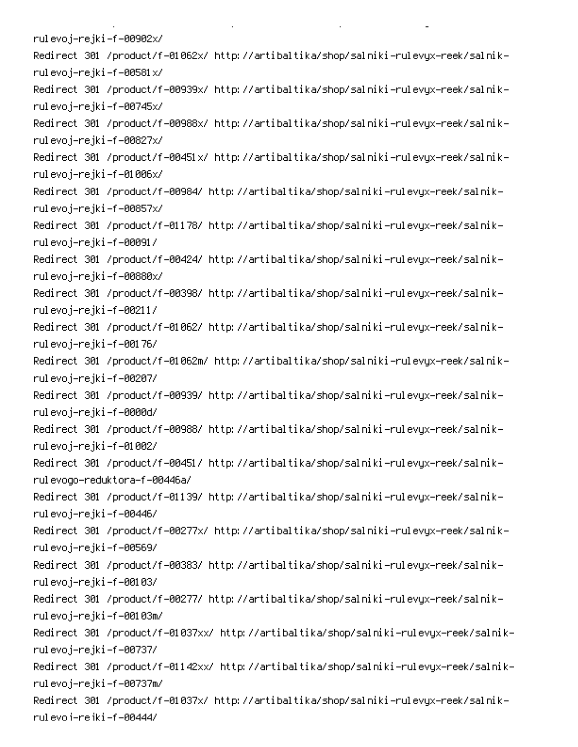rulevoj-rejki-f-00902x/
Redirect 301 /product/f-01062x/ http://artibaltika/shop/salniki-rulevyx-reek/salnik-rulevoj-rejki-f-00581x/
Redirect 301 /product/f-00939x/ http://artibaltika/shop/salniki-rulevyx-reek/salnik-rulevoj-rejki-f-00745x/
Redirect 301 /product/f-00988x/ http://artibaltika/shop/salniki-rulevyx-reek/salnik-rulevoj-rejki-f-00827x/
Redirect 301 /product/f-00451x/ http://artibaltika/shop/salniki-rulevyx-reek/salnik-rulevoj-rejki-f-01006x/
Redirect 301 /product/f-00984/ http://artibaltika/shop/salniki-rulevyx-reek/salnik-rulevoj-rejki-f-00857x/
Redirect 301 /product/f-01178/ http://artibaltika/shop/salniki-rulevyx-reek/salnik-rulevoj-rejki-f-00091/
Redirect 301 /product/f-00424/ http://artibaltika/shop/salniki-rulevyx-reek/salnik-rulevoj-rejki-f-00880x/
Redirect 301 /product/f-00398/ http://artibaltika/shop/salniki-rulevyx-reek/salnik-rulevoj-rejki-f-00211/
Redirect 301 /product/f-01062/ http://artibaltika/shop/salniki-rulevyx-reek/salnik-rulevoj-rejki-f-00176/
Redirect 301 /product/f-01062m/ http://artibaltika/shop/salniki-rulevyx-reek/salnik-rulevoj-rejki-f-00207/
Redirect 301 /product/f-00939/ http://artibaltika/shop/salniki-rulevyx-reek/salnik-rulevoj-rejki-f-0000d/
Redirect 301 /product/f-00988/ http://artibaltika/shop/salniki-rulevyx-reek/salnik-rulevoj-rejki-f-01002/
Redirect 301 /product/f-00451/ http://artibaltika/shop/salniki-rulevyx-reek/salnik-rulevogo-reduktora-f-00446a/
Redirect 301 /product/f-01139/ http://artibaltika/shop/salniki-rulevyx-reek/salnik-rulevoj-rejki-f-00446/
Redirect 301 /product/f-00277x/ http://artibaltika/shop/salniki-rulevyx-reek/salnik-rulevoj-rejki-f-00569/
Redirect 301 /product/f-00383/ http://artibaltika/shop/salniki-rulevyx-reek/salnik-rulevoj-rejki-f-00103/
Redirect 301 /product/f-00277/ http://artibaltika/shop/salniki-rulevyx-reek/salnik-rulevoj-rejki-f-00103m/
Redirect 301 /product/f-01037xx/ http://artibaltika/shop/salniki-rulevyx-reek/salnik-rulevoj-rejki-f-00737/
Redirect 301 /product/f-01142xx/ http://artibaltika/shop/salniki-rulevyx-reek/salnik-rulevoj-rejki-f-00737m/
Redirect 301 /product/f-01037x/ http://artibaltika/shop/salniki-rulevyx-reek/salnik-rulevoj-rejki-f-00444/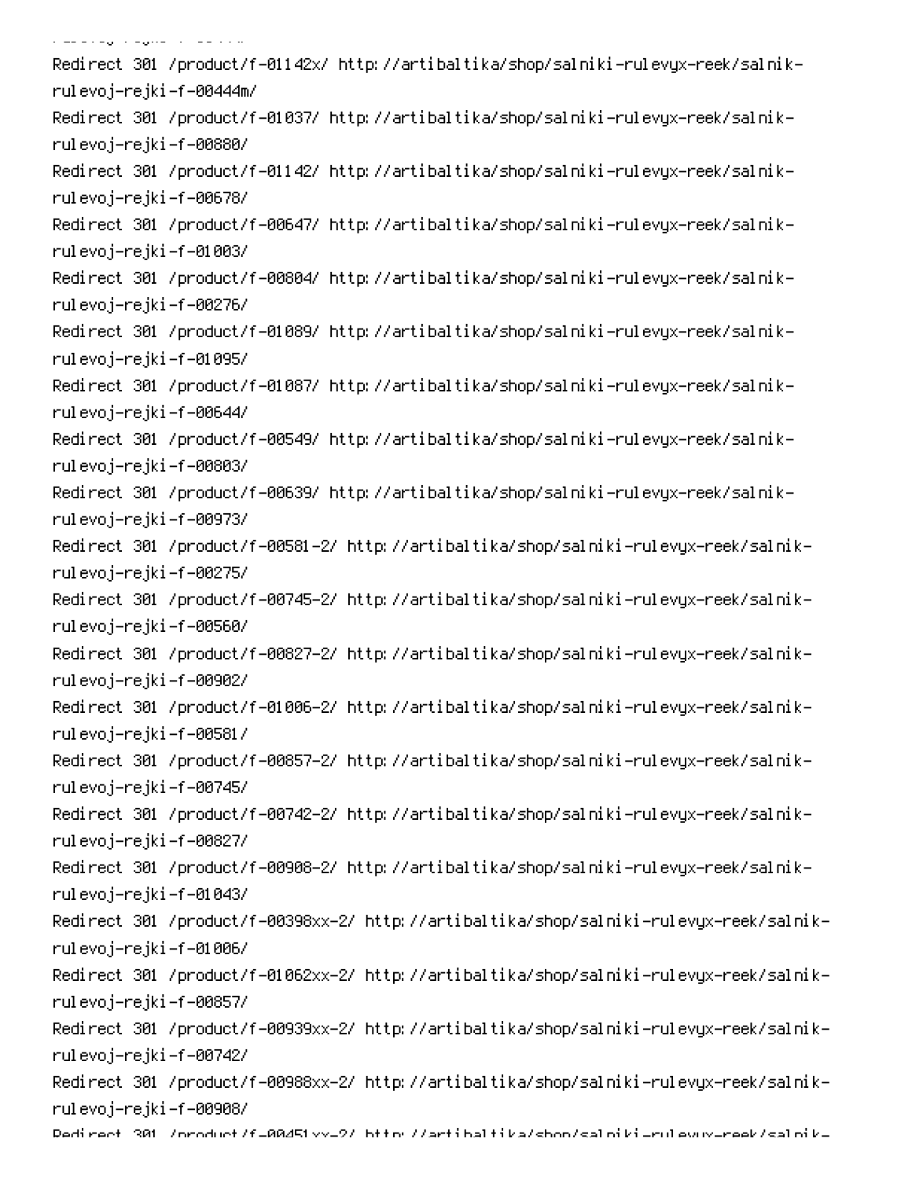Redirect 301 /product/f-01142x/ http://artibaltika/shop/salniki-rulevyx-reek/salnik-rulevoj-rejki-f-00444m/
Redirect 301 /product/f-01037/ http://artibaltika/shop/salniki-rulevyx-reek/salnik-rulevoj-rejki-f-00880/
Redirect 301 /product/f-01142/ http://artibaltika/shop/salniki-rulevyx-reek/salnik-rulevoj-rejki-f-00678/
Redirect 301 /product/f-00647/ http://artibaltika/shop/salniki-rulevyx-reek/salnik-rulevoj-rejki-f-01003/
Redirect 301 /product/f-00804/ http://artibaltika/shop/salniki-rulevyx-reek/salnik-rulevoj-rejki-f-00276/
Redirect 301 /product/f-01089/ http://artibaltika/shop/salniki-rulevyx-reek/salnik-rulevoj-rejki-f-01095/
Redirect 301 /product/f-01087/ http://artibaltika/shop/salniki-rulevyx-reek/salnik-rulevoj-rejki-f-00644/
Redirect 301 /product/f-00549/ http://artibaltika/shop/salniki-rulevyx-reek/salnik-rulevoj-rejki-f-00803/
Redirect 301 /product/f-00639/ http://artibaltika/shop/salniki-rulevyx-reek/salnik-rulevoj-rejki-f-00973/
Redirect 301 /product/f-00581-2/ http://artibaltika/shop/salniki-rulevyx-reek/salnik-rulevoj-rejki-f-00275/
Redirect 301 /product/f-00745-2/ http://artibaltika/shop/salniki-rulevyx-reek/salnik-rulevoj-rejki-f-00560/
Redirect 301 /product/f-00827-2/ http://artibaltika/shop/salniki-rulevyx-reek/salnik-rulevoj-rejki-f-00902/
Redirect 301 /product/f-01006-2/ http://artibaltika/shop/salniki-rulevyx-reek/salnik-rulevoj-rejki-f-00581/
Redirect 301 /product/f-00857-2/ http://artibaltika/shop/salniki-rulevyx-reek/salnik-rulevoj-rejki-f-00745/
Redirect 301 /product/f-00742-2/ http://artibaltika/shop/salniki-rulevyx-reek/salnik-rulevoj-rejki-f-00827/
Redirect 301 /product/f-00908-2/ http://artibaltika/shop/salniki-rulevyx-reek/salnik-rulevoj-rejki-f-01043/
Redirect 301 /product/f-00398xx-2/ http://artibaltika/shop/salniki-rulevyx-reek/salnik-rulevoj-rejki-f-01006/
Redirect 301 /product/f-01062xx-2/ http://artibaltika/shop/salniki-rulevyx-reek/salnik-rulevoj-rejki-f-00857/
Redirect 301 /product/f-00939xx-2/ http://artibaltika/shop/salniki-rulevyx-reek/salnik-rulevoj-rejki-f-00742/
Redirect 301 /product/f-00988xx-2/ http://artibaltika/shop/salniki-rulevyx-reek/salnik-rulevoj-rejki-f-00908/
Redirect 301 /product/f-00451xx-2/ http://artibaltika/shop/salniki-rulevyx-reek/salnik-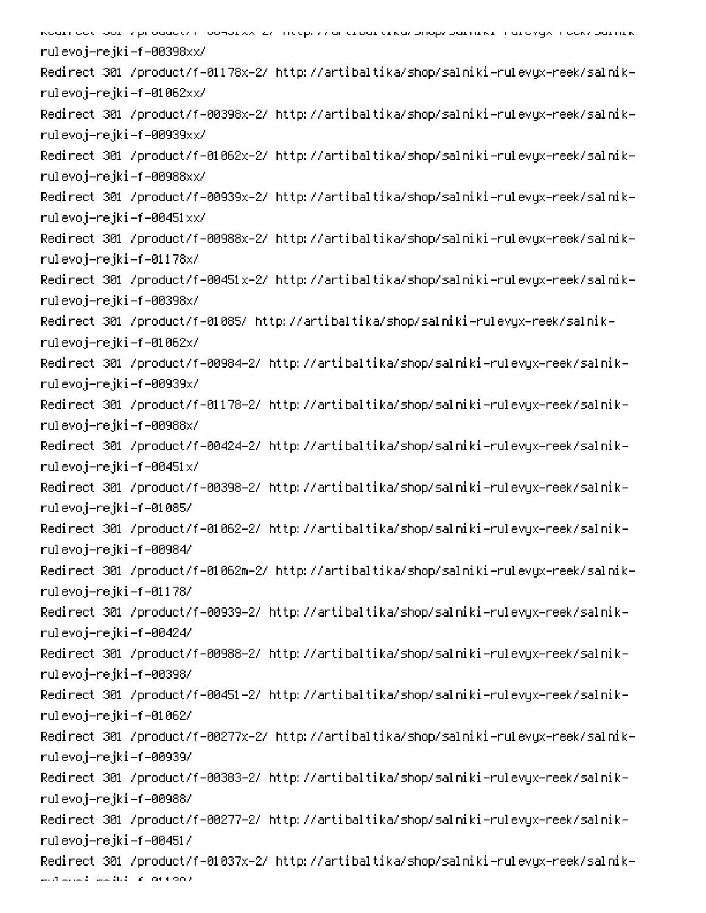rulevoj-rejki-f-00398xx/
Redirect 301 /product/f-01178x-2/ http://artibaltika/shop/salniki-rulevyx-reek/salnik-rulevoj-rejki-f-01062xx/
Redirect 301 /product/f-00398x-2/ http://artibaltika/shop/salniki-rulevyx-reek/salnik-rulevoj-rejki-f-00939xx/
Redirect 301 /product/f-01062x-2/ http://artibaltika/shop/salniki-rulevyx-reek/salnik-rulevoj-rejki-f-00988xx/
Redirect 301 /product/f-00939x-2/ http://artibaltika/shop/salniki-rulevyx-reek/salnik-rulevoj-rejki-f-00451xx/
Redirect 301 /product/f-00988x-2/ http://artibaltika/shop/salniki-rulevyx-reek/salnik-rulevoj-rejki-f-01178x/
Redirect 301 /product/f-00451x-2/ http://artibaltika/shop/salniki-rulevyx-reek/salnik-rulevoj-rejki-f-00398x/
Redirect 301 /product/f-01085/ http://artibaltika/shop/salniki-rulevyx-reek/salnik-rulevoj-rejki-f-01062x/
Redirect 301 /product/f-00984-2/ http://artibaltika/shop/salniki-rulevyx-reek/salnik-rulevoj-rejki-f-00939x/
Redirect 301 /product/f-01178-2/ http://artibaltika/shop/salniki-rulevyx-reek/salnik-rulevoj-rejki-f-00988x/
Redirect 301 /product/f-00424-2/ http://artibaltika/shop/salniki-rulevyx-reek/salnik-rulevoj-rejki-f-00451x/
Redirect 301 /product/f-00398-2/ http://artibaltika/shop/salniki-rulevyx-reek/salnik-rulevoj-rejki-f-01085/
Redirect 301 /product/f-01062-2/ http://artibaltika/shop/salniki-rulevyx-reek/salnik-rulevoj-rejki-f-00984/
Redirect 301 /product/f-01062m-2/ http://artibaltika/shop/salniki-rulevyx-reek/salnik-rulevoj-rejki-f-01178/
Redirect 301 /product/f-00939-2/ http://artibaltika/shop/salniki-rulevyx-reek/salnik-rulevoj-rejki-f-00424/
Redirect 301 /product/f-00988-2/ http://artibaltika/shop/salniki-rulevyx-reek/salnik-rulevoj-rejki-f-00398/
Redirect 301 /product/f-00451-2/ http://artibaltika/shop/salniki-rulevyx-reek/salnik-rulevoj-rejki-f-01062/
Redirect 301 /product/f-00277x-2/ http://artibaltika/shop/salniki-rulevyx-reek/salnik-rulevoj-rejki-f-00939/
Redirect 301 /product/f-00383-2/ http://artibaltika/shop/salniki-rulevyx-reek/salnik-rulevoj-rejki-f-00988/
Redirect 301 /product/f-00277-2/ http://artibaltika/shop/salniki-rulevyx-reek/salnik-rulevoj-rejki-f-00451/
Redirect 301 /product/f-01037x-2/ http://artibaltika/shop/salniki-rulevyx-reek/salnik-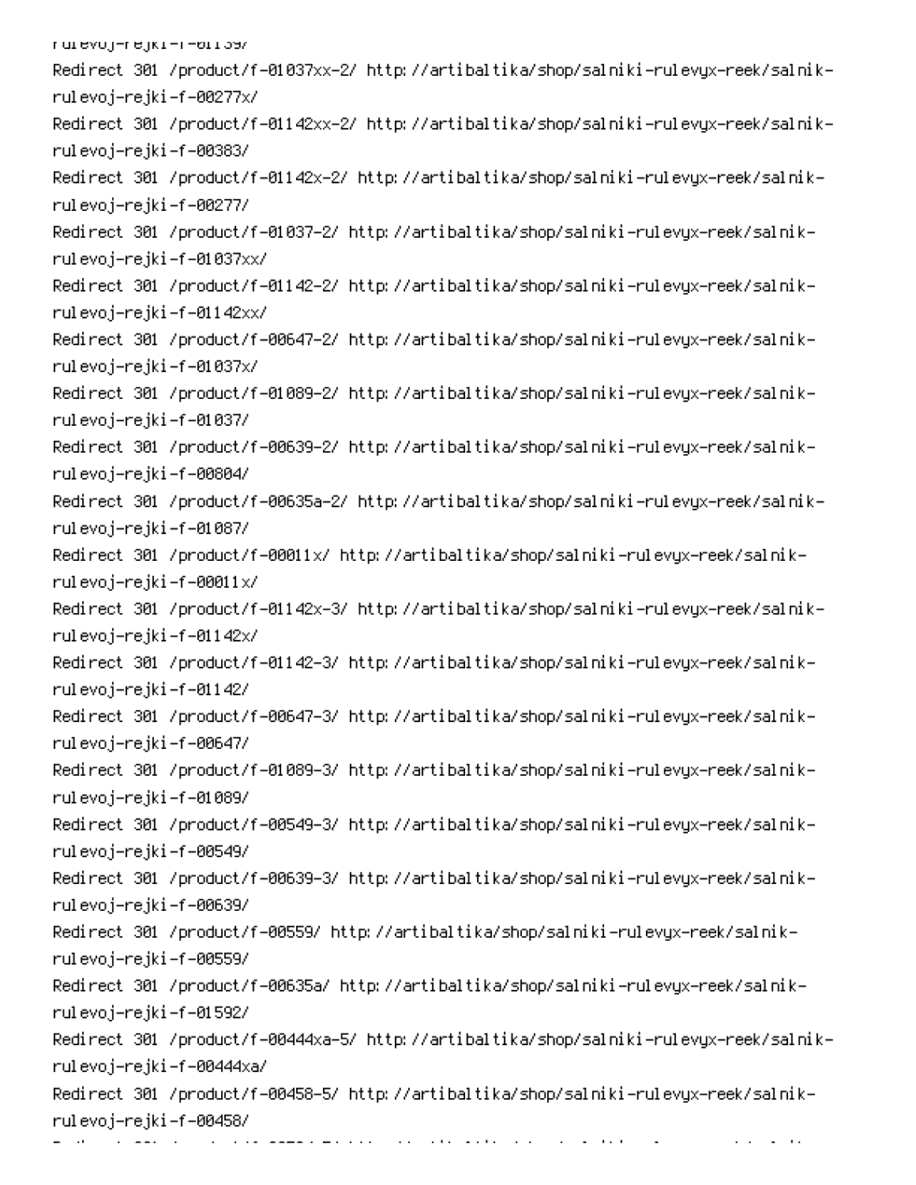rulevoj-rejki-f-01139/
Redirect 301 /product/f-01037xx-2/ http://artibaltika/shop/salniki-rulevyx-reek/salnik-rulevoj-rejki-f-00277x/
Redirect 301 /product/f-01142xx-2/ http://artibaltika/shop/salniki-rulevyx-reek/salnik-rulevoj-rejki-f-00383/
Redirect 301 /product/f-01142x-2/ http://artibaltika/shop/salniki-rulevyx-reek/salnik-rulevoj-rejki-f-00277/
Redirect 301 /product/f-01037-2/ http://artibaltika/shop/salniki-rulevyx-reek/salnik-rulevoj-rejki-f-01037xx/
Redirect 301 /product/f-01142-2/ http://artibaltika/shop/salniki-rulevyx-reek/salnik-rulevoj-rejki-f-01142xx/
Redirect 301 /product/f-00647-2/ http://artibaltika/shop/salniki-rulevyx-reek/salnik-rulevoj-rejki-f-01037x/
Redirect 301 /product/f-01089-2/ http://artibaltika/shop/salniki-rulevyx-reek/salnik-rulevoj-rejki-f-01037/
Redirect 301 /product/f-00639-2/ http://artibaltika/shop/salniki-rulevyx-reek/salnik-rulevoj-rejki-f-00804/
Redirect 301 /product/f-00635a-2/ http://artibaltika/shop/salniki-rulevyx-reek/salnik-rulevoj-rejki-f-01087/
Redirect 301 /product/f-00011x/ http://artibaltika/shop/salniki-rulevyx-reek/salnik-rulevoj-rejki-f-00011x/
Redirect 301 /product/f-01142x-3/ http://artibaltika/shop/salniki-rulevyx-reek/salnik-rulevoj-rejki-f-01142x/
Redirect 301 /product/f-01142-3/ http://artibaltika/shop/salniki-rulevyx-reek/salnik-rulevoj-rejki-f-01142/
Redirect 301 /product/f-00647-3/ http://artibaltika/shop/salniki-rulevyx-reek/salnik-rulevoj-rejki-f-00647/
Redirect 301 /product/f-01089-3/ http://artibaltika/shop/salniki-rulevyx-reek/salnik-rulevoj-rejki-f-01089/
Redirect 301 /product/f-00549-3/ http://artibaltika/shop/salniki-rulevyx-reek/salnik-rulevoj-rejki-f-00549/
Redirect 301 /product/f-00639-3/ http://artibaltika/shop/salniki-rulevyx-reek/salnik-rulevoj-rejki-f-00639/
Redirect 301 /product/f-00559/ http://artibaltika/shop/salniki-rulevyx-reek/salnik-rulevoj-rejki-f-00559/
Redirect 301 /product/f-00635a/ http://artibaltika/shop/salniki-rulevyx-reek/salnik-rulevoj-rejki-f-01592/
Redirect 301 /product/f-00444xa-5/ http://artibaltika/shop/salniki-rulevyx-reek/salnik-rulevoj-rejki-f-00444xa/
Redirect 301 /product/f-00458-5/ http://artibaltika/shop/salniki-rulevyx-reek/salnik-rulevoj-rejki-f-00458/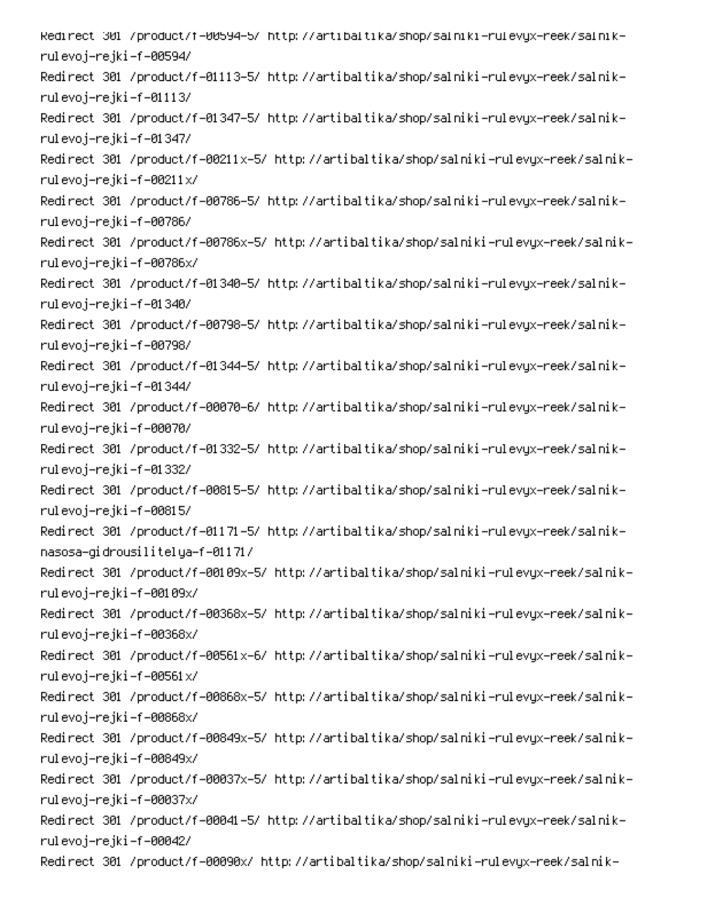Redirect 301 /product/f-00594-5/ http://artibaltika/shop/salniki-rulevyx-reek/salnik-rulevoj-rejki-f-00594/
Redirect 301 /product/f-01113-5/ http://artibaltika/shop/salniki-rulevyx-reek/salnik-rulevoj-rejki-f-01113/
Redirect 301 /product/f-01347-5/ http://artibaltika/shop/salniki-rulevyx-reek/salnik-rulevoj-rejki-f-01347/
Redirect 301 /product/f-00211x-5/ http://artibaltika/shop/salniki-rulevyx-reek/salnik-rulevoj-rejki-f-00211x/
Redirect 301 /product/f-00786-5/ http://artibaltika/shop/salniki-rulevyx-reek/salnik-rulevoj-rejki-f-00786/
Redirect 301 /product/f-00786x-5/ http://artibaltika/shop/salniki-rulevyx-reek/salnik-rulevoj-rejki-f-00786x/
Redirect 301 /product/f-01340-5/ http://artibaltika/shop/salniki-rulevyx-reek/salnik-rulevoj-rejki-f-01340/
Redirect 301 /product/f-00798-5/ http://artibaltika/shop/salniki-rulevyx-reek/salnik-rulevoj-rejki-f-00798/
Redirect 301 /product/f-01344-5/ http://artibaltika/shop/salniki-rulevyx-reek/salnik-rulevoj-rejki-f-01344/
Redirect 301 /product/f-00070-6/ http://artibaltika/shop/salniki-rulevyx-reek/salnik-rulevoj-rejki-f-00070/
Redirect 301 /product/f-01332-5/ http://artibaltika/shop/salniki-rulevyx-reek/salnik-rulevoj-rejki-f-01332/
Redirect 301 /product/f-00815-5/ http://artibaltika/shop/salniki-rulevyx-reek/salnik-rulevoj-rejki-f-00815/
Redirect 301 /product/f-01171-5/ http://artibaltika/shop/salniki-rulevyx-reek/salnik-nasosa-gidrousilitelya-f-01171/
Redirect 301 /product/f-00109x-5/ http://artibaltika/shop/salniki-rulevyx-reek/salnik-rulevoj-rejki-f-00109x/
Redirect 301 /product/f-00368x-5/ http://artibaltika/shop/salniki-rulevyx-reek/salnik-rulevoj-rejki-f-00368x/
Redirect 301 /product/f-00561x-6/ http://artibaltika/shop/salniki-rulevyx-reek/salnik-rulevoj-rejki-f-00561x/
Redirect 301 /product/f-00868x-5/ http://artibaltika/shop/salniki-rulevyx-reek/salnik-rulevoj-rejki-f-00868x/
Redirect 301 /product/f-00849x-5/ http://artibaltika/shop/salniki-rulevyx-reek/salnik-rulevoj-rejki-f-00849x/
Redirect 301 /product/f-00037x-5/ http://artibaltika/shop/salniki-rulevyx-reek/salnik-rulevoj-rejki-f-00037x/
Redirect 301 /product/f-00041-5/ http://artibaltika/shop/salniki-rulevyx-reek/salnik-rulevoj-rejki-f-00042/
Redirect 301 /product/f-00090x/ http://artibaltika/shop/salniki-rulevyx-reek/salnik-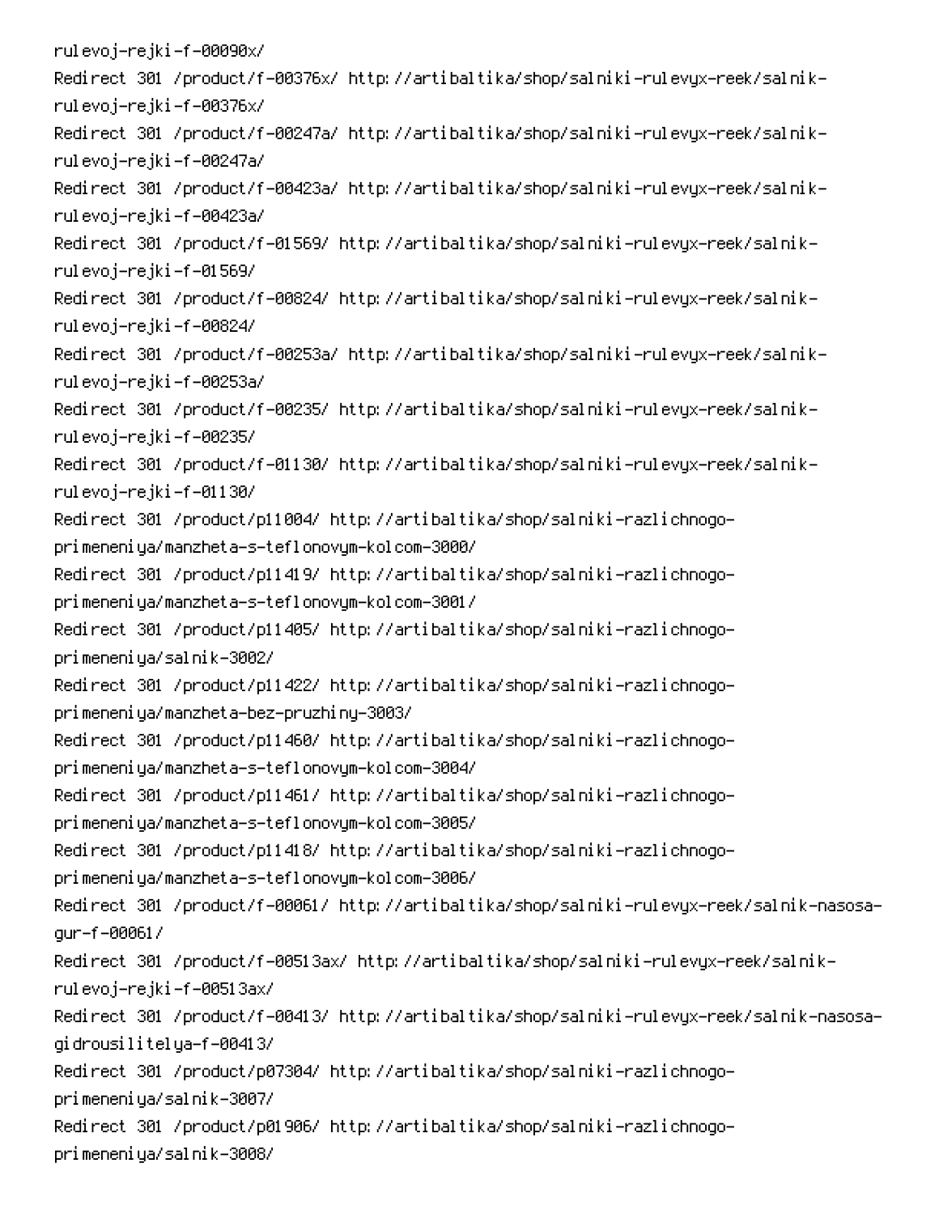rulevoj-rejki-f-00090x/
Redirect 301 /product/f-00376x/ http://artibaltika/shop/salniki-rulevyx-reek/salnik-rulevoj-rejki-f-00376x/
Redirect 301 /product/f-00247a/ http://artibaltika/shop/salniki-rulevyx-reek/salnik-rulevoj-rejki-f-00247a/
Redirect 301 /product/f-00423a/ http://artibaltika/shop/salniki-rulevyx-reek/salnik-rulevoj-rejki-f-00423a/
Redirect 301 /product/f-01569/ http://artibaltika/shop/salniki-rulevyx-reek/salnik-rulevoj-rejki-f-01569/
Redirect 301 /product/f-00824/ http://artibaltika/shop/salniki-rulevyx-reek/salnik-rulevoj-rejki-f-00824/
Redirect 301 /product/f-00253a/ http://artibaltika/shop/salniki-rulevyx-reek/salnik-rulevoj-rejki-f-00253a/
Redirect 301 /product/f-00235/ http://artibaltika/shop/salniki-rulevyx-reek/salnik-rulevoj-rejki-f-00235/
Redirect 301 /product/f-01130/ http://artibaltika/shop/salniki-rulevyx-reek/salnik-rulevoj-rejki-f-01130/
Redirect 301 /product/p11004/ http://artibaltika/shop/salniki-razlichnogo-primeneniya/manzheta-s-teflonovym-kolcom-3000/
Redirect 301 /product/p11419/ http://artibaltika/shop/salniki-razlichnogo-primeneniya/manzheta-s-teflonovym-kolcom-3001/
Redirect 301 /product/p11405/ http://artibaltika/shop/salniki-razlichnogo-primeneniya/salnik-3002/
Redirect 301 /product/p11422/ http://artibaltika/shop/salniki-razlichnogo-primeneniya/manzheta-bez-pruzhiny-3003/
Redirect 301 /product/p11460/ http://artibaltika/shop/salniki-razlichnogo-primeneniya/manzheta-s-teflonovym-kolcom-3004/
Redirect 301 /product/p11461/ http://artibaltika/shop/salniki-razlichnogo-primeneniya/manzheta-s-teflonovym-kolcom-3005/
Redirect 301 /product/p11418/ http://artibaltika/shop/salniki-razlichnogo-primeneniya/manzheta-s-teflonovym-kolcom-3006/
Redirect 301 /product/f-00061/ http://artibaltika/shop/salniki-rulevyx-reek/salnik-nasosa-gur-f-00061/
Redirect 301 /product/f-00513ax/ http://artibaltika/shop/salniki-rulevyx-reek/salnik-rulevoj-rejki-f-00513ax/
Redirect 301 /product/f-00413/ http://artibaltika/shop/salniki-rulevyx-reek/salnik-nasosa-gidrousilitelya-f-00413/
Redirect 301 /product/p07304/ http://artibaltika/shop/salniki-razlichnogo-primeneniya/salnik-3007/
Redirect 301 /product/p01906/ http://artibaltika/shop/salniki-razlichnogo-primeneniya/salnik-3008/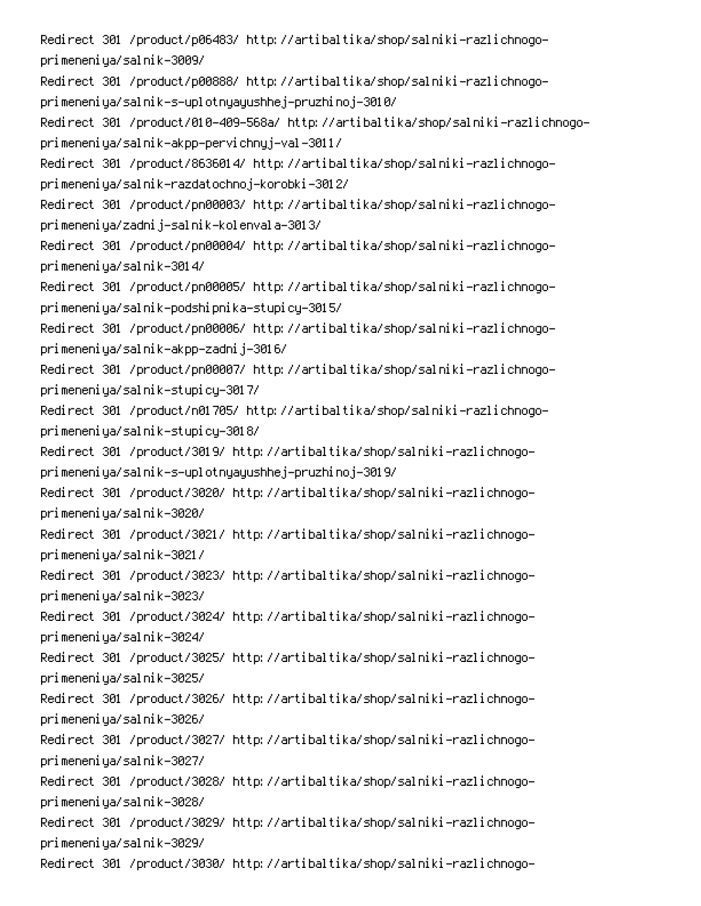Redirect 301 /product/p06483/ http://artibaltika/shop/salniki-razlichnogo-primeneniya/salnik-3009/
Redirect 301 /product/p00888/ http://artibaltika/shop/salniki-razlichnogo-primeneniya/salnik-s-uplotnyayushhej-pruzhinoj-3010/
Redirect 301 /product/010-409-568a/ http://artibaltika/shop/salniki-razlichnogo-primeneniya/salnik-akpp-pervichnyj-val-3011/
Redirect 301 /product/8636014/ http://artibaltika/shop/salniki-razlichnogo-primeneniya/salnik-razdatochnoj-korobki-3012/
Redirect 301 /product/pn00003/ http://artibaltika/shop/salniki-razlichnogo-primeneniya/zadnij-salnik-kolenvala-3013/
Redirect 301 /product/pn00004/ http://artibaltika/shop/salniki-razlichnogo-primeneniya/salnik-3014/
Redirect 301 /product/pn00005/ http://artibaltika/shop/salniki-razlichnogo-primeneniya/salnik-podshipnika-stupicy-3015/
Redirect 301 /product/pn00006/ http://artibaltika/shop/salniki-razlichnogo-primeneniya/salnik-akpp-zadnij-3016/
Redirect 301 /product/pn00007/ http://artibaltika/shop/salniki-razlichnogo-primeneniya/salnik-stupicy-3017/
Redirect 301 /product/n01705/ http://artibaltika/shop/salniki-razlichnogo-primeneniya/salnik-stupicy-3018/
Redirect 301 /product/3019/ http://artibaltika/shop/salniki-razlichnogo-primeneniya/salnik-s-uplotnyayushhej-pruzhinoj-3019/
Redirect 301 /product/3020/ http://artibaltika/shop/salniki-razlichnogo-primeneniya/salnik-3020/
Redirect 301 /product/3021/ http://artibaltika/shop/salniki-razlichnogo-primeneniya/salnik-3021/
Redirect 301 /product/3023/ http://artibaltika/shop/salniki-razlichnogo-primeneniya/salnik-3023/
Redirect 301 /product/3024/ http://artibaltika/shop/salniki-razlichnogo-primeneniya/salnik-3024/
Redirect 301 /product/3025/ http://artibaltika/shop/salniki-razlichnogo-primeneniya/salnik-3025/
Redirect 301 /product/3026/ http://artibaltika/shop/salniki-razlichnogo-primeneniya/salnik-3026/
Redirect 301 /product/3027/ http://artibaltika/shop/salniki-razlichnogo-primeneniya/salnik-3027/
Redirect 301 /product/3028/ http://artibaltika/shop/salniki-razlichnogo-primeneniya/salnik-3028/
Redirect 301 /product/3029/ http://artibaltika/shop/salniki-razlichnogo-primeneniya/salnik-3029/
Redirect 301 /product/3030/ http://artibaltika/shop/salniki-razlichnogo-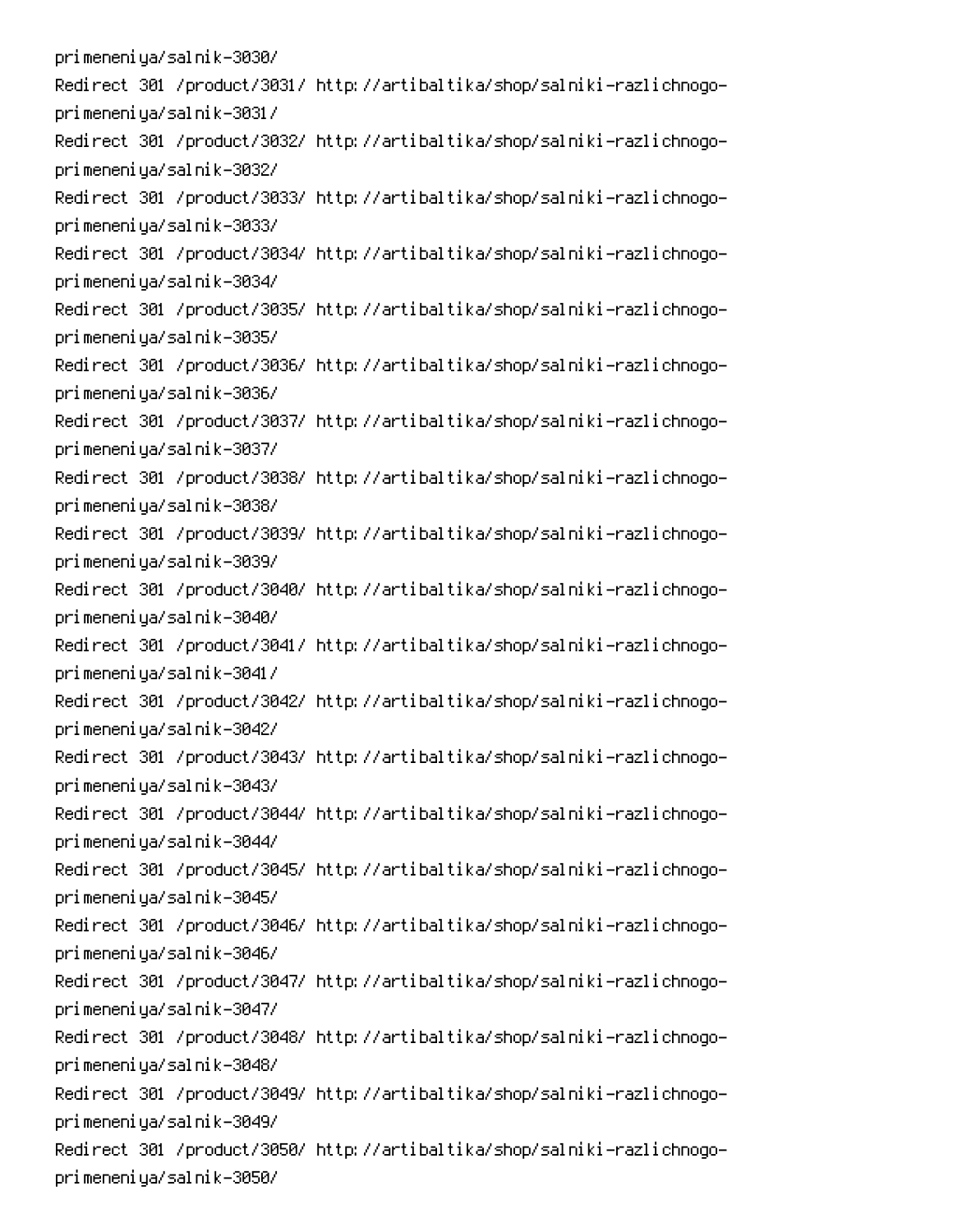primeneniya/salnik-3030/
Redirect 301 /product/3031/ http://artibaltika/shop/salniki-razlichnogo-primeneniya/salnik-3031/
Redirect 301 /product/3032/ http://artibaltika/shop/salniki-razlichnogo-primeneniya/salnik-3032/
Redirect 301 /product/3033/ http://artibaltika/shop/salniki-razlichnogo-primeneniya/salnik-3033/
Redirect 301 /product/3034/ http://artibaltika/shop/salniki-razlichnogo-primeneniya/salnik-3034/
Redirect 301 /product/3035/ http://artibaltika/shop/salniki-razlichnogo-primeneniya/salnik-3035/
Redirect 301 /product/3036/ http://artibaltika/shop/salniki-razlichnogo-primeneniya/salnik-3036/
Redirect 301 /product/3037/ http://artibaltika/shop/salniki-razlichnogo-primeneniya/salnik-3037/
Redirect 301 /product/3038/ http://artibaltika/shop/salniki-razlichnogo-primeneniya/salnik-3038/
Redirect 301 /product/3039/ http://artibaltika/shop/salniki-razlichnogo-primeneniya/salnik-3039/
Redirect 301 /product/3040/ http://artibaltika/shop/salniki-razlichnogo-primeneniya/salnik-3040/
Redirect 301 /product/3041/ http://artibaltika/shop/salniki-razlichnogo-primeneniya/salnik-3041/
Redirect 301 /product/3042/ http://artibaltika/shop/salniki-razlichnogo-primeneniya/salnik-3042/
Redirect 301 /product/3043/ http://artibaltika/shop/salniki-razlichnogo-primeneniya/salnik-3043/
Redirect 301 /product/3044/ http://artibaltika/shop/salniki-razlichnogo-primeneniya/salnik-3044/
Redirect 301 /product/3045/ http://artibaltika/shop/salniki-razlichnogo-primeneniya/salnik-3045/
Redirect 301 /product/3046/ http://artibaltika/shop/salniki-razlichnogo-primeneniya/salnik-3046/
Redirect 301 /product/3047/ http://artibaltika/shop/salniki-razlichnogo-primeneniya/salnik-3047/
Redirect 301 /product/3048/ http://artibaltika/shop/salniki-razlichnogo-primeneniya/salnik-3048/
Redirect 301 /product/3049/ http://artibaltika/shop/salniki-razlichnogo-primeneniya/salnik-3049/
Redirect 301 /product/3050/ http://artibaltika/shop/salniki-razlichnogo-primeneniya/salnik-3050/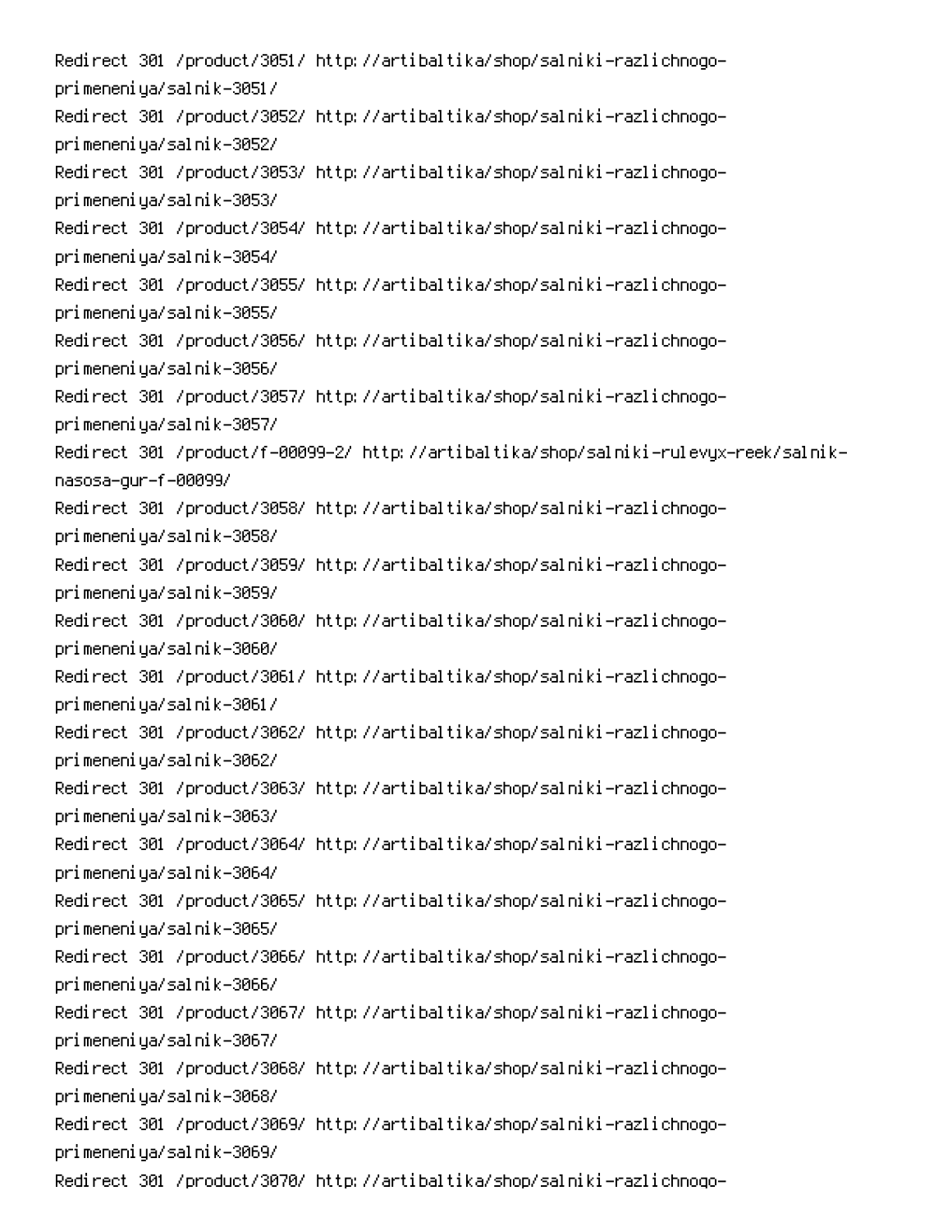Redirect 301 /product/3051/ http://artibaltika/shop/salniki-razlichnogo-primeneniya/salnik-3051/
Redirect 301 /product/3052/ http://artibaltika/shop/salniki-razlichnogo-primeneniya/salnik-3052/
Redirect 301 /product/3053/ http://artibaltika/shop/salniki-razlichnogo-primeneniya/salnik-3053/
Redirect 301 /product/3054/ http://artibaltika/shop/salniki-razlichnogo-primeneniya/salnik-3054/
Redirect 301 /product/3055/ http://artibaltika/shop/salniki-razlichnogo-primeneniya/salnik-3055/
Redirect 301 /product/3056/ http://artibaltika/shop/salniki-razlichnogo-primeneniya/salnik-3056/
Redirect 301 /product/3057/ http://artibaltika/shop/salniki-razlichnogo-primeneniya/salnik-3057/
Redirect 301 /product/f-00099-2/ http://artibaltika/shop/salniki-rulevyx-reek/salnik-nasosa-gur-f-00099/
Redirect 301 /product/3058/ http://artibaltika/shop/salniki-razlichnogo-primeneniya/salnik-3058/
Redirect 301 /product/3059/ http://artibaltika/shop/salniki-razlichnogo-primeneniya/salnik-3059/
Redirect 301 /product/3060/ http://artibaltika/shop/salniki-razlichnogo-primeneniya/salnik-3060/
Redirect 301 /product/3061/ http://artibaltika/shop/salniki-razlichnogo-primeneniya/salnik-3061/
Redirect 301 /product/3062/ http://artibaltika/shop/salniki-razlichnogo-primeneniya/salnik-3062/
Redirect 301 /product/3063/ http://artibaltika/shop/salniki-razlichnogo-primeneniya/salnik-3063/
Redirect 301 /product/3064/ http://artibaltika/shop/salniki-razlichnogo-primeneniya/salnik-3064/
Redirect 301 /product/3065/ http://artibaltika/shop/salniki-razlichnogo-primeneniya/salnik-3065/
Redirect 301 /product/3066/ http://artibaltika/shop/salniki-razlichnogo-primeneniya/salnik-3066/
Redirect 301 /product/3067/ http://artibaltika/shop/salniki-razlichnogo-primeneniya/salnik-3067/
Redirect 301 /product/3068/ http://artibaltika/shop/salniki-razlichnogo-primeneniya/salnik-3068/
Redirect 301 /product/3069/ http://artibaltika/shop/salniki-razlichnogo-primeneniya/salnik-3069/
Redirect 301 /product/3070/ http://artibaltika/shop/salniki-razlichnogo-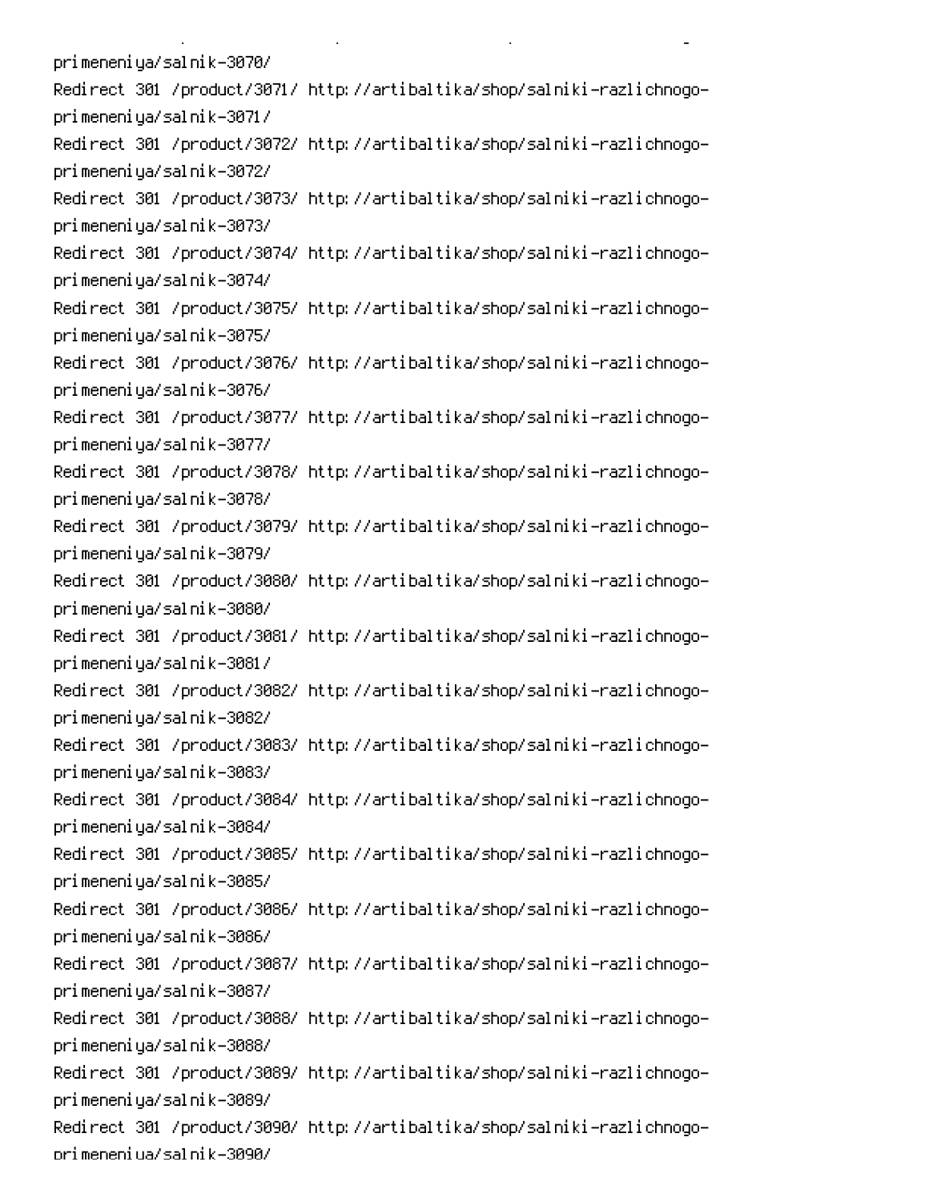primeneniya/salnik-3070/
Redirect 301 /product/3071/ http://artibaltika/shop/salniki-razlichnogo-primeneniya/salnik-3071/
Redirect 301 /product/3072/ http://artibaltika/shop/salniki-razlichnogo-primeneniya/salnik-3072/
Redirect 301 /product/3073/ http://artibaltika/shop/salniki-razlichnogo-primeneniya/salnik-3073/
Redirect 301 /product/3074/ http://artibaltika/shop/salniki-razlichnogo-primeneniya/salnik-3074/
Redirect 301 /product/3075/ http://artibaltika/shop/salniki-razlichnogo-primeneniya/salnik-3075/
Redirect 301 /product/3076/ http://artibaltika/shop/salniki-razlichnogo-primeneniya/salnik-3076/
Redirect 301 /product/3077/ http://artibaltika/shop/salniki-razlichnogo-primeneniya/salnik-3077/
Redirect 301 /product/3078/ http://artibaltika/shop/salniki-razlichnogo-primeneniya/salnik-3078/
Redirect 301 /product/3079/ http://artibaltika/shop/salniki-razlichnogo-primeneniya/salnik-3079/
Redirect 301 /product/3080/ http://artibaltika/shop/salniki-razlichnogo-primeneniya/salnik-3080/
Redirect 301 /product/3081/ http://artibaltika/shop/salniki-razlichnogo-primeneniya/salnik-3081/
Redirect 301 /product/3082/ http://artibaltika/shop/salniki-razlichnogo-primeneniya/salnik-3082/
Redirect 301 /product/3083/ http://artibaltika/shop/salniki-razlichnogo-primeneniya/salnik-3083/
Redirect 301 /product/3084/ http://artibaltika/shop/salniki-razlichnogo-primeneniya/salnik-3084/
Redirect 301 /product/3085/ http://artibaltika/shop/salniki-razlichnogo-primeneniya/salnik-3085/
Redirect 301 /product/3086/ http://artibaltika/shop/salniki-razlichnogo-primeneniya/salnik-3086/
Redirect 301 /product/3087/ http://artibaltika/shop/salniki-razlichnogo-primeneniya/salnik-3087/
Redirect 301 /product/3088/ http://artibaltika/shop/salniki-razlichnogo-primeneniya/salnik-3088/
Redirect 301 /product/3089/ http://artibaltika/shop/salniki-razlichnogo-primeneniya/salnik-3089/
Redirect 301 /product/3090/ http://artibaltika/shop/salniki-razlichnogo-primeneniya/salnik-3090/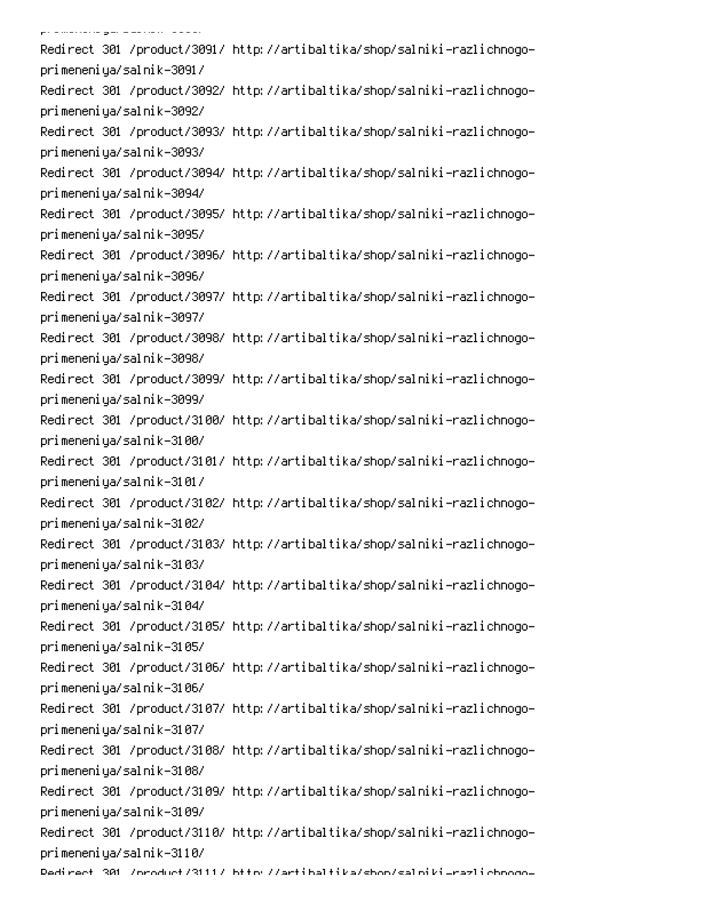```
Redirect 301 /product/3091/ http://artibaltika/shop/salniki-razlichnogo-primeneniya/salnik-3091/
Redirect 301 /product/3092/ http://artibaltika/shop/salniki-razlichnogo-primeneniya/salnik-3092/
Redirect 301 /product/3093/ http://artibaltika/shop/salniki-razlichnogo-primeneniya/salnik-3093/
Redirect 301 /product/3094/ http://artibaltika/shop/salniki-razlichnogo-primeneniya/salnik-3094/
Redirect 301 /product/3095/ http://artibaltika/shop/salniki-razlichnogo-primeneniya/salnik-3095/
Redirect 301 /product/3096/ http://artibaltika/shop/salniki-razlichnogo-primeneniya/salnik-3096/
Redirect 301 /product/3097/ http://artibaltika/shop/salniki-razlichnogo-primeneniya/salnik-3097/
Redirect 301 /product/3098/ http://artibaltika/shop/salniki-razlichnogo-primeneniya/salnik-3098/
Redirect 301 /product/3099/ http://artibaltika/shop/salniki-razlichnogo-primeneniya/salnik-3099/
Redirect 301 /product/3100/ http://artibaltika/shop/salniki-razlichnogo-primeneniya/salnik-3100/
Redirect 301 /product/3101/ http://artibaltika/shop/salniki-razlichnogo-primeneniya/salnik-3101/
Redirect 301 /product/3102/ http://artibaltika/shop/salniki-razlichnogo-primeneniya/salnik-3102/
Redirect 301 /product/3103/ http://artibaltika/shop/salniki-razlichnogo-primeneniya/salnik-3103/
Redirect 301 /product/3104/ http://artibaltika/shop/salniki-razlichnogo-primeneniya/salnik-3104/
Redirect 301 /product/3105/ http://artibaltika/shop/salniki-razlichnogo-primeneniya/salnik-3105/
Redirect 301 /product/3106/ http://artibaltika/shop/salniki-razlichnogo-primeneniya/salnik-3106/
Redirect 301 /product/3107/ http://artibaltika/shop/salniki-razlichnogo-primeneniya/salnik-3107/
Redirect 301 /product/3108/ http://artibaltika/shop/salniki-razlichnogo-primeneniya/salnik-3108/
Redirect 301 /product/3109/ http://artibaltika/shop/salniki-razlichnogo-primeneniya/salnik-3109/
Redirect 301 /product/3110/ http://artibaltika/shop/salniki-razlichnogo-primeneniya/salnik-3110/
Redirect 301 /product/3111/ http://artibaltika/shop/salniki-razlichnogo-
```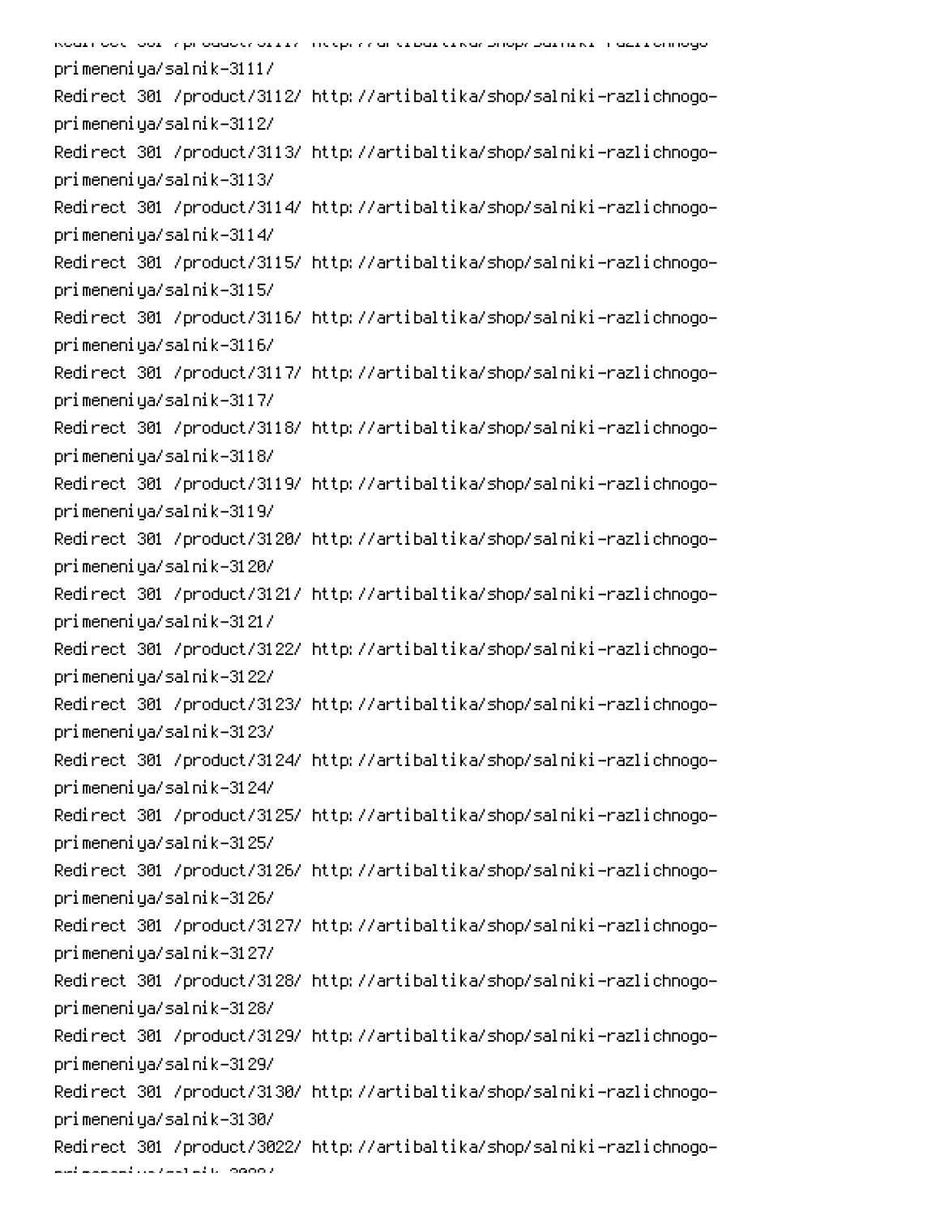Redirect 301 /product/3111/ http://artibaltika/shop/salniki-razlichnogo-primeneniya/salnik-3111/
Redirect 301 /product/3112/ http://artibaltika/shop/salniki-razlichnogo-primeneniya/salnik-3112/
Redirect 301 /product/3113/ http://artibaltika/shop/salniki-razlichnogo-primeneniya/salnik-3113/
Redirect 301 /product/3114/ http://artibaltika/shop/salniki-razlichnogo-primeneniya/salnik-3114/
Redirect 301 /product/3115/ http://artibaltika/shop/salniki-razlichnogo-primeneniya/salnik-3115/
Redirect 301 /product/3116/ http://artibaltika/shop/salniki-razlichnogo-primeneniya/salnik-3116/
Redirect 301 /product/3117/ http://artibaltika/shop/salniki-razlichnogo-primeneniya/salnik-3117/
Redirect 301 /product/3118/ http://artibaltika/shop/salniki-razlichnogo-primeneniya/salnik-3118/
Redirect 301 /product/3119/ http://artibaltika/shop/salniki-razlichnogo-primeneniya/salnik-3119/
Redirect 301 /product/3120/ http://artibaltika/shop/salniki-razlichnogo-primeneniya/salnik-3120/
Redirect 301 /product/3121/ http://artibaltika/shop/salniki-razlichnogo-primeneniya/salnik-3121/
Redirect 301 /product/3122/ http://artibaltika/shop/salniki-razlichnogo-primeneniya/salnik-3122/
Redirect 301 /product/3123/ http://artibaltika/shop/salniki-razlichnogo-primeneniya/salnik-3123/
Redirect 301 /product/3124/ http://artibaltika/shop/salniki-razlichnogo-primeneniya/salnik-3124/
Redirect 301 /product/3125/ http://artibaltika/shop/salniki-razlichnogo-primeneniya/salnik-3125/
Redirect 301 /product/3126/ http://artibaltika/shop/salniki-razlichnogo-primeneniya/salnik-3126/
Redirect 301 /product/3127/ http://artibaltika/shop/salniki-razlichnogo-primeneniya/salnik-3127/
Redirect 301 /product/3128/ http://artibaltika/shop/salniki-razlichnogo-primeneniya/salnik-3128/
Redirect 301 /product/3129/ http://artibaltika/shop/salniki-razlichnogo-primeneniya/salnik-3129/
Redirect 301 /product/3130/ http://artibaltika/shop/salniki-razlichnogo-primeneniya/salnik-3130/
Redirect 301 /product/3022/ http://artibaltika/shop/salniki-razlichnogo-primeneniya/salnik-3022/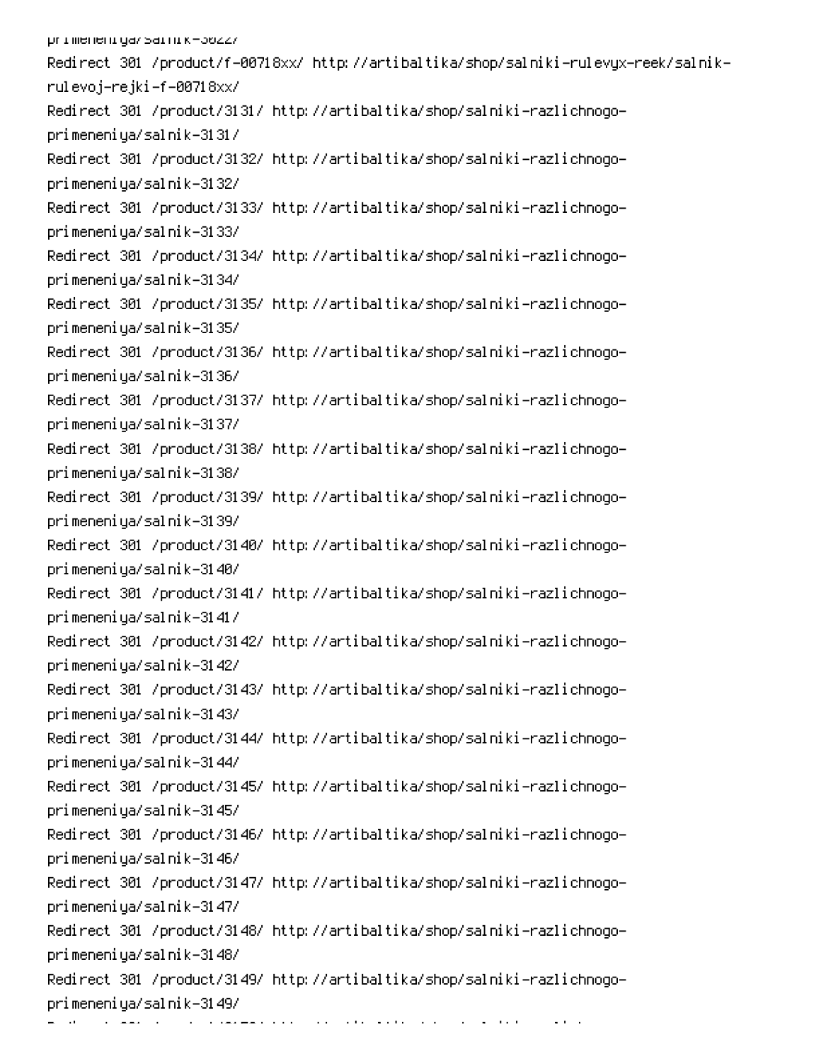primeneniya/salnik-3022/
Redirect 301 /product/f-00718xx/ http://artibaltika/shop/salniki-rulevyx-reek/salnik-rulevoj-rejki-f-00718xx/
Redirect 301 /product/3131/ http://artibaltika/shop/salniki-razlichnogo-primeneniya/salnik-3131/
Redirect 301 /product/3132/ http://artibaltika/shop/salniki-razlichnogo-primeneniya/salnik-3132/
Redirect 301 /product/3133/ http://artibaltika/shop/salniki-razlichnogo-primeneniya/salnik-3133/
Redirect 301 /product/3134/ http://artibaltika/shop/salniki-razlichnogo-primeneniya/salnik-3134/
Redirect 301 /product/3135/ http://artibaltika/shop/salniki-razlichnogo-primeneniya/salnik-3135/
Redirect 301 /product/3136/ http://artibaltika/shop/salniki-razlichnogo-primeneniya/salnik-3136/
Redirect 301 /product/3137/ http://artibaltika/shop/salniki-razlichnogo-primeneniya/salnik-3137/
Redirect 301 /product/3138/ http://artibaltika/shop/salniki-razlichnogo-primeneniya/salnik-3138/
Redirect 301 /product/3139/ http://artibaltika/shop/salniki-razlichnogo-primeneniya/salnik-3139/
Redirect 301 /product/3140/ http://artibaltika/shop/salniki-razlichnogo-primeneniya/salnik-3140/
Redirect 301 /product/3141/ http://artibaltika/shop/salniki-razlichnogo-primeneniya/salnik-3141/
Redirect 301 /product/3142/ http://artibaltika/shop/salniki-razlichnogo-primeneniya/salnik-3142/
Redirect 301 /product/3143/ http://artibaltika/shop/salniki-razlichnogo-primeneniya/salnik-3143/
Redirect 301 /product/3144/ http://artibaltika/shop/salniki-razlichnogo-primeneniya/salnik-3144/
Redirect 301 /product/3145/ http://artibaltika/shop/salniki-razlichnogo-primeneniya/salnik-3145/
Redirect 301 /product/3146/ http://artibaltika/shop/salniki-razlichnogo-primeneniya/salnik-3146/
Redirect 301 /product/3147/ http://artibaltika/shop/salniki-razlichnogo-primeneniya/salnik-3147/
Redirect 301 /product/3148/ http://artibaltika/shop/salniki-razlichnogo-primeneniya/salnik-3148/
Redirect 301 /product/3149/ http://artibaltika/shop/salniki-razlichnogo-primeneniya/salnik-3149/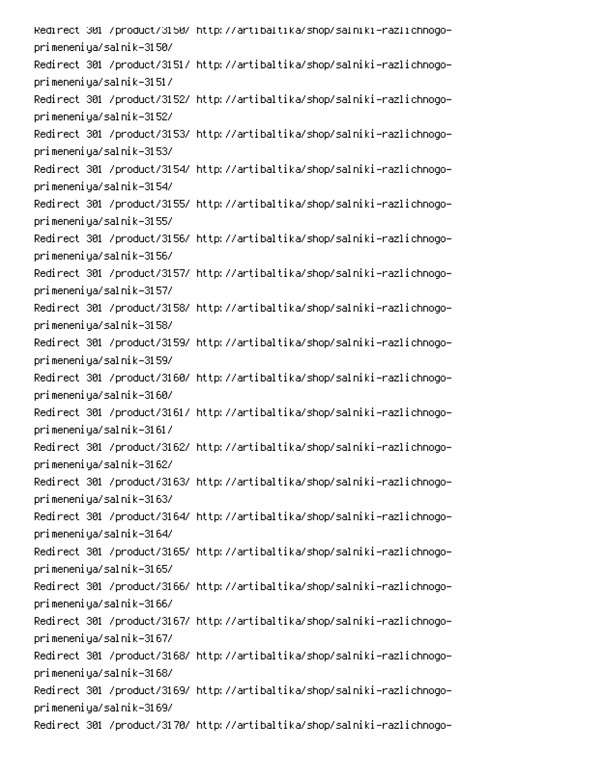Redirect 301 /product/3150/ http://artibaltika/shop/salniki-razlichnogo-primeneniya/salnik-3150/
Redirect 301 /product/3151/ http://artibaltika/shop/salniki-razlichnogo-primeneniya/salnik-3151/
Redirect 301 /product/3152/ http://artibaltika/shop/salniki-razlichnogo-primeneniya/salnik-3152/
Redirect 301 /product/3153/ http://artibaltika/shop/salniki-razlichnogo-primeneniya/salnik-3153/
Redirect 301 /product/3154/ http://artibaltika/shop/salniki-razlichnogo-primeneniya/salnik-3154/
Redirect 301 /product/3155/ http://artibaltika/shop/salniki-razlichnogo-primeneniya/salnik-3155/
Redirect 301 /product/3156/ http://artibaltika/shop/salniki-razlichnogo-primeneniya/salnik-3156/
Redirect 301 /product/3157/ http://artibaltika/shop/salniki-razlichnogo-primeneniya/salnik-3157/
Redirect 301 /product/3158/ http://artibaltika/shop/salniki-razlichnogo-primeneniya/salnik-3158/
Redirect 301 /product/3159/ http://artibaltika/shop/salniki-razlichnogo-primeneniya/salnik-3159/
Redirect 301 /product/3160/ http://artibaltika/shop/salniki-razlichnogo-primeneniya/salnik-3160/
Redirect 301 /product/3161/ http://artibaltika/shop/salniki-razlichnogo-primeneniya/salnik-3161/
Redirect 301 /product/3162/ http://artibaltika/shop/salniki-razlichnogo-primeneniya/salnik-3162/
Redirect 301 /product/3163/ http://artibaltika/shop/salniki-razlichnogo-primeneniya/salnik-3163/
Redirect 301 /product/3164/ http://artibaltika/shop/salniki-razlichnogo-primeneniya/salnik-3164/
Redirect 301 /product/3165/ http://artibaltika/shop/salniki-razlichnogo-primeneniya/salnik-3165/
Redirect 301 /product/3166/ http://artibaltika/shop/salniki-razlichnogo-primeneniya/salnik-3166/
Redirect 301 /product/3167/ http://artibaltika/shop/salniki-razlichnogo-primeneniya/salnik-3167/
Redirect 301 /product/3168/ http://artibaltika/shop/salniki-razlichnogo-primeneniya/salnik-3168/
Redirect 301 /product/3169/ http://artibaltika/shop/salniki-razlichnogo-primeneniya/salnik-3169/
Redirect 301 /product/3170/ http://artibaltika/shop/salniki-razlichnogo-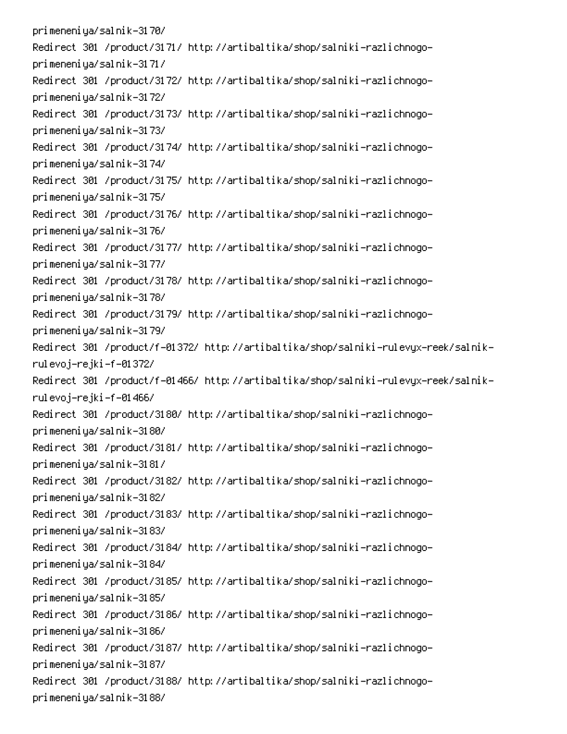```
primeneniya/salnik-3170/
Redirect 301 /product/3171/ http://artibaltika/shop/salniki-razlichnogo-primeneniya/salnik-3171/
Redirect 301 /product/3172/ http://artibaltika/shop/salniki-razlichnogo-primeneniya/salnik-3172/
Redirect 301 /product/3173/ http://artibaltika/shop/salniki-razlichnogo-primeneniya/salnik-3173/
Redirect 301 /product/3174/ http://artibaltika/shop/salniki-razlichnogo-primeneniya/salnik-3174/
Redirect 301 /product/3175/ http://artibaltika/shop/salniki-razlichnogo-primeneniya/salnik-3175/
Redirect 301 /product/3176/ http://artibaltika/shop/salniki-razlichnogo-primeneniya/salnik-3176/
Redirect 301 /product/3177/ http://artibaltika/shop/salniki-razlichnogo-primeneniya/salnik-3177/
Redirect 301 /product/3178/ http://artibaltika/shop/salniki-razlichnogo-primeneniya/salnik-3178/
Redirect 301 /product/3179/ http://artibaltika/shop/salniki-razlichnogo-primeneniya/salnik-3179/
Redirect 301 /product/f-01372/ http://artibaltika/shop/salniki-rulevyx-reek/salnik-rulevoj-rejki-f-01372/
Redirect 301 /product/f-01466/ http://artibaltika/shop/salniki-rulevyx-reek/salnik-rulevoj-rejki-f-01466/
Redirect 301 /product/3180/ http://artibaltika/shop/salniki-razlichnogo-primeneniya/salnik-3180/
Redirect 301 /product/3181/ http://artibaltika/shop/salniki-razlichnogo-primeneniya/salnik-3181/
Redirect 301 /product/3182/ http://artibaltika/shop/salniki-razlichnogo-primeneniya/salnik-3182/
Redirect 301 /product/3183/ http://artibaltika/shop/salniki-razlichnogo-primeneniya/salnik-3183/
Redirect 301 /product/3184/ http://artibaltika/shop/salniki-razlichnogo-primeneniya/salnik-3184/
Redirect 301 /product/3185/ http://artibaltika/shop/salniki-razlichnogo-primeneniya/salnik-3185/
Redirect 301 /product/3186/ http://artibaltika/shop/salniki-razlichnogo-primeneniya/salnik-3186/
Redirect 301 /product/3187/ http://artibaltika/shop/salniki-razlichnogo-primeneniya/salnik-3187/
Redirect 301 /product/3188/ http://artibaltika/shop/salniki-razlichnogo-primeneniya/salnik-3188/
```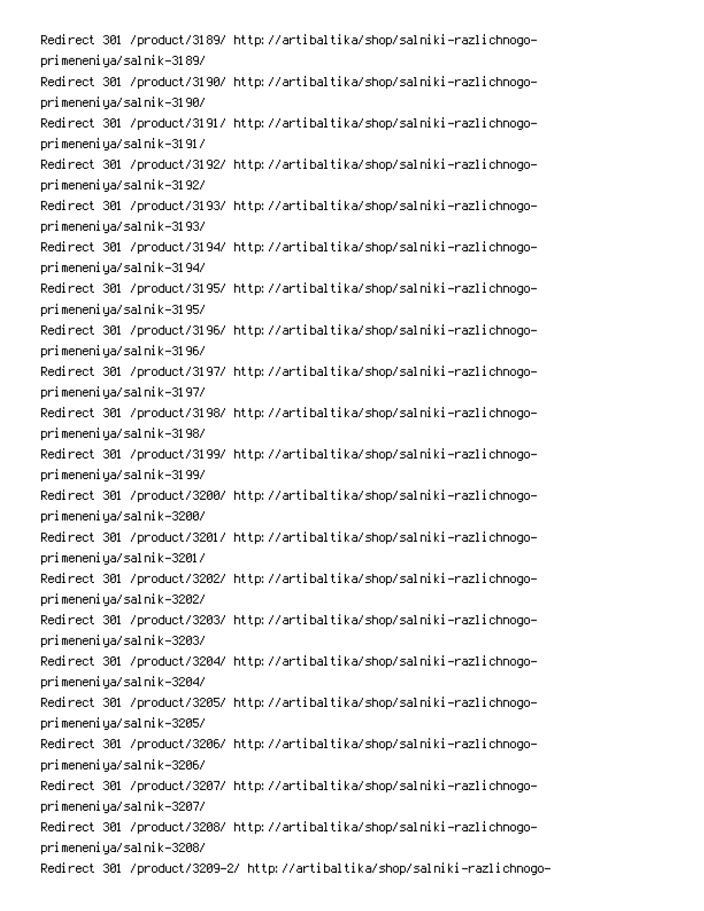Redirect 301 /product/3189/ http://artibaltika/shop/salniki-razlichnogo-primeneniya/salnik-3189/
Redirect 301 /product/3190/ http://artibaltika/shop/salniki-razlichnogo-primeneniya/salnik-3190/
Redirect 301 /product/3191/ http://artibaltika/shop/salniki-razlichnogo-primeneniya/salnik-3191/
Redirect 301 /product/3192/ http://artibaltika/shop/salniki-razlichnogo-primeneniya/salnik-3192/
Redirect 301 /product/3193/ http://artibaltika/shop/salniki-razlichnogo-primeneniya/salnik-3193/
Redirect 301 /product/3194/ http://artibaltika/shop/salniki-razlichnogo-primeneniya/salnik-3194/
Redirect 301 /product/3195/ http://artibaltika/shop/salniki-razlichnogo-primeneniya/salnik-3195/
Redirect 301 /product/3196/ http://artibaltika/shop/salniki-razlichnogo-primeneniya/salnik-3196/
Redirect 301 /product/3197/ http://artibaltika/shop/salniki-razlichnogo-primeneniya/salnik-3197/
Redirect 301 /product/3198/ http://artibaltika/shop/salniki-razlichnogo-primeneniya/salnik-3198/
Redirect 301 /product/3199/ http://artibaltika/shop/salniki-razlichnogo-primeneniya/salnik-3199/
Redirect 301 /product/3200/ http://artibaltika/shop/salniki-razlichnogo-primeneniya/salnik-3200/
Redirect 301 /product/3201/ http://artibaltika/shop/salniki-razlichnogo-primeneniya/salnik-3201/
Redirect 301 /product/3202/ http://artibaltika/shop/salniki-razlichnogo-primeneniya/salnik-3202/
Redirect 301 /product/3203/ http://artibaltika/shop/salniki-razlichnogo-primeneniya/salnik-3203/
Redirect 301 /product/3204/ http://artibaltika/shop/salniki-razlichnogo-primeneniya/salnik-3204/
Redirect 301 /product/3205/ http://artibaltika/shop/salniki-razlichnogo-primeneniya/salnik-3205/
Redirect 301 /product/3206/ http://artibaltika/shop/salniki-razlichnogo-primeneniya/salnik-3206/
Redirect 301 /product/3207/ http://artibaltika/shop/salniki-razlichnogo-primeneniya/salnik-3207/
Redirect 301 /product/3208/ http://artibaltika/shop/salniki-razlichnogo-primeneniya/salnik-3208/
Redirect 301 /product/3209-2/ http://artibaltika/shop/salniki-razlichnogo-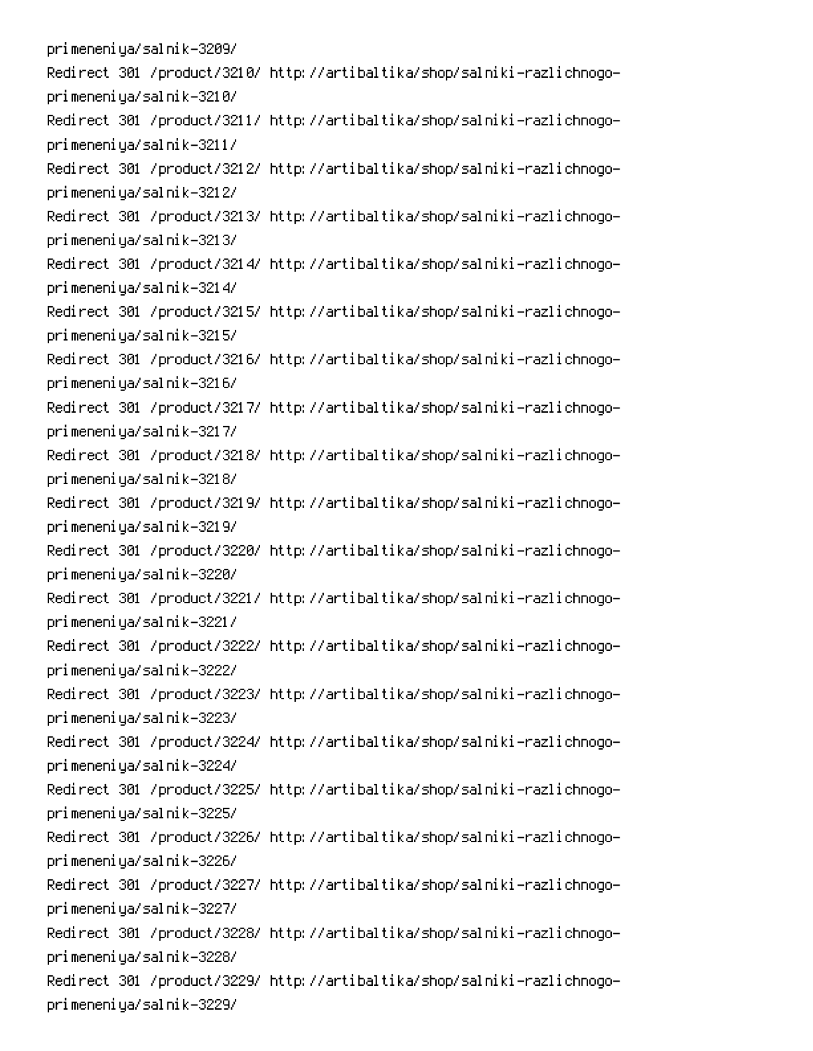primeneniya/salnik-3209/
Redirect 301 /product/3210/ http://artibaltika/shop/salniki-razlichnogo-primeneniya/salnik-3210/
Redirect 301 /product/3211/ http://artibaltika/shop/salniki-razlichnogo-primeneniya/salnik-3211/
Redirect 301 /product/3212/ http://artibaltika/shop/salniki-razlichnogo-primeneniya/salnik-3212/
Redirect 301 /product/3213/ http://artibaltika/shop/salniki-razlichnogo-primeneniya/salnik-3213/
Redirect 301 /product/3214/ http://artibaltika/shop/salniki-razlichnogo-primeneniya/salnik-3214/
Redirect 301 /product/3215/ http://artibaltika/shop/salniki-razlichnogo-primeneniya/salnik-3215/
Redirect 301 /product/3216/ http://artibaltika/shop/salniki-razlichnogo-primeneniya/salnik-3216/
Redirect 301 /product/3217/ http://artibaltika/shop/salniki-razlichnogo-primeneniya/salnik-3217/
Redirect 301 /product/3218/ http://artibaltika/shop/salniki-razlichnogo-primeneniya/salnik-3218/
Redirect 301 /product/3219/ http://artibaltika/shop/salniki-razlichnogo-primeneniya/salnik-3219/
Redirect 301 /product/3220/ http://artibaltika/shop/salniki-razlichnogo-primeneniya/salnik-3220/
Redirect 301 /product/3221/ http://artibaltika/shop/salniki-razlichnogo-primeneniya/salnik-3221/
Redirect 301 /product/3222/ http://artibaltika/shop/salniki-razlichnogo-primeneniya/salnik-3222/
Redirect 301 /product/3223/ http://artibaltika/shop/salniki-razlichnogo-primeneniya/salnik-3223/
Redirect 301 /product/3224/ http://artibaltika/shop/salniki-razlichnogo-primeneniya/salnik-3224/
Redirect 301 /product/3225/ http://artibaltika/shop/salniki-razlichnogo-primeneniya/salnik-3225/
Redirect 301 /product/3226/ http://artibaltika/shop/salniki-razlichnogo-primeneniya/salnik-3226/
Redirect 301 /product/3227/ http://artibaltika/shop/salniki-razlichnogo-primeneniya/salnik-3227/
Redirect 301 /product/3228/ http://artibaltika/shop/salniki-razlichnogo-primeneniya/salnik-3228/
Redirect 301 /product/3229/ http://artibaltika/shop/salniki-razlichnogo-primeneniya/salnik-3229/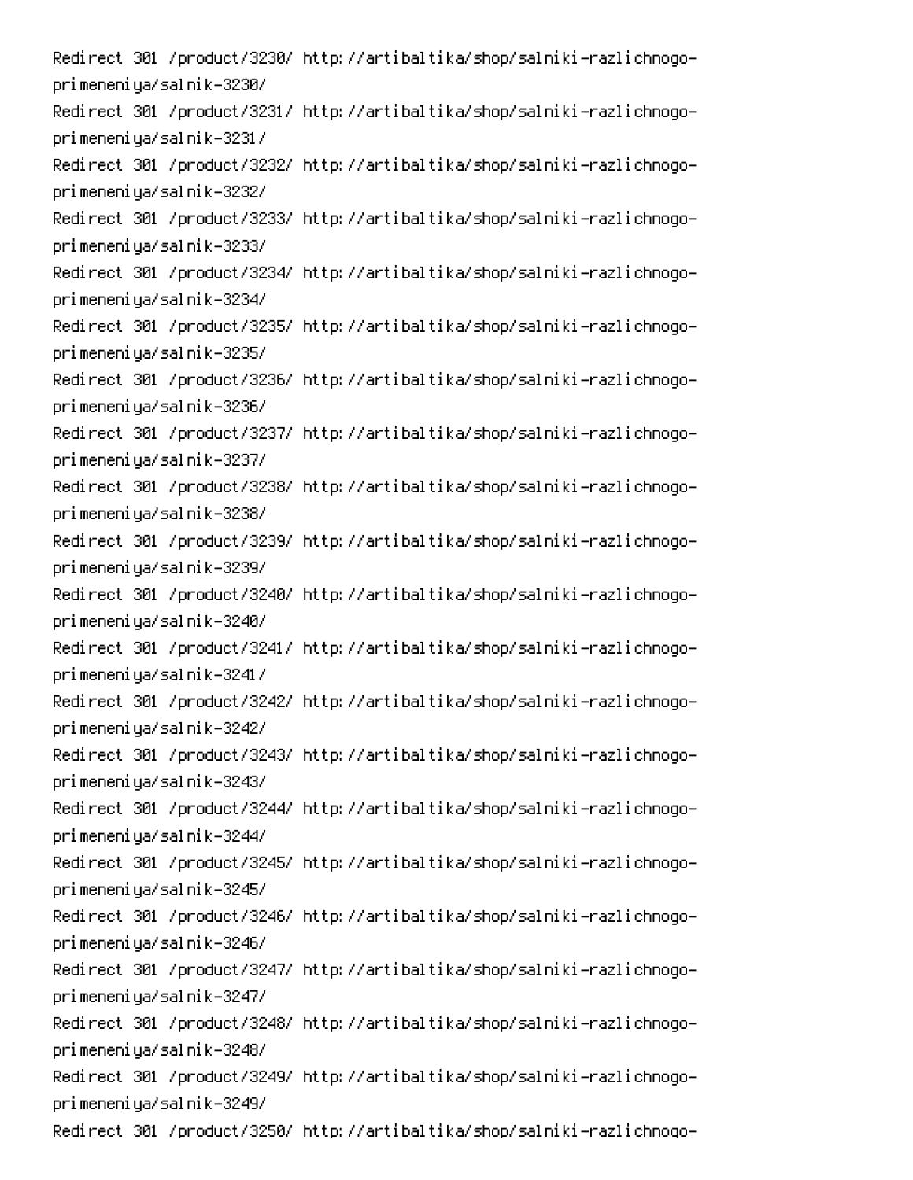Redirect 301 /product/3230/ http://artibaltika/shop/salniki-razlichnogo-primeneniya/salnik-3230/
Redirect 301 /product/3231/ http://artibaltika/shop/salniki-razlichnogo-primeneniya/salnik-3231/
Redirect 301 /product/3232/ http://artibaltika/shop/salniki-razlichnogo-primeneniya/salnik-3232/
Redirect 301 /product/3233/ http://artibaltika/shop/salniki-razlichnogo-primeneniya/salnik-3233/
Redirect 301 /product/3234/ http://artibaltika/shop/salniki-razlichnogo-primeneniya/salnik-3234/
Redirect 301 /product/3235/ http://artibaltika/shop/salniki-razlichnogo-primeneniya/salnik-3235/
Redirect 301 /product/3236/ http://artibaltika/shop/salniki-razlichnogo-primeneniya/salnik-3236/
Redirect 301 /product/3237/ http://artibaltika/shop/salniki-razlichnogo-primeneniya/salnik-3237/
Redirect 301 /product/3238/ http://artibaltika/shop/salniki-razlichnogo-primeneniya/salnik-3238/
Redirect 301 /product/3239/ http://artibaltika/shop/salniki-razlichnogo-primeneniya/salnik-3239/
Redirect 301 /product/3240/ http://artibaltika/shop/salniki-razlichnogo-primeneniya/salnik-3240/
Redirect 301 /product/3241/ http://artibaltika/shop/salniki-razlichnogo-primeneniya/salnik-3241/
Redirect 301 /product/3242/ http://artibaltika/shop/salniki-razlichnogo-primeneniya/salnik-3242/
Redirect 301 /product/3243/ http://artibaltika/shop/salniki-razlichnogo-primeneniya/salnik-3243/
Redirect 301 /product/3244/ http://artibaltika/shop/salniki-razlichnogo-primeneniya/salnik-3244/
Redirect 301 /product/3245/ http://artibaltika/shop/salniki-razlichnogo-primeneniya/salnik-3245/
Redirect 301 /product/3246/ http://artibaltika/shop/salniki-razlichnogo-primeneniya/salnik-3246/
Redirect 301 /product/3247/ http://artibaltika/shop/salniki-razlichnogo-primeneniya/salnik-3247/
Redirect 301 /product/3248/ http://artibaltika/shop/salniki-razlichnogo-primeneniya/salnik-3248/
Redirect 301 /product/3249/ http://artibaltika/shop/salniki-razlichnogo-primeneniya/salnik-3249/
Redirect 301 /product/3250/ http://artibaltika/shop/salniki-razlichnogo-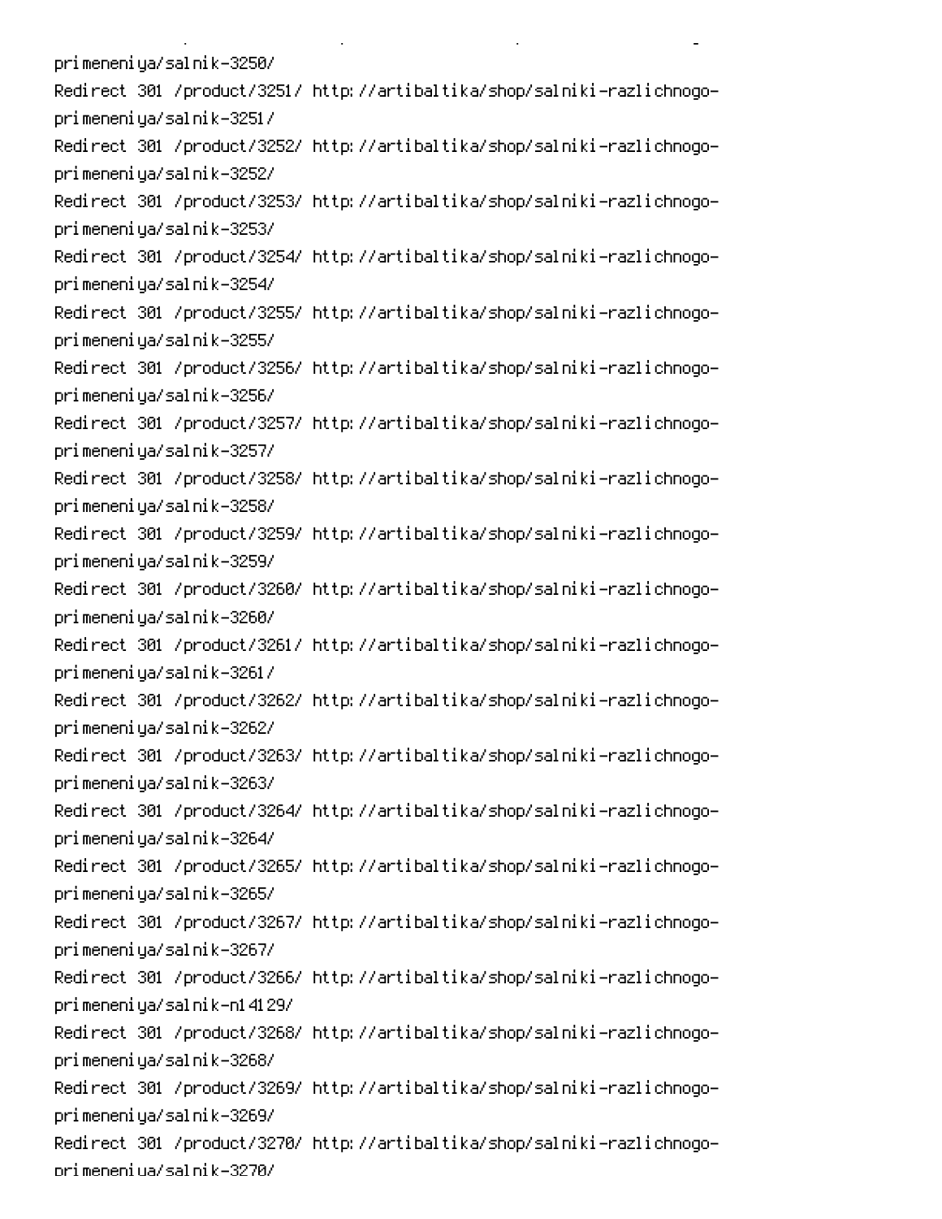primeneniya/salnik-3250/
Redirect 301 /product/3251/ http://artibaltika/shop/salniki-razlichnogo-primeneniya/salnik-3251/
Redirect 301 /product/3252/ http://artibaltika/shop/salniki-razlichnogo-primeneniya/salnik-3252/
Redirect 301 /product/3253/ http://artibaltika/shop/salniki-razlichnogo-primeneniya/salnik-3253/
Redirect 301 /product/3254/ http://artibaltika/shop/salniki-razlichnogo-primeneniya/salnik-3254/
Redirect 301 /product/3255/ http://artibaltika/shop/salniki-razlichnogo-primeneniya/salnik-3255/
Redirect 301 /product/3256/ http://artibaltika/shop/salniki-razlichnogo-primeneniya/salnik-3256/
Redirect 301 /product/3257/ http://artibaltika/shop/salniki-razlichnogo-primeneniya/salnik-3257/
Redirect 301 /product/3258/ http://artibaltika/shop/salniki-razlichnogo-primeneniya/salnik-3258/
Redirect 301 /product/3259/ http://artibaltika/shop/salniki-razlichnogo-primeneniya/salnik-3259/
Redirect 301 /product/3260/ http://artibaltika/shop/salniki-razlichnogo-primeneniya/salnik-3260/
Redirect 301 /product/3261/ http://artibaltika/shop/salniki-razlichnogo-primeneniya/salnik-3261/
Redirect 301 /product/3262/ http://artibaltika/shop/salniki-razlichnogo-primeneniya/salnik-3262/
Redirect 301 /product/3263/ http://artibaltika/shop/salniki-razlichnogo-primeneniya/salnik-3263/
Redirect 301 /product/3264/ http://artibaltika/shop/salniki-razlichnogo-primeneniya/salnik-3264/
Redirect 301 /product/3265/ http://artibaltika/shop/salniki-razlichnogo-primeneniya/salnik-3265/
Redirect 301 /product/3267/ http://artibaltika/shop/salniki-razlichnogo-primeneniya/salnik-3267/
Redirect 301 /product/3266/ http://artibaltika/shop/salniki-razlichnogo-primeneniya/salnik-n14129/
Redirect 301 /product/3268/ http://artibaltika/shop/salniki-razlichnogo-primeneniya/salnik-3268/
Redirect 301 /product/3269/ http://artibaltika/shop/salniki-razlichnogo-primeneniya/salnik-3269/
Redirect 301 /product/3270/ http://artibaltika/shop/salniki-razlichnogo-primeneniya/salnik-3270/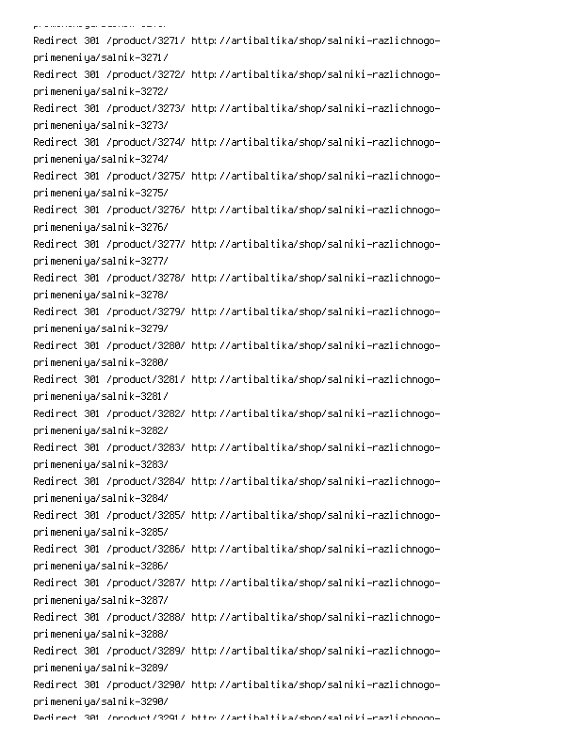Redirect 301 /product/3271/ http://artibaltika/shop/salniki-razlichnogo-primeneniya/salnik-3271/
Redirect 301 /product/3272/ http://artibaltika/shop/salniki-razlichnogo-primeneniya/salnik-3272/
Redirect 301 /product/3273/ http://artibaltika/shop/salniki-razlichnogo-primeneniya/salnik-3273/
Redirect 301 /product/3274/ http://artibaltika/shop/salniki-razlichnogo-primeneniya/salnik-3274/
Redirect 301 /product/3275/ http://artibaltika/shop/salniki-razlichnogo-primeneniya/salnik-3275/
Redirect 301 /product/3276/ http://artibaltika/shop/salniki-razlichnogo-primeneniya/salnik-3276/
Redirect 301 /product/3277/ http://artibaltika/shop/salniki-razlichnogo-primeneniya/salnik-3277/
Redirect 301 /product/3278/ http://artibaltika/shop/salniki-razlichnogo-primeneniya/salnik-3278/
Redirect 301 /product/3279/ http://artibaltika/shop/salniki-razlichnogo-primeneniya/salnik-3279/
Redirect 301 /product/3280/ http://artibaltika/shop/salniki-razlichnogo-primeneniya/salnik-3280/
Redirect 301 /product/3281/ http://artibaltika/shop/salniki-razlichnogo-primeneniya/salnik-3281/
Redirect 301 /product/3282/ http://artibaltika/shop/salniki-razlichnogo-primeneniya/salnik-3282/
Redirect 301 /product/3283/ http://artibaltika/shop/salniki-razlichnogo-primeneniya/salnik-3283/
Redirect 301 /product/3284/ http://artibaltika/shop/salniki-razlichnogo-primeneniya/salnik-3284/
Redirect 301 /product/3285/ http://artibaltika/shop/salniki-razlichnogo-primeneniya/salnik-3285/
Redirect 301 /product/3286/ http://artibaltika/shop/salniki-razlichnogo-primeneniya/salnik-3286/
Redirect 301 /product/3287/ http://artibaltika/shop/salniki-razlichnogo-primeneniya/salnik-3287/
Redirect 301 /product/3288/ http://artibaltika/shop/salniki-razlichnogo-primeneniya/salnik-3288/
Redirect 301 /product/3289/ http://artibaltika/shop/salniki-razlichnogo-primeneniya/salnik-3289/
Redirect 301 /product/3290/ http://artibaltika/shop/salniki-razlichnogo-primeneniya/salnik-3290/
Redirect 301 /product/3291/ http://artibaltika/shop/salniki-razlichnogo-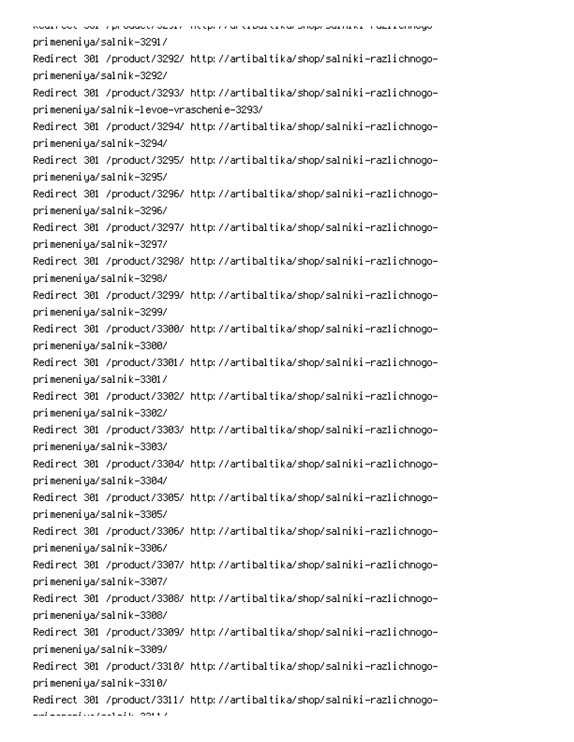primeneniya/salnik-3291/
Redirect 301 /product/3292/ http://artibaltika/shop/salniki-razlichnogo-primeneniya/salnik-3292/
Redirect 301 /product/3293/ http://artibaltika/shop/salniki-razlichnogo-primeneniya/salnik-levoe-vraschenie-3293/
Redirect 301 /product/3294/ http://artibaltika/shop/salniki-razlichnogo-primeneniya/salnik-3294/
Redirect 301 /product/3295/ http://artibaltika/shop/salniki-razlichnogo-primeneniya/salnik-3295/
Redirect 301 /product/3296/ http://artibaltika/shop/salniki-razlichnogo-primeneniya/salnik-3296/
Redirect 301 /product/3297/ http://artibaltika/shop/salniki-razlichnogo-primeneniya/salnik-3297/
Redirect 301 /product/3298/ http://artibaltika/shop/salniki-razlichnogo-primeneniya/salnik-3298/
Redirect 301 /product/3299/ http://artibaltika/shop/salniki-razlichnogo-primeneniya/salnik-3299/
Redirect 301 /product/3300/ http://artibaltika/shop/salniki-razlichnogo-primeneniya/salnik-3300/
Redirect 301 /product/3301/ http://artibaltika/shop/salniki-razlichnogo-primeneniya/salnik-3301/
Redirect 301 /product/3302/ http://artibaltika/shop/salniki-razlichnogo-primeneniya/salnik-3302/
Redirect 301 /product/3303/ http://artibaltika/shop/salniki-razlichnogo-primeneniya/salnik-3303/
Redirect 301 /product/3304/ http://artibaltika/shop/salniki-razlichnogo-primeneniya/salnik-3304/
Redirect 301 /product/3305/ http://artibaltika/shop/salniki-razlichnogo-primeneniya/salnik-3305/
Redirect 301 /product/3306/ http://artibaltika/shop/salniki-razlichnogo-primeneniya/salnik-3306/
Redirect 301 /product/3307/ http://artibaltika/shop/salniki-razlichnogo-primeneniya/salnik-3307/
Redirect 301 /product/3308/ http://artibaltika/shop/salniki-razlichnogo-primeneniya/salnik-3308/
Redirect 301 /product/3309/ http://artibaltika/shop/salniki-razlichnogo-primeneniya/salnik-3309/
Redirect 301 /product/3310/ http://artibaltika/shop/salniki-razlichnogo-primeneniya/salnik-3310/
Redirect 301 /product/3311/ http://artibaltika/shop/salniki-razlichnogo-primeneniya/salnik-3311/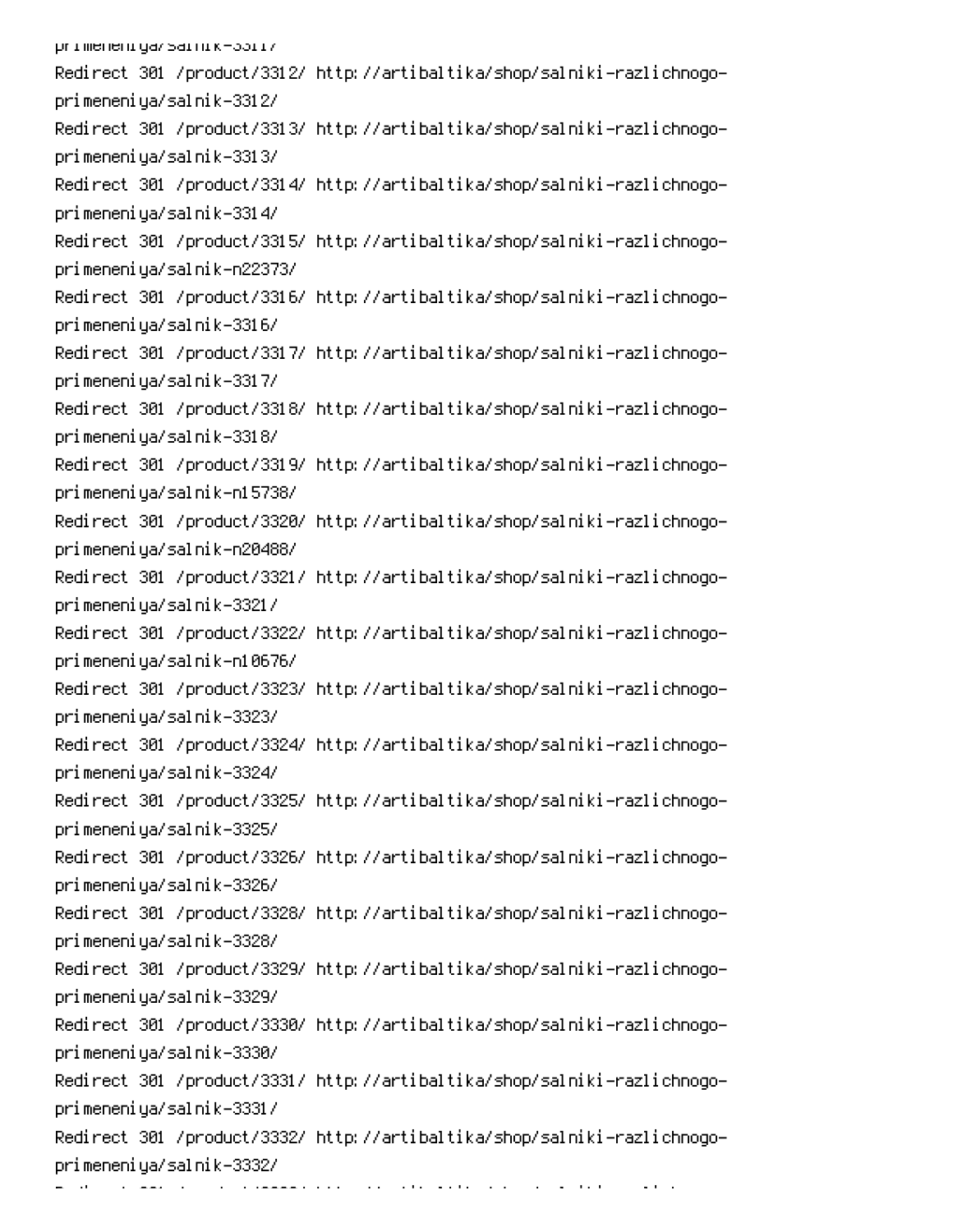primeneniya/salnik-3311/
Redirect 301 /product/3312/ http://artibaltika/shop/salniki-razlichnogo-primeneniya/salnik-3312/
Redirect 301 /product/3313/ http://artibaltika/shop/salniki-razlichnogo-primeneniya/salnik-3313/
Redirect 301 /product/3314/ http://artibaltika/shop/salniki-razlichnogo-primeneniya/salnik-3314/
Redirect 301 /product/3315/ http://artibaltika/shop/salniki-razlichnogo-primeneniya/salnik-n22373/
Redirect 301 /product/3316/ http://artibaltika/shop/salniki-razlichnogo-primeneniya/salnik-3316/
Redirect 301 /product/3317/ http://artibaltika/shop/salniki-razlichnogo-primeneniya/salnik-3317/
Redirect 301 /product/3318/ http://artibaltika/shop/salniki-razlichnogo-primeneniya/salnik-3318/
Redirect 301 /product/3319/ http://artibaltika/shop/salniki-razlichnogo-primeneniya/salnik-n15738/
Redirect 301 /product/3320/ http://artibaltika/shop/salniki-razlichnogo-primeneniya/salnik-n20488/
Redirect 301 /product/3321/ http://artibaltika/shop/salniki-razlichnogo-primeneniya/salnik-3321/
Redirect 301 /product/3322/ http://artibaltika/shop/salniki-razlichnogo-primeneniya/salnik-n10676/
Redirect 301 /product/3323/ http://artibaltika/shop/salniki-razlichnogo-primeneniya/salnik-3323/
Redirect 301 /product/3324/ http://artibaltika/shop/salniki-razlichnogo-primeneniya/salnik-3324/
Redirect 301 /product/3325/ http://artibaltika/shop/salniki-razlichnogo-primeneniya/salnik-3325/
Redirect 301 /product/3326/ http://artibaltika/shop/salniki-razlichnogo-primeneniya/salnik-3326/
Redirect 301 /product/3328/ http://artibaltika/shop/salniki-razlichnogo-primeneniya/salnik-3328/
Redirect 301 /product/3329/ http://artibaltika/shop/salniki-razlichnogo-primeneniya/salnik-3329/
Redirect 301 /product/3330/ http://artibaltika/shop/salniki-razlichnogo-primeneniya/salnik-3330/
Redirect 301 /product/3331/ http://artibaltika/shop/salniki-razlichnogo-primeneniya/salnik-3331/
Redirect 301 /product/3332/ http://artibaltika/shop/salniki-razlichnogo-primeneniya/salnik-3332/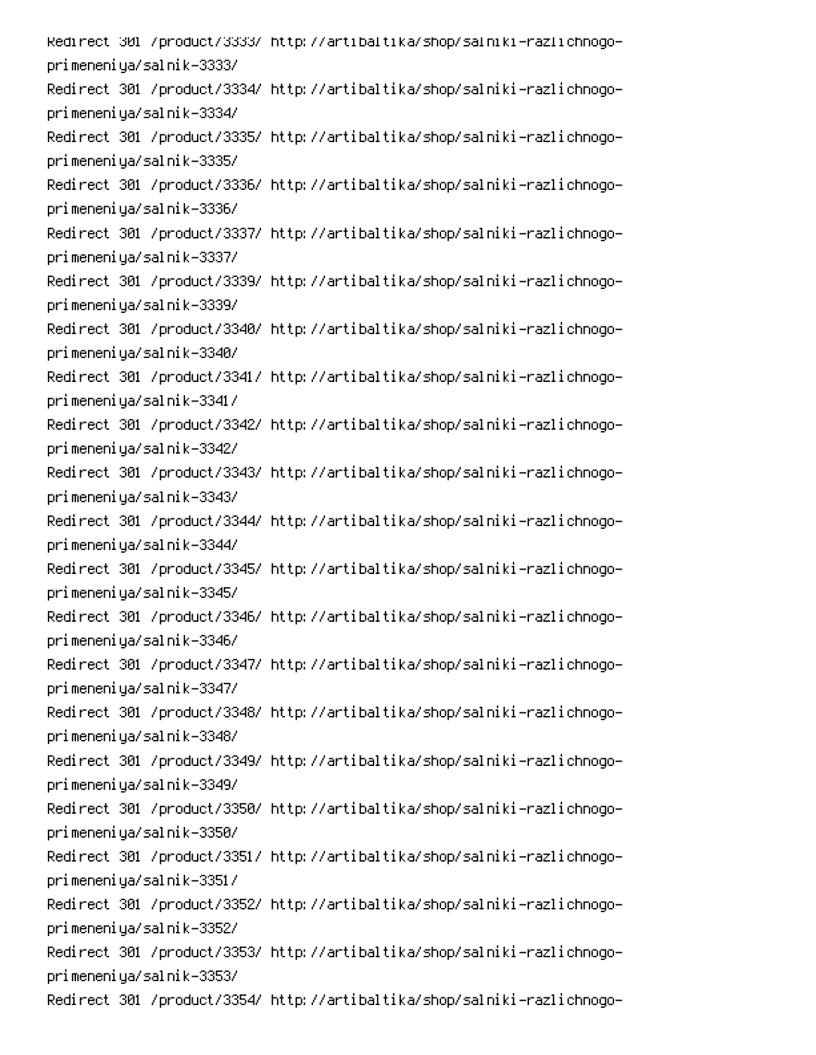Redirect 301 /product/3333/ http://artibaltika/shop/salniki-razlichnogo-primeneniya/salnik-3333/
Redirect 301 /product/3334/ http://artibaltika/shop/salniki-razlichnogo-primeneniya/salnik-3334/
Redirect 301 /product/3335/ http://artibaltika/shop/salniki-razlichnogo-primeneniya/salnik-3335/
Redirect 301 /product/3336/ http://artibaltika/shop/salniki-razlichnogo-primeneniya/salnik-3336/
Redirect 301 /product/3337/ http://artibaltika/shop/salniki-razlichnogo-primeneniya/salnik-3337/
Redirect 301 /product/3339/ http://artibaltika/shop/salniki-razlichnogo-primeneniya/salnik-3339/
Redirect 301 /product/3340/ http://artibaltika/shop/salniki-razlichnogo-primeneniya/salnik-3340/
Redirect 301 /product/3341/ http://artibaltika/shop/salniki-razlichnogo-primeneniya/salnik-3341/
Redirect 301 /product/3342/ http://artibaltika/shop/salniki-razlichnogo-primeneniya/salnik-3342/
Redirect 301 /product/3343/ http://artibaltika/shop/salniki-razlichnogo-primeneniya/salnik-3343/
Redirect 301 /product/3344/ http://artibaltika/shop/salniki-razlichnogo-primeneniya/salnik-3344/
Redirect 301 /product/3345/ http://artibaltika/shop/salniki-razlichnogo-primeneniya/salnik-3345/
Redirect 301 /product/3346/ http://artibaltika/shop/salniki-razlichnogo-primeneniya/salnik-3346/
Redirect 301 /product/3347/ http://artibaltika/shop/salniki-razlichnogo-primeneniya/salnik-3347/
Redirect 301 /product/3348/ http://artibaltika/shop/salniki-razlichnogo-primeneniya/salnik-3348/
Redirect 301 /product/3349/ http://artibaltika/shop/salniki-razlichnogo-primeneniya/salnik-3349/
Redirect 301 /product/3350/ http://artibaltika/shop/salniki-razlichnogo-primeneniya/salnik-3350/
Redirect 301 /product/3351/ http://artibaltika/shop/salniki-razlichnogo-primeneniya/salnik-3351/
Redirect 301 /product/3352/ http://artibaltika/shop/salniki-razlichnogo-primeneniya/salnik-3352/
Redirect 301 /product/3353/ http://artibaltika/shop/salniki-razlichnogo-primeneniya/salnik-3353/
Redirect 301 /product/3354/ http://artibaltika/shop/salniki-razlichnogo-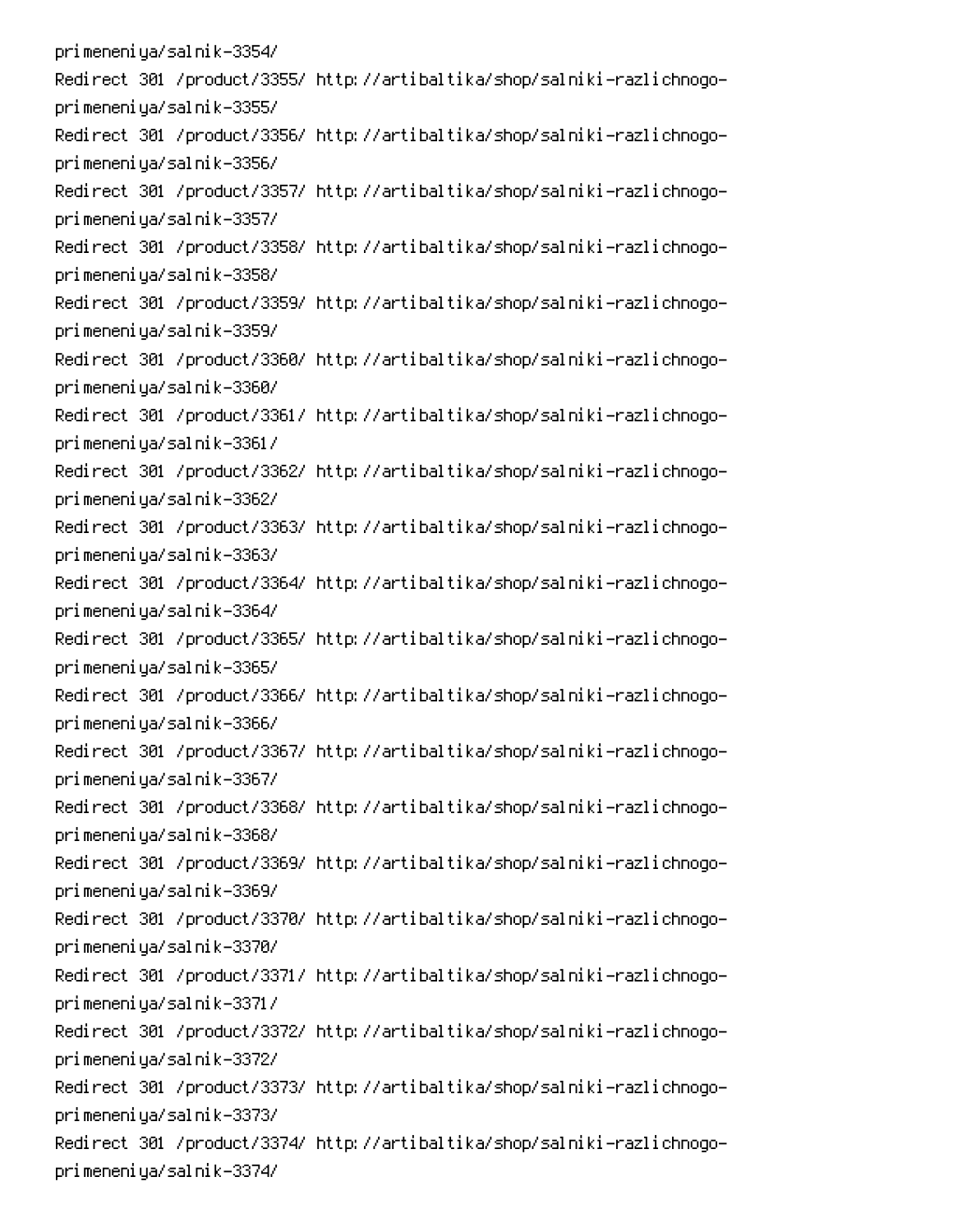primeneniya/salnik-3354/
Redirect 301 /product/3355/ http://artibaltika/shop/salniki-razlichnogo-primeneniya/salnik-3355/
Redirect 301 /product/3356/ http://artibaltika/shop/salniki-razlichnogo-primeneniya/salnik-3356/
Redirect 301 /product/3357/ http://artibaltika/shop/salniki-razlichnogo-primeneniya/salnik-3357/
Redirect 301 /product/3358/ http://artibaltika/shop/salniki-razlichnogo-primeneniya/salnik-3358/
Redirect 301 /product/3359/ http://artibaltika/shop/salniki-razlichnogo-primeneniya/salnik-3359/
Redirect 301 /product/3360/ http://artibaltika/shop/salniki-razlichnogo-primeneniya/salnik-3360/
Redirect 301 /product/3361/ http://artibaltika/shop/salniki-razlichnogo-primeneniya/salnik-3361/
Redirect 301 /product/3362/ http://artibaltika/shop/salniki-razlichnogo-primeneniya/salnik-3362/
Redirect 301 /product/3363/ http://artibaltika/shop/salniki-razlichnogo-primeneniya/salnik-3363/
Redirect 301 /product/3364/ http://artibaltika/shop/salniki-razlichnogo-primeneniya/salnik-3364/
Redirect 301 /product/3365/ http://artibaltika/shop/salniki-razlichnogo-primeneniya/salnik-3365/
Redirect 301 /product/3366/ http://artibaltika/shop/salniki-razlichnogo-primeneniya/salnik-3366/
Redirect 301 /product/3367/ http://artibaltika/shop/salniki-razlichnogo-primeneniya/salnik-3367/
Redirect 301 /product/3368/ http://artibaltika/shop/salniki-razlichnogo-primeneniya/salnik-3368/
Redirect 301 /product/3369/ http://artibaltika/shop/salniki-razlichnogo-primeneniya/salnik-3369/
Redirect 301 /product/3370/ http://artibaltika/shop/salniki-razlichnogo-primeneniya/salnik-3370/
Redirect 301 /product/3371/ http://artibaltika/shop/salniki-razlichnogo-primeneniya/salnik-3371/
Redirect 301 /product/3372/ http://artibaltika/shop/salniki-razlichnogo-primeneniya/salnik-3372/
Redirect 301 /product/3373/ http://artibaltika/shop/salniki-razlichnogo-primeneniya/salnik-3373/
Redirect 301 /product/3374/ http://artibaltika/shop/salniki-razlichnogo-primeneniya/salnik-3374/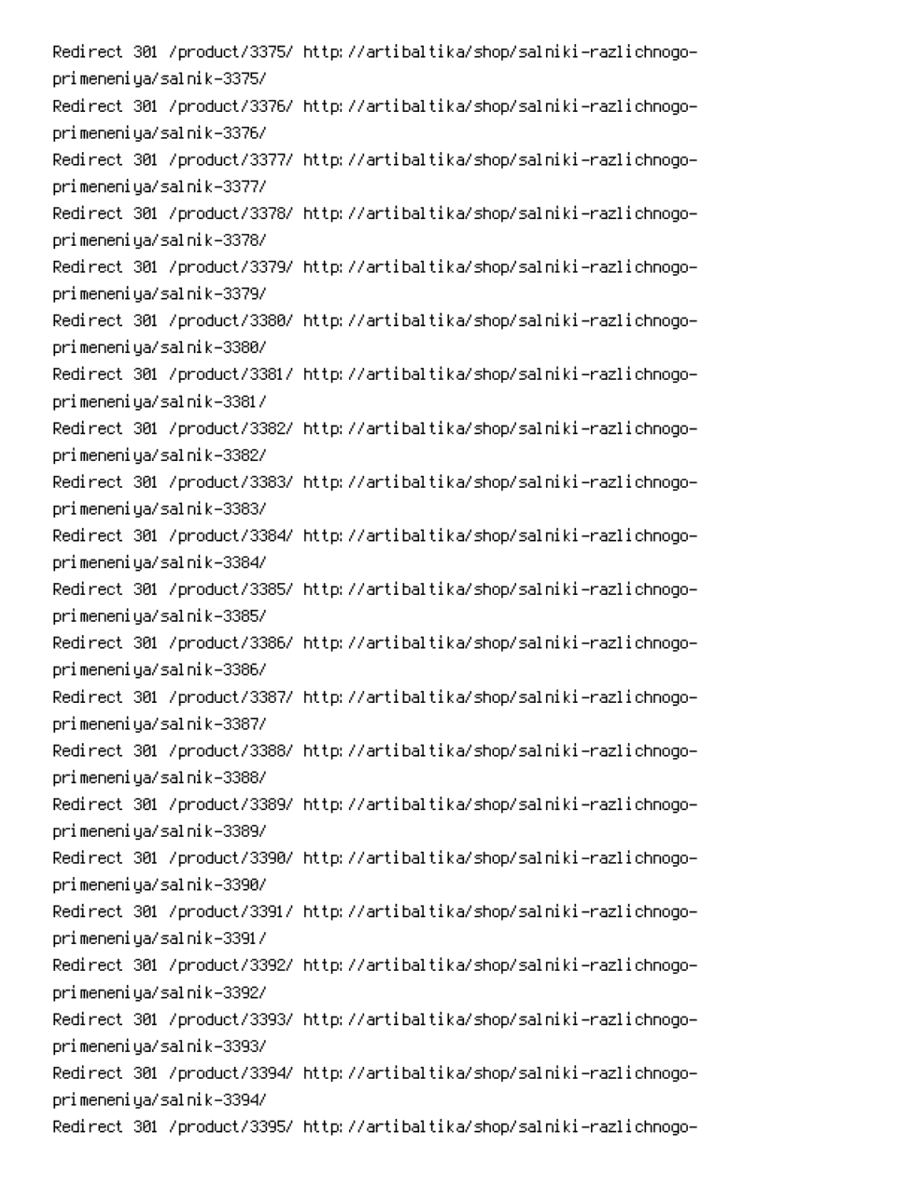Redirect 301 /product/3375/ http://artibaltika/shop/salniki-razlichnogo-primeneniya/salnik-3375/
Redirect 301 /product/3376/ http://artibaltika/shop/salniki-razlichnogo-primeneniya/salnik-3376/
Redirect 301 /product/3377/ http://artibaltika/shop/salniki-razlichnogo-primeneniya/salnik-3377/
Redirect 301 /product/3378/ http://artibaltika/shop/salniki-razlichnogo-primeneniya/salnik-3378/
Redirect 301 /product/3379/ http://artibaltika/shop/salniki-razlichnogo-primeneniya/salnik-3379/
Redirect 301 /product/3380/ http://artibaltika/shop/salniki-razlichnogo-primeneniya/salnik-3380/
Redirect 301 /product/3381/ http://artibaltika/shop/salniki-razlichnogo-primeneniya/salnik-3381/
Redirect 301 /product/3382/ http://artibaltika/shop/salniki-razlichnogo-primeneniya/salnik-3382/
Redirect 301 /product/3383/ http://artibaltika/shop/salniki-razlichnogo-primeneniya/salnik-3383/
Redirect 301 /product/3384/ http://artibaltika/shop/salniki-razlichnogo-primeneniya/salnik-3384/
Redirect 301 /product/3385/ http://artibaltika/shop/salniki-razlichnogo-primeneniya/salnik-3385/
Redirect 301 /product/3386/ http://artibaltika/shop/salniki-razlichnogo-primeneniya/salnik-3386/
Redirect 301 /product/3387/ http://artibaltika/shop/salniki-razlichnogo-primeneniya/salnik-3387/
Redirect 301 /product/3388/ http://artibaltika/shop/salniki-razlichnogo-primeneniya/salnik-3388/
Redirect 301 /product/3389/ http://artibaltika/shop/salniki-razlichnogo-primeneniya/salnik-3389/
Redirect 301 /product/3390/ http://artibaltika/shop/salniki-razlichnogo-primeneniya/salnik-3390/
Redirect 301 /product/3391/ http://artibaltika/shop/salniki-razlichnogo-primeneniya/salnik-3391/
Redirect 301 /product/3392/ http://artibaltika/shop/salniki-razlichnogo-primeneniya/salnik-3392/
Redirect 301 /product/3393/ http://artibaltika/shop/salniki-razlichnogo-primeneniya/salnik-3393/
Redirect 301 /product/3394/ http://artibaltika/shop/salniki-razlichnogo-primeneniya/salnik-3394/
Redirect 301 /product/3395/ http://artibaltika/shop/salniki-razlichnogo-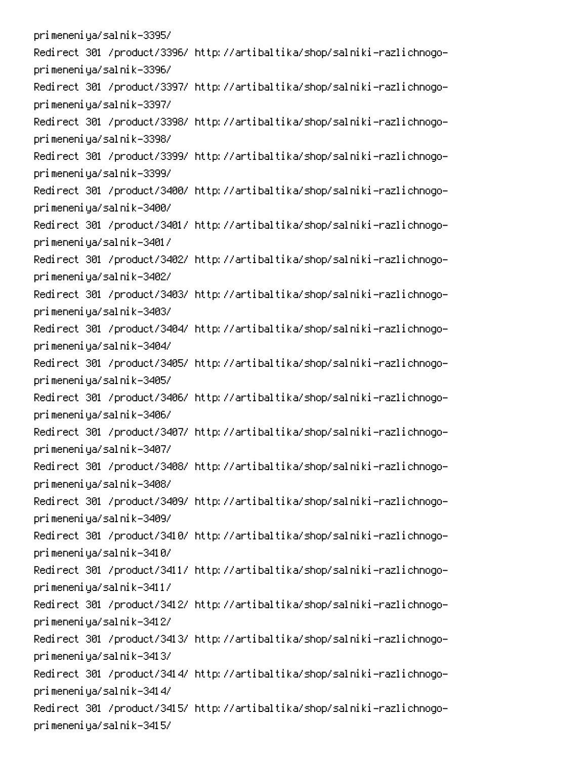primeneniya/salnik-3395/
Redirect 301 /product/3396/ http://artibaltika/shop/salniki-razlichnogo-primeneniya/salnik-3396/
Redirect 301 /product/3397/ http://artibaltika/shop/salniki-razlichnogo-primeneniya/salnik-3397/
Redirect 301 /product/3398/ http://artibaltika/shop/salniki-razlichnogo-primeneniya/salnik-3398/
Redirect 301 /product/3399/ http://artibaltika/shop/salniki-razlichnogo-primeneniya/salnik-3399/
Redirect 301 /product/3400/ http://artibaltika/shop/salniki-razlichnogo-primeneniya/salnik-3400/
Redirect 301 /product/3401/ http://artibaltika/shop/salniki-razlichnogo-primeneniya/salnik-3401/
Redirect 301 /product/3402/ http://artibaltika/shop/salniki-razlichnogo-primeneniya/salnik-3402/
Redirect 301 /product/3403/ http://artibaltika/shop/salniki-razlichnogo-primeneniya/salnik-3403/
Redirect 301 /product/3404/ http://artibaltika/shop/salniki-razlichnogo-primeneniya/salnik-3404/
Redirect 301 /product/3405/ http://artibaltika/shop/salniki-razlichnogo-primeneniya/salnik-3405/
Redirect 301 /product/3406/ http://artibaltika/shop/salniki-razlichnogo-primeneniya/salnik-3406/
Redirect 301 /product/3407/ http://artibaltika/shop/salniki-razlichnogo-primeneniya/salnik-3407/
Redirect 301 /product/3408/ http://artibaltika/shop/salniki-razlichnogo-primeneniya/salnik-3408/
Redirect 301 /product/3409/ http://artibaltika/shop/salniki-razlichnogo-primeneniya/salnik-3409/
Redirect 301 /product/3410/ http://artibaltika/shop/salniki-razlichnogo-primeneniya/salnik-3410/
Redirect 301 /product/3411/ http://artibaltika/shop/salniki-razlichnogo-primeneniya/salnik-3411/
Redirect 301 /product/3412/ http://artibaltika/shop/salniki-razlichnogo-primeneniya/salnik-3412/
Redirect 301 /product/3413/ http://artibaltika/shop/salniki-razlichnogo-primeneniya/salnik-3413/
Redirect 301 /product/3414/ http://artibaltika/shop/salniki-razlichnogo-primeneniya/salnik-3414/
Redirect 301 /product/3415/ http://artibaltika/shop/salniki-razlichnogo-primeneniya/salnik-3415/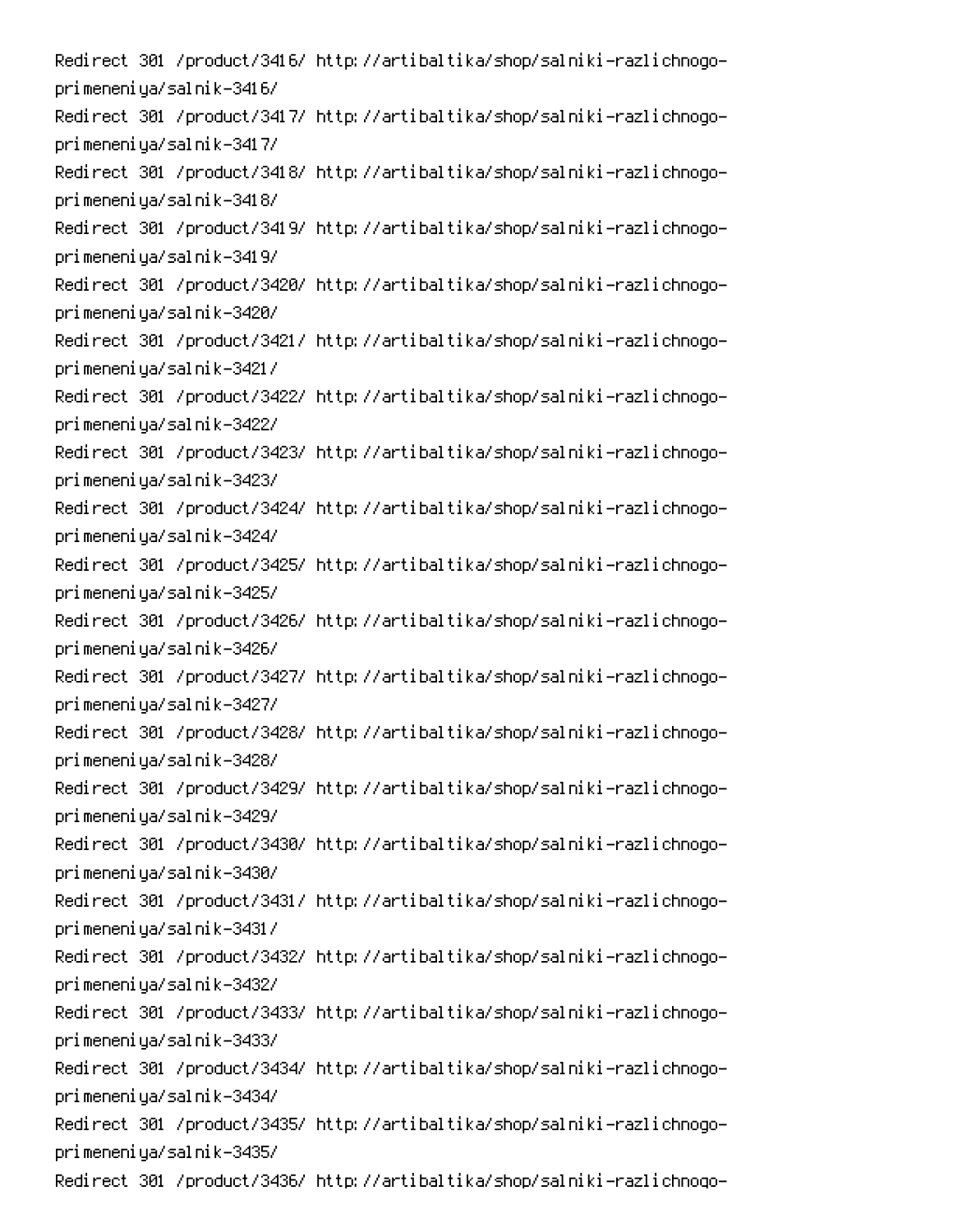Redirect 301 /product/3416/ http://artibaltika/shop/salniki-razlichnogo-primeneniya/salnik-3416/
Redirect 301 /product/3417/ http://artibaltika/shop/salniki-razlichnogo-primeneniya/salnik-3417/
Redirect 301 /product/3418/ http://artibaltika/shop/salniki-razlichnogo-primeneniya/salnik-3418/
Redirect 301 /product/3419/ http://artibaltika/shop/salniki-razlichnogo-primeneniya/salnik-3419/
Redirect 301 /product/3420/ http://artibaltika/shop/salniki-razlichnogo-primeneniya/salnik-3420/
Redirect 301 /product/3421/ http://artibaltika/shop/salniki-razlichnogo-primeneniya/salnik-3421/
Redirect 301 /product/3422/ http://artibaltika/shop/salniki-razlichnogo-primeneniya/salnik-3422/
Redirect 301 /product/3423/ http://artibaltika/shop/salniki-razlichnogo-primeneniya/salnik-3423/
Redirect 301 /product/3424/ http://artibaltika/shop/salniki-razlichnogo-primeneniya/salnik-3424/
Redirect 301 /product/3425/ http://artibaltika/shop/salniki-razlichnogo-primeneniya/salnik-3425/
Redirect 301 /product/3426/ http://artibaltika/shop/salniki-razlichnogo-primeneniya/salnik-3426/
Redirect 301 /product/3427/ http://artibaltika/shop/salniki-razlichnogo-primeneniya/salnik-3427/
Redirect 301 /product/3428/ http://artibaltika/shop/salniki-razlichnogo-primeneniya/salnik-3428/
Redirect 301 /product/3429/ http://artibaltika/shop/salniki-razlichnogo-primeneniya/salnik-3429/
Redirect 301 /product/3430/ http://artibaltika/shop/salniki-razlichnogo-primeneniya/salnik-3430/
Redirect 301 /product/3431/ http://artibaltika/shop/salniki-razlichnogo-primeneniya/salnik-3431/
Redirect 301 /product/3432/ http://artibaltika/shop/salniki-razlichnogo-primeneniya/salnik-3432/
Redirect 301 /product/3433/ http://artibaltika/shop/salniki-razlichnogo-primeneniya/salnik-3433/
Redirect 301 /product/3434/ http://artibaltika/shop/salniki-razlichnogo-primeneniya/salnik-3434/
Redirect 301 /product/3435/ http://artibaltika/shop/salniki-razlichnogo-primeneniya/salnik-3435/
Redirect 301 /product/3436/ http://artibaltika/shop/salniki-razlichnogo-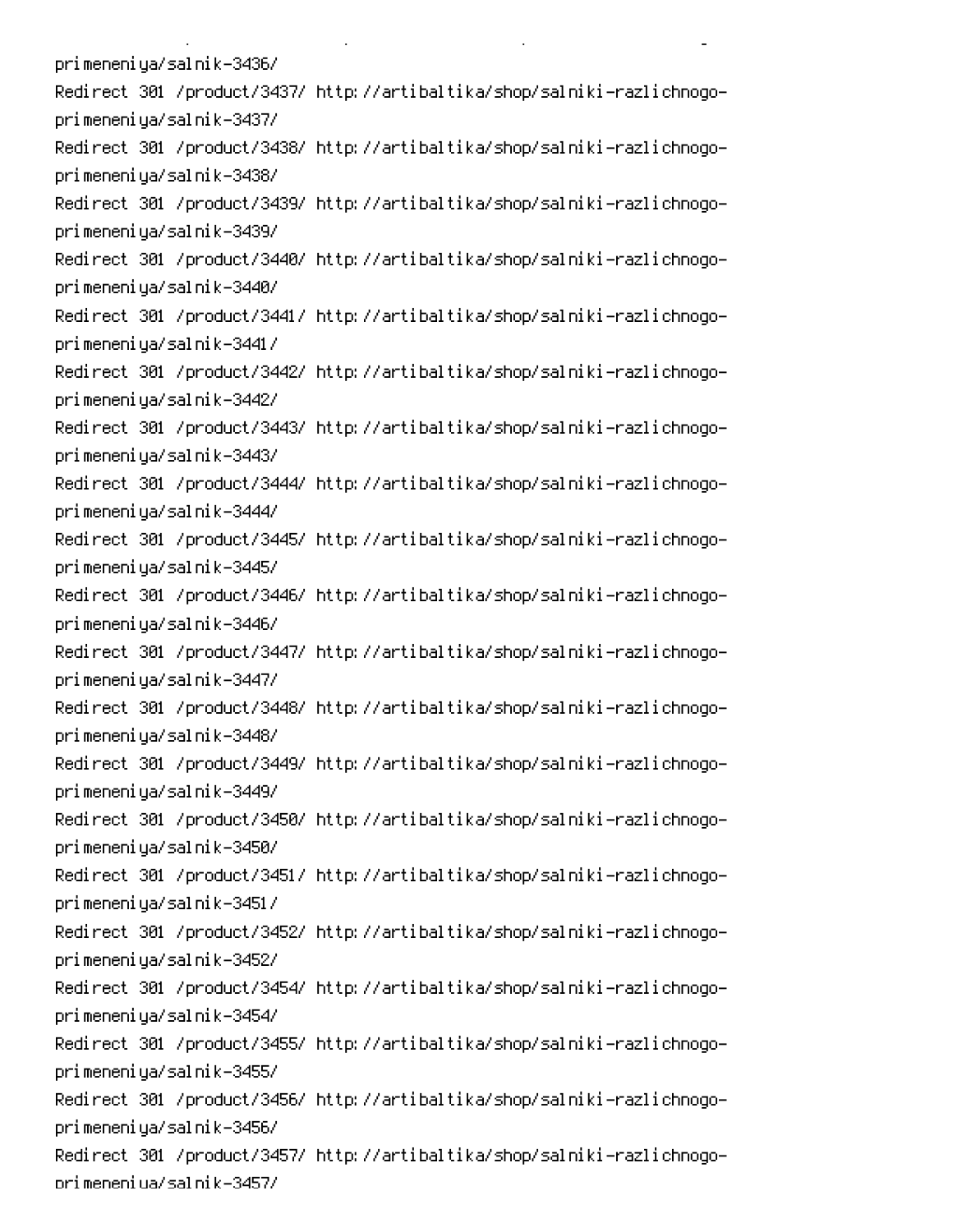primeneniya/salnik-3436/
Redirect 301 /product/3437/ http://artibaltika/shop/salniki-razlichnogo-primeneniya/salnik-3437/
Redirect 301 /product/3438/ http://artibaltika/shop/salniki-razlichnogo-primeneniya/salnik-3438/
Redirect 301 /product/3439/ http://artibaltika/shop/salniki-razlichnogo-primeneniya/salnik-3439/
Redirect 301 /product/3440/ http://artibaltika/shop/salniki-razlichnogo-primeneniya/salnik-3440/
Redirect 301 /product/3441/ http://artibaltika/shop/salniki-razlichnogo-primeneniya/salnik-3441/
Redirect 301 /product/3442/ http://artibaltika/shop/salniki-razlichnogo-primeneniya/salnik-3442/
Redirect 301 /product/3443/ http://artibaltika/shop/salniki-razlichnogo-primeneniya/salnik-3443/
Redirect 301 /product/3444/ http://artibaltika/shop/salniki-razlichnogo-primeneniya/salnik-3444/
Redirect 301 /product/3445/ http://artibaltika/shop/salniki-razlichnogo-primeneniya/salnik-3445/
Redirect 301 /product/3446/ http://artibaltika/shop/salniki-razlichnogo-primeneniya/salnik-3446/
Redirect 301 /product/3447/ http://artibaltika/shop/salniki-razlichnogo-primeneniya/salnik-3447/
Redirect 301 /product/3448/ http://artibaltika/shop/salniki-razlichnogo-primeneniya/salnik-3448/
Redirect 301 /product/3449/ http://artibaltika/shop/salniki-razlichnogo-primeneniya/salnik-3449/
Redirect 301 /product/3450/ http://artibaltika/shop/salniki-razlichnogo-primeneniya/salnik-3450/
Redirect 301 /product/3451/ http://artibaltika/shop/salniki-razlichnogo-primeneniya/salnik-3451/
Redirect 301 /product/3452/ http://artibaltika/shop/salniki-razlichnogo-primeneniya/salnik-3452/
Redirect 301 /product/3454/ http://artibaltika/shop/salniki-razlichnogo-primeneniya/salnik-3454/
Redirect 301 /product/3455/ http://artibaltika/shop/salniki-razlichnogo-primeneniya/salnik-3455/
Redirect 301 /product/3456/ http://artibaltika/shop/salniki-razlichnogo-primeneniya/salnik-3456/
Redirect 301 /product/3457/ http://artibaltika/shop/salniki-razlichnogo-primeneniya/salnik-3457/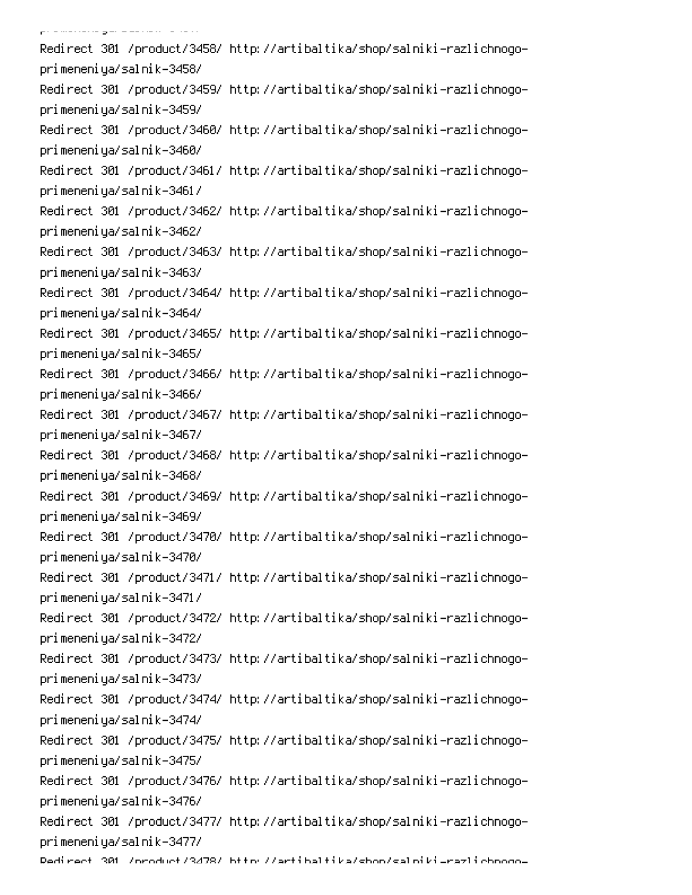```
Redirect 301 /product/3458/ http://artibaltika/shop/salniki-razlichnogo-primeneniya/salnik-3458/
Redirect 301 /product/3459/ http://artibaltika/shop/salniki-razlichnogo-primeneniya/salnik-3459/
Redirect 301 /product/3460/ http://artibaltika/shop/salniki-razlichnogo-primeneniya/salnik-3460/
Redirect 301 /product/3461/ http://artibaltika/shop/salniki-razlichnogo-primeneniya/salnik-3461/
Redirect 301 /product/3462/ http://artibaltika/shop/salniki-razlichnogo-primeneniya/salnik-3462/
Redirect 301 /product/3463/ http://artibaltika/shop/salniki-razlichnogo-primeneniya/salnik-3463/
Redirect 301 /product/3464/ http://artibaltika/shop/salniki-razlichnogo-primeneniya/salnik-3464/
Redirect 301 /product/3465/ http://artibaltika/shop/salniki-razlichnogo-primeneniya/salnik-3465/
Redirect 301 /product/3466/ http://artibaltika/shop/salniki-razlichnogo-primeneniya/salnik-3466/
Redirect 301 /product/3467/ http://artibaltika/shop/salniki-razlichnogo-primeneniya/salnik-3467/
Redirect 301 /product/3468/ http://artibaltika/shop/salniki-razlichnogo-primeneniya/salnik-3468/
Redirect 301 /product/3469/ http://artibaltika/shop/salniki-razlichnogo-primeneniya/salnik-3469/
Redirect 301 /product/3470/ http://artibaltika/shop/salniki-razlichnogo-primeneniya/salnik-3470/
Redirect 301 /product/3471/ http://artibaltika/shop/salniki-razlichnogo-primeneniya/salnik-3471/
Redirect 301 /product/3472/ http://artibaltika/shop/salniki-razlichnogo-primeneniya/salnik-3472/
Redirect 301 /product/3473/ http://artibaltika/shop/salniki-razlichnogo-primeneniya/salnik-3473/
Redirect 301 /product/3474/ http://artibaltika/shop/salniki-razlichnogo-primeneniya/salnik-3474/
Redirect 301 /product/3475/ http://artibaltika/shop/salniki-razlichnogo-primeneniya/salnik-3475/
Redirect 301 /product/3476/ http://artibaltika/shop/salniki-razlichnogo-primeneniya/salnik-3476/
Redirect 301 /product/3477/ http://artibaltika/shop/salniki-razlichnogo-primeneniya/salnik-3477/
Redirect 301 /product/3478/ http://artibaltika/shop/salniki-razlichnogo-
```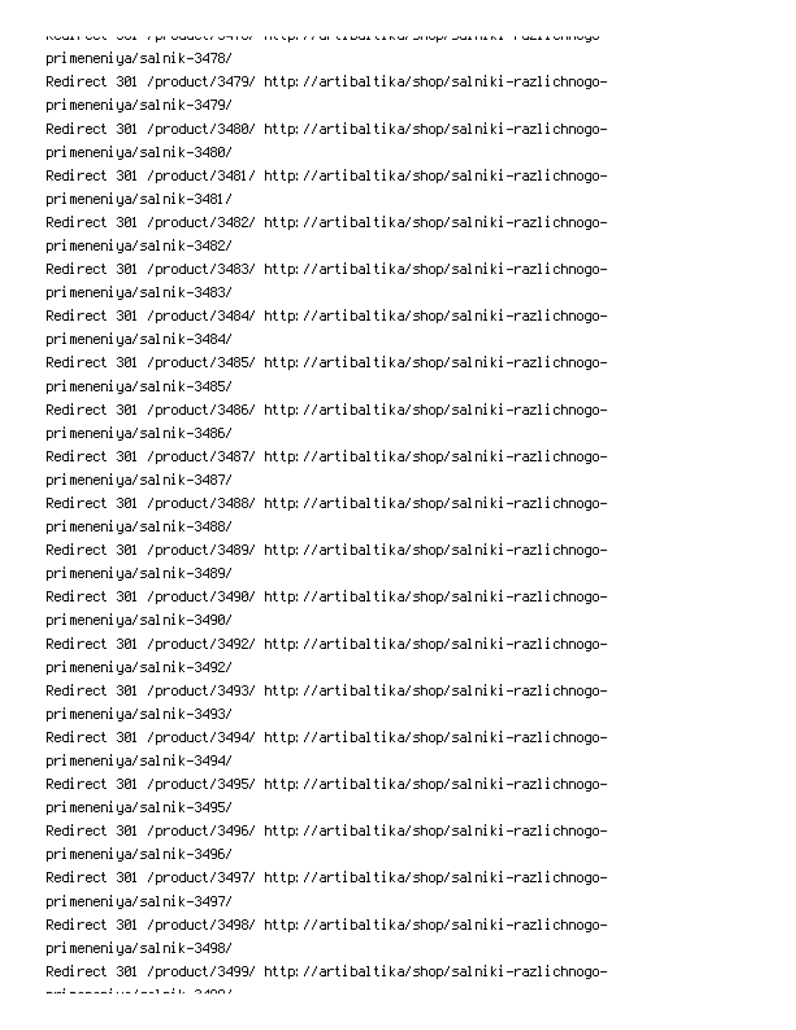Redirect 301 /product/3478/ http://artibaltika/shop/salniki-razlichnogo-primeneniya/salnik-3478/
Redirect 301 /product/3479/ http://artibaltika/shop/salniki-razlichnogo-primeneniya/salnik-3479/
Redirect 301 /product/3480/ http://artibaltika/shop/salniki-razlichnogo-primeneniya/salnik-3480/
Redirect 301 /product/3481/ http://artibaltika/shop/salniki-razlichnogo-primeneniya/salnik-3481/
Redirect 301 /product/3482/ http://artibaltika/shop/salniki-razlichnogo-primeneniya/salnik-3482/
Redirect 301 /product/3483/ http://artibaltika/shop/salniki-razlichnogo-primeneniya/salnik-3483/
Redirect 301 /product/3484/ http://artibaltika/shop/salniki-razlichnogo-primeneniya/salnik-3484/
Redirect 301 /product/3485/ http://artibaltika/shop/salniki-razlichnogo-primeneniya/salnik-3485/
Redirect 301 /product/3486/ http://artibaltika/shop/salniki-razlichnogo-primeneniya/salnik-3486/
Redirect 301 /product/3487/ http://artibaltika/shop/salniki-razlichnogo-primeneniya/salnik-3487/
Redirect 301 /product/3488/ http://artibaltika/shop/salniki-razlichnogo-primeneniya/salnik-3488/
Redirect 301 /product/3489/ http://artibaltika/shop/salniki-razlichnogo-primeneniya/salnik-3489/
Redirect 301 /product/3490/ http://artibaltika/shop/salniki-razlichnogo-primeneniya/salnik-3490/
Redirect 301 /product/3492/ http://artibaltika/shop/salniki-razlichnogo-primeneniya/salnik-3492/
Redirect 301 /product/3493/ http://artibaltika/shop/salniki-razlichnogo-primeneniya/salnik-3493/
Redirect 301 /product/3494/ http://artibaltika/shop/salniki-razlichnogo-primeneniya/salnik-3494/
Redirect 301 /product/3495/ http://artibaltika/shop/salniki-razlichnogo-primeneniya/salnik-3495/
Redirect 301 /product/3496/ http://artibaltika/shop/salniki-razlichnogo-primeneniya/salnik-3496/
Redirect 301 /product/3497/ http://artibaltika/shop/salniki-razlichnogo-primeneniya/salnik-3497/
Redirect 301 /product/3498/ http://artibaltika/shop/salniki-razlichnogo-primeneniya/salnik-3498/
Redirect 301 /product/3499/ http://artibaltika/shop/salniki-razlichnogo-primeneniya/salnik-3499/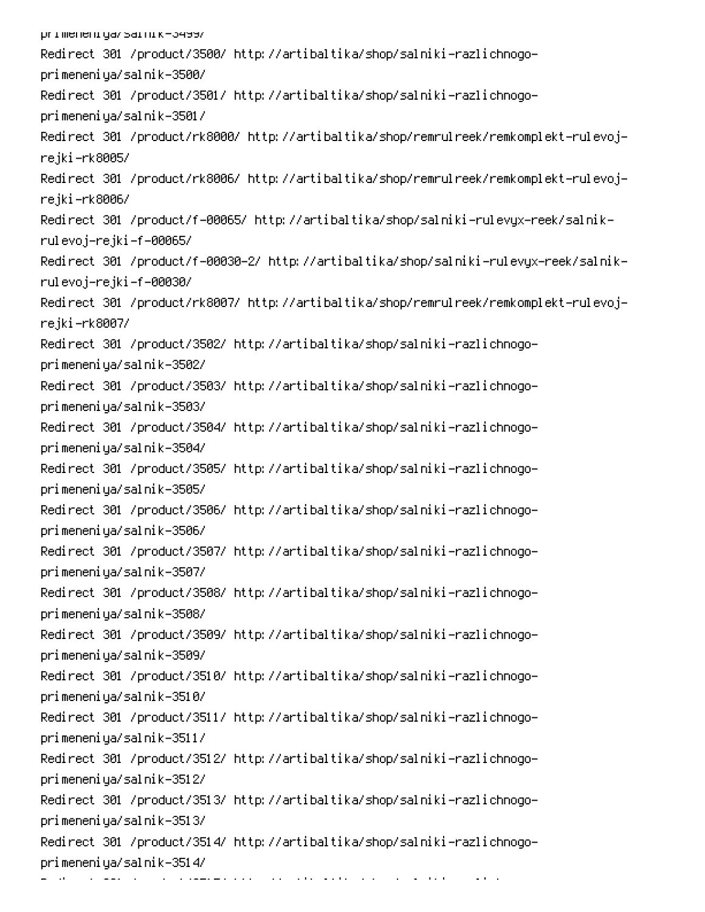primeneniya/salnik-3499/
Redirect 301 /product/3500/ http://artibaltika/shop/salniki-razlichnogo-primeneniya/salnik-3500/
Redirect 301 /product/3501/ http://artibaltika/shop/salniki-razlichnogo-primeneniya/salnik-3501/
Redirect 301 /product/rk8000/ http://artibaltika/shop/remrulreek/remkomplekt-rulevoj-rejki-rk8005/
Redirect 301 /product/rk8006/ http://artibaltika/shop/remrulreek/remkomplekt-rulevoj-rejki-rk8006/
Redirect 301 /product/f-00065/ http://artibaltika/shop/salniki-rulevyx-reek/salnik-rulevoj-rejki-f-00065/
Redirect 301 /product/f-00030-2/ http://artibaltika/shop/salniki-rulevyx-reek/salnik-rulevoj-rejki-f-00030/
Redirect 301 /product/rk8007/ http://artibaltika/shop/remrulreek/remkomplekt-rulevoj-rejki-rk8007/
Redirect 301 /product/3502/ http://artibaltika/shop/salniki-razlichnogo-primeneniya/salnik-3502/
Redirect 301 /product/3503/ http://artibaltika/shop/salniki-razlichnogo-primeneniya/salnik-3503/
Redirect 301 /product/3504/ http://artibaltika/shop/salniki-razlichnogo-primeneniya/salnik-3504/
Redirect 301 /product/3505/ http://artibaltika/shop/salniki-razlichnogo-primeneniya/salnik-3505/
Redirect 301 /product/3506/ http://artibaltika/shop/salniki-razlichnogo-primeneniya/salnik-3506/
Redirect 301 /product/3507/ http://artibaltika/shop/salniki-razlichnogo-primeneniya/salnik-3507/
Redirect 301 /product/3508/ http://artibaltika/shop/salniki-razlichnogo-primeneniya/salnik-3508/
Redirect 301 /product/3509/ http://artibaltika/shop/salniki-razlichnogo-primeneniya/salnik-3509/
Redirect 301 /product/3510/ http://artibaltika/shop/salniki-razlichnogo-primeneniya/salnik-3510/
Redirect 301 /product/3511/ http://artibaltika/shop/salniki-razlichnogo-primeneniya/salnik-3511/
Redirect 301 /product/3512/ http://artibaltika/shop/salniki-razlichnogo-primeneniya/salnik-3512/
Redirect 301 /product/3513/ http://artibaltika/shop/salniki-razlichnogo-primeneniya/salnik-3513/
Redirect 301 /product/3514/ http://artibaltika/shop/salniki-razlichnogo-primeneniya/salnik-3514/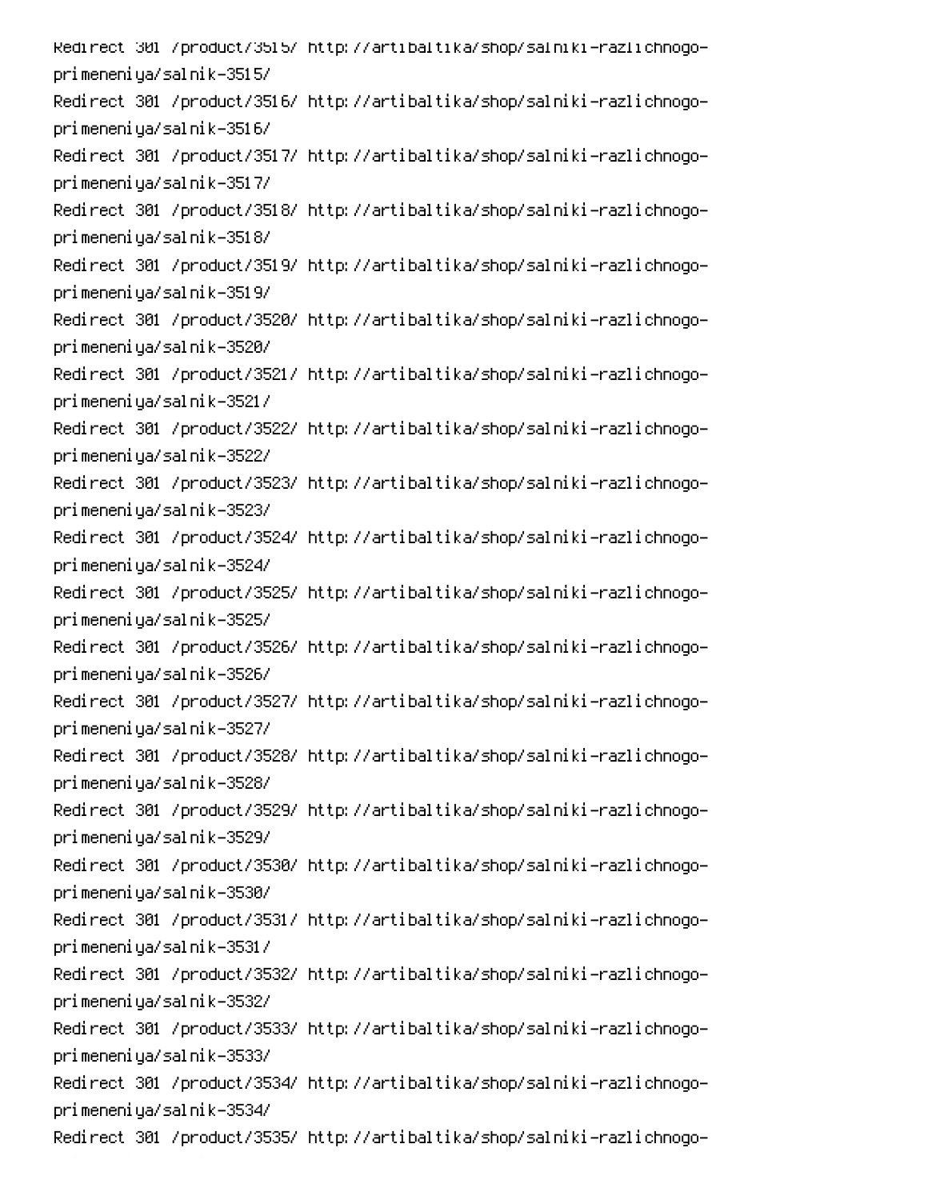Redirect 301 /product/3515/ http://artibaltika/shop/salniki-razlichnogo-primeneniya/salnik-3515/
Redirect 301 /product/3516/ http://artibaltika/shop/salniki-razlichnogo-primeneniya/salnik-3516/
Redirect 301 /product/3517/ http://artibaltika/shop/salniki-razlichnogo-primeneniya/salnik-3517/
Redirect 301 /product/3518/ http://artibaltika/shop/salniki-razlichnogo-primeneniya/salnik-3518/
Redirect 301 /product/3519/ http://artibaltika/shop/salniki-razlichnogo-primeneniya/salnik-3519/
Redirect 301 /product/3520/ http://artibaltika/shop/salniki-razlichnogo-primeneniya/salnik-3520/
Redirect 301 /product/3521/ http://artibaltika/shop/salniki-razlichnogo-primeneniya/salnik-3521/
Redirect 301 /product/3522/ http://artibaltika/shop/salniki-razlichnogo-primeneniya/salnik-3522/
Redirect 301 /product/3523/ http://artibaltika/shop/salniki-razlichnogo-primeneniya/salnik-3523/
Redirect 301 /product/3524/ http://artibaltika/shop/salniki-razlichnogo-primeneniya/salnik-3524/
Redirect 301 /product/3525/ http://artibaltika/shop/salniki-razlichnogo-primeneniya/salnik-3525/
Redirect 301 /product/3526/ http://artibaltika/shop/salniki-razlichnogo-primeneniya/salnik-3526/
Redirect 301 /product/3527/ http://artibaltika/shop/salniki-razlichnogo-primeneniya/salnik-3527/
Redirect 301 /product/3528/ http://artibaltika/shop/salniki-razlichnogo-primeneniya/salnik-3528/
Redirect 301 /product/3529/ http://artibaltika/shop/salniki-razlichnogo-primeneniya/salnik-3529/
Redirect 301 /product/3530/ http://artibaltika/shop/salniki-razlichnogo-primeneniya/salnik-3530/
Redirect 301 /product/3531/ http://artibaltika/shop/salniki-razlichnogo-primeneniya/salnik-3531/
Redirect 301 /product/3532/ http://artibaltika/shop/salniki-razlichnogo-primeneniya/salnik-3532/
Redirect 301 /product/3533/ http://artibaltika/shop/salniki-razlichnogo-primeneniya/salnik-3533/
Redirect 301 /product/3534/ http://artibaltika/shop/salniki-razlichnogo-primeneniya/salnik-3534/
Redirect 301 /product/3535/ http://artibaltika/shop/salniki-razlichnogo-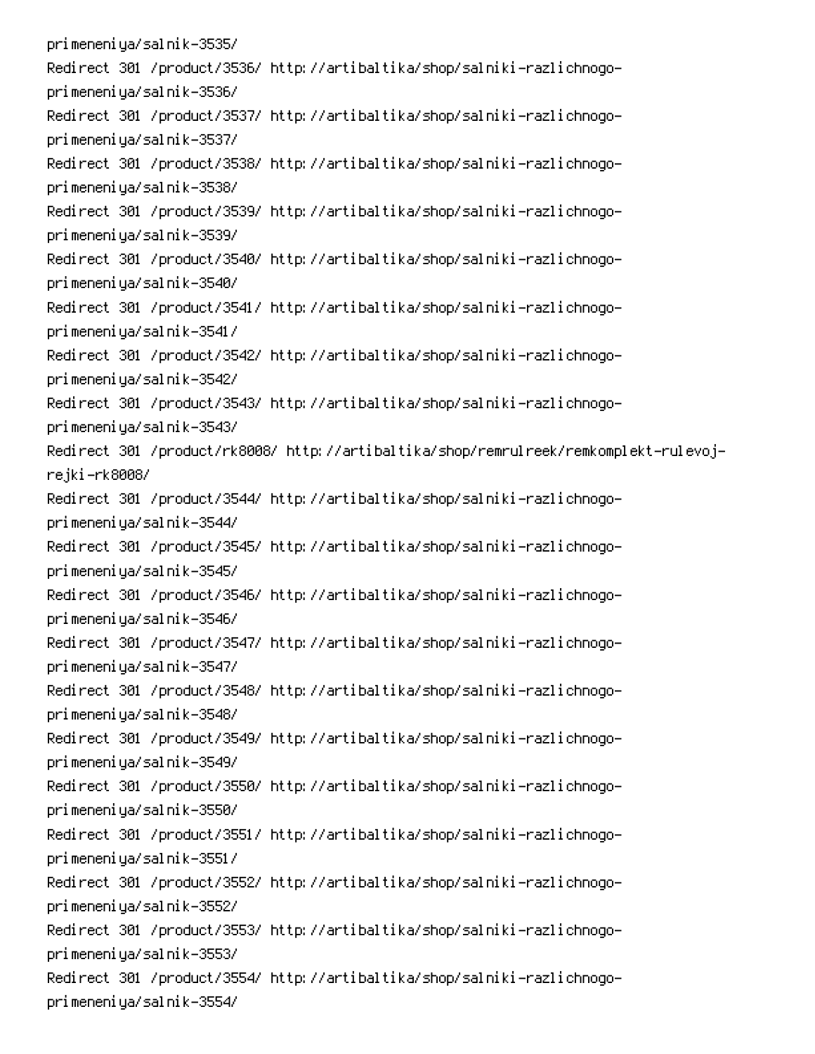```
primeneniya/salnik-3535/
Redirect 301 /product/3536/ http://artibaltika/shop/salniki-razlichnogo-
primeneniya/salnik-3536/
Redirect 301 /product/3537/ http://artibaltika/shop/salniki-razlichnogo-
primeneniya/salnik-3537/
Redirect 301 /product/3538/ http://artibaltika/shop/salniki-razlichnogo-
primeneniya/salnik-3538/
Redirect 301 /product/3539/ http://artibaltika/shop/salniki-razlichnogo-
primeneniya/salnik-3539/
Redirect 301 /product/3540/ http://artibaltika/shop/salniki-razlichnogo-
primeneniya/salnik-3540/
Redirect 301 /product/3541/ http://artibaltika/shop/salniki-razlichnogo-
primeneniya/salnik-3541/
Redirect 301 /product/3542/ http://artibaltika/shop/salniki-razlichnogo-
primeneniya/salnik-3542/
Redirect 301 /product/3543/ http://artibaltika/shop/salniki-razlichnogo-
primeneniya/salnik-3543/
Redirect 301 /product/rk8008/ http://artibaltika/shop/remrulreek/remkomplekt-rulevoj-
rejki-rk8008/
Redirect 301 /product/3544/ http://artibaltika/shop/salniki-razlichnogo-
primeneniya/salnik-3544/
Redirect 301 /product/3545/ http://artibaltika/shop/salniki-razlichnogo-
primeneniya/salnik-3545/
Redirect 301 /product/3546/ http://artibaltika/shop/salniki-razlichnogo-
primeneniya/salnik-3546/
Redirect 301 /product/3547/ http://artibaltika/shop/salniki-razlichnogo-
primeneniya/salnik-3547/
Redirect 301 /product/3548/ http://artibaltika/shop/salniki-razlichnogo-
primeneniya/salnik-3548/
Redirect 301 /product/3549/ http://artibaltika/shop/salniki-razlichnogo-
primeneniya/salnik-3549/
Redirect 301 /product/3550/ http://artibaltika/shop/salniki-razlichnogo-
primeneniya/salnik-3550/
Redirect 301 /product/3551/ http://artibaltika/shop/salniki-razlichnogo-
primeneniya/salnik-3551/
Redirect 301 /product/3552/ http://artibaltika/shop/salniki-razlichnogo-
primeneniya/salnik-3552/
Redirect 301 /product/3553/ http://artibaltika/shop/salniki-razlichnogo-
primeneniya/salnik-3553/
Redirect 301 /product/3554/ http://artibaltika/shop/salniki-razlichnogo-
primeneniya/salnik-3554/
```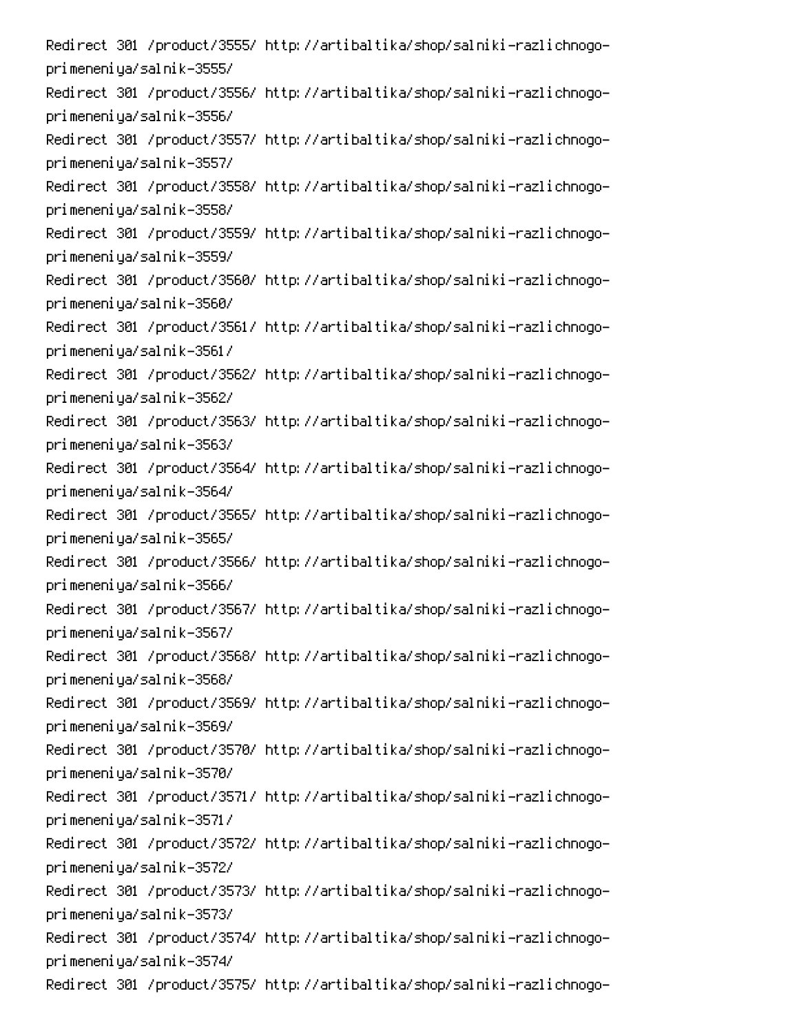Redirect 301 /product/3555/ http://artibaltika/shop/salniki-razlichnogo-primeneniya/salnik-3555/
Redirect 301 /product/3556/ http://artibaltika/shop/salniki-razlichnogo-primeneniya/salnik-3556/
Redirect 301 /product/3557/ http://artibaltika/shop/salniki-razlichnogo-primeneniya/salnik-3557/
Redirect 301 /product/3558/ http://artibaltika/shop/salniki-razlichnogo-primeneniya/salnik-3558/
Redirect 301 /product/3559/ http://artibaltika/shop/salniki-razlichnogo-primeneniya/salnik-3559/
Redirect 301 /product/3560/ http://artibaltika/shop/salniki-razlichnogo-primeneniya/salnik-3560/
Redirect 301 /product/3561/ http://artibaltika/shop/salniki-razlichnogo-primeneniya/salnik-3561/
Redirect 301 /product/3562/ http://artibaltika/shop/salniki-razlichnogo-primeneniya/salnik-3562/
Redirect 301 /product/3563/ http://artibaltika/shop/salniki-razlichnogo-primeneniya/salnik-3563/
Redirect 301 /product/3564/ http://artibaltika/shop/salniki-razlichnogo-primeneniya/salnik-3564/
Redirect 301 /product/3565/ http://artibaltika/shop/salniki-razlichnogo-primeneniya/salnik-3565/
Redirect 301 /product/3566/ http://artibaltika/shop/salniki-razlichnogo-primeneniya/salnik-3566/
Redirect 301 /product/3567/ http://artibaltika/shop/salniki-razlichnogo-primeneniya/salnik-3567/
Redirect 301 /product/3568/ http://artibaltika/shop/salniki-razlichnogo-primeneniya/salnik-3568/
Redirect 301 /product/3569/ http://artibaltika/shop/salniki-razlichnogo-primeneniya/salnik-3569/
Redirect 301 /product/3570/ http://artibaltika/shop/salniki-razlichnogo-primeneniya/salnik-3570/
Redirect 301 /product/3571/ http://artibaltika/shop/salniki-razlichnogo-primeneniya/salnik-3571/
Redirect 301 /product/3572/ http://artibaltika/shop/salniki-razlichnogo-primeneniya/salnik-3572/
Redirect 301 /product/3573/ http://artibaltika/shop/salniki-razlichnogo-primeneniya/salnik-3573/
Redirect 301 /product/3574/ http://artibaltika/shop/salniki-razlichnogo-primeneniya/salnik-3574/
Redirect 301 /product/3575/ http://artibaltika/shop/salniki-razlichnogo-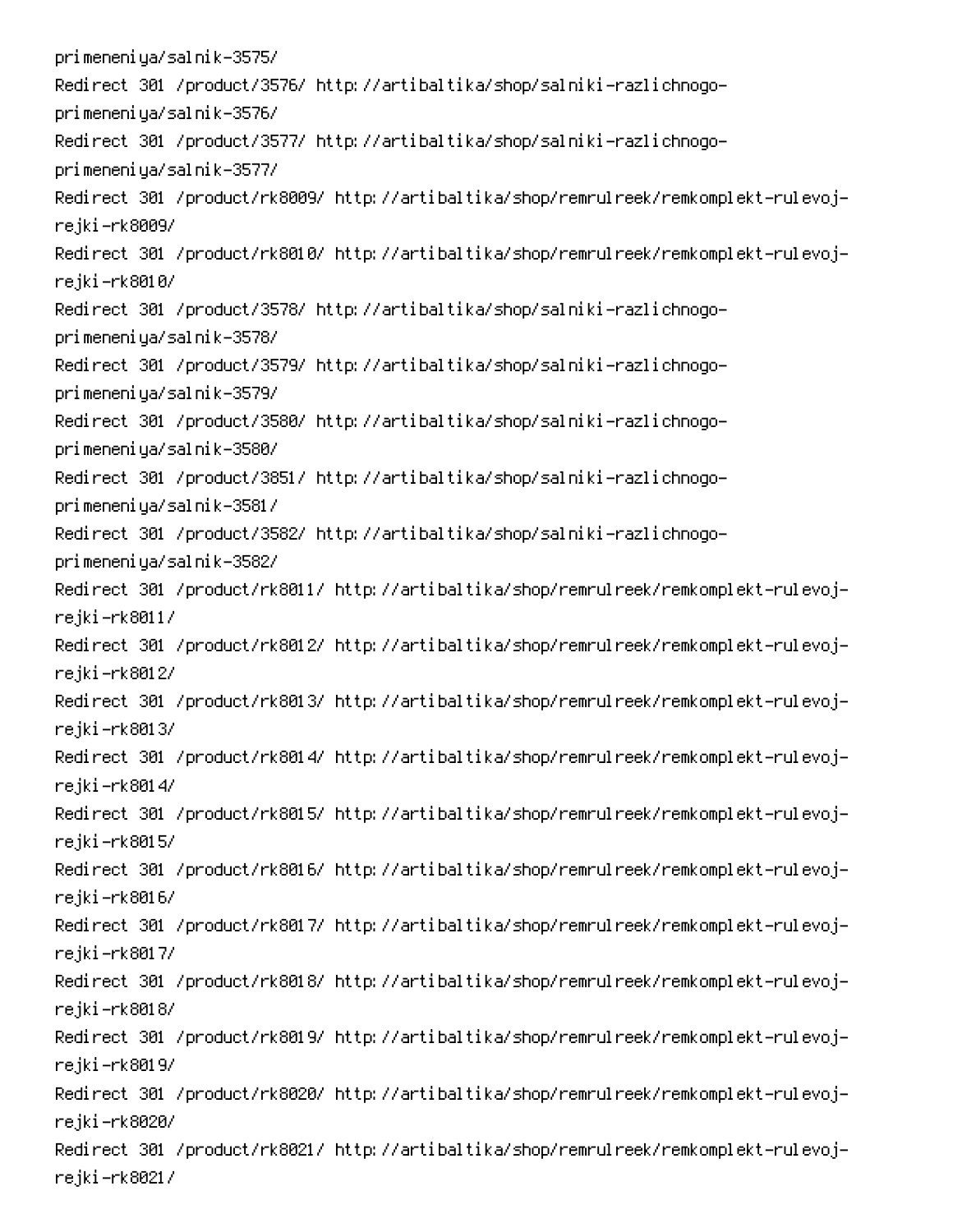primeneniya/salnik-3575/
Redirect 301 /product/3576/ http://artibaltika/shop/salniki-razlichnogo-primeneniya/salnik-3576/
Redirect 301 /product/3577/ http://artibaltika/shop/salniki-razlichnogo-primeneniya/salnik-3577/
Redirect 301 /product/rk8009/ http://artibaltika/shop/remrulreek/remkomplekt-rulevoj-rejki-rk8009/
Redirect 301 /product/rk8010/ http://artibaltika/shop/remrulreek/remkomplekt-rulevoj-rejki-rk8010/
Redirect 301 /product/3578/ http://artibaltika/shop/salniki-razlichnogo-primeneniya/salnik-3578/
Redirect 301 /product/3579/ http://artibaltika/shop/salniki-razlichnogo-primeneniya/salnik-3579/
Redirect 301 /product/3580/ http://artibaltika/shop/salniki-razlichnogo-primeneniya/salnik-3580/
Redirect 301 /product/3851/ http://artibaltika/shop/salniki-razlichnogo-primeneniya/salnik-3581/
Redirect 301 /product/3582/ http://artibaltika/shop/salniki-razlichnogo-primeneniya/salnik-3582/
Redirect 301 /product/rk8011/ http://artibaltika/shop/remrulreek/remkomplekt-rulevoj-rejki-rk8011/
Redirect 301 /product/rk8012/ http://artibaltika/shop/remrulreek/remkomplekt-rulevoj-rejki-rk8012/
Redirect 301 /product/rk8013/ http://artibaltika/shop/remrulreek/remkomplekt-rulevoj-rejki-rk8013/
Redirect 301 /product/rk8014/ http://artibaltika/shop/remrulreek/remkomplekt-rulevoj-rejki-rk8014/
Redirect 301 /product/rk8015/ http://artibaltika/shop/remrulreek/remkomplekt-rulevoj-rejki-rk8015/
Redirect 301 /product/rk8016/ http://artibaltika/shop/remrulreek/remkomplekt-rulevoj-rejki-rk8016/
Redirect 301 /product/rk8017/ http://artibaltika/shop/remrulreek/remkomplekt-rulevoj-rejki-rk8017/
Redirect 301 /product/rk8018/ http://artibaltika/shop/remrulreek/remkomplekt-rulevoj-rejki-rk8018/
Redirect 301 /product/rk8019/ http://artibaltika/shop/remrulreek/remkomplekt-rulevoj-rejki-rk8019/
Redirect 301 /product/rk8020/ http://artibaltika/shop/remrulreek/remkomplekt-rulevoj-rejki-rk8020/
Redirect 301 /product/rk8021/ http://artibaltika/shop/remrulreek/remkomplekt-rulevoj-rejki-rk8021/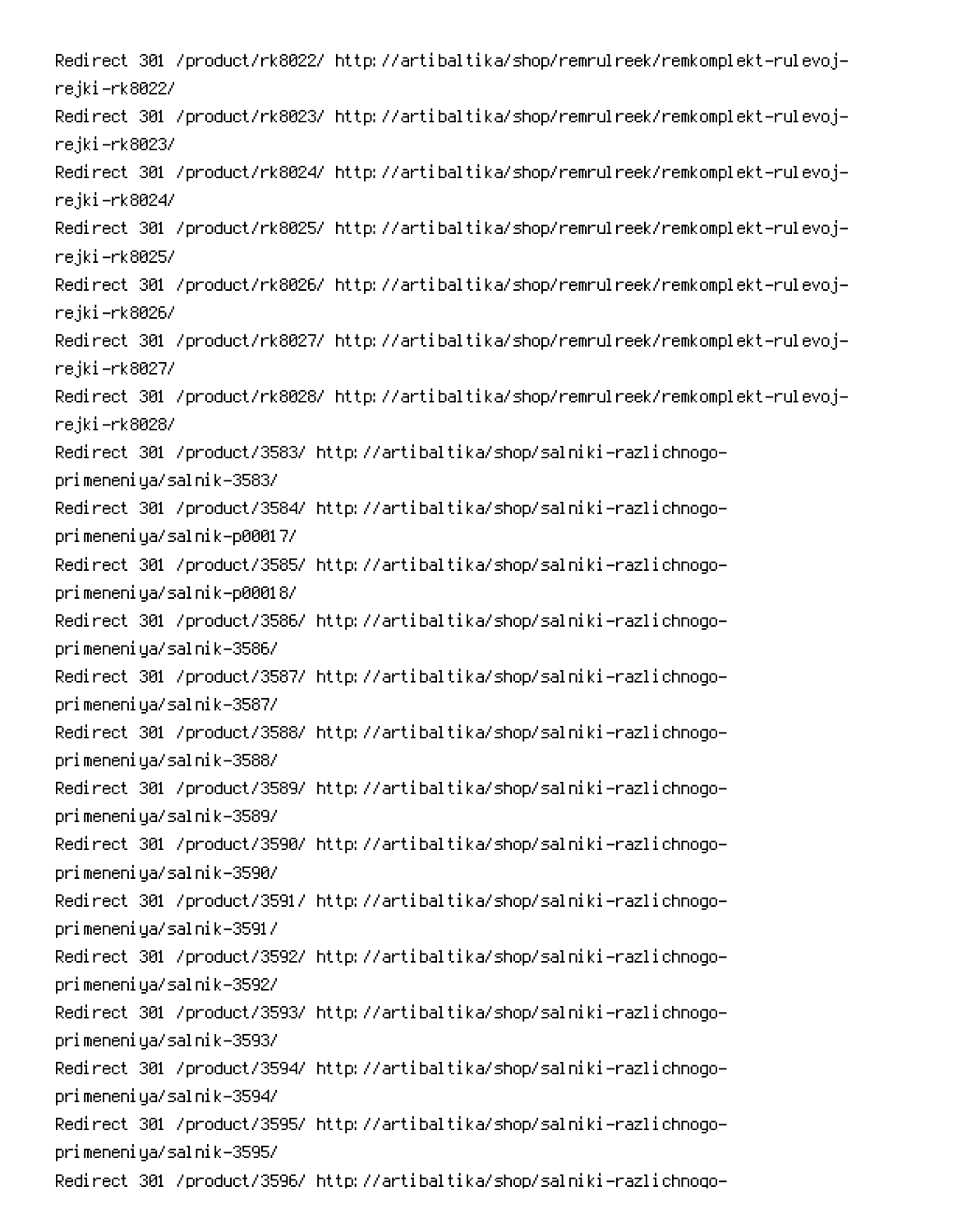Redirect 301 /product/rk8022/ http://artibaltika/shop/remrulreek/remkomplekt-rulevoj-rejki-rk8022/
Redirect 301 /product/rk8023/ http://artibaltika/shop/remrulreek/remkomplekt-rulevoj-rejki-rk8023/
Redirect 301 /product/rk8024/ http://artibaltika/shop/remrulreek/remkomplekt-rulevoj-rejki-rk8024/
Redirect 301 /product/rk8025/ http://artibaltika/shop/remrulreek/remkomplekt-rulevoj-rejki-rk8025/
Redirect 301 /product/rk8026/ http://artibaltika/shop/remrulreek/remkomplekt-rulevoj-rejki-rk8026/
Redirect 301 /product/rk8027/ http://artibaltika/shop/remrulreek/remkomplekt-rulevoj-rejki-rk8027/
Redirect 301 /product/rk8028/ http://artibaltika/shop/remrulreek/remkomplekt-rulevoj-rejki-rk8028/
Redirect 301 /product/3583/ http://artibaltika/shop/salniki-razlichnogo-primeneniya/salnik-3583/
Redirect 301 /product/3584/ http://artibaltika/shop/salniki-razlichnogo-primeneniya/salnik-p00017/
Redirect 301 /product/3585/ http://artibaltika/shop/salniki-razlichnogo-primeneniya/salnik-p00018/
Redirect 301 /product/3586/ http://artibaltika/shop/salniki-razlichnogo-primeneniya/salnik-3586/
Redirect 301 /product/3587/ http://artibaltika/shop/salniki-razlichnogo-primeneniya/salnik-3587/
Redirect 301 /product/3588/ http://artibaltika/shop/salniki-razlichnogo-primeneniya/salnik-3588/
Redirect 301 /product/3589/ http://artibaltika/shop/salniki-razlichnogo-primeneniya/salnik-3589/
Redirect 301 /product/3590/ http://artibaltika/shop/salniki-razlichnogo-primeneniya/salnik-3590/
Redirect 301 /product/3591/ http://artibaltika/shop/salniki-razlichnogo-primeneniya/salnik-3591/
Redirect 301 /product/3592/ http://artibaltika/shop/salniki-razlichnogo-primeneniya/salnik-3592/
Redirect 301 /product/3593/ http://artibaltika/shop/salniki-razlichnogo-primeneniya/salnik-3593/
Redirect 301 /product/3594/ http://artibaltika/shop/salniki-razlichnogo-primeneniya/salnik-3594/
Redirect 301 /product/3595/ http://artibaltika/shop/salniki-razlichnogo-primeneniya/salnik-3595/
Redirect 301 /product/3596/ http://artibaltika/shop/salniki-razlichnogo-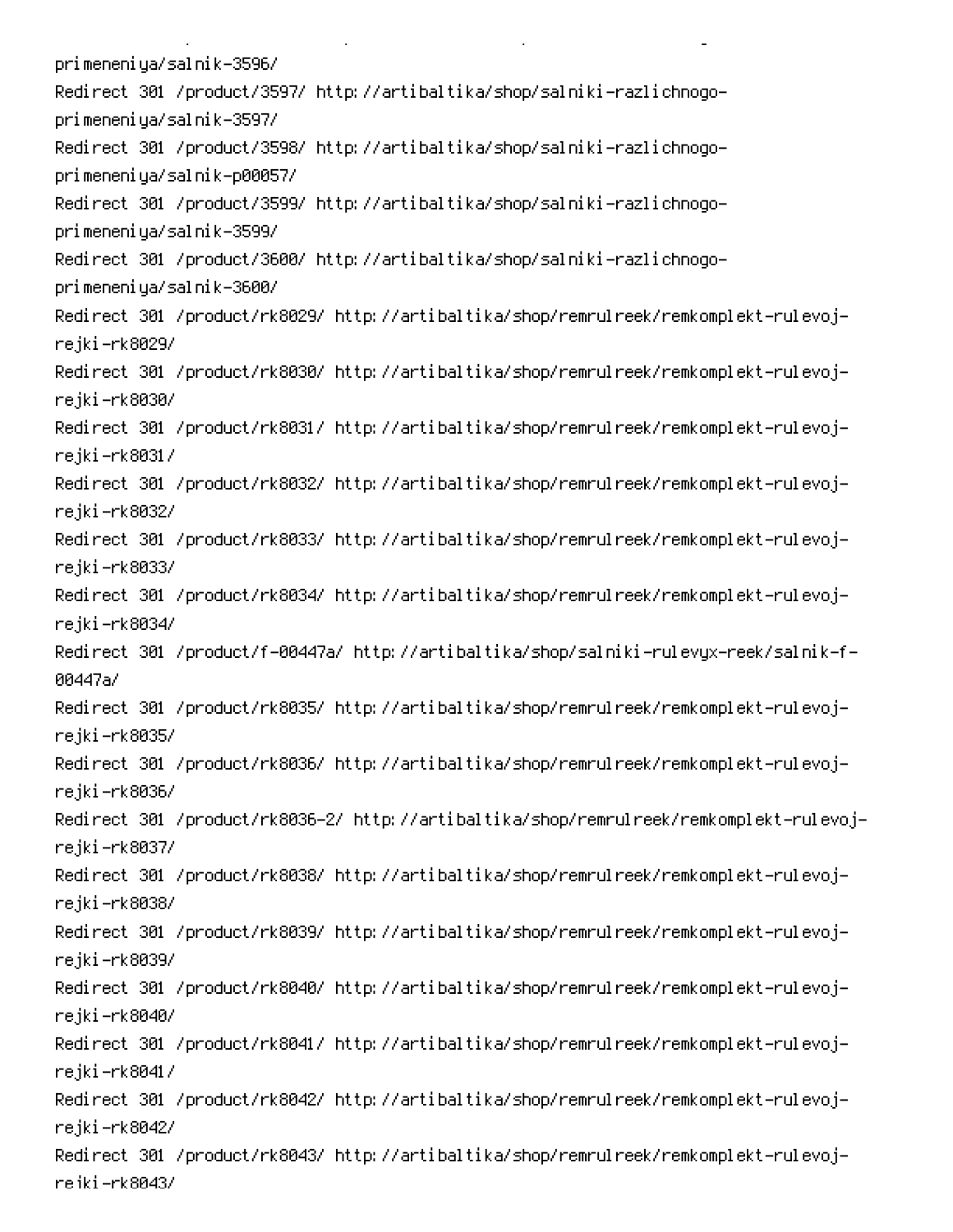primeneniya/salnik-3596/
Redirect 301 /product/3597/ http://artibaltika/shop/salniki-razlichnogo-primeneniya/salnik-3597/
Redirect 301 /product/3598/ http://artibaltika/shop/salniki-razlichnogo-primeneniya/salnik-p00057/
Redirect 301 /product/3599/ http://artibaltika/shop/salniki-razlichnogo-primeneniya/salnik-3599/
Redirect 301 /product/3600/ http://artibaltika/shop/salniki-razlichnogo-primeneniya/salnik-3600/
Redirect 301 /product/rk8029/ http://artibaltika/shop/remrulreek/remkomplekt-rulevoj-rejki-rk8029/
Redirect 301 /product/rk8030/ http://artibaltika/shop/remrulreek/remkomplekt-rulevoj-rejki-rk8030/
Redirect 301 /product/rk8031/ http://artibaltika/shop/remrulreek/remkomplekt-rulevoj-rejki-rk8031/
Redirect 301 /product/rk8032/ http://artibaltika/shop/remrulreek/remkomplekt-rulevoj-rejki-rk8032/
Redirect 301 /product/rk8033/ http://artibaltika/shop/remrulreek/remkomplekt-rulevoj-rejki-rk8033/
Redirect 301 /product/rk8034/ http://artibaltika/shop/remrulreek/remkomplekt-rulevoj-rejki-rk8034/
Redirect 301 /product/f-00447a/ http://artibaltika/shop/salniki-rulevyx-reek/salnik-f-00447a/
Redirect 301 /product/rk8035/ http://artibaltika/shop/remrulreek/remkomplekt-rulevoj-rejki-rk8035/
Redirect 301 /product/rk8036/ http://artibaltika/shop/remrulreek/remkomplekt-rulevoj-rejki-rk8036/
Redirect 301 /product/rk8036-2/ http://artibaltika/shop/remrulreek/remkomplekt-rulevoj-rejki-rk8037/
Redirect 301 /product/rk8038/ http://artibaltika/shop/remrulreek/remkomplekt-rulevoj-rejki-rk8038/
Redirect 301 /product/rk8039/ http://artibaltika/shop/remrulreek/remkomplekt-rulevoj-rejki-rk8039/
Redirect 301 /product/rk8040/ http://artibaltika/shop/remrulreek/remkomplekt-rulevoj-rejki-rk8040/
Redirect 301 /product/rk8041/ http://artibaltika/shop/remrulreek/remkomplekt-rulevoj-rejki-rk8041/
Redirect 301 /product/rk8042/ http://artibaltika/shop/remrulreek/remkomplekt-rulevoj-rejki-rk8042/
Redirect 301 /product/rk8043/ http://artibaltika/shop/remrulreek/remkomplekt-rulevoj-rejki-rk8043/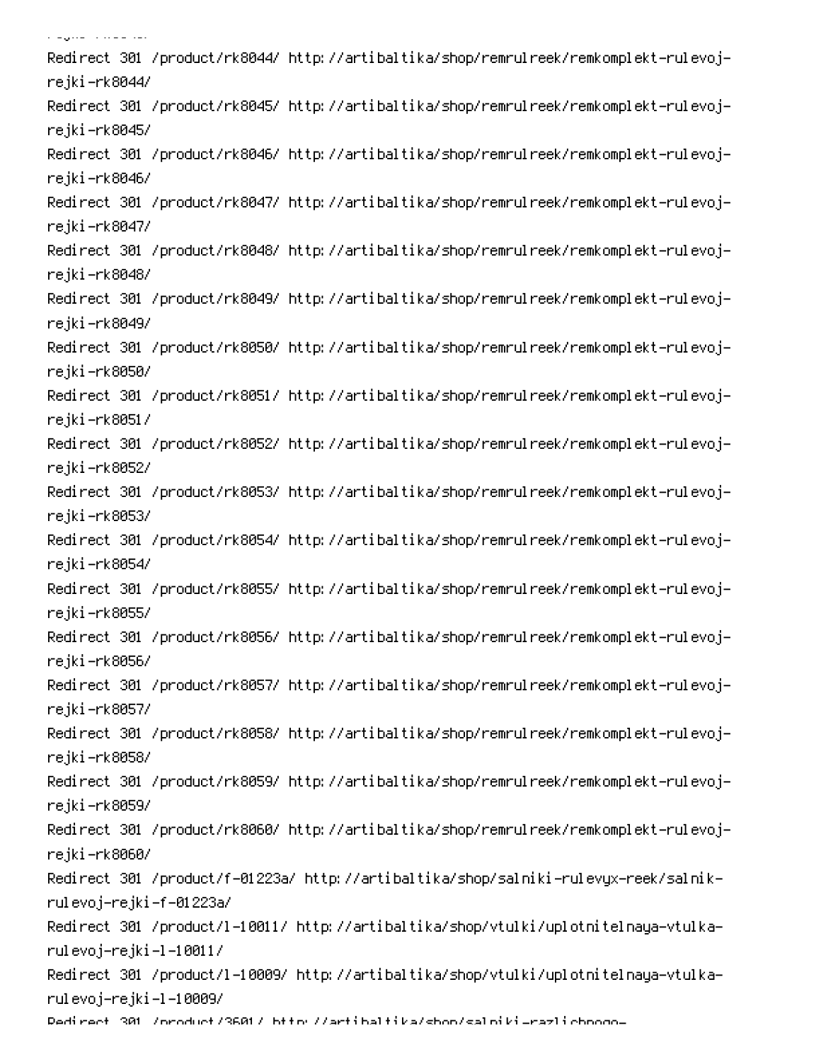```
Redirect 301 /product/rk8044/ http://artibaltika/shop/remrulreek/remkomplekt-rulevoj-rejki-rk8044/
Redirect 301 /product/rk8045/ http://artibaltika/shop/remrulreek/remkomplekt-rulevoj-rejki-rk8045/
Redirect 301 /product/rk8046/ http://artibaltika/shop/remrulreek/remkomplekt-rulevoj-rejki-rk8046/
Redirect 301 /product/rk8047/ http://artibaltika/shop/remrulreek/remkomplekt-rulevoj-rejki-rk8047/
Redirect 301 /product/rk8048/ http://artibaltika/shop/remrulreek/remkomplekt-rulevoj-rejki-rk8048/
Redirect 301 /product/rk8049/ http://artibaltika/shop/remrulreek/remkomplekt-rulevoj-rejki-rk8049/
Redirect 301 /product/rk8050/ http://artibaltika/shop/remrulreek/remkomplekt-rulevoj-rejki-rk8050/
Redirect 301 /product/rk8051/ http://artibaltika/shop/remrulreek/remkomplekt-rulevoj-rejki-rk8051/
Redirect 301 /product/rk8052/ http://artibaltika/shop/remrulreek/remkomplekt-rulevoj-rejki-rk8052/
Redirect 301 /product/rk8053/ http://artibaltika/shop/remrulreek/remkomplekt-rulevoj-rejki-rk8053/
Redirect 301 /product/rk8054/ http://artibaltika/shop/remrulreek/remkomplekt-rulevoj-rejki-rk8054/
Redirect 301 /product/rk8055/ http://artibaltika/shop/remrulreek/remkomplekt-rulevoj-rejki-rk8055/
Redirect 301 /product/rk8056/ http://artibaltika/shop/remrulreek/remkomplekt-rulevoj-rejki-rk8056/
Redirect 301 /product/rk8057/ http://artibaltika/shop/remrulreek/remkomplekt-rulevoj-rejki-rk8057/
Redirect 301 /product/rk8058/ http://artibaltika/shop/remrulreek/remkomplekt-rulevoj-rejki-rk8058/
Redirect 301 /product/rk8059/ http://artibaltika/shop/remrulreek/remkomplekt-rulevoj-rejki-rk8059/
Redirect 301 /product/rk8060/ http://artibaltika/shop/remrulreek/remkomplekt-rulevoj-rejki-rk8060/
Redirect 301 /product/f-01223a/ http://artibaltika/shop/salniki-rulevyx-reek/salnik-rulevoj-rejki-f-01223a/
Redirect 301 /product/l-10011/ http://artibaltika/shop/vtulki/uplotnitelnaya-vtulka-rulevoj-rejki-l-10011/
Redirect 301 /product/l-10009/ http://artibaltika/shop/vtulki/uplotnitelnaya-vtulka-rulevoj-rejki-l-10009/
Redirect 301 /product/3601/ http://artibaltika/shop/salniki-razlichnogo-
```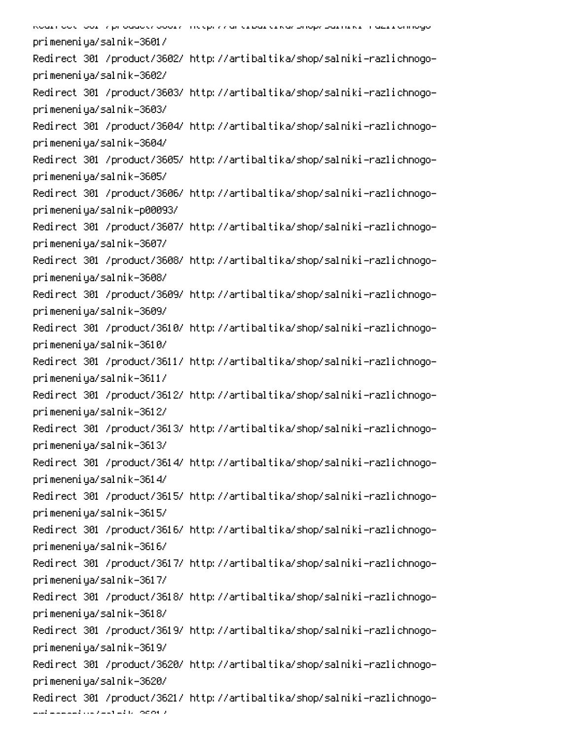primeneniya/salnik-3601/
Redirect 301 /product/3602/ http://artibaltika/shop/salniki-razlichnogo-primeneniya/salnik-3602/
Redirect 301 /product/3603/ http://artibaltika/shop/salniki-razlichnogo-primeneniya/salnik-3603/
Redirect 301 /product/3604/ http://artibaltika/shop/salniki-razlichnogo-primeneniya/salnik-3604/
Redirect 301 /product/3605/ http://artibaltika/shop/salniki-razlichnogo-primeneniya/salnik-3605/
Redirect 301 /product/3606/ http://artibaltika/shop/salniki-razlichnogo-primeneniya/salnik-p00093/
Redirect 301 /product/3607/ http://artibaltika/shop/salniki-razlichnogo-primeneniya/salnik-3607/
Redirect 301 /product/3608/ http://artibaltika/shop/salniki-razlichnogo-primeneniya/salnik-3608/
Redirect 301 /product/3609/ http://artibaltika/shop/salniki-razlichnogo-primeneniya/salnik-3609/
Redirect 301 /product/3610/ http://artibaltika/shop/salniki-razlichnogo-primeneniya/salnik-3610/
Redirect 301 /product/3611/ http://artibaltika/shop/salniki-razlichnogo-primeneniya/salnik-3611/
Redirect 301 /product/3612/ http://artibaltika/shop/salniki-razlichnogo-primeneniya/salnik-3612/
Redirect 301 /product/3613/ http://artibaltika/shop/salniki-razlichnogo-primeneniya/salnik-3613/
Redirect 301 /product/3614/ http://artibaltika/shop/salniki-razlichnogo-primeneniya/salnik-3614/
Redirect 301 /product/3615/ http://artibaltika/shop/salniki-razlichnogo-primeneniya/salnik-3615/
Redirect 301 /product/3616/ http://artibaltika/shop/salniki-razlichnogo-primeneniya/salnik-3616/
Redirect 301 /product/3617/ http://artibaltika/shop/salniki-razlichnogo-primeneniya/salnik-3617/
Redirect 301 /product/3618/ http://artibaltika/shop/salniki-razlichnogo-primeneniya/salnik-3618/
Redirect 301 /product/3619/ http://artibaltika/shop/salniki-razlichnogo-primeneniya/salnik-3619/
Redirect 301 /product/3620/ http://artibaltika/shop/salniki-razlichnogo-primeneniya/salnik-3620/
Redirect 301 /product/3621/ http://artibaltika/shop/salniki-razlichnogo-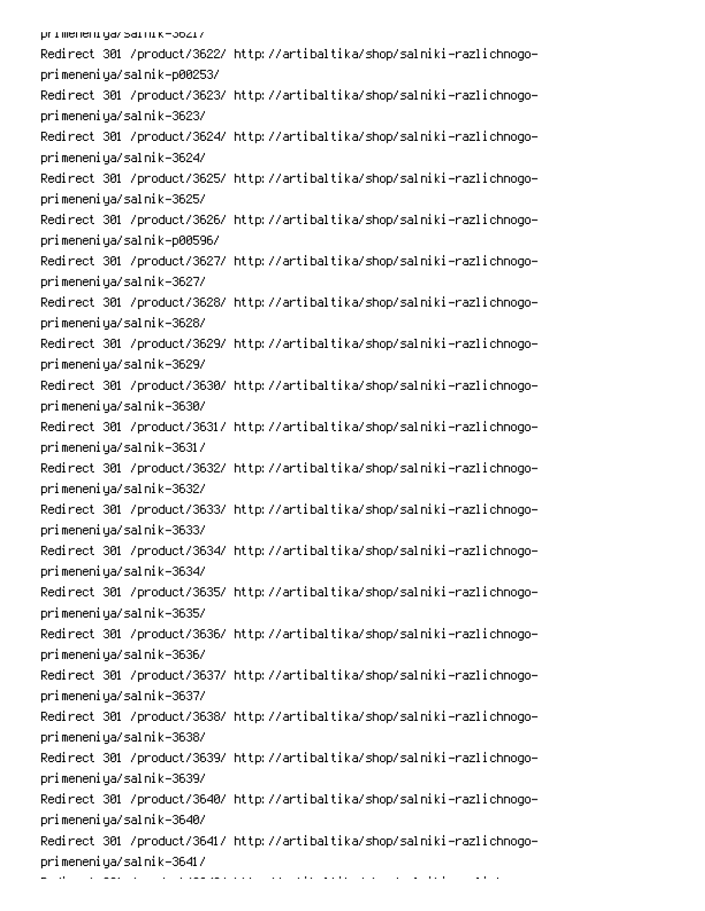```
primeneniya/salnik-3621/
Redirect 301 /product/3622/ http://artibaltika/shop/salniki-razlichnogo-primeneniya/salnik-p00253/
Redirect 301 /product/3623/ http://artibaltika/shop/salniki-razlichnogo-primeneniya/salnik-3623/
Redirect 301 /product/3624/ http://artibaltika/shop/salniki-razlichnogo-primeneniya/salnik-3624/
Redirect 301 /product/3625/ http://artibaltika/shop/salniki-razlichnogo-primeneniya/salnik-3625/
Redirect 301 /product/3626/ http://artibaltika/shop/salniki-razlichnogo-primeneniya/salnik-p00596/
Redirect 301 /product/3627/ http://artibaltika/shop/salniki-razlichnogo-primeneniya/salnik-3627/
Redirect 301 /product/3628/ http://artibaltika/shop/salniki-razlichnogo-primeneniya/salnik-3628/
Redirect 301 /product/3629/ http://artibaltika/shop/salniki-razlichnogo-primeneniya/salnik-3629/
Redirect 301 /product/3630/ http://artibaltika/shop/salniki-razlichnogo-primeneniya/salnik-3630/
Redirect 301 /product/3631/ http://artibaltika/shop/salniki-razlichnogo-primeneniya/salnik-3631/
Redirect 301 /product/3632/ http://artibaltika/shop/salniki-razlichnogo-primeneniya/salnik-3632/
Redirect 301 /product/3633/ http://artibaltika/shop/salniki-razlichnogo-primeneniya/salnik-3633/
Redirect 301 /product/3634/ http://artibaltika/shop/salniki-razlichnogo-primeneniya/salnik-3634/
Redirect 301 /product/3635/ http://artibaltika/shop/salniki-razlichnogo-primeneniya/salnik-3635/
Redirect 301 /product/3636/ http://artibaltika/shop/salniki-razlichnogo-primeneniya/salnik-3636/
Redirect 301 /product/3637/ http://artibaltika/shop/salniki-razlichnogo-primeneniya/salnik-3637/
Redirect 301 /product/3638/ http://artibaltika/shop/salniki-razlichnogo-primeneniya/salnik-3638/
Redirect 301 /product/3639/ http://artibaltika/shop/salniki-razlichnogo-primeneniya/salnik-3639/
Redirect 301 /product/3640/ http://artibaltika/shop/salniki-razlichnogo-primeneniya/salnik-3640/
Redirect 301 /product/3641/ http://artibaltika/shop/salniki-razlichnogo-primeneniya/salnik-3641/
```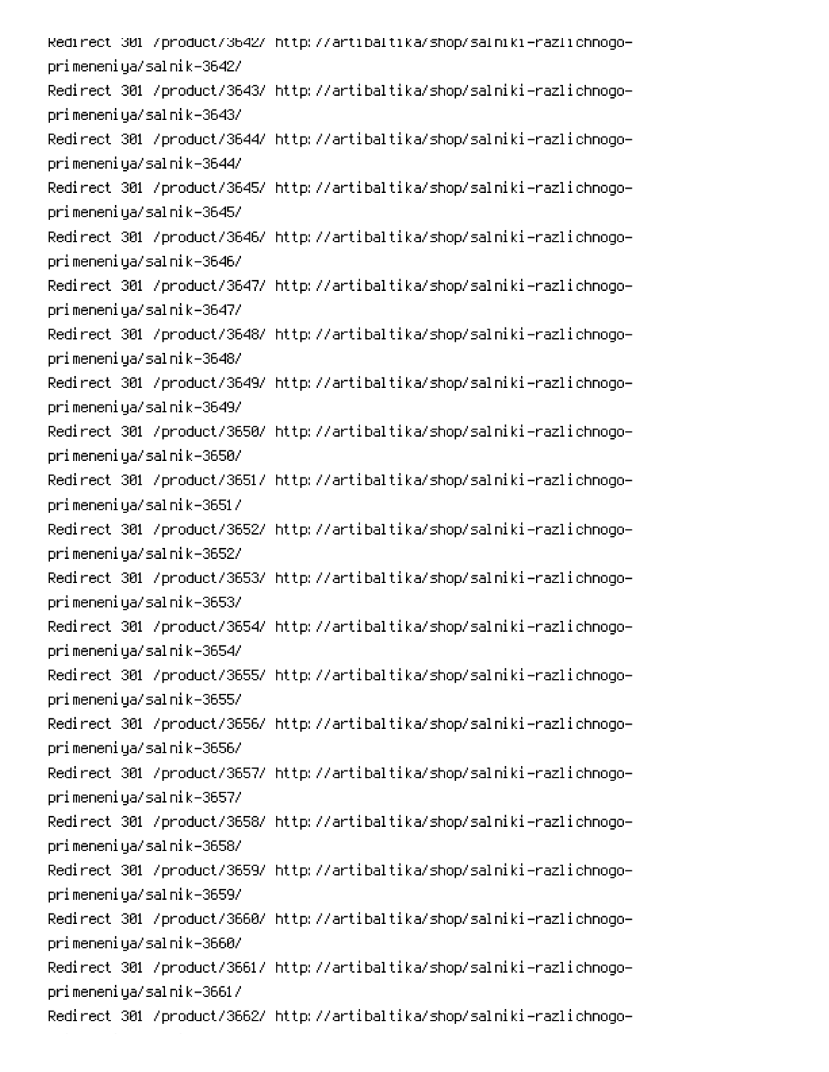Redirect 301 /product/3642/ http://artibaltika/shop/salniki-razlichnogo-primeneniya/salnik-3642/
Redirect 301 /product/3643/ http://artibaltika/shop/salniki-razlichnogo-primeneniya/salnik-3643/
Redirect 301 /product/3644/ http://artibaltika/shop/salniki-razlichnogo-primeneniya/salnik-3644/
Redirect 301 /product/3645/ http://artibaltika/shop/salniki-razlichnogo-primeneniya/salnik-3645/
Redirect 301 /product/3646/ http://artibaltika/shop/salniki-razlichnogo-primeneniya/salnik-3646/
Redirect 301 /product/3647/ http://artibaltika/shop/salniki-razlichnogo-primeneniya/salnik-3647/
Redirect 301 /product/3648/ http://artibaltika/shop/salniki-razlichnogo-primeneniya/salnik-3648/
Redirect 301 /product/3649/ http://artibaltika/shop/salniki-razlichnogo-primeneniya/salnik-3649/
Redirect 301 /product/3650/ http://artibaltika/shop/salniki-razlichnogo-primeneniya/salnik-3650/
Redirect 301 /product/3651/ http://artibaltika/shop/salniki-razlichnogo-primeneniya/salnik-3651/
Redirect 301 /product/3652/ http://artibaltika/shop/salniki-razlichnogo-primeneniya/salnik-3652/
Redirect 301 /product/3653/ http://artibaltika/shop/salniki-razlichnogo-primeneniya/salnik-3653/
Redirect 301 /product/3654/ http://artibaltika/shop/salniki-razlichnogo-primeneniya/salnik-3654/
Redirect 301 /product/3655/ http://artibaltika/shop/salniki-razlichnogo-primeneniya/salnik-3655/
Redirect 301 /product/3656/ http://artibaltika/shop/salniki-razlichnogo-primeneniya/salnik-3656/
Redirect 301 /product/3657/ http://artibaltika/shop/salniki-razlichnogo-primeneniya/salnik-3657/
Redirect 301 /product/3658/ http://artibaltika/shop/salniki-razlichnogo-primeneniya/salnik-3658/
Redirect 301 /product/3659/ http://artibaltika/shop/salniki-razlichnogo-primeneniya/salnik-3659/
Redirect 301 /product/3660/ http://artibaltika/shop/salniki-razlichnogo-primeneniya/salnik-3660/
Redirect 301 /product/3661/ http://artibaltika/shop/salniki-razlichnogo-primeneniya/salnik-3661/
Redirect 301 /product/3662/ http://artibaltika/shop/salniki-razlichnogo-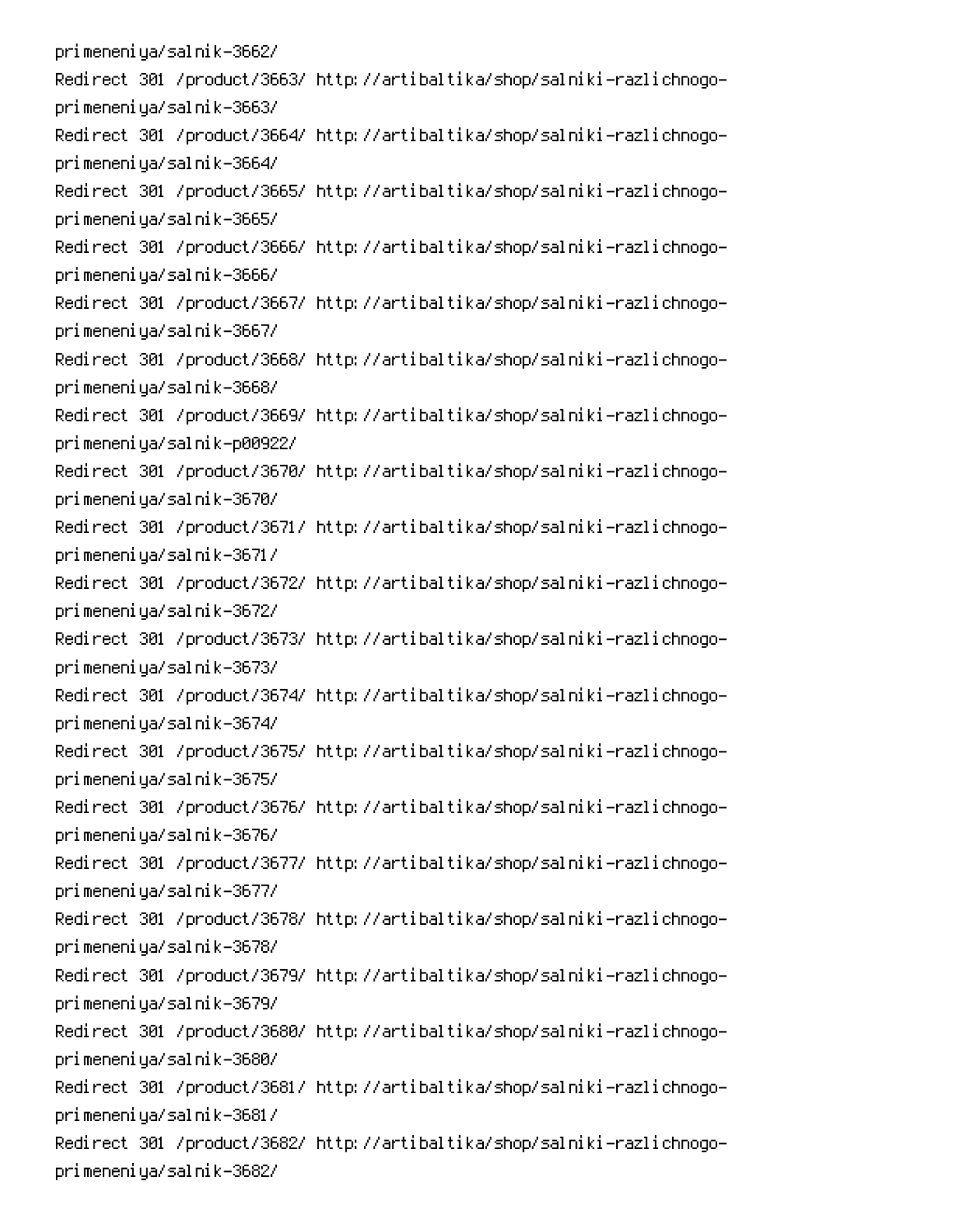primeneniya/salnik-3662/
Redirect 301 /product/3663/ http://artibaltika/shop/salniki-razlichnogo-primeneniya/salnik-3663/
Redirect 301 /product/3664/ http://artibaltika/shop/salniki-razlichnogo-primeneniya/salnik-3664/
Redirect 301 /product/3665/ http://artibaltika/shop/salniki-razlichnogo-primeneniya/salnik-3665/
Redirect 301 /product/3666/ http://artibaltika/shop/salniki-razlichnogo-primeneniya/salnik-3666/
Redirect 301 /product/3667/ http://artibaltika/shop/salniki-razlichnogo-primeneniya/salnik-3667/
Redirect 301 /product/3668/ http://artibaltika/shop/salniki-razlichnogo-primeneniya/salnik-3668/
Redirect 301 /product/3669/ http://artibaltika/shop/salniki-razlichnogo-primeneniya/salnik-p00922/
Redirect 301 /product/3670/ http://artibaltika/shop/salniki-razlichnogo-primeneniya/salnik-3670/
Redirect 301 /product/3671/ http://artibaltika/shop/salniki-razlichnogo-primeneniya/salnik-3671/
Redirect 301 /product/3672/ http://artibaltika/shop/salniki-razlichnogo-primeneniya/salnik-3672/
Redirect 301 /product/3673/ http://artibaltika/shop/salniki-razlichnogo-primeneniya/salnik-3673/
Redirect 301 /product/3674/ http://artibaltika/shop/salniki-razlichnogo-primeneniya/salnik-3674/
Redirect 301 /product/3675/ http://artibaltika/shop/salniki-razlichnogo-primeneniya/salnik-3675/
Redirect 301 /product/3676/ http://artibaltika/shop/salniki-razlichnogo-primeneniya/salnik-3676/
Redirect 301 /product/3677/ http://artibaltika/shop/salniki-razlichnogo-primeneniya/salnik-3677/
Redirect 301 /product/3678/ http://artibaltika/shop/salniki-razlichnogo-primeneniya/salnik-3678/
Redirect 301 /product/3679/ http://artibaltika/shop/salniki-razlichnogo-primeneniya/salnik-3679/
Redirect 301 /product/3680/ http://artibaltika/shop/salniki-razlichnogo-primeneniya/salnik-3680/
Redirect 301 /product/3681/ http://artibaltika/shop/salniki-razlichnogo-primeneniya/salnik-3681/
Redirect 301 /product/3682/ http://artibaltika/shop/salniki-razlichnogo-primeneniya/salnik-3682/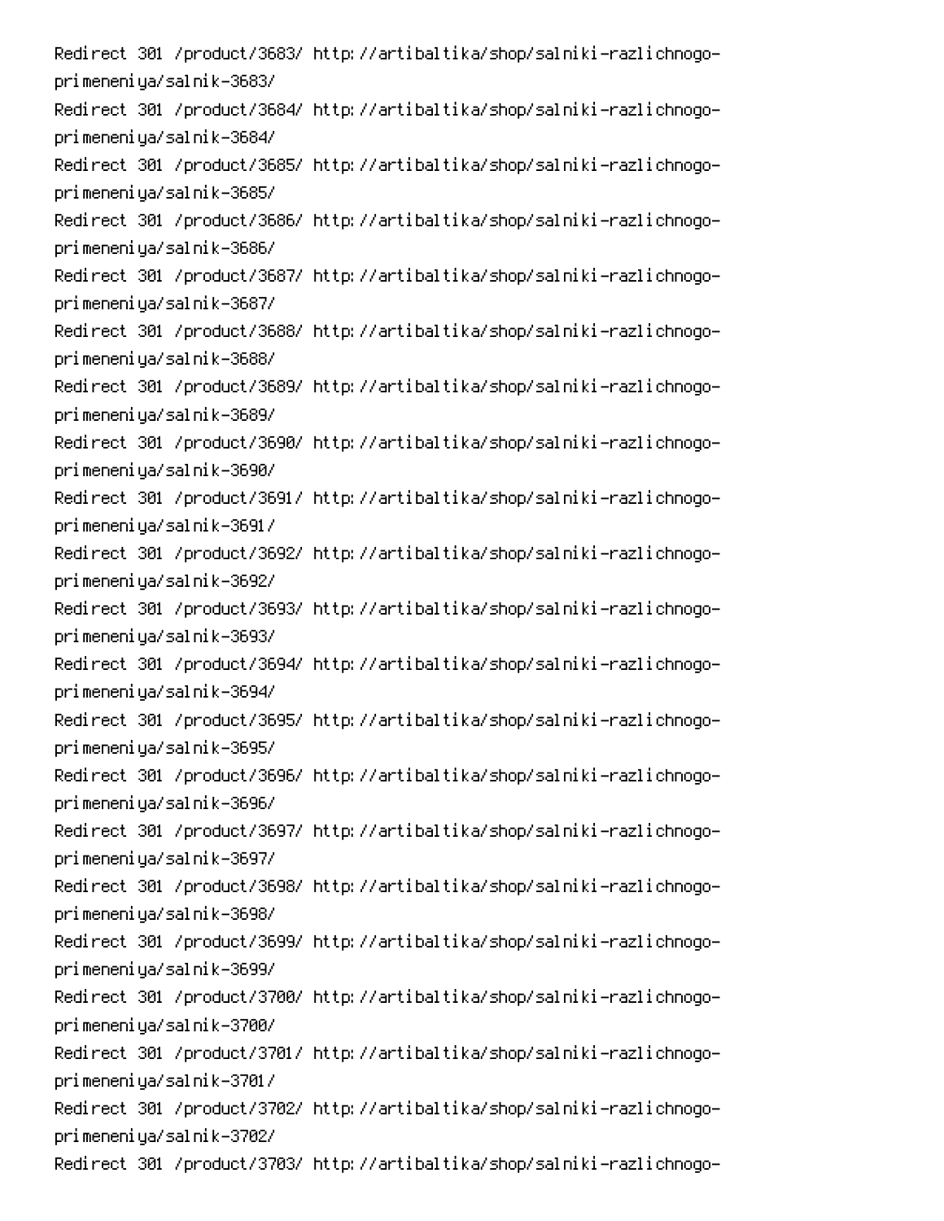Redirect 301 /product/3683/ http://artibaltika/shop/salniki-razlichnogo-primeneniya/salnik-3683/
Redirect 301 /product/3684/ http://artibaltika/shop/salniki-razlichnogo-primeneniya/salnik-3684/
Redirect 301 /product/3685/ http://artibaltika/shop/salniki-razlichnogo-primeneniya/salnik-3685/
Redirect 301 /product/3686/ http://artibaltika/shop/salniki-razlichnogo-primeneniya/salnik-3686/
Redirect 301 /product/3687/ http://artibaltika/shop/salniki-razlichnogo-primeneniya/salnik-3687/
Redirect 301 /product/3688/ http://artibaltika/shop/salniki-razlichnogo-primeneniya/salnik-3688/
Redirect 301 /product/3689/ http://artibaltika/shop/salniki-razlichnogo-primeneniya/salnik-3689/
Redirect 301 /product/3690/ http://artibaltika/shop/salniki-razlichnogo-primeneniya/salnik-3690/
Redirect 301 /product/3691/ http://artibaltika/shop/salniki-razlichnogo-primeneniya/salnik-3691/
Redirect 301 /product/3692/ http://artibaltika/shop/salniki-razlichnogo-primeneniya/salnik-3692/
Redirect 301 /product/3693/ http://artibaltika/shop/salniki-razlichnogo-primeneniya/salnik-3693/
Redirect 301 /product/3694/ http://artibaltika/shop/salniki-razlichnogo-primeneniya/salnik-3694/
Redirect 301 /product/3695/ http://artibaltika/shop/salniki-razlichnogo-primeneniya/salnik-3695/
Redirect 301 /product/3696/ http://artibaltika/shop/salniki-razlichnogo-primeneniya/salnik-3696/
Redirect 301 /product/3697/ http://artibaltika/shop/salniki-razlichnogo-primeneniya/salnik-3697/
Redirect 301 /product/3698/ http://artibaltika/shop/salniki-razlichnogo-primeneniya/salnik-3698/
Redirect 301 /product/3699/ http://artibaltika/shop/salniki-razlichnogo-primeneniya/salnik-3699/
Redirect 301 /product/3700/ http://artibaltika/shop/salniki-razlichnogo-primeneniya/salnik-3700/
Redirect 301 /product/3701/ http://artibaltika/shop/salniki-razlichnogo-primeneniya/salnik-3701/
Redirect 301 /product/3702/ http://artibaltika/shop/salniki-razlichnogo-primeneniya/salnik-3702/
Redirect 301 /product/3703/ http://artibaltika/shop/salniki-razlichnogo-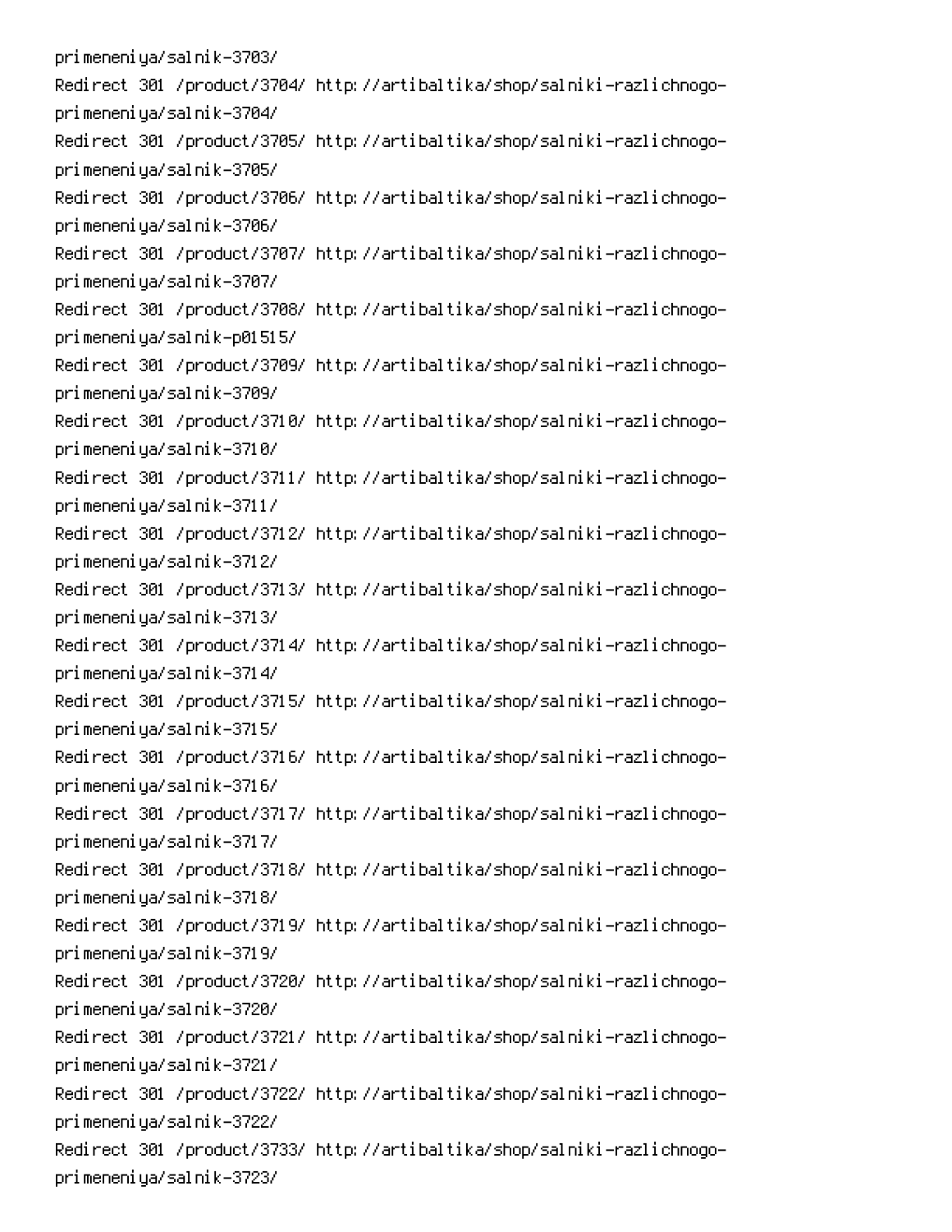primeneniya/salnik-3703/
Redirect 301 /product/3704/ http://artibaltika/shop/salniki-razlichnogo-primeneniya/salnik-3704/
Redirect 301 /product/3705/ http://artibaltika/shop/salniki-razlichnogo-primeneniya/salnik-3705/
Redirect 301 /product/3706/ http://artibaltika/shop/salniki-razlichnogo-primeneniya/salnik-3706/
Redirect 301 /product/3707/ http://artibaltika/shop/salniki-razlichnogo-primeneniya/salnik-3707/
Redirect 301 /product/3708/ http://artibaltika/shop/salniki-razlichnogo-primeneniya/salnik-p01515/
Redirect 301 /product/3709/ http://artibaltika/shop/salniki-razlichnogo-primeneniya/salnik-3709/
Redirect 301 /product/3710/ http://artibaltika/shop/salniki-razlichnogo-primeneniya/salnik-3710/
Redirect 301 /product/3711/ http://artibaltika/shop/salniki-razlichnogo-primeneniya/salnik-3711/
Redirect 301 /product/3712/ http://artibaltika/shop/salniki-razlichnogo-primeneniya/salnik-3712/
Redirect 301 /product/3713/ http://artibaltika/shop/salniki-razlichnogo-primeneniya/salnik-3713/
Redirect 301 /product/3714/ http://artibaltika/shop/salniki-razlichnogo-primeneniya/salnik-3714/
Redirect 301 /product/3715/ http://artibaltika/shop/salniki-razlichnogo-primeneniya/salnik-3715/
Redirect 301 /product/3716/ http://artibaltika/shop/salniki-razlichnogo-primeneniya/salnik-3716/
Redirect 301 /product/3717/ http://artibaltika/shop/salniki-razlichnogo-primeneniya/salnik-3717/
Redirect 301 /product/3718/ http://artibaltika/shop/salniki-razlichnogo-primeneniya/salnik-3718/
Redirect 301 /product/3719/ http://artibaltika/shop/salniki-razlichnogo-primeneniya/salnik-3719/
Redirect 301 /product/3720/ http://artibaltika/shop/salniki-razlichnogo-primeneniya/salnik-3720/
Redirect 301 /product/3721/ http://artibaltika/shop/salniki-razlichnogo-primeneniya/salnik-3721/
Redirect 301 /product/3722/ http://artibaltika/shop/salniki-razlichnogo-primeneniya/salnik-3722/
Redirect 301 /product/3733/ http://artibaltika/shop/salniki-razlichnogo-primeneniya/salnik-3723/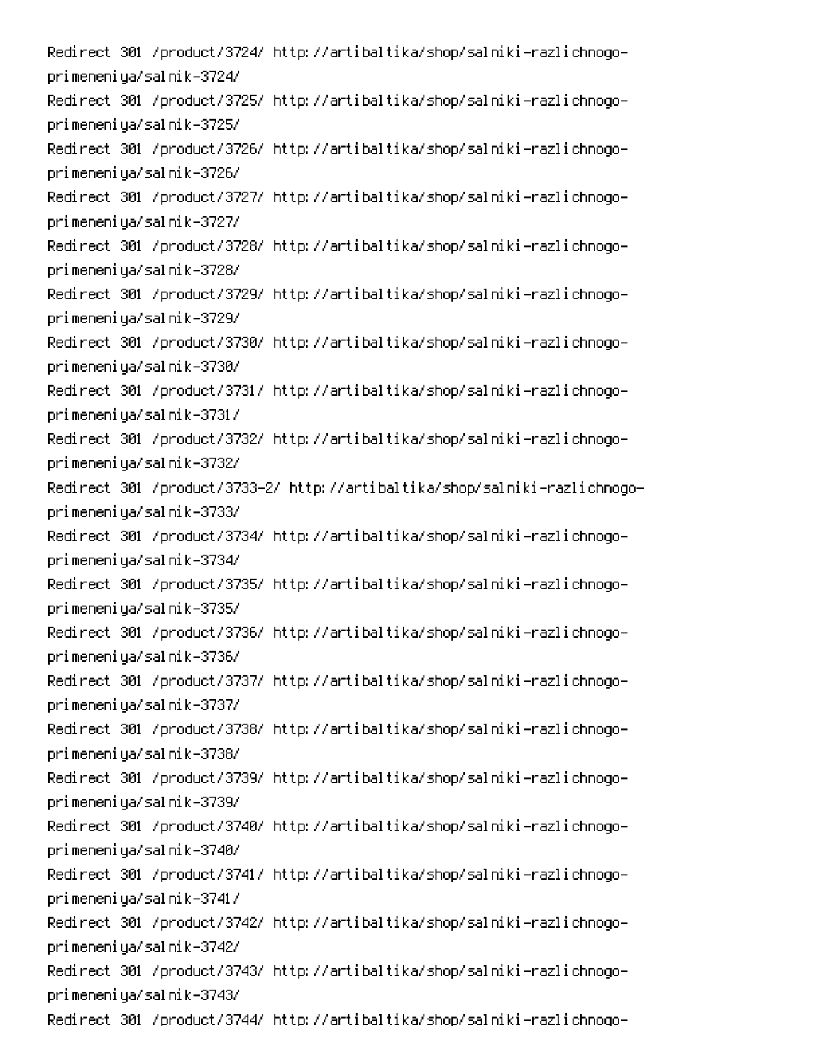Redirect 301 /product/3724/ http://artibaltika/shop/salniki-razlichnogo-primeneniya/salnik-3724/
Redirect 301 /product/3725/ http://artibaltika/shop/salniki-razlichnogo-primeneniya/salnik-3725/
Redirect 301 /product/3726/ http://artibaltika/shop/salniki-razlichnogo-primeneniya/salnik-3726/
Redirect 301 /product/3727/ http://artibaltika/shop/salniki-razlichnogo-primeneniya/salnik-3727/
Redirect 301 /product/3728/ http://artibaltika/shop/salniki-razlichnogo-primeneniya/salnik-3728/
Redirect 301 /product/3729/ http://artibaltika/shop/salniki-razlichnogo-primeneniya/salnik-3729/
Redirect 301 /product/3730/ http://artibaltika/shop/salniki-razlichnogo-primeneniya/salnik-3730/
Redirect 301 /product/3731/ http://artibaltika/shop/salniki-razlichnogo-primeneniya/salnik-3731/
Redirect 301 /product/3732/ http://artibaltika/shop/salniki-razlichnogo-primeneniya/salnik-3732/
Redirect 301 /product/3733-2/ http://artibaltika/shop/salniki-razlichnogo-primeneniya/salnik-3733/
Redirect 301 /product/3734/ http://artibaltika/shop/salniki-razlichnogo-primeneniya/salnik-3734/
Redirect 301 /product/3735/ http://artibaltika/shop/salniki-razlichnogo-primeneniya/salnik-3735/
Redirect 301 /product/3736/ http://artibaltika/shop/salniki-razlichnogo-primeneniya/salnik-3736/
Redirect 301 /product/3737/ http://artibaltika/shop/salniki-razlichnogo-primeneniya/salnik-3737/
Redirect 301 /product/3738/ http://artibaltika/shop/salniki-razlichnogo-primeneniya/salnik-3738/
Redirect 301 /product/3739/ http://artibaltika/shop/salniki-razlichnogo-primeneniya/salnik-3739/
Redirect 301 /product/3740/ http://artibaltika/shop/salniki-razlichnogo-primeneniya/salnik-3740/
Redirect 301 /product/3741/ http://artibaltika/shop/salniki-razlichnogo-primeneniya/salnik-3741/
Redirect 301 /product/3742/ http://artibaltika/shop/salniki-razlichnogo-primeneniya/salnik-3742/
Redirect 301 /product/3743/ http://artibaltika/shop/salniki-razlichnogo-primeneniya/salnik-3743/
Redirect 301 /product/3744/ http://artibaltika/shop/salniki-razlichnogo-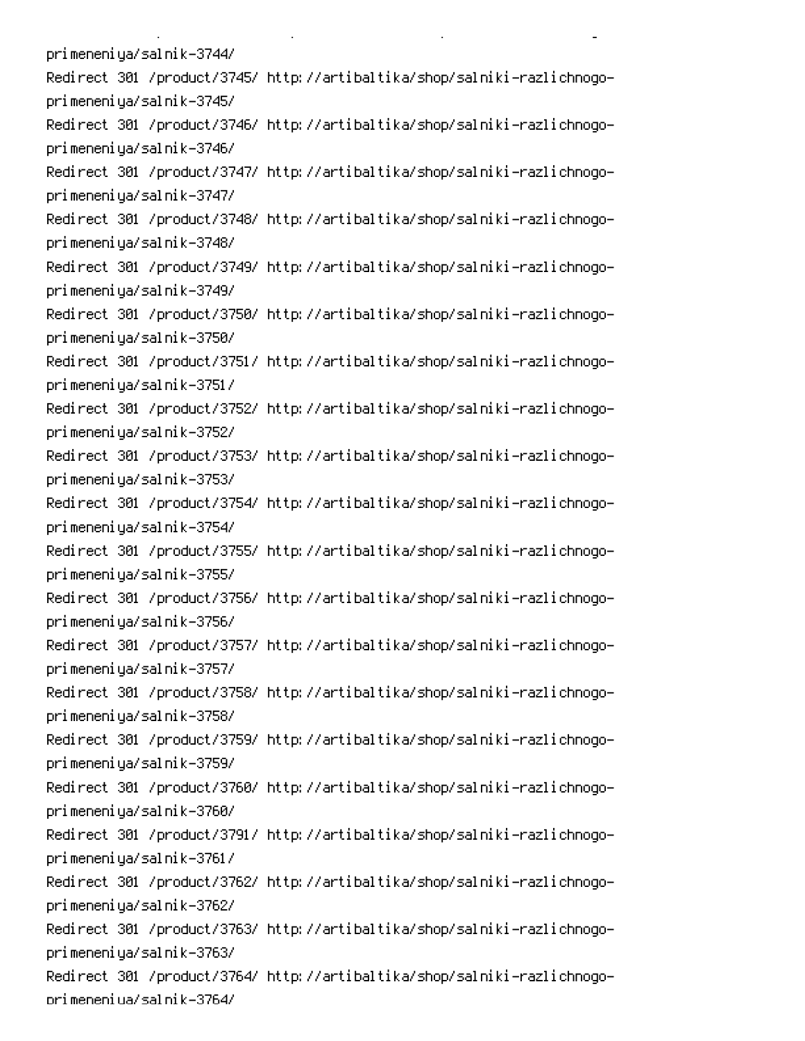primeneniya/salnik-3744/
Redirect 301 /product/3745/ http://artibaltika/shop/salniki-razlichnogo-primeneniya/salnik-3745/
Redirect 301 /product/3746/ http://artibaltika/shop/salniki-razlichnogo-primeneniya/salnik-3746/
Redirect 301 /product/3747/ http://artibaltika/shop/salniki-razlichnogo-primeneniya/salnik-3747/
Redirect 301 /product/3748/ http://artibaltika/shop/salniki-razlichnogo-primeneniya/salnik-3748/
Redirect 301 /product/3749/ http://artibaltika/shop/salniki-razlichnogo-primeneniya/salnik-3749/
Redirect 301 /product/3750/ http://artibaltika/shop/salniki-razlichnogo-primeneniya/salnik-3750/
Redirect 301 /product/3751/ http://artibaltika/shop/salniki-razlichnogo-primeneniya/salnik-3751/
Redirect 301 /product/3752/ http://artibaltika/shop/salniki-razlichnogo-primeneniya/salnik-3752/
Redirect 301 /product/3753/ http://artibaltika/shop/salniki-razlichnogo-primeneniya/salnik-3753/
Redirect 301 /product/3754/ http://artibaltika/shop/salniki-razlichnogo-primeneniya/salnik-3754/
Redirect 301 /product/3755/ http://artibaltika/shop/salniki-razlichnogo-primeneniya/salnik-3755/
Redirect 301 /product/3756/ http://artibaltika/shop/salniki-razlichnogo-primeneniya/salnik-3756/
Redirect 301 /product/3757/ http://artibaltika/shop/salniki-razlichnogo-primeneniya/salnik-3757/
Redirect 301 /product/3758/ http://artibaltika/shop/salniki-razlichnogo-primeneniya/salnik-3758/
Redirect 301 /product/3759/ http://artibaltika/shop/salniki-razlichnogo-primeneniya/salnik-3759/
Redirect 301 /product/3760/ http://artibaltika/shop/salniki-razlichnogo-primeneniya/salnik-3760/
Redirect 301 /product/3791/ http://artibaltika/shop/salniki-razlichnogo-primeneniya/salnik-3761/
Redirect 301 /product/3762/ http://artibaltika/shop/salniki-razlichnogo-primeneniya/salnik-3762/
Redirect 301 /product/3763/ http://artibaltika/shop/salniki-razlichnogo-primeneniya/salnik-3763/
Redirect 301 /product/3764/ http://artibaltika/shop/salniki-razlichnogo-primeneniya/salnik-3764/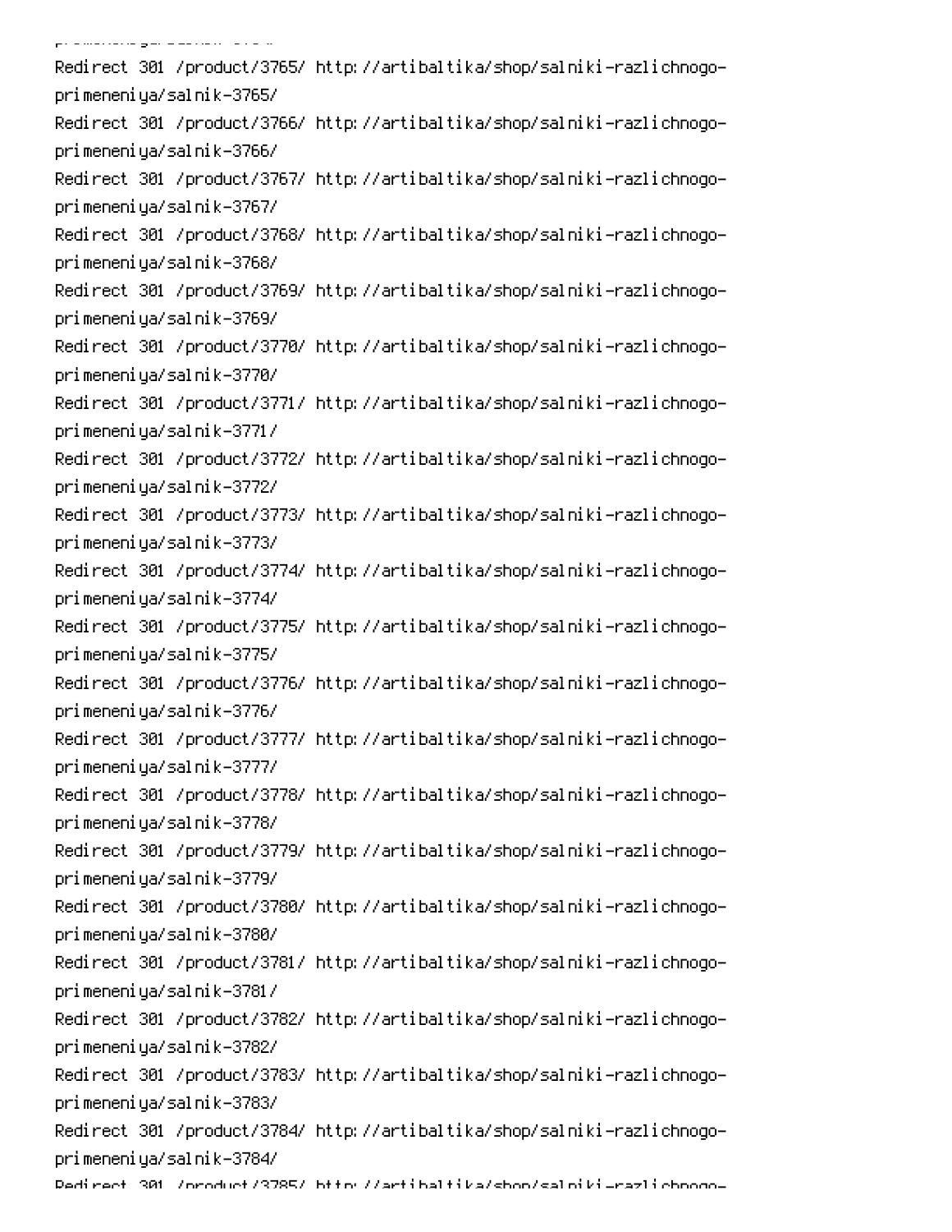Redirect 301 /product/3765/ http://artibaltika/shop/salniki-razlichnogo-primeneniya/salnik-3765/
Redirect 301 /product/3766/ http://artibaltika/shop/salniki-razlichnogo-primeneniya/salnik-3766/
Redirect 301 /product/3767/ http://artibaltika/shop/salniki-razlichnogo-primeneniya/salnik-3767/
Redirect 301 /product/3768/ http://artibaltika/shop/salniki-razlichnogo-primeneniya/salnik-3768/
Redirect 301 /product/3769/ http://artibaltika/shop/salniki-razlichnogo-primeneniya/salnik-3769/
Redirect 301 /product/3770/ http://artibaltika/shop/salniki-razlichnogo-primeneniya/salnik-3770/
Redirect 301 /product/3771/ http://artibaltika/shop/salniki-razlichnogo-primeneniya/salnik-3771/
Redirect 301 /product/3772/ http://artibaltika/shop/salniki-razlichnogo-primeneniya/salnik-3772/
Redirect 301 /product/3773/ http://artibaltika/shop/salniki-razlichnogo-primeneniya/salnik-3773/
Redirect 301 /product/3774/ http://artibaltika/shop/salniki-razlichnogo-primeneniya/salnik-3774/
Redirect 301 /product/3775/ http://artibaltika/shop/salniki-razlichnogo-primeneniya/salnik-3775/
Redirect 301 /product/3776/ http://artibaltika/shop/salniki-razlichnogo-primeneniya/salnik-3776/
Redirect 301 /product/3777/ http://artibaltika/shop/salniki-razlichnogo-primeneniya/salnik-3777/
Redirect 301 /product/3778/ http://artibaltika/shop/salniki-razlichnogo-primeneniya/salnik-3778/
Redirect 301 /product/3779/ http://artibaltika/shop/salniki-razlichnogo-primeneniya/salnik-3779/
Redirect 301 /product/3780/ http://artibaltika/shop/salniki-razlichnogo-primeneniya/salnik-3780/
Redirect 301 /product/3781/ http://artibaltika/shop/salniki-razlichnogo-primeneniya/salnik-3781/
Redirect 301 /product/3782/ http://artibaltika/shop/salniki-razlichnogo-primeneniya/salnik-3782/
Redirect 301 /product/3783/ http://artibaltika/shop/salniki-razlichnogo-primeneniya/salnik-3783/
Redirect 301 /product/3784/ http://artibaltika/shop/salniki-razlichnogo-primeneniya/salnik-3784/
Redirect 301 /product/3785/ http://artibaltika/shop/salniki-razlichnogo-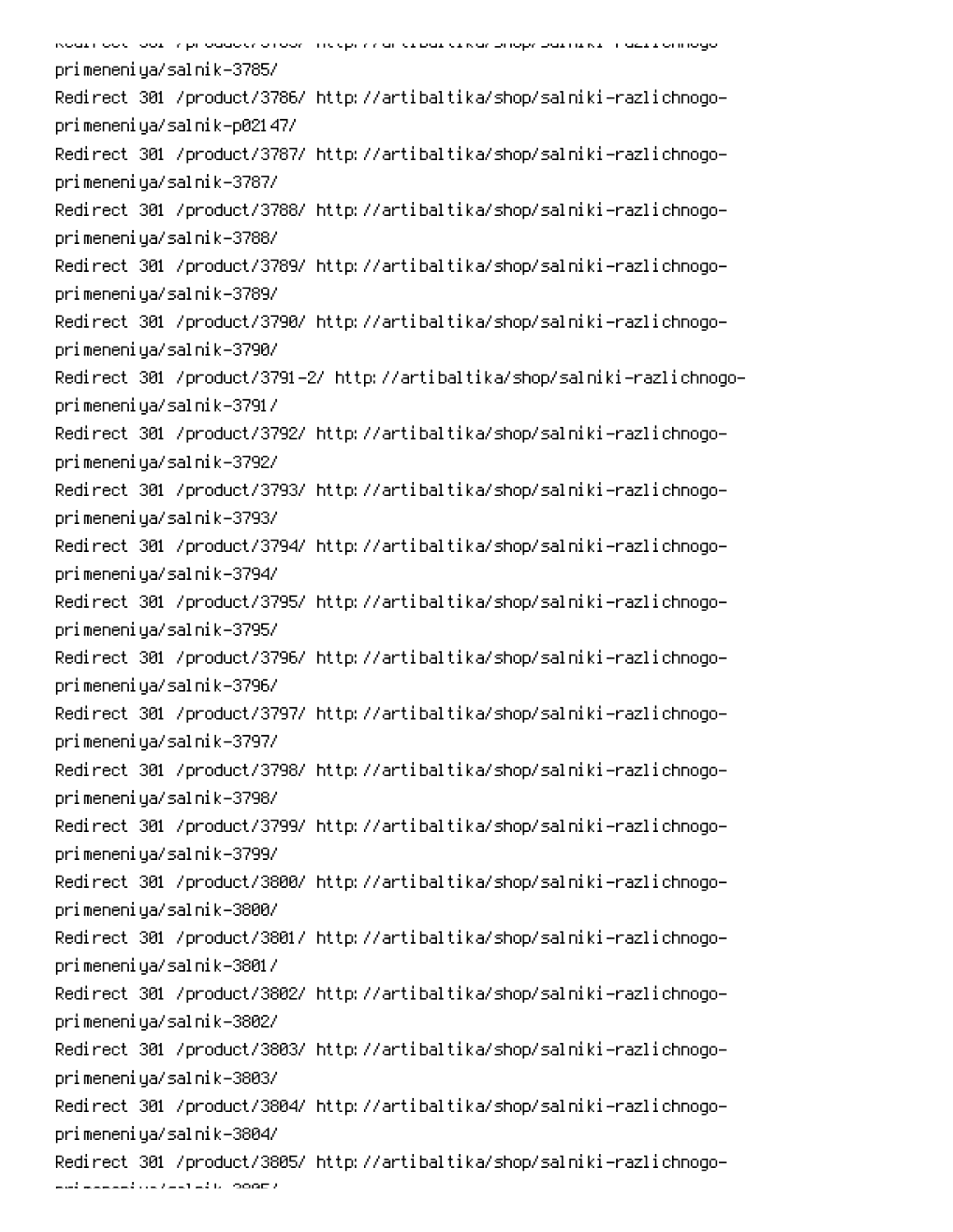primeneniya/salnik-3785/
Redirect 301 /product/3786/ http://artibaltika/shop/salniki-razlichnogo-primeneniya/salnik-p02147/
Redirect 301 /product/3787/ http://artibaltika/shop/salniki-razlichnogo-primeneniya/salnik-3787/
Redirect 301 /product/3788/ http://artibaltika/shop/salniki-razlichnogo-primeneniya/salnik-3788/
Redirect 301 /product/3789/ http://artibaltika/shop/salniki-razlichnogo-primeneniya/salnik-3789/
Redirect 301 /product/3790/ http://artibaltika/shop/salniki-razlichnogo-primeneniya/salnik-3790/
Redirect 301 /product/3791-2/ http://artibaltika/shop/salniki-razlichnogo-primeneniya/salnik-3791/
Redirect 301 /product/3792/ http://artibaltika/shop/salniki-razlichnogo-primeneniya/salnik-3792/
Redirect 301 /product/3793/ http://artibaltika/shop/salniki-razlichnogo-primeneniya/salnik-3793/
Redirect 301 /product/3794/ http://artibaltika/shop/salniki-razlichnogo-primeneniya/salnik-3794/
Redirect 301 /product/3795/ http://artibaltika/shop/salniki-razlichnogo-primeneniya/salnik-3795/
Redirect 301 /product/3796/ http://artibaltika/shop/salniki-razlichnogo-primeneniya/salnik-3796/
Redirect 301 /product/3797/ http://artibaltika/shop/salniki-razlichnogo-primeneniya/salnik-3797/
Redirect 301 /product/3798/ http://artibaltika/shop/salniki-razlichnogo-primeneniya/salnik-3798/
Redirect 301 /product/3799/ http://artibaltika/shop/salniki-razlichnogo-primeneniya/salnik-3799/
Redirect 301 /product/3800/ http://artibaltika/shop/salniki-razlichnogo-primeneniya/salnik-3800/
Redirect 301 /product/3801/ http://artibaltika/shop/salniki-razlichnogo-primeneniya/salnik-3801/
Redirect 301 /product/3802/ http://artibaltika/shop/salniki-razlichnogo-primeneniya/salnik-3802/
Redirect 301 /product/3803/ http://artibaltika/shop/salniki-razlichnogo-primeneniya/salnik-3803/
Redirect 301 /product/3804/ http://artibaltika/shop/salniki-razlichnogo-primeneniya/salnik-3804/
Redirect 301 /product/3805/ http://artibaltika/shop/salniki-razlichnogo-primeneniya/salnik-3805/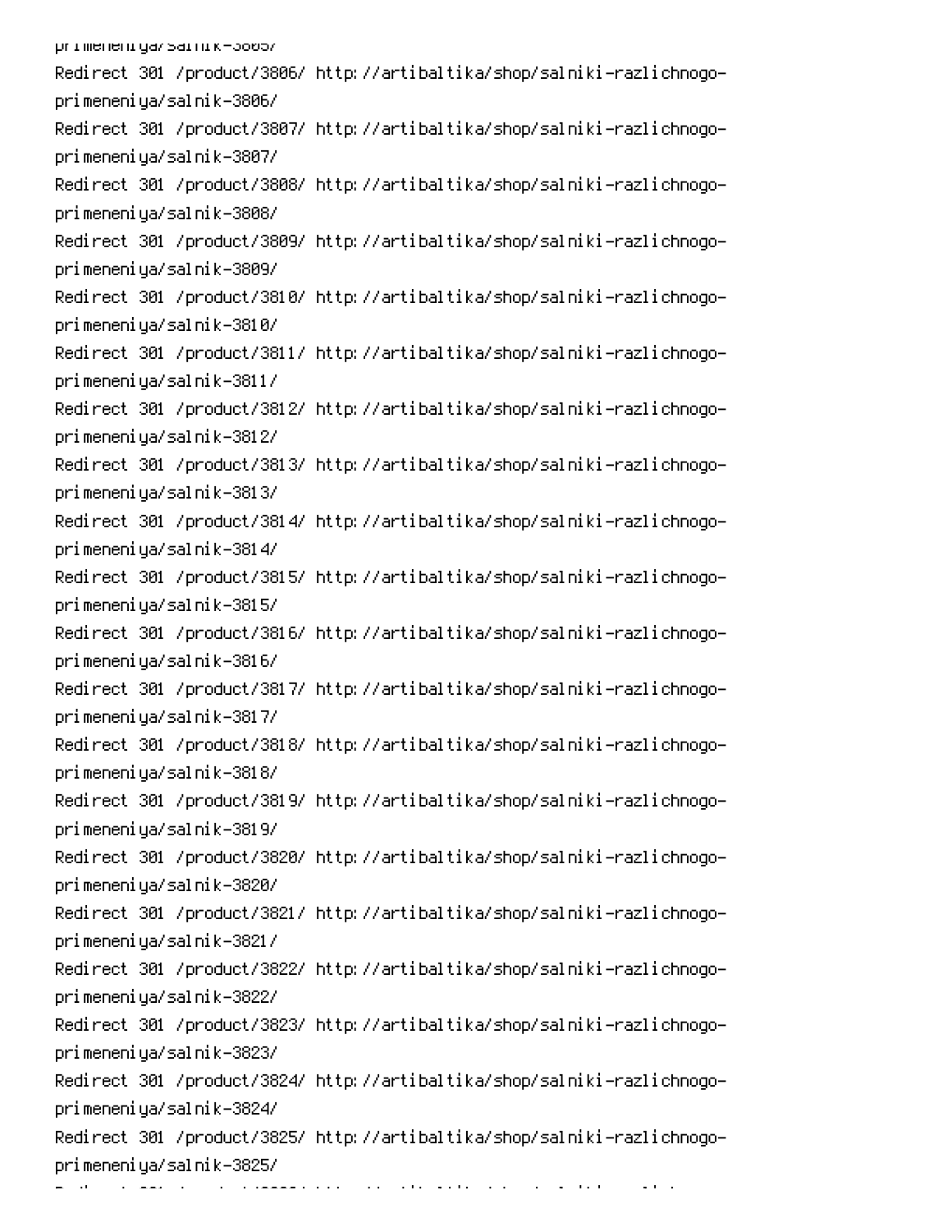primeneniya/salnik-3805/
Redirect 301 /product/3806/ http://artibaltika/shop/salniki-razlichnogo-primeneniya/salnik-3806/
Redirect 301 /product/3807/ http://artibaltika/shop/salniki-razlichnogo-primeneniya/salnik-3807/
Redirect 301 /product/3808/ http://artibaltika/shop/salniki-razlichnogo-primeneniya/salnik-3808/
Redirect 301 /product/3809/ http://artibaltika/shop/salniki-razlichnogo-primeneniya/salnik-3809/
Redirect 301 /product/3810/ http://artibaltika/shop/salniki-razlichnogo-primeneniya/salnik-3810/
Redirect 301 /product/3811/ http://artibaltika/shop/salniki-razlichnogo-primeneniya/salnik-3811/
Redirect 301 /product/3812/ http://artibaltika/shop/salniki-razlichnogo-primeneniya/salnik-3812/
Redirect 301 /product/3813/ http://artibaltika/shop/salniki-razlichnogo-primeneniya/salnik-3813/
Redirect 301 /product/3814/ http://artibaltika/shop/salniki-razlichnogo-primeneniya/salnik-3814/
Redirect 301 /product/3815/ http://artibaltika/shop/salniki-razlichnogo-primeneniya/salnik-3815/
Redirect 301 /product/3816/ http://artibaltika/shop/salniki-razlichnogo-primeneniya/salnik-3816/
Redirect 301 /product/3817/ http://artibaltika/shop/salniki-razlichnogo-primeneniya/salnik-3817/
Redirect 301 /product/3818/ http://artibaltika/shop/salniki-razlichnogo-primeneniya/salnik-3818/
Redirect 301 /product/3819/ http://artibaltika/shop/salniki-razlichnogo-primeneniya/salnik-3819/
Redirect 301 /product/3820/ http://artibaltika/shop/salniki-razlichnogo-primeneniya/salnik-3820/
Redirect 301 /product/3821/ http://artibaltika/shop/salniki-razlichnogo-primeneniya/salnik-3821/
Redirect 301 /product/3822/ http://artibaltika/shop/salniki-razlichnogo-primeneniya/salnik-3822/
Redirect 301 /product/3823/ http://artibaltika/shop/salniki-razlichnogo-primeneniya/salnik-3823/
Redirect 301 /product/3824/ http://artibaltika/shop/salniki-razlichnogo-primeneniya/salnik-3824/
Redirect 301 /product/3825/ http://artibaltika/shop/salniki-razlichnogo-primeneniya/salnik-3825/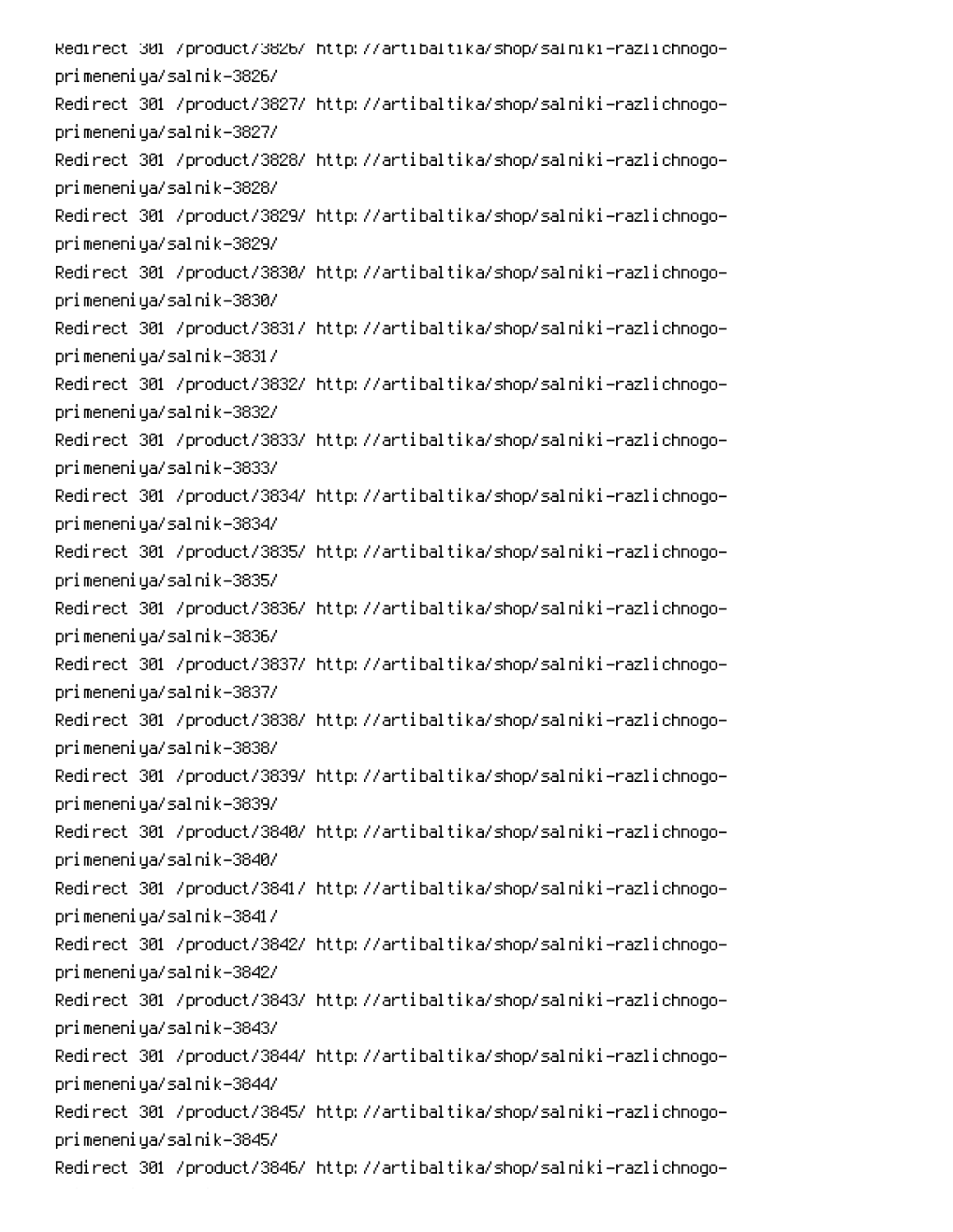Redirect 301 /product/3826/ http://artibaltika/shop/salniki-razlichnogo-primeneniya/salnik-3826/
Redirect 301 /product/3827/ http://artibaltika/shop/salniki-razlichnogo-primeneniya/salnik-3827/
Redirect 301 /product/3828/ http://artibaltika/shop/salniki-razlichnogo-primeneniya/salnik-3828/
Redirect 301 /product/3829/ http://artibaltika/shop/salniki-razlichnogo-primeneniya/salnik-3829/
Redirect 301 /product/3830/ http://artibaltika/shop/salniki-razlichnogo-primeneniya/salnik-3830/
Redirect 301 /product/3831/ http://artibaltika/shop/salniki-razlichnogo-primeneniya/salnik-3831/
Redirect 301 /product/3832/ http://artibaltika/shop/salniki-razlichnogo-primeneniya/salnik-3832/
Redirect 301 /product/3833/ http://artibaltika/shop/salniki-razlichnogo-primeneniya/salnik-3833/
Redirect 301 /product/3834/ http://artibaltika/shop/salniki-razlichnogo-primeneniya/salnik-3834/
Redirect 301 /product/3835/ http://artibaltika/shop/salniki-razlichnogo-primeneniya/salnik-3835/
Redirect 301 /product/3836/ http://artibaltika/shop/salniki-razlichnogo-primeneniya/salnik-3836/
Redirect 301 /product/3837/ http://artibaltika/shop/salniki-razlichnogo-primeneniya/salnik-3837/
Redirect 301 /product/3838/ http://artibaltika/shop/salniki-razlichnogo-primeneniya/salnik-3838/
Redirect 301 /product/3839/ http://artibaltika/shop/salniki-razlichnogo-primeneniya/salnik-3839/
Redirect 301 /product/3840/ http://artibaltika/shop/salniki-razlichnogo-primeneniya/salnik-3840/
Redirect 301 /product/3841/ http://artibaltika/shop/salniki-razlichnogo-primeneniya/salnik-3841/
Redirect 301 /product/3842/ http://artibaltika/shop/salniki-razlichnogo-primeneniya/salnik-3842/
Redirect 301 /product/3843/ http://artibaltika/shop/salniki-razlichnogo-primeneniya/salnik-3843/
Redirect 301 /product/3844/ http://artibaltika/shop/salniki-razlichnogo-primeneniya/salnik-3844/
Redirect 301 /product/3845/ http://artibaltika/shop/salniki-razlichnogo-primeneniya/salnik-3845/
Redirect 301 /product/3846/ http://artibaltika/shop/salniki-razlichnogo-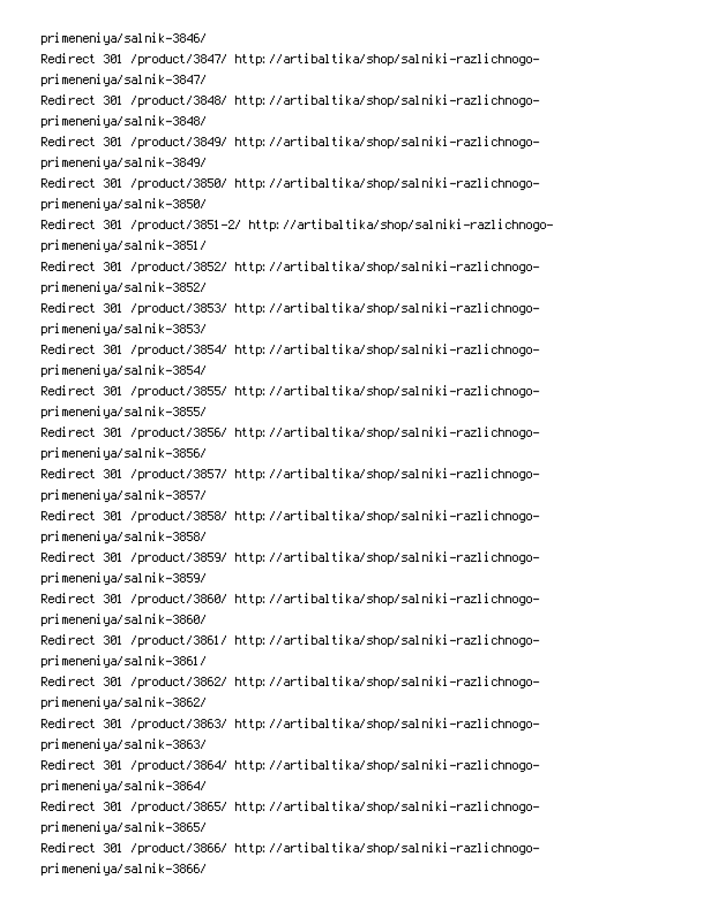primeneniya/salnik-3846/
Redirect 301 /product/3847/ http://artibaltika/shop/salniki-razlichnogo-primeneniya/salnik-3847/
Redirect 301 /product/3848/ http://artibaltika/shop/salniki-razlichnogo-primeneniya/salnik-3848/
Redirect 301 /product/3849/ http://artibaltika/shop/salniki-razlichnogo-primeneniya/salnik-3849/
Redirect 301 /product/3850/ http://artibaltika/shop/salniki-razlichnogo-primeneniya/salnik-3850/
Redirect 301 /product/3851-2/ http://artibaltika/shop/salniki-razlichnogo-primeneniya/salnik-3851/
Redirect 301 /product/3852/ http://artibaltika/shop/salniki-razlichnogo-primeneniya/salnik-3852/
Redirect 301 /product/3853/ http://artibaltika/shop/salniki-razlichnogo-primeneniya/salnik-3853/
Redirect 301 /product/3854/ http://artibaltika/shop/salniki-razlichnogo-primeneniya/salnik-3854/
Redirect 301 /product/3855/ http://artibaltika/shop/salniki-razlichnogo-primeneniya/salnik-3855/
Redirect 301 /product/3856/ http://artibaltika/shop/salniki-razlichnogo-primeneniya/salnik-3856/
Redirect 301 /product/3857/ http://artibaltika/shop/salniki-razlichnogo-primeneniya/salnik-3857/
Redirect 301 /product/3858/ http://artibaltika/shop/salniki-razlichnogo-primeneniya/salnik-3858/
Redirect 301 /product/3859/ http://artibaltika/shop/salniki-razlichnogo-primeneniya/salnik-3859/
Redirect 301 /product/3860/ http://artibaltika/shop/salniki-razlichnogo-primeneniya/salnik-3860/
Redirect 301 /product/3861/ http://artibaltika/shop/salniki-razlichnogo-primeneniya/salnik-3861/
Redirect 301 /product/3862/ http://artibaltika/shop/salniki-razlichnogo-primeneniya/salnik-3862/
Redirect 301 /product/3863/ http://artibaltika/shop/salniki-razlichnogo-primeneniya/salnik-3863/
Redirect 301 /product/3864/ http://artibaltika/shop/salniki-razlichnogo-primeneniya/salnik-3864/
Redirect 301 /product/3865/ http://artibaltika/shop/salniki-razlichnogo-primeneniya/salnik-3865/
Redirect 301 /product/3866/ http://artibaltika/shop/salniki-razlichnogo-primeneniya/salnik-3866/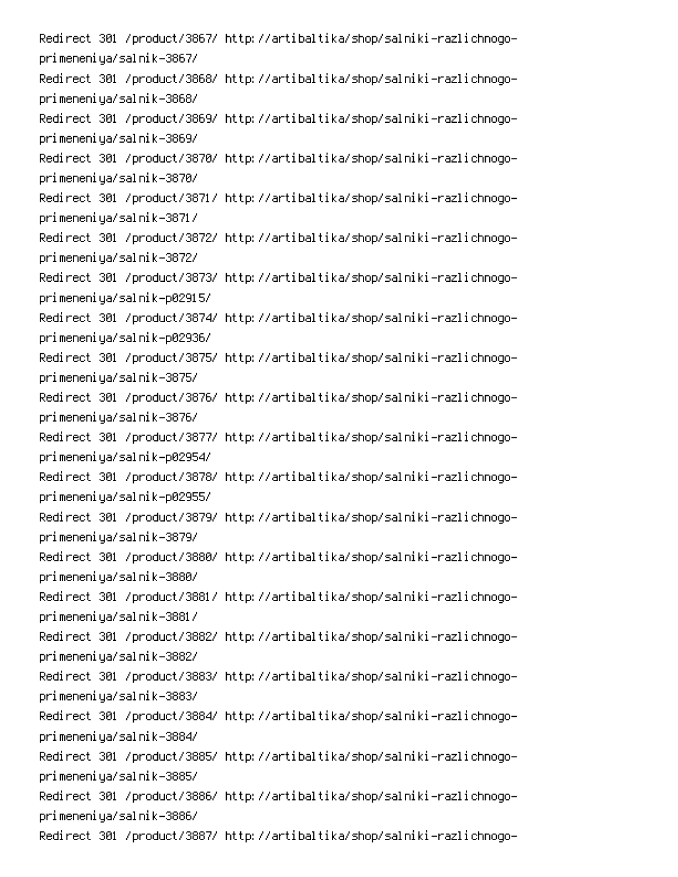Redirect 301 /product/3867/ http://artibaltika/shop/salniki-razlichnogo-primeneniya/salnik-3867/
Redirect 301 /product/3868/ http://artibaltika/shop/salniki-razlichnogo-primeneniya/salnik-3868/
Redirect 301 /product/3869/ http://artibaltika/shop/salniki-razlichnogo-primeneniya/salnik-3869/
Redirect 301 /product/3870/ http://artibaltika/shop/salniki-razlichnogo-primeneniya/salnik-3870/
Redirect 301 /product/3871/ http://artibaltika/shop/salniki-razlichnogo-primeneniya/salnik-3871/
Redirect 301 /product/3872/ http://artibaltika/shop/salniki-razlichnogo-primeneniya/salnik-3872/
Redirect 301 /product/3873/ http://artibaltika/shop/salniki-razlichnogo-primeneniya/salnik-p02915/
Redirect 301 /product/3874/ http://artibaltika/shop/salniki-razlichnogo-primeneniya/salnik-p02936/
Redirect 301 /product/3875/ http://artibaltika/shop/salniki-razlichnogo-primeneniya/salnik-3875/
Redirect 301 /product/3876/ http://artibaltika/shop/salniki-razlichnogo-primeneniya/salnik-3876/
Redirect 301 /product/3877/ http://artibaltika/shop/salniki-razlichnogo-primeneniya/salnik-p02954/
Redirect 301 /product/3878/ http://artibaltika/shop/salniki-razlichnogo-primeneniya/salnik-p02955/
Redirect 301 /product/3879/ http://artibaltika/shop/salniki-razlichnogo-primeneniya/salnik-3879/
Redirect 301 /product/3880/ http://artibaltika/shop/salniki-razlichnogo-primeneniya/salnik-3880/
Redirect 301 /product/3881/ http://artibaltika/shop/salniki-razlichnogo-primeneniya/salnik-3881/
Redirect 301 /product/3882/ http://artibaltika/shop/salniki-razlichnogo-primeneniya/salnik-3882/
Redirect 301 /product/3883/ http://artibaltika/shop/salniki-razlichnogo-primeneniya/salnik-3883/
Redirect 301 /product/3884/ http://artibaltika/shop/salniki-razlichnogo-primeneniya/salnik-3884/
Redirect 301 /product/3885/ http://artibaltika/shop/salniki-razlichnogo-primeneniya/salnik-3885/
Redirect 301 /product/3886/ http://artibaltika/shop/salniki-razlichnogo-primeneniya/salnik-3886/
Redirect 301 /product/3887/ http://artibaltika/shop/salniki-razlichnogo-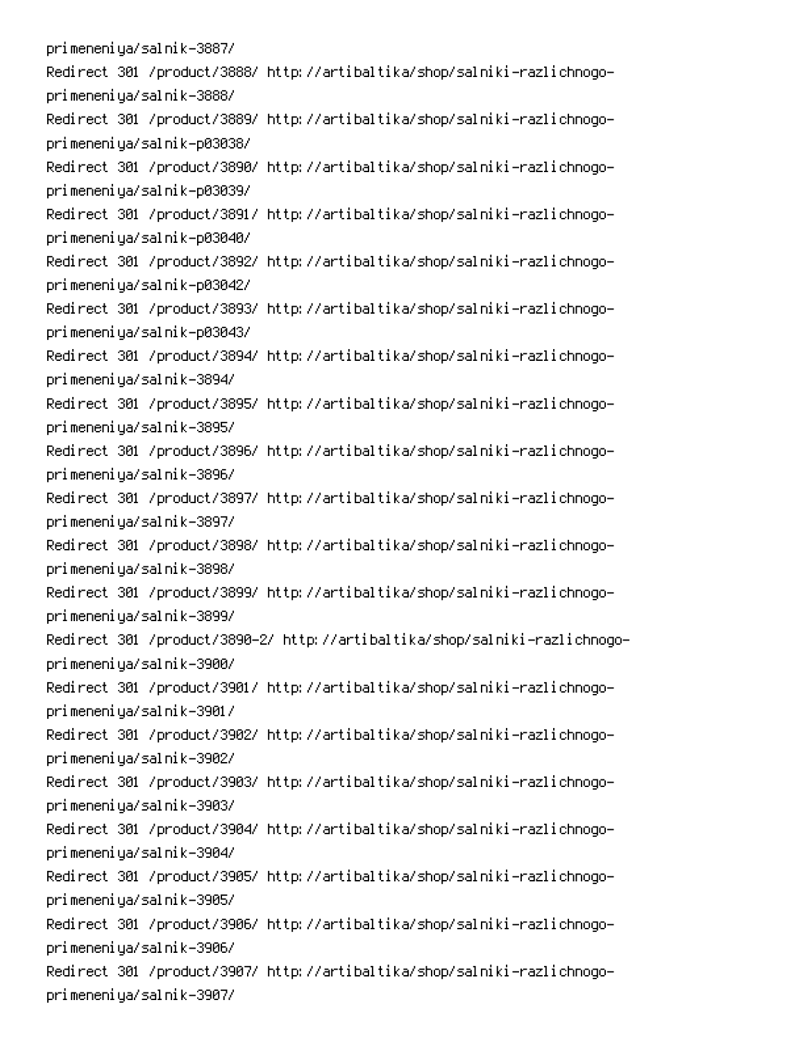primeneniya/salnik-3887/
Redirect 301 /product/3888/ http://artibaltika/shop/salniki-razlichnogo-primeneniya/salnik-3888/
Redirect 301 /product/3889/ http://artibaltika/shop/salniki-razlichnogo-primeneniya/salnik-p03038/
Redirect 301 /product/3890/ http://artibaltika/shop/salniki-razlichnogo-primeneniya/salnik-p03039/
Redirect 301 /product/3891/ http://artibaltika/shop/salniki-razlichnogo-primeneniya/salnik-p03040/
Redirect 301 /product/3892/ http://artibaltika/shop/salniki-razlichnogo-primeneniya/salnik-p03042/
Redirect 301 /product/3893/ http://artibaltika/shop/salniki-razlichnogo-primeneniya/salnik-p03043/
Redirect 301 /product/3894/ http://artibaltika/shop/salniki-razlichnogo-primeneniya/salnik-3894/
Redirect 301 /product/3895/ http://artibaltika/shop/salniki-razlichnogo-primeneniya/salnik-3895/
Redirect 301 /product/3896/ http://artibaltika/shop/salniki-razlichnogo-primeneniya/salnik-3896/
Redirect 301 /product/3897/ http://artibaltika/shop/salniki-razlichnogo-primeneniya/salnik-3897/
Redirect 301 /product/3898/ http://artibaltika/shop/salniki-razlichnogo-primeneniya/salnik-3898/
Redirect 301 /product/3899/ http://artibaltika/shop/salniki-razlichnogo-primeneniya/salnik-3899/
Redirect 301 /product/3890-2/ http://artibaltika/shop/salniki-razlichnogo-primeneniya/salnik-3900/
Redirect 301 /product/3901/ http://artibaltika/shop/salniki-razlichnogo-primeneniya/salnik-3901/
Redirect 301 /product/3902/ http://artibaltika/shop/salniki-razlichnogo-primeneniya/salnik-3902/
Redirect 301 /product/3903/ http://artibaltika/shop/salniki-razlichnogo-primeneniya/salnik-3903/
Redirect 301 /product/3904/ http://artibaltika/shop/salniki-razlichnogo-primeneniya/salnik-3904/
Redirect 301 /product/3905/ http://artibaltika/shop/salniki-razlichnogo-primeneniya/salnik-3905/
Redirect 301 /product/3906/ http://artibaltika/shop/salniki-razlichnogo-primeneniya/salnik-3906/
Redirect 301 /product/3907/ http://artibaltika/shop/salniki-razlichnogo-primeneniya/salnik-3907/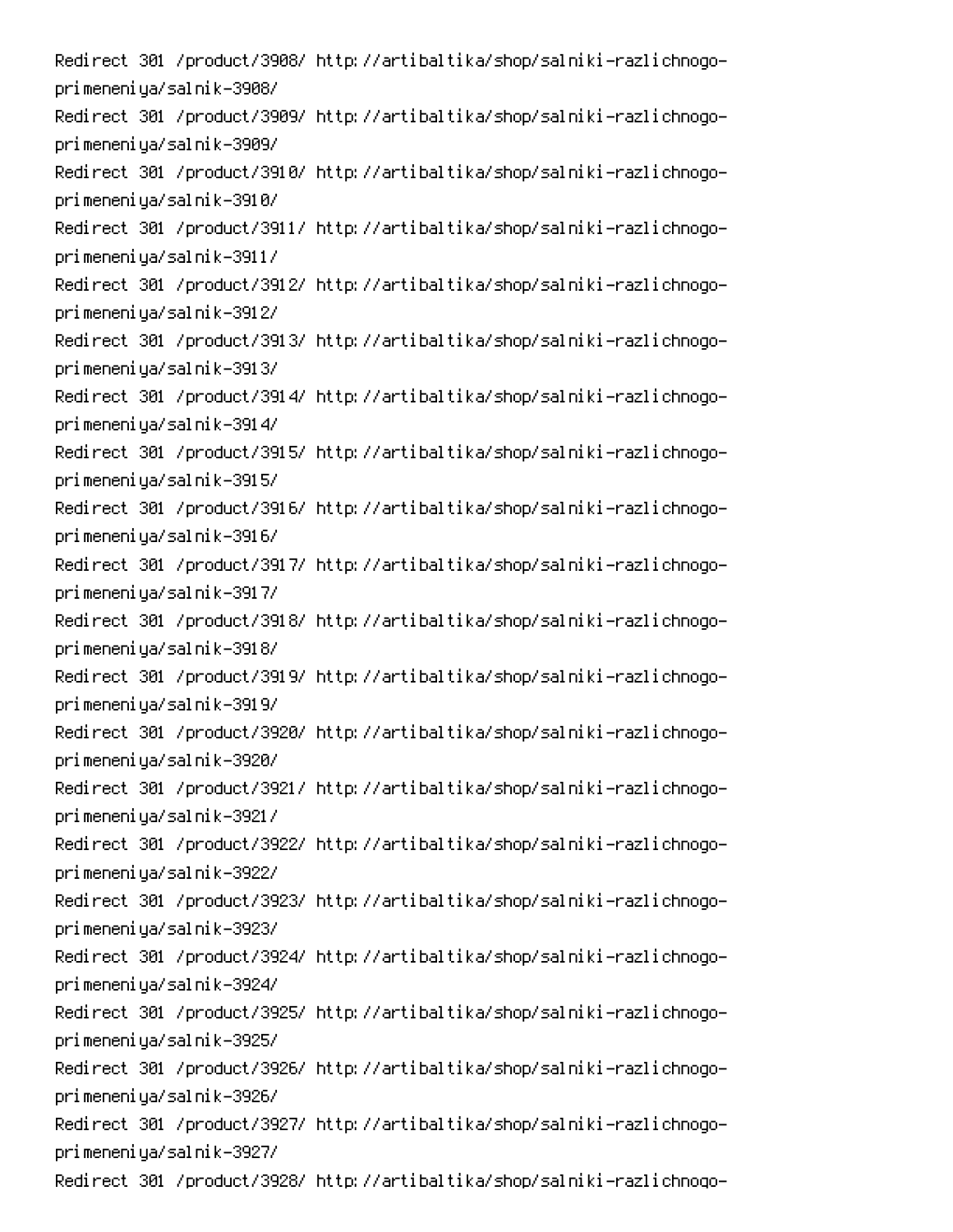Redirect 301 /product/3908/ http://artibaltika/shop/salniki-razlichnogo-primeneniya/salnik-3908/
Redirect 301 /product/3909/ http://artibaltika/shop/salniki-razlichnogo-primeneniya/salnik-3909/
Redirect 301 /product/3910/ http://artibaltika/shop/salniki-razlichnogo-primeneniya/salnik-3910/
Redirect 301 /product/3911/ http://artibaltika/shop/salniki-razlichnogo-primeneniya/salnik-3911/
Redirect 301 /product/3912/ http://artibaltika/shop/salniki-razlichnogo-primeneniya/salnik-3912/
Redirect 301 /product/3913/ http://artibaltika/shop/salniki-razlichnogo-primeneniya/salnik-3913/
Redirect 301 /product/3914/ http://artibaltika/shop/salniki-razlichnogo-primeneniya/salnik-3914/
Redirect 301 /product/3915/ http://artibaltika/shop/salniki-razlichnogo-primeneniya/salnik-3915/
Redirect 301 /product/3916/ http://artibaltika/shop/salniki-razlichnogo-primeneniya/salnik-3916/
Redirect 301 /product/3917/ http://artibaltika/shop/salniki-razlichnogo-primeneniya/salnik-3917/
Redirect 301 /product/3918/ http://artibaltika/shop/salniki-razlichnogo-primeneniya/salnik-3918/
Redirect 301 /product/3919/ http://artibaltika/shop/salniki-razlichnogo-primeneniya/salnik-3919/
Redirect 301 /product/3920/ http://artibaltika/shop/salniki-razlichnogo-primeneniya/salnik-3920/
Redirect 301 /product/3921/ http://artibaltika/shop/salniki-razlichnogo-primeneniya/salnik-3921/
Redirect 301 /product/3922/ http://artibaltika/shop/salniki-razlichnogo-primeneniya/salnik-3922/
Redirect 301 /product/3923/ http://artibaltika/shop/salniki-razlichnogo-primeneniya/salnik-3923/
Redirect 301 /product/3924/ http://artibaltika/shop/salniki-razlichnogo-primeneniya/salnik-3924/
Redirect 301 /product/3925/ http://artibaltika/shop/salniki-razlichnogo-primeneniya/salnik-3925/
Redirect 301 /product/3926/ http://artibaltika/shop/salniki-razlichnogo-primeneniya/salnik-3926/
Redirect 301 /product/3927/ http://artibaltika/shop/salniki-razlichnogo-primeneniya/salnik-3927/
Redirect 301 /product/3928/ http://artibaltika/shop/salniki-razlichnogo-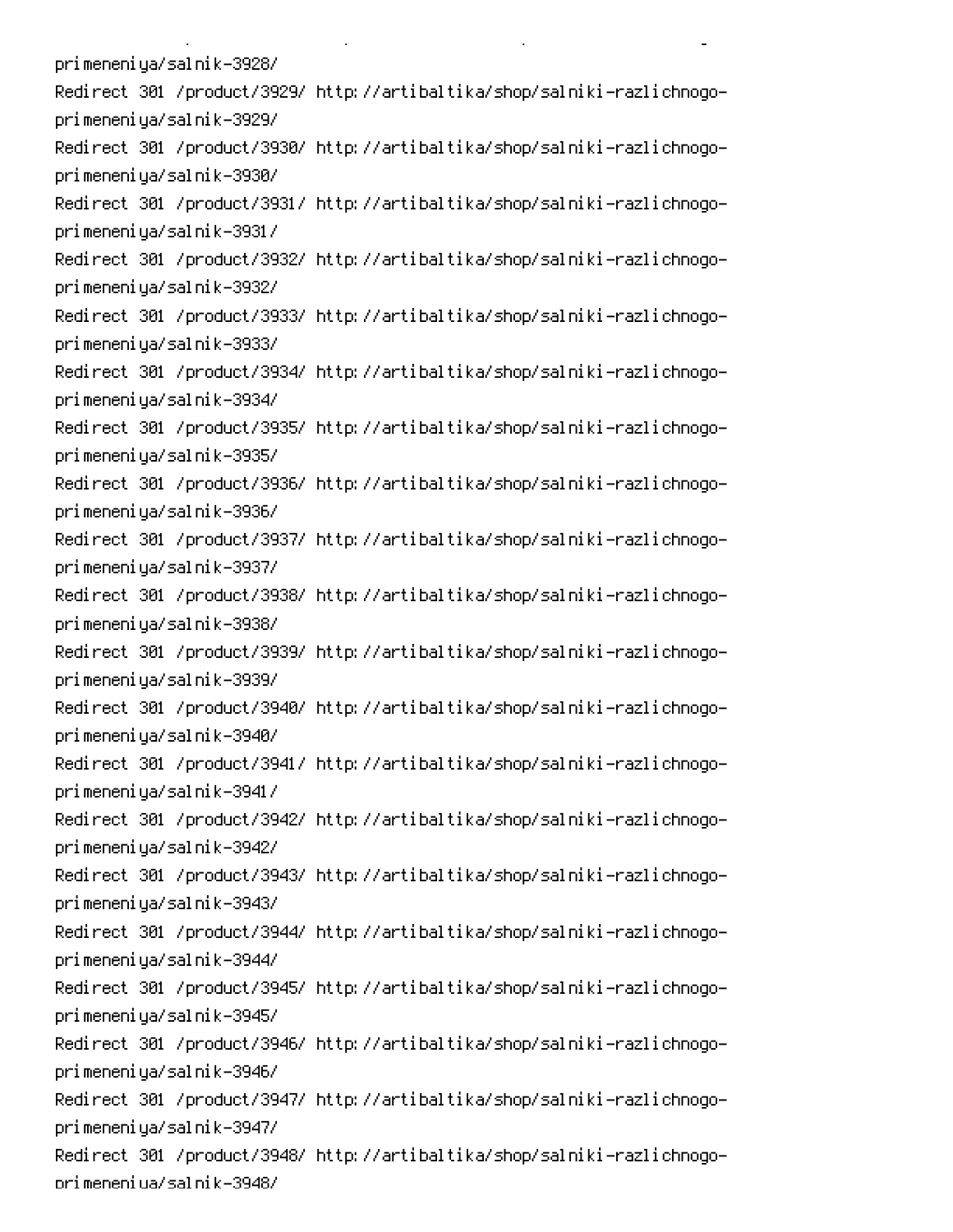primeneniya/salnik-3928/
Redirect 301 /product/3929/ http://artibaltika/shop/salniki-razlichnogo-primeneniya/salnik-3929/
Redirect 301 /product/3930/ http://artibaltika/shop/salniki-razlichnogo-primeneniya/salnik-3930/
Redirect 301 /product/3931/ http://artibaltika/shop/salniki-razlichnogo-primeneniya/salnik-3931/
Redirect 301 /product/3932/ http://artibaltika/shop/salniki-razlichnogo-primeneniya/salnik-3932/
Redirect 301 /product/3933/ http://artibaltika/shop/salniki-razlichnogo-primeneniya/salnik-3933/
Redirect 301 /product/3934/ http://artibaltika/shop/salniki-razlichnogo-primeneniya/salnik-3934/
Redirect 301 /product/3935/ http://artibaltika/shop/salniki-razlichnogo-primeneniya/salnik-3935/
Redirect 301 /product/3936/ http://artibaltika/shop/salniki-razlichnogo-primeneniya/salnik-3936/
Redirect 301 /product/3937/ http://artibaltika/shop/salniki-razlichnogo-primeneniya/salnik-3937/
Redirect 301 /product/3938/ http://artibaltika/shop/salniki-razlichnogo-primeneniya/salnik-3938/
Redirect 301 /product/3939/ http://artibaltika/shop/salniki-razlichnogo-primeneniya/salnik-3939/
Redirect 301 /product/3940/ http://artibaltika/shop/salniki-razlichnogo-primeneniya/salnik-3940/
Redirect 301 /product/3941/ http://artibaltika/shop/salniki-razlichnogo-primeneniya/salnik-3941/
Redirect 301 /product/3942/ http://artibaltika/shop/salniki-razlichnogo-primeneniya/salnik-3942/
Redirect 301 /product/3943/ http://artibaltika/shop/salniki-razlichnogo-primeneniya/salnik-3943/
Redirect 301 /product/3944/ http://artibaltika/shop/salniki-razlichnogo-primeneniya/salnik-3944/
Redirect 301 /product/3945/ http://artibaltika/shop/salniki-razlichnogo-primeneniya/salnik-3945/
Redirect 301 /product/3946/ http://artibaltika/shop/salniki-razlichnogo-primeneniya/salnik-3946/
Redirect 301 /product/3947/ http://artibaltika/shop/salniki-razlichnogo-primeneniya/salnik-3947/
Redirect 301 /product/3948/ http://artibaltika/shop/salniki-razlichnogo-primeneniya/salnik-3948/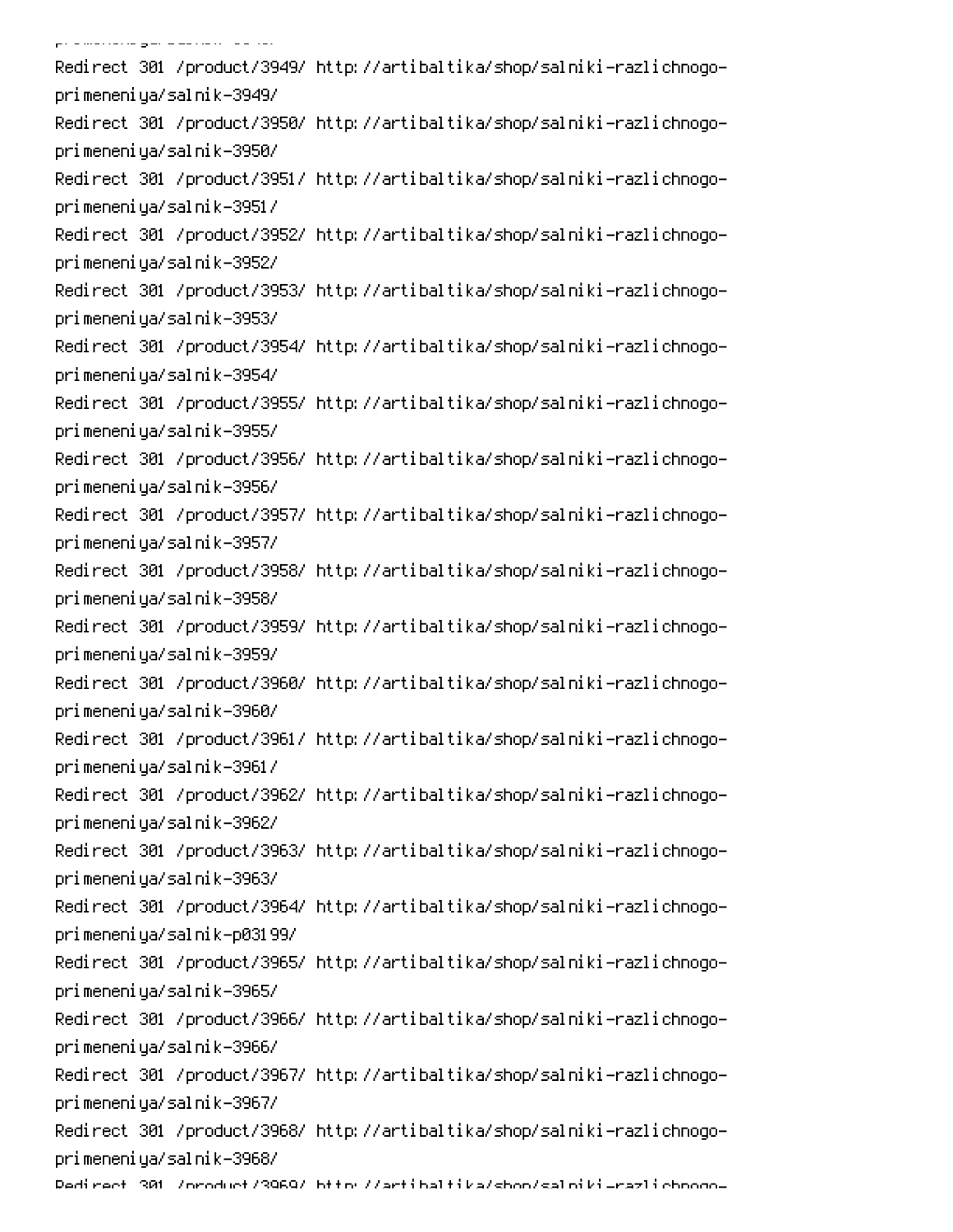Redirect 301 /product/3949/ http://artibaltika/shop/salniki-razlichnogo-primeneniya/salnik-3949/
Redirect 301 /product/3950/ http://artibaltika/shop/salniki-razlichnogo-primeneniya/salnik-3950/
Redirect 301 /product/3951/ http://artibaltika/shop/salniki-razlichnogo-primeneniya/salnik-3951/
Redirect 301 /product/3952/ http://artibaltika/shop/salniki-razlichnogo-primeneniya/salnik-3952/
Redirect 301 /product/3953/ http://artibaltika/shop/salniki-razlichnogo-primeneniya/salnik-3953/
Redirect 301 /product/3954/ http://artibaltika/shop/salniki-razlichnogo-primeneniya/salnik-3954/
Redirect 301 /product/3955/ http://artibaltika/shop/salniki-razlichnogo-primeneniya/salnik-3955/
Redirect 301 /product/3956/ http://artibaltika/shop/salniki-razlichnogo-primeneniya/salnik-3956/
Redirect 301 /product/3957/ http://artibaltika/shop/salniki-razlichnogo-primeneniya/salnik-3957/
Redirect 301 /product/3958/ http://artibaltika/shop/salniki-razlichnogo-primeneniya/salnik-3958/
Redirect 301 /product/3959/ http://artibaltika/shop/salniki-razlichnogo-primeneniya/salnik-3959/
Redirect 301 /product/3960/ http://artibaltika/shop/salniki-razlichnogo-primeneniya/salnik-3960/
Redirect 301 /product/3961/ http://artibaltika/shop/salniki-razlichnogo-primeneniya/salnik-3961/
Redirect 301 /product/3962/ http://artibaltika/shop/salniki-razlichnogo-primeneniya/salnik-3962/
Redirect 301 /product/3963/ http://artibaltika/shop/salniki-razlichnogo-primeneniya/salnik-3963/
Redirect 301 /product/3964/ http://artibaltika/shop/salniki-razlichnogo-primeneniya/salnik-p03199/
Redirect 301 /product/3965/ http://artibaltika/shop/salniki-razlichnogo-primeneniya/salnik-3965/
Redirect 301 /product/3966/ http://artibaltika/shop/salniki-razlichnogo-primeneniya/salnik-3966/
Redirect 301 /product/3967/ http://artibaltika/shop/salniki-razlichnogo-primeneniya/salnik-3967/
Redirect 301 /product/3968/ http://artibaltika/shop/salniki-razlichnogo-primeneniya/salnik-3968/
Redirect 301 /product/3969/ http://artibaltika/shop/salniki-razlichnogo-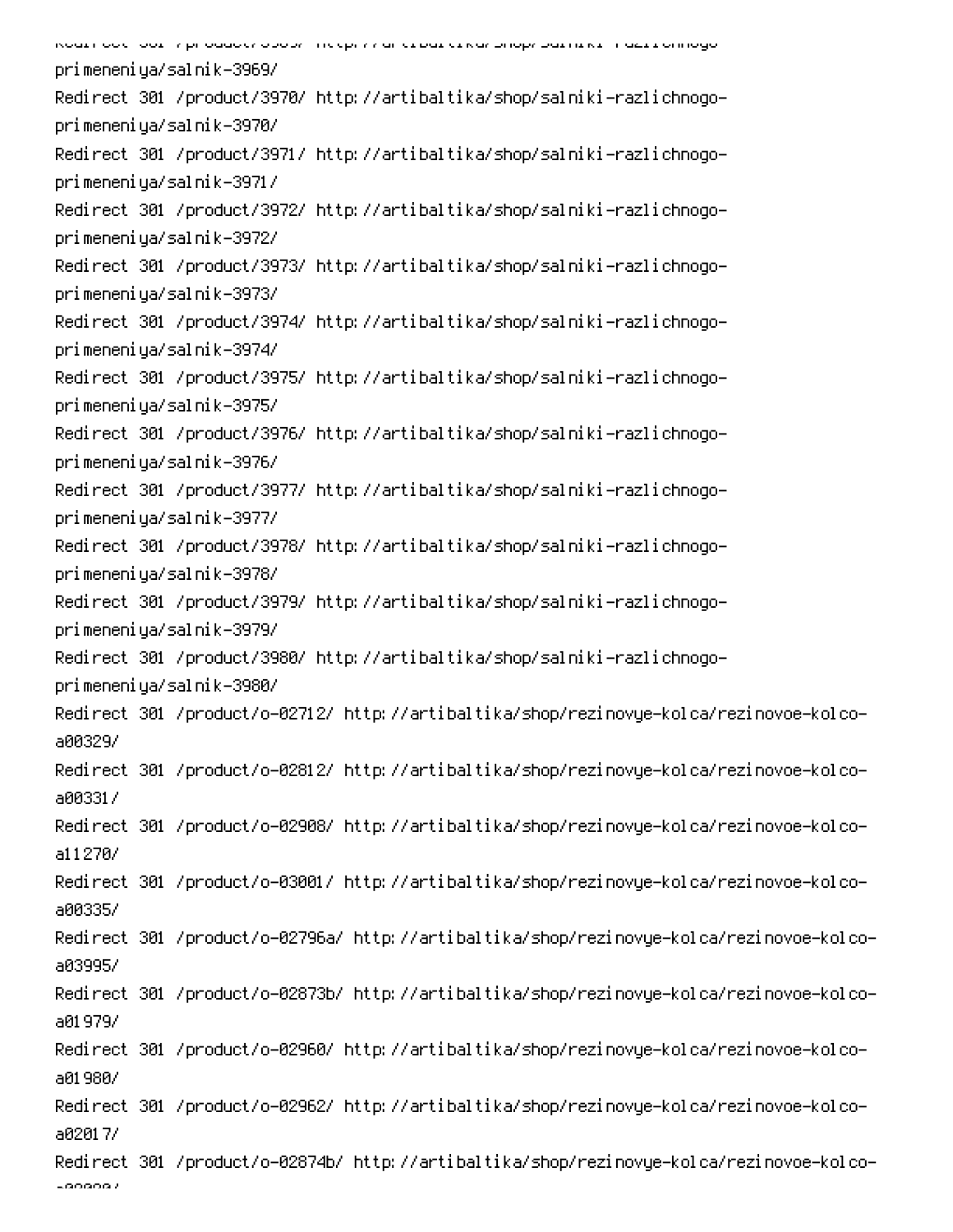Redirect 301 /product/3969/ http://artibaltika/shop/salniki-razlichnogo-primeneniya/salnik-3969/
Redirect 301 /product/3970/ http://artibaltika/shop/salniki-razlichnogo-primeneniya/salnik-3970/
Redirect 301 /product/3971/ http://artibaltika/shop/salniki-razlichnogo-primeneniya/salnik-3971/
Redirect 301 /product/3972/ http://artibaltika/shop/salniki-razlichnogo-primeneniya/salnik-3972/
Redirect 301 /product/3973/ http://artibaltika/shop/salniki-razlichnogo-primeneniya/salnik-3973/
Redirect 301 /product/3974/ http://artibaltika/shop/salniki-razlichnogo-primeneniya/salnik-3974/
Redirect 301 /product/3975/ http://artibaltika/shop/salniki-razlichnogo-primeneniya/salnik-3975/
Redirect 301 /product/3976/ http://artibaltika/shop/salniki-razlichnogo-primeneniya/salnik-3976/
Redirect 301 /product/3977/ http://artibaltika/shop/salniki-razlichnogo-primeneniya/salnik-3977/
Redirect 301 /product/3978/ http://artibaltika/shop/salniki-razlichnogo-primeneniya/salnik-3978/
Redirect 301 /product/3979/ http://artibaltika/shop/salniki-razlichnogo-primeneniya/salnik-3979/
Redirect 301 /product/3980/ http://artibaltika/shop/salniki-razlichnogo-primeneniya/salnik-3980/
Redirect 301 /product/o-02712/ http://artibaltika/shop/rezinovye-kolca/rezinovoe-kolco-a00329/
Redirect 301 /product/o-02812/ http://artibaltika/shop/rezinovye-kolca/rezinovoe-kolco-a00331/
Redirect 301 /product/o-02908/ http://artibaltika/shop/rezinovye-kolca/rezinovoe-kolco-a11270/
Redirect 301 /product/o-03001/ http://artibaltika/shop/rezinovye-kolca/rezinovoe-kolco-a00335/
Redirect 301 /product/o-02796a/ http://artibaltika/shop/rezinovye-kolca/rezinovoe-kolco-a03995/
Redirect 301 /product/o-02873b/ http://artibaltika/shop/rezinovye-kolca/rezinovoe-kolco-a01979/
Redirect 301 /product/o-02960/ http://artibaltika/shop/rezinovye-kolca/rezinovoe-kolco-a01980/
Redirect 301 /product/o-02962/ http://artibaltika/shop/rezinovye-kolca/rezinovoe-kolco-a02017/
Redirect 301 /product/o-02874b/ http://artibaltika/shop/rezinovye-kolca/rezinovoe-kolco-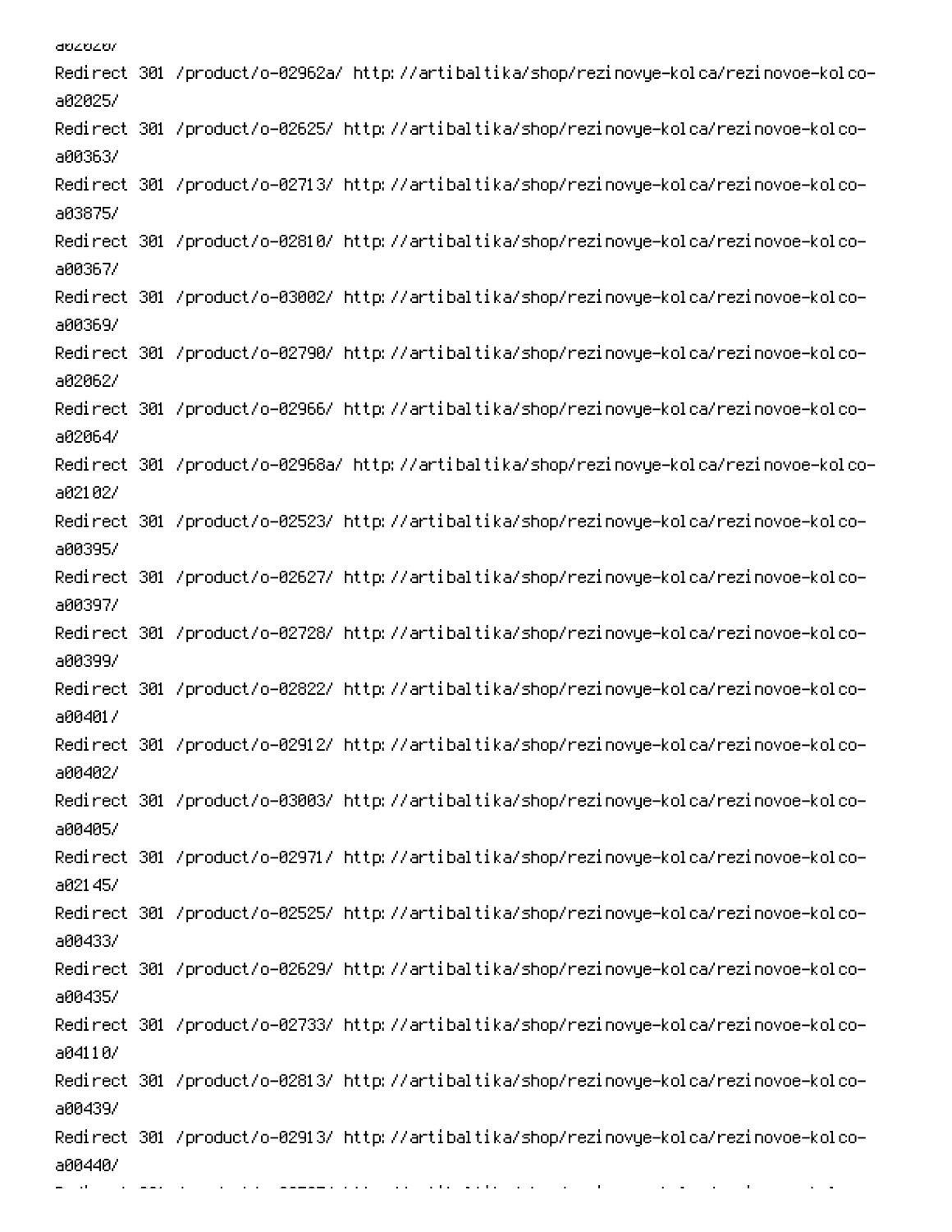a02026/
Redirect 301 /product/o-02962a/ http://artibaltika/shop/rezinovye-kolca/rezinovoe-kolco-a02025/
Redirect 301 /product/o-02625/ http://artibaltika/shop/rezinovye-kolca/rezinovoe-kolco-a00363/
Redirect 301 /product/o-02713/ http://artibaltika/shop/rezinovye-kolca/rezinovoe-kolco-a03875/
Redirect 301 /product/o-02810/ http://artibaltika/shop/rezinovye-kolca/rezinovoe-kolco-a00367/
Redirect 301 /product/o-03002/ http://artibaltika/shop/rezinovye-kolca/rezinovoe-kolco-a00369/
Redirect 301 /product/o-02790/ http://artibaltika/shop/rezinovye-kolca/rezinovoe-kolco-a02062/
Redirect 301 /product/o-02966/ http://artibaltika/shop/rezinovye-kolca/rezinovoe-kolco-a02064/
Redirect 301 /product/o-02968a/ http://artibaltika/shop/rezinovye-kolca/rezinovoe-kolco-a02102/
Redirect 301 /product/o-02523/ http://artibaltika/shop/rezinovye-kolca/rezinovoe-kolco-a00395/
Redirect 301 /product/o-02627/ http://artibaltika/shop/rezinovye-kolca/rezinovoe-kolco-a00397/
Redirect 301 /product/o-02728/ http://artibaltika/shop/rezinovye-kolca/rezinovoe-kolco-a00399/
Redirect 301 /product/o-02822/ http://artibaltika/shop/rezinovye-kolca/rezinovoe-kolco-a00401/
Redirect 301 /product/o-02912/ http://artibaltika/shop/rezinovye-kolca/rezinovoe-kolco-a00402/
Redirect 301 /product/o-03003/ http://artibaltika/shop/rezinovye-kolca/rezinovoe-kolco-a00405/
Redirect 301 /product/o-02971/ http://artibaltika/shop/rezinovye-kolca/rezinovoe-kolco-a02145/
Redirect 301 /product/o-02525/ http://artibaltika/shop/rezinovye-kolca/rezinovoe-kolco-a00433/
Redirect 301 /product/o-02629/ http://artibaltika/shop/rezinovye-kolca/rezinovoe-kolco-a00435/
Redirect 301 /product/o-02733/ http://artibaltika/shop/rezinovye-kolca/rezinovoe-kolco-a04110/
Redirect 301 /product/o-02813/ http://artibaltika/shop/rezinovye-kolca/rezinovoe-kolco-a00439/
Redirect 301 /product/o-02913/ http://artibaltika/shop/rezinovye-kolca/rezinovoe-kolco-a00440/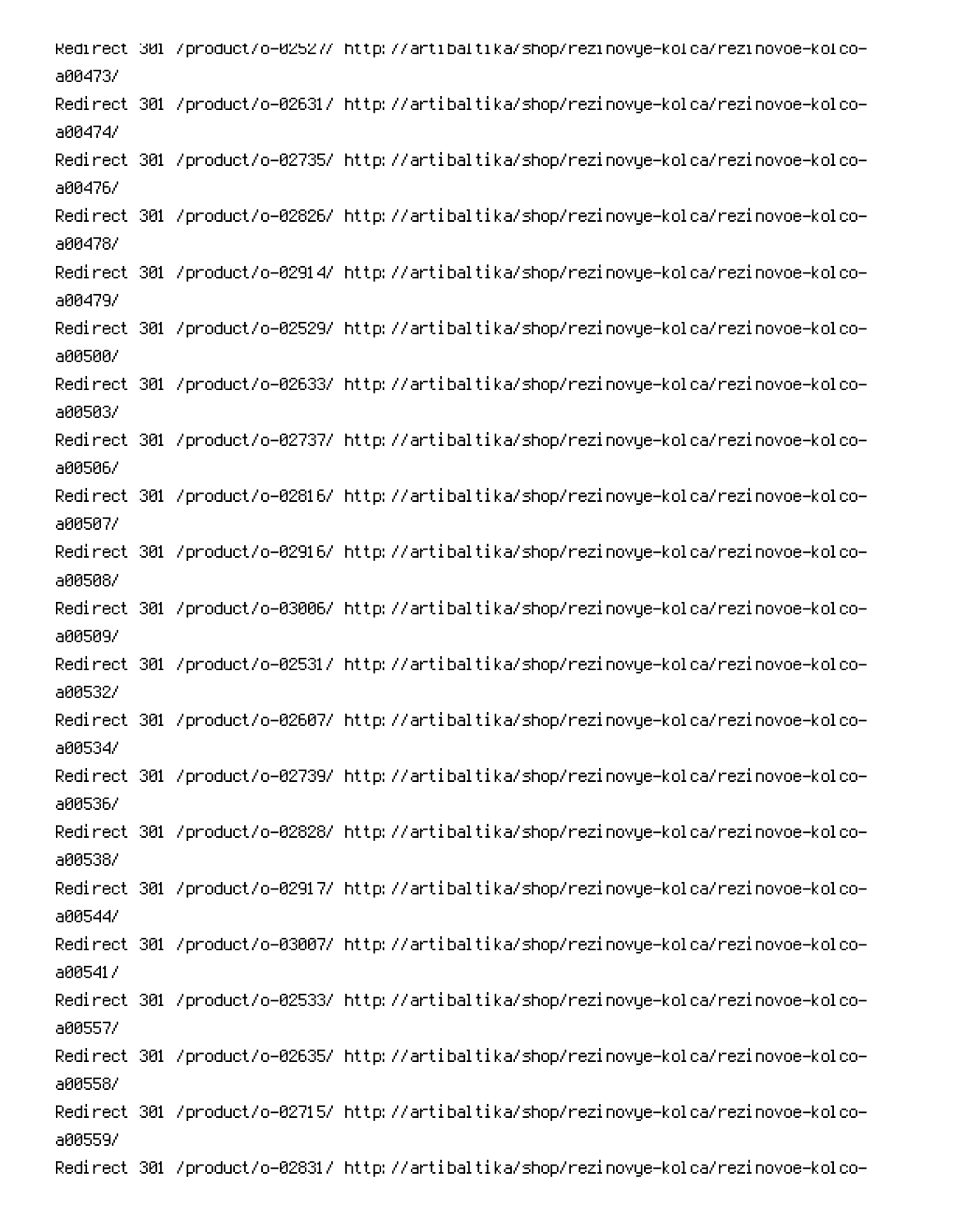Redirect 301 /product/o-02527/ http://artibaltika/shop/rezinovye-kolca/rezinovoe-kolco-a00473/
Redirect 301 /product/o-02631/ http://artibaltika/shop/rezinovye-kolca/rezinovoe-kolco-a00474/
Redirect 301 /product/o-02735/ http://artibaltika/shop/rezinovye-kolca/rezinovoe-kolco-a00476/
Redirect 301 /product/o-02826/ http://artibaltika/shop/rezinovye-kolca/rezinovoe-kolco-a00478/
Redirect 301 /product/o-02914/ http://artibaltika/shop/rezinovye-kolca/rezinovoe-kolco-a00479/
Redirect 301 /product/o-02529/ http://artibaltika/shop/rezinovye-kolca/rezinovoe-kolco-a00500/
Redirect 301 /product/o-02633/ http://artibaltika/shop/rezinovye-kolca/rezinovoe-kolco-a00503/
Redirect 301 /product/o-02737/ http://artibaltika/shop/rezinovye-kolca/rezinovoe-kolco-a00506/
Redirect 301 /product/o-02816/ http://artibaltika/shop/rezinovye-kolca/rezinovoe-kolco-a00507/
Redirect 301 /product/o-02916/ http://artibaltika/shop/rezinovye-kolca/rezinovoe-kolco-a00508/
Redirect 301 /product/o-03006/ http://artibaltika/shop/rezinovye-kolca/rezinovoe-kolco-a00509/
Redirect 301 /product/o-02531/ http://artibaltika/shop/rezinovye-kolca/rezinovoe-kolco-a00532/
Redirect 301 /product/o-02607/ http://artibaltika/shop/rezinovye-kolca/rezinovoe-kolco-a00534/
Redirect 301 /product/o-02739/ http://artibaltika/shop/rezinovye-kolca/rezinovoe-kolco-a00536/
Redirect 301 /product/o-02828/ http://artibaltika/shop/rezinovye-kolca/rezinovoe-kolco-a00538/
Redirect 301 /product/o-02917/ http://artibaltika/shop/rezinovye-kolca/rezinovoe-kolco-a00544/
Redirect 301 /product/o-03007/ http://artibaltika/shop/rezinovye-kolca/rezinovoe-kolco-a00541/
Redirect 301 /product/o-02533/ http://artibaltika/shop/rezinovye-kolca/rezinovoe-kolco-a00557/
Redirect 301 /product/o-02635/ http://artibaltika/shop/rezinovye-kolca/rezinovoe-kolco-a00558/
Redirect 301 /product/o-02715/ http://artibaltika/shop/rezinovye-kolca/rezinovoe-kolco-a00559/
Redirect 301 /product/o-02831/ http://artibaltika/shop/rezinovye-kolca/rezinovoe-kolco-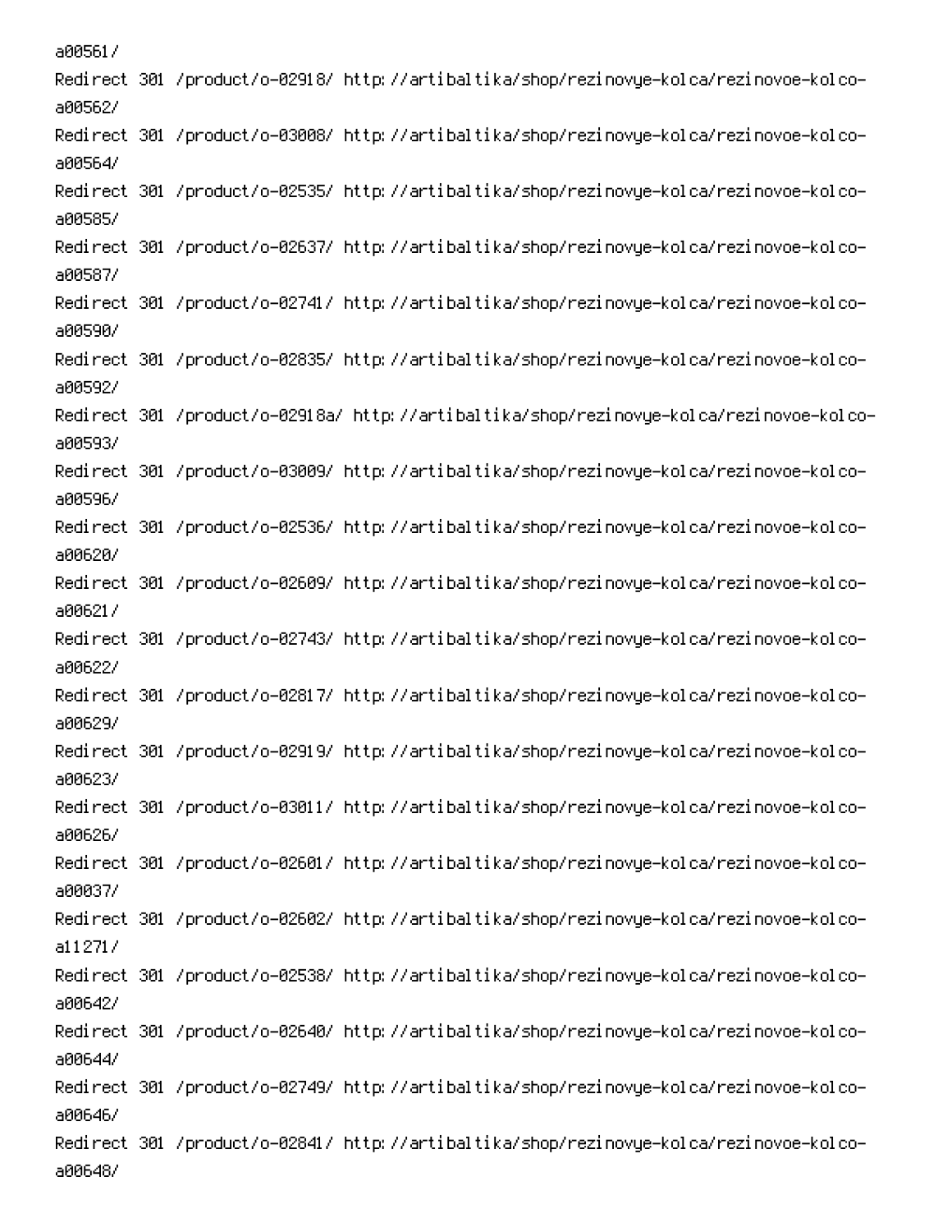a00561/
Redirect 301 /product/o-02918/ http://artibaltika/shop/rezinovye-kolca/rezinovoe-kolco-a00562/
Redirect 301 /product/o-03008/ http://artibaltika/shop/rezinovye-kolca/rezinovoe-kolco-a00564/
Redirect 301 /product/o-02535/ http://artibaltika/shop/rezinovye-kolca/rezinovoe-kolco-a00585/
Redirect 301 /product/o-02637/ http://artibaltika/shop/rezinovye-kolca/rezinovoe-kolco-a00587/
Redirect 301 /product/o-02741/ http://artibaltika/shop/rezinovye-kolca/rezinovoe-kolco-a00590/
Redirect 301 /product/o-02835/ http://artibaltika/shop/rezinovye-kolca/rezinovoe-kolco-a00592/
Redirect 301 /product/o-02918a/ http://artibaltika/shop/rezinovye-kolca/rezinovoe-kolco-a00593/
Redirect 301 /product/o-03009/ http://artibaltika/shop/rezinovye-kolca/rezinovoe-kolco-a00596/
Redirect 301 /product/o-02536/ http://artibaltika/shop/rezinovye-kolca/rezinovoe-kolco-a00620/
Redirect 301 /product/o-02609/ http://artibaltika/shop/rezinovye-kolca/rezinovoe-kolco-a00621/
Redirect 301 /product/o-02743/ http://artibaltika/shop/rezinovye-kolca/rezinovoe-kolco-a00622/
Redirect 301 /product/o-02817/ http://artibaltika/shop/rezinovye-kolca/rezinovoe-kolco-a00629/
Redirect 301 /product/o-02919/ http://artibaltika/shop/rezinovye-kolca/rezinovoe-kolco-a00623/
Redirect 301 /product/o-03011/ http://artibaltika/shop/rezinovye-kolca/rezinovoe-kolco-a00626/
Redirect 301 /product/o-02601/ http://artibaltika/shop/rezinovye-kolca/rezinovoe-kolco-a00037/
Redirect 301 /product/o-02602/ http://artibaltika/shop/rezinovye-kolca/rezinovoe-kolco-a11271/
Redirect 301 /product/o-02538/ http://artibaltika/shop/rezinovye-kolca/rezinovoe-kolco-a00642/
Redirect 301 /product/o-02640/ http://artibaltika/shop/rezinovye-kolca/rezinovoe-kolco-a00644/
Redirect 301 /product/o-02749/ http://artibaltika/shop/rezinovye-kolca/rezinovoe-kolco-a00646/
Redirect 301 /product/o-02841/ http://artibaltika/shop/rezinovye-kolca/rezinovoe-kolco-a00648/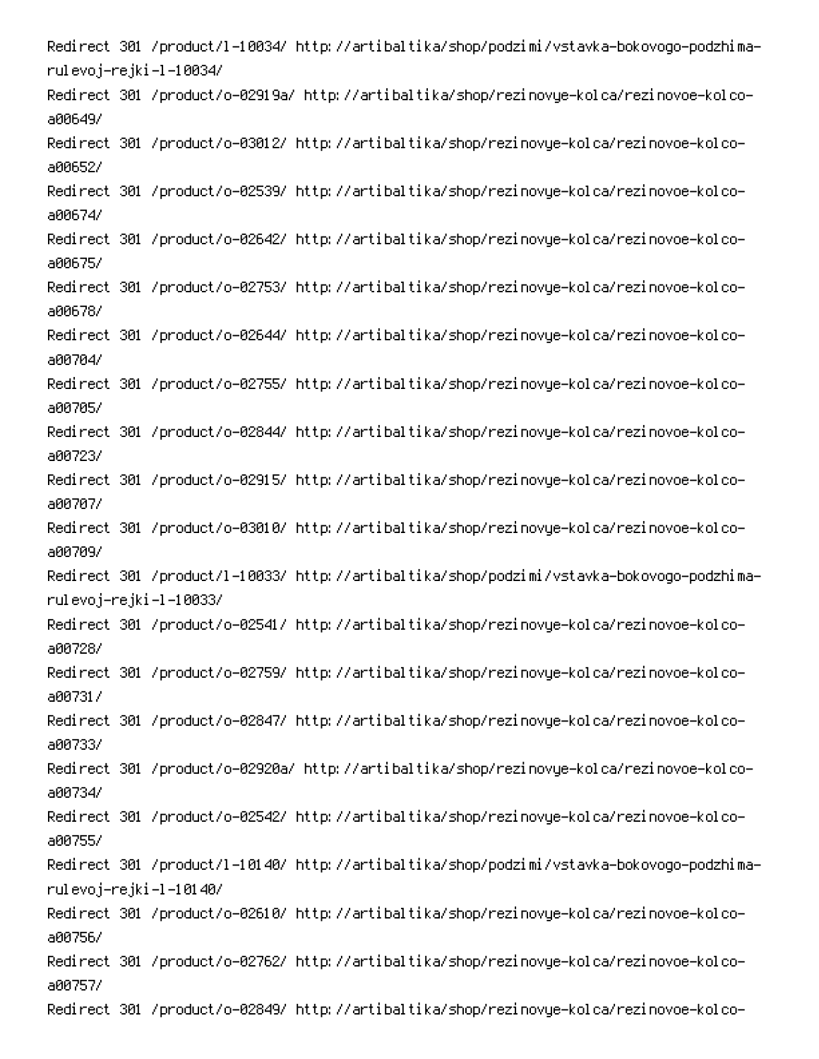Redirect 301 /product/l-10034/ http://artibaltika/shop/podzimi/vstavka-bokovogo-podzhima-rulevoj-rejki-l-10034/
Redirect 301 /product/o-02919a/ http://artibaltika/shop/rezinovye-kolca/rezinovoe-kolco-a00649/
Redirect 301 /product/o-03012/ http://artibaltika/shop/rezinovye-kolca/rezinovoe-kolco-a00652/
Redirect 301 /product/o-02539/ http://artibaltika/shop/rezinovye-kolca/rezinovoe-kolco-a00674/
Redirect 301 /product/o-02642/ http://artibaltika/shop/rezinovye-kolca/rezinovoe-kolco-a00675/
Redirect 301 /product/o-02753/ http://artibaltika/shop/rezinovye-kolca/rezinovoe-kolco-a00678/
Redirect 301 /product/o-02644/ http://artibaltika/shop/rezinovye-kolca/rezinovoe-kolco-a00704/
Redirect 301 /product/o-02755/ http://artibaltika/shop/rezinovye-kolca/rezinovoe-kolco-a00705/
Redirect 301 /product/o-02844/ http://artibaltika/shop/rezinovye-kolca/rezinovoe-kolco-a00723/
Redirect 301 /product/o-02915/ http://artibaltika/shop/rezinovye-kolca/rezinovoe-kolco-a00707/
Redirect 301 /product/o-03010/ http://artibaltika/shop/rezinovye-kolca/rezinovoe-kolco-a00709/
Redirect 301 /product/l-10033/ http://artibaltika/shop/podzimi/vstavka-bokovogo-podzhima-rulevoj-rejki-l-10033/
Redirect 301 /product/o-02541/ http://artibaltika/shop/rezinovye-kolca/rezinovoe-kolco-a00728/
Redirect 301 /product/o-02759/ http://artibaltika/shop/rezinovye-kolca/rezinovoe-kolco-a00731/
Redirect 301 /product/o-02847/ http://artibaltika/shop/rezinovye-kolca/rezinovoe-kolco-a00733/
Redirect 301 /product/o-02920a/ http://artibaltika/shop/rezinovye-kolca/rezinovoe-kolco-a00734/
Redirect 301 /product/o-02542/ http://artibaltika/shop/rezinovye-kolca/rezinovoe-kolco-a00755/
Redirect 301 /product/l-10140/ http://artibaltika/shop/podzimi/vstavka-bokovogo-podzhima-rulevoj-rejki-l-10140/
Redirect 301 /product/o-02610/ http://artibaltika/shop/rezinovye-kolca/rezinovoe-kolco-a00756/
Redirect 301 /product/o-02762/ http://artibaltika/shop/rezinovye-kolca/rezinovoe-kolco-a00757/
Redirect 301 /product/o-02849/ http://artibaltika/shop/rezinovye-kolca/rezinovoe-kolco-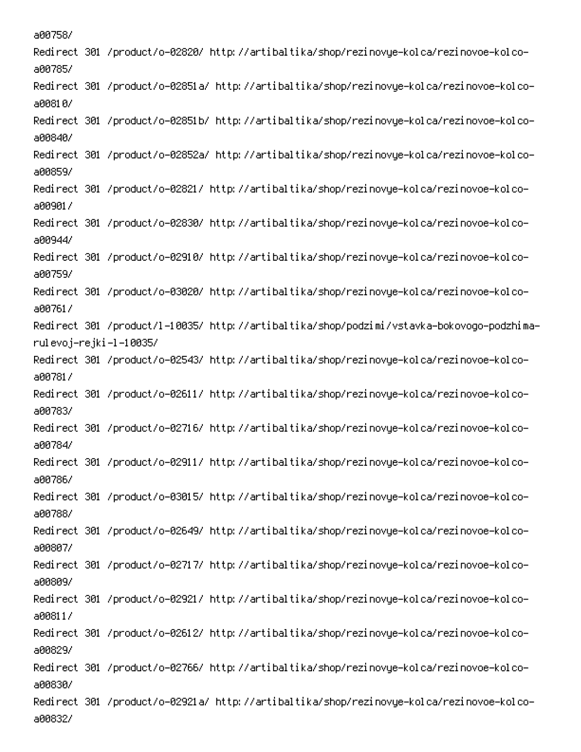a00758/
Redirect 301 /product/o-02820/ http://artibaltika/shop/rezinovye-kolca/rezinovoe-kolco-a00785/
Redirect 301 /product/o-02851a/ http://artibaltika/shop/rezinovye-kolca/rezinovoe-kolco-a00810/
Redirect 301 /product/o-02851b/ http://artibaltika/shop/rezinovye-kolca/rezinovoe-kolco-a00840/
Redirect 301 /product/o-02852a/ http://artibaltika/shop/rezinovye-kolca/rezinovoe-kolco-a00859/
Redirect 301 /product/o-02821/ http://artibaltika/shop/rezinovye-kolca/rezinovoe-kolco-a00901/
Redirect 301 /product/o-02830/ http://artibaltika/shop/rezinovye-kolca/rezinovoe-kolco-a00944/
Redirect 301 /product/o-02910/ http://artibaltika/shop/rezinovye-kolca/rezinovoe-kolco-a00759/
Redirect 301 /product/o-03020/ http://artibaltika/shop/rezinovye-kolca/rezinovoe-kolco-a00761/
Redirect 301 /product/l-10035/ http://artibaltika/shop/podzimi/vstavka-bokovogo-podzhima-rulevoj-rejki-l-10035/
Redirect 301 /product/o-02543/ http://artibaltika/shop/rezinovye-kolca/rezinovoe-kolco-a00781/
Redirect 301 /product/o-02611/ http://artibaltika/shop/rezinovye-kolca/rezinovoe-kolco-a00783/
Redirect 301 /product/o-02716/ http://artibaltika/shop/rezinovye-kolca/rezinovoe-kolco-a00784/
Redirect 301 /product/o-02911/ http://artibaltika/shop/rezinovye-kolca/rezinovoe-kolco-a00786/
Redirect 301 /product/o-03015/ http://artibaltika/shop/rezinovye-kolca/rezinovoe-kolco-a00788/
Redirect 301 /product/o-02649/ http://artibaltika/shop/rezinovye-kolca/rezinovoe-kolco-a00807/
Redirect 301 /product/o-02717/ http://artibaltika/shop/rezinovye-kolca/rezinovoe-kolco-a00809/
Redirect 301 /product/o-02921/ http://artibaltika/shop/rezinovye-kolca/rezinovoe-kolco-a00811/
Redirect 301 /product/o-02612/ http://artibaltika/shop/rezinovye-kolca/rezinovoe-kolco-a00829/
Redirect 301 /product/o-02766/ http://artibaltika/shop/rezinovye-kolca/rezinovoe-kolco-a00830/
Redirect 301 /product/o-02921a/ http://artibaltika/shop/rezinovye-kolca/rezinovoe-kolco-a00832/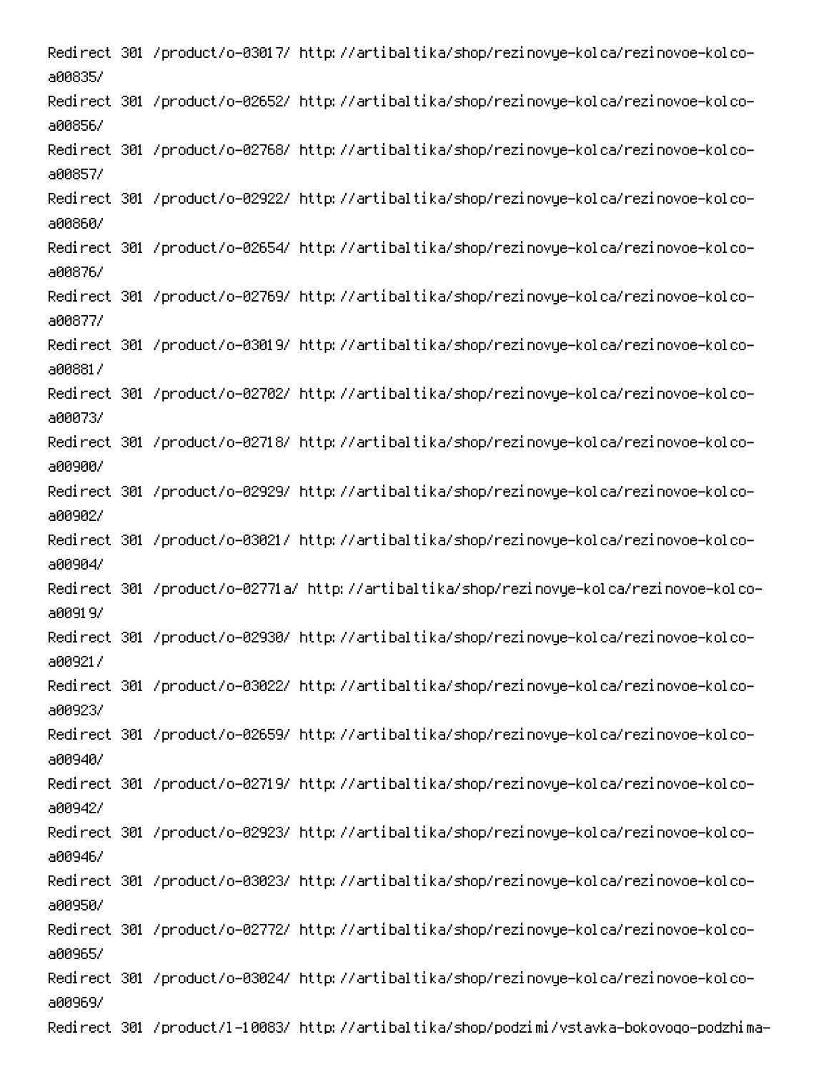Redirect 301 /product/o-03017/ http://artibaltika/shop/rezinovye-kolca/rezinovoe-kolco-a00835/
Redirect 301 /product/o-02652/ http://artibaltika/shop/rezinovye-kolca/rezinovoe-kolco-a00856/
Redirect 301 /product/o-02768/ http://artibaltika/shop/rezinovye-kolca/rezinovoe-kolco-a00857/
Redirect 301 /product/o-02922/ http://artibaltika/shop/rezinovye-kolca/rezinovoe-kolco-a00860/
Redirect 301 /product/o-02654/ http://artibaltika/shop/rezinovye-kolca/rezinovoe-kolco-a00876/
Redirect 301 /product/o-02769/ http://artibaltika/shop/rezinovye-kolca/rezinovoe-kolco-a00877/
Redirect 301 /product/o-03019/ http://artibaltika/shop/rezinovye-kolca/rezinovoe-kolco-a00881/
Redirect 301 /product/o-02702/ http://artibaltika/shop/rezinovye-kolca/rezinovoe-kolco-a00073/
Redirect 301 /product/o-02718/ http://artibaltika/shop/rezinovye-kolca/rezinovoe-kolco-a00900/
Redirect 301 /product/o-02929/ http://artibaltika/shop/rezinovye-kolca/rezinovoe-kolco-a00902/
Redirect 301 /product/o-03021/ http://artibaltika/shop/rezinovye-kolca/rezinovoe-kolco-a00904/
Redirect 301 /product/o-02771a/ http://artibaltika/shop/rezinovye-kolca/rezinovoe-kolco-a00919/
Redirect 301 /product/o-02930/ http://artibaltika/shop/rezinovye-kolca/rezinovoe-kolco-a00921/
Redirect 301 /product/o-03022/ http://artibaltika/shop/rezinovye-kolca/rezinovoe-kolco-a00923/
Redirect 301 /product/o-02659/ http://artibaltika/shop/rezinovye-kolca/rezinovoe-kolco-a00940/
Redirect 301 /product/o-02719/ http://artibaltika/shop/rezinovye-kolca/rezinovoe-kolco-a00942/
Redirect 301 /product/o-02923/ http://artibaltika/shop/rezinovye-kolca/rezinovoe-kolco-a00946/
Redirect 301 /product/o-03023/ http://artibaltika/shop/rezinovye-kolca/rezinovoe-kolco-a00950/
Redirect 301 /product/o-02772/ http://artibaltika/shop/rezinovye-kolca/rezinovoe-kolco-a00965/
Redirect 301 /product/o-03024/ http://artibaltika/shop/rezinovye-kolca/rezinovoe-kolco-a00969/
Redirect 301 /product/l-10083/ http://artibaltika/shop/podzimi/vstavka-bokovogo-podzhima-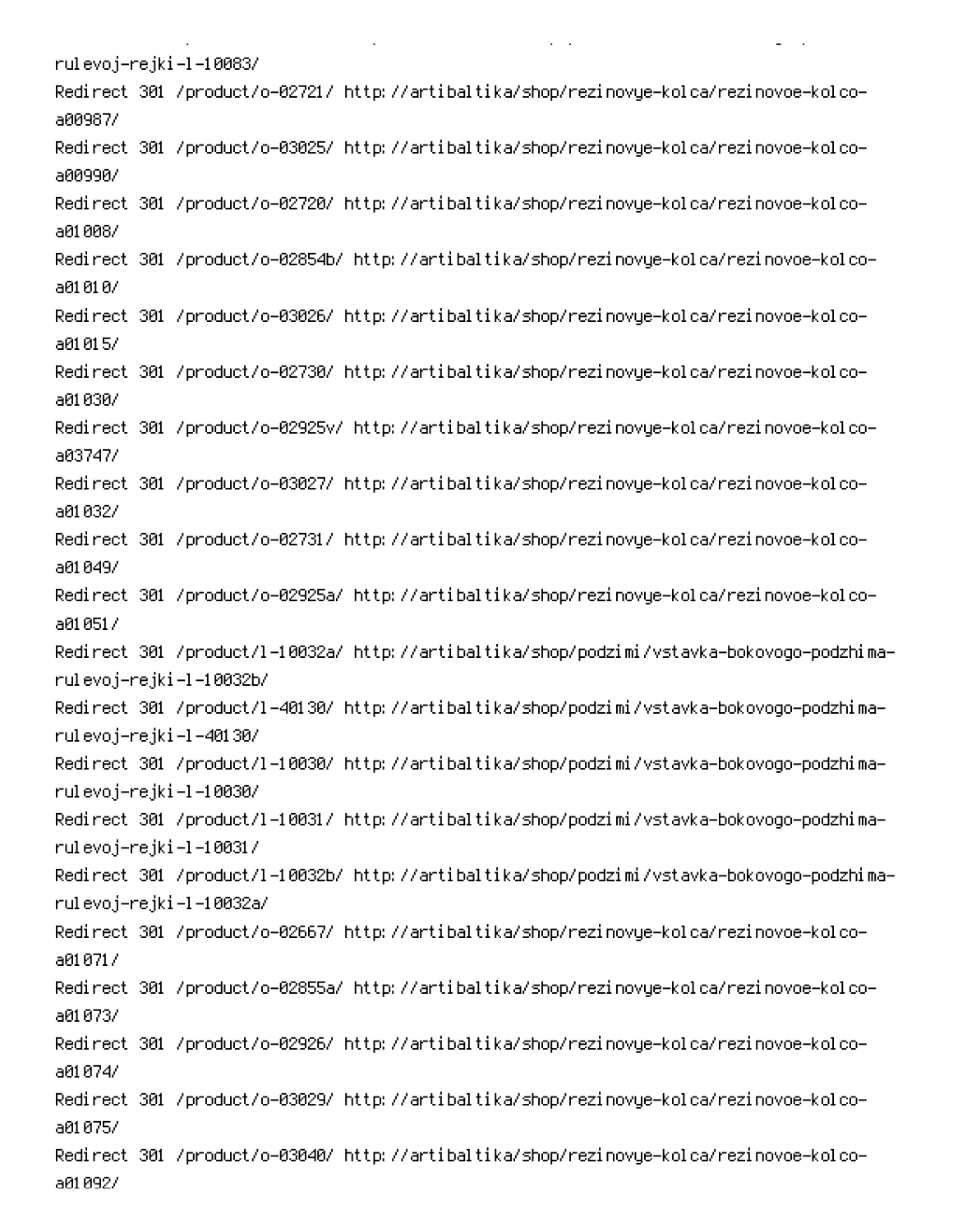rulevoj-rejki-l-10083/
Redirect 301 /product/o-02721/ http://artibaltika/shop/rezinovye-kolca/rezinovoe-kolco-a00987/
Redirect 301 /product/o-03025/ http://artibaltika/shop/rezinovye-kolca/rezinovoe-kolco-a00990/
Redirect 301 /product/o-02720/ http://artibaltika/shop/rezinovye-kolca/rezinovoe-kolco-a01008/
Redirect 301 /product/o-02854b/ http://artibaltika/shop/rezinovye-kolca/rezinovoe-kolco-a01010/
Redirect 301 /product/o-03026/ http://artibaltika/shop/rezinovye-kolca/rezinovoe-kolco-a01015/
Redirect 301 /product/o-02730/ http://artibaltika/shop/rezinovye-kolca/rezinovoe-kolco-a01030/
Redirect 301 /product/o-02925v/ http://artibaltika/shop/rezinovye-kolca/rezinovoe-kolco-a03747/
Redirect 301 /product/o-03027/ http://artibaltika/shop/rezinovye-kolca/rezinovoe-kolco-a01032/
Redirect 301 /product/o-02731/ http://artibaltika/shop/rezinovye-kolca/rezinovoe-kolco-a01049/
Redirect 301 /product/o-02925a/ http://artibaltika/shop/rezinovye-kolca/rezinovoe-kolco-a01051/
Redirect 301 /product/l-10032a/ http://artibaltika/shop/podzimi/vstavka-bokovogo-podzhima-rulevoj-rejki-l-10032b/
Redirect 301 /product/l-40130/ http://artibaltika/shop/podzimi/vstavka-bokovogo-podzhima-rulevoj-rejki-l-40130/
Redirect 301 /product/l-10030/ http://artibaltika/shop/podzimi/vstavka-bokovogo-podzhima-rulevoj-rejki-l-10030/
Redirect 301 /product/l-10031/ http://artibaltika/shop/podzimi/vstavka-bokovogo-podzhima-rulevoj-rejki-l-10031/
Redirect 301 /product/l-10032b/ http://artibaltika/shop/podzimi/vstavka-bokovogo-podzhima-rulevoj-rejki-l-10032a/
Redirect 301 /product/o-02667/ http://artibaltika/shop/rezinovye-kolca/rezinovoe-kolco-a01071/
Redirect 301 /product/o-02855a/ http://artibaltika/shop/rezinovye-kolca/rezinovoe-kolco-a01073/
Redirect 301 /product/o-02926/ http://artibaltika/shop/rezinovye-kolca/rezinovoe-kolco-a01074/
Redirect 301 /product/o-03029/ http://artibaltika/shop/rezinovye-kolca/rezinovoe-kolco-a01075/
Redirect 301 /product/o-03040/ http://artibaltika/shop/rezinovye-kolca/rezinovoe-kolco-a01092/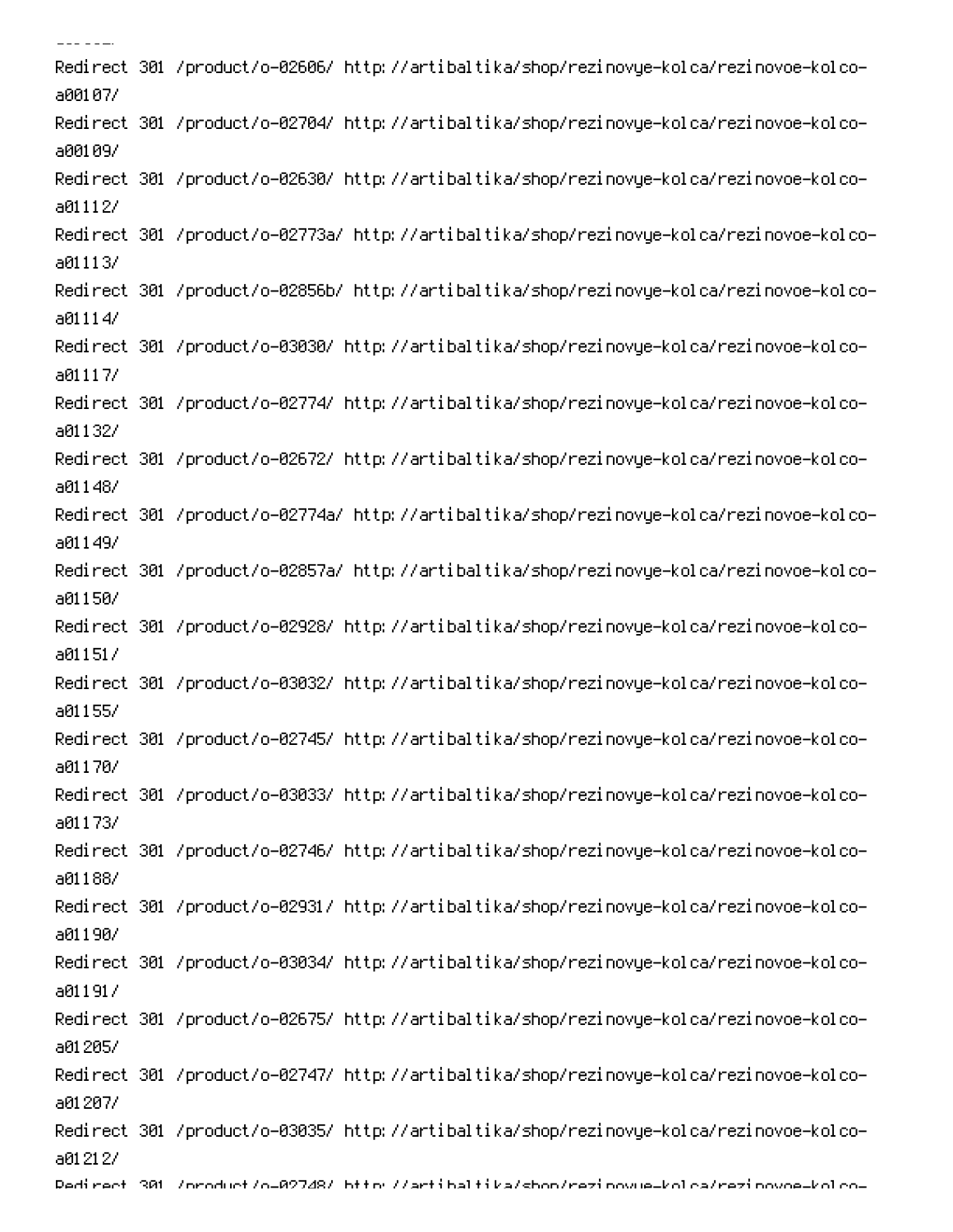```
Redirect 301 /product/o-02606/ http://artibaltika/shop/rezinovye-kolca/rezinovoe-kolco-a00107/
Redirect 301 /product/o-02704/ http://artibaltika/shop/rezinovye-kolca/rezinovoe-kolco-a00109/
Redirect 301 /product/o-02630/ http://artibaltika/shop/rezinovye-kolca/rezinovoe-kolco-a01112/
Redirect 301 /product/o-02773a/ http://artibaltika/shop/rezinovye-kolca/rezinovoe-kolco-a01113/
Redirect 301 /product/o-02856b/ http://artibaltika/shop/rezinovye-kolca/rezinovoe-kolco-a01114/
Redirect 301 /product/o-03030/ http://artibaltika/shop/rezinovye-kolca/rezinovoe-kolco-a01117/
Redirect 301 /product/o-02774/ http://artibaltika/shop/rezinovye-kolca/rezinovoe-kolco-a01132/
Redirect 301 /product/o-02672/ http://artibaltika/shop/rezinovye-kolca/rezinovoe-kolco-a01148/
Redirect 301 /product/o-02774a/ http://artibaltika/shop/rezinovye-kolca/rezinovoe-kolco-a01149/
Redirect 301 /product/o-02857a/ http://artibaltika/shop/rezinovye-kolca/rezinovoe-kolco-a01150/
Redirect 301 /product/o-02928/ http://artibaltika/shop/rezinovye-kolca/rezinovoe-kolco-a01151/
Redirect 301 /product/o-03032/ http://artibaltika/shop/rezinovye-kolca/rezinovoe-kolco-a01155/
Redirect 301 /product/o-02745/ http://artibaltika/shop/rezinovye-kolca/rezinovoe-kolco-a01170/
Redirect 301 /product/o-03033/ http://artibaltika/shop/rezinovye-kolca/rezinovoe-kolco-a01173/
Redirect 301 /product/o-02746/ http://artibaltika/shop/rezinovye-kolca/rezinovoe-kolco-a01188/
Redirect 301 /product/o-02931/ http://artibaltika/shop/rezinovye-kolca/rezinovoe-kolco-a01190/
Redirect 301 /product/o-03034/ http://artibaltika/shop/rezinovye-kolca/rezinovoe-kolco-a01191/
Redirect 301 /product/o-02675/ http://artibaltika/shop/rezinovye-kolca/rezinovoe-kolco-a01205/
Redirect 301 /product/o-02747/ http://artibaltika/shop/rezinovye-kolca/rezinovoe-kolco-a01207/
Redirect 301 /product/o-03035/ http://artibaltika/shop/rezinovye-kolca/rezinovoe-kolco-a01212/
Redirect 301 /product/o-02748/ http://artibaltika/shop/rezinovye-kolca/rezinovoe-kolco-
```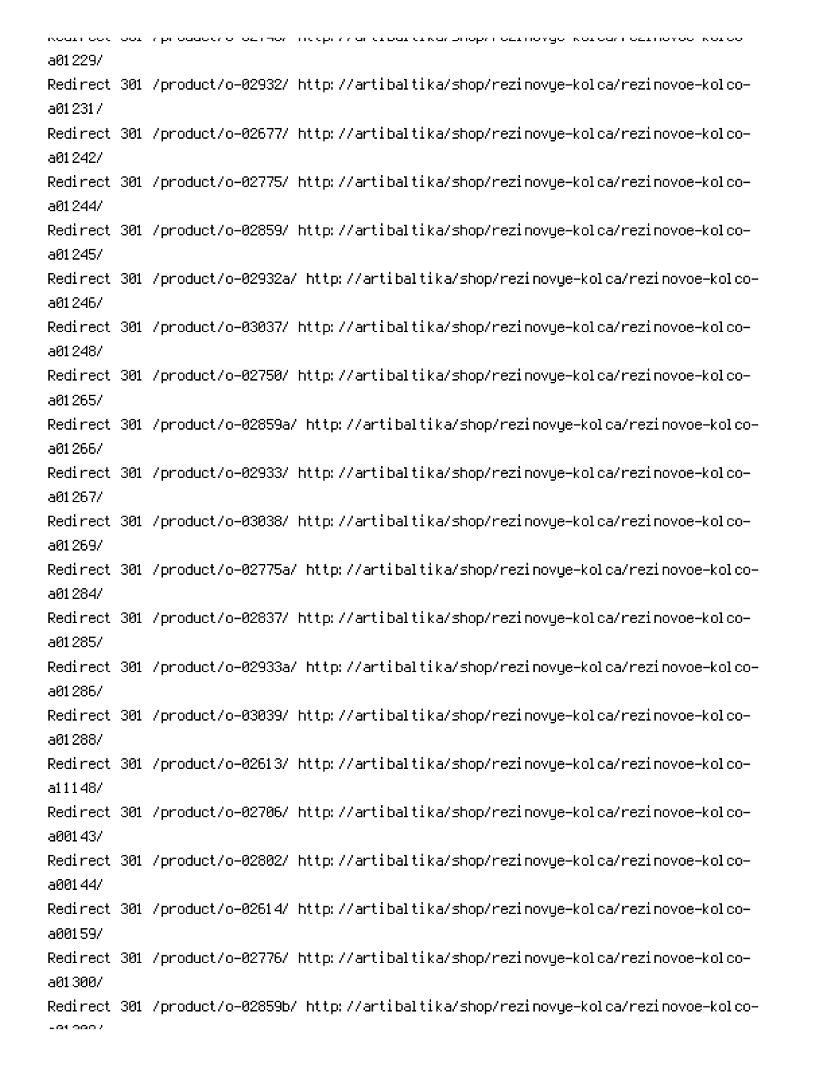a01229/
Redirect 301 /product/o-02932/ http://artibaltika/shop/rezinovye-kolca/rezinovoe-kolco-a01231/
Redirect 301 /product/o-02677/ http://artibaltika/shop/rezinovye-kolca/rezinovoe-kolco-a01242/
Redirect 301 /product/o-02775/ http://artibaltika/shop/rezinovye-kolca/rezinovoe-kolco-a01244/
Redirect 301 /product/o-02859/ http://artibaltika/shop/rezinovye-kolca/rezinovoe-kolco-a01245/
Redirect 301 /product/o-02932a/ http://artibaltika/shop/rezinovye-kolca/rezinovoe-kolco-a01246/
Redirect 301 /product/o-03037/ http://artibaltika/shop/rezinovye-kolca/rezinovoe-kolco-a01248/
Redirect 301 /product/o-02750/ http://artibaltika/shop/rezinovye-kolca/rezinovoe-kolco-a01265/
Redirect 301 /product/o-02859a/ http://artibaltika/shop/rezinovye-kolca/rezinovoe-kolco-a01266/
Redirect 301 /product/o-02933/ http://artibaltika/shop/rezinovye-kolca/rezinovoe-kolco-a01267/
Redirect 301 /product/o-03038/ http://artibaltika/shop/rezinovye-kolca/rezinovoe-kolco-a01269/
Redirect 301 /product/o-02775a/ http://artibaltika/shop/rezinovye-kolca/rezinovoe-kolco-a01284/
Redirect 301 /product/o-02837/ http://artibaltika/shop/rezinovye-kolca/rezinovoe-kolco-a01285/
Redirect 301 /product/o-02933a/ http://artibaltika/shop/rezinovye-kolca/rezinovoe-kolco-a01286/
Redirect 301 /product/o-03039/ http://artibaltika/shop/rezinovye-kolca/rezinovoe-kolco-a01288/
Redirect 301 /product/o-02613/ http://artibaltika/shop/rezinovye-kolca/rezinovoe-kolco-a11148/
Redirect 301 /product/o-02706/ http://artibaltika/shop/rezinovye-kolca/rezinovoe-kolco-a00143/
Redirect 301 /product/o-02802/ http://artibaltika/shop/rezinovye-kolca/rezinovoe-kolco-a00144/
Redirect 301 /product/o-02614/ http://artibaltika/shop/rezinovye-kolca/rezinovoe-kolco-a00159/
Redirect 301 /product/o-02776/ http://artibaltika/shop/rezinovye-kolca/rezinovoe-kolco-a01300/
Redirect 301 /product/o-02859b/ http://artibaltika/shop/rezinovye-kolca/rezinovoe-kolco-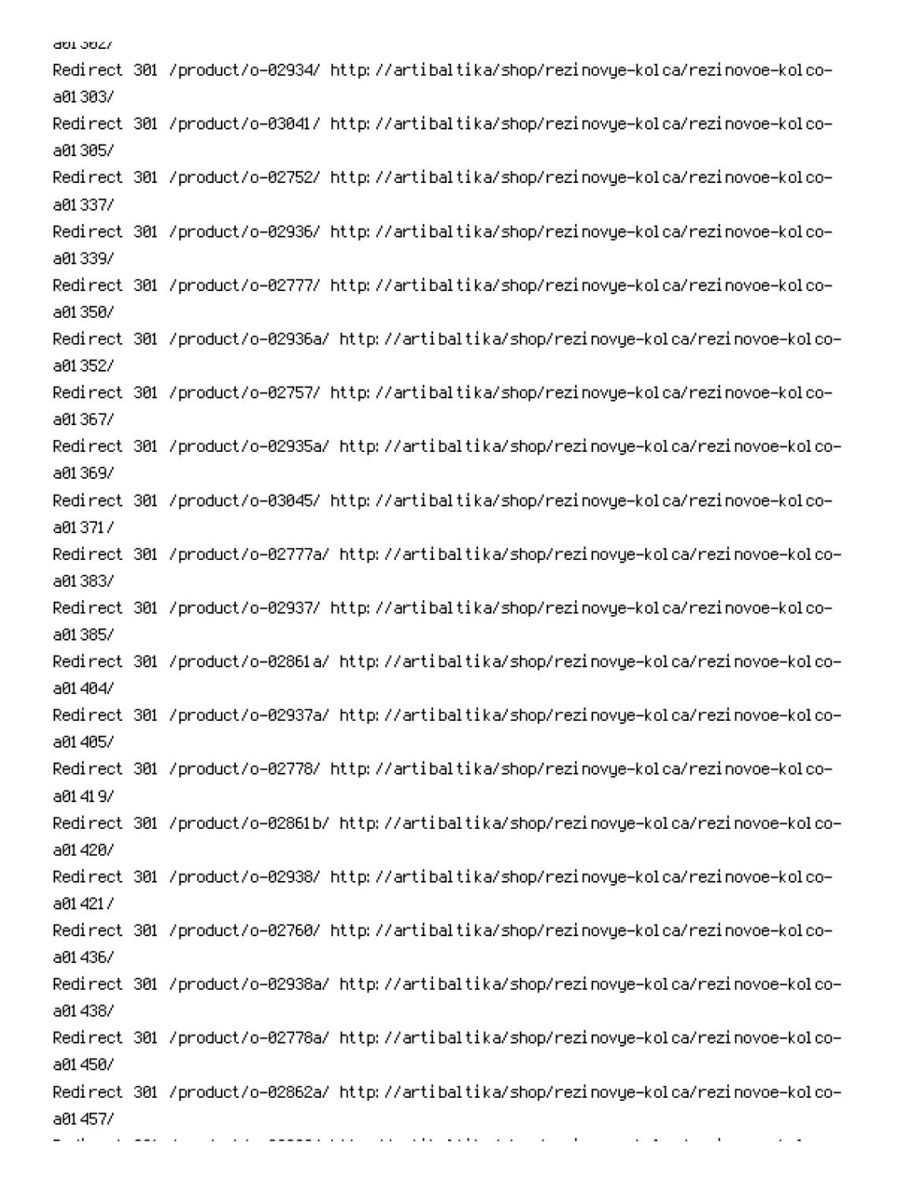a01302/
Redirect 301 /product/o-02934/ http://artibaltika/shop/rezinovye-kolca/rezinovoe-kolco-a01303/
Redirect 301 /product/o-03041/ http://artibaltika/shop/rezinovye-kolca/rezinovoe-kolco-a01305/
Redirect 301 /product/o-02752/ http://artibaltika/shop/rezinovye-kolca/rezinovoe-kolco-a01337/
Redirect 301 /product/o-02936/ http://artibaltika/shop/rezinovye-kolca/rezinovoe-kolco-a01339/
Redirect 301 /product/o-02777/ http://artibaltika/shop/rezinovye-kolca/rezinovoe-kolco-a01350/
Redirect 301 /product/o-02936a/ http://artibaltika/shop/rezinovye-kolca/rezinovoe-kolco-a01352/
Redirect 301 /product/o-02757/ http://artibaltika/shop/rezinovye-kolca/rezinovoe-kolco-a01367/
Redirect 301 /product/o-02935a/ http://artibaltika/shop/rezinovye-kolca/rezinovoe-kolco-a01369/
Redirect 301 /product/o-03045/ http://artibaltika/shop/rezinovye-kolca/rezinovoe-kolco-a01371/
Redirect 301 /product/o-02777a/ http://artibaltika/shop/rezinovye-kolca/rezinovoe-kolco-a01383/
Redirect 301 /product/o-02937/ http://artibaltika/shop/rezinovye-kolca/rezinovoe-kolco-a01385/
Redirect 301 /product/o-02861a/ http://artibaltika/shop/rezinovye-kolca/rezinovoe-kolco-a01404/
Redirect 301 /product/o-02937a/ http://artibaltika/shop/rezinovye-kolca/rezinovoe-kolco-a01405/
Redirect 301 /product/o-02778/ http://artibaltika/shop/rezinovye-kolca/rezinovoe-kolco-a01419/
Redirect 301 /product/o-02861b/ http://artibaltika/shop/rezinovye-kolca/rezinovoe-kolco-a01420/
Redirect 301 /product/o-02938/ http://artibaltika/shop/rezinovye-kolca/rezinovoe-kolco-a01421/
Redirect 301 /product/o-02760/ http://artibaltika/shop/rezinovye-kolca/rezinovoe-kolco-a01436/
Redirect 301 /product/o-02938a/ http://artibaltika/shop/rezinovye-kolca/rezinovoe-kolco-a01438/
Redirect 301 /product/o-02778a/ http://artibaltika/shop/rezinovye-kolca/rezinovoe-kolco-a01450/
Redirect 301 /product/o-02862a/ http://artibaltika/shop/rezinovye-kolca/rezinovoe-kolco-a01457/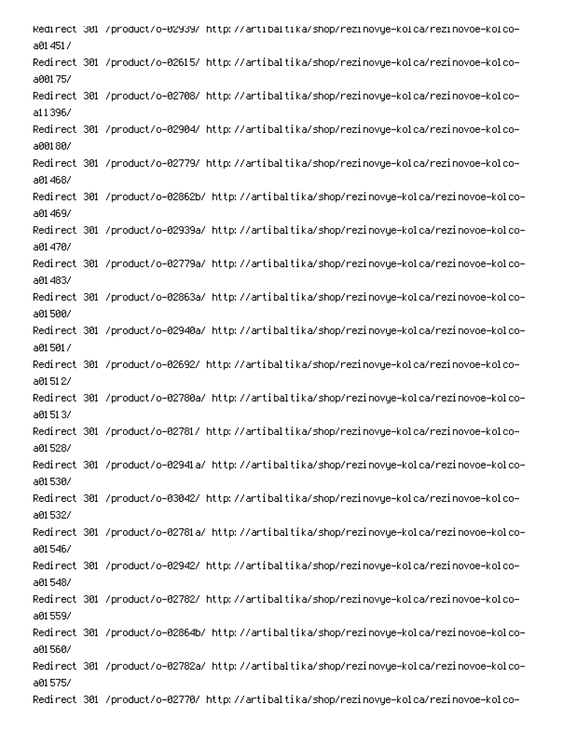Redirect 301 /product/o-02939/ http://artibaltika/shop/rezinovye-kolca/rezinovoe-kolco-a01451/
Redirect 301 /product/o-02615/ http://artibaltika/shop/rezinovye-kolca/rezinovoe-kolco-a00175/
Redirect 301 /product/o-02708/ http://artibaltika/shop/rezinovye-kolca/rezinovoe-kolco-a11396/
Redirect 301 /product/o-02904/ http://artibaltika/shop/rezinovye-kolca/rezinovoe-kolco-a00180/
Redirect 301 /product/o-02779/ http://artibaltika/shop/rezinovye-kolca/rezinovoe-kolco-a01468/
Redirect 301 /product/o-02862b/ http://artibaltika/shop/rezinovye-kolca/rezinovoe-kolco-a01469/
Redirect 301 /product/o-02939a/ http://artibaltika/shop/rezinovye-kolca/rezinovoe-kolco-a01470/
Redirect 301 /product/o-02779a/ http://artibaltika/shop/rezinovye-kolca/rezinovoe-kolco-a01483/
Redirect 301 /product/o-02863a/ http://artibaltika/shop/rezinovye-kolca/rezinovoe-kolco-a01500/
Redirect 301 /product/o-02940a/ http://artibaltika/shop/rezinovye-kolca/rezinovoe-kolco-a01501/
Redirect 301 /product/o-02692/ http://artibaltika/shop/rezinovye-kolca/rezinovoe-kolco-a01512/
Redirect 301 /product/o-02780a/ http://artibaltika/shop/rezinovye-kolca/rezinovoe-kolco-a01513/
Redirect 301 /product/o-02781/ http://artibaltika/shop/rezinovye-kolca/rezinovoe-kolco-a01528/
Redirect 301 /product/o-02941a/ http://artibaltika/shop/rezinovye-kolca/rezinovoe-kolco-a01530/
Redirect 301 /product/o-03042/ http://artibaltika/shop/rezinovye-kolca/rezinovoe-kolco-a01532/
Redirect 301 /product/o-02781a/ http://artibaltika/shop/rezinovye-kolca/rezinovoe-kolco-a01546/
Redirect 301 /product/o-02942/ http://artibaltika/shop/rezinovye-kolca/rezinovoe-kolco-a01548/
Redirect 301 /product/o-02782/ http://artibaltika/shop/rezinovye-kolca/rezinovoe-kolco-a01559/
Redirect 301 /product/o-02864b/ http://artibaltika/shop/rezinovye-kolca/rezinovoe-kolco-a01560/
Redirect 301 /product/o-02782a/ http://artibaltika/shop/rezinovye-kolca/rezinovoe-kolco-a01575/
Redirect 301 /product/o-02770/ http://artibaltika/shop/rezinovye-kolca/rezinovoe-kolco-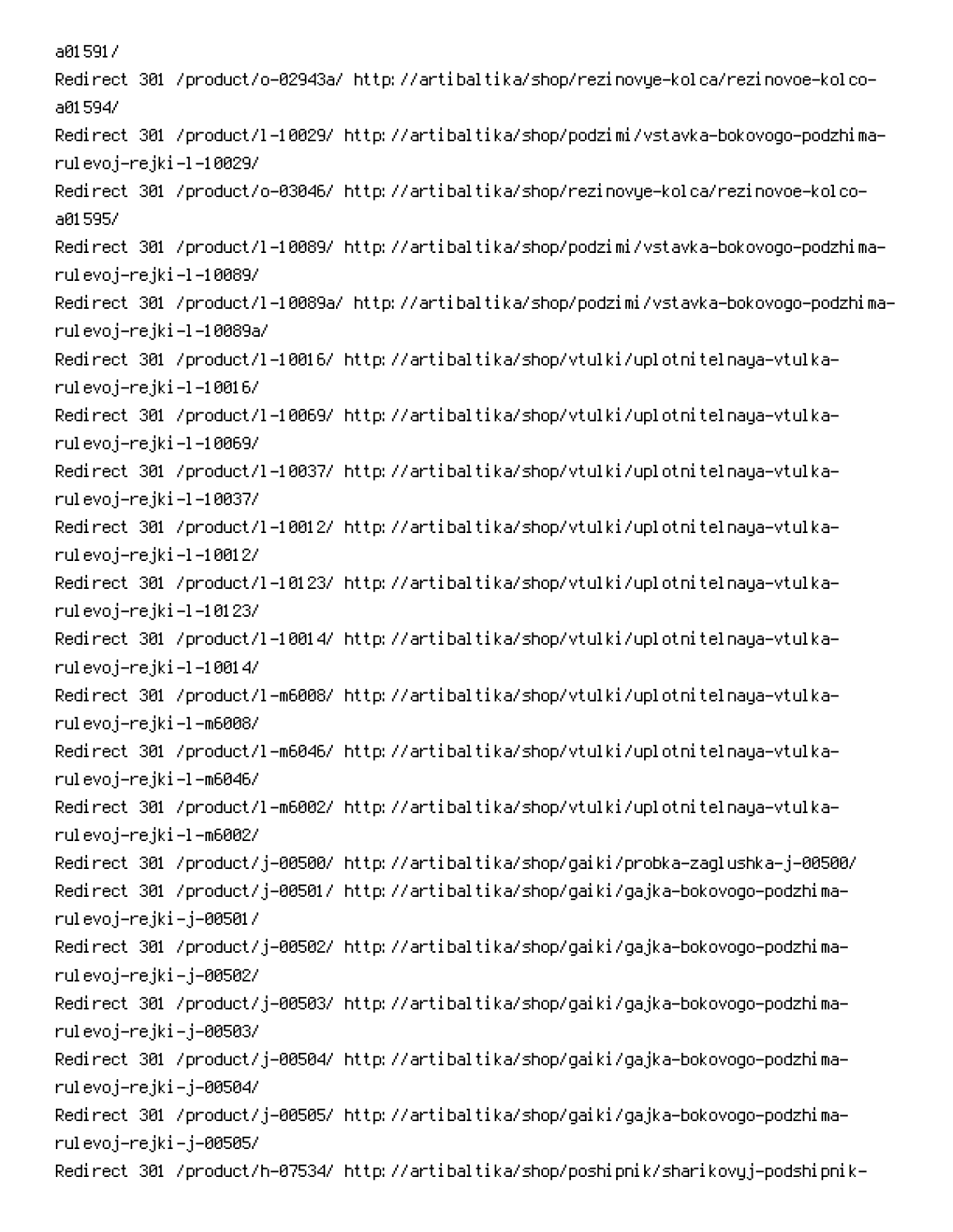a01591/

Redirect 301 /product/o-02943a/ http://artibaltika/shop/rezinovye-kolca/rezinovoe-kolco-a01594/

Redirect 301 /product/l-10029/ http://artibaltika/shop/podzimi/vstavka-bokovogo-podzhima-rulevoj-rejki-l-10029/

Redirect 301 /product/o-03046/ http://artibaltika/shop/rezinovye-kolca/rezinovoe-kolco-a01595/

Redirect 301 /product/l-10089/ http://artibaltika/shop/podzimi/vstavka-bokovogo-podzhima-rulevoj-rejki-l-10089/

Redirect 301 /product/l-10089a/ http://artibaltika/shop/podzimi/vstavka-bokovogo-podzhima-rulevoj-rejki-l-10089a/

Redirect 301 /product/l-10016/ http://artibaltika/shop/vtulki/uplotnitelnaya-vtulka-rulevoj-rejki-l-10016/

Redirect 301 /product/l-10069/ http://artibaltika/shop/vtulki/uplotnitelnaya-vtulka-rulevoj-rejki-l-10069/

Redirect 301 /product/l-10037/ http://artibaltika/shop/vtulki/uplotnitelnaya-vtulka-rulevoj-rejki-l-10037/

Redirect 301 /product/l-10012/ http://artibaltika/shop/vtulki/uplotnitelnaya-vtulka-rulevoj-rejki-l-10012/

Redirect 301 /product/l-10123/ http://artibaltika/shop/vtulki/uplotnitelnaya-vtulka-rulevoj-rejki-l-10123/

Redirect 301 /product/l-10014/ http://artibaltika/shop/vtulki/uplotnitelnaya-vtulka-rulevoj-rejki-l-10014/

Redirect 301 /product/l-m6008/ http://artibaltika/shop/vtulki/uplotnitelnaya-vtulka-rulevoj-rejki-l-m6008/

Redirect 301 /product/l-m6046/ http://artibaltika/shop/vtulki/uplotnitelnaya-vtulka-rulevoj-rejki-l-m6046/

Redirect 301 /product/l-m6002/ http://artibaltika/shop/vtulki/uplotnitelnaya-vtulka-rulevoj-rejki-l-m6002/

Redirect 301 /product/j-00500/ http://artibaltika/shop/gaiki/probka-zaglushka-j-00500/

Redirect 301 /product/j-00501/ http://artibaltika/shop/gaiki/gajka-bokovogo-podzhima-rulevoj-rejki-j-00501/

Redirect 301 /product/j-00502/ http://artibaltika/shop/gaiki/gajka-bokovogo-podzhima-rulevoj-rejki-j-00502/

Redirect 301 /product/j-00503/ http://artibaltika/shop/gaiki/gajka-bokovogo-podzhima-rulevoj-rejki-j-00503/

Redirect 301 /product/j-00504/ http://artibaltika/shop/gaiki/gajka-bokovogo-podzhima-rulevoj-rejki-j-00504/

Redirect 301 /product/j-00505/ http://artibaltika/shop/gaiki/gajka-bokovogo-podzhima-rulevoj-rejki-j-00505/

Redirect 301 /product/h-07534/ http://artibaltika/shop/poshipnik/sharikovyj-podshipnik-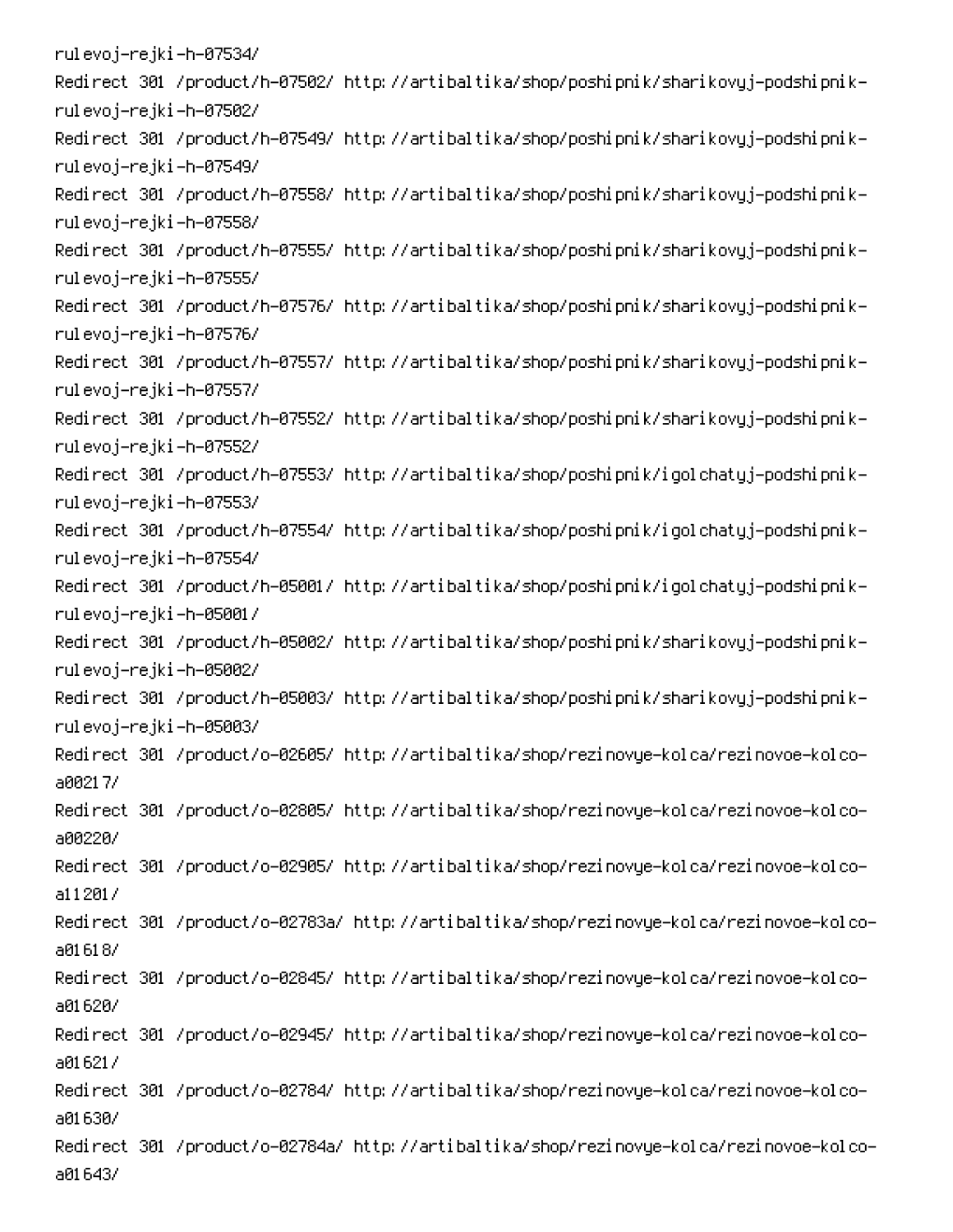rulevoj-rejki-h-07534/

Redirect 301 /product/h-07502/ http://artibaltika/shop/poshipnik/sharikovyj-podshipnik-rulevoj-rejki-h-07502/

Redirect 301 /product/h-07549/ http://artibaltika/shop/poshipnik/sharikovyj-podshipnik-rulevoj-rejki-h-07549/

Redirect 301 /product/h-07558/ http://artibaltika/shop/poshipnik/sharikovyj-podshipnik-rulevoj-rejki-h-07558/

Redirect 301 /product/h-07555/ http://artibaltika/shop/poshipnik/sharikovyj-podshipnik-rulevoj-rejki-h-07555/

Redirect 301 /product/h-07576/ http://artibaltika/shop/poshipnik/sharikovyj-podshipnik-rulevoj-rejki-h-07576/

Redirect 301 /product/h-07557/ http://artibaltika/shop/poshipnik/sharikovyj-podshipnik-rulevoj-rejki-h-07557/

Redirect 301 /product/h-07552/ http://artibaltika/shop/poshipnik/sharikovyj-podshipnik-rulevoj-rejki-h-07552/

Redirect 301 /product/h-07553/ http://artibaltika/shop/poshipnik/igolchatyj-podshipnik-rulevoj-rejki-h-07553/

Redirect 301 /product/h-07554/ http://artibaltika/shop/poshipnik/igolchatyj-podshipnik-rulevoj-rejki-h-07554/

Redirect 301 /product/h-05001/ http://artibaltika/shop/poshipnik/igolchatyj-podshipnik-rulevoj-rejki-h-05001/

Redirect 301 /product/h-05002/ http://artibaltika/shop/poshipnik/sharikovyj-podshipnik-rulevoj-rejki-h-05002/

Redirect 301 /product/h-05003/ http://artibaltika/shop/poshipnik/sharikovyj-podshipnik-rulevoj-rejki-h-05003/

Redirect 301 /product/o-02605/ http://artibaltika/shop/rezinovye-kolca/rezinovoe-kolco-a00217/

Redirect 301 /product/o-02805/ http://artibaltika/shop/rezinovye-kolca/rezinovoe-kolco-a00220/

Redirect 301 /product/o-02905/ http://artibaltika/shop/rezinovye-kolca/rezinovoe-kolco-a11201/

Redirect 301 /product/o-02783a/ http://artibaltika/shop/rezinovye-kolca/rezinovoe-kolco-a01618/

Redirect 301 /product/o-02845/ http://artibaltika/shop/rezinovye-kolca/rezinovoe-kolco-a01620/

Redirect 301 /product/o-02945/ http://artibaltika/shop/rezinovye-kolca/rezinovoe-kolco-a01621/

Redirect 301 /product/o-02784/ http://artibaltika/shop/rezinovye-kolca/rezinovoe-kolco-a01630/

Redirect 301 /product/o-02784a/ http://artibaltika/shop/rezinovye-kolca/rezinovoe-kolco-a01643/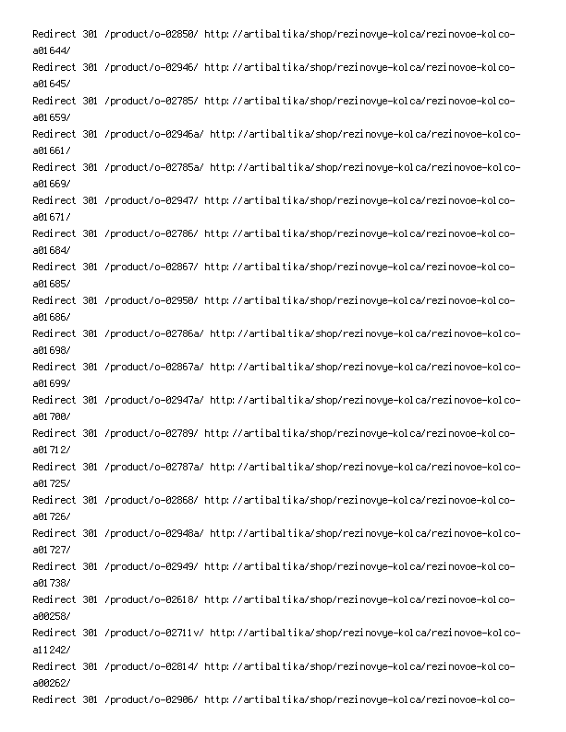Redirect 301 /product/o-02850/ http://artibaltika/shop/rezinovye-kolca/rezinovoe-kolco-a01644/
Redirect 301 /product/o-02946/ http://artibaltika/shop/rezinovye-kolca/rezinovoe-kolco-a01645/
Redirect 301 /product/o-02785/ http://artibaltika/shop/rezinovye-kolca/rezinovoe-kolco-a01659/
Redirect 301 /product/o-02946a/ http://artibaltika/shop/rezinovye-kolca/rezinovoe-kolco-a01661/
Redirect 301 /product/o-02785a/ http://artibaltika/shop/rezinovye-kolca/rezinovoe-kolco-a01669/
Redirect 301 /product/o-02947/ http://artibaltika/shop/rezinovye-kolca/rezinovoe-kolco-a01671/
Redirect 301 /product/o-02786/ http://artibaltika/shop/rezinovye-kolca/rezinovoe-kolco-a01684/
Redirect 301 /product/o-02867/ http://artibaltika/shop/rezinovye-kolca/rezinovoe-kolco-a01685/
Redirect 301 /product/o-02950/ http://artibaltika/shop/rezinovye-kolca/rezinovoe-kolco-a01686/
Redirect 301 /product/o-02786a/ http://artibaltika/shop/rezinovye-kolca/rezinovoe-kolco-a01698/
Redirect 301 /product/o-02867a/ http://artibaltika/shop/rezinovye-kolca/rezinovoe-kolco-a01699/
Redirect 301 /product/o-02947a/ http://artibaltika/shop/rezinovye-kolca/rezinovoe-kolco-a01700/
Redirect 301 /product/o-02789/ http://artibaltika/shop/rezinovye-kolca/rezinovoe-kolco-a01712/
Redirect 301 /product/o-02787a/ http://artibaltika/shop/rezinovye-kolca/rezinovoe-kolco-a01725/
Redirect 301 /product/o-02868/ http://artibaltika/shop/rezinovye-kolca/rezinovoe-kolco-a01726/
Redirect 301 /product/o-02948a/ http://artibaltika/shop/rezinovye-kolca/rezinovoe-kolco-a01727/
Redirect 301 /product/o-02949/ http://artibaltika/shop/rezinovye-kolca/rezinovoe-kolco-a01738/
Redirect 301 /product/o-02618/ http://artibaltika/shop/rezinovye-kolca/rezinovoe-kolco-a00258/
Redirect 301 /product/o-02711v/ http://artibaltika/shop/rezinovye-kolca/rezinovoe-kolco-a11242/
Redirect 301 /product/o-02814/ http://artibaltika/shop/rezinovye-kolca/rezinovoe-kolco-a00262/
Redirect 301 /product/o-02906/ http://artibaltika/shop/rezinovye-kolca/rezinovoe-kolco-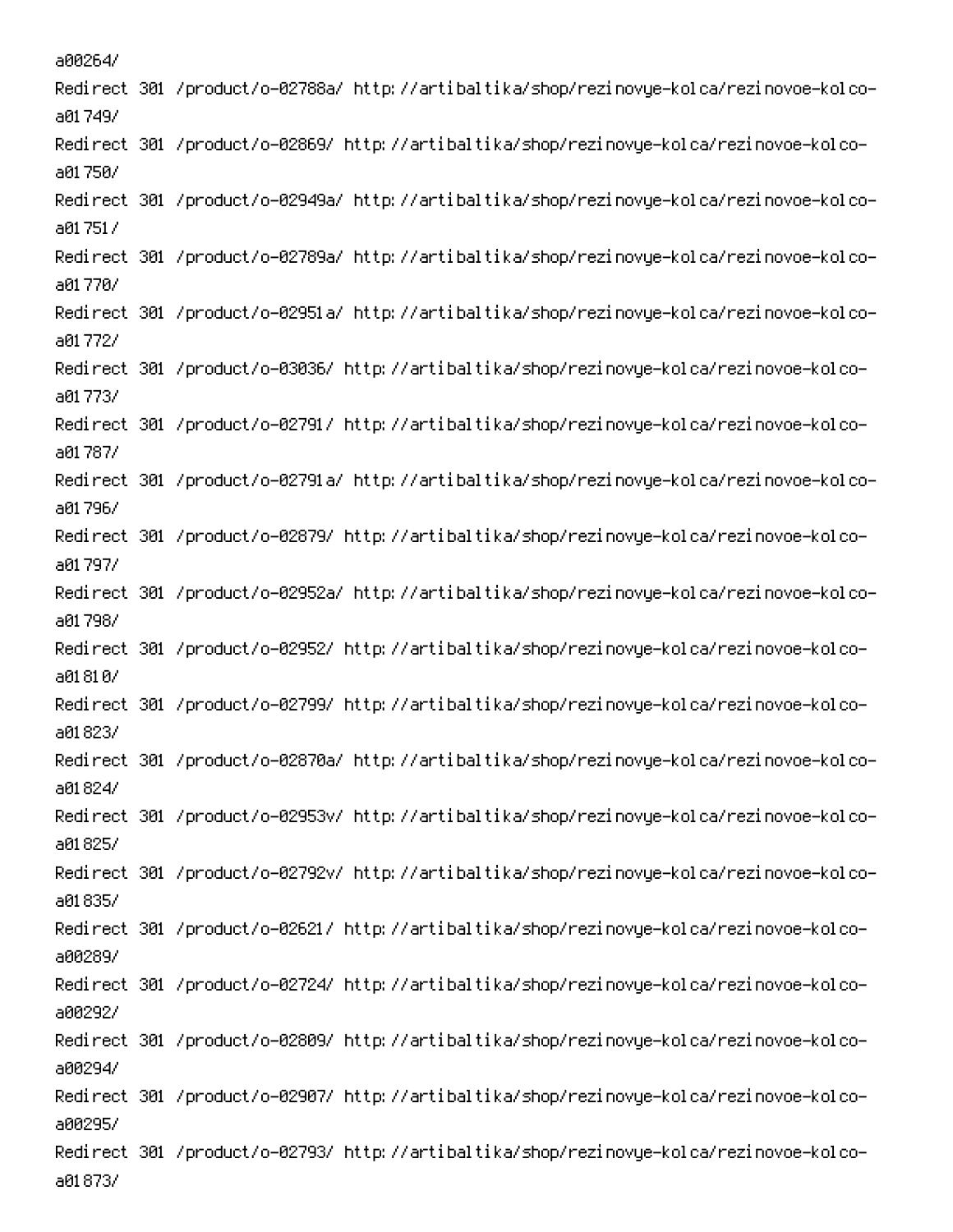a00264/
Redirect 301 /product/o-02788a/ http://artibaltika/shop/rezinovye-kolca/rezinovoe-kolco-a01749/
Redirect 301 /product/o-02869/ http://artibaltika/shop/rezinovye-kolca/rezinovoe-kolco-a01750/
Redirect 301 /product/o-02949a/ http://artibaltika/shop/rezinovye-kolca/rezinovoe-kolco-a01751/
Redirect 301 /product/o-02789a/ http://artibaltika/shop/rezinovye-kolca/rezinovoe-kolco-a01770/
Redirect 301 /product/o-02951a/ http://artibaltika/shop/rezinovye-kolca/rezinovoe-kolco-a01772/
Redirect 301 /product/o-03036/ http://artibaltika/shop/rezinovye-kolca/rezinovoe-kolco-a01773/
Redirect 301 /product/o-02791/ http://artibaltika/shop/rezinovye-kolca/rezinovoe-kolco-a01787/
Redirect 301 /product/o-02791a/ http://artibaltika/shop/rezinovye-kolca/rezinovoe-kolco-a01796/
Redirect 301 /product/o-02879/ http://artibaltika/shop/rezinovye-kolca/rezinovoe-kolco-a01797/
Redirect 301 /product/o-02952a/ http://artibaltika/shop/rezinovye-kolca/rezinovoe-kolco-a01798/
Redirect 301 /product/o-02952/ http://artibaltika/shop/rezinovye-kolca/rezinovoe-kolco-a01810/
Redirect 301 /product/o-02799/ http://artibaltika/shop/rezinovye-kolca/rezinovoe-kolco-a01823/
Redirect 301 /product/o-02870a/ http://artibaltika/shop/rezinovye-kolca/rezinovoe-kolco-a01824/
Redirect 301 /product/o-02953v/ http://artibaltika/shop/rezinovye-kolca/rezinovoe-kolco-a01825/
Redirect 301 /product/o-02792v/ http://artibaltika/shop/rezinovye-kolca/rezinovoe-kolco-a01835/
Redirect 301 /product/o-02621/ http://artibaltika/shop/rezinovye-kolca/rezinovoe-kolco-a00289/
Redirect 301 /product/o-02724/ http://artibaltika/shop/rezinovye-kolca/rezinovoe-kolco-a00292/
Redirect 301 /product/o-02809/ http://artibaltika/shop/rezinovye-kolca/rezinovoe-kolco-a00294/
Redirect 301 /product/o-02907/ http://artibaltika/shop/rezinovye-kolca/rezinovoe-kolco-a00295/
Redirect 301 /product/o-02793/ http://artibaltika/shop/rezinovye-kolca/rezinovoe-kolco-a01873/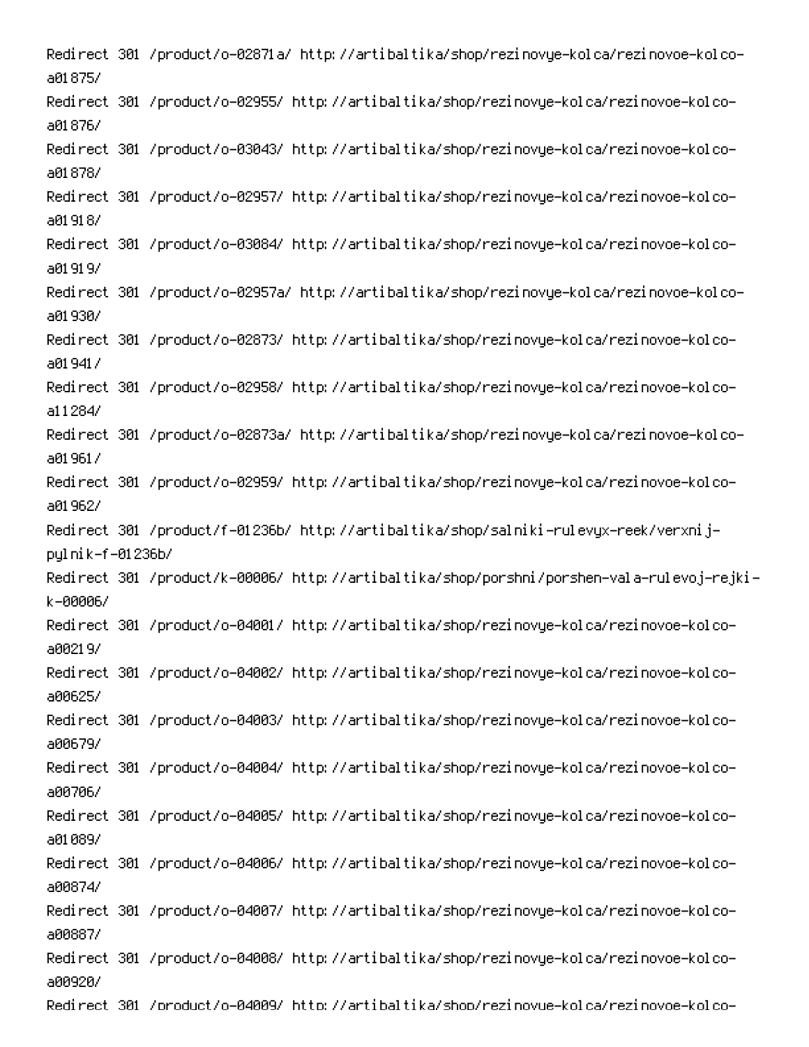Redirect 301 /product/o-02871a/ http://artibaltika/shop/rezinovye-kolca/rezinovoe-kolco-a01875/
Redirect 301 /product/o-02955/ http://artibaltika/shop/rezinovye-kolca/rezinovoe-kolco-a01876/
Redirect 301 /product/o-03043/ http://artibaltika/shop/rezinovye-kolca/rezinovoe-kolco-a01878/
Redirect 301 /product/o-02957/ http://artibaltika/shop/rezinovye-kolca/rezinovoe-kolco-a01918/
Redirect 301 /product/o-03084/ http://artibaltika/shop/rezinovye-kolca/rezinovoe-kolco-a01919/
Redirect 301 /product/o-02957a/ http://artibaltika/shop/rezinovye-kolca/rezinovoe-kolco-a01930/
Redirect 301 /product/o-02873/ http://artibaltika/shop/rezinovye-kolca/rezinovoe-kolco-a01941/
Redirect 301 /product/o-02958/ http://artibaltika/shop/rezinovye-kolca/rezinovoe-kolco-a11284/
Redirect 301 /product/o-02873a/ http://artibaltika/shop/rezinovye-kolca/rezinovoe-kolco-a01961/
Redirect 301 /product/o-02959/ http://artibaltika/shop/rezinovye-kolca/rezinovoe-kolco-a01962/
Redirect 301 /product/f-01236b/ http://artibaltika/shop/salniki-rulevyx-reek/verxnij-pylnik-f-01236b/
Redirect 301 /product/k-00006/ http://artibaltika/shop/porshni/porshen-vala-rulevoj-rejki-k-00006/
Redirect 301 /product/o-04001/ http://artibaltika/shop/rezinovye-kolca/rezinovoe-kolco-a00219/
Redirect 301 /product/o-04002/ http://artibaltika/shop/rezinovye-kolca/rezinovoe-kolco-a00625/
Redirect 301 /product/o-04003/ http://artibaltika/shop/rezinovye-kolca/rezinovoe-kolco-a00679/
Redirect 301 /product/o-04004/ http://artibaltika/shop/rezinovye-kolca/rezinovoe-kolco-a00706/
Redirect 301 /product/o-04005/ http://artibaltika/shop/rezinovye-kolca/rezinovoe-kolco-a01089/
Redirect 301 /product/o-04006/ http://artibaltika/shop/rezinovye-kolca/rezinovoe-kolco-a00874/
Redirect 301 /product/o-04007/ http://artibaltika/shop/rezinovye-kolca/rezinovoe-kolco-a00887/
Redirect 301 /product/o-04008/ http://artibaltika/shop/rezinovye-kolca/rezinovoe-kolco-a00920/
Redirect 301 /product/o-04009/ http://artibaltika/shop/rezinovye-kolca/rezinovoe-kolco-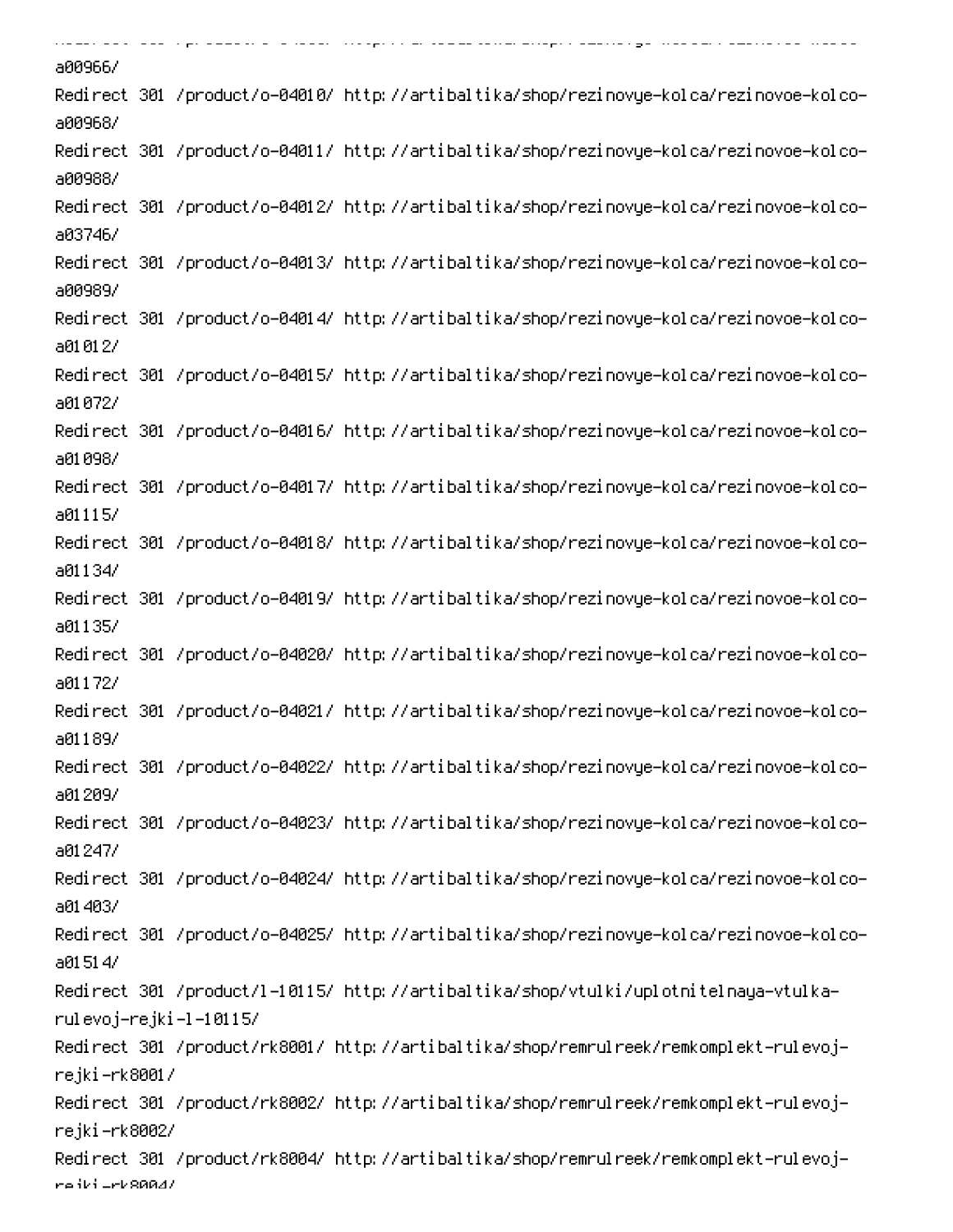a00966/
Redirect 301 /product/o-04010/ http://artibaltika/shop/rezinovye-kolca/rezinovoe-kolco-a00968/
Redirect 301 /product/o-04011/ http://artibaltika/shop/rezinovye-kolca/rezinovoe-kolco-a00988/
Redirect 301 /product/o-04012/ http://artibaltika/shop/rezinovye-kolca/rezinovoe-kolco-a03746/
Redirect 301 /product/o-04013/ http://artibaltika/shop/rezinovye-kolca/rezinovoe-kolco-a00989/
Redirect 301 /product/o-04014/ http://artibaltika/shop/rezinovye-kolca/rezinovoe-kolco-a01012/
Redirect 301 /product/o-04015/ http://artibaltika/shop/rezinovye-kolca/rezinovoe-kolco-a01072/
Redirect 301 /product/o-04016/ http://artibaltika/shop/rezinovye-kolca/rezinovoe-kolco-a01098/
Redirect 301 /product/o-04017/ http://artibaltika/shop/rezinovye-kolca/rezinovoe-kolco-a01115/
Redirect 301 /product/o-04018/ http://artibaltika/shop/rezinovye-kolca/rezinovoe-kolco-a01134/
Redirect 301 /product/o-04019/ http://artibaltika/shop/rezinovye-kolca/rezinovoe-kolco-a01135/
Redirect 301 /product/o-04020/ http://artibaltika/shop/rezinovye-kolca/rezinovoe-kolco-a01172/
Redirect 301 /product/o-04021/ http://artibaltika/shop/rezinovye-kolca/rezinovoe-kolco-a01189/
Redirect 301 /product/o-04022/ http://artibaltika/shop/rezinovye-kolca/rezinovoe-kolco-a01209/
Redirect 301 /product/o-04023/ http://artibaltika/shop/rezinovye-kolca/rezinovoe-kolco-a01247/
Redirect 301 /product/o-04024/ http://artibaltika/shop/rezinovye-kolca/rezinovoe-kolco-a01403/
Redirect 301 /product/o-04025/ http://artibaltika/shop/rezinovye-kolca/rezinovoe-kolco-a01514/
Redirect 301 /product/l-10115/ http://artibaltika/shop/vtulki/uplotnitelnaya-vtulka-rulevoj-rejki-l-10115/
Redirect 301 /product/rk8001/ http://artibaltika/shop/remrulreek/remkomplekt-rulevoj-rejki-rk8001/
Redirect 301 /product/rk8002/ http://artibaltika/shop/remrulreek/remkomplekt-rulevoj-rejki-rk8002/
Redirect 301 /product/rk8004/ http://artibaltika/shop/remrulreek/remkomplekt-rulevoj-rejki-rk8004/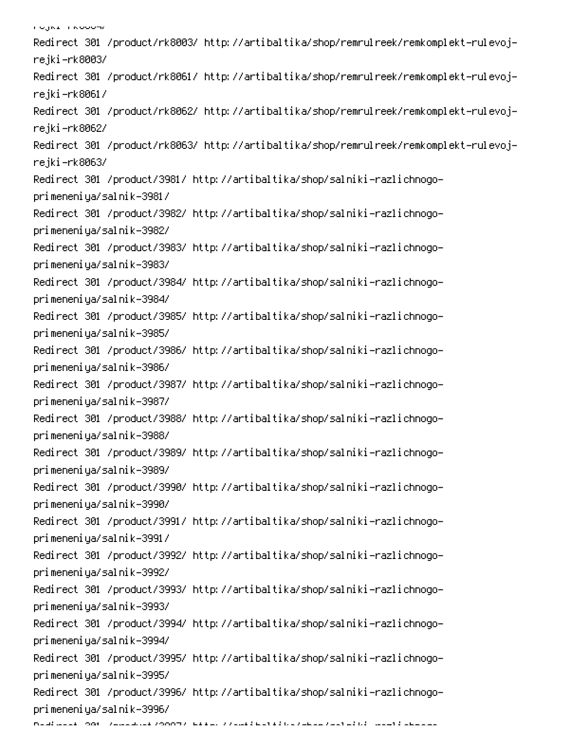```
rejki-rk8004/
Redirect 301 /product/rk8003/ http://artibaltika/shop/remrulreek/remkomplekt-rulevoj-rejki-rk8003/
Redirect 301 /product/rk8061/ http://artibaltika/shop/remrulreek/remkomplekt-rulevoj-rejki-rk8061/
Redirect 301 /product/rk8062/ http://artibaltika/shop/remrulreek/remkomplekt-rulevoj-rejki-rk8062/
Redirect 301 /product/rk8063/ http://artibaltika/shop/remrulreek/remkomplekt-rulevoj-rejki-rk8063/
Redirect 301 /product/3981/ http://artibaltika/shop/salniki-razlichnogo-primeneniya/salnik-3981/
Redirect 301 /product/3982/ http://artibaltika/shop/salniki-razlichnogo-primeneniya/salnik-3982/
Redirect 301 /product/3983/ http://artibaltika/shop/salniki-razlichnogo-primeneniya/salnik-3983/
Redirect 301 /product/3984/ http://artibaltika/shop/salniki-razlichnogo-primeneniya/salnik-3984/
Redirect 301 /product/3985/ http://artibaltika/shop/salniki-razlichnogo-primeneniya/salnik-3985/
Redirect 301 /product/3986/ http://artibaltika/shop/salniki-razlichnogo-primeneniya/salnik-3986/
Redirect 301 /product/3987/ http://artibaltika/shop/salniki-razlichnogo-primeneniya/salnik-3987/
Redirect 301 /product/3988/ http://artibaltika/shop/salniki-razlichnogo-primeneniya/salnik-3988/
Redirect 301 /product/3989/ http://artibaltika/shop/salniki-razlichnogo-primeneniya/salnik-3989/
Redirect 301 /product/3990/ http://artibaltika/shop/salniki-razlichnogo-primeneniya/salnik-3990/
Redirect 301 /product/3991/ http://artibaltika/shop/salniki-razlichnogo-primeneniya/salnik-3991/
Redirect 301 /product/3992/ http://artibaltika/shop/salniki-razlichnogo-primeneniya/salnik-3992/
Redirect 301 /product/3993/ http://artibaltika/shop/salniki-razlichnogo-primeneniya/salnik-3993/
Redirect 301 /product/3994/ http://artibaltika/shop/salniki-razlichnogo-primeneniya/salnik-3994/
Redirect 301 /product/3995/ http://artibaltika/shop/salniki-razlichnogo-primeneniya/salnik-3995/
Redirect 301 /product/3996/ http://artibaltika/shop/salniki-razlichnogo-primeneniya/salnik-3996/
Redirect 301 /product/3997/ http://artibaltika/shop/salniki-razlichnogo-
```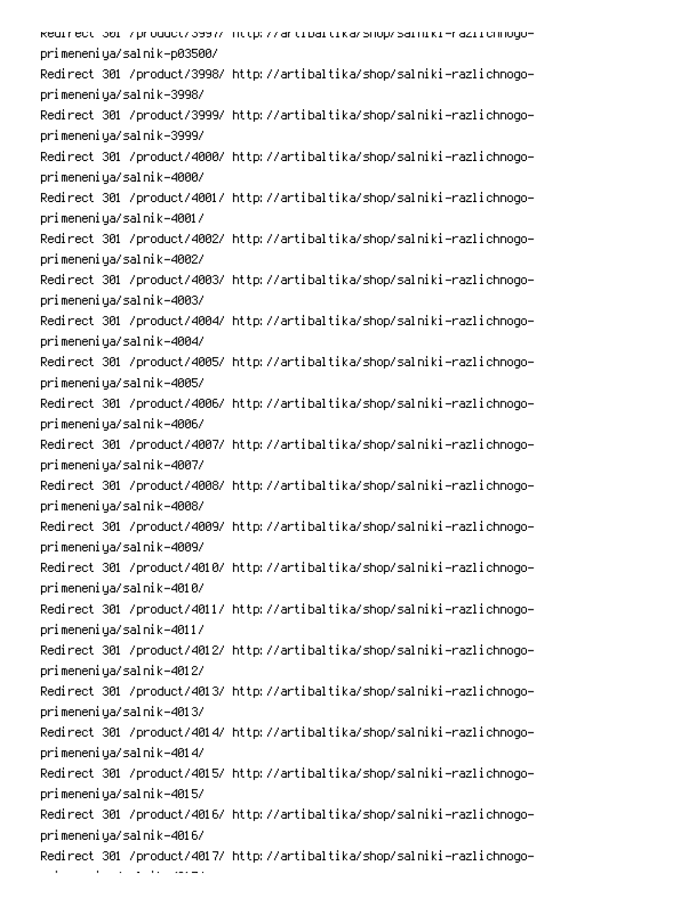Redirect 301 /product/3997/ http://artibaltika/shop/salniki-razlichnogo-primeneniya/salnik-p03500/
Redirect 301 /product/3998/ http://artibaltika/shop/salniki-razlichnogo-primeneniya/salnik-3998/
Redirect 301 /product/3999/ http://artibaltika/shop/salniki-razlichnogo-primeneniya/salnik-3999/
Redirect 301 /product/4000/ http://artibaltika/shop/salniki-razlichnogo-primeneniya/salnik-4000/
Redirect 301 /product/4001/ http://artibaltika/shop/salniki-razlichnogo-primeneniya/salnik-4001/
Redirect 301 /product/4002/ http://artibaltika/shop/salniki-razlichnogo-primeneniya/salnik-4002/
Redirect 301 /product/4003/ http://artibaltika/shop/salniki-razlichnogo-primeneniya/salnik-4003/
Redirect 301 /product/4004/ http://artibaltika/shop/salniki-razlichnogo-primeneniya/salnik-4004/
Redirect 301 /product/4005/ http://artibaltika/shop/salniki-razlichnogo-primeneniya/salnik-4005/
Redirect 301 /product/4006/ http://artibaltika/shop/salniki-razlichnogo-primeneniya/salnik-4006/
Redirect 301 /product/4007/ http://artibaltika/shop/salniki-razlichnogo-primeneniya/salnik-4007/
Redirect 301 /product/4008/ http://artibaltika/shop/salniki-razlichnogo-primeneniya/salnik-4008/
Redirect 301 /product/4009/ http://artibaltika/shop/salniki-razlichnogo-primeneniya/salnik-4009/
Redirect 301 /product/4010/ http://artibaltika/shop/salniki-razlichnogo-primeneniya/salnik-4010/
Redirect 301 /product/4011/ http://artibaltika/shop/salniki-razlichnogo-primeneniya/salnik-4011/
Redirect 301 /product/4012/ http://artibaltika/shop/salniki-razlichnogo-primeneniya/salnik-4012/
Redirect 301 /product/4013/ http://artibaltika/shop/salniki-razlichnogo-primeneniya/salnik-4013/
Redirect 301 /product/4014/ http://artibaltika/shop/salniki-razlichnogo-primeneniya/salnik-4014/
Redirect 301 /product/4015/ http://artibaltika/shop/salniki-razlichnogo-primeneniya/salnik-4015/
Redirect 301 /product/4016/ http://artibaltika/shop/salniki-razlichnogo-primeneniya/salnik-4016/
Redirect 301 /product/4017/ http://artibaltika/shop/salniki-razlichnogo-primeneniya/salnik-4017/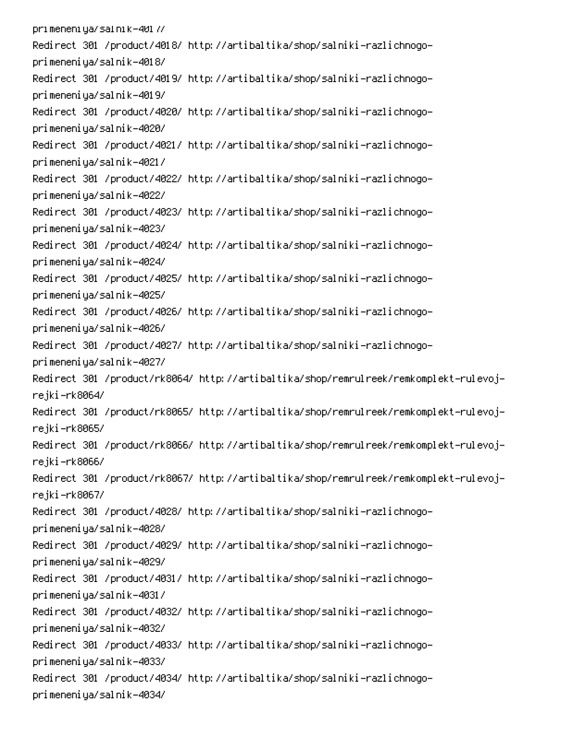primeneniya/salnik-4017/
Redirect 301 /product/4018/ http://artibaltika/shop/salniki-razlichnogo-primeneniya/salnik-4018/
Redirect 301 /product/4019/ http://artibaltika/shop/salniki-razlichnogo-primeneniya/salnik-4019/
Redirect 301 /product/4020/ http://artibaltika/shop/salniki-razlichnogo-primeneniya/salnik-4020/
Redirect 301 /product/4021/ http://artibaltika/shop/salniki-razlichnogo-primeneniya/salnik-4021/
Redirect 301 /product/4022/ http://artibaltika/shop/salniki-razlichnogo-primeneniya/salnik-4022/
Redirect 301 /product/4023/ http://artibaltika/shop/salniki-razlichnogo-primeneniya/salnik-4023/
Redirect 301 /product/4024/ http://artibaltika/shop/salniki-razlichnogo-primeneniya/salnik-4024/
Redirect 301 /product/4025/ http://artibaltika/shop/salniki-razlichnogo-primeneniya/salnik-4025/
Redirect 301 /product/4026/ http://artibaltika/shop/salniki-razlichnogo-primeneniya/salnik-4026/
Redirect 301 /product/4027/ http://artibaltika/shop/salniki-razlichnogo-primeneniya/salnik-4027/
Redirect 301 /product/rk8064/ http://artibaltika/shop/remrulreek/remkomplekt-rulevoj-rejki-rk8064/
Redirect 301 /product/rk8065/ http://artibaltika/shop/remrulreek/remkomplekt-rulevoj-rejki-rk8065/
Redirect 301 /product/rk8066/ http://artibaltika/shop/remrulreek/remkomplekt-rulevoj-rejki-rk8066/
Redirect 301 /product/rk8067/ http://artibaltika/shop/remrulreek/remkomplekt-rulevoj-rejki-rk8067/
Redirect 301 /product/4028/ http://artibaltika/shop/salniki-razlichnogo-primeneniya/salnik-4028/
Redirect 301 /product/4029/ http://artibaltika/shop/salniki-razlichnogo-primeneniya/salnik-4029/
Redirect 301 /product/4031/ http://artibaltika/shop/salniki-razlichnogo-primeneniya/salnik-4031/
Redirect 301 /product/4032/ http://artibaltika/shop/salniki-razlichnogo-primeneniya/salnik-4032/
Redirect 301 /product/4033/ http://artibaltika/shop/salniki-razlichnogo-primeneniya/salnik-4033/
Redirect 301 /product/4034/ http://artibaltika/shop/salniki-razlichnogo-primeneniya/salnik-4034/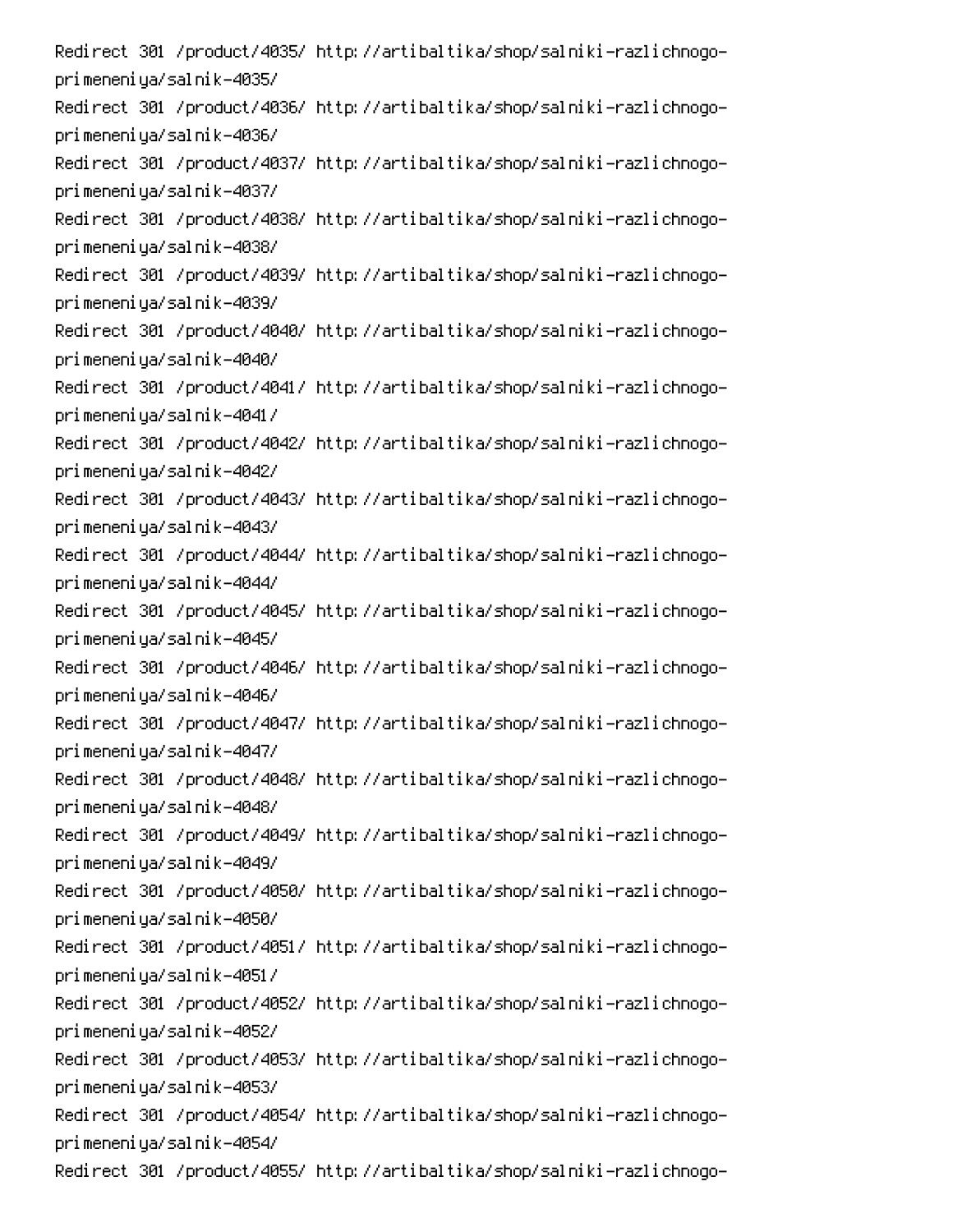```
Redirect 301 /product/4035/ http://artibaltika/shop/salniki-razlichnogo-primeneniya/salnik-4035/
Redirect 301 /product/4036/ http://artibaltika/shop/salniki-razlichnogo-primeneniya/salnik-4036/
Redirect 301 /product/4037/ http://artibaltika/shop/salniki-razlichnogo-primeneniya/salnik-4037/
Redirect 301 /product/4038/ http://artibaltika/shop/salniki-razlichnogo-primeneniya/salnik-4038/
Redirect 301 /product/4039/ http://artibaltika/shop/salniki-razlichnogo-primeneniya/salnik-4039/
Redirect 301 /product/4040/ http://artibaltika/shop/salniki-razlichnogo-primeneniya/salnik-4040/
Redirect 301 /product/4041/ http://artibaltika/shop/salniki-razlichnogo-primeneniya/salnik-4041/
Redirect 301 /product/4042/ http://artibaltika/shop/salniki-razlichnogo-primeneniya/salnik-4042/
Redirect 301 /product/4043/ http://artibaltika/shop/salniki-razlichnogo-primeneniya/salnik-4043/
Redirect 301 /product/4044/ http://artibaltika/shop/salniki-razlichnogo-primeneniya/salnik-4044/
Redirect 301 /product/4045/ http://artibaltika/shop/salniki-razlichnogo-primeneniya/salnik-4045/
Redirect 301 /product/4046/ http://artibaltika/shop/salniki-razlichnogo-primeneniya/salnik-4046/
Redirect 301 /product/4047/ http://artibaltika/shop/salniki-razlichnogo-primeneniya/salnik-4047/
Redirect 301 /product/4048/ http://artibaltika/shop/salniki-razlichnogo-primeneniya/salnik-4048/
Redirect 301 /product/4049/ http://artibaltika/shop/salniki-razlichnogo-primeneniya/salnik-4049/
Redirect 301 /product/4050/ http://artibaltika/shop/salniki-razlichnogo-primeneniya/salnik-4050/
Redirect 301 /product/4051/ http://artibaltika/shop/salniki-razlichnogo-primeneniya/salnik-4051/
Redirect 301 /product/4052/ http://artibaltika/shop/salniki-razlichnogo-primeneniya/salnik-4052/
Redirect 301 /product/4053/ http://artibaltika/shop/salniki-razlichnogo-primeneniya/salnik-4053/
Redirect 301 /product/4054/ http://artibaltika/shop/salniki-razlichnogo-primeneniya/salnik-4054/
Redirect 301 /product/4055/ http://artibaltika/shop/salniki-razlichnogo-
```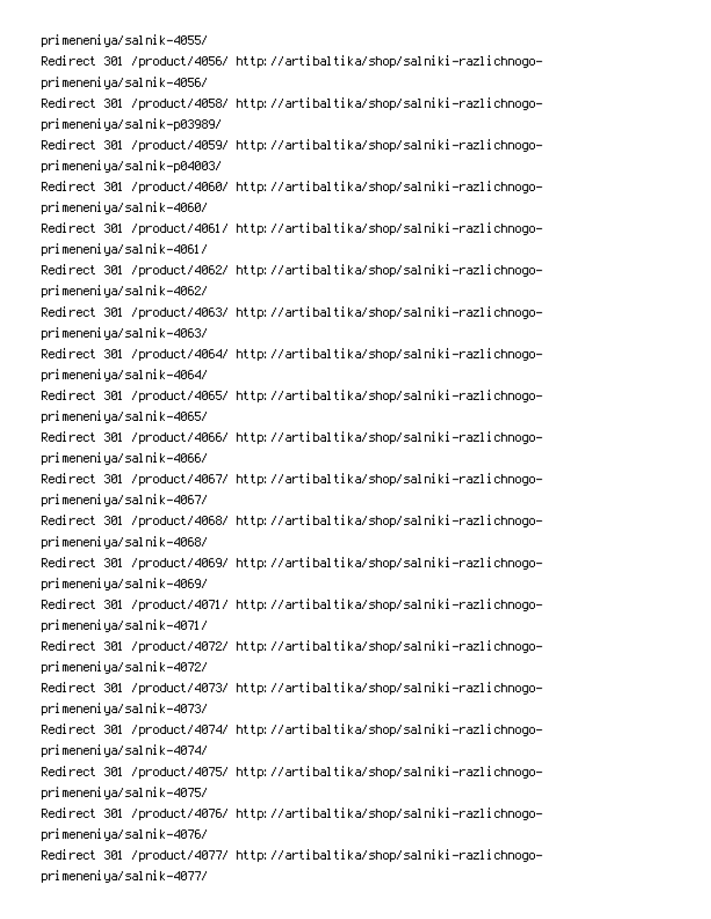primeneniya/salnik-4055/
Redirect 301 /product/4056/ http://artibaltika/shop/salniki-razlichnogo-primeneniya/salnik-4056/
Redirect 301 /product/4058/ http://artibaltika/shop/salniki-razlichnogo-primeneniya/salnik-p03989/
Redirect 301 /product/4059/ http://artibaltika/shop/salniki-razlichnogo-primeneniya/salnik-p04003/
Redirect 301 /product/4060/ http://artibaltika/shop/salniki-razlichnogo-primeneniya/salnik-4060/
Redirect 301 /product/4061/ http://artibaltika/shop/salniki-razlichnogo-primeneniya/salnik-4061/
Redirect 301 /product/4062/ http://artibaltika/shop/salniki-razlichnogo-primeneniya/salnik-4062/
Redirect 301 /product/4063/ http://artibaltika/shop/salniki-razlichnogo-primeneniya/salnik-4063/
Redirect 301 /product/4064/ http://artibaltika/shop/salniki-razlichnogo-primeneniya/salnik-4064/
Redirect 301 /product/4065/ http://artibaltika/shop/salniki-razlichnogo-primeneniya/salnik-4065/
Redirect 301 /product/4066/ http://artibaltika/shop/salniki-razlichnogo-primeneniya/salnik-4066/
Redirect 301 /product/4067/ http://artibaltika/shop/salniki-razlichnogo-primeneniya/salnik-4067/
Redirect 301 /product/4068/ http://artibaltika/shop/salniki-razlichnogo-primeneniya/salnik-4068/
Redirect 301 /product/4069/ http://artibaltika/shop/salniki-razlichnogo-primeneniya/salnik-4069/
Redirect 301 /product/4071/ http://artibaltika/shop/salniki-razlichnogo-primeneniya/salnik-4071/
Redirect 301 /product/4072/ http://artibaltika/shop/salniki-razlichnogo-primeneniya/salnik-4072/
Redirect 301 /product/4073/ http://artibaltika/shop/salniki-razlichnogo-primeneniya/salnik-4073/
Redirect 301 /product/4074/ http://artibaltika/shop/salniki-razlichnogo-primeneniya/salnik-4074/
Redirect 301 /product/4075/ http://artibaltika/shop/salniki-razlichnogo-primeneniya/salnik-4075/
Redirect 301 /product/4076/ http://artibaltika/shop/salniki-razlichnogo-primeneniya/salnik-4076/
Redirect 301 /product/4077/ http://artibaltika/shop/salniki-razlichnogo-primeneniya/salnik-4077/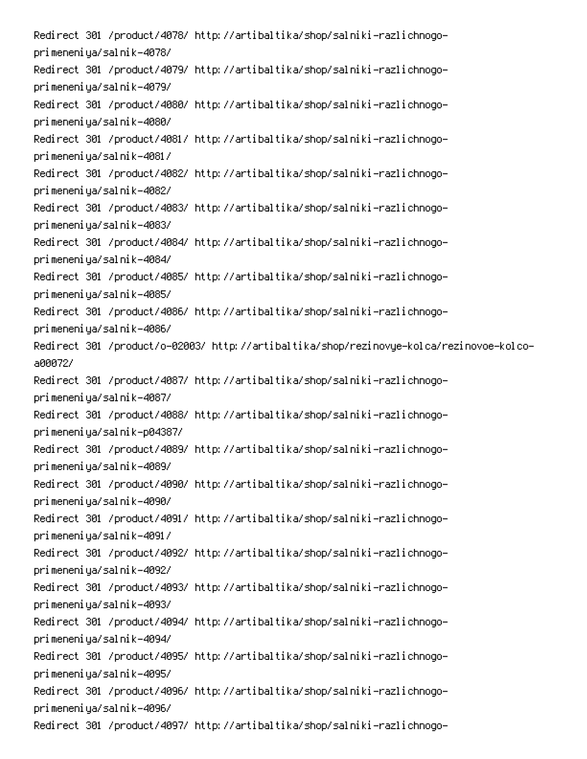Redirect 301 /product/4078/ http://artibaltika/shop/salniki-razlichnogo-primeneniya/salnik-4078/
Redirect 301 /product/4079/ http://artibaltika/shop/salniki-razlichnogo-primeneniya/salnik-4079/
Redirect 301 /product/4080/ http://artibaltika/shop/salniki-razlichnogo-primeneniya/salnik-4080/
Redirect 301 /product/4081/ http://artibaltika/shop/salniki-razlichnogo-primeneniya/salnik-4081/
Redirect 301 /product/4082/ http://artibaltika/shop/salniki-razlichnogo-primeneniya/salnik-4082/
Redirect 301 /product/4083/ http://artibaltika/shop/salniki-razlichnogo-primeneniya/salnik-4083/
Redirect 301 /product/4084/ http://artibaltika/shop/salniki-razlichnogo-primeneniya/salnik-4084/
Redirect 301 /product/4085/ http://artibaltika/shop/salniki-razlichnogo-primeneniya/salnik-4085/
Redirect 301 /product/4086/ http://artibaltika/shop/salniki-razlichnogo-primeneniya/salnik-4086/
Redirect 301 /product/o-02003/ http://artibaltika/shop/rezinovye-kolca/rezinovoe-kolco-a00072/
Redirect 301 /product/4087/ http://artibaltika/shop/salniki-razlichnogo-primeneniya/salnik-4087/
Redirect 301 /product/4088/ http://artibaltika/shop/salniki-razlichnogo-primeneniya/salnik-p04387/
Redirect 301 /product/4089/ http://artibaltika/shop/salniki-razlichnogo-primeneniya/salnik-4089/
Redirect 301 /product/4090/ http://artibaltika/shop/salniki-razlichnogo-primeneniya/salnik-4090/
Redirect 301 /product/4091/ http://artibaltika/shop/salniki-razlichnogo-primeneniya/salnik-4091/
Redirect 301 /product/4092/ http://artibaltika/shop/salniki-razlichnogo-primeneniya/salnik-4092/
Redirect 301 /product/4093/ http://artibaltika/shop/salniki-razlichnogo-primeneniya/salnik-4093/
Redirect 301 /product/4094/ http://artibaltika/shop/salniki-razlichnogo-primeneniya/salnik-4094/
Redirect 301 /product/4095/ http://artibaltika/shop/salniki-razlichnogo-primeneniya/salnik-4095/
Redirect 301 /product/4096/ http://artibaltika/shop/salniki-razlichnogo-primeneniya/salnik-4096/
Redirect 301 /product/4097/ http://artibaltika/shop/salniki-razlichnogo-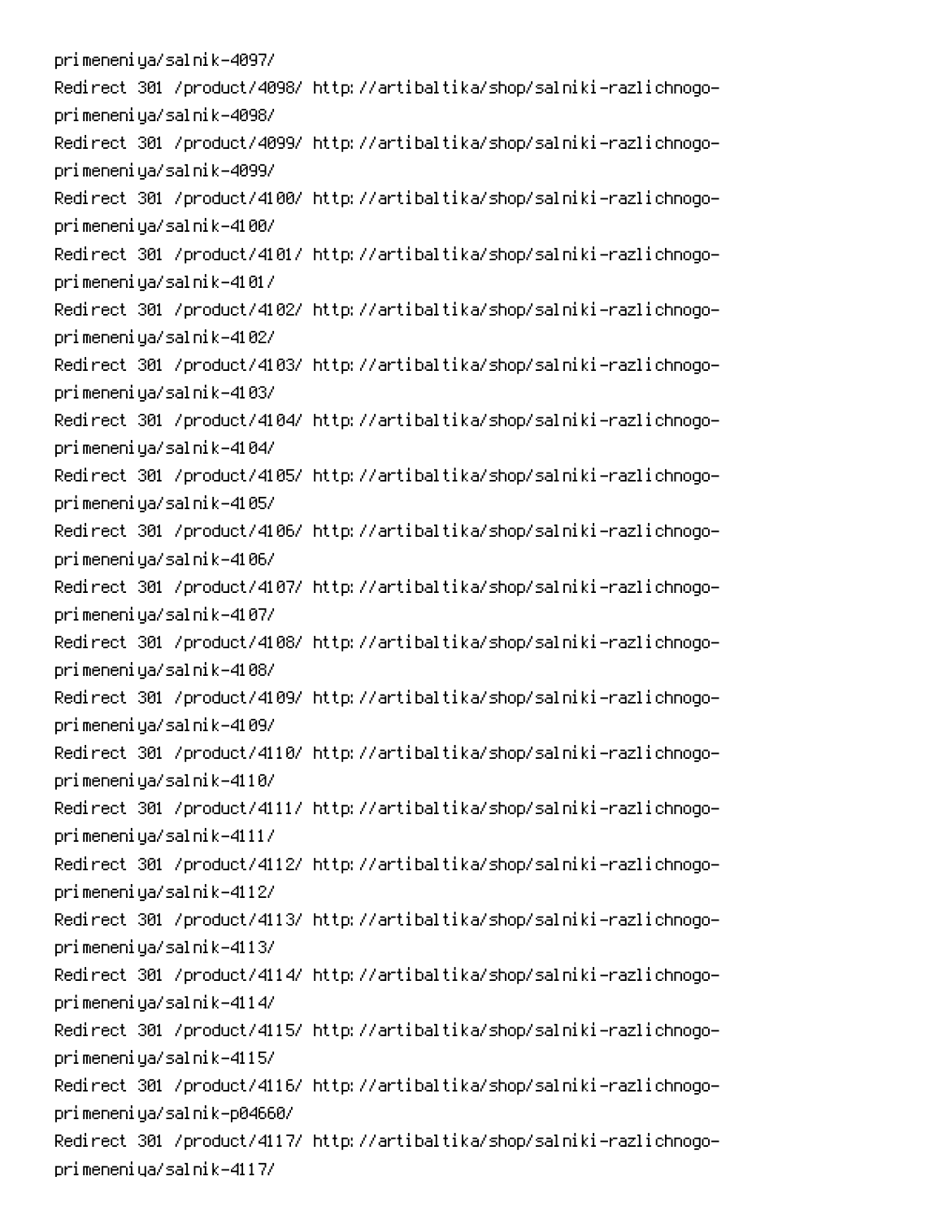primeneniya/salnik-4097/
Redirect 301 /product/4098/ http://artibaltika/shop/salniki-razlichnogo-primeneniya/salnik-4098/
Redirect 301 /product/4099/ http://artibaltika/shop/salniki-razlichnogo-primeneniya/salnik-4099/
Redirect 301 /product/4100/ http://artibaltika/shop/salniki-razlichnogo-primeneniya/salnik-4100/
Redirect 301 /product/4101/ http://artibaltika/shop/salniki-razlichnogo-primeneniya/salnik-4101/
Redirect 301 /product/4102/ http://artibaltika/shop/salniki-razlichnogo-primeneniya/salnik-4102/
Redirect 301 /product/4103/ http://artibaltika/shop/salniki-razlichnogo-primeneniya/salnik-4103/
Redirect 301 /product/4104/ http://artibaltika/shop/salniki-razlichnogo-primeneniya/salnik-4104/
Redirect 301 /product/4105/ http://artibaltika/shop/salniki-razlichnogo-primeneniya/salnik-4105/
Redirect 301 /product/4106/ http://artibaltika/shop/salniki-razlichnogo-primeneniya/salnik-4106/
Redirect 301 /product/4107/ http://artibaltika/shop/salniki-razlichnogo-primeneniya/salnik-4107/
Redirect 301 /product/4108/ http://artibaltika/shop/salniki-razlichnogo-primeneniya/salnik-4108/
Redirect 301 /product/4109/ http://artibaltika/shop/salniki-razlichnogo-primeneniya/salnik-4109/
Redirect 301 /product/4110/ http://artibaltika/shop/salniki-razlichnogo-primeneniya/salnik-4110/
Redirect 301 /product/4111/ http://artibaltika/shop/salniki-razlichnogo-primeneniya/salnik-4111/
Redirect 301 /product/4112/ http://artibaltika/shop/salniki-razlichnogo-primeneniya/salnik-4112/
Redirect 301 /product/4113/ http://artibaltika/shop/salniki-razlichnogo-primeneniya/salnik-4113/
Redirect 301 /product/4114/ http://artibaltika/shop/salniki-razlichnogo-primeneniya/salnik-4114/
Redirect 301 /product/4115/ http://artibaltika/shop/salniki-razlichnogo-primeneniya/salnik-4115/
Redirect 301 /product/4116/ http://artibaltika/shop/salniki-razlichnogo-primeneniya/salnik-p04660/
Redirect 301 /product/4117/ http://artibaltika/shop/salniki-razlichnogo-primeneniya/salnik-4117/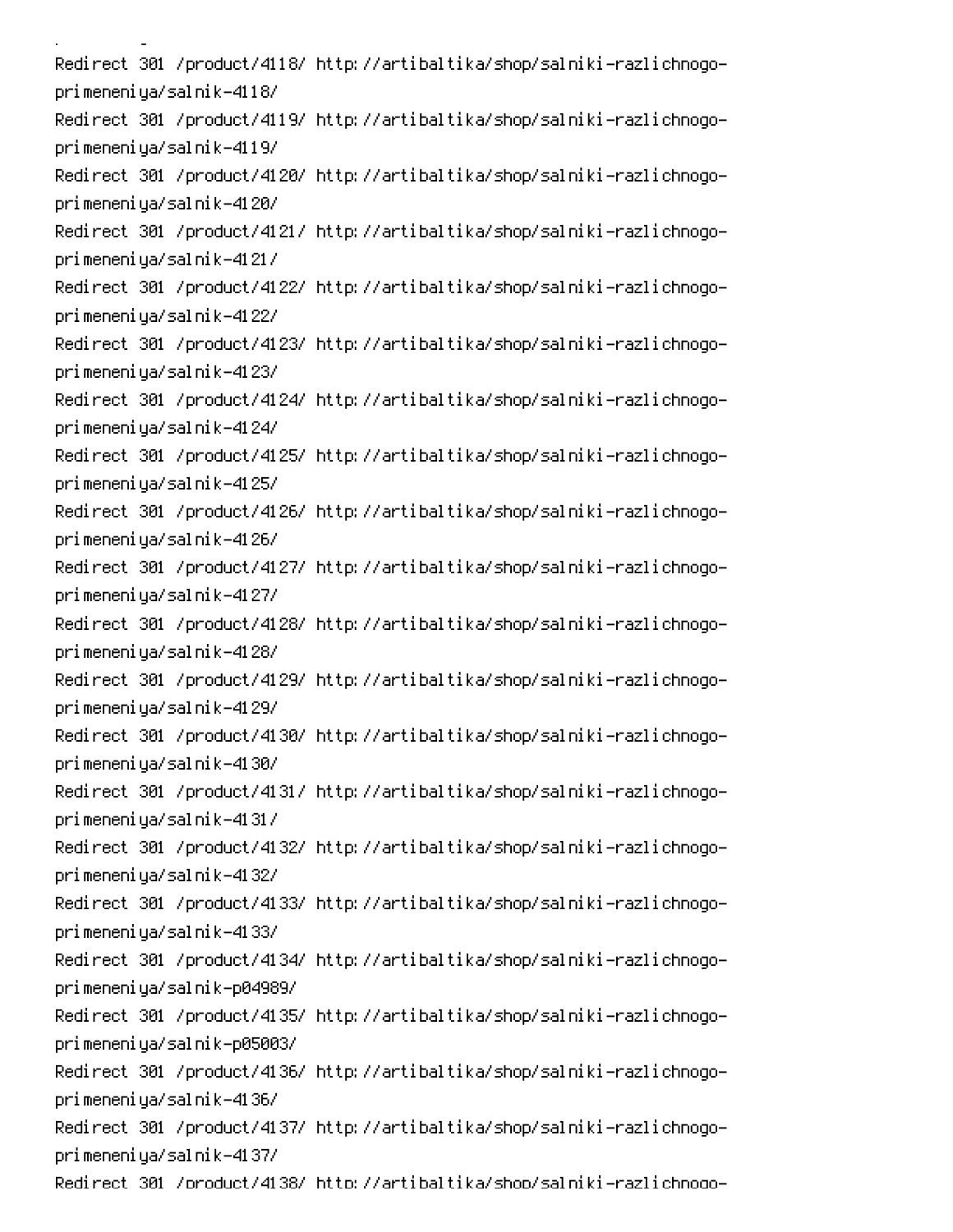```
Redirect 301 /product/4118/ http://artibaltika/shop/salniki-razlichnogo-primeneniya/salnik-4118/
Redirect 301 /product/4119/ http://artibaltika/shop/salniki-razlichnogo-primeneniya/salnik-4119/
Redirect 301 /product/4120/ http://artibaltika/shop/salniki-razlichnogo-primeneniya/salnik-4120/
Redirect 301 /product/4121/ http://artibaltika/shop/salniki-razlichnogo-primeneniya/salnik-4121/
Redirect 301 /product/4122/ http://artibaltika/shop/salniki-razlichnogo-primeneniya/salnik-4122/
Redirect 301 /product/4123/ http://artibaltika/shop/salniki-razlichnogo-primeneniya/salnik-4123/
Redirect 301 /product/4124/ http://artibaltika/shop/salniki-razlichnogo-primeneniya/salnik-4124/
Redirect 301 /product/4125/ http://artibaltika/shop/salniki-razlichnogo-primeneniya/salnik-4125/
Redirect 301 /product/4126/ http://artibaltika/shop/salniki-razlichnogo-primeneniya/salnik-4126/
Redirect 301 /product/4127/ http://artibaltika/shop/salniki-razlichnogo-primeneniya/salnik-4127/
Redirect 301 /product/4128/ http://artibaltika/shop/salniki-razlichnogo-primeneniya/salnik-4128/
Redirect 301 /product/4129/ http://artibaltika/shop/salniki-razlichnogo-primeneniya/salnik-4129/
Redirect 301 /product/4130/ http://artibaltika/shop/salniki-razlichnogo-primeneniya/salnik-4130/
Redirect 301 /product/4131/ http://artibaltika/shop/salniki-razlichnogo-primeneniya/salnik-4131/
Redirect 301 /product/4132/ http://artibaltika/shop/salniki-razlichnogo-primeneniya/salnik-4132/
Redirect 301 /product/4133/ http://artibaltika/shop/salniki-razlichnogo-primeneniya/salnik-4133/
Redirect 301 /product/4134/ http://artibaltika/shop/salniki-razlichnogo-primeneniya/salnik-p04989/
Redirect 301 /product/4135/ http://artibaltika/shop/salniki-razlichnogo-primeneniya/salnik-p05003/
Redirect 301 /product/4136/ http://artibaltika/shop/salniki-razlichnogo-primeneniya/salnik-4136/
Redirect 301 /product/4137/ http://artibaltika/shop/salniki-razlichnogo-primeneniya/salnik-4137/
Redirect 301 /product/4138/ http://artibaltika/shop/salniki-razlichnogo-
```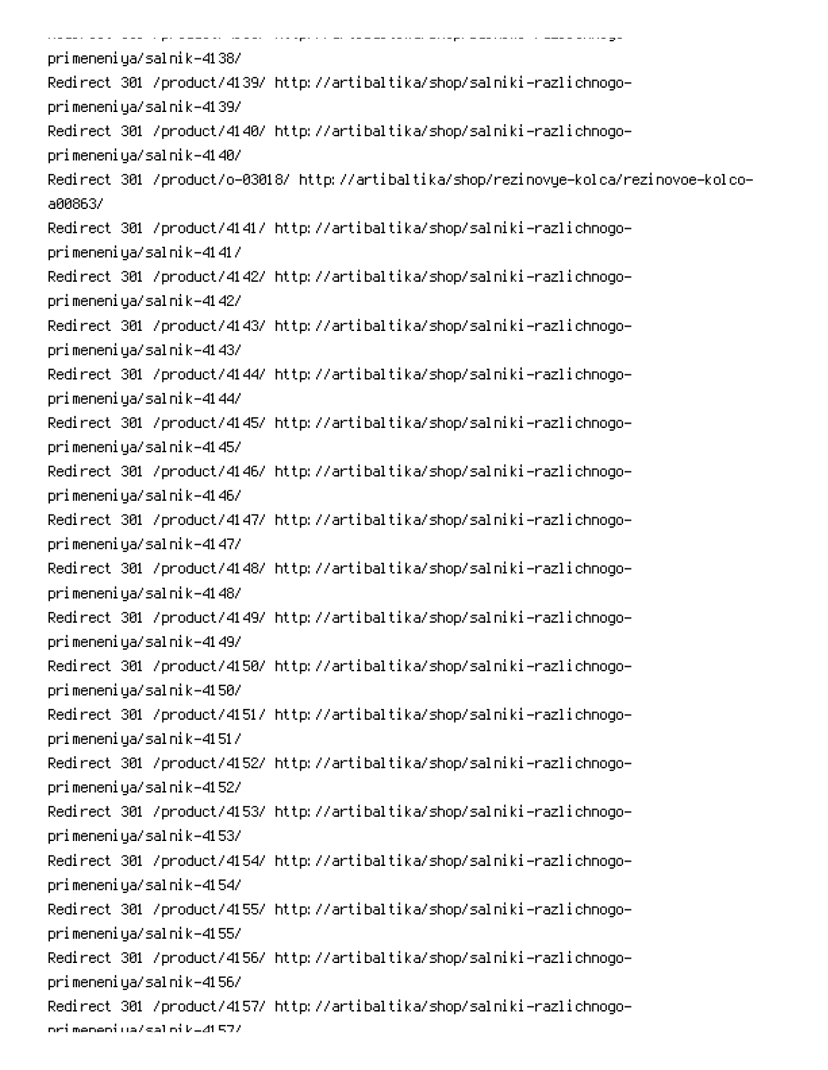primeneniya/salnik-4138/
Redirect 301 /product/4139/ http://artibaltika/shop/salniki-razlichnogo-primeneniya/salnik-4139/
Redirect 301 /product/4140/ http://artibaltika/shop/salniki-razlichnogo-primeneniya/salnik-4140/
Redirect 301 /product/o-03018/ http://artibaltika/shop/rezinovye-kolca/rezinovoe-kolco-a00863/
Redirect 301 /product/4141/ http://artibaltika/shop/salniki-razlichnogo-primeneniya/salnik-4141/
Redirect 301 /product/4142/ http://artibaltika/shop/salniki-razlichnogo-primeneniya/salnik-4142/
Redirect 301 /product/4143/ http://artibaltika/shop/salniki-razlichnogo-primeneniya/salnik-4143/
Redirect 301 /product/4144/ http://artibaltika/shop/salniki-razlichnogo-primeneniya/salnik-4144/
Redirect 301 /product/4145/ http://artibaltika/shop/salniki-razlichnogo-primeneniya/salnik-4145/
Redirect 301 /product/4146/ http://artibaltika/shop/salniki-razlichnogo-primeneniya/salnik-4146/
Redirect 301 /product/4147/ http://artibaltika/shop/salniki-razlichnogo-primeneniya/salnik-4147/
Redirect 301 /product/4148/ http://artibaltika/shop/salniki-razlichnogo-primeneniya/salnik-4148/
Redirect 301 /product/4149/ http://artibaltika/shop/salniki-razlichnogo-primeneniya/salnik-4149/
Redirect 301 /product/4150/ http://artibaltika/shop/salniki-razlichnogo-primeneniya/salnik-4150/
Redirect 301 /product/4151/ http://artibaltika/shop/salniki-razlichnogo-primeneniya/salnik-4151/
Redirect 301 /product/4152/ http://artibaltika/shop/salniki-razlichnogo-primeneniya/salnik-4152/
Redirect 301 /product/4153/ http://artibaltika/shop/salniki-razlichnogo-primeneniya/salnik-4153/
Redirect 301 /product/4154/ http://artibaltika/shop/salniki-razlichnogo-primeneniya/salnik-4154/
Redirect 301 /product/4155/ http://artibaltika/shop/salniki-razlichnogo-primeneniya/salnik-4155/
Redirect 301 /product/4156/ http://artibaltika/shop/salniki-razlichnogo-primeneniya/salnik-4156/
Redirect 301 /product/4157/ http://artibaltika/shop/salniki-razlichnogo-primeneniya/salnik-4157/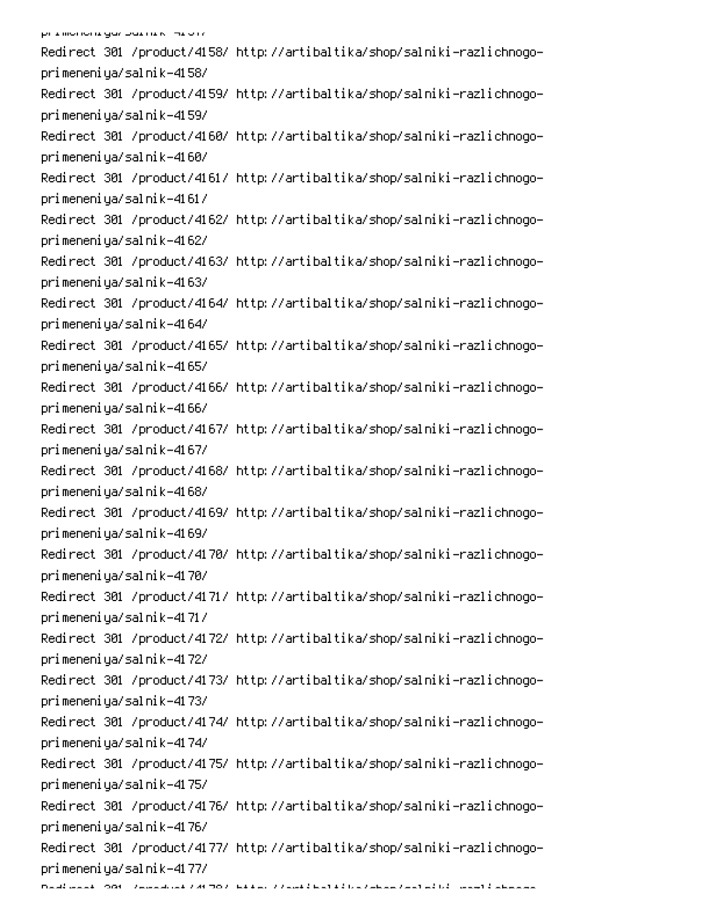```
Redirect 301 /product/4158/ http://artibaltika/shop/salniki-razlichnogo-primeneniya/salnik-4158/
Redirect 301 /product/4159/ http://artibaltika/shop/salniki-razlichnogo-primeneniya/salnik-4159/
Redirect 301 /product/4160/ http://artibaltika/shop/salniki-razlichnogo-primeneniya/salnik-4160/
Redirect 301 /product/4161/ http://artibaltika/shop/salniki-razlichnogo-primeneniya/salnik-4161/
Redirect 301 /product/4162/ http://artibaltika/shop/salniki-razlichnogo-primeneniya/salnik-4162/
Redirect 301 /product/4163/ http://artibaltika/shop/salniki-razlichnogo-primeneniya/salnik-4163/
Redirect 301 /product/4164/ http://artibaltika/shop/salniki-razlichnogo-primeneniya/salnik-4164/
Redirect 301 /product/4165/ http://artibaltika/shop/salniki-razlichnogo-primeneniya/salnik-4165/
Redirect 301 /product/4166/ http://artibaltika/shop/salniki-razlichnogo-primeneniya/salnik-4166/
Redirect 301 /product/4167/ http://artibaltika/shop/salniki-razlichnogo-primeneniya/salnik-4167/
Redirect 301 /product/4168/ http://artibaltika/shop/salniki-razlichnogo-primeneniya/salnik-4168/
Redirect 301 /product/4169/ http://artibaltika/shop/salniki-razlichnogo-primeneniya/salnik-4169/
Redirect 301 /product/4170/ http://artibaltika/shop/salniki-razlichnogo-primeneniya/salnik-4170/
Redirect 301 /product/4171/ http://artibaltika/shop/salniki-razlichnogo-primeneniya/salnik-4171/
Redirect 301 /product/4172/ http://artibaltika/shop/salniki-razlichnogo-primeneniya/salnik-4172/
Redirect 301 /product/4173/ http://artibaltika/shop/salniki-razlichnogo-primeneniya/salnik-4173/
Redirect 301 /product/4174/ http://artibaltika/shop/salniki-razlichnogo-primeneniya/salnik-4174/
Redirect 301 /product/4175/ http://artibaltika/shop/salniki-razlichnogo-primeneniya/salnik-4175/
Redirect 301 /product/4176/ http://artibaltika/shop/salniki-razlichnogo-primeneniya/salnik-4176/
Redirect 301 /product/4177/ http://artibaltika/shop/salniki-razlichnogo-primeneniya/salnik-4177/
```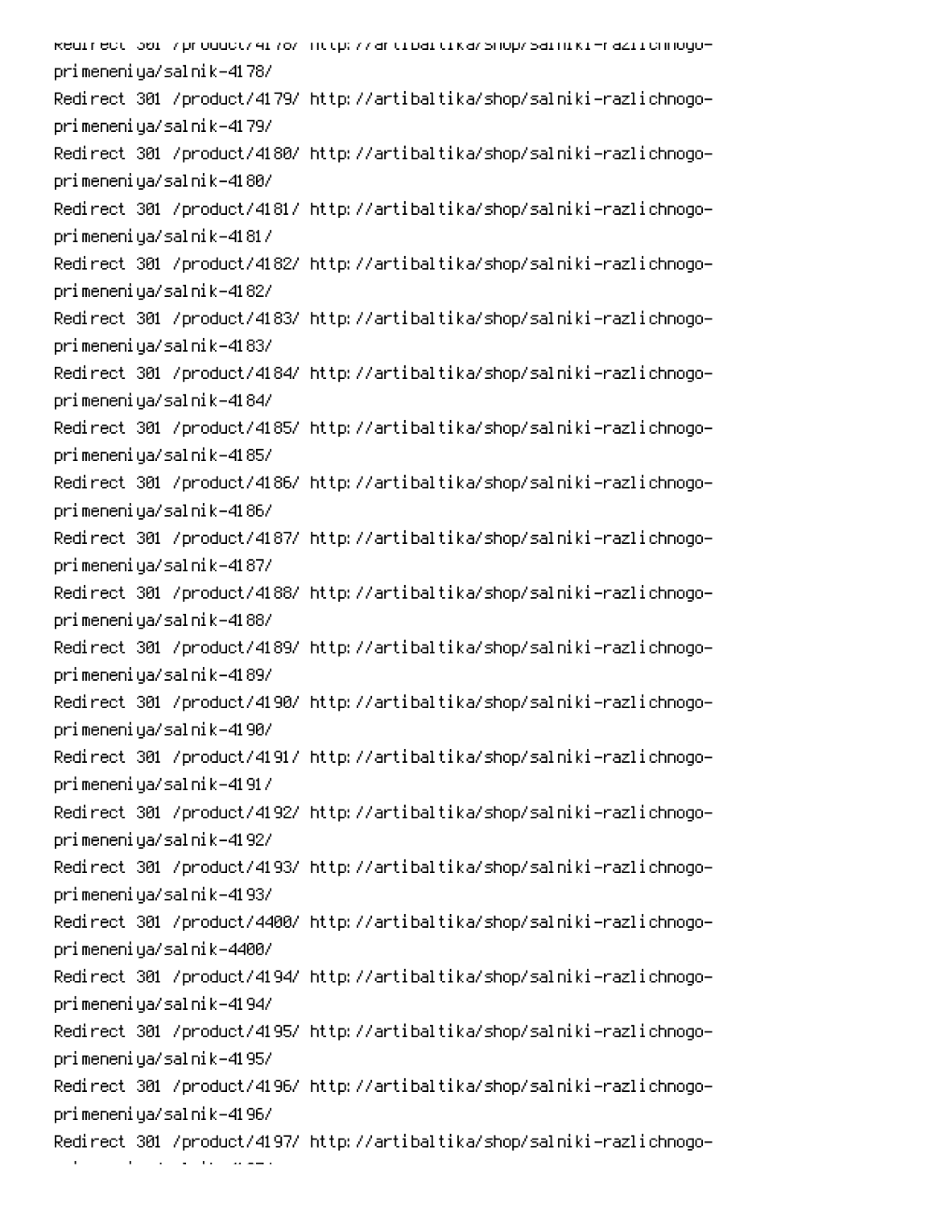Redirect 301 /product/4178/ http://artibaltika/shop/salniki-razlichnogo-primeneniya/salnik-4178/
Redirect 301 /product/4179/ http://artibaltika/shop/salniki-razlichnogo-primeneniya/salnik-4179/
Redirect 301 /product/4180/ http://artibaltika/shop/salniki-razlichnogo-primeneniya/salnik-4180/
Redirect 301 /product/4181/ http://artibaltika/shop/salniki-razlichnogo-primeneniya/salnik-4181/
Redirect 301 /product/4182/ http://artibaltika/shop/salniki-razlichnogo-primeneniya/salnik-4182/
Redirect 301 /product/4183/ http://artibaltika/shop/salniki-razlichnogo-primeneniya/salnik-4183/
Redirect 301 /product/4184/ http://artibaltika/shop/salniki-razlichnogo-primeneniya/salnik-4184/
Redirect 301 /product/4185/ http://artibaltika/shop/salniki-razlichnogo-primeneniya/salnik-4185/
Redirect 301 /product/4186/ http://artibaltika/shop/salniki-razlichnogo-primeneniya/salnik-4186/
Redirect 301 /product/4187/ http://artibaltika/shop/salniki-razlichnogo-primeneniya/salnik-4187/
Redirect 301 /product/4188/ http://artibaltika/shop/salniki-razlichnogo-primeneniya/salnik-4188/
Redirect 301 /product/4189/ http://artibaltika/shop/salniki-razlichnogo-primeneniya/salnik-4189/
Redirect 301 /product/4190/ http://artibaltika/shop/salniki-razlichnogo-primeneniya/salnik-4190/
Redirect 301 /product/4191/ http://artibaltika/shop/salniki-razlichnogo-primeneniya/salnik-4191/
Redirect 301 /product/4192/ http://artibaltika/shop/salniki-razlichnogo-primeneniya/salnik-4192/
Redirect 301 /product/4193/ http://artibaltika/shop/salniki-razlichnogo-primeneniya/salnik-4193/
Redirect 301 /product/4400/ http://artibaltika/shop/salniki-razlichnogo-primeneniya/salnik-4400/
Redirect 301 /product/4194/ http://artibaltika/shop/salniki-razlichnogo-primeneniya/salnik-4194/
Redirect 301 /product/4195/ http://artibaltika/shop/salniki-razlichnogo-primeneniya/salnik-4195/
Redirect 301 /product/4196/ http://artibaltika/shop/salniki-razlichnogo-primeneniya/salnik-4196/
Redirect 301 /product/4197/ http://artibaltika/shop/salniki-razlichnogo-primeneniya/salnik-4197/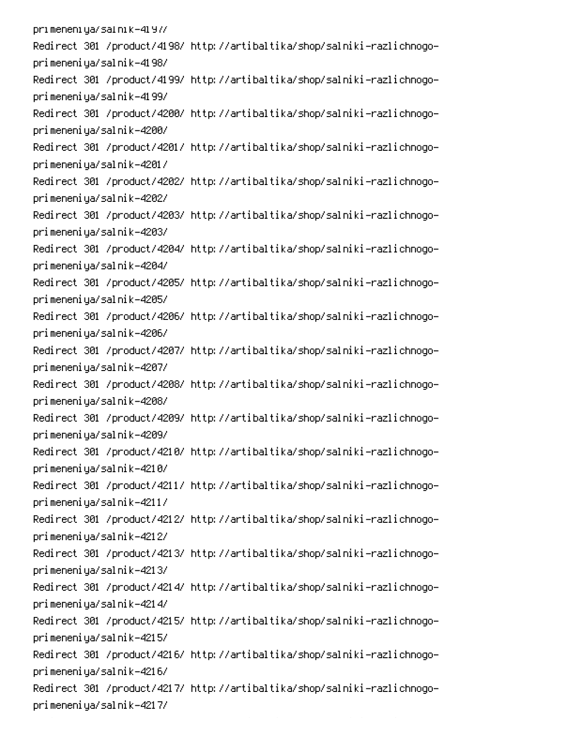primeneniya/salnik-4197/
Redirect 301 /product/4198/ http://artibaltika/shop/salniki-razlichnogo-primeneniya/salnik-4198/
Redirect 301 /product/4199/ http://artibaltika/shop/salniki-razlichnogo-primeneniya/salnik-4199/
Redirect 301 /product/4200/ http://artibaltika/shop/salniki-razlichnogo-primeneniya/salnik-4200/
Redirect 301 /product/4201/ http://artibaltika/shop/salniki-razlichnogo-primeneniya/salnik-4201/
Redirect 301 /product/4202/ http://artibaltika/shop/salniki-razlichnogo-primeneniya/salnik-4202/
Redirect 301 /product/4203/ http://artibaltika/shop/salniki-razlichnogo-primeneniya/salnik-4203/
Redirect 301 /product/4204/ http://artibaltika/shop/salniki-razlichnogo-primeneniya/salnik-4204/
Redirect 301 /product/4205/ http://artibaltika/shop/salniki-razlichnogo-primeneniya/salnik-4205/
Redirect 301 /product/4206/ http://artibaltika/shop/salniki-razlichnogo-primeneniya/salnik-4206/
Redirect 301 /product/4207/ http://artibaltika/shop/salniki-razlichnogo-primeneniya/salnik-4207/
Redirect 301 /product/4208/ http://artibaltika/shop/salniki-razlichnogo-primeneniya/salnik-4208/
Redirect 301 /product/4209/ http://artibaltika/shop/salniki-razlichnogo-primeneniya/salnik-4209/
Redirect 301 /product/4210/ http://artibaltika/shop/salniki-razlichnogo-primeneniya/salnik-4210/
Redirect 301 /product/4211/ http://artibaltika/shop/salniki-razlichnogo-primeneniya/salnik-4211/
Redirect 301 /product/4212/ http://artibaltika/shop/salniki-razlichnogo-primeneniya/salnik-4212/
Redirect 301 /product/4213/ http://artibaltika/shop/salniki-razlichnogo-primeneniya/salnik-4213/
Redirect 301 /product/4214/ http://artibaltika/shop/salniki-razlichnogo-primeneniya/salnik-4214/
Redirect 301 /product/4215/ http://artibaltika/shop/salniki-razlichnogo-primeneniya/salnik-4215/
Redirect 301 /product/4216/ http://artibaltika/shop/salniki-razlichnogo-primeneniya/salnik-4216/
Redirect 301 /product/4217/ http://artibaltika/shop/salniki-razlichnogo-primeneniya/salnik-4217/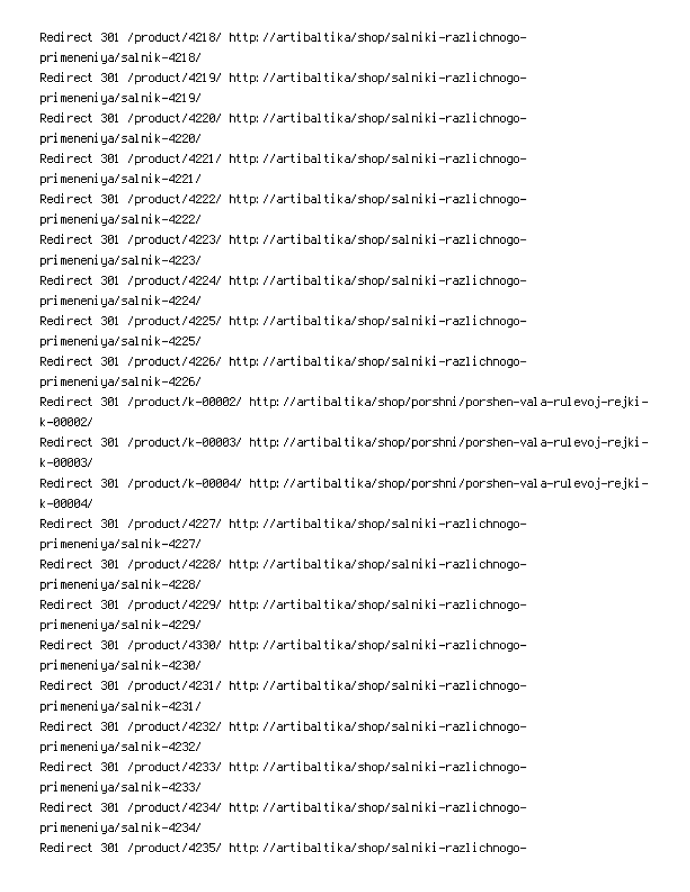Redirect 301 /product/4218/ http://artibaltika/shop/salniki-razlichnogo-primeneniya/salnik-4218/
Redirect 301 /product/4219/ http://artibaltika/shop/salniki-razlichnogo-primeneniya/salnik-4219/
Redirect 301 /product/4220/ http://artibaltika/shop/salniki-razlichnogo-primeneniya/salnik-4220/
Redirect 301 /product/4221/ http://artibaltika/shop/salniki-razlichnogo-primeneniya/salnik-4221/
Redirect 301 /product/4222/ http://artibaltika/shop/salniki-razlichnogo-primeneniya/salnik-4222/
Redirect 301 /product/4223/ http://artibaltika/shop/salniki-razlichnogo-primeneniya/salnik-4223/
Redirect 301 /product/4224/ http://artibaltika/shop/salniki-razlichnogo-primeneniya/salnik-4224/
Redirect 301 /product/4225/ http://artibaltika/shop/salniki-razlichnogo-primeneniya/salnik-4225/
Redirect 301 /product/4226/ http://artibaltika/shop/salniki-razlichnogo-primeneniya/salnik-4226/
Redirect 301 /product/k-00002/ http://artibaltika/shop/porshni/porshen-vala-rulevoj-rejki-k-00002/
Redirect 301 /product/k-00003/ http://artibaltika/shop/porshni/porshen-vala-rulevoj-rejki-k-00003/
Redirect 301 /product/k-00004/ http://artibaltika/shop/porshni/porshen-vala-rulevoj-rejki-k-00004/
Redirect 301 /product/4227/ http://artibaltika/shop/salniki-razlichnogo-primeneniya/salnik-4227/
Redirect 301 /product/4228/ http://artibaltika/shop/salniki-razlichnogo-primeneniya/salnik-4228/
Redirect 301 /product/4229/ http://artibaltika/shop/salniki-razlichnogo-primeneniya/salnik-4229/
Redirect 301 /product/4330/ http://artibaltika/shop/salniki-razlichnogo-primeneniya/salnik-4230/
Redirect 301 /product/4231/ http://artibaltika/shop/salniki-razlichnogo-primeneniya/salnik-4231/
Redirect 301 /product/4232/ http://artibaltika/shop/salniki-razlichnogo-primeneniya/salnik-4232/
Redirect 301 /product/4233/ http://artibaltika/shop/salniki-razlichnogo-primeneniya/salnik-4233/
Redirect 301 /product/4234/ http://artibaltika/shop/salniki-razlichnogo-primeneniya/salnik-4234/
Redirect 301 /product/4235/ http://artibaltika/shop/salniki-razlichnogo-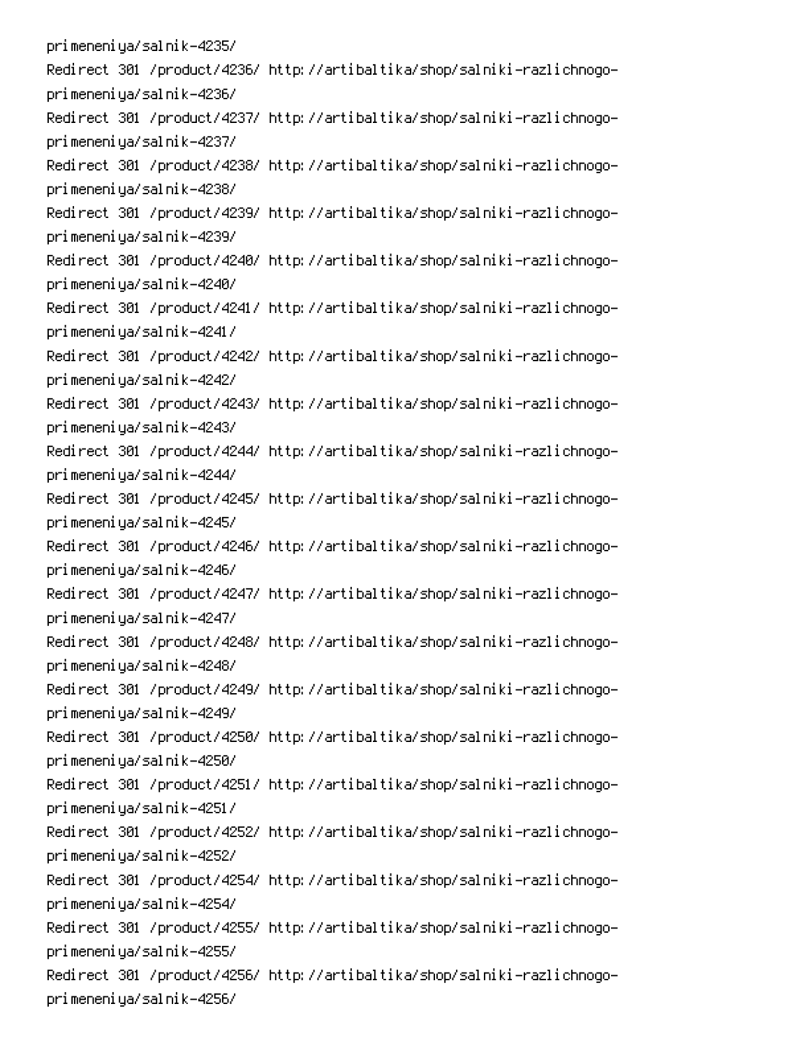primeneniya/salnik-4235/
Redirect 301 /product/4236/ http://artibaltika/shop/salniki-razlichnogo-primeneniya/salnik-4236/
Redirect 301 /product/4237/ http://artibaltika/shop/salniki-razlichnogo-primeneniya/salnik-4237/
Redirect 301 /product/4238/ http://artibaltika/shop/salniki-razlichnogo-primeneniya/salnik-4238/
Redirect 301 /product/4239/ http://artibaltika/shop/salniki-razlichnogo-primeneniya/salnik-4239/
Redirect 301 /product/4240/ http://artibaltika/shop/salniki-razlichnogo-primeneniya/salnik-4240/
Redirect 301 /product/4241/ http://artibaltika/shop/salniki-razlichnogo-primeneniya/salnik-4241/
Redirect 301 /product/4242/ http://artibaltika/shop/salniki-razlichnogo-primeneniya/salnik-4242/
Redirect 301 /product/4243/ http://artibaltika/shop/salniki-razlichnogo-primeneniya/salnik-4243/
Redirect 301 /product/4244/ http://artibaltika/shop/salniki-razlichnogo-primeneniya/salnik-4244/
Redirect 301 /product/4245/ http://artibaltika/shop/salniki-razlichnogo-primeneniya/salnik-4245/
Redirect 301 /product/4246/ http://artibaltika/shop/salniki-razlichnogo-primeneniya/salnik-4246/
Redirect 301 /product/4247/ http://artibaltika/shop/salniki-razlichnogo-primeneniya/salnik-4247/
Redirect 301 /product/4248/ http://artibaltika/shop/salniki-razlichnogo-primeneniya/salnik-4248/
Redirect 301 /product/4249/ http://artibaltika/shop/salniki-razlichnogo-primeneniya/salnik-4249/
Redirect 301 /product/4250/ http://artibaltika/shop/salniki-razlichnogo-primeneniya/salnik-4250/
Redirect 301 /product/4251/ http://artibaltika/shop/salniki-razlichnogo-primeneniya/salnik-4251/
Redirect 301 /product/4252/ http://artibaltika/shop/salniki-razlichnogo-primeneniya/salnik-4252/
Redirect 301 /product/4254/ http://artibaltika/shop/salniki-razlichnogo-primeneniya/salnik-4254/
Redirect 301 /product/4255/ http://artibaltika/shop/salniki-razlichnogo-primeneniya/salnik-4255/
Redirect 301 /product/4256/ http://artibaltika/shop/salniki-razlichnogo-primeneniya/salnik-4256/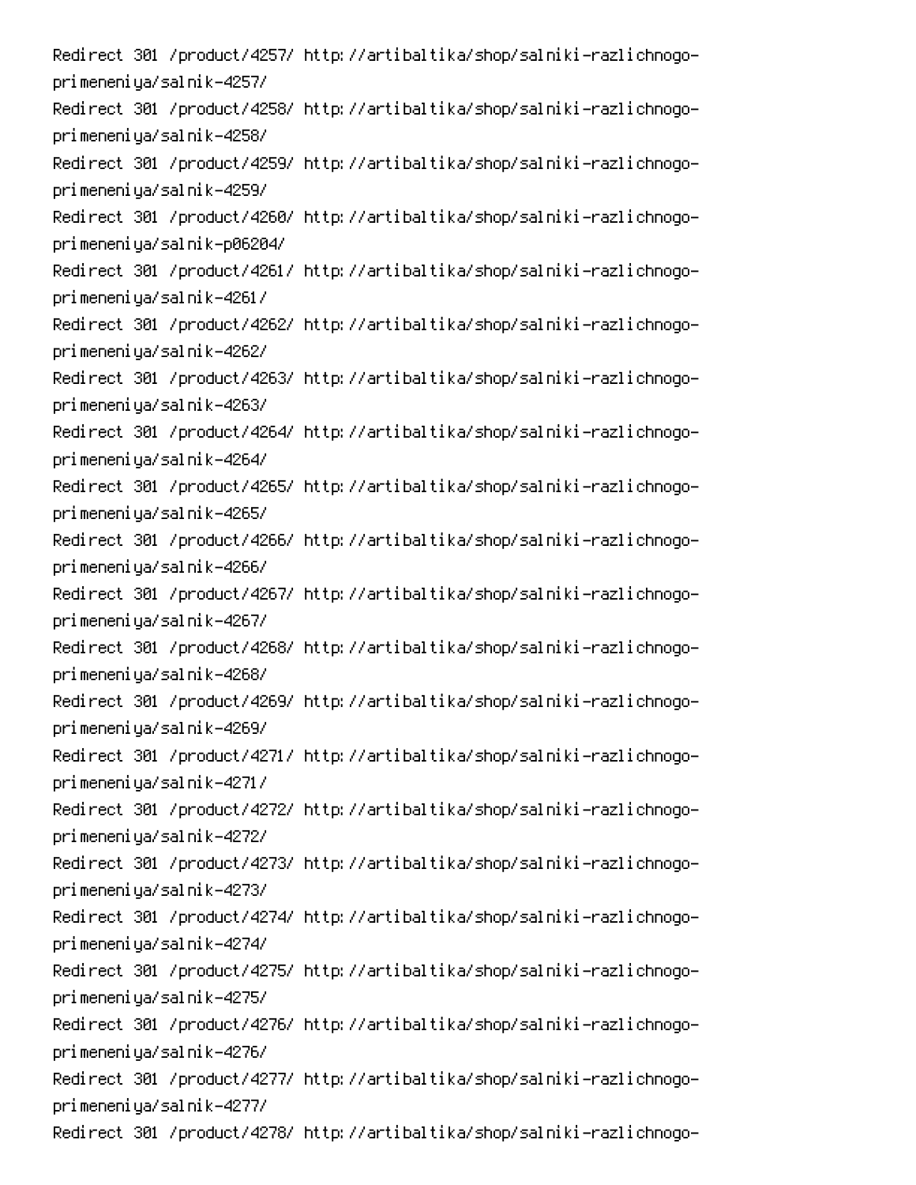```
Redirect 301 /product/4257/ http://artibaltika/shop/salniki-razlichnogo-primeneniya/salnik-4257/
Redirect 301 /product/4258/ http://artibaltika/shop/salniki-razlichnogo-primeneniya/salnik-4258/
Redirect 301 /product/4259/ http://artibaltika/shop/salniki-razlichnogo-primeneniya/salnik-4259/
Redirect 301 /product/4260/ http://artibaltika/shop/salniki-razlichnogo-primeneniya/salnik-p06204/
Redirect 301 /product/4261/ http://artibaltika/shop/salniki-razlichnogo-primeneniya/salnik-4261/
Redirect 301 /product/4262/ http://artibaltika/shop/salniki-razlichnogo-primeneniya/salnik-4262/
Redirect 301 /product/4263/ http://artibaltika/shop/salniki-razlichnogo-primeneniya/salnik-4263/
Redirect 301 /product/4264/ http://artibaltika/shop/salniki-razlichnogo-primeneniya/salnik-4264/
Redirect 301 /product/4265/ http://artibaltika/shop/salniki-razlichnogo-primeneniya/salnik-4265/
Redirect 301 /product/4266/ http://artibaltika/shop/salniki-razlichnogo-primeneniya/salnik-4266/
Redirect 301 /product/4267/ http://artibaltika/shop/salniki-razlichnogo-primeneniya/salnik-4267/
Redirect 301 /product/4268/ http://artibaltika/shop/salniki-razlichnogo-primeneniya/salnik-4268/
Redirect 301 /product/4269/ http://artibaltika/shop/salniki-razlichnogo-primeneniya/salnik-4269/
Redirect 301 /product/4271/ http://artibaltika/shop/salniki-razlichnogo-primeneniya/salnik-4271/
Redirect 301 /product/4272/ http://artibaltika/shop/salniki-razlichnogo-primeneniya/salnik-4272/
Redirect 301 /product/4273/ http://artibaltika/shop/salniki-razlichnogo-primeneniya/salnik-4273/
Redirect 301 /product/4274/ http://artibaltika/shop/salniki-razlichnogo-primeneniya/salnik-4274/
Redirect 301 /product/4275/ http://artibaltika/shop/salniki-razlichnogo-primeneniya/salnik-4275/
Redirect 301 /product/4276/ http://artibaltika/shop/salniki-razlichnogo-primeneniya/salnik-4276/
Redirect 301 /product/4277/ http://artibaltika/shop/salniki-razlichnogo-primeneniya/salnik-4277/
Redirect 301 /product/4278/ http://artibaltika/shop/salniki-razlichnogo-
```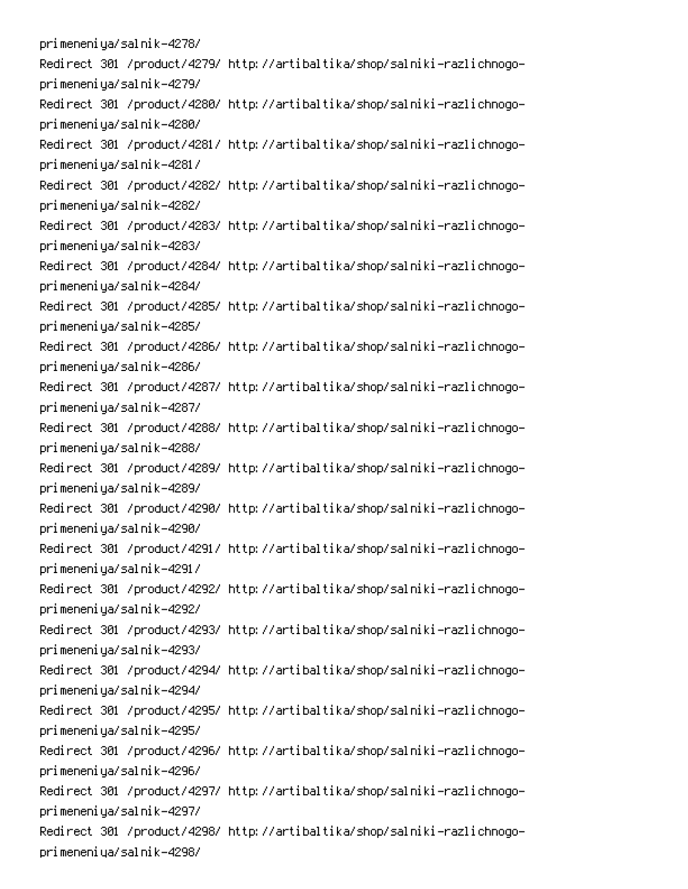primeneniya/salnik-4278/
Redirect 301 /product/4279/ http://artibaltika/shop/salniki-razlichnogo-primeneniya/salnik-4279/
Redirect 301 /product/4280/ http://artibaltika/shop/salniki-razlichnogo-primeneniya/salnik-4280/
Redirect 301 /product/4281/ http://artibaltika/shop/salniki-razlichnogo-primeneniya/salnik-4281/
Redirect 301 /product/4282/ http://artibaltika/shop/salniki-razlichnogo-primeneniya/salnik-4282/
Redirect 301 /product/4283/ http://artibaltika/shop/salniki-razlichnogo-primeneniya/salnik-4283/
Redirect 301 /product/4284/ http://artibaltika/shop/salniki-razlichnogo-primeneniya/salnik-4284/
Redirect 301 /product/4285/ http://artibaltika/shop/salniki-razlichnogo-primeneniya/salnik-4285/
Redirect 301 /product/4286/ http://artibaltika/shop/salniki-razlichnogo-primeneniya/salnik-4286/
Redirect 301 /product/4287/ http://artibaltika/shop/salniki-razlichnogo-primeneniya/salnik-4287/
Redirect 301 /product/4288/ http://artibaltika/shop/salniki-razlichnogo-primeneniya/salnik-4288/
Redirect 301 /product/4289/ http://artibaltika/shop/salniki-razlichnogo-primeneniya/salnik-4289/
Redirect 301 /product/4290/ http://artibaltika/shop/salniki-razlichnogo-primeneniya/salnik-4290/
Redirect 301 /product/4291/ http://artibaltika/shop/salniki-razlichnogo-primeneniya/salnik-4291/
Redirect 301 /product/4292/ http://artibaltika/shop/salniki-razlichnogo-primeneniya/salnik-4292/
Redirect 301 /product/4293/ http://artibaltika/shop/salniki-razlichnogo-primeneniya/salnik-4293/
Redirect 301 /product/4294/ http://artibaltika/shop/salniki-razlichnogo-primeneniya/salnik-4294/
Redirect 301 /product/4295/ http://artibaltika/shop/salniki-razlichnogo-primeneniya/salnik-4295/
Redirect 301 /product/4296/ http://artibaltika/shop/salniki-razlichnogo-primeneniya/salnik-4296/
Redirect 301 /product/4297/ http://artibaltika/shop/salniki-razlichnogo-primeneniya/salnik-4297/
Redirect 301 /product/4298/ http://artibaltika/shop/salniki-razlichnogo-primeneniya/salnik-4298/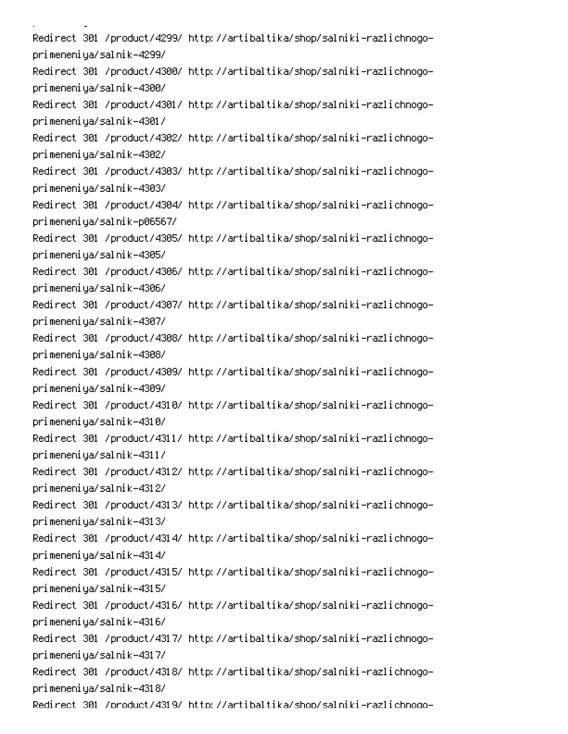Redirect 301 /product/4299/ http://artibaltika/shop/salniki-razlichnogo-primeneniya/salnik-4299/
Redirect 301 /product/4300/ http://artibaltika/shop/salniki-razlichnogo-primeneniya/salnik-4300/
Redirect 301 /product/4301/ http://artibaltika/shop/salniki-razlichnogo-primeneniya/salnik-4301/
Redirect 301 /product/4302/ http://artibaltika/shop/salniki-razlichnogo-primeneniya/salnik-4302/
Redirect 301 /product/4303/ http://artibaltika/shop/salniki-razlichnogo-primeneniya/salnik-4303/
Redirect 301 /product/4304/ http://artibaltika/shop/salniki-razlichnogo-primeneniya/salnik-p06567/
Redirect 301 /product/4305/ http://artibaltika/shop/salniki-razlichnogo-primeneniya/salnik-4305/
Redirect 301 /product/4306/ http://artibaltika/shop/salniki-razlichnogo-primeneniya/salnik-4306/
Redirect 301 /product/4307/ http://artibaltika/shop/salniki-razlichnogo-primeneniya/salnik-4307/
Redirect 301 /product/4308/ http://artibaltika/shop/salniki-razlichnogo-primeneniya/salnik-4308/
Redirect 301 /product/4309/ http://artibaltika/shop/salniki-razlichnogo-primeneniya/salnik-4309/
Redirect 301 /product/4310/ http://artibaltika/shop/salniki-razlichnogo-primeneniya/salnik-4310/
Redirect 301 /product/4311/ http://artibaltika/shop/salniki-razlichnogo-primeneniya/salnik-4311/
Redirect 301 /product/4312/ http://artibaltika/shop/salniki-razlichnogo-primeneniya/salnik-4312/
Redirect 301 /product/4313/ http://artibaltika/shop/salniki-razlichnogo-primeneniya/salnik-4313/
Redirect 301 /product/4314/ http://artibaltika/shop/salniki-razlichnogo-primeneniya/salnik-4314/
Redirect 301 /product/4315/ http://artibaltika/shop/salniki-razlichnogo-primeneniya/salnik-4315/
Redirect 301 /product/4316/ http://artibaltika/shop/salniki-razlichnogo-primeneniya/salnik-4316/
Redirect 301 /product/4317/ http://artibaltika/shop/salniki-razlichnogo-primeneniya/salnik-4317/
Redirect 301 /product/4318/ http://artibaltika/shop/salniki-razlichnogo-primeneniya/salnik-4318/
Redirect 301 /product/4319/ http://artibaltika/shop/salniki-razlichnogo-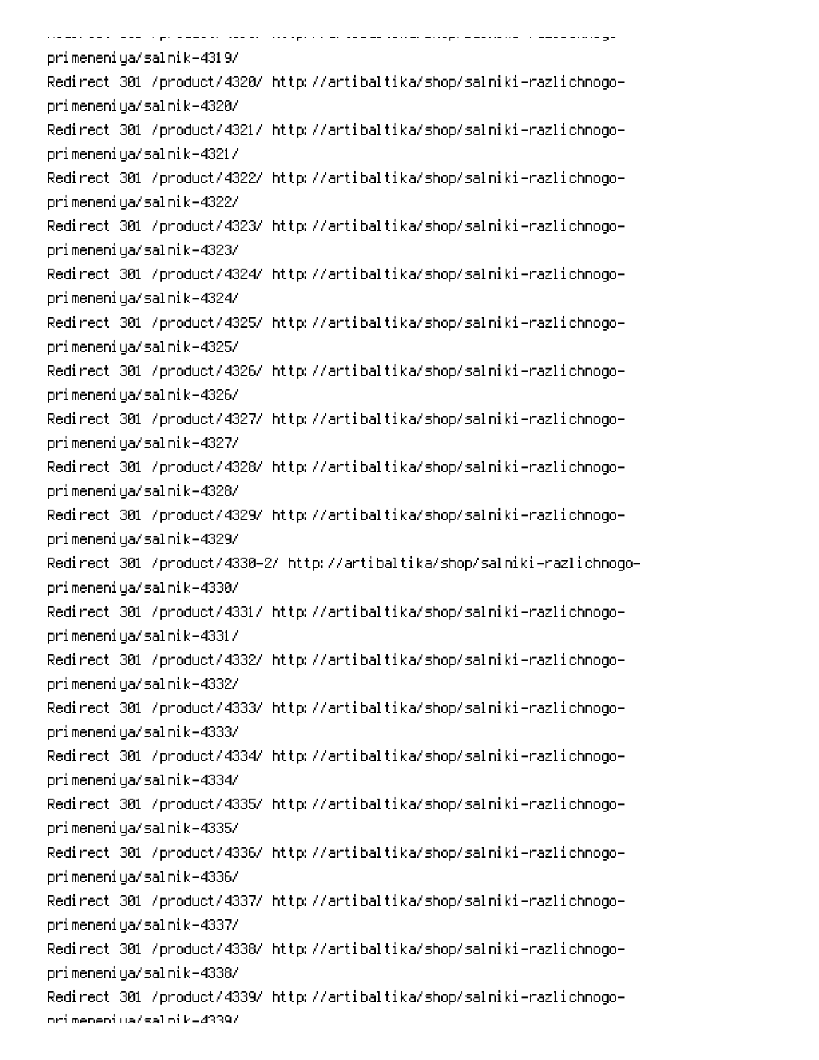```
primeneniya/salnik-4319/
Redirect 301 /product/4320/ http://artibaltika/shop/salniki-razlichnogo-primeneniya/salnik-4320/
Redirect 301 /product/4321/ http://artibaltika/shop/salniki-razlichnogo-primeneniya/salnik-4321/
Redirect 301 /product/4322/ http://artibaltika/shop/salniki-razlichnogo-primeneniya/salnik-4322/
Redirect 301 /product/4323/ http://artibaltika/shop/salniki-razlichnogo-primeneniya/salnik-4323/
Redirect 301 /product/4324/ http://artibaltika/shop/salniki-razlichnogo-primeneniya/salnik-4324/
Redirect 301 /product/4325/ http://artibaltika/shop/salniki-razlichnogo-primeneniya/salnik-4325/
Redirect 301 /product/4326/ http://artibaltika/shop/salniki-razlichnogo-primeneniya/salnik-4326/
Redirect 301 /product/4327/ http://artibaltika/shop/salniki-razlichnogo-primeneniya/salnik-4327/
Redirect 301 /product/4328/ http://artibaltika/shop/salniki-razlichnogo-primeneniya/salnik-4328/
Redirect 301 /product/4329/ http://artibaltika/shop/salniki-razlichnogo-primeneniya/salnik-4329/
Redirect 301 /product/4330-2/ http://artibaltika/shop/salniki-razlichnogo-primeneniya/salnik-4330/
Redirect 301 /product/4331/ http://artibaltika/shop/salniki-razlichnogo-primeneniya/salnik-4331/
Redirect 301 /product/4332/ http://artibaltika/shop/salniki-razlichnogo-primeneniya/salnik-4332/
Redirect 301 /product/4333/ http://artibaltika/shop/salniki-razlichnogo-primeneniya/salnik-4333/
Redirect 301 /product/4334/ http://artibaltika/shop/salniki-razlichnogo-primeneniya/salnik-4334/
Redirect 301 /product/4335/ http://artibaltika/shop/salniki-razlichnogo-primeneniya/salnik-4335/
Redirect 301 /product/4336/ http://artibaltika/shop/salniki-razlichnogo-primeneniya/salnik-4336/
Redirect 301 /product/4337/ http://artibaltika/shop/salniki-razlichnogo-primeneniya/salnik-4337/
Redirect 301 /product/4338/ http://artibaltika/shop/salniki-razlichnogo-primeneniya/salnik-4338/
Redirect 301 /product/4339/ http://artibaltika/shop/salniki-razlichnogo-primeneniya/salnik-4339/
```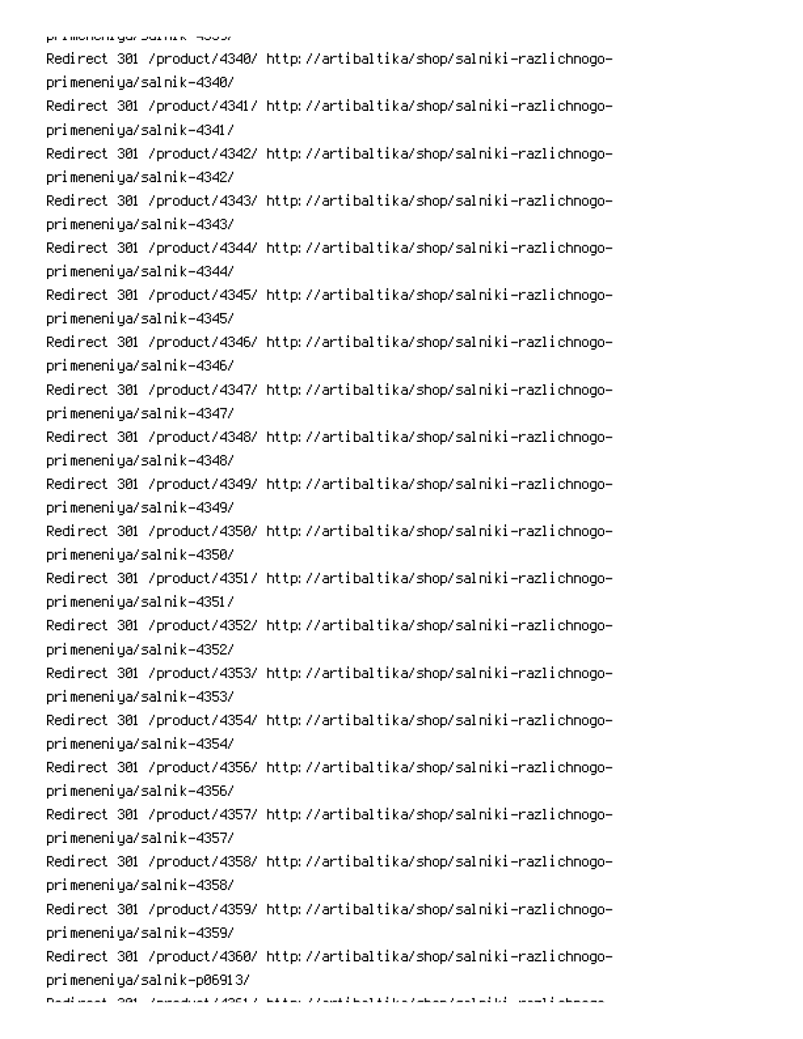```
primeneniya/salnik-4339/
Redirect 301 /product/4340/ http://artibaltika/shop/salniki-razlichnogo-
primeneniya/salnik-4340/
Redirect 301 /product/4341/ http://artibaltika/shop/salniki-razlichnogo-
primeneniya/salnik-4341/
Redirect 301 /product/4342/ http://artibaltika/shop/salniki-razlichnogo-
primeneniya/salnik-4342/
Redirect 301 /product/4343/ http://artibaltika/shop/salniki-razlichnogo-
primeneniya/salnik-4343/
Redirect 301 /product/4344/ http://artibaltika/shop/salniki-razlichnogo-
primeneniya/salnik-4344/
Redirect 301 /product/4345/ http://artibaltika/shop/salniki-razlichnogo-
primeneniya/salnik-4345/
Redirect 301 /product/4346/ http://artibaltika/shop/salniki-razlichnogo-
primeneniya/salnik-4346/
Redirect 301 /product/4347/ http://artibaltika/shop/salniki-razlichnogo-
primeneniya/salnik-4347/
Redirect 301 /product/4348/ http://artibaltika/shop/salniki-razlichnogo-
primeneniya/salnik-4348/
Redirect 301 /product/4349/ http://artibaltika/shop/salniki-razlichnogo-
primeneniya/salnik-4349/
Redirect 301 /product/4350/ http://artibaltika/shop/salniki-razlichnogo-
primeneniya/salnik-4350/
Redirect 301 /product/4351/ http://artibaltika/shop/salniki-razlichnogo-
primeneniya/salnik-4351/
Redirect 301 /product/4352/ http://artibaltika/shop/salniki-razlichnogo-
primeneniya/salnik-4352/
Redirect 301 /product/4353/ http://artibaltika/shop/salniki-razlichnogo-
primeneniya/salnik-4353/
Redirect 301 /product/4354/ http://artibaltika/shop/salniki-razlichnogo-
primeneniya/salnik-4354/
Redirect 301 /product/4356/ http://artibaltika/shop/salniki-razlichnogo-
primeneniya/salnik-4356/
Redirect 301 /product/4357/ http://artibaltika/shop/salniki-razlichnogo-
primeneniya/salnik-4357/
Redirect 301 /product/4358/ http://artibaltika/shop/salniki-razlichnogo-
primeneniya/salnik-4358/
Redirect 301 /product/4359/ http://artibaltika/shop/salniki-razlichnogo-
primeneniya/salnik-4359/
Redirect 301 /product/4360/ http://artibaltika/shop/salniki-razlichnogo-
primeneniya/salnik-p06913/
Redirect 301 /product/4361/ http://artibaltika/shop/salniki-razlichnogo-
```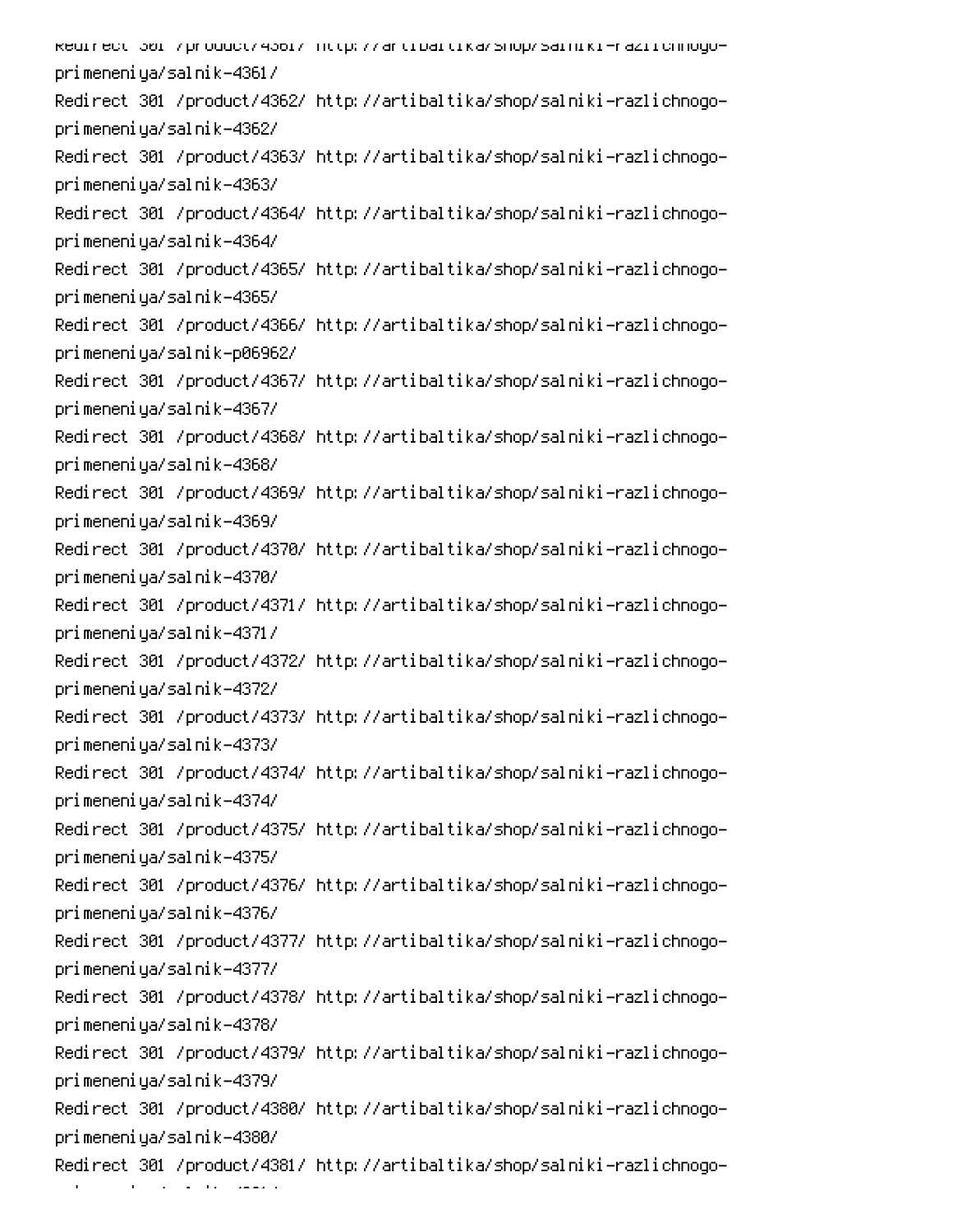Redirect 301 /product/4361/ http://artibaltika/shop/salniki-razlichnogo-primeneniya/salnik-4361/
Redirect 301 /product/4362/ http://artibaltika/shop/salniki-razlichnogo-primeneniya/salnik-4362/
Redirect 301 /product/4363/ http://artibaltika/shop/salniki-razlichnogo-primeneniya/salnik-4363/
Redirect 301 /product/4364/ http://artibaltika/shop/salniki-razlichnogo-primeneniya/salnik-4364/
Redirect 301 /product/4365/ http://artibaltika/shop/salniki-razlichnogo-primeneniya/salnik-4365/
Redirect 301 /product/4366/ http://artibaltika/shop/salniki-razlichnogo-primeneniya/salnik-p06962/
Redirect 301 /product/4367/ http://artibaltika/shop/salniki-razlichnogo-primeneniya/salnik-4367/
Redirect 301 /product/4368/ http://artibaltika/shop/salniki-razlichnogo-primeneniya/salnik-4368/
Redirect 301 /product/4369/ http://artibaltika/shop/salniki-razlichnogo-primeneniya/salnik-4369/
Redirect 301 /product/4370/ http://artibaltika/shop/salniki-razlichnogo-primeneniya/salnik-4370/
Redirect 301 /product/4371/ http://artibaltika/shop/salniki-razlichnogo-primeneniya/salnik-4371/
Redirect 301 /product/4372/ http://artibaltika/shop/salniki-razlichnogo-primeneniya/salnik-4372/
Redirect 301 /product/4373/ http://artibaltika/shop/salniki-razlichnogo-primeneniya/salnik-4373/
Redirect 301 /product/4374/ http://artibaltika/shop/salniki-razlichnogo-primeneniya/salnik-4374/
Redirect 301 /product/4375/ http://artibaltika/shop/salniki-razlichnogo-primeneniya/salnik-4375/
Redirect 301 /product/4376/ http://artibaltika/shop/salniki-razlichnogo-primeneniya/salnik-4376/
Redirect 301 /product/4377/ http://artibaltika/shop/salniki-razlichnogo-primeneniya/salnik-4377/
Redirect 301 /product/4378/ http://artibaltika/shop/salniki-razlichnogo-primeneniya/salnik-4378/
Redirect 301 /product/4379/ http://artibaltika/shop/salniki-razlichnogo-primeneniya/salnik-4379/
Redirect 301 /product/4380/ http://artibaltika/shop/salniki-razlichnogo-primeneniya/salnik-4380/
Redirect 301 /product/4381/ http://artibaltika/shop/salniki-razlichnogo-primeneniya/salnik-4381/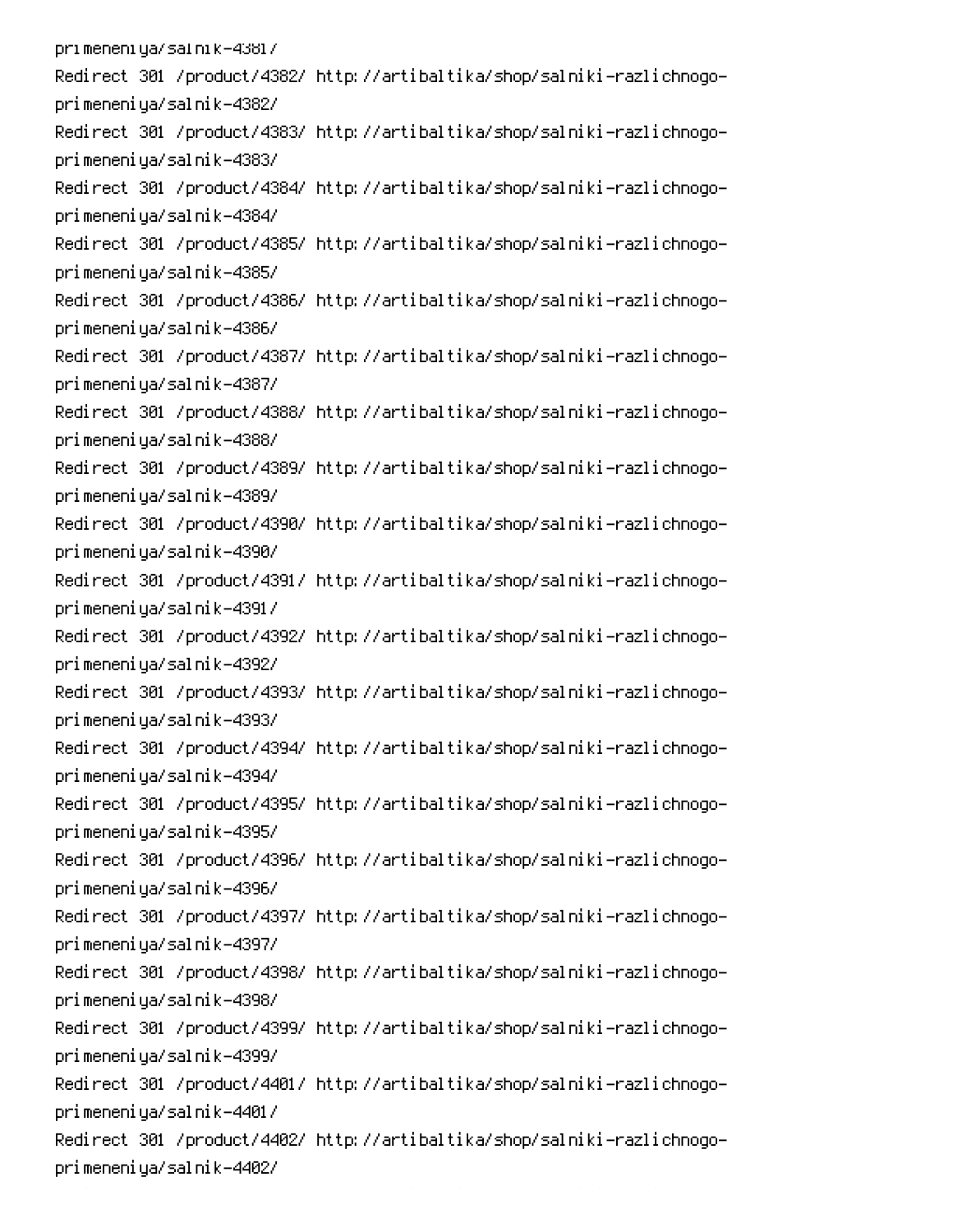primeneniya/salnik-4381/
Redirect 301 /product/4382/ http://artibaltika/shop/salniki-razlichnogo-primeneniya/salnik-4382/
Redirect 301 /product/4383/ http://artibaltika/shop/salniki-razlichnogo-primeneniya/salnik-4383/
Redirect 301 /product/4384/ http://artibaltika/shop/salniki-razlichnogo-primeneniya/salnik-4384/
Redirect 301 /product/4385/ http://artibaltika/shop/salniki-razlichnogo-primeneniya/salnik-4385/
Redirect 301 /product/4386/ http://artibaltika/shop/salniki-razlichnogo-primeneniya/salnik-4386/
Redirect 301 /product/4387/ http://artibaltika/shop/salniki-razlichnogo-primeneniya/salnik-4387/
Redirect 301 /product/4388/ http://artibaltika/shop/salniki-razlichnogo-primeneniya/salnik-4388/
Redirect 301 /product/4389/ http://artibaltika/shop/salniki-razlichnogo-primeneniya/salnik-4389/
Redirect 301 /product/4390/ http://artibaltika/shop/salniki-razlichnogo-primeneniya/salnik-4390/
Redirect 301 /product/4391/ http://artibaltika/shop/salniki-razlichnogo-primeneniya/salnik-4391/
Redirect 301 /product/4392/ http://artibaltika/shop/salniki-razlichnogo-primeneniya/salnik-4392/
Redirect 301 /product/4393/ http://artibaltika/shop/salniki-razlichnogo-primeneniya/salnik-4393/
Redirect 301 /product/4394/ http://artibaltika/shop/salniki-razlichnogo-primeneniya/salnik-4394/
Redirect 301 /product/4395/ http://artibaltika/shop/salniki-razlichnogo-primeneniya/salnik-4395/
Redirect 301 /product/4396/ http://artibaltika/shop/salniki-razlichnogo-primeneniya/salnik-4396/
Redirect 301 /product/4397/ http://artibaltika/shop/salniki-razlichnogo-primeneniya/salnik-4397/
Redirect 301 /product/4398/ http://artibaltika/shop/salniki-razlichnogo-primeneniya/salnik-4398/
Redirect 301 /product/4399/ http://artibaltika/shop/salniki-razlichnogo-primeneniya/salnik-4399/
Redirect 301 /product/4401/ http://artibaltika/shop/salniki-razlichnogo-primeneniya/salnik-4401/
Redirect 301 /product/4402/ http://artibaltika/shop/salniki-razlichnogo-primeneniya/salnik-4402/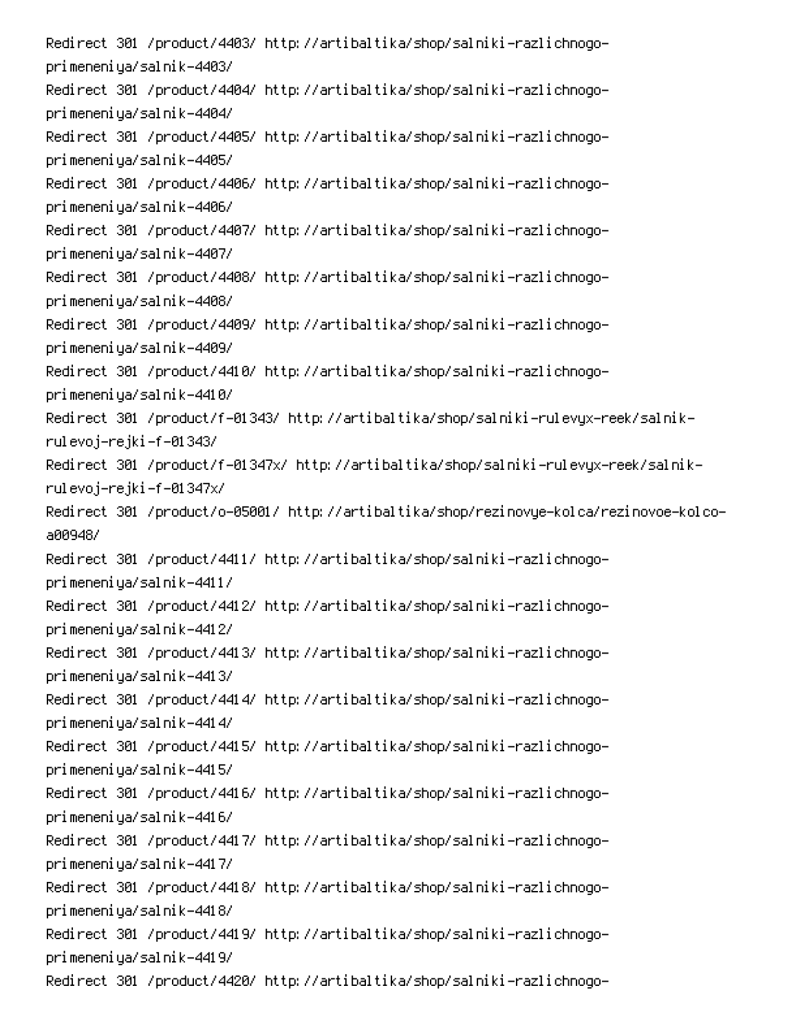Redirect 301 /product/4403/ http://artibaltika/shop/salniki-razlichnogo-primeneniya/salnik-4403/
Redirect 301 /product/4404/ http://artibaltika/shop/salniki-razlichnogo-primeneniya/salnik-4404/
Redirect 301 /product/4405/ http://artibaltika/shop/salniki-razlichnogo-primeneniya/salnik-4405/
Redirect 301 /product/4406/ http://artibaltika/shop/salniki-razlichnogo-primeneniya/salnik-4406/
Redirect 301 /product/4407/ http://artibaltika/shop/salniki-razlichnogo-primeneniya/salnik-4407/
Redirect 301 /product/4408/ http://artibaltika/shop/salniki-razlichnogo-primeneniya/salnik-4408/
Redirect 301 /product/4409/ http://artibaltika/shop/salniki-razlichnogo-primeneniya/salnik-4409/
Redirect 301 /product/4410/ http://artibaltika/shop/salniki-razlichnogo-primeneniya/salnik-4410/
Redirect 301 /product/f-01343/ http://artibaltika/shop/salniki-rulevyx-reek/salnik-rulevoj-rejki-f-01343/
Redirect 301 /product/f-01347x/ http://artibaltika/shop/salniki-rulevyx-reek/salnik-rulevoj-rejki-f-01347x/
Redirect 301 /product/o-05001/ http://artibaltika/shop/rezinovye-kolca/rezinovoe-kolco-a00948/
Redirect 301 /product/4411/ http://artibaltika/shop/salniki-razlichnogo-primeneniya/salnik-4411/
Redirect 301 /product/4412/ http://artibaltika/shop/salniki-razlichnogo-primeneniya/salnik-4412/
Redirect 301 /product/4413/ http://artibaltika/shop/salniki-razlichnogo-primeneniya/salnik-4413/
Redirect 301 /product/4414/ http://artibaltika/shop/salniki-razlichnogo-primeneniya/salnik-4414/
Redirect 301 /product/4415/ http://artibaltika/shop/salniki-razlichnogo-primeneniya/salnik-4415/
Redirect 301 /product/4416/ http://artibaltika/shop/salniki-razlichnogo-primeneniya/salnik-4416/
Redirect 301 /product/4417/ http://artibaltika/shop/salniki-razlichnogo-primeneniya/salnik-4417/
Redirect 301 /product/4418/ http://artibaltika/shop/salniki-razlichnogo-primeneniya/salnik-4418/
Redirect 301 /product/4419/ http://artibaltika/shop/salniki-razlichnogo-primeneniya/salnik-4419/
Redirect 301 /product/4420/ http://artibaltika/shop/salniki-razlichnogo-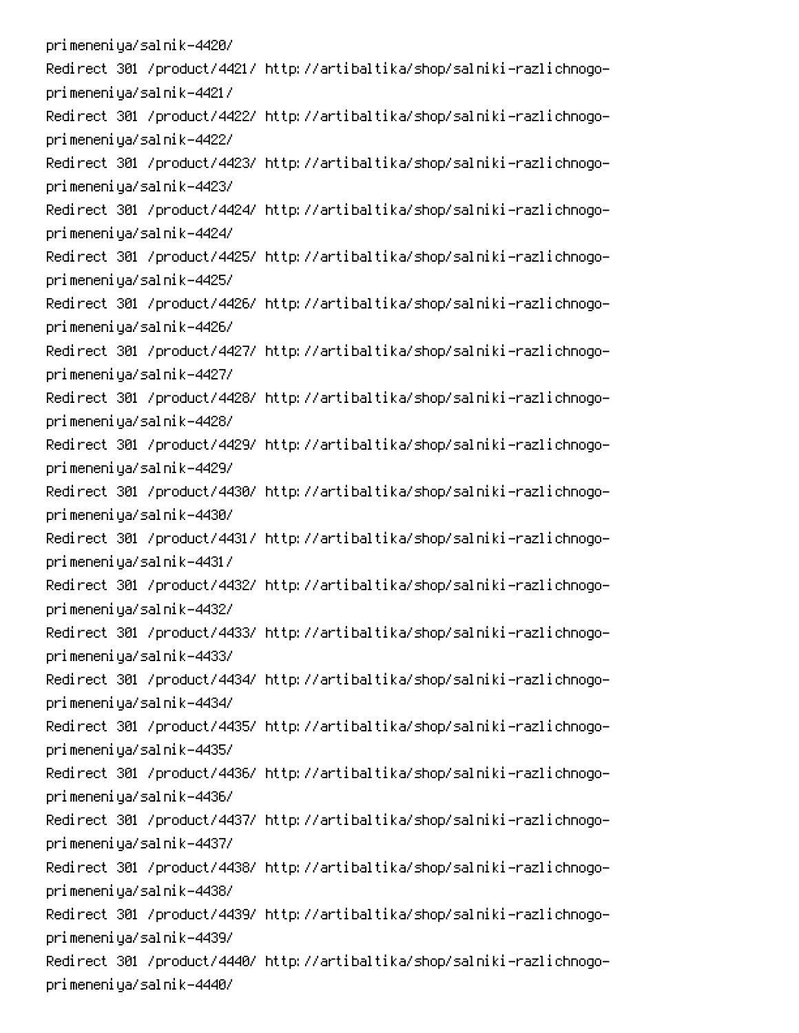primeneniya/salnik-4420/
Redirect 301 /product/4421/ http://artibaltika/shop/salniki-razlichnogo-primeneniya/salnik-4421/
Redirect 301 /product/4422/ http://artibaltika/shop/salniki-razlichnogo-primeneniya/salnik-4422/
Redirect 301 /product/4423/ http://artibaltika/shop/salniki-razlichnogo-primeneniya/salnik-4423/
Redirect 301 /product/4424/ http://artibaltika/shop/salniki-razlichnogo-primeneniya/salnik-4424/
Redirect 301 /product/4425/ http://artibaltika/shop/salniki-razlichnogo-primeneniya/salnik-4425/
Redirect 301 /product/4426/ http://artibaltika/shop/salniki-razlichnogo-primeneniya/salnik-4426/
Redirect 301 /product/4427/ http://artibaltika/shop/salniki-razlichnogo-primeneniya/salnik-4427/
Redirect 301 /product/4428/ http://artibaltika/shop/salniki-razlichnogo-primeneniya/salnik-4428/
Redirect 301 /product/4429/ http://artibaltika/shop/salniki-razlichnogo-primeneniya/salnik-4429/
Redirect 301 /product/4430/ http://artibaltika/shop/salniki-razlichnogo-primeneniya/salnik-4430/
Redirect 301 /product/4431/ http://artibaltika/shop/salniki-razlichnogo-primeneniya/salnik-4431/
Redirect 301 /product/4432/ http://artibaltika/shop/salniki-razlichnogo-primeneniya/salnik-4432/
Redirect 301 /product/4433/ http://artibaltika/shop/salniki-razlichnogo-primeneniya/salnik-4433/
Redirect 301 /product/4434/ http://artibaltika/shop/salniki-razlichnogo-primeneniya/salnik-4434/
Redirect 301 /product/4435/ http://artibaltika/shop/salniki-razlichnogo-primeneniya/salnik-4435/
Redirect 301 /product/4436/ http://artibaltika/shop/salniki-razlichnogo-primeneniya/salnik-4436/
Redirect 301 /product/4437/ http://artibaltika/shop/salniki-razlichnogo-primeneniya/salnik-4437/
Redirect 301 /product/4438/ http://artibaltika/shop/salniki-razlichnogo-primeneniya/salnik-4438/
Redirect 301 /product/4439/ http://artibaltika/shop/salniki-razlichnogo-primeneniya/salnik-4439/
Redirect 301 /product/4440/ http://artibaltika/shop/salniki-razlichnogo-primeneniya/salnik-4440/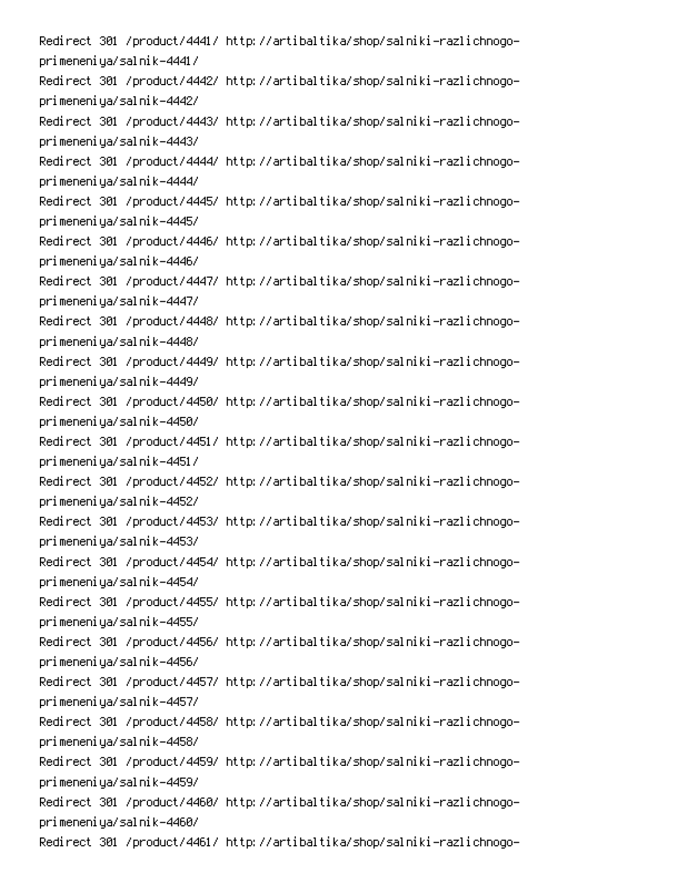Redirect 301 /product/4441/ http://artibaltika/shop/salniki-razlichnogo-primeneniya/salnik-4441/
Redirect 301 /product/4442/ http://artibaltika/shop/salniki-razlichnogo-primeneniya/salnik-4442/
Redirect 301 /product/4443/ http://artibaltika/shop/salniki-razlichnogo-primeneniya/salnik-4443/
Redirect 301 /product/4444/ http://artibaltika/shop/salniki-razlichnogo-primeneniya/salnik-4444/
Redirect 301 /product/4445/ http://artibaltika/shop/salniki-razlichnogo-primeneniya/salnik-4445/
Redirect 301 /product/4446/ http://artibaltika/shop/salniki-razlichnogo-primeneniya/salnik-4446/
Redirect 301 /product/4447/ http://artibaltika/shop/salniki-razlichnogo-primeneniya/salnik-4447/
Redirect 301 /product/4448/ http://artibaltika/shop/salniki-razlichnogo-primeneniya/salnik-4448/
Redirect 301 /product/4449/ http://artibaltika/shop/salniki-razlichnogo-primeneniya/salnik-4449/
Redirect 301 /product/4450/ http://artibaltika/shop/salniki-razlichnogo-primeneniya/salnik-4450/
Redirect 301 /product/4451/ http://artibaltika/shop/salniki-razlichnogo-primeneniya/salnik-4451/
Redirect 301 /product/4452/ http://artibaltika/shop/salniki-razlichnogo-primeneniya/salnik-4452/
Redirect 301 /product/4453/ http://artibaltika/shop/salniki-razlichnogo-primeneniya/salnik-4453/
Redirect 301 /product/4454/ http://artibaltika/shop/salniki-razlichnogo-primeneniya/salnik-4454/
Redirect 301 /product/4455/ http://artibaltika/shop/salniki-razlichnogo-primeneniya/salnik-4455/
Redirect 301 /product/4456/ http://artibaltika/shop/salniki-razlichnogo-primeneniya/salnik-4456/
Redirect 301 /product/4457/ http://artibaltika/shop/salniki-razlichnogo-primeneniya/salnik-4457/
Redirect 301 /product/4458/ http://artibaltika/shop/salniki-razlichnogo-primeneniya/salnik-4458/
Redirect 301 /product/4459/ http://artibaltika/shop/salniki-razlichnogo-primeneniya/salnik-4459/
Redirect 301 /product/4460/ http://artibaltika/shop/salniki-razlichnogo-primeneniya/salnik-4460/
Redirect 301 /product/4461/ http://artibaltika/shop/salniki-razlichnogo-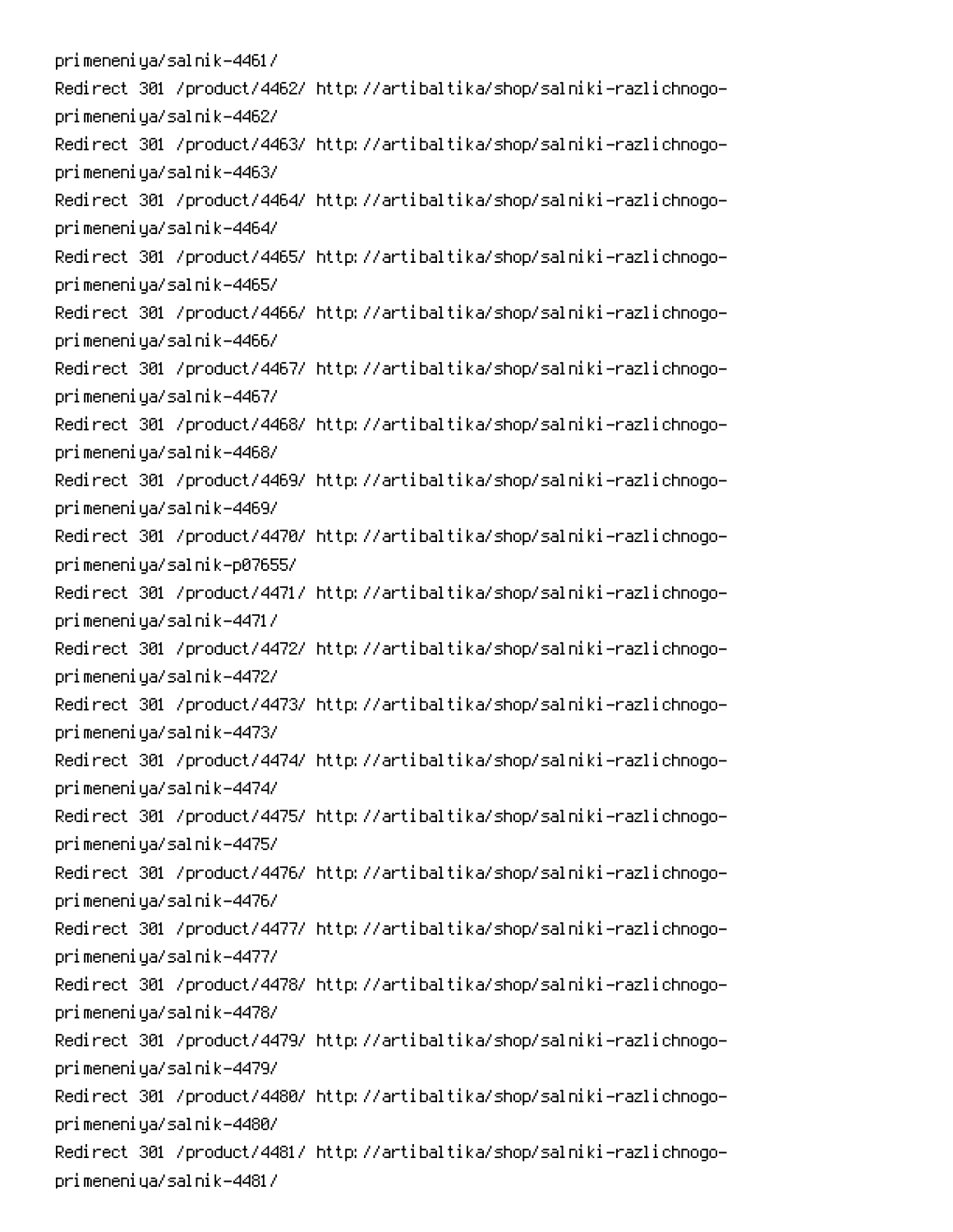primeneniya/salnik-4461/
Redirect 301 /product/4462/ http://artibaltika/shop/salniki-razlichnogo-primeneniya/salnik-4462/
Redirect 301 /product/4463/ http://artibaltika/shop/salniki-razlichnogo-primeneniya/salnik-4463/
Redirect 301 /product/4464/ http://artibaltika/shop/salniki-razlichnogo-primeneniya/salnik-4464/
Redirect 301 /product/4465/ http://artibaltika/shop/salniki-razlichnogo-primeneniya/salnik-4465/
Redirect 301 /product/4466/ http://artibaltika/shop/salniki-razlichnogo-primeneniya/salnik-4466/
Redirect 301 /product/4467/ http://artibaltika/shop/salniki-razlichnogo-primeneniya/salnik-4467/
Redirect 301 /product/4468/ http://artibaltika/shop/salniki-razlichnogo-primeneniya/salnik-4468/
Redirect 301 /product/4469/ http://artibaltika/shop/salniki-razlichnogo-primeneniya/salnik-4469/
Redirect 301 /product/4470/ http://artibaltika/shop/salniki-razlichnogo-primeneniya/salnik-p07655/
Redirect 301 /product/4471/ http://artibaltika/shop/salniki-razlichnogo-primeneniya/salnik-4471/
Redirect 301 /product/4472/ http://artibaltika/shop/salniki-razlichnogo-primeneniya/salnik-4472/
Redirect 301 /product/4473/ http://artibaltika/shop/salniki-razlichnogo-primeneniya/salnik-4473/
Redirect 301 /product/4474/ http://artibaltika/shop/salniki-razlichnogo-primeneniya/salnik-4474/
Redirect 301 /product/4475/ http://artibaltika/shop/salniki-razlichnogo-primeneniya/salnik-4475/
Redirect 301 /product/4476/ http://artibaltika/shop/salniki-razlichnogo-primeneniya/salnik-4476/
Redirect 301 /product/4477/ http://artibaltika/shop/salniki-razlichnogo-primeneniya/salnik-4477/
Redirect 301 /product/4478/ http://artibaltika/shop/salniki-razlichnogo-primeneniya/salnik-4478/
Redirect 301 /product/4479/ http://artibaltika/shop/salniki-razlichnogo-primeneniya/salnik-4479/
Redirect 301 /product/4480/ http://artibaltika/shop/salniki-razlichnogo-primeneniya/salnik-4480/
Redirect 301 /product/4481/ http://artibaltika/shop/salniki-razlichnogo-primeneniya/salnik-4481/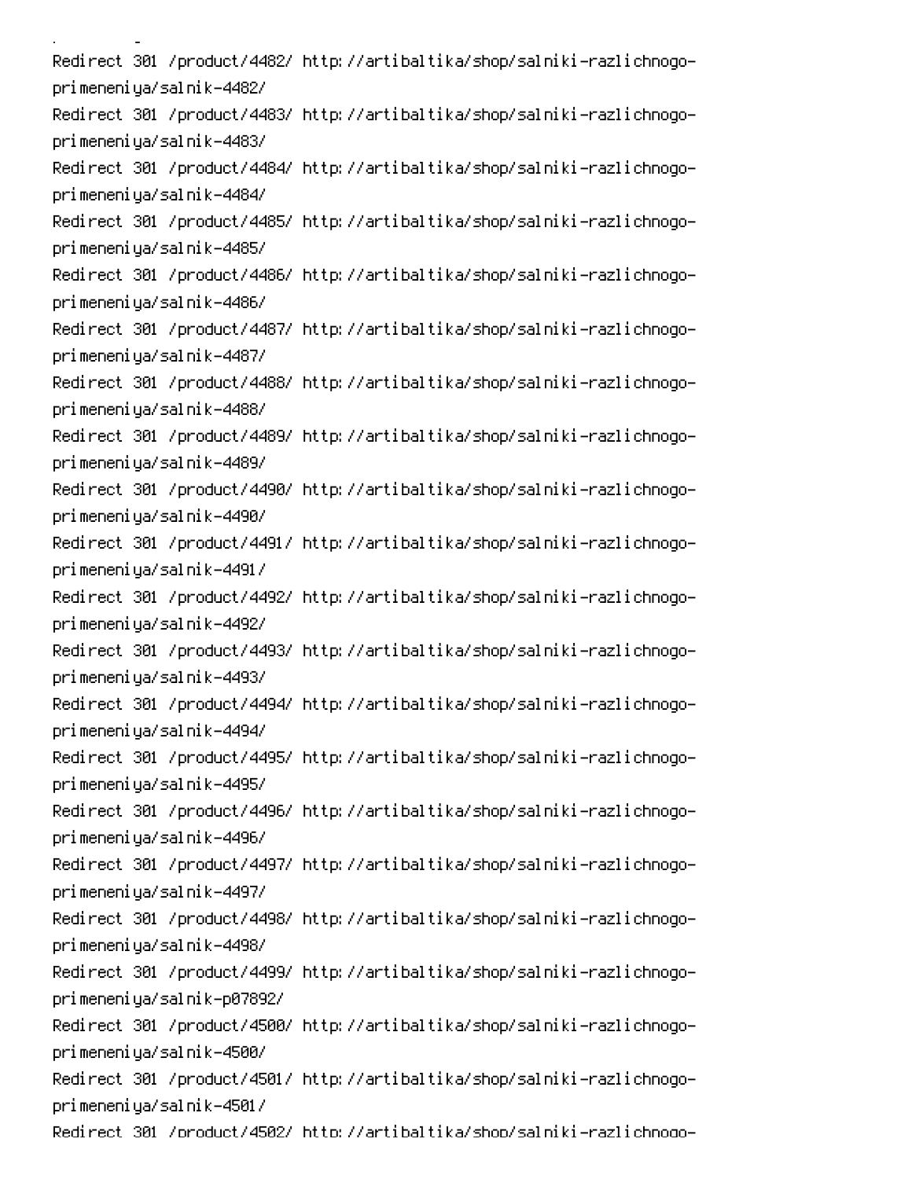Redirect 301 /product/4482/ http://artibaltika/shop/salniki-razlichnogo-primeneniya/salnik-4482/
Redirect 301 /product/4483/ http://artibaltika/shop/salniki-razlichnogo-primeneniya/salnik-4483/
Redirect 301 /product/4484/ http://artibaltika/shop/salniki-razlichnogo-primeneniya/salnik-4484/
Redirect 301 /product/4485/ http://artibaltika/shop/salniki-razlichnogo-primeneniya/salnik-4485/
Redirect 301 /product/4486/ http://artibaltika/shop/salniki-razlichnogo-primeneniya/salnik-4486/
Redirect 301 /product/4487/ http://artibaltika/shop/salniki-razlichnogo-primeneniya/salnik-4487/
Redirect 301 /product/4488/ http://artibaltika/shop/salniki-razlichnogo-primeneniya/salnik-4488/
Redirect 301 /product/4489/ http://artibaltika/shop/salniki-razlichnogo-primeneniya/salnik-4489/
Redirect 301 /product/4490/ http://artibaltika/shop/salniki-razlichnogo-primeneniya/salnik-4490/
Redirect 301 /product/4491/ http://artibaltika/shop/salniki-razlichnogo-primeneniya/salnik-4491/
Redirect 301 /product/4492/ http://artibaltika/shop/salniki-razlichnogo-primeneniya/salnik-4492/
Redirect 301 /product/4493/ http://artibaltika/shop/salniki-razlichnogo-primeneniya/salnik-4493/
Redirect 301 /product/4494/ http://artibaltika/shop/salniki-razlichnogo-primeneniya/salnik-4494/
Redirect 301 /product/4495/ http://artibaltika/shop/salniki-razlichnogo-primeneniya/salnik-4495/
Redirect 301 /product/4496/ http://artibaltika/shop/salniki-razlichnogo-primeneniya/salnik-4496/
Redirect 301 /product/4497/ http://artibaltika/shop/salniki-razlichnogo-primeneniya/salnik-4497/
Redirect 301 /product/4498/ http://artibaltika/shop/salniki-razlichnogo-primeneniya/salnik-4498/
Redirect 301 /product/4499/ http://artibaltika/shop/salniki-razlichnogo-primeneniya/salnik-p07892/
Redirect 301 /product/4500/ http://artibaltika/shop/salniki-razlichnogo-primeneniya/salnik-4500/
Redirect 301 /product/4501/ http://artibaltika/shop/salniki-razlichnogo-primeneniya/salnik-4501/
Redirect 301 /product/4502/ http://artibaltika/shop/salniki-razlichnogo-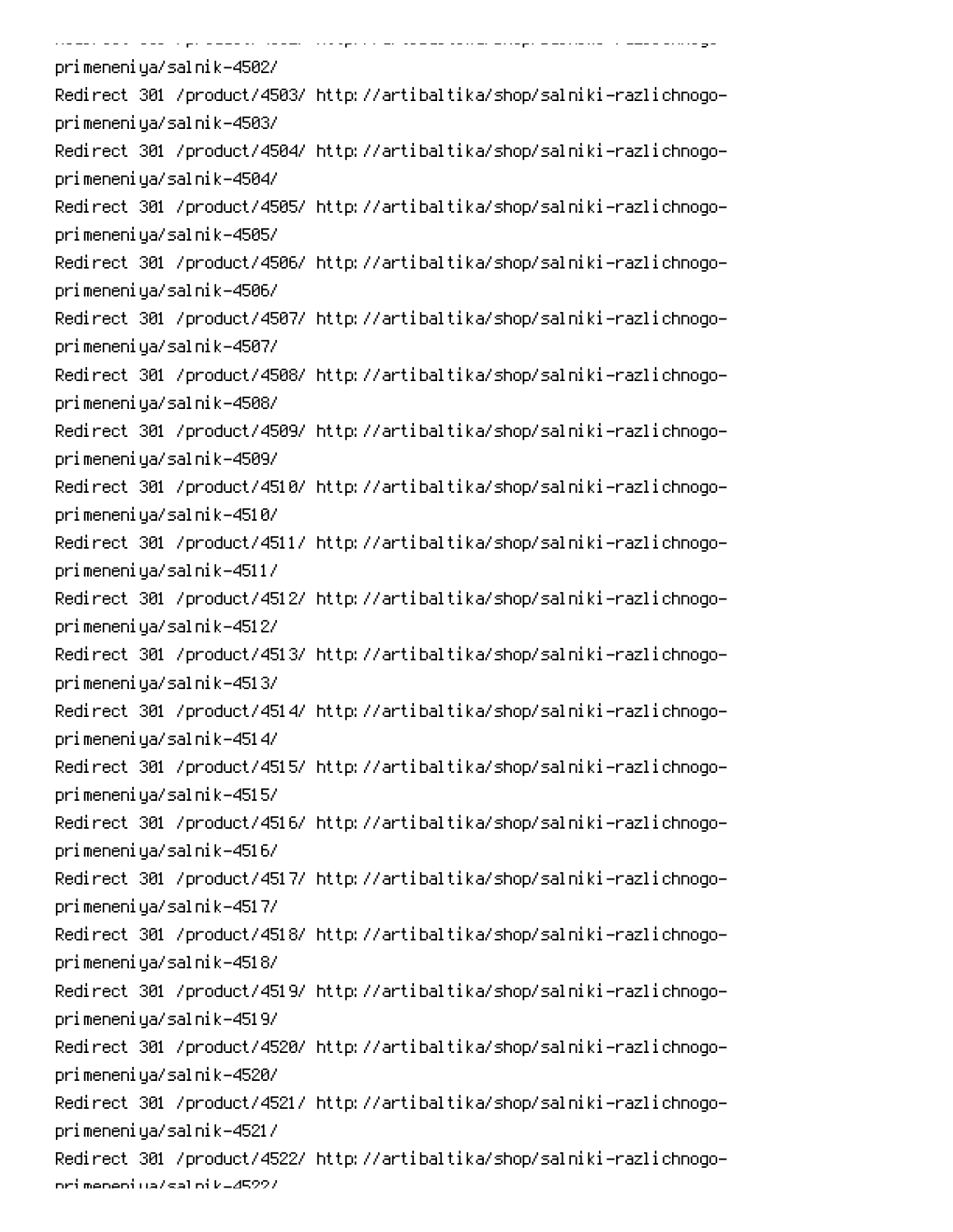primeneniya/salnik-4502/
Redirect 301 /product/4503/ http://artibaltika/shop/salniki-razlichnogo-primeneniya/salnik-4503/
Redirect 301 /product/4504/ http://artibaltika/shop/salniki-razlichnogo-primeneniya/salnik-4504/
Redirect 301 /product/4505/ http://artibaltika/shop/salniki-razlichnogo-primeneniya/salnik-4505/
Redirect 301 /product/4506/ http://artibaltika/shop/salniki-razlichnogo-primeneniya/salnik-4506/
Redirect 301 /product/4507/ http://artibaltika/shop/salniki-razlichnogo-primeneniya/salnik-4507/
Redirect 301 /product/4508/ http://artibaltika/shop/salniki-razlichnogo-primeneniya/salnik-4508/
Redirect 301 /product/4509/ http://artibaltika/shop/salniki-razlichnogo-primeneniya/salnik-4509/
Redirect 301 /product/4510/ http://artibaltika/shop/salniki-razlichnogo-primeneniya/salnik-4510/
Redirect 301 /product/4511/ http://artibaltika/shop/salniki-razlichnogo-primeneniya/salnik-4511/
Redirect 301 /product/4512/ http://artibaltika/shop/salniki-razlichnogo-primeneniya/salnik-4512/
Redirect 301 /product/4513/ http://artibaltika/shop/salniki-razlichnogo-primeneniya/salnik-4513/
Redirect 301 /product/4514/ http://artibaltika/shop/salniki-razlichnogo-primeneniya/salnik-4514/
Redirect 301 /product/4515/ http://artibaltika/shop/salniki-razlichnogo-primeneniya/salnik-4515/
Redirect 301 /product/4516/ http://artibaltika/shop/salniki-razlichnogo-primeneniya/salnik-4516/
Redirect 301 /product/4517/ http://artibaltika/shop/salniki-razlichnogo-primeneniya/salnik-4517/
Redirect 301 /product/4518/ http://artibaltika/shop/salniki-razlichnogo-primeneniya/salnik-4518/
Redirect 301 /product/4519/ http://artibaltika/shop/salniki-razlichnogo-primeneniya/salnik-4519/
Redirect 301 /product/4520/ http://artibaltika/shop/salniki-razlichnogo-primeneniya/salnik-4520/
Redirect 301 /product/4521/ http://artibaltika/shop/salniki-razlichnogo-primeneniya/salnik-4521/
Redirect 301 /product/4522/ http://artibaltika/shop/salniki-razlichnogo-primeneniya/salnik-4522/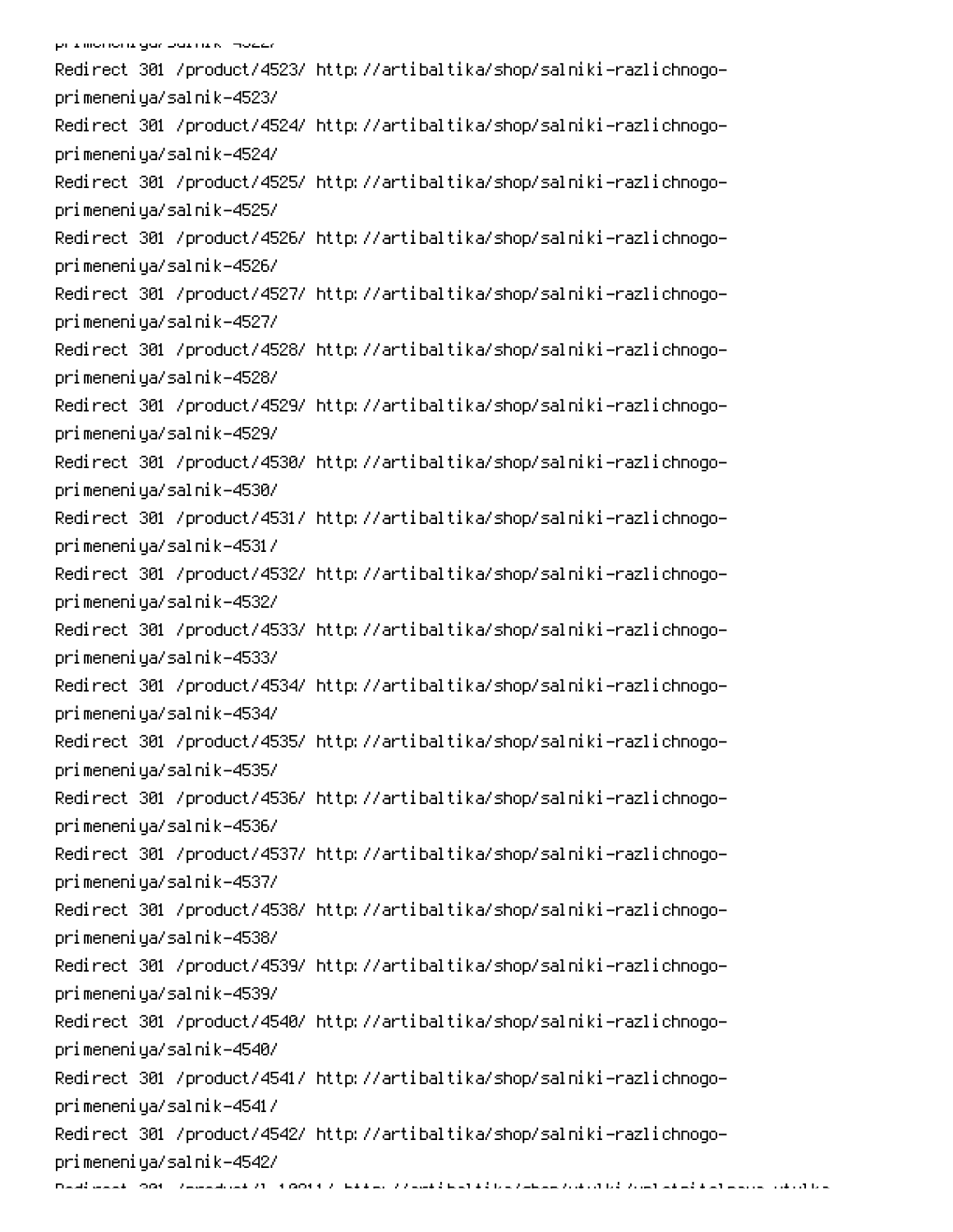```
primeneniya/salnik-4522/
Redirect 301 /product/4523/ http://artibaltika/shop/salniki-razlichnogo-
primeneniya/salnik-4523/
Redirect 301 /product/4524/ http://artibaltika/shop/salniki-razlichnogo-
primeneniya/salnik-4524/
Redirect 301 /product/4525/ http://artibaltika/shop/salniki-razlichnogo-
primeneniya/salnik-4525/
Redirect 301 /product/4526/ http://artibaltika/shop/salniki-razlichnogo-
primeneniya/salnik-4526/
Redirect 301 /product/4527/ http://artibaltika/shop/salniki-razlichnogo-
primeneniya/salnik-4527/
Redirect 301 /product/4528/ http://artibaltika/shop/salniki-razlichnogo-
primeneniya/salnik-4528/
Redirect 301 /product/4529/ http://artibaltika/shop/salniki-razlichnogo-
primeneniya/salnik-4529/
Redirect 301 /product/4530/ http://artibaltika/shop/salniki-razlichnogo-
primeneniya/salnik-4530/
Redirect 301 /product/4531/ http://artibaltika/shop/salniki-razlichnogo-
primeneniya/salnik-4531/
Redirect 301 /product/4532/ http://artibaltika/shop/salniki-razlichnogo-
primeneniya/salnik-4532/
Redirect 301 /product/4533/ http://artibaltika/shop/salniki-razlichnogo-
primeneniya/salnik-4533/
Redirect 301 /product/4534/ http://artibaltika/shop/salniki-razlichnogo-
primeneniya/salnik-4534/
Redirect 301 /product/4535/ http://artibaltika/shop/salniki-razlichnogo-
primeneniya/salnik-4535/
Redirect 301 /product/4536/ http://artibaltika/shop/salniki-razlichnogo-
primeneniya/salnik-4536/
Redirect 301 /product/4537/ http://artibaltika/shop/salniki-razlichnogo-
primeneniya/salnik-4537/
Redirect 301 /product/4538/ http://artibaltika/shop/salniki-razlichnogo-
primeneniya/salnik-4538/
Redirect 301 /product/4539/ http://artibaltika/shop/salniki-razlichnogo-
primeneniya/salnik-4539/
Redirect 301 /product/4540/ http://artibaltika/shop/salniki-razlichnogo-
primeneniya/salnik-4540/
Redirect 301 /product/4541/ http://artibaltika/shop/salniki-razlichnogo-
primeneniya/salnik-4541/
Redirect 301 /product/4542/ http://artibaltika/shop/salniki-razlichnogo-
primeneniya/salnik-4542/
```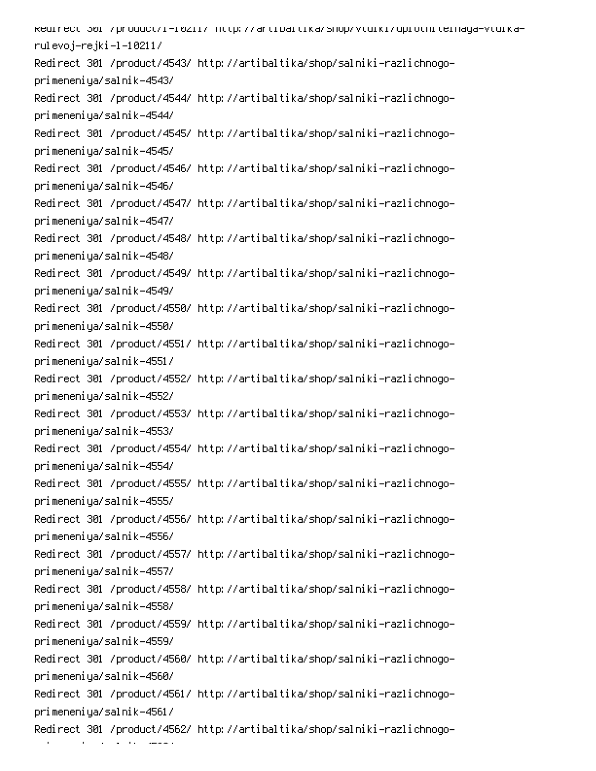Redirect 301 /product/l-10211/ http://artibaltika/shop/vtulki/uplotnitelnaya-vtulka-rulevoj-rejki-l-10211/
Redirect 301 /product/4543/ http://artibaltika/shop/salniki-razlichnogo-primeneniya/salnik-4543/
Redirect 301 /product/4544/ http://artibaltika/shop/salniki-razlichnogo-primeneniya/salnik-4544/
Redirect 301 /product/4545/ http://artibaltika/shop/salniki-razlichnogo-primeneniya/salnik-4545/
Redirect 301 /product/4546/ http://artibaltika/shop/salniki-razlichnogo-primeneniya/salnik-4546/
Redirect 301 /product/4547/ http://artibaltika/shop/salniki-razlichnogo-primeneniya/salnik-4547/
Redirect 301 /product/4548/ http://artibaltika/shop/salniki-razlichnogo-primeneniya/salnik-4548/
Redirect 301 /product/4549/ http://artibaltika/shop/salniki-razlichnogo-primeneniya/salnik-4549/
Redirect 301 /product/4550/ http://artibaltika/shop/salniki-razlichnogo-primeneniya/salnik-4550/
Redirect 301 /product/4551/ http://artibaltika/shop/salniki-razlichnogo-primeneniya/salnik-4551/
Redirect 301 /product/4552/ http://artibaltika/shop/salniki-razlichnogo-primeneniya/salnik-4552/
Redirect 301 /product/4553/ http://artibaltika/shop/salniki-razlichnogo-primeneniya/salnik-4553/
Redirect 301 /product/4554/ http://artibaltika/shop/salniki-razlichnogo-primeneniya/salnik-4554/
Redirect 301 /product/4555/ http://artibaltika/shop/salniki-razlichnogo-primeneniya/salnik-4555/
Redirect 301 /product/4556/ http://artibaltika/shop/salniki-razlichnogo-primeneniya/salnik-4556/
Redirect 301 /product/4557/ http://artibaltika/shop/salniki-razlichnogo-primeneniya/salnik-4557/
Redirect 301 /product/4558/ http://artibaltika/shop/salniki-razlichnogo-primeneniya/salnik-4558/
Redirect 301 /product/4559/ http://artibaltika/shop/salniki-razlichnogo-primeneniya/salnik-4559/
Redirect 301 /product/4560/ http://artibaltika/shop/salniki-razlichnogo-primeneniya/salnik-4560/
Redirect 301 /product/4561/ http://artibaltika/shop/salniki-razlichnogo-primeneniya/salnik-4561/
Redirect 301 /product/4562/ http://artibaltika/shop/salniki-razlichnogo-primeneniya/salnik-4562/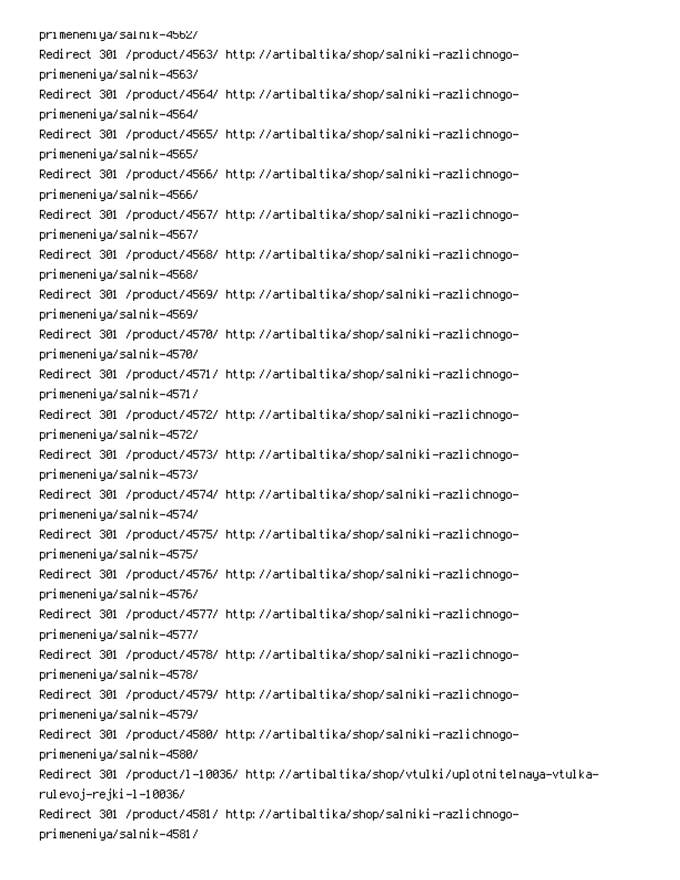primeneniya/salnik-4562/
Redirect 301 /product/4563/ http://artibaltika/shop/salniki-razlichnogo-primeneniya/salnik-4563/
Redirect 301 /product/4564/ http://artibaltika/shop/salniki-razlichnogo-primeneniya/salnik-4564/
Redirect 301 /product/4565/ http://artibaltika/shop/salniki-razlichnogo-primeneniya/salnik-4565/
Redirect 301 /product/4566/ http://artibaltika/shop/salniki-razlichnogo-primeneniya/salnik-4566/
Redirect 301 /product/4567/ http://artibaltika/shop/salniki-razlichnogo-primeneniya/salnik-4567/
Redirect 301 /product/4568/ http://artibaltika/shop/salniki-razlichnogo-primeneniya/salnik-4568/
Redirect 301 /product/4569/ http://artibaltika/shop/salniki-razlichnogo-primeneniya/salnik-4569/
Redirect 301 /product/4570/ http://artibaltika/shop/salniki-razlichnogo-primeneniya/salnik-4570/
Redirect 301 /product/4571/ http://artibaltika/shop/salniki-razlichnogo-primeneniya/salnik-4571/
Redirect 301 /product/4572/ http://artibaltika/shop/salniki-razlichnogo-primeneniya/salnik-4572/
Redirect 301 /product/4573/ http://artibaltika/shop/salniki-razlichnogo-primeneniya/salnik-4573/
Redirect 301 /product/4574/ http://artibaltika/shop/salniki-razlichnogo-primeneniya/salnik-4574/
Redirect 301 /product/4575/ http://artibaltika/shop/salniki-razlichnogo-primeneniya/salnik-4575/
Redirect 301 /product/4576/ http://artibaltika/shop/salniki-razlichnogo-primeneniya/salnik-4576/
Redirect 301 /product/4577/ http://artibaltika/shop/salniki-razlichnogo-primeneniya/salnik-4577/
Redirect 301 /product/4578/ http://artibaltika/shop/salniki-razlichnogo-primeneniya/salnik-4578/
Redirect 301 /product/4579/ http://artibaltika/shop/salniki-razlichnogo-primeneniya/salnik-4579/
Redirect 301 /product/4580/ http://artibaltika/shop/salniki-razlichnogo-primeneniya/salnik-4580/
Redirect 301 /product/l-10036/ http://artibaltika/shop/vtulki/uplotnitelnaya-vtulka-rulevoj-rejki-l-10036/
Redirect 301 /product/4581/ http://artibaltika/shop/salniki-razlichnogo-primeneniya/salnik-4581/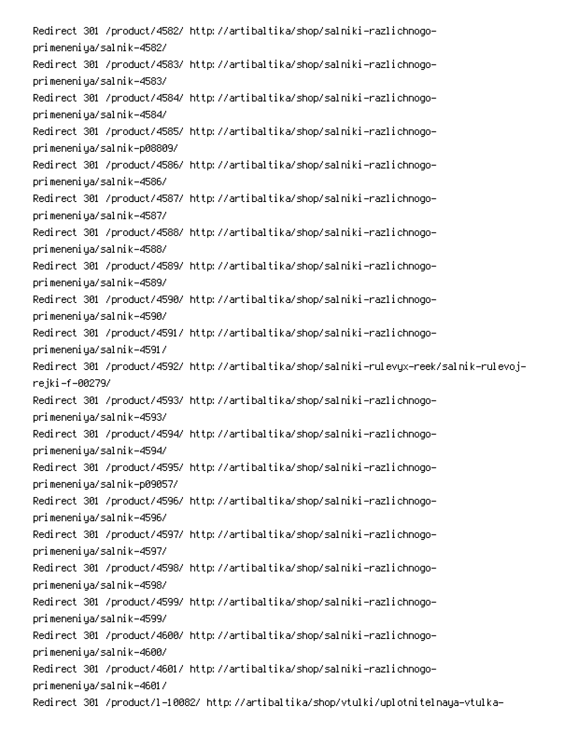Redirect 301 /product/4582/ http://artibaltika/shop/salniki-razlichnogo-primeneniya/salnik-4582/
Redirect 301 /product/4583/ http://artibaltika/shop/salniki-razlichnogo-primeneniya/salnik-4583/
Redirect 301 /product/4584/ http://artibaltika/shop/salniki-razlichnogo-primeneniya/salnik-4584/
Redirect 301 /product/4585/ http://artibaltika/shop/salniki-razlichnogo-primeneniya/salnik-p08809/
Redirect 301 /product/4586/ http://artibaltika/shop/salniki-razlichnogo-primeneniya/salnik-4586/
Redirect 301 /product/4587/ http://artibaltika/shop/salniki-razlichnogo-primeneniya/salnik-4587/
Redirect 301 /product/4588/ http://artibaltika/shop/salniki-razlichnogo-primeneniya/salnik-4588/
Redirect 301 /product/4589/ http://artibaltika/shop/salniki-razlichnogo-primeneniya/salnik-4589/
Redirect 301 /product/4590/ http://artibaltika/shop/salniki-razlichnogo-primeneniya/salnik-4590/
Redirect 301 /product/4591/ http://artibaltika/shop/salniki-razlichnogo-primeneniya/salnik-4591/
Redirect 301 /product/4592/ http://artibaltika/shop/salniki-rulevyx-reek/salnik-rulevoj-rejki-f-00279/
Redirect 301 /product/4593/ http://artibaltika/shop/salniki-razlichnogo-primeneniya/salnik-4593/
Redirect 301 /product/4594/ http://artibaltika/shop/salniki-razlichnogo-primeneniya/salnik-4594/
Redirect 301 /product/4595/ http://artibaltika/shop/salniki-razlichnogo-primeneniya/salnik-p09057/
Redirect 301 /product/4596/ http://artibaltika/shop/salniki-razlichnogo-primeneniya/salnik-4596/
Redirect 301 /product/4597/ http://artibaltika/shop/salniki-razlichnogo-primeneniya/salnik-4597/
Redirect 301 /product/4598/ http://artibaltika/shop/salniki-razlichnogo-primeneniya/salnik-4598/
Redirect 301 /product/4599/ http://artibaltika/shop/salniki-razlichnogo-primeneniya/salnik-4599/
Redirect 301 /product/4600/ http://artibaltika/shop/salniki-razlichnogo-primeneniya/salnik-4600/
Redirect 301 /product/4601/ http://artibaltika/shop/salniki-razlichnogo-primeneniya/salnik-4601/
Redirect 301 /product/l-10082/ http://artibaltika/shop/vtulki/uplotnitelnaya-vtulka-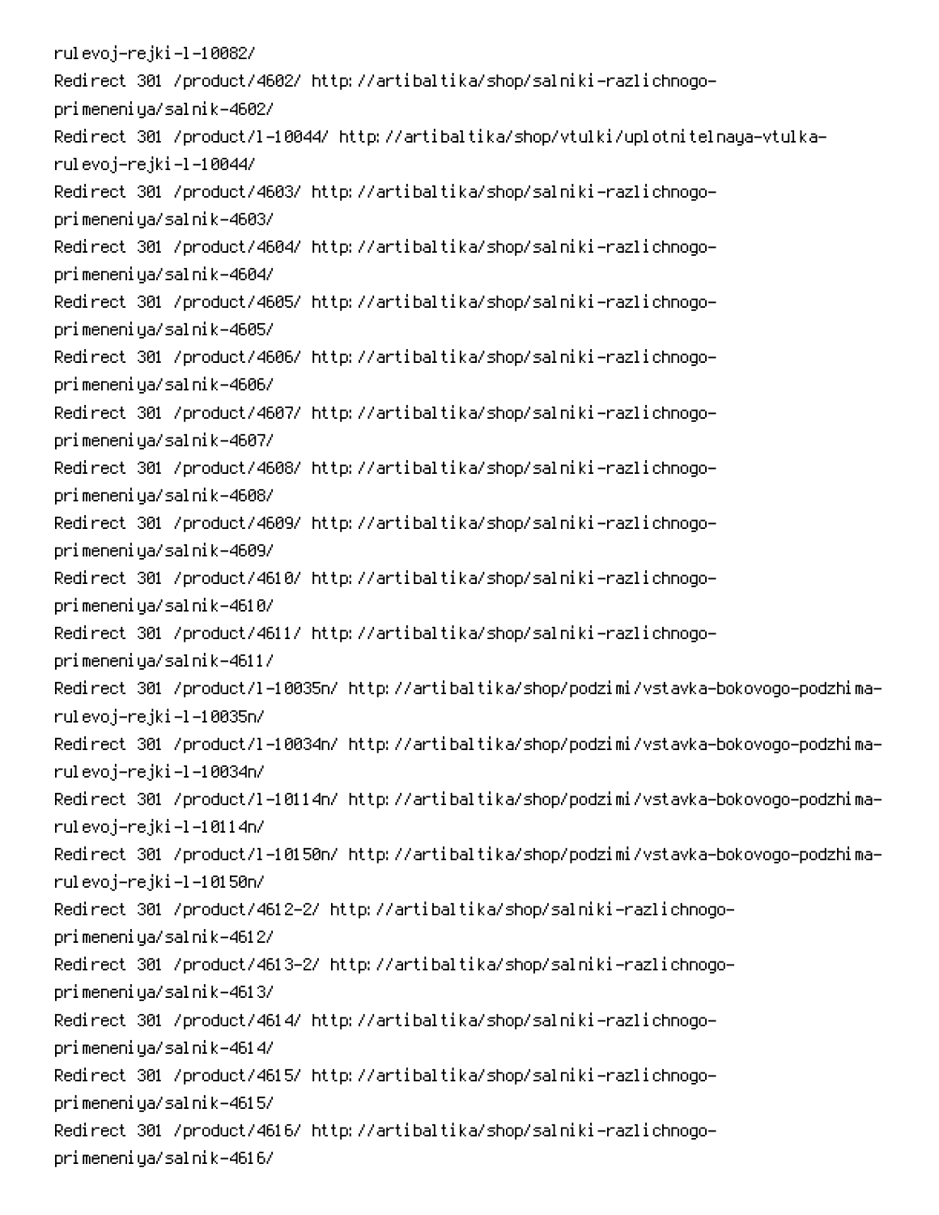rulevoj-rejki-l-10082/
Redirect 301 /product/4602/ http://artibaltika/shop/salniki-razlichnogo-primeneniya/salnik-4602/
Redirect 301 /product/l-10044/ http://artibaltika/shop/vtulki/uplotnitelnaya-vtulka-rulevoj-rejki-l-10044/
Redirect 301 /product/4603/ http://artibaltika/shop/salniki-razlichnogo-primeneniya/salnik-4603/
Redirect 301 /product/4604/ http://artibaltika/shop/salniki-razlichnogo-primeneniya/salnik-4604/
Redirect 301 /product/4605/ http://artibaltika/shop/salniki-razlichnogo-primeneniya/salnik-4605/
Redirect 301 /product/4606/ http://artibaltika/shop/salniki-razlichnogo-primeneniya/salnik-4606/
Redirect 301 /product/4607/ http://artibaltika/shop/salniki-razlichnogo-primeneniya/salnik-4607/
Redirect 301 /product/4608/ http://artibaltika/shop/salniki-razlichnogo-primeneniya/salnik-4608/
Redirect 301 /product/4609/ http://artibaltika/shop/salniki-razlichnogo-primeneniya/salnik-4609/
Redirect 301 /product/4610/ http://artibaltika/shop/salniki-razlichnogo-primeneniya/salnik-4610/
Redirect 301 /product/4611/ http://artibaltika/shop/salniki-razlichnogo-primeneniya/salnik-4611/
Redirect 301 /product/l-10035n/ http://artibaltika/shop/podzimi/vstavka-bokovogo-podzhima-rulevoj-rejki-l-10035n/
Redirect 301 /product/l-10034n/ http://artibaltika/shop/podzimi/vstavka-bokovogo-podzhima-rulevoj-rejki-l-10034n/
Redirect 301 /product/l-10114n/ http://artibaltika/shop/podzimi/vstavka-bokovogo-podzhima-rulevoj-rejki-l-10114n/
Redirect 301 /product/l-10150n/ http://artibaltika/shop/podzimi/vstavka-bokovogo-podzhima-rulevoj-rejki-l-10150n/
Redirect 301 /product/4612-2/ http://artibaltika/shop/salniki-razlichnogo-primeneniya/salnik-4612/
Redirect 301 /product/4613-2/ http://artibaltika/shop/salniki-razlichnogo-primeneniya/salnik-4613/
Redirect 301 /product/4614/ http://artibaltika/shop/salniki-razlichnogo-primeneniya/salnik-4614/
Redirect 301 /product/4615/ http://artibaltika/shop/salniki-razlichnogo-primeneniya/salnik-4615/
Redirect 301 /product/4616/ http://artibaltika/shop/salniki-razlichnogo-primeneniya/salnik-4616/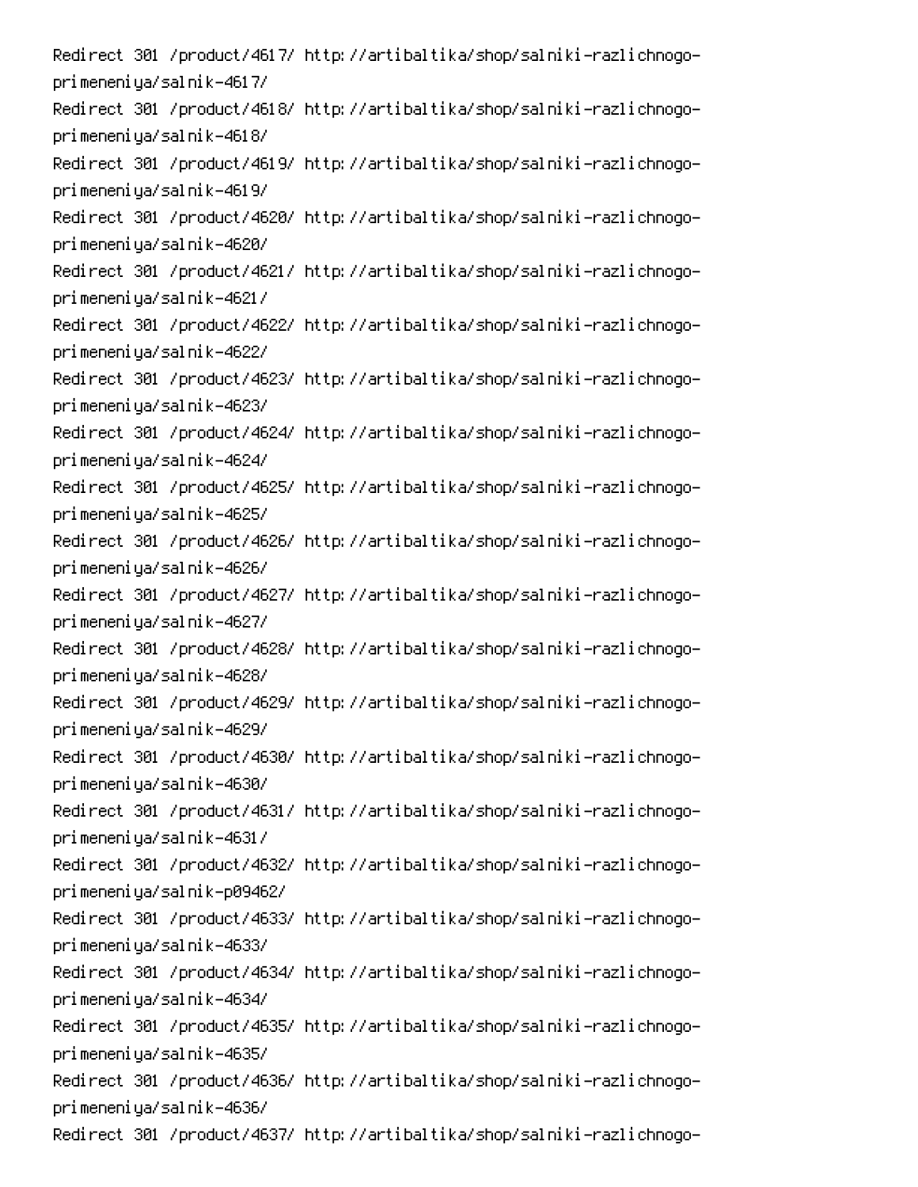Redirect 301 /product/4617/ http://artibaltika/shop/salniki-razlichnogo-primeneniya/salnik-4617/
Redirect 301 /product/4618/ http://artibaltika/shop/salniki-razlichnogo-primeneniya/salnik-4618/
Redirect 301 /product/4619/ http://artibaltika/shop/salniki-razlichnogo-primeneniya/salnik-4619/
Redirect 301 /product/4620/ http://artibaltika/shop/salniki-razlichnogo-primeneniya/salnik-4620/
Redirect 301 /product/4621/ http://artibaltika/shop/salniki-razlichnogo-primeneniya/salnik-4621/
Redirect 301 /product/4622/ http://artibaltika/shop/salniki-razlichnogo-primeneniya/salnik-4622/
Redirect 301 /product/4623/ http://artibaltika/shop/salniki-razlichnogo-primeneniya/salnik-4623/
Redirect 301 /product/4624/ http://artibaltika/shop/salniki-razlichnogo-primeneniya/salnik-4624/
Redirect 301 /product/4625/ http://artibaltika/shop/salniki-razlichnogo-primeneniya/salnik-4625/
Redirect 301 /product/4626/ http://artibaltika/shop/salniki-razlichnogo-primeneniya/salnik-4626/
Redirect 301 /product/4627/ http://artibaltika/shop/salniki-razlichnogo-primeneniya/salnik-4627/
Redirect 301 /product/4628/ http://artibaltika/shop/salniki-razlichnogo-primeneniya/salnik-4628/
Redirect 301 /product/4629/ http://artibaltika/shop/salniki-razlichnogo-primeneniya/salnik-4629/
Redirect 301 /product/4630/ http://artibaltika/shop/salniki-razlichnogo-primeneniya/salnik-4630/
Redirect 301 /product/4631/ http://artibaltika/shop/salniki-razlichnogo-primeneniya/salnik-4631/
Redirect 301 /product/4632/ http://artibaltika/shop/salniki-razlichnogo-primeneniya/salnik-p09462/
Redirect 301 /product/4633/ http://artibaltika/shop/salniki-razlichnogo-primeneniya/salnik-4633/
Redirect 301 /product/4634/ http://artibaltika/shop/salniki-razlichnogo-primeneniya/salnik-4634/
Redirect 301 /product/4635/ http://artibaltika/shop/salniki-razlichnogo-primeneniya/salnik-4635/
Redirect 301 /product/4636/ http://artibaltika/shop/salniki-razlichnogo-primeneniya/salnik-4636/
Redirect 301 /product/4637/ http://artibaltika/shop/salniki-razlichnogo-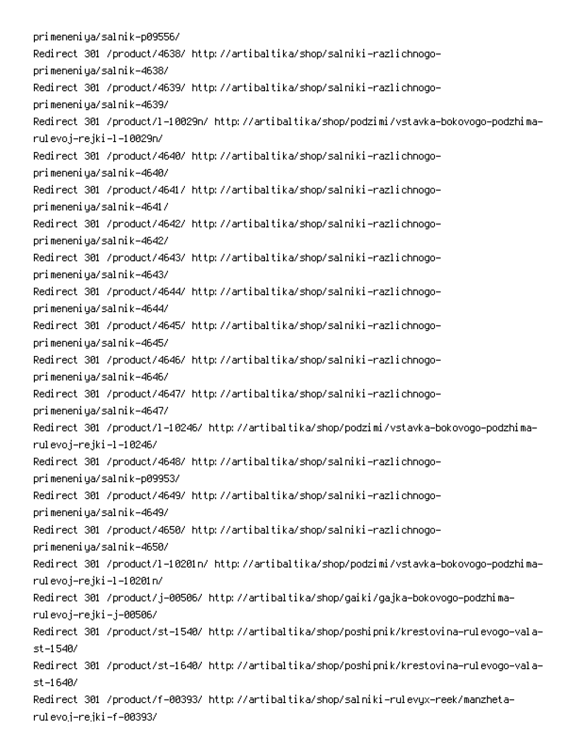primeneniya/salnik-p09556/
Redirect 301 /product/4638/ http://artibaltika/shop/salniki-razlichnogo-primeneniya/salnik-4638/
Redirect 301 /product/4639/ http://artibaltika/shop/salniki-razlichnogo-primeneniya/salnik-4639/
Redirect 301 /product/l-10029n/ http://artibaltika/shop/podzimi/vstavka-bokovogo-podzhima-rulevoj-rejki-l-10029n/
Redirect 301 /product/4640/ http://artibaltika/shop/salniki-razlichnogo-primeneniya/salnik-4640/
Redirect 301 /product/4641/ http://artibaltika/shop/salniki-razlichnogo-primeneniya/salnik-4641/
Redirect 301 /product/4642/ http://artibaltika/shop/salniki-razlichnogo-primeneniya/salnik-4642/
Redirect 301 /product/4643/ http://artibaltika/shop/salniki-razlichnogo-primeneniya/salnik-4643/
Redirect 301 /product/4644/ http://artibaltika/shop/salniki-razlichnogo-primeneniya/salnik-4644/
Redirect 301 /product/4645/ http://artibaltika/shop/salniki-razlichnogo-primeneniya/salnik-4645/
Redirect 301 /product/4646/ http://artibaltika/shop/salniki-razlichnogo-primeneniya/salnik-4646/
Redirect 301 /product/4647/ http://artibaltika/shop/salniki-razlichnogo-primeneniya/salnik-4647/
Redirect 301 /product/l-10246/ http://artibaltika/shop/podzimi/vstavka-bokovogo-podzhima-rulevoj-rejki-l-10246/
Redirect 301 /product/4648/ http://artibaltika/shop/salniki-razlichnogo-primeneniya/salnik-p09953/
Redirect 301 /product/4649/ http://artibaltika/shop/salniki-razlichnogo-primeneniya/salnik-4649/
Redirect 301 /product/4650/ http://artibaltika/shop/salniki-razlichnogo-primeneniya/salnik-4650/
Redirect 301 /product/l-10201n/ http://artibaltika/shop/podzimi/vstavka-bokovogo-podzhima-rulevoj-rejki-l-10201n/
Redirect 301 /product/j-00506/ http://artibaltika/shop/gaiki/gajka-bokovogo-podzhima-rulevoj-rejki-j-00506/
Redirect 301 /product/st-1540/ http://artibaltika/shop/poshipnik/krestovina-rulevogo-vala-st-1540/
Redirect 301 /product/st-1640/ http://artibaltika/shop/poshipnik/krestovina-rulevogo-vala-st-1640/
Redirect 301 /product/f-00393/ http://artibaltika/shop/salniki-rulevyx-reek/manzheta-rulevoj-rejki-f-00393/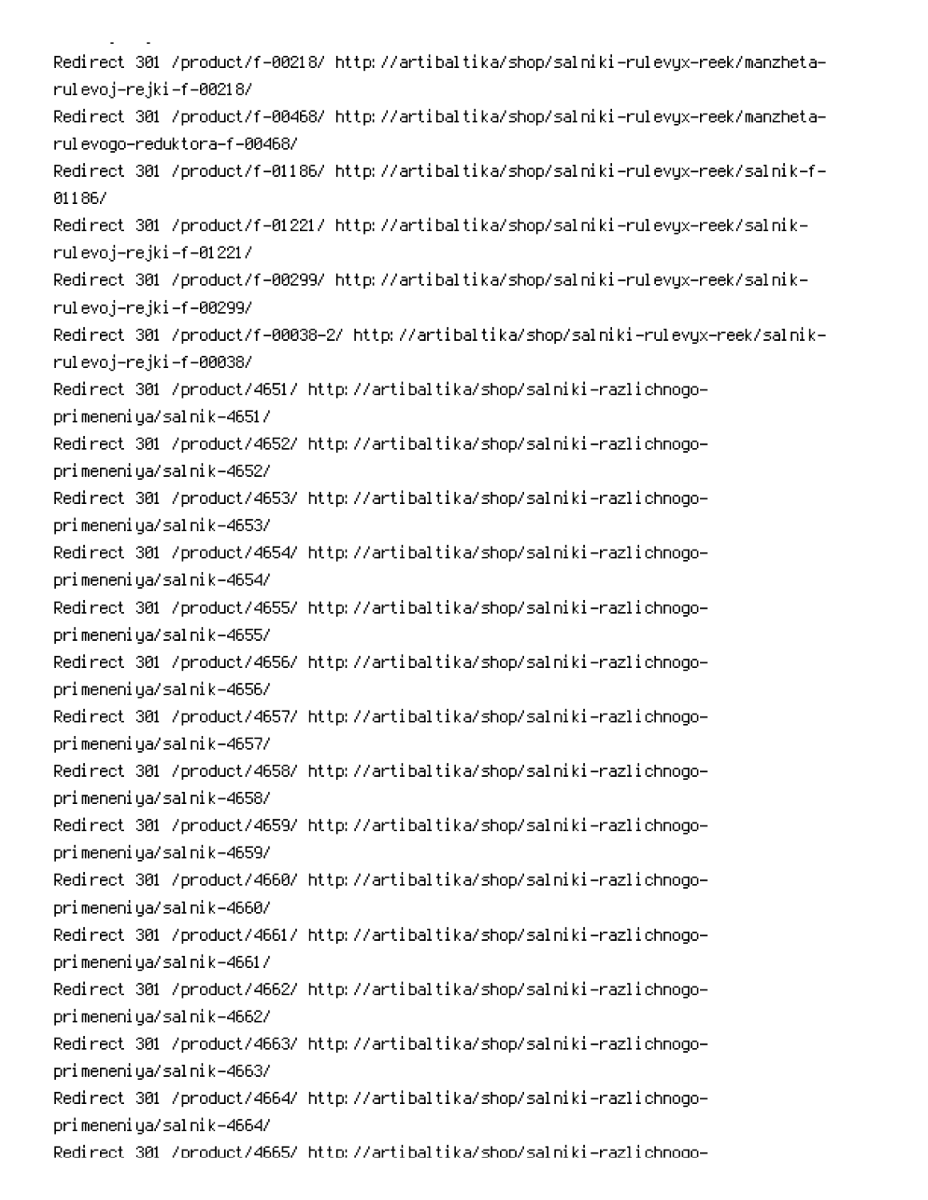Redirect 301 /product/f-00218/ http://artibaltika/shop/salniki-rulevyx-reek/manzheta-rulevoj-rejki-f-00218/
Redirect 301 /product/f-00468/ http://artibaltika/shop/salniki-rulevyx-reek/manzheta-rulevogo-reduktora-f-00468/
Redirect 301 /product/f-01186/ http://artibaltika/shop/salniki-rulevyx-reek/salnik-f-01186/
Redirect 301 /product/f-01221/ http://artibaltika/shop/salniki-rulevyx-reek/salnik-rulevoj-rejki-f-01221/
Redirect 301 /product/f-00299/ http://artibaltika/shop/salniki-rulevyx-reek/salnik-rulevoj-rejki-f-00299/
Redirect 301 /product/f-00038-2/ http://artibaltika/shop/salniki-rulevyx-reek/salnik-rulevoj-rejki-f-00038/
Redirect 301 /product/4651/ http://artibaltika/shop/salniki-razlichnogo-primeneniya/salnik-4651/
Redirect 301 /product/4652/ http://artibaltika/shop/salniki-razlichnogo-primeneniya/salnik-4652/
Redirect 301 /product/4653/ http://artibaltika/shop/salniki-razlichnogo-primeneniya/salnik-4653/
Redirect 301 /product/4654/ http://artibaltika/shop/salniki-razlichnogo-primeneniya/salnik-4654/
Redirect 301 /product/4655/ http://artibaltika/shop/salniki-razlichnogo-primeneniya/salnik-4655/
Redirect 301 /product/4656/ http://artibaltika/shop/salniki-razlichnogo-primeneniya/salnik-4656/
Redirect 301 /product/4657/ http://artibaltika/shop/salniki-razlichnogo-primeneniya/salnik-4657/
Redirect 301 /product/4658/ http://artibaltika/shop/salniki-razlichnogo-primeneniya/salnik-4658/
Redirect 301 /product/4659/ http://artibaltika/shop/salniki-razlichnogo-primeneniya/salnik-4659/
Redirect 301 /product/4660/ http://artibaltika/shop/salniki-razlichnogo-primeneniya/salnik-4660/
Redirect 301 /product/4661/ http://artibaltika/shop/salniki-razlichnogo-primeneniya/salnik-4661/
Redirect 301 /product/4662/ http://artibaltika/shop/salniki-razlichnogo-primeneniya/salnik-4662/
Redirect 301 /product/4663/ http://artibaltika/shop/salniki-razlichnogo-primeneniya/salnik-4663/
Redirect 301 /product/4664/ http://artibaltika/shop/salniki-razlichnogo-primeneniya/salnik-4664/
Redirect 301 /product/4665/ http://artibaltika/shop/salniki-razlichnogo-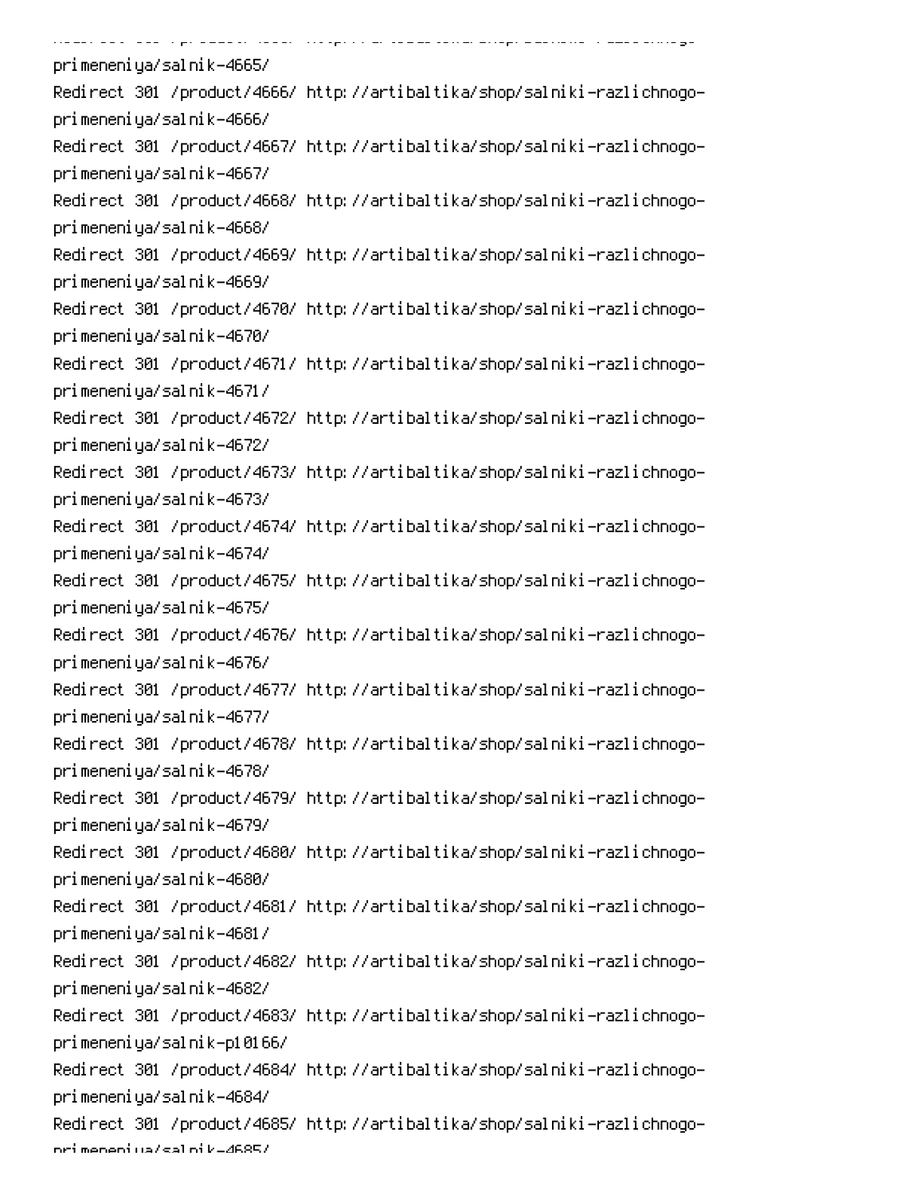primeneniya/salnik-4665/
Redirect 301 /product/4666/ http://artibaltika/shop/salniki-razlichnogo-primeneniya/salnik-4666/
Redirect 301 /product/4667/ http://artibaltika/shop/salniki-razlichnogo-primeneniya/salnik-4667/
Redirect 301 /product/4668/ http://artibaltika/shop/salniki-razlichnogo-primeneniya/salnik-4668/
Redirect 301 /product/4669/ http://artibaltika/shop/salniki-razlichnogo-primeneniya/salnik-4669/
Redirect 301 /product/4670/ http://artibaltika/shop/salniki-razlichnogo-primeneniya/salnik-4670/
Redirect 301 /product/4671/ http://artibaltika/shop/salniki-razlichnogo-primeneniya/salnik-4671/
Redirect 301 /product/4672/ http://artibaltika/shop/salniki-razlichnogo-primeneniya/salnik-4672/
Redirect 301 /product/4673/ http://artibaltika/shop/salniki-razlichnogo-primeneniya/salnik-4673/
Redirect 301 /product/4674/ http://artibaltika/shop/salniki-razlichnogo-primeneniya/salnik-4674/
Redirect 301 /product/4675/ http://artibaltika/shop/salniki-razlichnogo-primeneniya/salnik-4675/
Redirect 301 /product/4676/ http://artibaltika/shop/salniki-razlichnogo-primeneniya/salnik-4676/
Redirect 301 /product/4677/ http://artibaltika/shop/salniki-razlichnogo-primeneniya/salnik-4677/
Redirect 301 /product/4678/ http://artibaltika/shop/salniki-razlichnogo-primeneniya/salnik-4678/
Redirect 301 /product/4679/ http://artibaltika/shop/salniki-razlichnogo-primeneniya/salnik-4679/
Redirect 301 /product/4680/ http://artibaltika/shop/salniki-razlichnogo-primeneniya/salnik-4680/
Redirect 301 /product/4681/ http://artibaltika/shop/salniki-razlichnogo-primeneniya/salnik-4681/
Redirect 301 /product/4682/ http://artibaltika/shop/salniki-razlichnogo-primeneniya/salnik-4682/
Redirect 301 /product/4683/ http://artibaltika/shop/salniki-razlichnogo-primeneniya/salnik-p10166/
Redirect 301 /product/4684/ http://artibaltika/shop/salniki-razlichnogo-primeneniya/salnik-4684/
Redirect 301 /product/4685/ http://artibaltika/shop/salniki-razlichnogo-primeneniya/salnik-4685/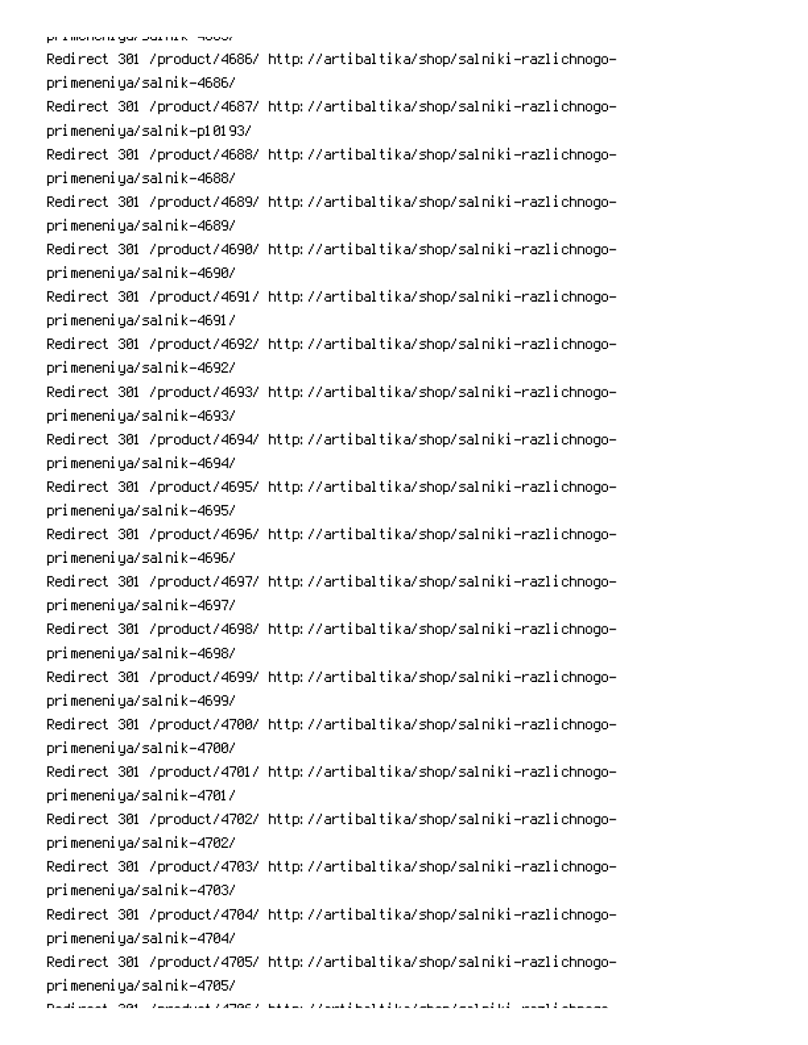```
Redirect 301 /product/4686/ http://artibaltika/shop/salniki-razlichnogo-primeneniya/salnik-4686/
Redirect 301 /product/4687/ http://artibaltika/shop/salniki-razlichnogo-primeneniya/salnik-p10193/
Redirect 301 /product/4688/ http://artibaltika/shop/salniki-razlichnogo-primeneniya/salnik-4688/
Redirect 301 /product/4689/ http://artibaltika/shop/salniki-razlichnogo-primeneniya/salnik-4689/
Redirect 301 /product/4690/ http://artibaltika/shop/salniki-razlichnogo-primeneniya/salnik-4690/
Redirect 301 /product/4691/ http://artibaltika/shop/salniki-razlichnogo-primeneniya/salnik-4691/
Redirect 301 /product/4692/ http://artibaltika/shop/salniki-razlichnogo-primeneniya/salnik-4692/
Redirect 301 /product/4693/ http://artibaltika/shop/salniki-razlichnogo-primeneniya/salnik-4693/
Redirect 301 /product/4694/ http://artibaltika/shop/salniki-razlichnogo-primeneniya/salnik-4694/
Redirect 301 /product/4695/ http://artibaltika/shop/salniki-razlichnogo-primeneniya/salnik-4695/
Redirect 301 /product/4696/ http://artibaltika/shop/salniki-razlichnogo-primeneniya/salnik-4696/
Redirect 301 /product/4697/ http://artibaltika/shop/salniki-razlichnogo-primeneniya/salnik-4697/
Redirect 301 /product/4698/ http://artibaltika/shop/salniki-razlichnogo-primeneniya/salnik-4698/
Redirect 301 /product/4699/ http://artibaltika/shop/salniki-razlichnogo-primeneniya/salnik-4699/
Redirect 301 /product/4700/ http://artibaltika/shop/salniki-razlichnogo-primeneniya/salnik-4700/
Redirect 301 /product/4701/ http://artibaltika/shop/salniki-razlichnogo-primeneniya/salnik-4701/
Redirect 301 /product/4702/ http://artibaltika/shop/salniki-razlichnogo-primeneniya/salnik-4702/
Redirect 301 /product/4703/ http://artibaltika/shop/salniki-razlichnogo-primeneniya/salnik-4703/
Redirect 301 /product/4704/ http://artibaltika/shop/salniki-razlichnogo-primeneniya/salnik-4704/
Redirect 301 /product/4705/ http://artibaltika/shop/salniki-razlichnogo-primeneniya/salnik-4705/
```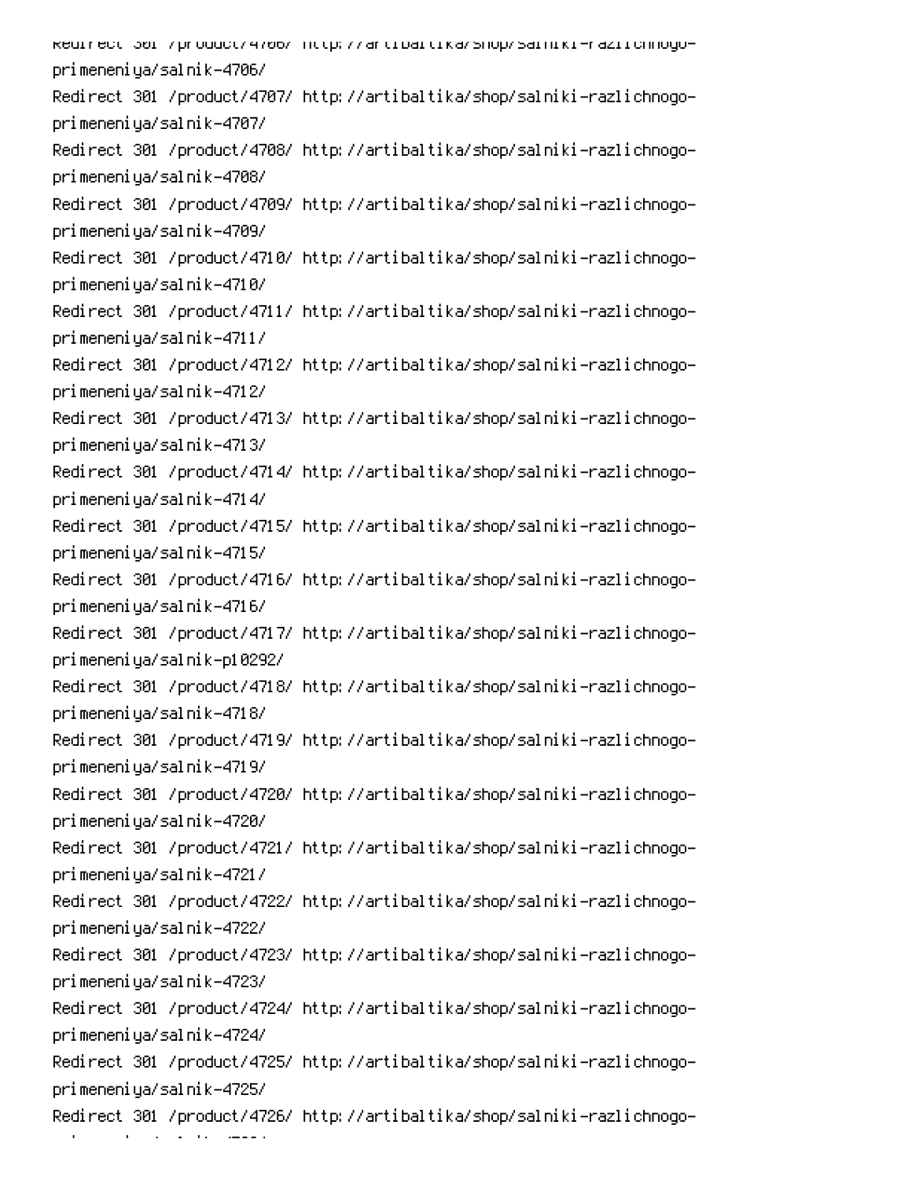```
Redirect 301 /product/4706/ http://artibaltika/shop/salniki-razlichnogo-
primeneniya/salnik-4706/
Redirect 301 /product/4707/ http://artibaltika/shop/salniki-razlichnogo-
primeneniya/salnik-4707/
Redirect 301 /product/4708/ http://artibaltika/shop/salniki-razlichnogo-
primeneniya/salnik-4708/
Redirect 301 /product/4709/ http://artibaltika/shop/salniki-razlichnogo-
primeneniya/salnik-4709/
Redirect 301 /product/4710/ http://artibaltika/shop/salniki-razlichnogo-
primeneniya/salnik-4710/
Redirect 301 /product/4711/ http://artibaltika/shop/salniki-razlichnogo-
primeneniya/salnik-4711/
Redirect 301 /product/4712/ http://artibaltika/shop/salniki-razlichnogo-
primeneniya/salnik-4712/
Redirect 301 /product/4713/ http://artibaltika/shop/salniki-razlichnogo-
primeneniya/salnik-4713/
Redirect 301 /product/4714/ http://artibaltika/shop/salniki-razlichnogo-
primeneniya/salnik-4714/
Redirect 301 /product/4715/ http://artibaltika/shop/salniki-razlichnogo-
primeneniya/salnik-4715/
Redirect 301 /product/4716/ http://artibaltika/shop/salniki-razlichnogo-
primeneniya/salnik-4716/
Redirect 301 /product/4717/ http://artibaltika/shop/salniki-razlichnogo-
primeneniya/salnik-p10292/
Redirect 301 /product/4718/ http://artibaltika/shop/salniki-razlichnogo-
primeneniya/salnik-4718/
Redirect 301 /product/4719/ http://artibaltika/shop/salniki-razlichnogo-
primeneniya/salnik-4719/
Redirect 301 /product/4720/ http://artibaltika/shop/salniki-razlichnogo-
primeneniya/salnik-4720/
Redirect 301 /product/4721/ http://artibaltika/shop/salniki-razlichnogo-
primeneniya/salnik-4721/
Redirect 301 /product/4722/ http://artibaltika/shop/salniki-razlichnogo-
primeneniya/salnik-4722/
Redirect 301 /product/4723/ http://artibaltika/shop/salniki-razlichnogo-
primeneniya/salnik-4723/
Redirect 301 /product/4724/ http://artibaltika/shop/salniki-razlichnogo-
primeneniya/salnik-4724/
Redirect 301 /product/4725/ http://artibaltika/shop/salniki-razlichnogo-
primeneniya/salnik-4725/
Redirect 301 /product/4726/ http://artibaltika/shop/salniki-razlichnogo-
```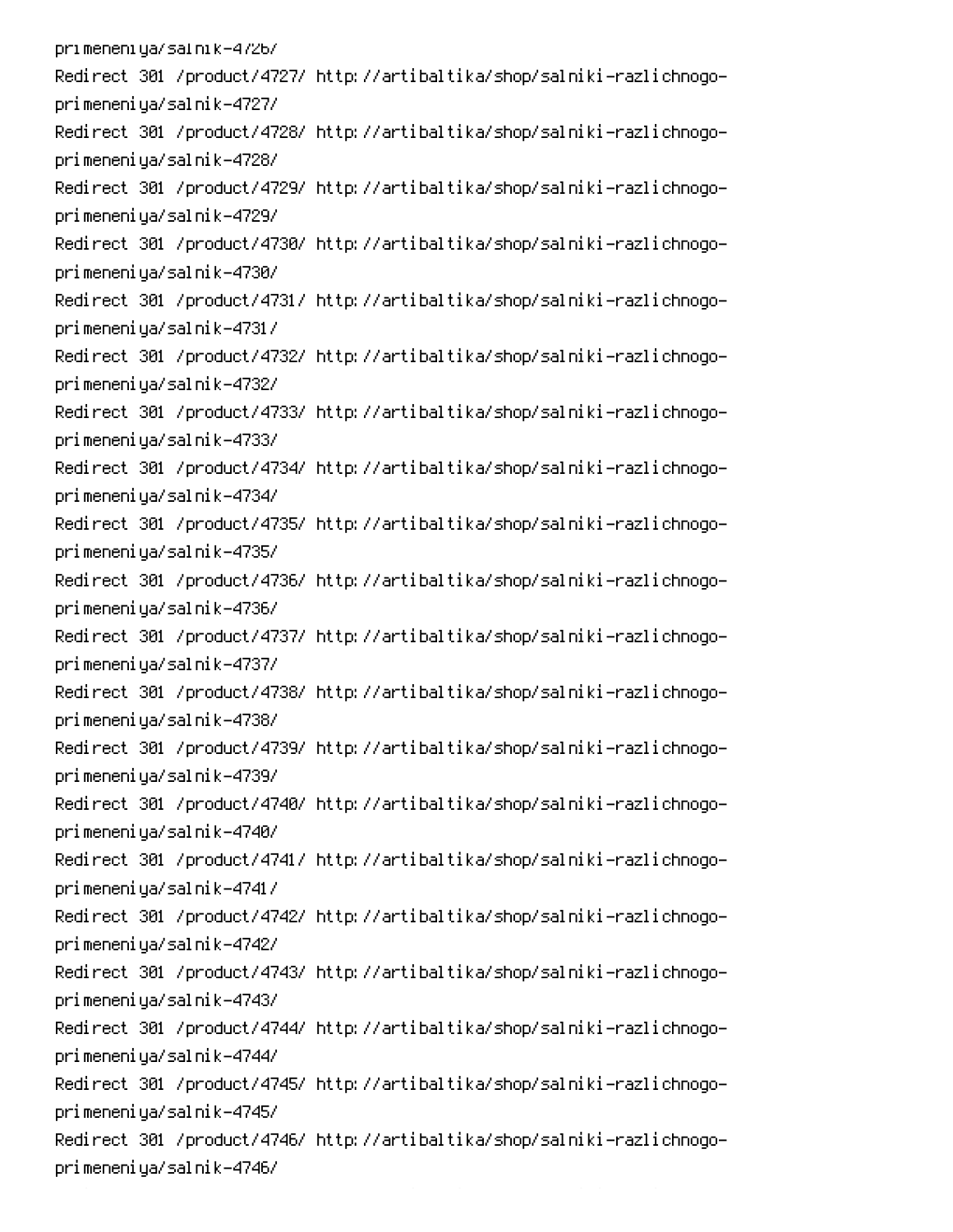primeneniya/salnik-4726/
Redirect 301 /product/4727/ http://artibaltika/shop/salniki-razlichnogo-primeneniya/salnik-4727/
Redirect 301 /product/4728/ http://artibaltika/shop/salniki-razlichnogo-primeneniya/salnik-4728/
Redirect 301 /product/4729/ http://artibaltika/shop/salniki-razlichnogo-primeneniya/salnik-4729/
Redirect 301 /product/4730/ http://artibaltika/shop/salniki-razlichnogo-primeneniya/salnik-4730/
Redirect 301 /product/4731/ http://artibaltika/shop/salniki-razlichnogo-primeneniya/salnik-4731/
Redirect 301 /product/4732/ http://artibaltika/shop/salniki-razlichnogo-primeneniya/salnik-4732/
Redirect 301 /product/4733/ http://artibaltika/shop/salniki-razlichnogo-primeneniya/salnik-4733/
Redirect 301 /product/4734/ http://artibaltika/shop/salniki-razlichnogo-primeneniya/salnik-4734/
Redirect 301 /product/4735/ http://artibaltika/shop/salniki-razlichnogo-primeneniya/salnik-4735/
Redirect 301 /product/4736/ http://artibaltika/shop/salniki-razlichnogo-primeneniya/salnik-4736/
Redirect 301 /product/4737/ http://artibaltika/shop/salniki-razlichnogo-primeneniya/salnik-4737/
Redirect 301 /product/4738/ http://artibaltika/shop/salniki-razlichnogo-primeneniya/salnik-4738/
Redirect 301 /product/4739/ http://artibaltika/shop/salniki-razlichnogo-primeneniya/salnik-4739/
Redirect 301 /product/4740/ http://artibaltika/shop/salniki-razlichnogo-primeneniya/salnik-4740/
Redirect 301 /product/4741/ http://artibaltika/shop/salniki-razlichnogo-primeneniya/salnik-4741/
Redirect 301 /product/4742/ http://artibaltika/shop/salniki-razlichnogo-primeneniya/salnik-4742/
Redirect 301 /product/4743/ http://artibaltika/shop/salniki-razlichnogo-primeneniya/salnik-4743/
Redirect 301 /product/4744/ http://artibaltika/shop/salniki-razlichnogo-primeneniya/salnik-4744/
Redirect 301 /product/4745/ http://artibaltika/shop/salniki-razlichnogo-primeneniya/salnik-4745/
Redirect 301 /product/4746/ http://artibaltika/shop/salniki-razlichnogo-primeneniya/salnik-4746/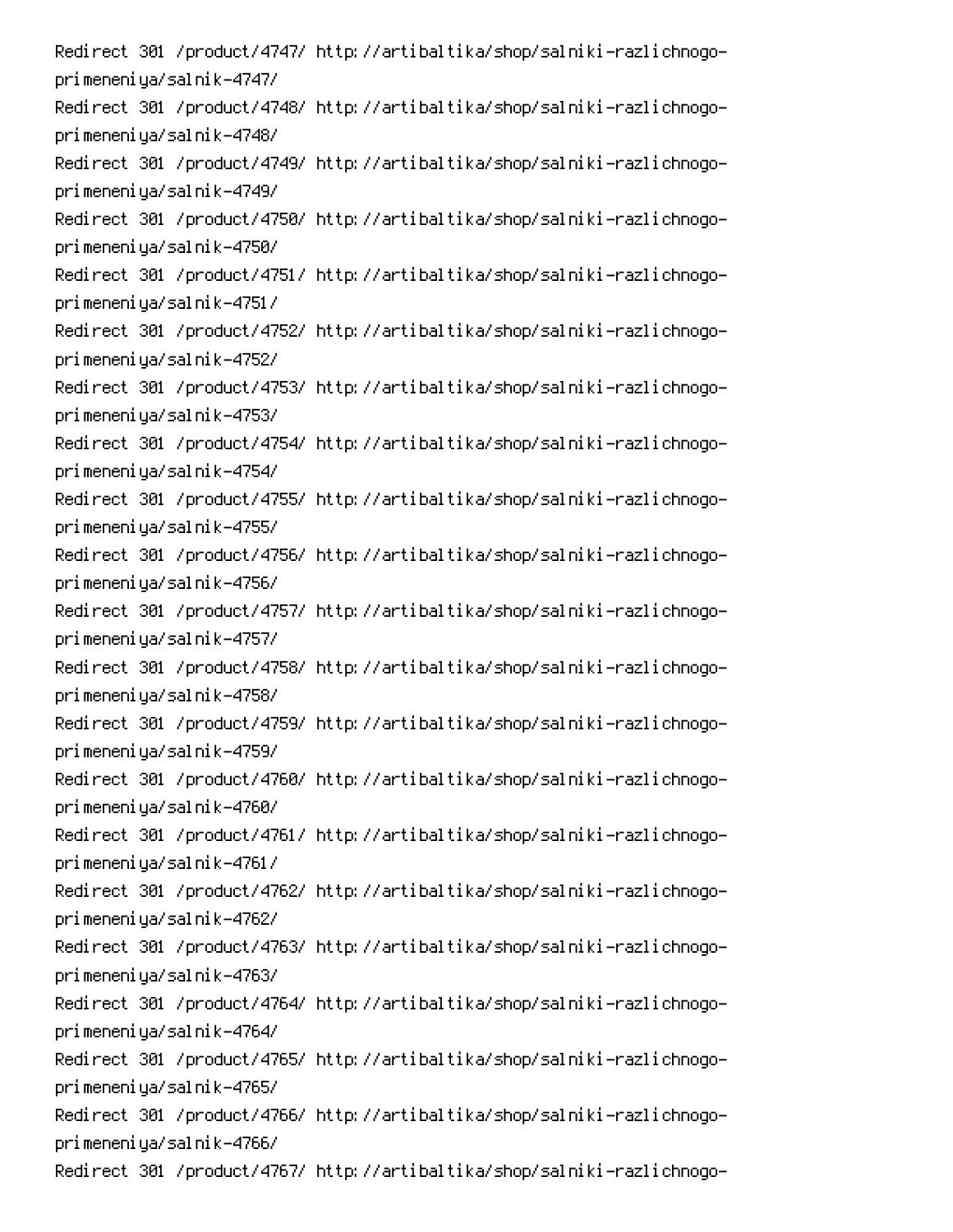Redirect 301 /product/4747/ http://artibaltika/shop/salniki-razlichnogo-primeneniya/salnik-4747/
Redirect 301 /product/4748/ http://artibaltika/shop/salniki-razlichnogo-primeneniya/salnik-4748/
Redirect 301 /product/4749/ http://artibaltika/shop/salniki-razlichnogo-primeneniya/salnik-4749/
Redirect 301 /product/4750/ http://artibaltika/shop/salniki-razlichnogo-primeneniya/salnik-4750/
Redirect 301 /product/4751/ http://artibaltika/shop/salniki-razlichnogo-primeneniya/salnik-4751/
Redirect 301 /product/4752/ http://artibaltika/shop/salniki-razlichnogo-primeneniya/salnik-4752/
Redirect 301 /product/4753/ http://artibaltika/shop/salniki-razlichnogo-primeneniya/salnik-4753/
Redirect 301 /product/4754/ http://artibaltika/shop/salniki-razlichnogo-primeneniya/salnik-4754/
Redirect 301 /product/4755/ http://artibaltika/shop/salniki-razlichnogo-primeneniya/salnik-4755/
Redirect 301 /product/4756/ http://artibaltika/shop/salniki-razlichnogo-primeneniya/salnik-4756/
Redirect 301 /product/4757/ http://artibaltika/shop/salniki-razlichnogo-primeneniya/salnik-4757/
Redirect 301 /product/4758/ http://artibaltika/shop/salniki-razlichnogo-primeneniya/salnik-4758/
Redirect 301 /product/4759/ http://artibaltika/shop/salniki-razlichnogo-primeneniya/salnik-4759/
Redirect 301 /product/4760/ http://artibaltika/shop/salniki-razlichnogo-primeneniya/salnik-4760/
Redirect 301 /product/4761/ http://artibaltika/shop/salniki-razlichnogo-primeneniya/salnik-4761/
Redirect 301 /product/4762/ http://artibaltika/shop/salniki-razlichnogo-primeneniya/salnik-4762/
Redirect 301 /product/4763/ http://artibaltika/shop/salniki-razlichnogo-primeneniya/salnik-4763/
Redirect 301 /product/4764/ http://artibaltika/shop/salniki-razlichnogo-primeneniya/salnik-4764/
Redirect 301 /product/4765/ http://artibaltika/shop/salniki-razlichnogo-primeneniya/salnik-4765/
Redirect 301 /product/4766/ http://artibaltika/shop/salniki-razlichnogo-primeneniya/salnik-4766/
Redirect 301 /product/4767/ http://artibaltika/shop/salniki-razlichnogo-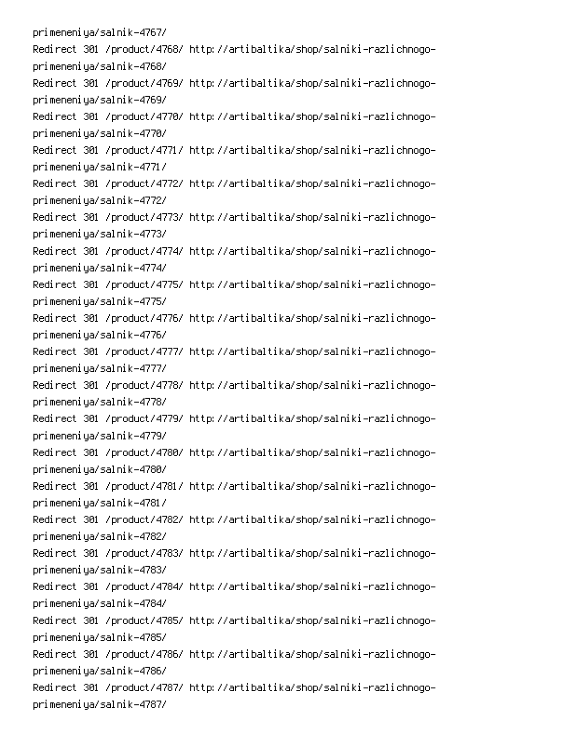primeneniya/salnik-4767/
Redirect 301 /product/4768/ http://artibaltika/shop/salniki-razlichnogo-primeneniya/salnik-4768/
Redirect 301 /product/4769/ http://artibaltika/shop/salniki-razlichnogo-primeneniya/salnik-4769/
Redirect 301 /product/4770/ http://artibaltika/shop/salniki-razlichnogo-primeneniya/salnik-4770/
Redirect 301 /product/4771/ http://artibaltika/shop/salniki-razlichnogo-primeneniya/salnik-4771/
Redirect 301 /product/4772/ http://artibaltika/shop/salniki-razlichnogo-primeneniya/salnik-4772/
Redirect 301 /product/4773/ http://artibaltika/shop/salniki-razlichnogo-primeneniya/salnik-4773/
Redirect 301 /product/4774/ http://artibaltika/shop/salniki-razlichnogo-primeneniya/salnik-4774/
Redirect 301 /product/4775/ http://artibaltika/shop/salniki-razlichnogo-primeneniya/salnik-4775/
Redirect 301 /product/4776/ http://artibaltika/shop/salniki-razlichnogo-primeneniya/salnik-4776/
Redirect 301 /product/4777/ http://artibaltika/shop/salniki-razlichnogo-primeneniya/salnik-4777/
Redirect 301 /product/4778/ http://artibaltika/shop/salniki-razlichnogo-primeneniya/salnik-4778/
Redirect 301 /product/4779/ http://artibaltika/shop/salniki-razlichnogo-primeneniya/salnik-4779/
Redirect 301 /product/4780/ http://artibaltika/shop/salniki-razlichnogo-primeneniya/salnik-4780/
Redirect 301 /product/4781/ http://artibaltika/shop/salniki-razlichnogo-primeneniya/salnik-4781/
Redirect 301 /product/4782/ http://artibaltika/shop/salniki-razlichnogo-primeneniya/salnik-4782/
Redirect 301 /product/4783/ http://artibaltika/shop/salniki-razlichnogo-primeneniya/salnik-4783/
Redirect 301 /product/4784/ http://artibaltika/shop/salniki-razlichnogo-primeneniya/salnik-4784/
Redirect 301 /product/4785/ http://artibaltika/shop/salniki-razlichnogo-primeneniya/salnik-4785/
Redirect 301 /product/4786/ http://artibaltika/shop/salniki-razlichnogo-primeneniya/salnik-4786/
Redirect 301 /product/4787/ http://artibaltika/shop/salniki-razlichnogo-primeneniya/salnik-4787/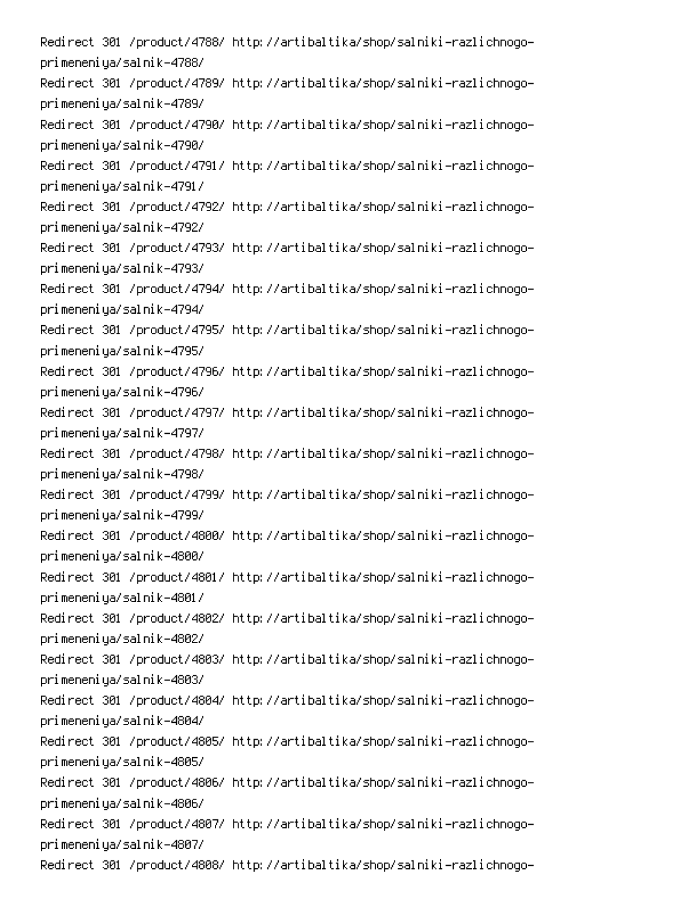Redirect 301 /product/4788/ http://artibaltika/shop/salniki-razlichnogo-primeneniya/salnik-4788/
Redirect 301 /product/4789/ http://artibaltika/shop/salniki-razlichnogo-primeneniya/salnik-4789/
Redirect 301 /product/4790/ http://artibaltika/shop/salniki-razlichnogo-primeneniya/salnik-4790/
Redirect 301 /product/4791/ http://artibaltika/shop/salniki-razlichnogo-primeneniya/salnik-4791/
Redirect 301 /product/4792/ http://artibaltika/shop/salniki-razlichnogo-primeneniya/salnik-4792/
Redirect 301 /product/4793/ http://artibaltika/shop/salniki-razlichnogo-primeneniya/salnik-4793/
Redirect 301 /product/4794/ http://artibaltika/shop/salniki-razlichnogo-primeneniya/salnik-4794/
Redirect 301 /product/4795/ http://artibaltika/shop/salniki-razlichnogo-primeneniya/salnik-4795/
Redirect 301 /product/4796/ http://artibaltika/shop/salniki-razlichnogo-primeneniya/salnik-4796/
Redirect 301 /product/4797/ http://artibaltika/shop/salniki-razlichnogo-primeneniya/salnik-4797/
Redirect 301 /product/4798/ http://artibaltika/shop/salniki-razlichnogo-primeneniya/salnik-4798/
Redirect 301 /product/4799/ http://artibaltika/shop/salniki-razlichnogo-primeneniya/salnik-4799/
Redirect 301 /product/4800/ http://artibaltika/shop/salniki-razlichnogo-primeneniya/salnik-4800/
Redirect 301 /product/4801/ http://artibaltika/shop/salniki-razlichnogo-primeneniya/salnik-4801/
Redirect 301 /product/4802/ http://artibaltika/shop/salniki-razlichnogo-primeneniya/salnik-4802/
Redirect 301 /product/4803/ http://artibaltika/shop/salniki-razlichnogo-primeneniya/salnik-4803/
Redirect 301 /product/4804/ http://artibaltika/shop/salniki-razlichnogo-primeneniya/salnik-4804/
Redirect 301 /product/4805/ http://artibaltika/shop/salniki-razlichnogo-primeneniya/salnik-4805/
Redirect 301 /product/4806/ http://artibaltika/shop/salniki-razlichnogo-primeneniya/salnik-4806/
Redirect 301 /product/4807/ http://artibaltika/shop/salniki-razlichnogo-primeneniya/salnik-4807/
Redirect 301 /product/4808/ http://artibaltika/shop/salniki-razlichnogo-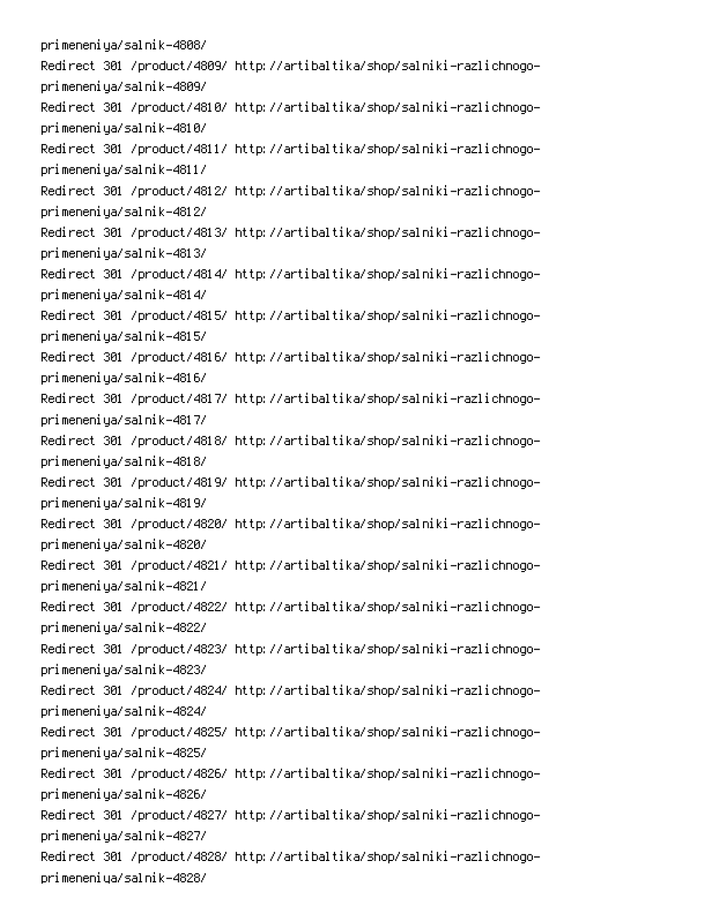primeneniya/salnik-4808/
Redirect 301 /product/4809/ http://artibaltika/shop/salniki-razlichnogo-primeneniya/salnik-4809/
Redirect 301 /product/4810/ http://artibaltika/shop/salniki-razlichnogo-primeneniya/salnik-4810/
Redirect 301 /product/4811/ http://artibaltika/shop/salniki-razlichnogo-primeneniya/salnik-4811/
Redirect 301 /product/4812/ http://artibaltika/shop/salniki-razlichnogo-primeneniya/salnik-4812/
Redirect 301 /product/4813/ http://artibaltika/shop/salniki-razlichnogo-primeneniya/salnik-4813/
Redirect 301 /product/4814/ http://artibaltika/shop/salniki-razlichnogo-primeneniya/salnik-4814/
Redirect 301 /product/4815/ http://artibaltika/shop/salniki-razlichnogo-primeneniya/salnik-4815/
Redirect 301 /product/4816/ http://artibaltika/shop/salniki-razlichnogo-primeneniya/salnik-4816/
Redirect 301 /product/4817/ http://artibaltika/shop/salniki-razlichnogo-primeneniya/salnik-4817/
Redirect 301 /product/4818/ http://artibaltika/shop/salniki-razlichnogo-primeneniya/salnik-4818/
Redirect 301 /product/4819/ http://artibaltika/shop/salniki-razlichnogo-primeneniya/salnik-4819/
Redirect 301 /product/4820/ http://artibaltika/shop/salniki-razlichnogo-primeneniya/salnik-4820/
Redirect 301 /product/4821/ http://artibaltika/shop/salniki-razlichnogo-primeneniya/salnik-4821/
Redirect 301 /product/4822/ http://artibaltika/shop/salniki-razlichnogo-primeneniya/salnik-4822/
Redirect 301 /product/4823/ http://artibaltika/shop/salniki-razlichnogo-primeneniya/salnik-4823/
Redirect 301 /product/4824/ http://artibaltika/shop/salniki-razlichnogo-primeneniya/salnik-4824/
Redirect 301 /product/4825/ http://artibaltika/shop/salniki-razlichnogo-primeneniya/salnik-4825/
Redirect 301 /product/4826/ http://artibaltika/shop/salniki-razlichnogo-primeneniya/salnik-4826/
Redirect 301 /product/4827/ http://artibaltika/shop/salniki-razlichnogo-primeneniya/salnik-4827/
Redirect 301 /product/4828/ http://artibaltika/shop/salniki-razlichnogo-primeneniya/salnik-4828/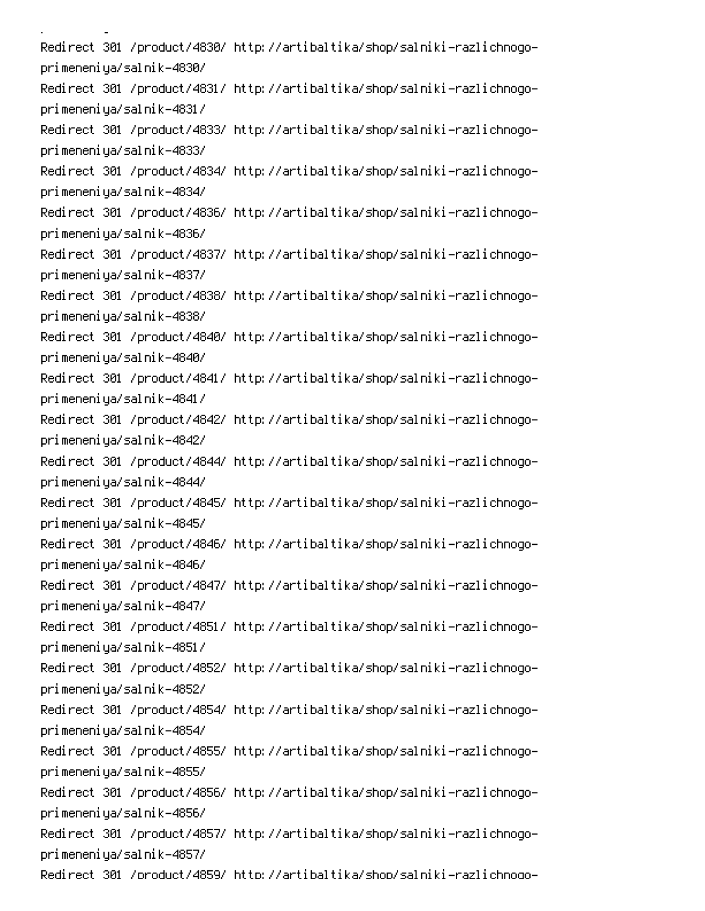Redirect 301 /product/4830/ http://artibaltika/shop/salniki-razlichnogo-primeneniya/salnik-4830/
Redirect 301 /product/4831/ http://artibaltika/shop/salniki-razlichnogo-primeneniya/salnik-4831/
Redirect 301 /product/4833/ http://artibaltika/shop/salniki-razlichnogo-primeneniya/salnik-4833/
Redirect 301 /product/4834/ http://artibaltika/shop/salniki-razlichnogo-primeneniya/salnik-4834/
Redirect 301 /product/4836/ http://artibaltika/shop/salniki-razlichnogo-primeneniya/salnik-4836/
Redirect 301 /product/4837/ http://artibaltika/shop/salniki-razlichnogo-primeneniya/salnik-4837/
Redirect 301 /product/4838/ http://artibaltika/shop/salniki-razlichnogo-primeneniya/salnik-4838/
Redirect 301 /product/4840/ http://artibaltika/shop/salniki-razlichnogo-primeneniya/salnik-4840/
Redirect 301 /product/4841/ http://artibaltika/shop/salniki-razlichnogo-primeneniya/salnik-4841/
Redirect 301 /product/4842/ http://artibaltika/shop/salniki-razlichnogo-primeneniya/salnik-4842/
Redirect 301 /product/4844/ http://artibaltika/shop/salniki-razlichnogo-primeneniya/salnik-4844/
Redirect 301 /product/4845/ http://artibaltika/shop/salniki-razlichnogo-primeneniya/salnik-4845/
Redirect 301 /product/4846/ http://artibaltika/shop/salniki-razlichnogo-primeneniya/salnik-4846/
Redirect 301 /product/4847/ http://artibaltika/shop/salniki-razlichnogo-primeneniya/salnik-4847/
Redirect 301 /product/4851/ http://artibaltika/shop/salniki-razlichnogo-primeneniya/salnik-4851/
Redirect 301 /product/4852/ http://artibaltika/shop/salniki-razlichnogo-primeneniya/salnik-4852/
Redirect 301 /product/4854/ http://artibaltika/shop/salniki-razlichnogo-primeneniya/salnik-4854/
Redirect 301 /product/4855/ http://artibaltika/shop/salniki-razlichnogo-primeneniya/salnik-4855/
Redirect 301 /product/4856/ http://artibaltika/shop/salniki-razlichnogo-primeneniya/salnik-4856/
Redirect 301 /product/4857/ http://artibaltika/shop/salniki-razlichnogo-primeneniya/salnik-4857/
Redirect 301 /product/4859/ http://artibaltika/shop/salniki-razlichnogo-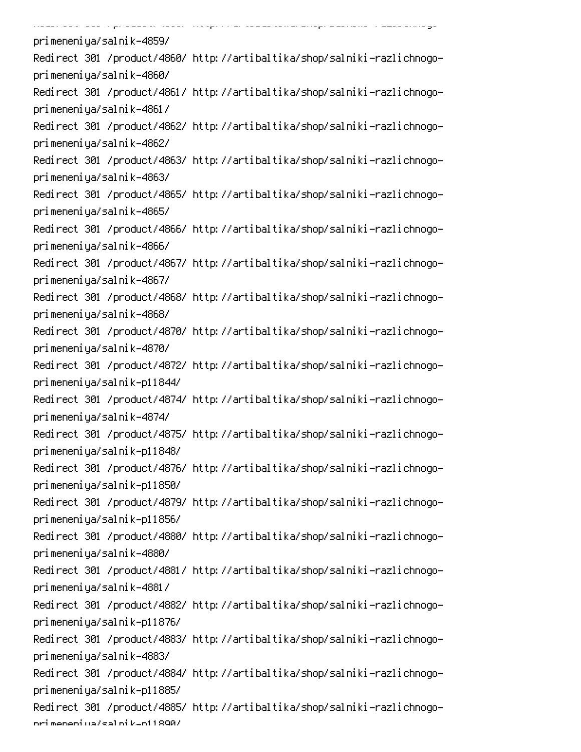```
primeneniya/salnik-4859/
Redirect 301 /product/4860/ http://artibaltika/shop/salniki-razlichnogo-primeneniya/salnik-4860/
Redirect 301 /product/4861/ http://artibaltika/shop/salniki-razlichnogo-primeneniya/salnik-4861/
Redirect 301 /product/4862/ http://artibaltika/shop/salniki-razlichnogo-primeneniya/salnik-4862/
Redirect 301 /product/4863/ http://artibaltika/shop/salniki-razlichnogo-primeneniya/salnik-4863/
Redirect 301 /product/4865/ http://artibaltika/shop/salniki-razlichnogo-primeneniya/salnik-4865/
Redirect 301 /product/4866/ http://artibaltika/shop/salniki-razlichnogo-primeneniya/salnik-4866/
Redirect 301 /product/4867/ http://artibaltika/shop/salniki-razlichnogo-primeneniya/salnik-4867/
Redirect 301 /product/4868/ http://artibaltika/shop/salniki-razlichnogo-primeneniya/salnik-4868/
Redirect 301 /product/4870/ http://artibaltika/shop/salniki-razlichnogo-primeneniya/salnik-4870/
Redirect 301 /product/4872/ http://artibaltika/shop/salniki-razlichnogo-primeneniya/salnik-p11844/
Redirect 301 /product/4874/ http://artibaltika/shop/salniki-razlichnogo-primeneniya/salnik-4874/
Redirect 301 /product/4875/ http://artibaltika/shop/salniki-razlichnogo-primeneniya/salnik-p11848/
Redirect 301 /product/4876/ http://artibaltika/shop/salniki-razlichnogo-primeneniya/salnik-p11850/
Redirect 301 /product/4879/ http://artibaltika/shop/salniki-razlichnogo-primeneniya/salnik-p11856/
Redirect 301 /product/4880/ http://artibaltika/shop/salniki-razlichnogo-primeneniya/salnik-4880/
Redirect 301 /product/4881/ http://artibaltika/shop/salniki-razlichnogo-primeneniya/salnik-4881/
Redirect 301 /product/4882/ http://artibaltika/shop/salniki-razlichnogo-primeneniya/salnik-p11876/
Redirect 301 /product/4883/ http://artibaltika/shop/salniki-razlichnogo-primeneniya/salnik-4883/
Redirect 301 /product/4884/ http://artibaltika/shop/salniki-razlichnogo-primeneniya/salnik-p11885/
Redirect 301 /product/4885/ http://artibaltika/shop/salniki-razlichnogo-primeneniya/salnik-p11890/
```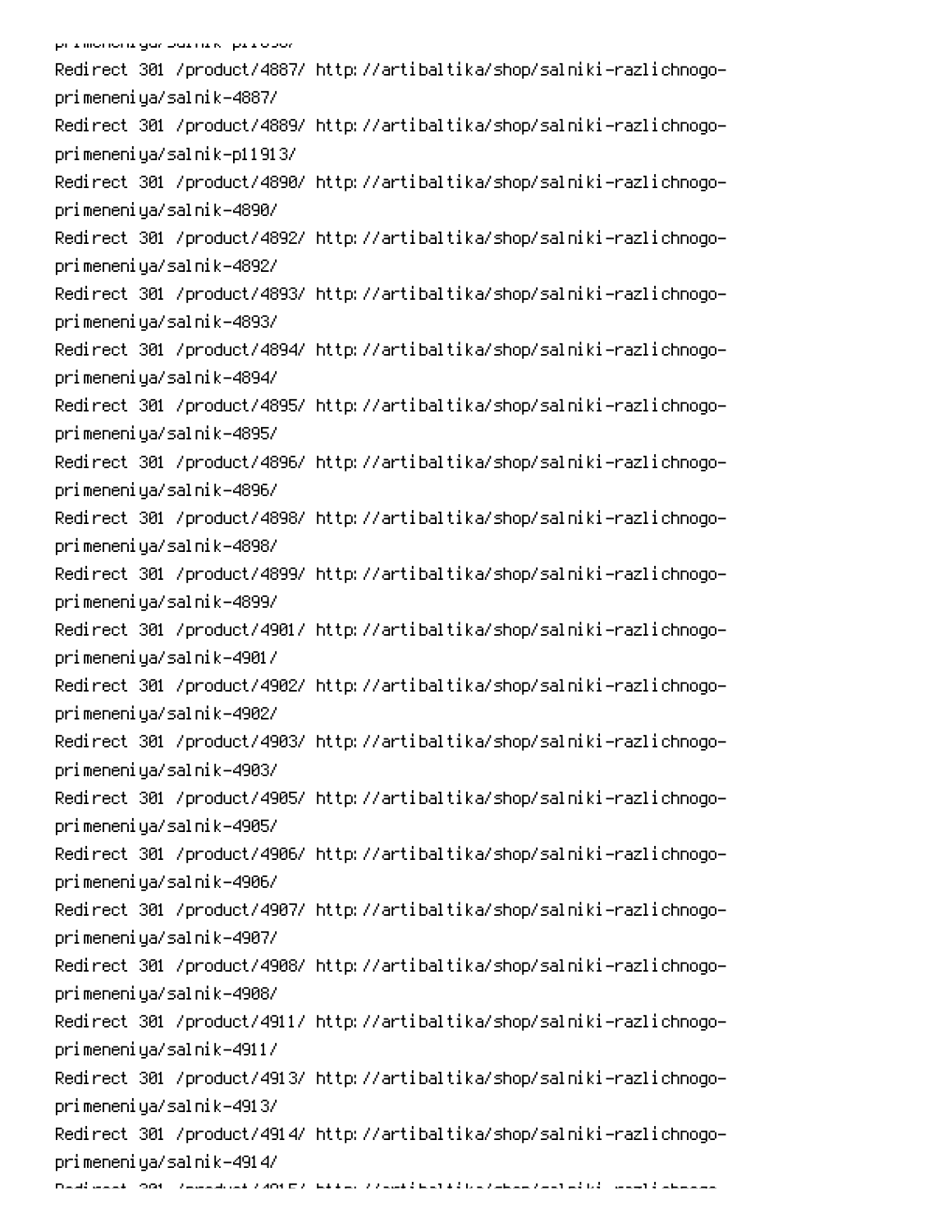```
Redirect 301 /product/4887/ http://artibaltika/shop/salniki-razlichnogo-primeneniya/salnik-4887/
Redirect 301 /product/4889/ http://artibaltika/shop/salniki-razlichnogo-primeneniya/salnik-p11913/
Redirect 301 /product/4890/ http://artibaltika/shop/salniki-razlichnogo-primeneniya/salnik-4890/
Redirect 301 /product/4892/ http://artibaltika/shop/salniki-razlichnogo-primeneniya/salnik-4892/
Redirect 301 /product/4893/ http://artibaltika/shop/salniki-razlichnogo-primeneniya/salnik-4893/
Redirect 301 /product/4894/ http://artibaltika/shop/salniki-razlichnogo-primeneniya/salnik-4894/
Redirect 301 /product/4895/ http://artibaltika/shop/salniki-razlichnogo-primeneniya/salnik-4895/
Redirect 301 /product/4896/ http://artibaltika/shop/salniki-razlichnogo-primeneniya/salnik-4896/
Redirect 301 /product/4898/ http://artibaltika/shop/salniki-razlichnogo-primeneniya/salnik-4898/
Redirect 301 /product/4899/ http://artibaltika/shop/salniki-razlichnogo-primeneniya/salnik-4899/
Redirect 301 /product/4901/ http://artibaltika/shop/salniki-razlichnogo-primeneniya/salnik-4901/
Redirect 301 /product/4902/ http://artibaltika/shop/salniki-razlichnogo-primeneniya/salnik-4902/
Redirect 301 /product/4903/ http://artibaltika/shop/salniki-razlichnogo-primeneniya/salnik-4903/
Redirect 301 /product/4905/ http://artibaltika/shop/salniki-razlichnogo-primeneniya/salnik-4905/
Redirect 301 /product/4906/ http://artibaltika/shop/salniki-razlichnogo-primeneniya/salnik-4906/
Redirect 301 /product/4907/ http://artibaltika/shop/salniki-razlichnogo-primeneniya/salnik-4907/
Redirect 301 /product/4908/ http://artibaltika/shop/salniki-razlichnogo-primeneniya/salnik-4908/
Redirect 301 /product/4911/ http://artibaltika/shop/salniki-razlichnogo-primeneniya/salnik-4911/
Redirect 301 /product/4913/ http://artibaltika/shop/salniki-razlichnogo-primeneniya/salnik-4913/
Redirect 301 /product/4914/ http://artibaltika/shop/salniki-razlichnogo-primeneniya/salnik-4914/
```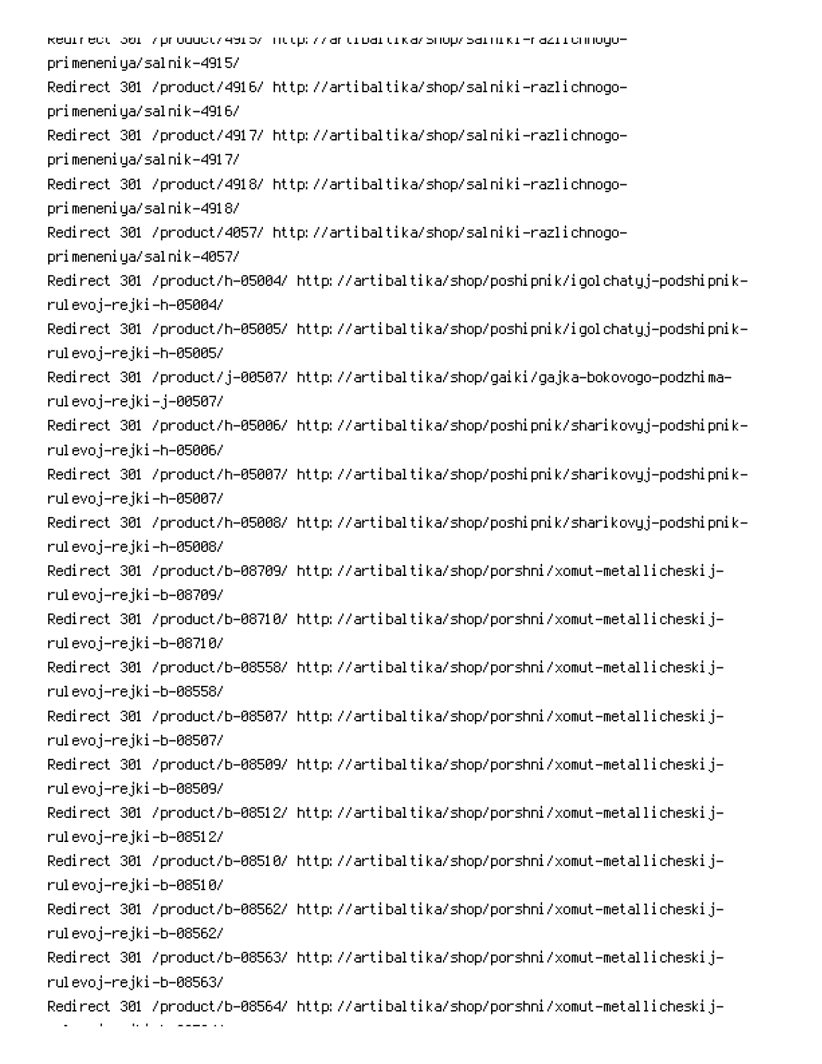Redirect 301 /product/4915/ http://artibaltika/shop/salniki-razlichnogo-primeneniya/salnik-4915/
Redirect 301 /product/4916/ http://artibaltika/shop/salniki-razlichnogo-primeneniya/salnik-4916/
Redirect 301 /product/4917/ http://artibaltika/shop/salniki-razlichnogo-primeneniya/salnik-4917/
Redirect 301 /product/4918/ http://artibaltika/shop/salniki-razlichnogo-primeneniya/salnik-4918/
Redirect 301 /product/4057/ http://artibaltika/shop/salniki-razlichnogo-primeneniya/salnik-4057/
Redirect 301 /product/h-05004/ http://artibaltika/shop/poshipnik/igolchatyj-podshipnik-rulevoj-rejki-h-05004/
Redirect 301 /product/h-05005/ http://artibaltika/shop/poshipnik/igolchatyj-podshipnik-rulevoj-rejki-h-05005/
Redirect 301 /product/j-00507/ http://artibaltika/shop/gaiki/gajka-bokovogo-podzhima-rulevoj-rejki-j-00507/
Redirect 301 /product/h-05006/ http://artibaltika/shop/poshipnik/sharikovyj-podshipnik-rulevoj-rejki-h-05006/
Redirect 301 /product/h-05007/ http://artibaltika/shop/poshipnik/sharikovyj-podshipnik-rulevoj-rejki-h-05007/
Redirect 301 /product/h-05008/ http://artibaltika/shop/poshipnik/sharikovyj-podshipnik-rulevoj-rejki-h-05008/
Redirect 301 /product/b-08709/ http://artibaltika/shop/porshni/xomut-metallicheskij-rulevoj-rejki-b-08709/
Redirect 301 /product/b-08710/ http://artibaltika/shop/porshni/xomut-metallicheskij-rulevoj-rejki-b-08710/
Redirect 301 /product/b-08558/ http://artibaltika/shop/porshni/xomut-metallicheskij-rulevoj-rejki-b-08558/
Redirect 301 /product/b-08507/ http://artibaltika/shop/porshni/xomut-metallicheskij-rulevoj-rejki-b-08507/
Redirect 301 /product/b-08509/ http://artibaltika/shop/porshni/xomut-metallicheskij-rulevoj-rejki-b-08509/
Redirect 301 /product/b-08512/ http://artibaltika/shop/porshni/xomut-metallicheskij-rulevoj-rejki-b-08512/
Redirect 301 /product/b-08510/ http://artibaltika/shop/porshni/xomut-metallicheskij-rulevoj-rejki-b-08510/
Redirect 301 /product/b-08562/ http://artibaltika/shop/porshni/xomut-metallicheskij-rulevoj-rejki-b-08562/
Redirect 301 /product/b-08563/ http://artibaltika/shop/porshni/xomut-metallicheskij-rulevoj-rejki-b-08563/
Redirect 301 /product/b-08564/ http://artibaltika/shop/porshni/xomut-metallicheskij-rulevoj-rejki-b-08564/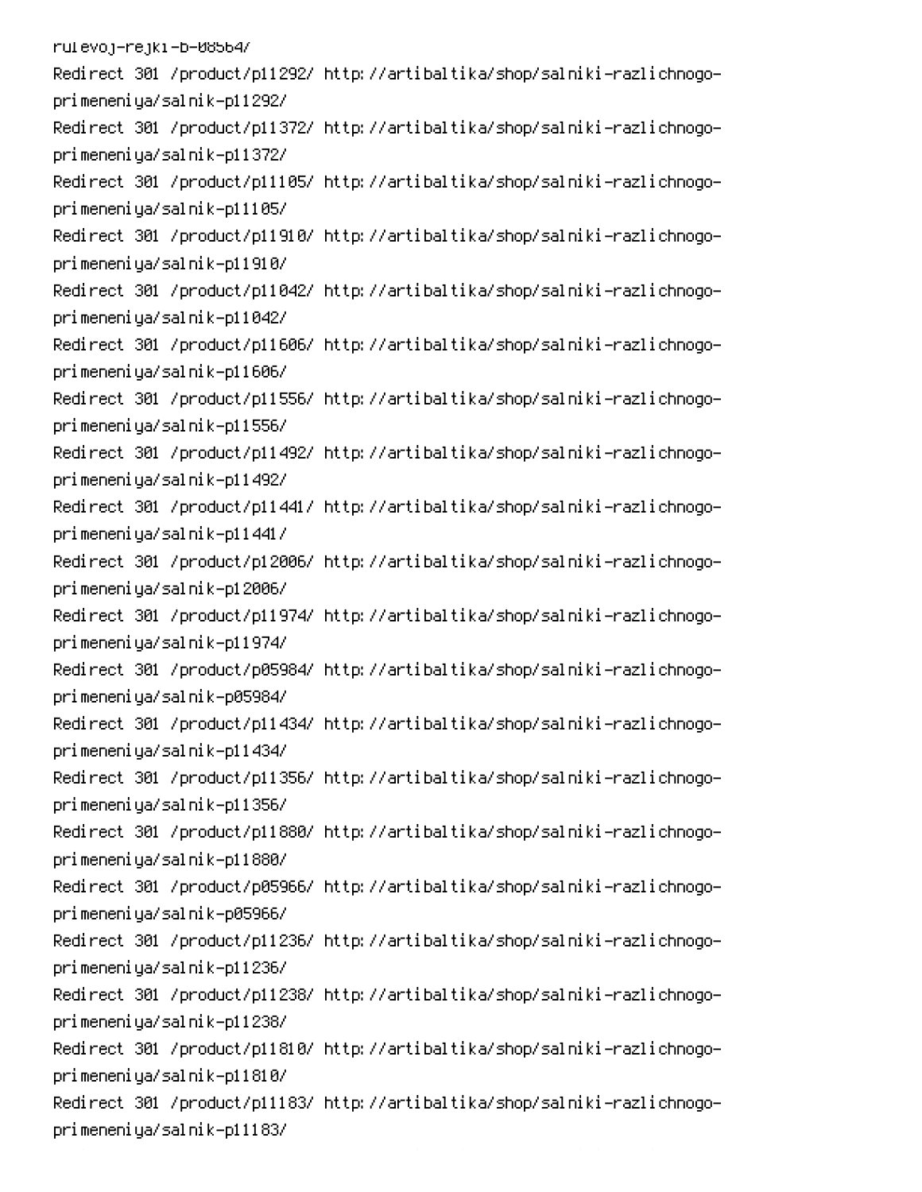rulevoj-rejki-b-08564/
Redirect 301 /product/p11292/ http://artibaltika/shop/salniki-razlichnogo-primeneniya/salnik-p11292/
Redirect 301 /product/p11372/ http://artibaltika/shop/salniki-razlichnogo-primeneniya/salnik-p11372/
Redirect 301 /product/p11105/ http://artibaltika/shop/salniki-razlichnogo-primeneniya/salnik-p11105/
Redirect 301 /product/p11910/ http://artibaltika/shop/salniki-razlichnogo-primeneniya/salnik-p11910/
Redirect 301 /product/p11042/ http://artibaltika/shop/salniki-razlichnogo-primeneniya/salnik-p11042/
Redirect 301 /product/p11606/ http://artibaltika/shop/salniki-razlichnogo-primeneniya/salnik-p11606/
Redirect 301 /product/p11556/ http://artibaltika/shop/salniki-razlichnogo-primeneniya/salnik-p11556/
Redirect 301 /product/p11492/ http://artibaltika/shop/salniki-razlichnogo-primeneniya/salnik-p11492/
Redirect 301 /product/p11441/ http://artibaltika/shop/salniki-razlichnogo-primeneniya/salnik-p11441/
Redirect 301 /product/p12006/ http://artibaltika/shop/salniki-razlichnogo-primeneniya/salnik-p12006/
Redirect 301 /product/p11974/ http://artibaltika/shop/salniki-razlichnogo-primeneniya/salnik-p11974/
Redirect 301 /product/p05984/ http://artibaltika/shop/salniki-razlichnogo-primeneniya/salnik-p05984/
Redirect 301 /product/p11434/ http://artibaltika/shop/salniki-razlichnogo-primeneniya/salnik-p11434/
Redirect 301 /product/p11356/ http://artibaltika/shop/salniki-razlichnogo-primeneniya/salnik-p11356/
Redirect 301 /product/p11880/ http://artibaltika/shop/salniki-razlichnogo-primeneniya/salnik-p11880/
Redirect 301 /product/p05966/ http://artibaltika/shop/salniki-razlichnogo-primeneniya/salnik-p05966/
Redirect 301 /product/p11236/ http://artibaltika/shop/salniki-razlichnogo-primeneniya/salnik-p11236/
Redirect 301 /product/p11238/ http://artibaltika/shop/salniki-razlichnogo-primeneniya/salnik-p11238/
Redirect 301 /product/p11810/ http://artibaltika/shop/salniki-razlichnogo-primeneniya/salnik-p11810/
Redirect 301 /product/p11183/ http://artibaltika/shop/salniki-razlichnogo-primeneniya/salnik-p11183/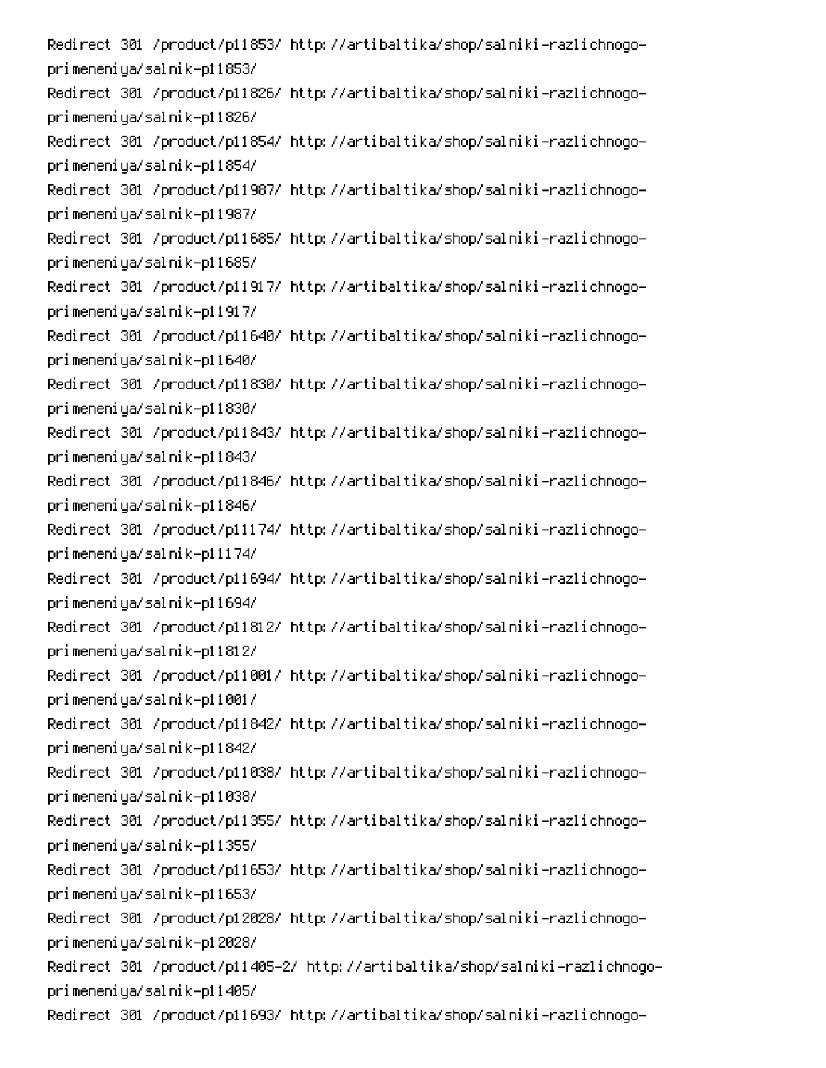Redirect 301 /product/p11853/ http://artibaltika/shop/salniki-razlichnogo-primeneniya/salnik-p11853/
Redirect 301 /product/p11826/ http://artibaltika/shop/salniki-razlichnogo-primeneniya/salnik-p11826/
Redirect 301 /product/p11854/ http://artibaltika/shop/salniki-razlichnogo-primeneniya/salnik-p11854/
Redirect 301 /product/p11987/ http://artibaltika/shop/salniki-razlichnogo-primeneniya/salnik-p11987/
Redirect 301 /product/p11685/ http://artibaltika/shop/salniki-razlichnogo-primeneniya/salnik-p11685/
Redirect 301 /product/p11917/ http://artibaltika/shop/salniki-razlichnogo-primeneniya/salnik-p11917/
Redirect 301 /product/p11640/ http://artibaltika/shop/salniki-razlichnogo-primeneniya/salnik-p11640/
Redirect 301 /product/p11830/ http://artibaltika/shop/salniki-razlichnogo-primeneniya/salnik-p11830/
Redirect 301 /product/p11843/ http://artibaltika/shop/salniki-razlichnogo-primeneniya/salnik-p11843/
Redirect 301 /product/p11846/ http://artibaltika/shop/salniki-razlichnogo-primeneniya/salnik-p11846/
Redirect 301 /product/p11174/ http://artibaltika/shop/salniki-razlichnogo-primeneniya/salnik-p11174/
Redirect 301 /product/p11694/ http://artibaltika/shop/salniki-razlichnogo-primeneniya/salnik-p11694/
Redirect 301 /product/p11812/ http://artibaltika/shop/salniki-razlichnogo-primeneniya/salnik-p11812/
Redirect 301 /product/p11001/ http://artibaltika/shop/salniki-razlichnogo-primeneniya/salnik-p11001/
Redirect 301 /product/p11842/ http://artibaltika/shop/salniki-razlichnogo-primeneniya/salnik-p11842/
Redirect 301 /product/p11038/ http://artibaltika/shop/salniki-razlichnogo-primeneniya/salnik-p11038/
Redirect 301 /product/p11355/ http://artibaltika/shop/salniki-razlichnogo-primeneniya/salnik-p11355/
Redirect 301 /product/p11653/ http://artibaltika/shop/salniki-razlichnogo-primeneniya/salnik-p11653/
Redirect 301 /product/p12028/ http://artibaltika/shop/salniki-razlichnogo-primeneniya/salnik-p12028/
Redirect 301 /product/p11405-2/ http://artibaltika/shop/salniki-razlichnogo-primeneniya/salnik-p11405/
Redirect 301 /product/p11693/ http://artibaltika/shop/salniki-razlichnogo-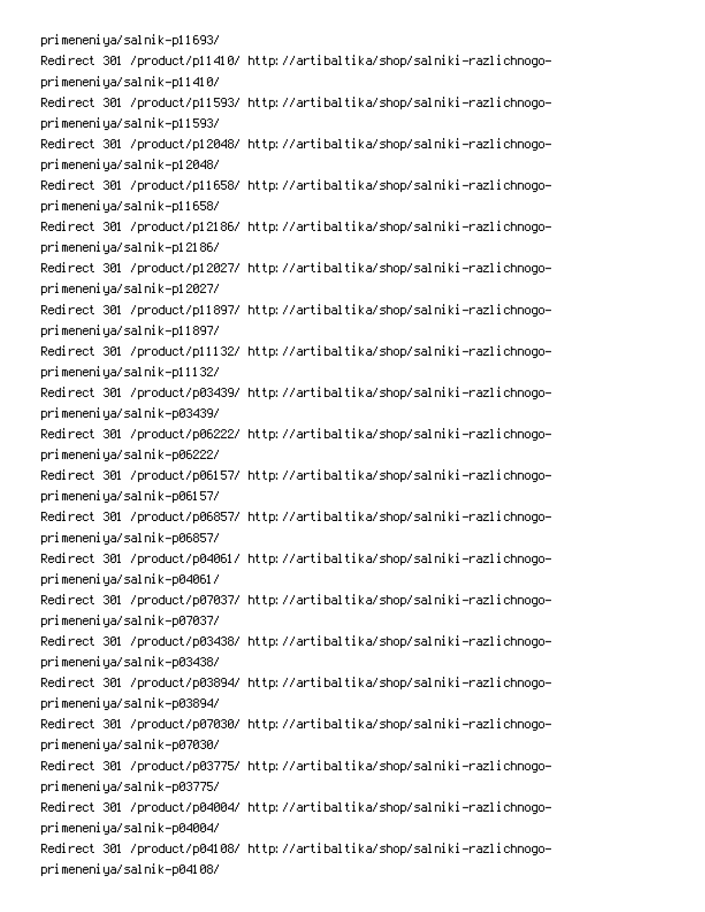primeneniya/salnik-p11693/
Redirect 301 /product/p11410/ http://artibaltika/shop/salniki-razlichnogo-primeneniya/salnik-p11410/
Redirect 301 /product/p11593/ http://artibaltika/shop/salniki-razlichnogo-primeneniya/salnik-p11593/
Redirect 301 /product/p12048/ http://artibaltika/shop/salniki-razlichnogo-primeneniya/salnik-p12048/
Redirect 301 /product/p11658/ http://artibaltika/shop/salniki-razlichnogo-primeneniya/salnik-p11658/
Redirect 301 /product/p12186/ http://artibaltika/shop/salniki-razlichnogo-primeneniya/salnik-p12186/
Redirect 301 /product/p12027/ http://artibaltika/shop/salniki-razlichnogo-primeneniya/salnik-p12027/
Redirect 301 /product/p11897/ http://artibaltika/shop/salniki-razlichnogo-primeneniya/salnik-p11897/
Redirect 301 /product/p11132/ http://artibaltika/shop/salniki-razlichnogo-primeneniya/salnik-p11132/
Redirect 301 /product/p03439/ http://artibaltika/shop/salniki-razlichnogo-primeneniya/salnik-p03439/
Redirect 301 /product/p06222/ http://artibaltika/shop/salniki-razlichnogo-primeneniya/salnik-p06222/
Redirect 301 /product/p06157/ http://artibaltika/shop/salniki-razlichnogo-primeneniya/salnik-p06157/
Redirect 301 /product/p06857/ http://artibaltika/shop/salniki-razlichnogo-primeneniya/salnik-p06857/
Redirect 301 /product/p04061/ http://artibaltika/shop/salniki-razlichnogo-primeneniya/salnik-p04061/
Redirect 301 /product/p07037/ http://artibaltika/shop/salniki-razlichnogo-primeneniya/salnik-p07037/
Redirect 301 /product/p03438/ http://artibaltika/shop/salniki-razlichnogo-primeneniya/salnik-p03438/
Redirect 301 /product/p03894/ http://artibaltika/shop/salniki-razlichnogo-primeneniya/salnik-p03894/
Redirect 301 /product/p07030/ http://artibaltika/shop/salniki-razlichnogo-primeneniya/salnik-p07030/
Redirect 301 /product/p03775/ http://artibaltika/shop/salniki-razlichnogo-primeneniya/salnik-p03775/
Redirect 301 /product/p04004/ http://artibaltika/shop/salniki-razlichnogo-primeneniya/salnik-p04004/
Redirect 301 /product/p04108/ http://artibaltika/shop/salniki-razlichnogo-primeneniya/salnik-p04108/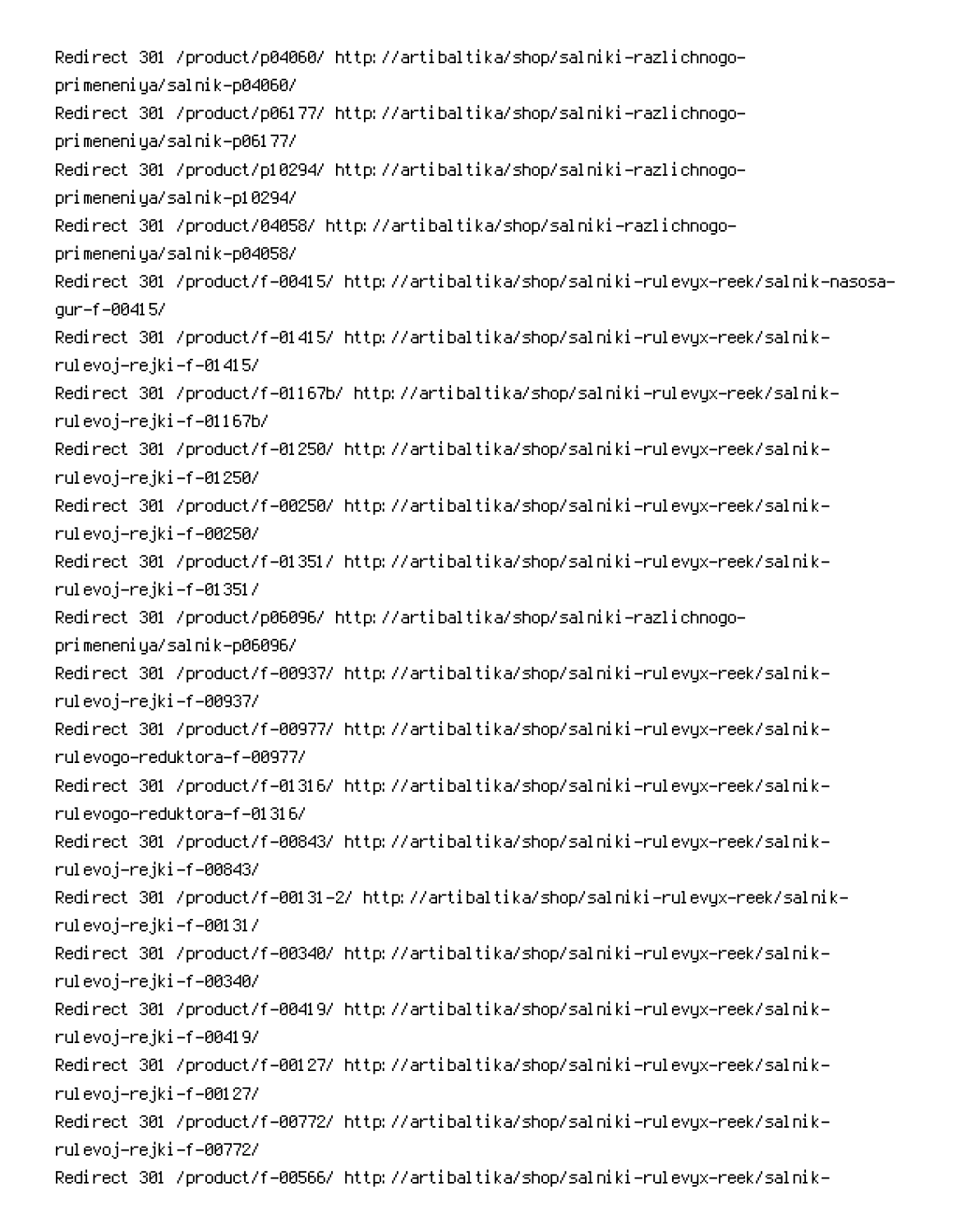Redirect 301 /product/p04060/ http://artibaltika/shop/salniki-razlichnogo-primeneniya/salnik-p04060/
Redirect 301 /product/p06177/ http://artibaltika/shop/salniki-razlichnogo-primeneniya/salnik-p06177/
Redirect 301 /product/p10294/ http://artibaltika/shop/salniki-razlichnogo-primeneniya/salnik-p10294/
Redirect 301 /product/04058/ http://artibaltika/shop/salniki-razlichnogo-primeneniya/salnik-p04058/
Redirect 301 /product/f-00415/ http://artibaltika/shop/salniki-rulevyx-reek/salnik-nasosa-gur-f-00415/
Redirect 301 /product/f-01415/ http://artibaltika/shop/salniki-rulevyx-reek/salnik-rulevoj-rejki-f-01415/
Redirect 301 /product/f-01167b/ http://artibaltika/shop/salniki-rulevyx-reek/salnik-rulevoj-rejki-f-01167b/
Redirect 301 /product/f-01250/ http://artibaltika/shop/salniki-rulevyx-reek/salnik-rulevoj-rejki-f-01250/
Redirect 301 /product/f-00250/ http://artibaltika/shop/salniki-rulevyx-reek/salnik-rulevoj-rejki-f-00250/
Redirect 301 /product/f-01351/ http://artibaltika/shop/salniki-rulevyx-reek/salnik-rulevoj-rejki-f-01351/
Redirect 301 /product/p06096/ http://artibaltika/shop/salniki-razlichnogo-primeneniya/salnik-p06096/
Redirect 301 /product/f-00937/ http://artibaltika/shop/salniki-rulevyx-reek/salnik-rulevoj-rejki-f-00937/
Redirect 301 /product/f-00977/ http://artibaltika/shop/salniki-rulevyx-reek/salnik-rulevogo-reduktora-f-00977/
Redirect 301 /product/f-01316/ http://artibaltika/shop/salniki-rulevyx-reek/salnik-rulevogo-reduktora-f-01316/
Redirect 301 /product/f-00843/ http://artibaltika/shop/salniki-rulevyx-reek/salnik-rulevoj-rejki-f-00843/
Redirect 301 /product/f-00131-2/ http://artibaltika/shop/salniki-rulevyx-reek/salnik-rulevoj-rejki-f-00131/
Redirect 301 /product/f-00340/ http://artibaltika/shop/salniki-rulevyx-reek/salnik-rulevoj-rejki-f-00340/
Redirect 301 /product/f-00419/ http://artibaltika/shop/salniki-rulevyx-reek/salnik-rulevoj-rejki-f-00419/
Redirect 301 /product/f-00127/ http://artibaltika/shop/salniki-rulevyx-reek/salnik-rulevoj-rejki-f-00127/
Redirect 301 /product/f-00772/ http://artibaltika/shop/salniki-rulevyx-reek/salnik-rulevoj-rejki-f-00772/
Redirect 301 /product/f-00566/ http://artibaltika/shop/salniki-rulevyx-reek/salnik-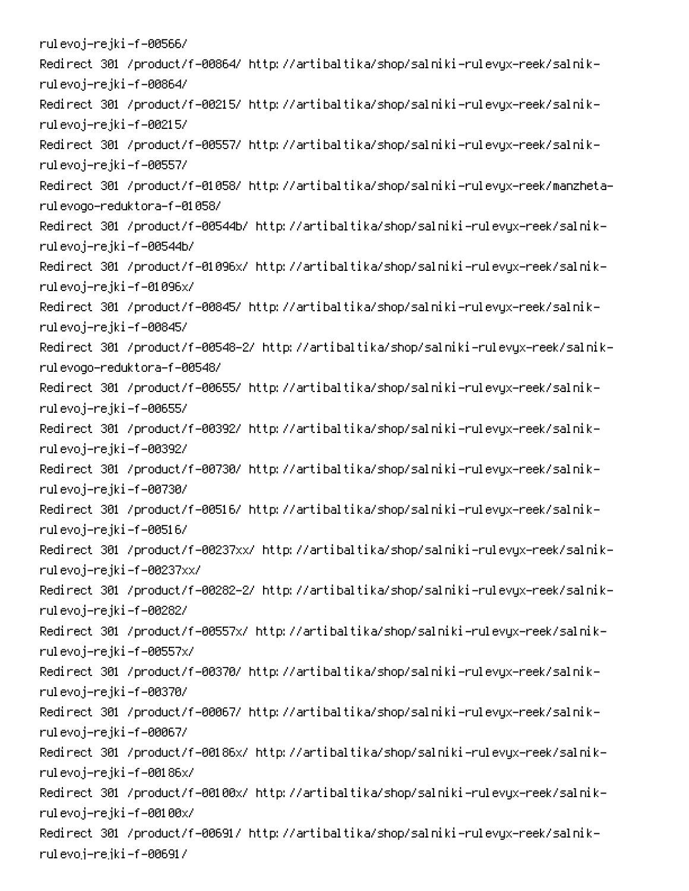rulevoj-rejki-f-00566/
Redirect 301 /product/f-00864/ http://artibaltika/shop/salniki-rulevyx-reek/salnik-rulevoj-rejki-f-00864/
Redirect 301 /product/f-00215/ http://artibaltika/shop/salniki-rulevyx-reek/salnik-rulevoj-rejki-f-00215/
Redirect 301 /product/f-00557/ http://artibaltika/shop/salniki-rulevyx-reek/salnik-rulevoj-rejki-f-00557/
Redirect 301 /product/f-01058/ http://artibaltika/shop/salniki-rulevyx-reek/manzheta-rulevogo-reduktora-f-01058/
Redirect 301 /product/f-00544b/ http://artibaltika/shop/salniki-rulevyx-reek/salnik-rulevoj-rejki-f-00544b/
Redirect 301 /product/f-01096x/ http://artibaltika/shop/salniki-rulevyx-reek/salnik-rulevoj-rejki-f-01096x/
Redirect 301 /product/f-00845/ http://artibaltika/shop/salniki-rulevyx-reek/salnik-rulevoj-rejki-f-00845/
Redirect 301 /product/f-00548-2/ http://artibaltika/shop/salniki-rulevyx-reek/salnik-rulevogo-reduktora-f-00548/
Redirect 301 /product/f-00655/ http://artibaltika/shop/salniki-rulevyx-reek/salnik-rulevoj-rejki-f-00655/
Redirect 301 /product/f-00392/ http://artibaltika/shop/salniki-rulevyx-reek/salnik-rulevoj-rejki-f-00392/
Redirect 301 /product/f-00730/ http://artibaltika/shop/salniki-rulevyx-reek/salnik-rulevoj-rejki-f-00730/
Redirect 301 /product/f-00516/ http://artibaltika/shop/salniki-rulevyx-reek/salnik-rulevoj-rejki-f-00516/
Redirect 301 /product/f-00237xx/ http://artibaltika/shop/salniki-rulevyx-reek/salnik-rulevoj-rejki-f-00237xx/
Redirect 301 /product/f-00282-2/ http://artibaltika/shop/salniki-rulevyx-reek/salnik-rulevoj-rejki-f-00282/
Redirect 301 /product/f-00557x/ http://artibaltika/shop/salniki-rulevyx-reek/salnik-rulevoj-rejki-f-00557x/
Redirect 301 /product/f-00370/ http://artibaltika/shop/salniki-rulevyx-reek/salnik-rulevoj-rejki-f-00370/
Redirect 301 /product/f-00067/ http://artibaltika/shop/salniki-rulevyx-reek/salnik-rulevoj-rejki-f-00067/
Redirect 301 /product/f-00186x/ http://artibaltika/shop/salniki-rulevyx-reek/salnik-rulevoj-rejki-f-00186x/
Redirect 301 /product/f-00100x/ http://artibaltika/shop/salniki-rulevyx-reek/salnik-rulevoj-rejki-f-00100x/
Redirect 301 /product/f-00691/ http://artibaltika/shop/salniki-rulevyx-reek/salnik-rulevoj-rejki-f-00691/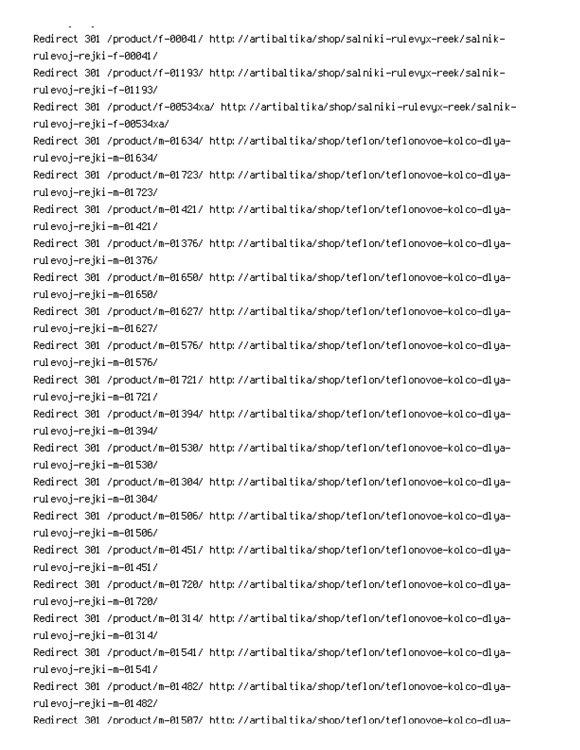Redirect 301 /product/f-00041/ http://artibaltika/shop/salniki-rulevyx-reek/salnik-rulevoj-rejki-f-00041/
Redirect 301 /product/f-01193/ http://artibaltika/shop/salniki-rulevyx-reek/salnik-rulevoj-rejki-f-01193/
Redirect 301 /product/f-00534xa/ http://artibaltika/shop/salniki-rulevyx-reek/salnik-rulevoj-rejki-f-00534xa/
Redirect 301 /product/m-01634/ http://artibaltika/shop/teflon/teflonovoe-kolco-dlya-rulevoj-rejki-m-01634/
Redirect 301 /product/m-01723/ http://artibaltika/shop/teflon/teflonovoe-kolco-dlya-rulevoj-rejki-m-01723/
Redirect 301 /product/m-01421/ http://artibaltika/shop/teflon/teflonovoe-kolco-dlya-rulevoj-rejki-m-01421/
Redirect 301 /product/m-01376/ http://artibaltika/shop/teflon/teflonovoe-kolco-dlya-rulevoj-rejki-m-01376/
Redirect 301 /product/m-01650/ http://artibaltika/shop/teflon/teflonovoe-kolco-dlya-rulevoj-rejki-m-01650/
Redirect 301 /product/m-01627/ http://artibaltika/shop/teflon/teflonovoe-kolco-dlya-rulevoj-rejki-m-01627/
Redirect 301 /product/m-01576/ http://artibaltika/shop/teflon/teflonovoe-kolco-dlya-rulevoj-rejki-m-01576/
Redirect 301 /product/m-01721/ http://artibaltika/shop/teflon/teflonovoe-kolco-dlya-rulevoj-rejki-m-01721/
Redirect 301 /product/m-01394/ http://artibaltika/shop/teflon/teflonovoe-kolco-dlya-rulevoj-rejki-m-01394/
Redirect 301 /product/m-01530/ http://artibaltika/shop/teflon/teflonovoe-kolco-dlya-rulevoj-rejki-m-01530/
Redirect 301 /product/m-01304/ http://artibaltika/shop/teflon/teflonovoe-kolco-dlya-rulevoj-rejki-m-01304/
Redirect 301 /product/m-01506/ http://artibaltika/shop/teflon/teflonovoe-kolco-dlya-rulevoj-rejki-m-01506/
Redirect 301 /product/m-01451/ http://artibaltika/shop/teflon/teflonovoe-kolco-dlya-rulevoj-rejki-m-01451/
Redirect 301 /product/m-01720/ http://artibaltika/shop/teflon/teflonovoe-kolco-dlya-rulevoj-rejki-m-01720/
Redirect 301 /product/m-01314/ http://artibaltika/shop/teflon/teflonovoe-kolco-dlya-rulevoj-rejki-m-01314/
Redirect 301 /product/m-01541/ http://artibaltika/shop/teflon/teflonovoe-kolco-dlya-rulevoj-rejki-m-01541/
Redirect 301 /product/m-01482/ http://artibaltika/shop/teflon/teflonovoe-kolco-dlya-rulevoj-rejki-m-01482/
Redirect 301 /product/m-01507/ http://artibaltika/shop/teflon/teflonovoe-kolco-dlya-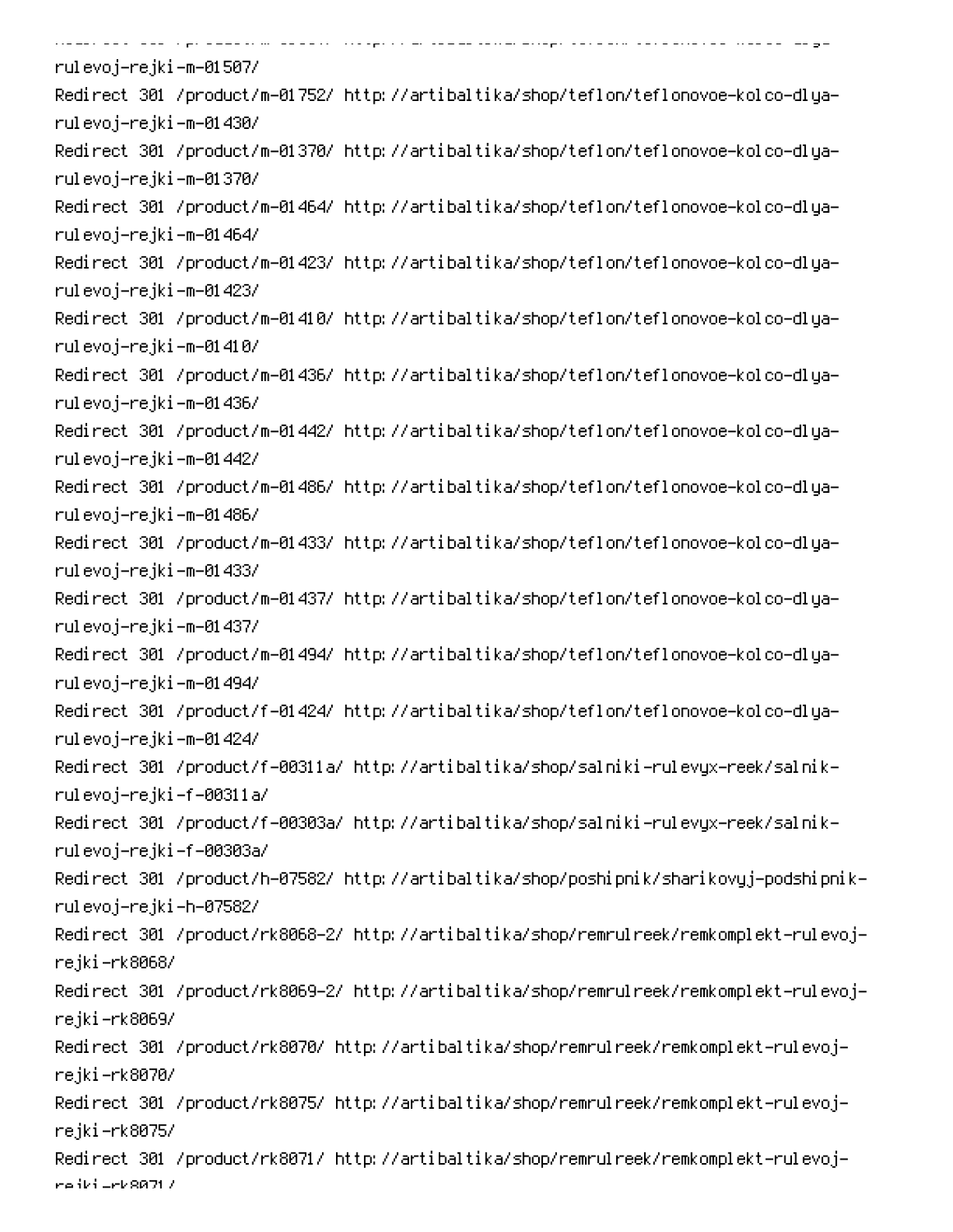rulevoj-rejki-m-01507/
Redirect 301 /product/m-01752/ http://artibaltika/shop/teflon/teflonovoe-kolco-dlya-rulevoj-rejki-m-01430/
Redirect 301 /product/m-01370/ http://artibaltika/shop/teflon/teflonovoe-kolco-dlya-rulevoj-rejki-m-01370/
Redirect 301 /product/m-01464/ http://artibaltika/shop/teflon/teflonovoe-kolco-dlya-rulevoj-rejki-m-01464/
Redirect 301 /product/m-01423/ http://artibaltika/shop/teflon/teflonovoe-kolco-dlya-rulevoj-rejki-m-01423/
Redirect 301 /product/m-01410/ http://artibaltika/shop/teflon/teflonovoe-kolco-dlya-rulevoj-rejki-m-01410/
Redirect 301 /product/m-01436/ http://artibaltika/shop/teflon/teflonovoe-kolco-dlya-rulevoj-rejki-m-01436/
Redirect 301 /product/m-01442/ http://artibaltika/shop/teflon/teflonovoe-kolco-dlya-rulevoj-rejki-m-01442/
Redirect 301 /product/m-01486/ http://artibaltika/shop/teflon/teflonovoe-kolco-dlya-rulevoj-rejki-m-01486/
Redirect 301 /product/m-01433/ http://artibaltika/shop/teflon/teflonovoe-kolco-dlya-rulevoj-rejki-m-01433/
Redirect 301 /product/m-01437/ http://artibaltika/shop/teflon/teflonovoe-kolco-dlya-rulevoj-rejki-m-01437/
Redirect 301 /product/m-01494/ http://artibaltika/shop/teflon/teflonovoe-kolco-dlya-rulevoj-rejki-m-01494/
Redirect 301 /product/f-01424/ http://artibaltika/shop/teflon/teflonovoe-kolco-dlya-rulevoj-rejki-m-01424/
Redirect 301 /product/f-00311a/ http://artibaltika/shop/salniki-rulevyx-reek/salnik-rulevoj-rejki-f-00311a/
Redirect 301 /product/f-00303a/ http://artibaltika/shop/salniki-rulevyx-reek/salnik-rulevoj-rejki-f-00303a/
Redirect 301 /product/h-07582/ http://artibaltika/shop/poshipnik/sharikovyj-podshipnik-rulevoj-rejki-h-07582/
Redirect 301 /product/rk8068-2/ http://artibaltika/shop/remrulreek/remkomplekt-rulevoj-rejki-rk8068/
Redirect 301 /product/rk8069-2/ http://artibaltika/shop/remrulreek/remkomplekt-rulevoj-rejki-rk8069/
Redirect 301 /product/rk8070/ http://artibaltika/shop/remrulreek/remkomplekt-rulevoj-rejki-rk8070/
Redirect 301 /product/rk8075/ http://artibaltika/shop/remrulreek/remkomplekt-rulevoj-rejki-rk8075/
Redirect 301 /product/rk8071/ http://artibaltika/shop/remrulreek/remkomplekt-rulevoj-rejki-rk8071/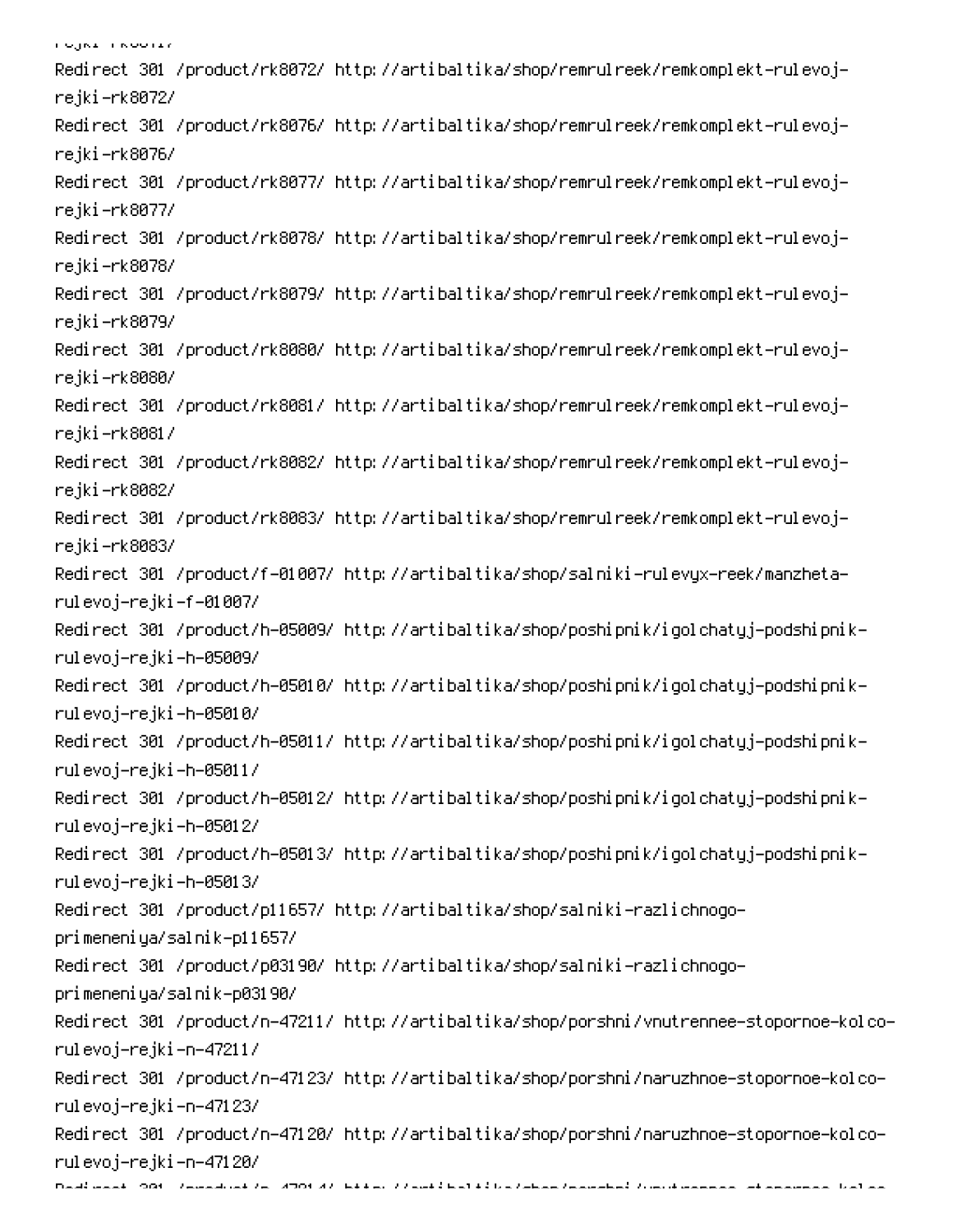```
Redirect 301 /product/rk8072/ http://artibaltika/shop/remrulreek/remkomplekt-rulevoj-rejki-rk8072/
Redirect 301 /product/rk8076/ http://artibaltika/shop/remrulreek/remkomplekt-rulevoj-rejki-rk8076/
Redirect 301 /product/rk8077/ http://artibaltika/shop/remrulreek/remkomplekt-rulevoj-rejki-rk8077/
Redirect 301 /product/rk8078/ http://artibaltika/shop/remrulreek/remkomplekt-rulevoj-rejki-rk8078/
Redirect 301 /product/rk8079/ http://artibaltika/shop/remrulreek/remkomplekt-rulevoj-rejki-rk8079/
Redirect 301 /product/rk8080/ http://artibaltika/shop/remrulreek/remkomplekt-rulevoj-rejki-rk8080/
Redirect 301 /product/rk8081/ http://artibaltika/shop/remrulreek/remkomplekt-rulevoj-rejki-rk8081/
Redirect 301 /product/rk8082/ http://artibaltika/shop/remrulreek/remkomplekt-rulevoj-rejki-rk8082/
Redirect 301 /product/rk8083/ http://artibaltika/shop/remrulreek/remkomplekt-rulevoj-rejki-rk8083/
Redirect 301 /product/f-01007/ http://artibaltika/shop/salniki-rulevyx-reek/manzheta-rulevoj-rejki-f-01007/
Redirect 301 /product/h-05009/ http://artibaltika/shop/poshipnik/igolchatyj-podshipnik-rulevoj-rejki-h-05009/
Redirect 301 /product/h-05010/ http://artibaltika/shop/poshipnik/igolchatyj-podshipnik-rulevoj-rejki-h-05010/
Redirect 301 /product/h-05011/ http://artibaltika/shop/poshipnik/igolchatyj-podshipnik-rulevoj-rejki-h-05011/
Redirect 301 /product/h-05012/ http://artibaltika/shop/poshipnik/igolchatyj-podshipnik-rulevoj-rejki-h-05012/
Redirect 301 /product/h-05013/ http://artibaltika/shop/poshipnik/igolchatyj-podshipnik-rulevoj-rejki-h-05013/
Redirect 301 /product/p11657/ http://artibaltika/shop/salniki-razlichnogo-primeneniya/salnik-p11657/
Redirect 301 /product/p03190/ http://artibaltika/shop/salniki-razlichnogo-primeneniya/salnik-p03190/
Redirect 301 /product/n-47211/ http://artibaltika/shop/porshni/vnutrennee-stopornoe-kolco-rulevoj-rejki-n-47211/
Redirect 301 /product/n-47123/ http://artibaltika/shop/porshni/naruzhnoe-stopornoe-kolco-rulevoj-rejki-n-47123/
Redirect 301 /product/n-47120/ http://artibaltika/shop/porshni/naruzhnoe-stopornoe-kolco-rulevoj-rejki-n-47120/
```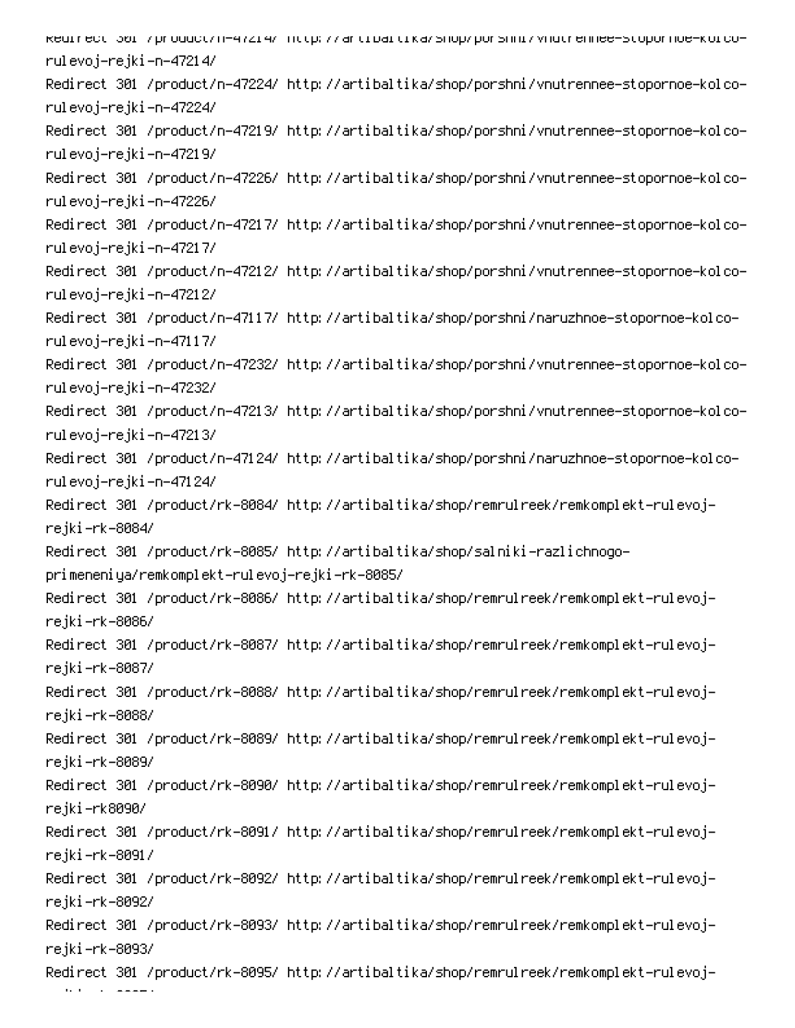Redirect 301 /product/n-47214/ http://artibaltika/shop/porshni/vnutrennee-stopornoe-kolco-rulevoj-rejki-n-47214/
Redirect 301 /product/n-47224/ http://artibaltika/shop/porshni/vnutrennee-stopornoe-kolco-rulevoj-rejki-n-47224/
Redirect 301 /product/n-47219/ http://artibaltika/shop/porshni/vnutrennee-stopornoe-kolco-rulevoj-rejki-n-47219/
Redirect 301 /product/n-47226/ http://artibaltika/shop/porshni/vnutrennee-stopornoe-kolco-rulevoj-rejki-n-47226/
Redirect 301 /product/n-47217/ http://artibaltika/shop/porshni/vnutrennee-stopornoe-kolco-rulevoj-rejki-n-47217/
Redirect 301 /product/n-47212/ http://artibaltika/shop/porshni/vnutrennee-stopornoe-kolco-rulevoj-rejki-n-47212/
Redirect 301 /product/n-47117/ http://artibaltika/shop/porshni/naruzhnoe-stopornoe-kolco-rulevoj-rejki-n-47117/
Redirect 301 /product/n-47232/ http://artibaltika/shop/porshni/vnutrennee-stopornoe-kolco-rulevoj-rejki-n-47232/
Redirect 301 /product/n-47213/ http://artibaltika/shop/porshni/vnutrennee-stopornoe-kolco-rulevoj-rejki-n-47213/
Redirect 301 /product/n-47124/ http://artibaltika/shop/porshni/naruzhnoe-stopornoe-kolco-rulevoj-rejki-n-47124/
Redirect 301 /product/rk-8084/ http://artibaltika/shop/remrulreek/remkomplekt-rulevoj-rejki-rk-8084/
Redirect 301 /product/rk-8085/ http://artibaltika/shop/salniki-razlichnogo-primeneniya/remkomplekt-rulevoj-rejki-rk-8085/
Redirect 301 /product/rk-8086/ http://artibaltika/shop/remrulreek/remkomplekt-rulevoj-rejki-rk-8086/
Redirect 301 /product/rk-8087/ http://artibaltika/shop/remrulreek/remkomplekt-rulevoj-rejki-rk-8087/
Redirect 301 /product/rk-8088/ http://artibaltika/shop/remrulreek/remkomplekt-rulevoj-rejki-rk-8088/
Redirect 301 /product/rk-8089/ http://artibaltika/shop/remrulreek/remkomplekt-rulevoj-rejki-rk-8089/
Redirect 301 /product/rk-8090/ http://artibaltika/shop/remrulreek/remkomplekt-rulevoj-rejki-rk8090/
Redirect 301 /product/rk-8091/ http://artibaltika/shop/remrulreek/remkomplekt-rulevoj-rejki-rk-8091/
Redirect 301 /product/rk-8092/ http://artibaltika/shop/remrulreek/remkomplekt-rulevoj-rejki-rk-8092/
Redirect 301 /product/rk-8093/ http://artibaltika/shop/remrulreek/remkomplekt-rulevoj-rejki-rk-8093/
Redirect 301 /product/rk-8095/ http://artibaltika/shop/remrulreek/remkomplekt-rulevoj-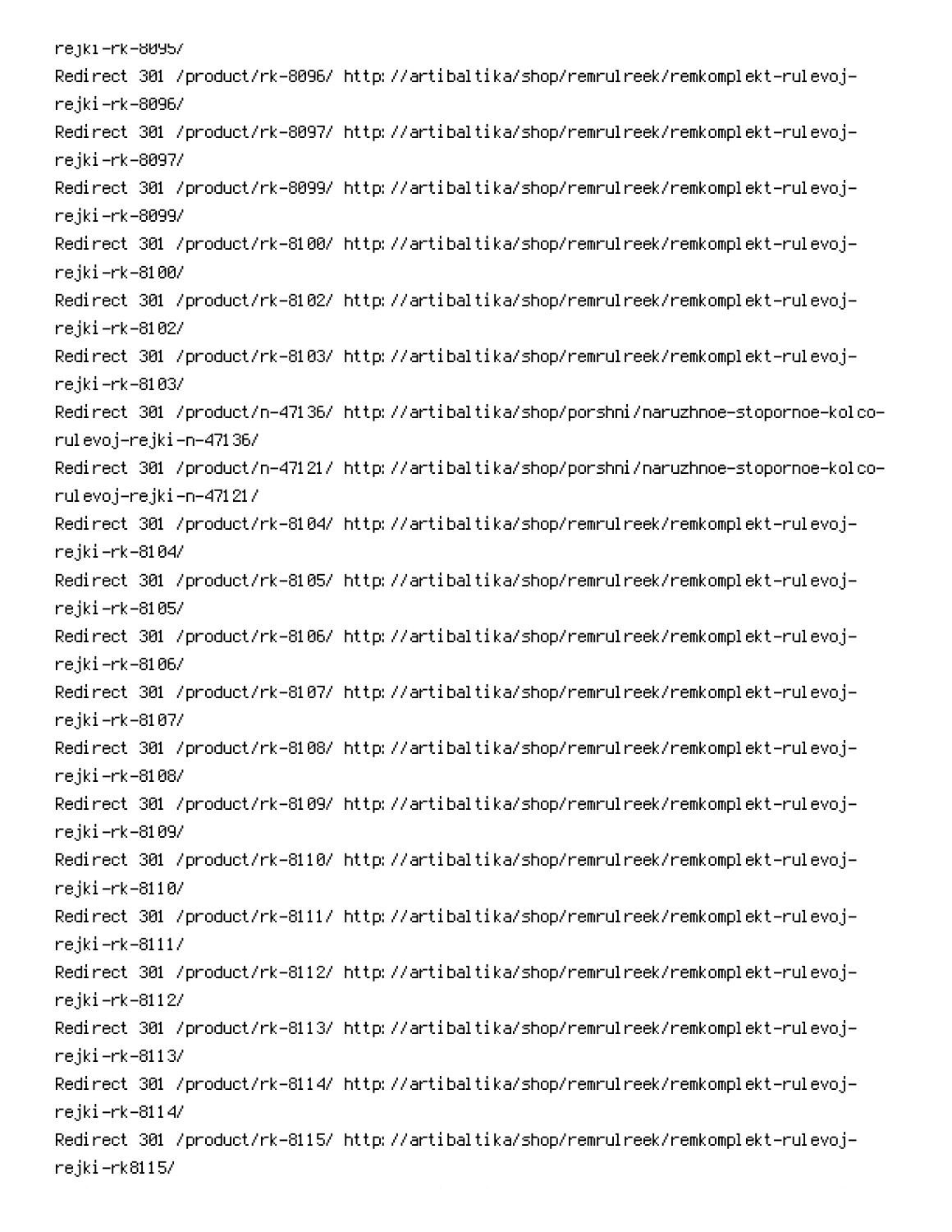rejki-rk-8095/
Redirect 301 /product/rk-8096/ http://artibaltika/shop/remrulreek/remkomplekt-rulevoj-rejki-rk-8096/
Redirect 301 /product/rk-8097/ http://artibaltika/shop/remrulreek/remkomplekt-rulevoj-rejki-rk-8097/
Redirect 301 /product/rk-8099/ http://artibaltika/shop/remrulreek/remkomplekt-rulevoj-rejki-rk-8099/
Redirect 301 /product/rk-8100/ http://artibaltika/shop/remrulreek/remkomplekt-rulevoj-rejki-rk-8100/
Redirect 301 /product/rk-8102/ http://artibaltika/shop/remrulreek/remkomplekt-rulevoj-rejki-rk-8102/
Redirect 301 /product/rk-8103/ http://artibaltika/shop/remrulreek/remkomplekt-rulevoj-rejki-rk-8103/
Redirect 301 /product/n-47136/ http://artibaltika/shop/porshni/naruzhnoe-stopornoe-kolco-rulevoj-rejki-n-47136/
Redirect 301 /product/n-47121/ http://artibaltika/shop/porshni/naruzhnoe-stopornoe-kolco-rulevoj-rejki-n-47121/
Redirect 301 /product/rk-8104/ http://artibaltika/shop/remrulreek/remkomplekt-rulevoj-rejki-rk-8104/
Redirect 301 /product/rk-8105/ http://artibaltika/shop/remrulreek/remkomplekt-rulevoj-rejki-rk-8105/
Redirect 301 /product/rk-8106/ http://artibaltika/shop/remrulreek/remkomplekt-rulevoj-rejki-rk-8106/
Redirect 301 /product/rk-8107/ http://artibaltika/shop/remrulreek/remkomplekt-rulevoj-rejki-rk-8107/
Redirect 301 /product/rk-8108/ http://artibaltika/shop/remrulreek/remkomplekt-rulevoj-rejki-rk-8108/
Redirect 301 /product/rk-8109/ http://artibaltika/shop/remrulreek/remkomplekt-rulevoj-rejki-rk-8109/
Redirect 301 /product/rk-8110/ http://artibaltika/shop/remrulreek/remkomplekt-rulevoj-rejki-rk-8110/
Redirect 301 /product/rk-8111/ http://artibaltika/shop/remrulreek/remkomplekt-rulevoj-rejki-rk-8111/
Redirect 301 /product/rk-8112/ http://artibaltika/shop/remrulreek/remkomplekt-rulevoj-rejki-rk-8112/
Redirect 301 /product/rk-8113/ http://artibaltika/shop/remrulreek/remkomplekt-rulevoj-rejki-rk-8113/
Redirect 301 /product/rk-8114/ http://artibaltika/shop/remrulreek/remkomplekt-rulevoj-rejki-rk-8114/
Redirect 301 /product/rk-8115/ http://artibaltika/shop/remrulreek/remkomplekt-rulevoj-rejki-rk8115/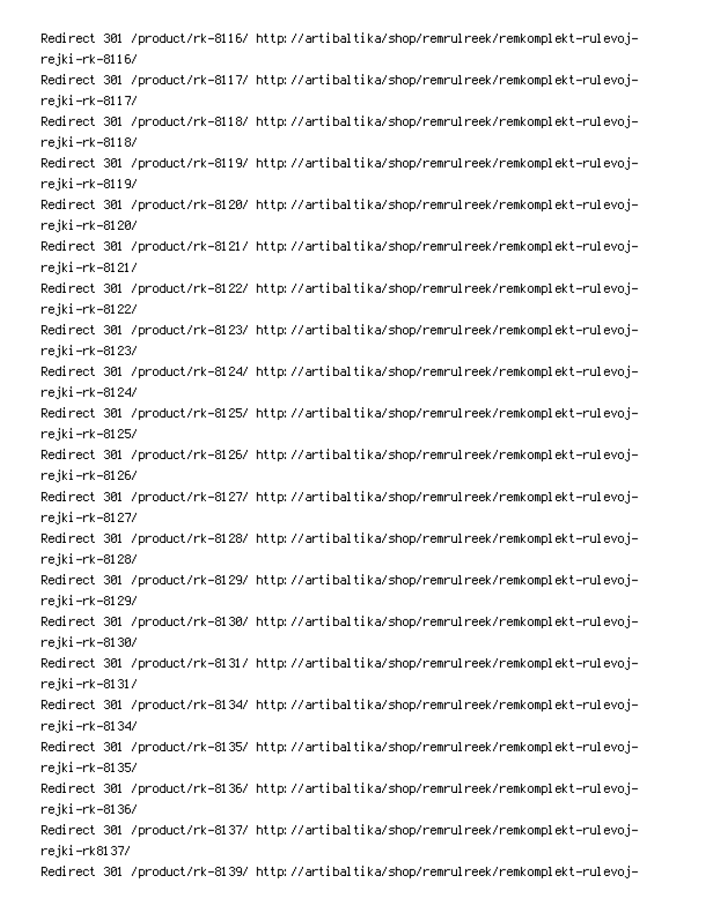```
Redirect 301 /product/rk-8116/ http://artibaltika/shop/remrulreek/remkomplekt-rulevoj-rejki-rk-8116/
Redirect 301 /product/rk-8117/ http://artibaltika/shop/remrulreek/remkomplekt-rulevoj-rejki-rk-8117/
Redirect 301 /product/rk-8118/ http://artibaltika/shop/remrulreek/remkomplekt-rulevoj-rejki-rk-8118/
Redirect 301 /product/rk-8119/ http://artibaltika/shop/remrulreek/remkomplekt-rulevoj-rejki-rk-8119/
Redirect 301 /product/rk-8120/ http://artibaltika/shop/remrulreek/remkomplekt-rulevoj-rejki-rk-8120/
Redirect 301 /product/rk-8121/ http://artibaltika/shop/remrulreek/remkomplekt-rulevoj-rejki-rk-8121/
Redirect 301 /product/rk-8122/ http://artibaltika/shop/remrulreek/remkomplekt-rulevoj-rejki-rk-8122/
Redirect 301 /product/rk-8123/ http://artibaltika/shop/remrulreek/remkomplekt-rulevoj-rejki-rk-8123/
Redirect 301 /product/rk-8124/ http://artibaltika/shop/remrulreek/remkomplekt-rulevoj-rejki-rk-8124/
Redirect 301 /product/rk-8125/ http://artibaltika/shop/remrulreek/remkomplekt-rulevoj-rejki-rk-8125/
Redirect 301 /product/rk-8126/ http://artibaltika/shop/remrulreek/remkomplekt-rulevoj-rejki-rk-8126/
Redirect 301 /product/rk-8127/ http://artibaltika/shop/remrulreek/remkomplekt-rulevoj-rejki-rk-8127/
Redirect 301 /product/rk-8128/ http://artibaltika/shop/remrulreek/remkomplekt-rulevoj-rejki-rk-8128/
Redirect 301 /product/rk-8129/ http://artibaltika/shop/remrulreek/remkomplekt-rulevoj-rejki-rk-8129/
Redirect 301 /product/rk-8130/ http://artibaltika/shop/remrulreek/remkomplekt-rulevoj-rejki-rk-8130/
Redirect 301 /product/rk-8131/ http://artibaltika/shop/remrulreek/remkomplekt-rulevoj-rejki-rk-8131/
Redirect 301 /product/rk-8134/ http://artibaltika/shop/remrulreek/remkomplekt-rulevoj-rejki-rk-8134/
Redirect 301 /product/rk-8135/ http://artibaltika/shop/remrulreek/remkomplekt-rulevoj-rejki-rk-8135/
Redirect 301 /product/rk-8136/ http://artibaltika/shop/remrulreek/remkomplekt-rulevoj-rejki-rk-8136/
Redirect 301 /product/rk-8137/ http://artibaltika/shop/remrulreek/remkomplekt-rulevoj-rejki-rk8137/
Redirect 301 /product/rk-8139/ http://artibaltika/shop/remrulreek/remkomplekt-rulevoj-
```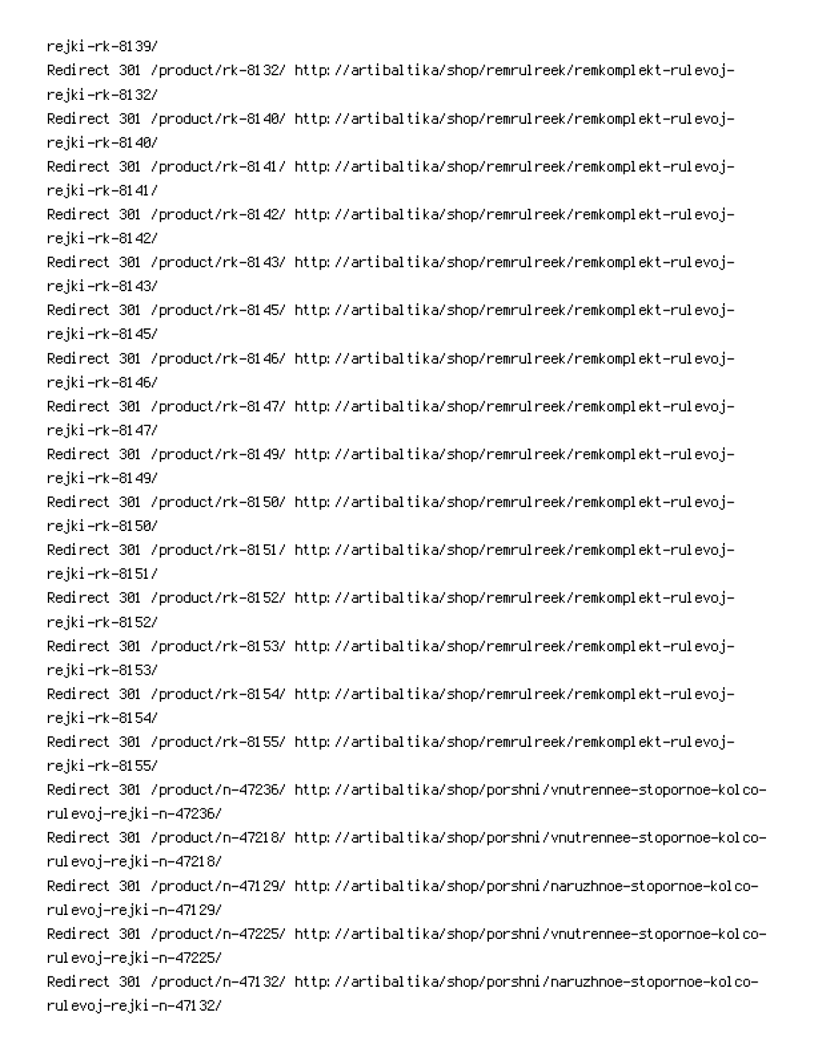rejki-rk-8139/
Redirect 301 /product/rk-8132/ http://artibaltika/shop/remrulreek/remkomplekt-rulevoj-rejki-rk-8132/
Redirect 301 /product/rk-8140/ http://artibaltika/shop/remrulreek/remkomplekt-rulevoj-rejki-rk-8140/
Redirect 301 /product/rk-8141/ http://artibaltika/shop/remrulreek/remkomplekt-rulevoj-rejki-rk-8141/
Redirect 301 /product/rk-8142/ http://artibaltika/shop/remrulreek/remkomplekt-rulevoj-rejki-rk-8142/
Redirect 301 /product/rk-8143/ http://artibaltika/shop/remrulreek/remkomplekt-rulevoj-rejki-rk-8143/
Redirect 301 /product/rk-8145/ http://artibaltika/shop/remrulreek/remkomplekt-rulevoj-rejki-rk-8145/
Redirect 301 /product/rk-8146/ http://artibaltika/shop/remrulreek/remkomplekt-rulevoj-rejki-rk-8146/
Redirect 301 /product/rk-8147/ http://artibaltika/shop/remrulreek/remkomplekt-rulevoj-rejki-rk-8147/
Redirect 301 /product/rk-8149/ http://artibaltika/shop/remrulreek/remkomplekt-rulevoj-rejki-rk-8149/
Redirect 301 /product/rk-8150/ http://artibaltika/shop/remrulreek/remkomplekt-rulevoj-rejki-rk-8150/
Redirect 301 /product/rk-8151/ http://artibaltika/shop/remrulreek/remkomplekt-rulevoj-rejki-rk-8151/
Redirect 301 /product/rk-8152/ http://artibaltika/shop/remrulreek/remkomplekt-rulevoj-rejki-rk-8152/
Redirect 301 /product/rk-8153/ http://artibaltika/shop/remrulreek/remkomplekt-rulevoj-rejki-rk-8153/
Redirect 301 /product/rk-8154/ http://artibaltika/shop/remrulreek/remkomplekt-rulevoj-rejki-rk-8154/
Redirect 301 /product/rk-8155/ http://artibaltika/shop/remrulreek/remkomplekt-rulevoj-rejki-rk-8155/
Redirect 301 /product/n-47236/ http://artibaltika/shop/porshni/vnutrennee-stopornoe-kolco-rulevoj-rejki-n-47236/
Redirect 301 /product/n-47218/ http://artibaltika/shop/porshni/vnutrennee-stopornoe-kolco-rulevoj-rejki-n-47218/
Redirect 301 /product/n-47129/ http://artibaltika/shop/porshni/naruzhnoe-stopornoe-kolco-rulevoj-rejki-n-47129/
Redirect 301 /product/n-47225/ http://artibaltika/shop/porshni/vnutrennee-stopornoe-kolco-rulevoj-rejki-n-47225/
Redirect 301 /product/n-47132/ http://artibaltika/shop/porshni/naruzhnoe-stopornoe-kolco-rulevoj-rejki-n-47132/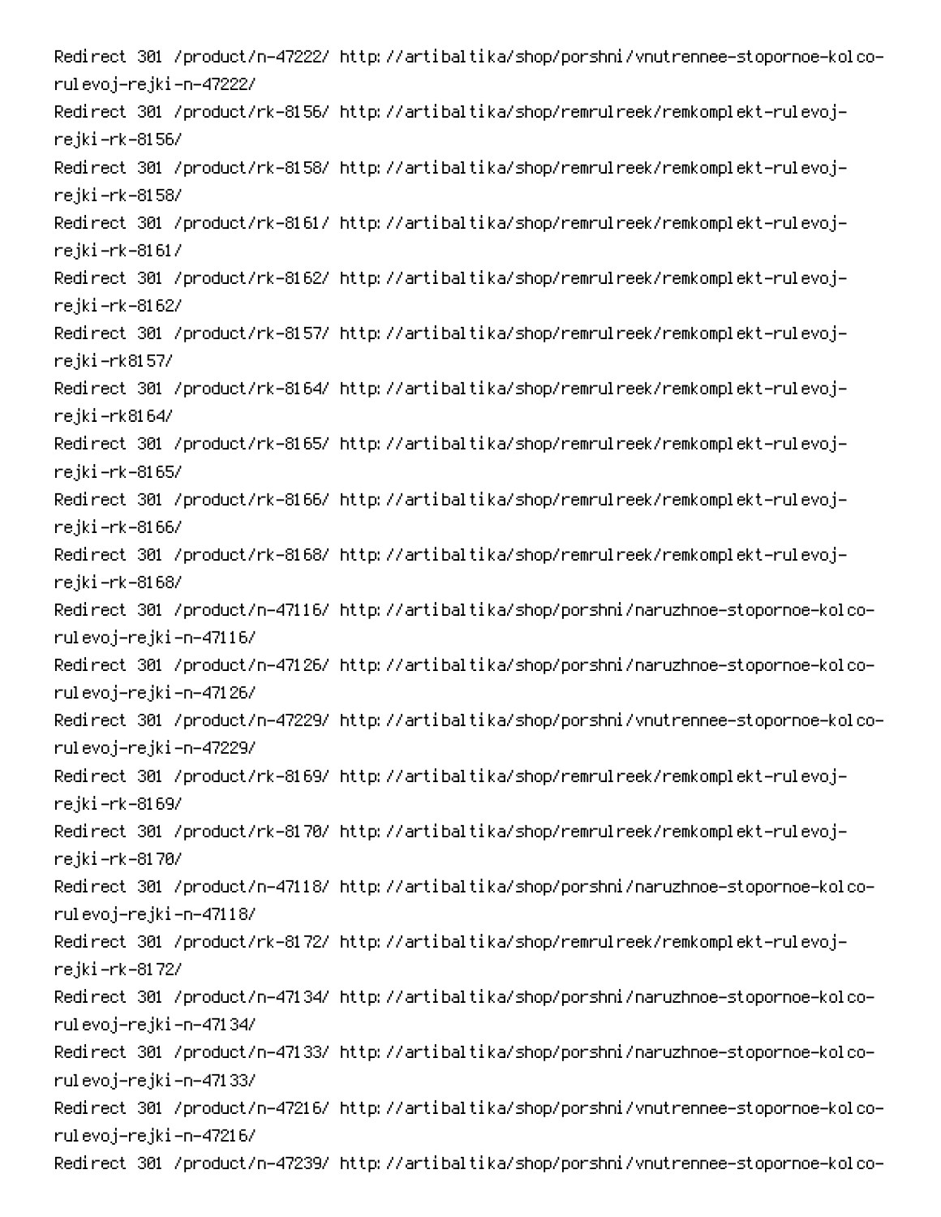Redirect 301 /product/n-47222/ http://artibaltika/shop/porshni/vnutrennee-stopornoe-kolco-rulevoj-rejki-n-47222/
Redirect 301 /product/rk-8156/ http://artibaltika/shop/remrulreek/remkomplekt-rulevoj-rejki-rk-8156/
Redirect 301 /product/rk-8158/ http://artibaltika/shop/remrulreek/remkomplekt-rulevoj-rejki-rk-8158/
Redirect 301 /product/rk-8161/ http://artibaltika/shop/remrulreek/remkomplekt-rulevoj-rejki-rk-8161/
Redirect 301 /product/rk-8162/ http://artibaltika/shop/remrulreek/remkomplekt-rulevoj-rejki-rk-8162/
Redirect 301 /product/rk-8157/ http://artibaltika/shop/remrulreek/remkomplekt-rulevoj-rejki-rk8157/
Redirect 301 /product/rk-8164/ http://artibaltika/shop/remrulreek/remkomplekt-rulevoj-rejki-rk8164/
Redirect 301 /product/rk-8165/ http://artibaltika/shop/remrulreek/remkomplekt-rulevoj-rejki-rk-8165/
Redirect 301 /product/rk-8166/ http://artibaltika/shop/remrulreek/remkomplekt-rulevoj-rejki-rk-8166/
Redirect 301 /product/rk-8168/ http://artibaltika/shop/remrulreek/remkomplekt-rulevoj-rejki-rk-8168/
Redirect 301 /product/n-47116/ http://artibaltika/shop/porshni/naruzhnoe-stopornoe-kolco-rulevoj-rejki-n-47116/
Redirect 301 /product/n-47126/ http://artibaltika/shop/porshni/naruzhnoe-stopornoe-kolco-rulevoj-rejki-n-47126/
Redirect 301 /product/n-47229/ http://artibaltika/shop/porshni/vnutrennee-stopornoe-kolco-rulevoj-rejki-n-47229/
Redirect 301 /product/rk-8169/ http://artibaltika/shop/remrulreek/remkomplekt-rulevoj-rejki-rk-8169/
Redirect 301 /product/rk-8170/ http://artibaltika/shop/remrulreek/remkomplekt-rulevoj-rejki-rk-8170/
Redirect 301 /product/n-47118/ http://artibaltika/shop/porshni/naruzhnoe-stopornoe-kolco-rulevoj-rejki-n-47118/
Redirect 301 /product/rk-8172/ http://artibaltika/shop/remrulreek/remkomplekt-rulevoj-rejki-rk-8172/
Redirect 301 /product/n-47134/ http://artibaltika/shop/porshni/naruzhnoe-stopornoe-kolco-rulevoj-rejki-n-47134/
Redirect 301 /product/n-47133/ http://artibaltika/shop/porshni/naruzhnoe-stopornoe-kolco-rulevoj-rejki-n-47133/
Redirect 301 /product/n-47216/ http://artibaltika/shop/porshni/vnutrennee-stopornoe-kolco-rulevoj-rejki-n-47216/
Redirect 301 /product/n-47239/ http://artibaltika/shop/porshni/vnutrennee-stopornoe-kolco-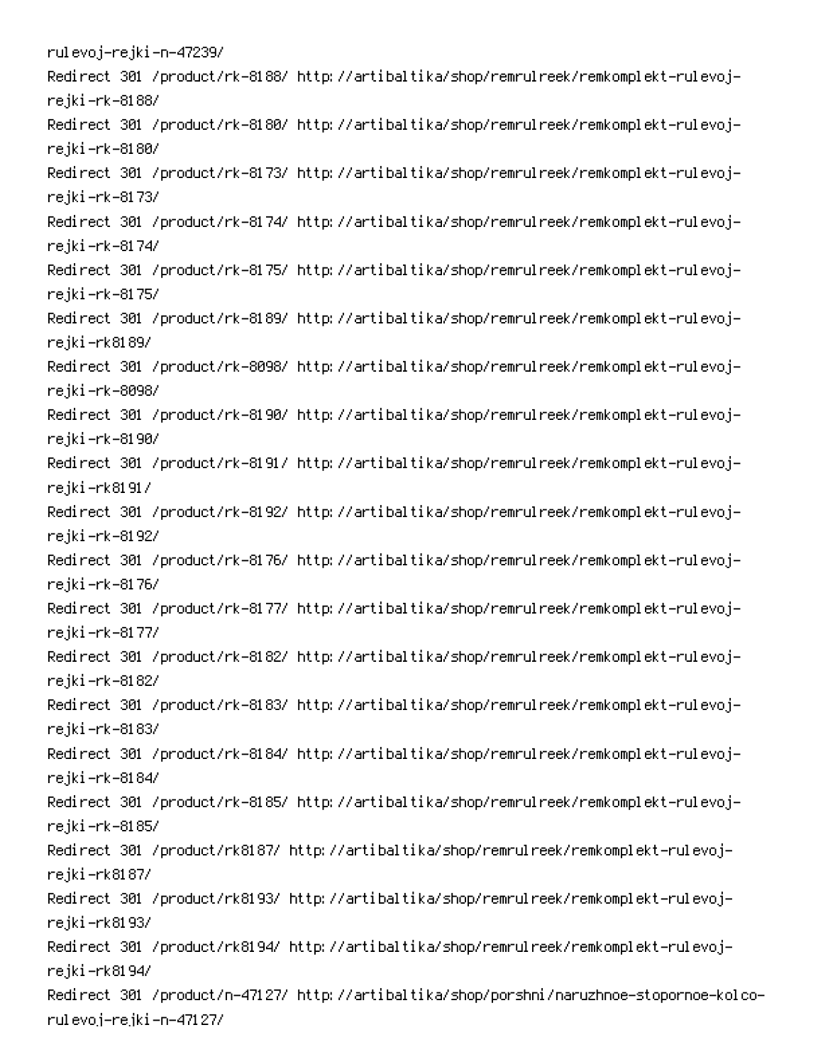rulevoj-rejki-n-47239/
Redirect 301 /product/rk-8188/ http://artibaltika/shop/remrulreek/remkomplekt-rulevoj-rejki-rk-8188/
Redirect 301 /product/rk-8180/ http://artibaltika/shop/remrulreek/remkomplekt-rulevoj-rejki-rk-8180/
Redirect 301 /product/rk-8173/ http://artibaltika/shop/remrulreek/remkomplekt-rulevoj-rejki-rk-8173/
Redirect 301 /product/rk-8174/ http://artibaltika/shop/remrulreek/remkomplekt-rulevoj-rejki-rk-8174/
Redirect 301 /product/rk-8175/ http://artibaltika/shop/remrulreek/remkomplekt-rulevoj-rejki-rk-8175/
Redirect 301 /product/rk-8189/ http://artibaltika/shop/remrulreek/remkomplekt-rulevoj-rejki-rk8189/
Redirect 301 /product/rk-8098/ http://artibaltika/shop/remrulreek/remkomplekt-rulevoj-rejki-rk-8098/
Redirect 301 /product/rk-8190/ http://artibaltika/shop/remrulreek/remkomplekt-rulevoj-rejki-rk-8190/
Redirect 301 /product/rk-8191/ http://artibaltika/shop/remrulreek/remkomplekt-rulevoj-rejki-rk8191/
Redirect 301 /product/rk-8192/ http://artibaltika/shop/remrulreek/remkomplekt-rulevoj-rejki-rk-8192/
Redirect 301 /product/rk-8176/ http://artibaltika/shop/remrulreek/remkomplekt-rulevoj-rejki-rk-8176/
Redirect 301 /product/rk-8177/ http://artibaltika/shop/remrulreek/remkomplekt-rulevoj-rejki-rk-8177/
Redirect 301 /product/rk-8182/ http://artibaltika/shop/remrulreek/remkomplekt-rulevoj-rejki-rk-8182/
Redirect 301 /product/rk-8183/ http://artibaltika/shop/remrulreek/remkomplekt-rulevoj-rejki-rk-8183/
Redirect 301 /product/rk-8184/ http://artibaltika/shop/remrulreek/remkomplekt-rulevoj-rejki-rk-8184/
Redirect 301 /product/rk-8185/ http://artibaltika/shop/remrulreek/remkomplekt-rulevoj-rejki-rk-8185/
Redirect 301 /product/rk8187/ http://artibaltika/shop/remrulreek/remkomplekt-rulevoj-rejki-rk8187/
Redirect 301 /product/rk8193/ http://artibaltika/shop/remrulreek/remkomplekt-rulevoj-rejki-rk8193/
Redirect 301 /product/rk8194/ http://artibaltika/shop/remrulreek/remkomplekt-rulevoj-rejki-rk8194/
Redirect 301 /product/n-47127/ http://artibaltika/shop/porshni/naruzhnoe-stopornoe-kolco-rulevoj-rejki-n-47127/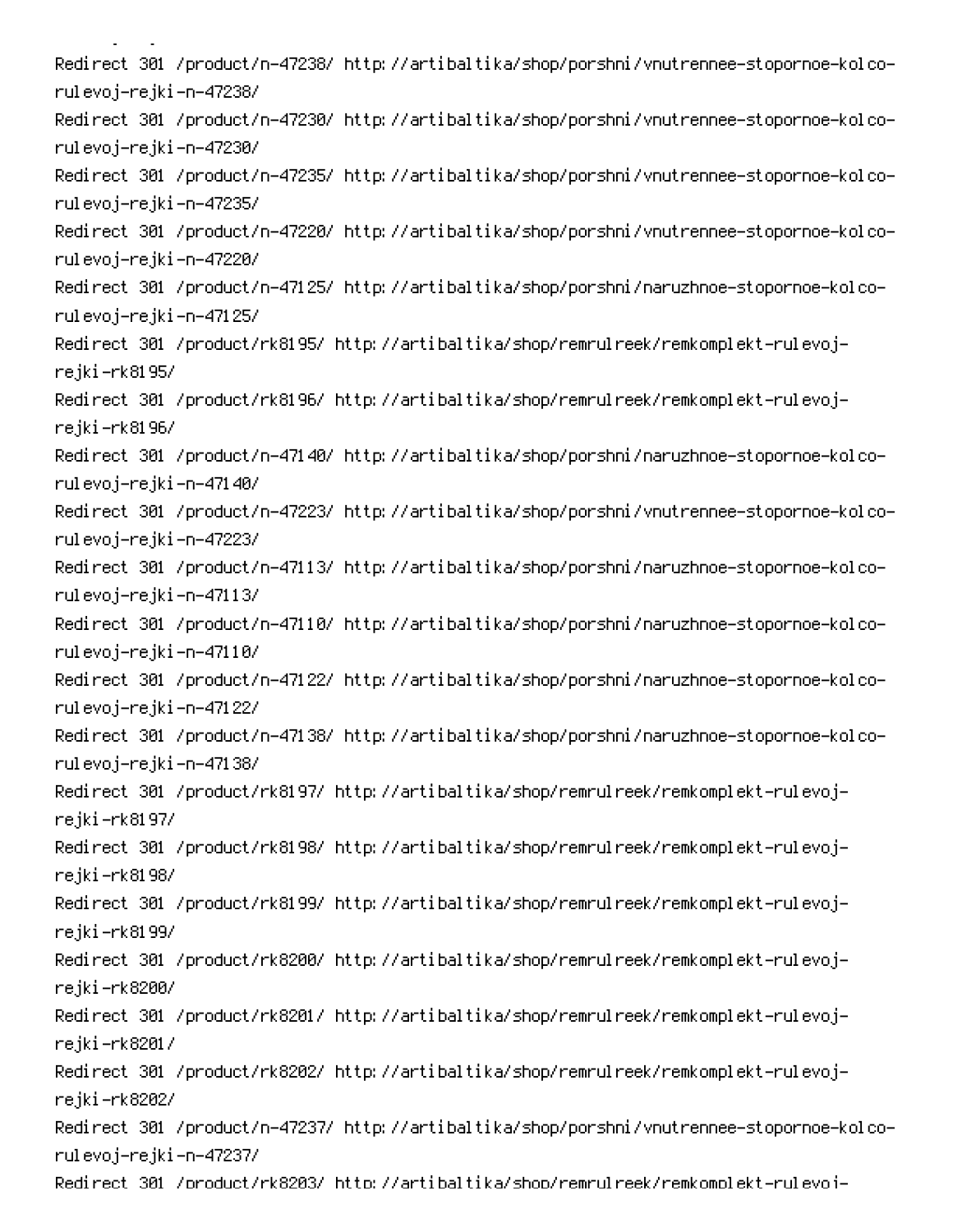```
Redirect 301 /product/n-47238/ http://artibaltika/shop/porshni/vnutrennee-stopornoe-kolco-rulevoj-rejki-n-47238/
Redirect 301 /product/n-47230/ http://artibaltika/shop/porshni/vnutrennee-stopornoe-kolco-rulevoj-rejki-n-47230/
Redirect 301 /product/n-47235/ http://artibaltika/shop/porshni/vnutrennee-stopornoe-kolco-rulevoj-rejki-n-47235/
Redirect 301 /product/n-47220/ http://artibaltika/shop/porshni/vnutrennee-stopornoe-kolco-rulevoj-rejki-n-47220/
Redirect 301 /product/n-47125/ http://artibaltika/shop/porshni/naruzhnoe-stopornoe-kolco-rulevoj-rejki-n-47125/
Redirect 301 /product/rk8195/ http://artibaltika/shop/remrulreek/remkomplekt-rulevoj-rejki-rk8195/
Redirect 301 /product/rk8196/ http://artibaltika/shop/remrulreek/remkomplekt-rulevoj-rejki-rk8196/
Redirect 301 /product/n-47140/ http://artibaltika/shop/porshni/naruzhnoe-stopornoe-kolco-rulevoj-rejki-n-47140/
Redirect 301 /product/n-47223/ http://artibaltika/shop/porshni/vnutrennee-stopornoe-kolco-rulevoj-rejki-n-47223/
Redirect 301 /product/n-47113/ http://artibaltika/shop/porshni/naruzhnoe-stopornoe-kolco-rulevoj-rejki-n-47113/
Redirect 301 /product/n-47110/ http://artibaltika/shop/porshni/naruzhnoe-stopornoe-kolco-rulevoj-rejki-n-47110/
Redirect 301 /product/n-47122/ http://artibaltika/shop/porshni/naruzhnoe-stopornoe-kolco-rulevoj-rejki-n-47122/
Redirect 301 /product/n-47138/ http://artibaltika/shop/porshni/naruzhnoe-stopornoe-kolco-rulevoj-rejki-n-47138/
Redirect 301 /product/rk8197/ http://artibaltika/shop/remrulreek/remkomplekt-rulevoj-rejki-rk8197/
Redirect 301 /product/rk8198/ http://artibaltika/shop/remrulreek/remkomplekt-rulevoj-rejki-rk8198/
Redirect 301 /product/rk8199/ http://artibaltika/shop/remrulreek/remkomplekt-rulevoj-rejki-rk8199/
Redirect 301 /product/rk8200/ http://artibaltika/shop/remrulreek/remkomplekt-rulevoj-rejki-rk8200/
Redirect 301 /product/rk8201/ http://artibaltika/shop/remrulreek/remkomplekt-rulevoj-rejki-rk8201/
Redirect 301 /product/rk8202/ http://artibaltika/shop/remrulreek/remkomplekt-rulevoj-rejki-rk8202/
Redirect 301 /product/n-47237/ http://artibaltika/shop/porshni/vnutrennee-stopornoe-kolco-rulevoj-rejki-n-47237/
Redirect 301 /product/rk8203/ http://artibaltika/shop/remrulreek/remkomplekt-rulevoj-
```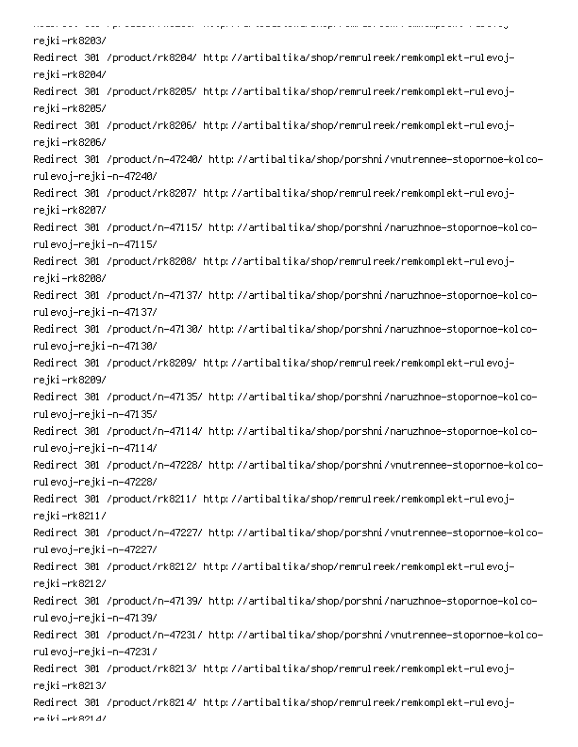rejki-rk8203/
Redirect 301 /product/rk8204/ http://artibaltika/shop/remrulreek/remkomplekt-rulevoj-rejki-rk8204/
Redirect 301 /product/rk8205/ http://artibaltika/shop/remrulreek/remkomplekt-rulevoj-rejki-rk8205/
Redirect 301 /product/rk8206/ http://artibaltika/shop/remrulreek/remkomplekt-rulevoj-rejki-rk8206/
Redirect 301 /product/n-47240/ http://artibaltika/shop/porshni/vnutrennee-stopornoe-kolco-rulevoj-rejki-n-47240/
Redirect 301 /product/rk8207/ http://artibaltika/shop/remrulreek/remkomplekt-rulevoj-rejki-rk8207/
Redirect 301 /product/n-47115/ http://artibaltika/shop/porshni/naruzhnoe-stopornoe-kolco-rulevoj-rejki-n-47115/
Redirect 301 /product/rk8208/ http://artibaltika/shop/remrulreek/remkomplekt-rulevoj-rejki-rk8208/
Redirect 301 /product/n-47137/ http://artibaltika/shop/porshni/naruzhnoe-stopornoe-kolco-rulevoj-rejki-n-47137/
Redirect 301 /product/n-47130/ http://artibaltika/shop/porshni/naruzhnoe-stopornoe-kolco-rulevoj-rejki-n-47130/
Redirect 301 /product/rk8209/ http://artibaltika/shop/remrulreek/remkomplekt-rulevoj-rejki-rk8209/
Redirect 301 /product/n-47135/ http://artibaltika/shop/porshni/naruzhnoe-stopornoe-kolco-rulevoj-rejki-n-47135/
Redirect 301 /product/n-47114/ http://artibaltika/shop/porshni/naruzhnoe-stopornoe-kolco-rulevoj-rejki-n-47114/
Redirect 301 /product/n-47228/ http://artibaltika/shop/porshni/vnutrennee-stopornoe-kolco-rulevoj-rejki-n-47228/
Redirect 301 /product/rk8211/ http://artibaltika/shop/remrulreek/remkomplekt-rulevoj-rejki-rk8211/
Redirect 301 /product/n-47227/ http://artibaltika/shop/porshni/vnutrennee-stopornoe-kolco-rulevoj-rejki-n-47227/
Redirect 301 /product/rk8212/ http://artibaltika/shop/remrulreek/remkomplekt-rulevoj-rejki-rk8212/
Redirect 301 /product/n-47139/ http://artibaltika/shop/porshni/naruzhnoe-stopornoe-kolco-rulevoj-rejki-n-47139/
Redirect 301 /product/n-47231/ http://artibaltika/shop/porshni/vnutrennee-stopornoe-kolco-rulevoj-rejki-n-47231/
Redirect 301 /product/rk8213/ http://artibaltika/shop/remrulreek/remkomplekt-rulevoj-rejki-rk8213/
Redirect 301 /product/rk8214/ http://artibaltika/shop/remrulreek/remkomplekt-rulevoj-rejki-rk8214/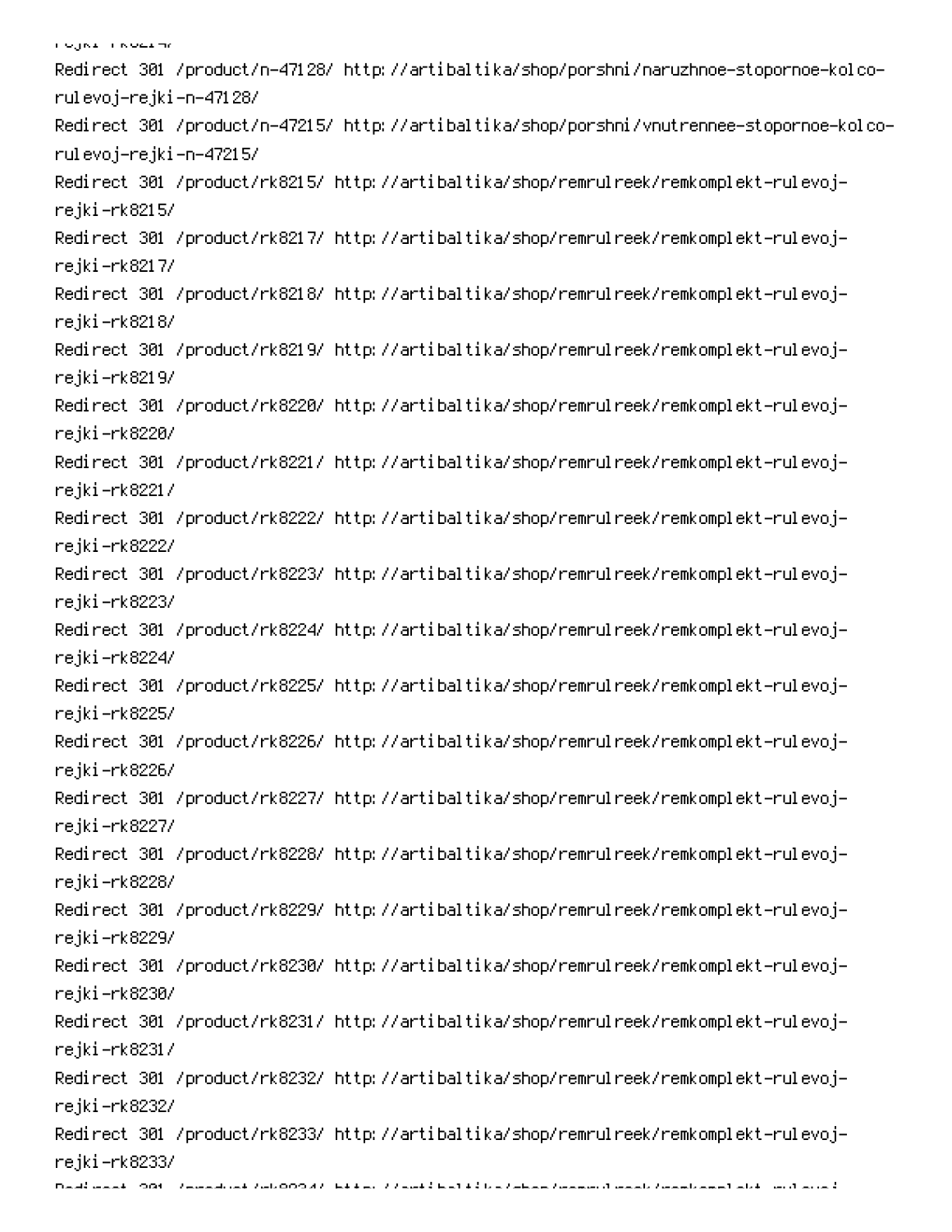```
Redirect 301 /product/n-47128/ http://artibaltika/shop/porshni/naruzhnoe-stopornoe-kolco-rulevoj-rejki-n-47128/
Redirect 301 /product/n-47215/ http://artibaltika/shop/porshni/vnutrennee-stopornoe-kolco-rulevoj-rejki-n-47215/
Redirect 301 /product/rk8215/ http://artibaltika/shop/remrulreek/remkomplekt-rulevoj-rejki-rk8215/
Redirect 301 /product/rk8217/ http://artibaltika/shop/remrulreek/remkomplekt-rulevoj-rejki-rk8217/
Redirect 301 /product/rk8218/ http://artibaltika/shop/remrulreek/remkomplekt-rulevoj-rejki-rk8218/
Redirect 301 /product/rk8219/ http://artibaltika/shop/remrulreek/remkomplekt-rulevoj-rejki-rk8219/
Redirect 301 /product/rk8220/ http://artibaltika/shop/remrulreek/remkomplekt-rulevoj-rejki-rk8220/
Redirect 301 /product/rk8221/ http://artibaltika/shop/remrulreek/remkomplekt-rulevoj-rejki-rk8221/
Redirect 301 /product/rk8222/ http://artibaltika/shop/remrulreek/remkomplekt-rulevoj-rejki-rk8222/
Redirect 301 /product/rk8223/ http://artibaltika/shop/remrulreek/remkomplekt-rulevoj-rejki-rk8223/
Redirect 301 /product/rk8224/ http://artibaltika/shop/remrulreek/remkomplekt-rulevoj-rejki-rk8224/
Redirect 301 /product/rk8225/ http://artibaltika/shop/remrulreek/remkomplekt-rulevoj-rejki-rk8225/
Redirect 301 /product/rk8226/ http://artibaltika/shop/remrulreek/remkomplekt-rulevoj-rejki-rk8226/
Redirect 301 /product/rk8227/ http://artibaltika/shop/remrulreek/remkomplekt-rulevoj-rejki-rk8227/
Redirect 301 /product/rk8228/ http://artibaltika/shop/remrulreek/remkomplekt-rulevoj-rejki-rk8228/
Redirect 301 /product/rk8229/ http://artibaltika/shop/remrulreek/remkomplekt-rulevoj-rejki-rk8229/
Redirect 301 /product/rk8230/ http://artibaltika/shop/remrulreek/remkomplekt-rulevoj-rejki-rk8230/
Redirect 301 /product/rk8231/ http://artibaltika/shop/remrulreek/remkomplekt-rulevoj-rejki-rk8231/
Redirect 301 /product/rk8232/ http://artibaltika/shop/remrulreek/remkomplekt-rulevoj-rejki-rk8232/
Redirect 301 /product/rk8233/ http://artibaltika/shop/remrulreek/remkomplekt-rulevoj-rejki-rk8233/
```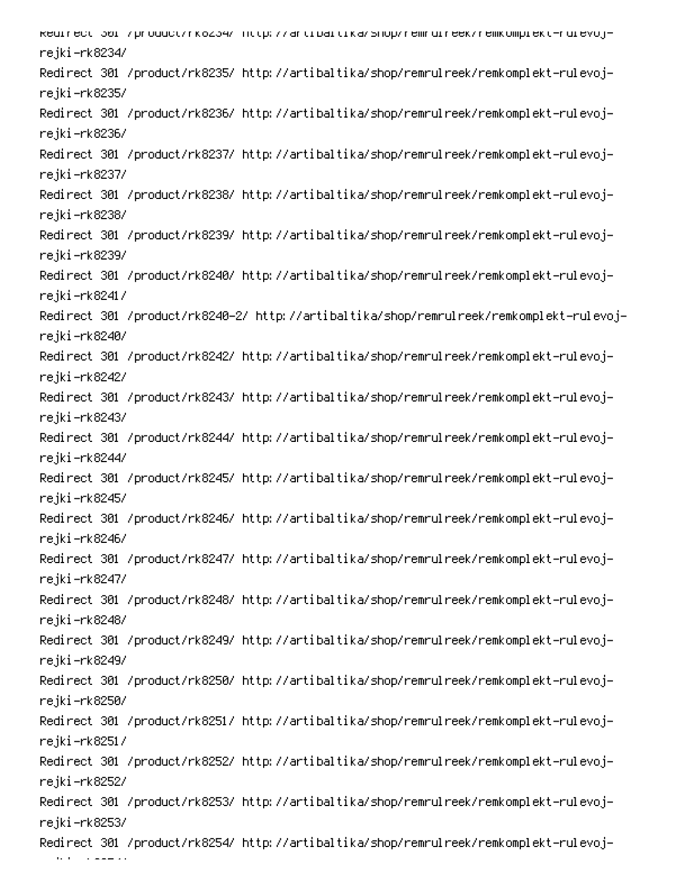Redirect 301 /product/rk8234/ http://artibaltika/shop/remrulreek/remkomplekt-rulevoj-rejki-rk8234/
Redirect 301 /product/rk8235/ http://artibaltika/shop/remrulreek/remkomplekt-rulevoj-rejki-rk8235/
Redirect 301 /product/rk8236/ http://artibaltika/shop/remrulreek/remkomplekt-rulevoj-rejki-rk8236/
Redirect 301 /product/rk8237/ http://artibaltika/shop/remrulreek/remkomplekt-rulevoj-rejki-rk8237/
Redirect 301 /product/rk8238/ http://artibaltika/shop/remrulreek/remkomplekt-rulevoj-rejki-rk8238/
Redirect 301 /product/rk8239/ http://artibaltika/shop/remrulreek/remkomplekt-rulevoj-rejki-rk8239/
Redirect 301 /product/rk8240/ http://artibaltika/shop/remrulreek/remkomplekt-rulevoj-rejki-rk8241/
Redirect 301 /product/rk8240-2/ http://artibaltika/shop/remrulreek/remkomplekt-rulevoj-rejki-rk8240/
Redirect 301 /product/rk8242/ http://artibaltika/shop/remrulreek/remkomplekt-rulevoj-rejki-rk8242/
Redirect 301 /product/rk8243/ http://artibaltika/shop/remrulreek/remkomplekt-rulevoj-rejki-rk8243/
Redirect 301 /product/rk8244/ http://artibaltika/shop/remrulreek/remkomplekt-rulevoj-rejki-rk8244/
Redirect 301 /product/rk8245/ http://artibaltika/shop/remrulreek/remkomplekt-rulevoj-rejki-rk8245/
Redirect 301 /product/rk8246/ http://artibaltika/shop/remrulreek/remkomplekt-rulevoj-rejki-rk8246/
Redirect 301 /product/rk8247/ http://artibaltika/shop/remrulreek/remkomplekt-rulevoj-rejki-rk8247/
Redirect 301 /product/rk8248/ http://artibaltika/shop/remrulreek/remkomplekt-rulevoj-rejki-rk8248/
Redirect 301 /product/rk8249/ http://artibaltika/shop/remrulreek/remkomplekt-rulevoj-rejki-rk8249/
Redirect 301 /product/rk8250/ http://artibaltika/shop/remrulreek/remkomplekt-rulevoj-rejki-rk8250/
Redirect 301 /product/rk8251/ http://artibaltika/shop/remrulreek/remkomplekt-rulevoj-rejki-rk8251/
Redirect 301 /product/rk8252/ http://artibaltika/shop/remrulreek/remkomplekt-rulevoj-rejki-rk8252/
Redirect 301 /product/rk8253/ http://artibaltika/shop/remrulreek/remkomplekt-rulevoj-rejki-rk8253/
Redirect 301 /product/rk8254/ http://artibaltika/shop/remrulreek/remkomplekt-rulevoj-rejki-rk8254/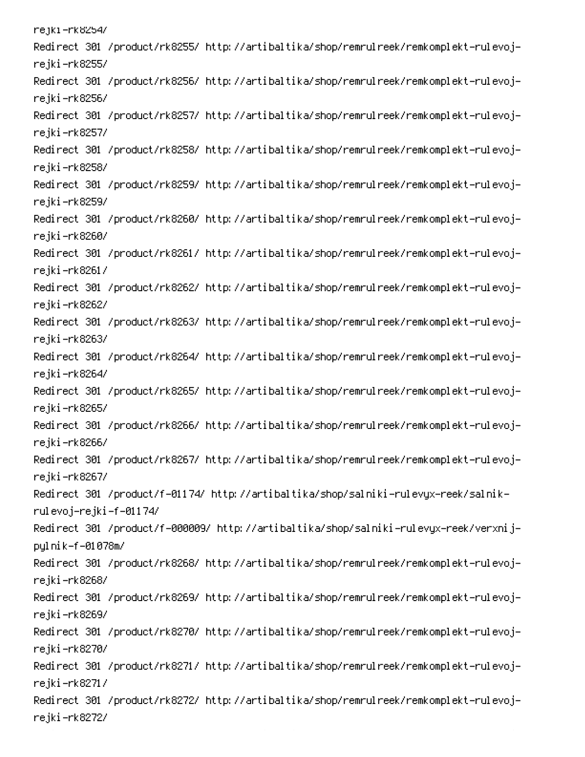```
rejki-rk8254/
Redirect 301 /product/rk8255/ http://artibaltika/shop/remrulreek/remkomplekt-rulevoj-rejki-rk8255/
Redirect 301 /product/rk8256/ http://artibaltika/shop/remrulreek/remkomplekt-rulevoj-rejki-rk8256/
Redirect 301 /product/rk8257/ http://artibaltika/shop/remrulreek/remkomplekt-rulevoj-rejki-rk8257/
Redirect 301 /product/rk8258/ http://artibaltika/shop/remrulreek/remkomplekt-rulevoj-rejki-rk8258/
Redirect 301 /product/rk8259/ http://artibaltika/shop/remrulreek/remkomplekt-rulevoj-rejki-rk8259/
Redirect 301 /product/rk8260/ http://artibaltika/shop/remrulreek/remkomplekt-rulevoj-rejki-rk8260/
Redirect 301 /product/rk8261/ http://artibaltika/shop/remrulreek/remkomplekt-rulevoj-rejki-rk8261/
Redirect 301 /product/rk8262/ http://artibaltika/shop/remrulreek/remkomplekt-rulevoj-rejki-rk8262/
Redirect 301 /product/rk8263/ http://artibaltika/shop/remrulreek/remkomplekt-rulevoj-rejki-rk8263/
Redirect 301 /product/rk8264/ http://artibaltika/shop/remrulreek/remkomplekt-rulevoj-rejki-rk8264/
Redirect 301 /product/rk8265/ http://artibaltika/shop/remrulreek/remkomplekt-rulevoj-rejki-rk8265/
Redirect 301 /product/rk8266/ http://artibaltika/shop/remrulreek/remkomplekt-rulevoj-rejki-rk8266/
Redirect 301 /product/rk8267/ http://artibaltika/shop/remrulreek/remkomplekt-rulevoj-rejki-rk8267/
Redirect 301 /product/f-01174/ http://artibaltika/shop/salniki-rulevyx-reek/salnik-rulevoj-rejki-f-01174/
Redirect 301 /product/f-000009/ http://artibaltika/shop/salniki-rulevyx-reek/verxnij-pylnik-f-01078m/
Redirect 301 /product/rk8268/ http://artibaltika/shop/remrulreek/remkomplekt-rulevoj-rejki-rk8268/
Redirect 301 /product/rk8269/ http://artibaltika/shop/remrulreek/remkomplekt-rulevoj-rejki-rk8269/
Redirect 301 /product/rk8270/ http://artibaltika/shop/remrulreek/remkomplekt-rulevoj-rejki-rk8270/
Redirect 301 /product/rk8271/ http://artibaltika/shop/remrulreek/remkomplekt-rulevoj-rejki-rk8271/
Redirect 301 /product/rk8272/ http://artibaltika/shop/remrulreek/remkomplekt-rulevoj-rejki-rk8272/
```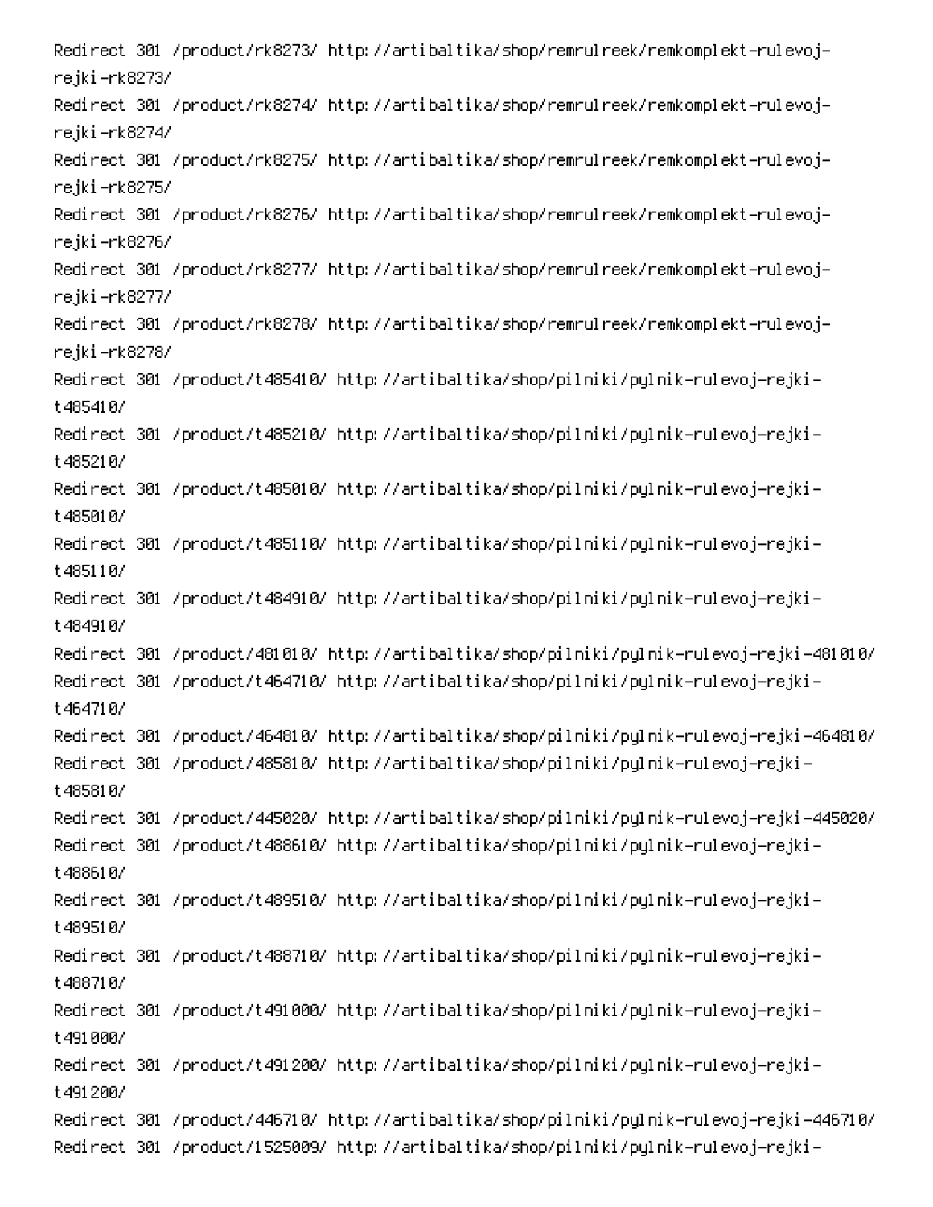```
Redirect 301 /product/rk8273/ http://artibaltika/shop/remrulreek/remkomplekt-rulevoj-rejki-rk8273/
Redirect 301 /product/rk8274/ http://artibaltika/shop/remrulreek/remkomplekt-rulevoj-rejki-rk8274/
Redirect 301 /product/rk8275/ http://artibaltika/shop/remrulreek/remkomplekt-rulevoj-rejki-rk8275/
Redirect 301 /product/rk8276/ http://artibaltika/shop/remrulreek/remkomplekt-rulevoj-rejki-rk8276/
Redirect 301 /product/rk8277/ http://artibaltika/shop/remrulreek/remkomplekt-rulevoj-rejki-rk8277/
Redirect 301 /product/rk8278/ http://artibaltika/shop/remrulreek/remkomplekt-rulevoj-rejki-rk8278/
Redirect 301 /product/t485410/ http://artibaltika/shop/pilniki/pylnik-rulevoj-rejki-t485410/
Redirect 301 /product/t485210/ http://artibaltika/shop/pilniki/pylnik-rulevoj-rejki-t485210/
Redirect 301 /product/t485010/ http://artibaltika/shop/pilniki/pylnik-rulevoj-rejki-t485010/
Redirect 301 /product/t485110/ http://artibaltika/shop/pilniki/pylnik-rulevoj-rejki-t485110/
Redirect 301 /product/t484910/ http://artibaltika/shop/pilniki/pylnik-rulevoj-rejki-t484910/
Redirect 301 /product/481010/ http://artibaltika/shop/pilniki/pylnik-rulevoj-rejki-481010/
Redirect 301 /product/t464710/ http://artibaltika/shop/pilniki/pylnik-rulevoj-rejki-t464710/
Redirect 301 /product/464810/ http://artibaltika/shop/pilniki/pylnik-rulevoj-rejki-464810/
Redirect 301 /product/485810/ http://artibaltika/shop/pilniki/pylnik-rulevoj-rejki-t485810/
Redirect 301 /product/445020/ http://artibaltika/shop/pilniki/pylnik-rulevoj-rejki-445020/
Redirect 301 /product/t488610/ http://artibaltika/shop/pilniki/pylnik-rulevoj-rejki-t488610/
Redirect 301 /product/t489510/ http://artibaltika/shop/pilniki/pylnik-rulevoj-rejki-t489510/
Redirect 301 /product/t488710/ http://artibaltika/shop/pilniki/pylnik-rulevoj-rejki-t488710/
Redirect 301 /product/t491000/ http://artibaltika/shop/pilniki/pylnik-rulevoj-rejki-t491000/
Redirect 301 /product/t491200/ http://artibaltika/shop/pilniki/pylnik-rulevoj-rejki-t491200/
Redirect 301 /product/446710/ http://artibaltika/shop/pilniki/pylnik-rulevoj-rejki-446710/
Redirect 301 /product/1525009/ http://artibaltika/shop/pilniki/pylnik-rulevoj-rejki-
```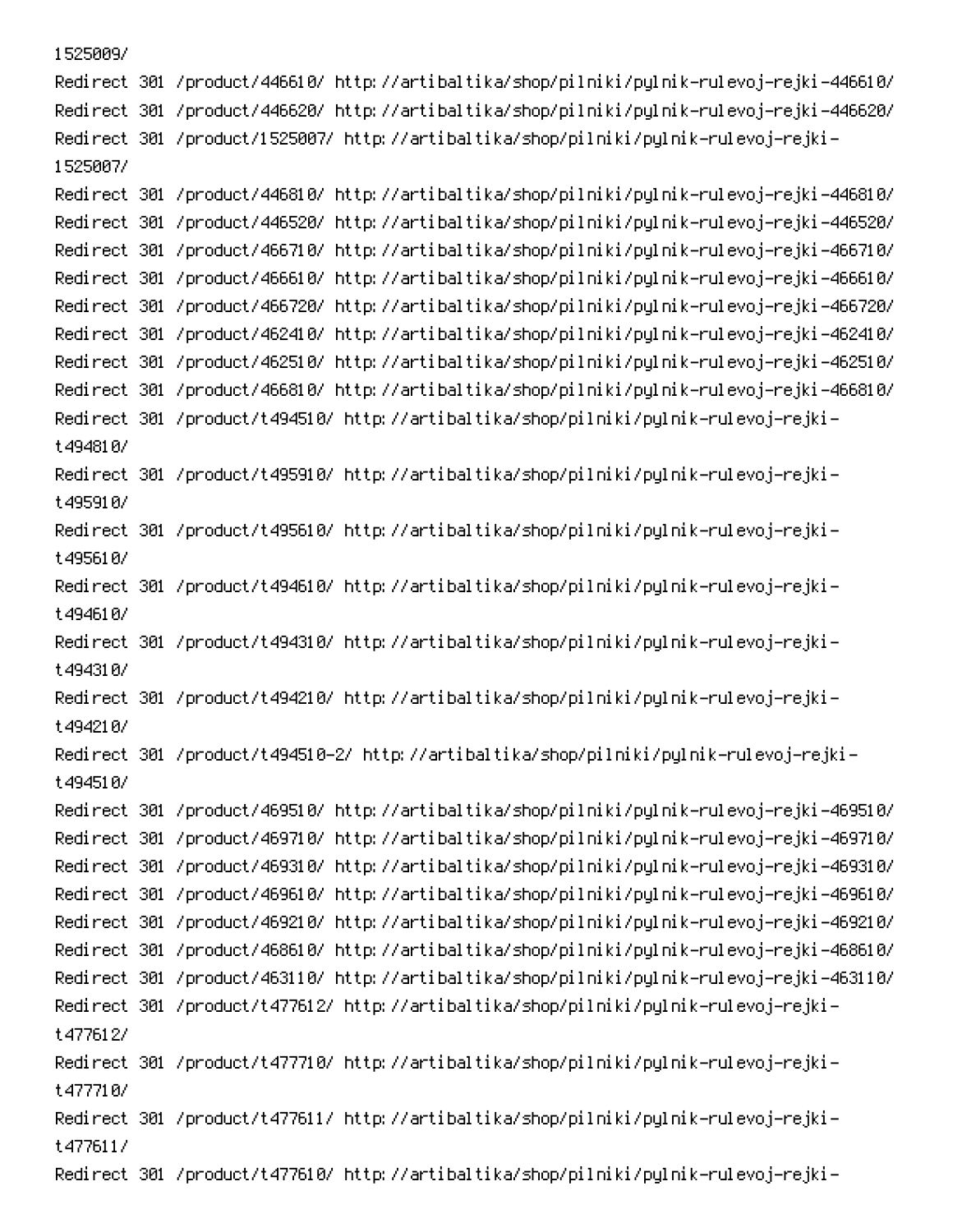1525009/

Redirect 301 /product/446610/ http://artibaltika/shop/pilniki/pylnik-rulevoj-rejki-446610/
Redirect 301 /product/446620/ http://artibaltika/shop/pilniki/pylnik-rulevoj-rejki-446620/
Redirect 301 /product/1525007/ http://artibaltika/shop/pilniki/pylnik-rulevoj-rejki-1525007/
Redirect 301 /product/446810/ http://artibaltika/shop/pilniki/pylnik-rulevoj-rejki-446810/
Redirect 301 /product/446520/ http://artibaltika/shop/pilniki/pylnik-rulevoj-rejki-446520/
Redirect 301 /product/466710/ http://artibaltika/shop/pilniki/pylnik-rulevoj-rejki-466710/
Redirect 301 /product/466610/ http://artibaltika/shop/pilniki/pylnik-rulevoj-rejki-466610/
Redirect 301 /product/466720/ http://artibaltika/shop/pilniki/pylnik-rulevoj-rejki-466720/
Redirect 301 /product/462410/ http://artibaltika/shop/pilniki/pylnik-rulevoj-rejki-462410/
Redirect 301 /product/462510/ http://artibaltika/shop/pilniki/pylnik-rulevoj-rejki-462510/
Redirect 301 /product/466810/ http://artibaltika/shop/pilniki/pylnik-rulevoj-rejki-466810/
Redirect 301 /product/t494510/ http://artibaltika/shop/pilniki/pylnik-rulevoj-rejki-t494810/
Redirect 301 /product/t495910/ http://artibaltika/shop/pilniki/pylnik-rulevoj-rejki-t495910/
Redirect 301 /product/t495610/ http://artibaltika/shop/pilniki/pylnik-rulevoj-rejki-t495610/
Redirect 301 /product/t494610/ http://artibaltika/shop/pilniki/pylnik-rulevoj-rejki-t494610/
Redirect 301 /product/t494310/ http://artibaltika/shop/pilniki/pylnik-rulevoj-rejki-t494310/
Redirect 301 /product/t494210/ http://artibaltika/shop/pilniki/pylnik-rulevoj-rejki-t494210/
Redirect 301 /product/t494510-2/ http://artibaltika/shop/pilniki/pylnik-rulevoj-rejki-t494510/
Redirect 301 /product/469510/ http://artibaltika/shop/pilniki/pylnik-rulevoj-rejki-469510/
Redirect 301 /product/469710/ http://artibaltika/shop/pilniki/pylnik-rulevoj-rejki-469710/
Redirect 301 /product/469310/ http://artibaltika/shop/pilniki/pylnik-rulevoj-rejki-469310/
Redirect 301 /product/469610/ http://artibaltika/shop/pilniki/pylnik-rulevoj-rejki-469610/
Redirect 301 /product/469210/ http://artibaltika/shop/pilniki/pylnik-rulevoj-rejki-469210/
Redirect 301 /product/468610/ http://artibaltika/shop/pilniki/pylnik-rulevoj-rejki-468610/
Redirect 301 /product/463110/ http://artibaltika/shop/pilniki/pylnik-rulevoj-rejki-463110/
Redirect 301 /product/t477612/ http://artibaltika/shop/pilniki/pylnik-rulevoj-rejki-t477612/
Redirect 301 /product/t477710/ http://artibaltika/shop/pilniki/pylnik-rulevoj-rejki-t477710/
Redirect 301 /product/t477611/ http://artibaltika/shop/pilniki/pylnik-rulevoj-rejki-t477611/
Redirect 301 /product/t477610/ http://artibaltika/shop/pilniki/pylnik-rulevoj-rejki-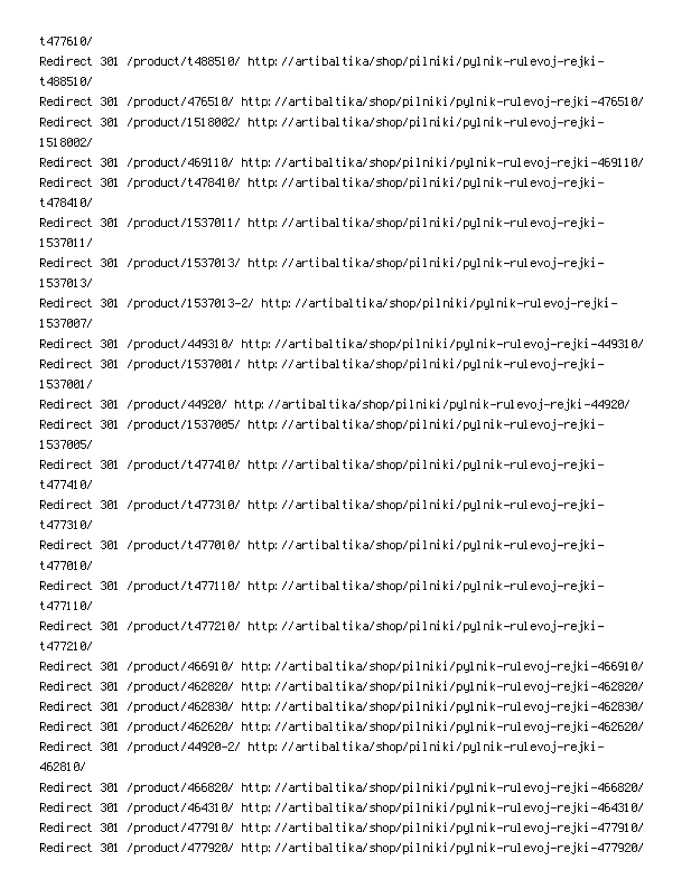t477610/
Redirect 301 /product/t488510/ http://artibaltika/shop/pilniki/pylnik-rulevoj-rejki-t488510/
Redirect 301 /product/476510/ http://artibaltika/shop/pilniki/pylnik-rulevoj-rejki-476510/
Redirect 301 /product/1518002/ http://artibaltika/shop/pilniki/pylnik-rulevoj-rejki-1518002/
Redirect 301 /product/469110/ http://artibaltika/shop/pilniki/pylnik-rulevoj-rejki-469110/
Redirect 301 /product/t478410/ http://artibaltika/shop/pilniki/pylnik-rulevoj-rejki-t478410/
Redirect 301 /product/1537011/ http://artibaltika/shop/pilniki/pylnik-rulevoj-rejki-1537011/
Redirect 301 /product/1537013/ http://artibaltika/shop/pilniki/pylnik-rulevoj-rejki-1537013/
Redirect 301 /product/1537013-2/ http://artibaltika/shop/pilniki/pylnik-rulevoj-rejki-1537007/
Redirect 301 /product/449310/ http://artibaltika/shop/pilniki/pylnik-rulevoj-rejki-449310/
Redirect 301 /product/1537001/ http://artibaltika/shop/pilniki/pylnik-rulevoj-rejki-1537001/
Redirect 301 /product/44920/ http://artibaltika/shop/pilniki/pylnik-rulevoj-rejki-44920/
Redirect 301 /product/1537005/ http://artibaltika/shop/pilniki/pylnik-rulevoj-rejki-1537005/
Redirect 301 /product/t477410/ http://artibaltika/shop/pilniki/pylnik-rulevoj-rejki-t477410/
Redirect 301 /product/t477310/ http://artibaltika/shop/pilniki/pylnik-rulevoj-rejki-t477310/
Redirect 301 /product/t477010/ http://artibaltika/shop/pilniki/pylnik-rulevoj-rejki-t477010/
Redirect 301 /product/t477110/ http://artibaltika/shop/pilniki/pylnik-rulevoj-rejki-t477110/
Redirect 301 /product/t477210/ http://artibaltika/shop/pilniki/pylnik-rulevoj-rejki-t477210/
Redirect 301 /product/466910/ http://artibaltika/shop/pilniki/pylnik-rulevoj-rejki-466910/
Redirect 301 /product/462820/ http://artibaltika/shop/pilniki/pylnik-rulevoj-rejki-462820/
Redirect 301 /product/462830/ http://artibaltika/shop/pilniki/pylnik-rulevoj-rejki-462830/
Redirect 301 /product/462620/ http://artibaltika/shop/pilniki/pylnik-rulevoj-rejki-462620/
Redirect 301 /product/44920-2/ http://artibaltika/shop/pilniki/pylnik-rulevoj-rejki-462810/
Redirect 301 /product/466820/ http://artibaltika/shop/pilniki/pylnik-rulevoj-rejki-466820/
Redirect 301 /product/464310/ http://artibaltika/shop/pilniki/pylnik-rulevoj-rejki-464310/
Redirect 301 /product/477910/ http://artibaltika/shop/pilniki/pylnik-rulevoj-rejki-477910/
Redirect 301 /product/477920/ http://artibaltika/shop/pilniki/pylnik-rulevoj-rejki-477920/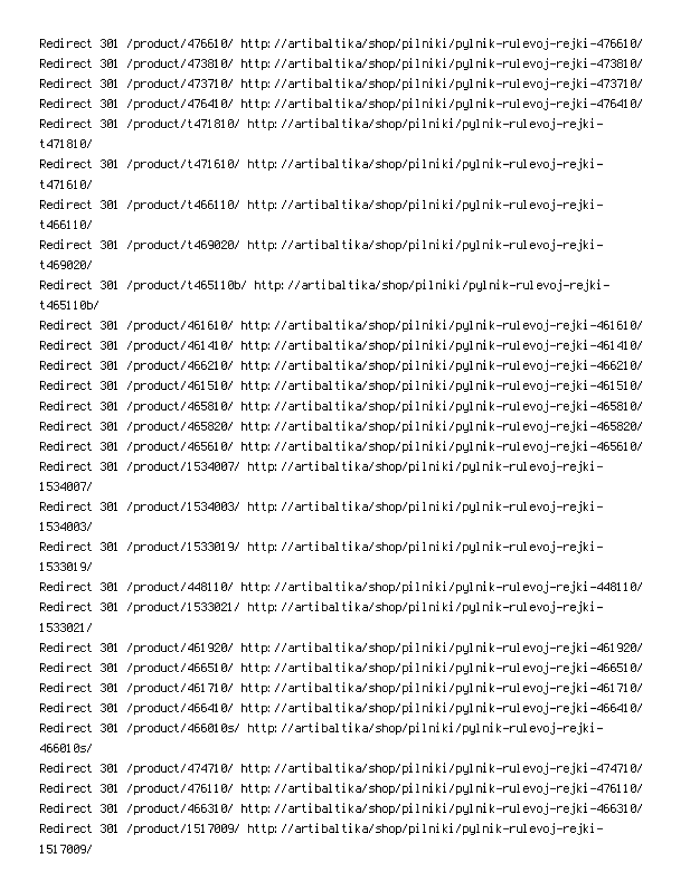Redirect 301 /product/476610/ http://artibaltika/shop/pilniki/pylnik-rulevoj-rejki-476610/
Redirect 301 /product/473810/ http://artibaltika/shop/pilniki/pylnik-rulevoj-rejki-473810/
Redirect 301 /product/473710/ http://artibaltika/shop/pilniki/pylnik-rulevoj-rejki-473710/
Redirect 301 /product/476410/ http://artibaltika/shop/pilniki/pylnik-rulevoj-rejki-476410/
Redirect 301 /product/t471810/ http://artibaltika/shop/pilniki/pylnik-rulevoj-rejki-t471810/
Redirect 301 /product/t471610/ http://artibaltika/shop/pilniki/pylnik-rulevoj-rejki-t471610/
Redirect 301 /product/t466110/ http://artibaltika/shop/pilniki/pylnik-rulevoj-rejki-t466110/
Redirect 301 /product/t469020/ http://artibaltika/shop/pilniki/pylnik-rulevoj-rejki-t469020/
Redirect 301 /product/t465110b/ http://artibaltika/shop/pilniki/pylnik-rulevoj-rejki-t465110b/
Redirect 301 /product/461610/ http://artibaltika/shop/pilniki/pylnik-rulevoj-rejki-461610/
Redirect 301 /product/461410/ http://artibaltika/shop/pilniki/pylnik-rulevoj-rejki-461410/
Redirect 301 /product/466210/ http://artibaltika/shop/pilniki/pylnik-rulevoj-rejki-466210/
Redirect 301 /product/461510/ http://artibaltika/shop/pilniki/pylnik-rulevoj-rejki-461510/
Redirect 301 /product/465810/ http://artibaltika/shop/pilniki/pylnik-rulevoj-rejki-465810/
Redirect 301 /product/465820/ http://artibaltika/shop/pilniki/pylnik-rulevoj-rejki-465820/
Redirect 301 /product/465610/ http://artibaltika/shop/pilniki/pylnik-rulevoj-rejki-465610/
Redirect 301 /product/1534007/ http://artibaltika/shop/pilniki/pylnik-rulevoj-rejki-1534007/
Redirect 301 /product/1534003/ http://artibaltika/shop/pilniki/pylnik-rulevoj-rejki-1534003/
Redirect 301 /product/1533019/ http://artibaltika/shop/pilniki/pylnik-rulevoj-rejki-1533019/
Redirect 301 /product/448110/ http://artibaltika/shop/pilniki/pylnik-rulevoj-rejki-448110/
Redirect 301 /product/1533021/ http://artibaltika/shop/pilniki/pylnik-rulevoj-rejki-1533021/
Redirect 301 /product/461920/ http://artibaltika/shop/pilniki/pylnik-rulevoj-rejki-461920/
Redirect 301 /product/466510/ http://artibaltika/shop/pilniki/pylnik-rulevoj-rejki-466510/
Redirect 301 /product/461710/ http://artibaltika/shop/pilniki/pylnik-rulevoj-rejki-461710/
Redirect 301 /product/466410/ http://artibaltika/shop/pilniki/pylnik-rulevoj-rejki-466410/
Redirect 301 /product/466010s/ http://artibaltika/shop/pilniki/pylnik-rulevoj-rejki-466010s/
Redirect 301 /product/474710/ http://artibaltika/shop/pilniki/pylnik-rulevoj-rejki-474710/
Redirect 301 /product/476110/ http://artibaltika/shop/pilniki/pylnik-rulevoj-rejki-476110/
Redirect 301 /product/466310/ http://artibaltika/shop/pilniki/pylnik-rulevoj-rejki-466310/
Redirect 301 /product/1517009/ http://artibaltika/shop/pilniki/pylnik-rulevoj-rejki-1517009/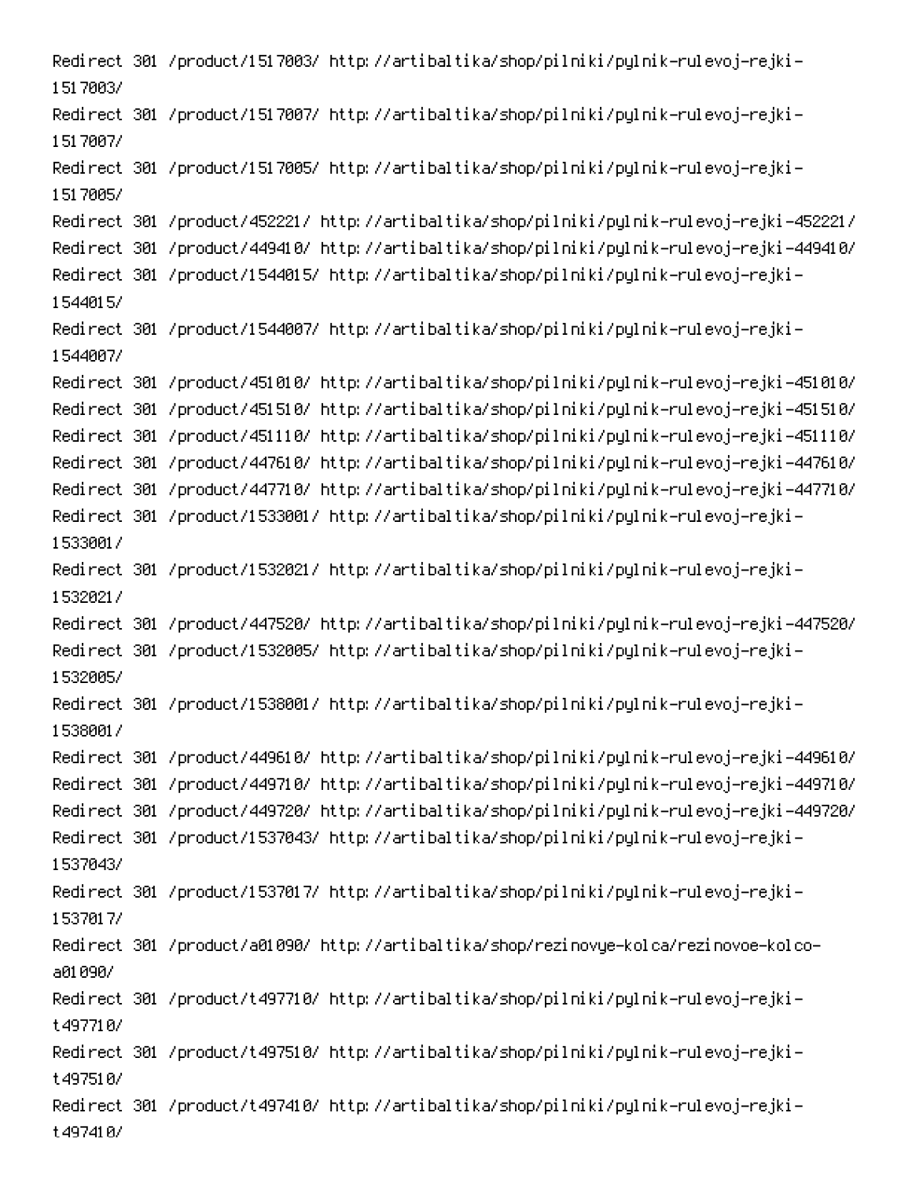Redirect 301 /product/1517003/ http://artibaltika/shop/pilniki/pylnik-rulevoj-rejki-1517003/
Redirect 301 /product/1517007/ http://artibaltika/shop/pilniki/pylnik-rulevoj-rejki-1517007/
Redirect 301 /product/1517005/ http://artibaltika/shop/pilniki/pylnik-rulevoj-rejki-1517005/
Redirect 301 /product/452221/ http://artibaltika/shop/pilniki/pylnik-rulevoj-rejki-452221/
Redirect 301 /product/449410/ http://artibaltika/shop/pilniki/pylnik-rulevoj-rejki-449410/
Redirect 301 /product/1544015/ http://artibaltika/shop/pilniki/pylnik-rulevoj-rejki-1544015/
Redirect 301 /product/1544007/ http://artibaltika/shop/pilniki/pylnik-rulevoj-rejki-1544007/
Redirect 301 /product/451010/ http://artibaltika/shop/pilniki/pylnik-rulevoj-rejki-451010/
Redirect 301 /product/451510/ http://artibaltika/shop/pilniki/pylnik-rulevoj-rejki-451510/
Redirect 301 /product/451110/ http://artibaltika/shop/pilniki/pylnik-rulevoj-rejki-451110/
Redirect 301 /product/447610/ http://artibaltika/shop/pilniki/pylnik-rulevoj-rejki-447610/
Redirect 301 /product/447710/ http://artibaltika/shop/pilniki/pylnik-rulevoj-rejki-447710/
Redirect 301 /product/1533001/ http://artibaltika/shop/pilniki/pylnik-rulevoj-rejki-1533001/
Redirect 301 /product/1532021/ http://artibaltika/shop/pilniki/pylnik-rulevoj-rejki-1532021/
Redirect 301 /product/447520/ http://artibaltika/shop/pilniki/pylnik-rulevoj-rejki-447520/
Redirect 301 /product/1532005/ http://artibaltika/shop/pilniki/pylnik-rulevoj-rejki-1532005/
Redirect 301 /product/1538001/ http://artibaltika/shop/pilniki/pylnik-rulevoj-rejki-1538001/
Redirect 301 /product/449610/ http://artibaltika/shop/pilniki/pylnik-rulevoj-rejki-449610/
Redirect 301 /product/449710/ http://artibaltika/shop/pilniki/pylnik-rulevoj-rejki-449710/
Redirect 301 /product/449720/ http://artibaltika/shop/pilniki/pylnik-rulevoj-rejki-449720/
Redirect 301 /product/1537043/ http://artibaltika/shop/pilniki/pylnik-rulevoj-rejki-1537043/
Redirect 301 /product/1537017/ http://artibaltika/shop/pilniki/pylnik-rulevoj-rejki-1537017/
Redirect 301 /product/a01090/ http://artibaltika/shop/rezinovye-kolca/rezinovoe-kolco-a01090/
Redirect 301 /product/t497710/ http://artibaltika/shop/pilniki/pylnik-rulevoj-rejki-t497710/
Redirect 301 /product/t497510/ http://artibaltika/shop/pilniki/pylnik-rulevoj-rejki-t497510/
Redirect 301 /product/t497410/ http://artibaltika/shop/pilniki/pylnik-rulevoj-rejki-t497410/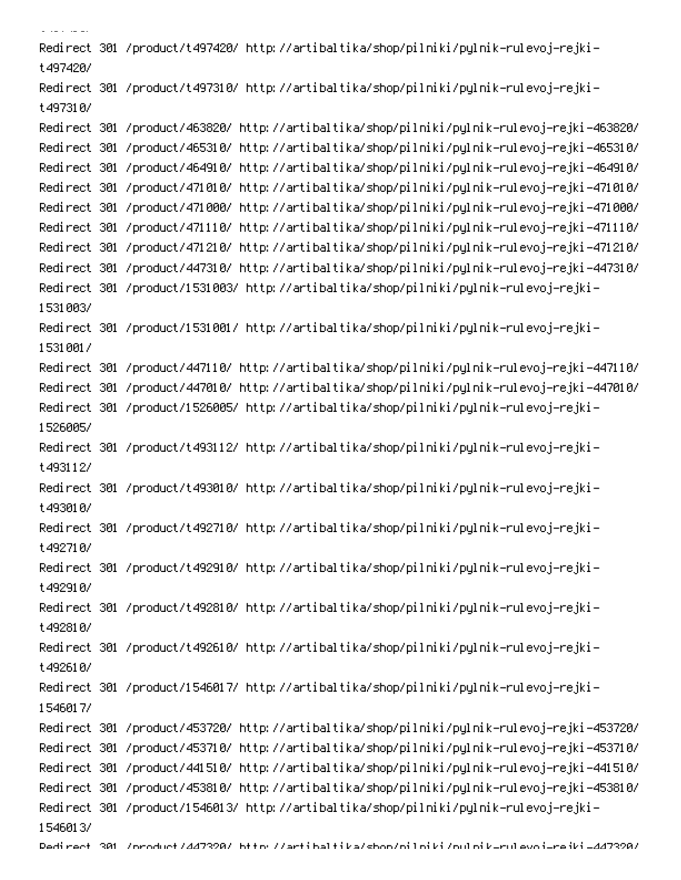```
Redirect 301 /product/t497420/ http://artibaltika/shop/pilniki/pylnik-rulevoj-rejki-t497420/
Redirect 301 /product/t497310/ http://artibaltika/shop/pilniki/pylnik-rulevoj-rejki-t497310/
Redirect 301 /product/463820/ http://artibaltika/shop/pilniki/pylnik-rulevoj-rejki-463820/
Redirect 301 /product/465310/ http://artibaltika/shop/pilniki/pylnik-rulevoj-rejki-465310/
Redirect 301 /product/464910/ http://artibaltika/shop/pilniki/pylnik-rulevoj-rejki-464910/
Redirect 301 /product/471010/ http://artibaltika/shop/pilniki/pylnik-rulevoj-rejki-471010/
Redirect 301 /product/471000/ http://artibaltika/shop/pilniki/pylnik-rulevoj-rejki-471000/
Redirect 301 /product/471110/ http://artibaltika/shop/pilniki/pylnik-rulevoj-rejki-471110/
Redirect 301 /product/471210/ http://artibaltika/shop/pilniki/pylnik-rulevoj-rejki-471210/
Redirect 301 /product/447310/ http://artibaltika/shop/pilniki/pylnik-rulevoj-rejki-447310/
Redirect 301 /product/1531003/ http://artibaltika/shop/pilniki/pylnik-rulevoj-rejki-1531003/
Redirect 301 /product/1531001/ http://artibaltika/shop/pilniki/pylnik-rulevoj-rejki-1531001/
Redirect 301 /product/447110/ http://artibaltika/shop/pilniki/pylnik-rulevoj-rejki-447110/
Redirect 301 /product/447010/ http://artibaltika/shop/pilniki/pylnik-rulevoj-rejki-447010/
Redirect 301 /product/1526005/ http://artibaltika/shop/pilniki/pylnik-rulevoj-rejki-1526005/
Redirect 301 /product/t493112/ http://artibaltika/shop/pilniki/pylnik-rulevoj-rejki-t493112/
Redirect 301 /product/t493010/ http://artibaltika/shop/pilniki/pylnik-rulevoj-rejki-t493010/
Redirect 301 /product/t492710/ http://artibaltika/shop/pilniki/pylnik-rulevoj-rejki-t492710/
Redirect 301 /product/t492910/ http://artibaltika/shop/pilniki/pylnik-rulevoj-rejki-t492910/
Redirect 301 /product/t492810/ http://artibaltika/shop/pilniki/pylnik-rulevoj-rejki-t492810/
Redirect 301 /product/t492610/ http://artibaltika/shop/pilniki/pylnik-rulevoj-rejki-t492610/
Redirect 301 /product/1546017/ http://artibaltika/shop/pilniki/pylnik-rulevoj-rejki-1546017/
Redirect 301 /product/453720/ http://artibaltika/shop/pilniki/pylnik-rulevoj-rejki-453720/
Redirect 301 /product/453710/ http://artibaltika/shop/pilniki/pylnik-rulevoj-rejki-453710/
Redirect 301 /product/441510/ http://artibaltika/shop/pilniki/pylnik-rulevoj-rejki-441510/
Redirect 301 /product/453810/ http://artibaltika/shop/pilniki/pylnik-rulevoj-rejki-453810/
Redirect 301 /product/1546013/ http://artibaltika/shop/pilniki/pylnik-rulevoj-rejki-1546013/
Redirect 301 /product/447320/ http://artibaltika/shop/pilniki/pylnik-rulevoj-rejki-447320/
```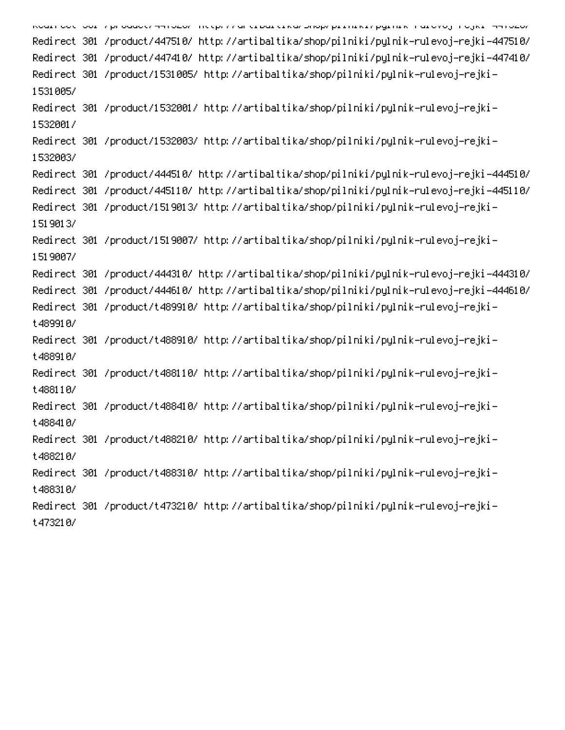```
Redirect 301 /product/447520/ http://artibaltika/shop/pilniki/pylnik-rulevoj-rejki-447520/
Redirect 301 /product/447510/ http://artibaltika/shop/pilniki/pylnik-rulevoj-rejki-447510/
Redirect 301 /product/447410/ http://artibaltika/shop/pilniki/pylnik-rulevoj-rejki-447410/
Redirect 301 /product/1531005/ http://artibaltika/shop/pilniki/pylnik-rulevoj-rejki-1531005/
Redirect 301 /product/1532001/ http://artibaltika/shop/pilniki/pylnik-rulevoj-rejki-1532001/
Redirect 301 /product/1532003/ http://artibaltika/shop/pilniki/pylnik-rulevoj-rejki-1532003/
Redirect 301 /product/444510/ http://artibaltika/shop/pilniki/pylnik-rulevoj-rejki-444510/
Redirect 301 /product/445110/ http://artibaltika/shop/pilniki/pylnik-rulevoj-rejki-445110/
Redirect 301 /product/1519013/ http://artibaltika/shop/pilniki/pylnik-rulevoj-rejki-1519013/
Redirect 301 /product/1519007/ http://artibaltika/shop/pilniki/pylnik-rulevoj-rejki-1519007/
Redirect 301 /product/444310/ http://artibaltika/shop/pilniki/pylnik-rulevoj-rejki-444310/
Redirect 301 /product/444610/ http://artibaltika/shop/pilniki/pylnik-rulevoj-rejki-444610/
Redirect 301 /product/t489910/ http://artibaltika/shop/pilniki/pylnik-rulevoj-rejki-t489910/
Redirect 301 /product/t488910/ http://artibaltika/shop/pilniki/pylnik-rulevoj-rejki-t488910/
Redirect 301 /product/t488110/ http://artibaltika/shop/pilniki/pylnik-rulevoj-rejki-t488110/
Redirect 301 /product/t488410/ http://artibaltika/shop/pilniki/pylnik-rulevoj-rejki-t488410/
Redirect 301 /product/t488210/ http://artibaltika/shop/pilniki/pylnik-rulevoj-rejki-t488210/
Redirect 301 /product/t488310/ http://artibaltika/shop/pilniki/pylnik-rulevoj-rejki-t488310/
Redirect 301 /product/t473210/ http://artibaltika/shop/pilniki/pylnik-rulevoj-rejki-t473210/
```